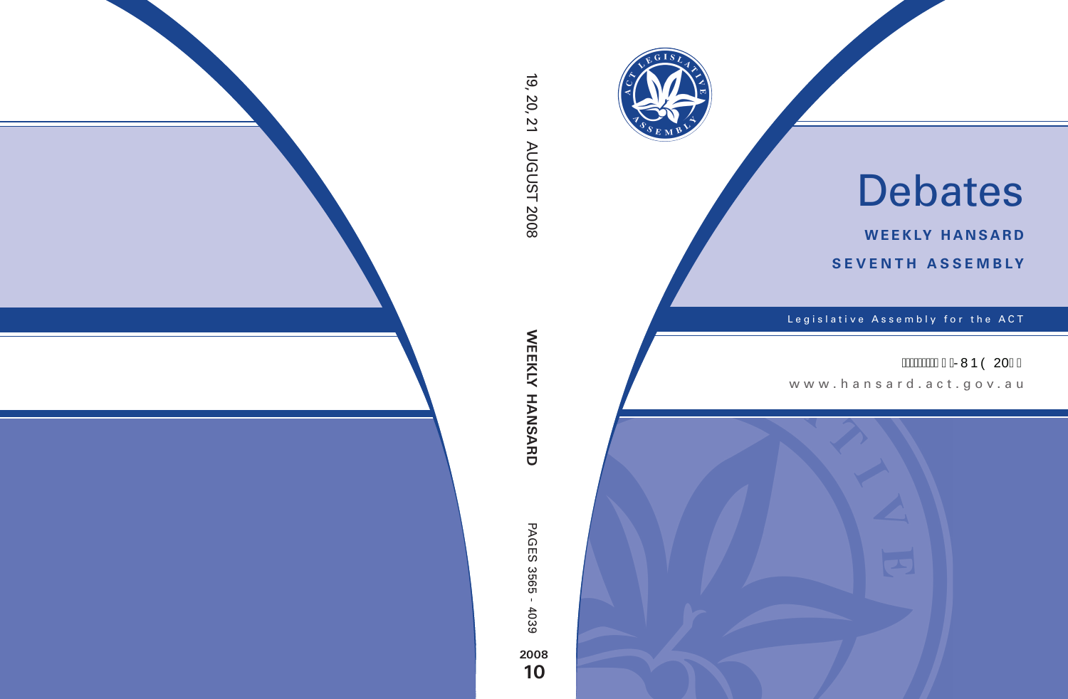# Debates

**WEEKLY HANSARD**

**SEVENTH ASSEMBLY**

Legislative Assembly for the ACT

www.hansard.act.gov.au

19, 20, 21 AUGUST 2008

**WEEKLY HANSARD**

PAGES 3565 - 4039

**2008**

**10**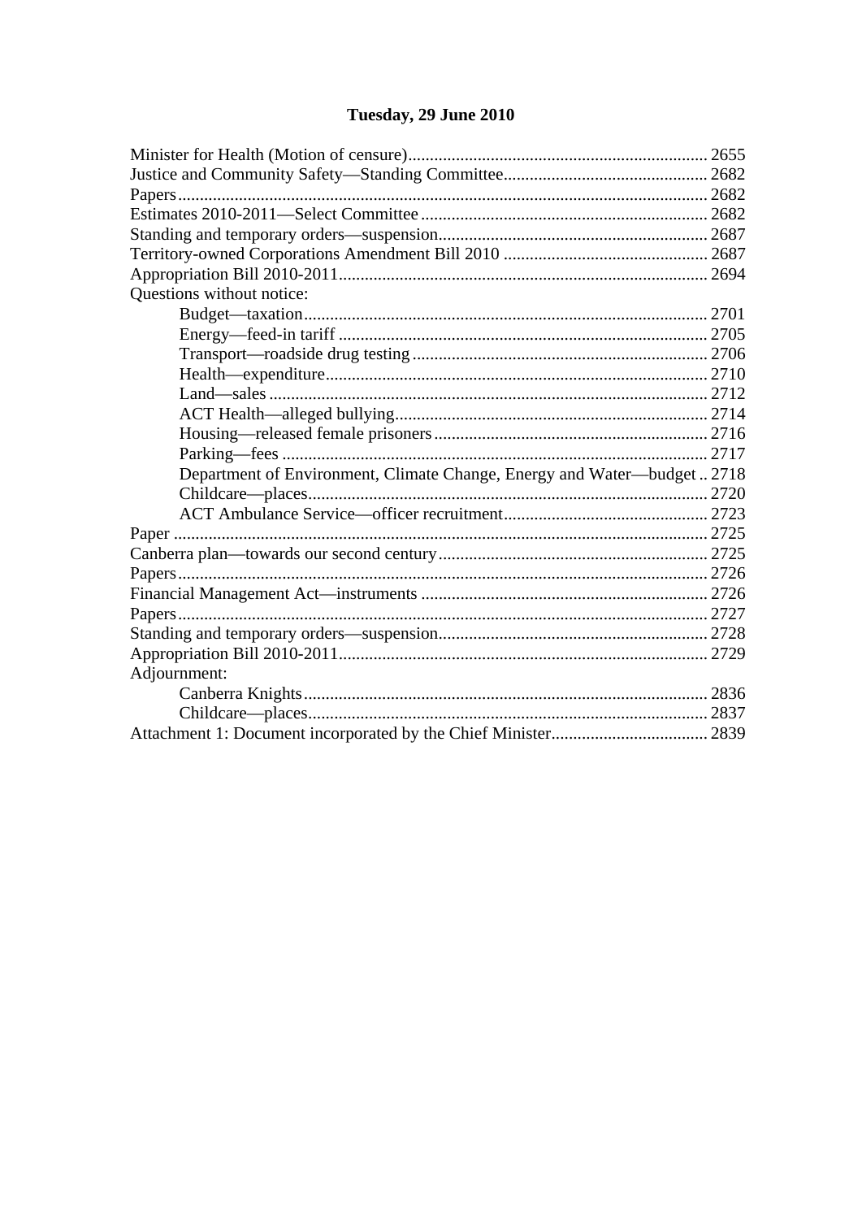## Tuesday, 29 June 2010

Minister for Health (Motion of censure) .... 2655
Justice and Community Safety—Standing Committee .... 2682
Papers .... 2682
Estimates 2010-2011—Select Committee .... 2682
Standing and temporary orders—suspension .... 2687
Territory-owned Corporations Amendment Bill 2010 .... 2687
Appropriation Bill 2010-2011 .... 2694
Questions without notice:
- Budget—taxation .... 2701
- Energy—feed-in tariff .... 2705
- Transport—roadside drug testing .... 2706
- Health—expenditure .... 2710
- Land—sales .... 2712
- ACT Health—alleged bullying .... 2714
- Housing—released female prisoners .... 2716
- Parking—fees .... 2717
- Department of Environment, Climate Change, Energy and Water—budget .. 2718
- Childcare—places .... 2720
- ACT Ambulance Service—officer recruitment .... 2723

Paper .... 2725
Canberra plan—towards our second century .... 2725
Papers .... 2726
Financial Management Act—instruments .... 2726
Papers .... 2727
Standing and temporary orders—suspension .... 2728
Appropriation Bill 2010-2011 .... 2729
Adjournment:
- Canberra Knights .... 2836
- Childcare—places .... 2837

Attachment 1: Document incorporated by the Chief Minister .... 2839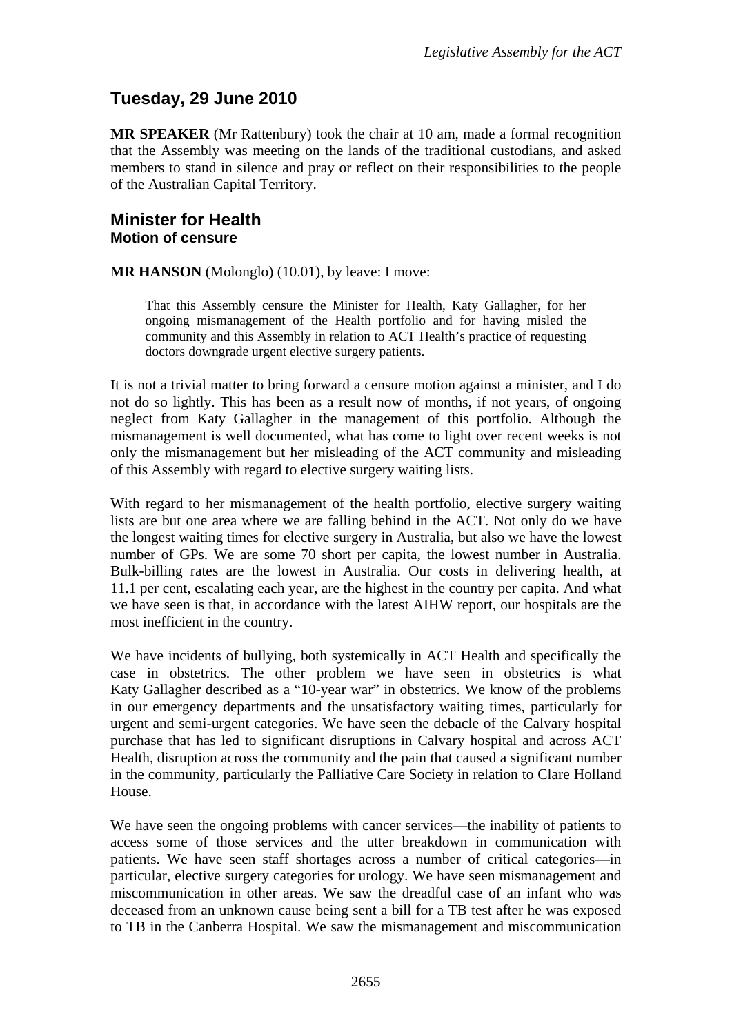# Tuesday, 29 June 2010

**MR SPEAKER** (Mr Rattenbury) took the chair at 10 am, made a formal recognition that the Assembly was meeting on the lands of the traditional custodians, and asked members to stand in silence and pray or reflect on their responsibilities to the people of the Australian Capital Territory.

## Minister for Health
### Motion of censure

**MR HANSON** (Molonglo) (10.01), by leave: I move:

> That this Assembly censure the Minister for Health, Katy Gallagher, for her ongoing mismanagement of the Health portfolio and for having misled the community and this Assembly in relation to ACT Health's practice of requesting doctors downgrade urgent elective surgery patients.

It is not a trivial matter to bring forward a censure motion against a minister, and I do not do so lightly. This has been as a result now of months, if not years, of ongoing neglect from Katy Gallagher in the management of this portfolio. Although the mismanagement is well documented, what has come to light over recent weeks is not only the mismanagement but her misleading of the ACT community and misleading of this Assembly with regard to elective surgery waiting lists.

With regard to her mismanagement of the health portfolio, elective surgery waiting lists are but one area where we are falling behind in the ACT. Not only do we have the longest waiting times for elective surgery in Australia, but also we have the lowest number of GPs. We are some 70 short per capita, the lowest number in Australia. Bulk-billing rates are the lowest in Australia. Our costs in delivering health, at 11.1 per cent, escalating each year, are the highest in the country per capita. And what we have seen is that, in accordance with the latest AIHW report, our hospitals are the most inefficient in the country.

We have incidents of bullying, both systemically in ACT Health and specifically the case in obstetrics. The other problem we have seen in obstetrics is what Katy Gallagher described as a "10-year war" in obstetrics. We know of the problems in our emergency departments and the unsatisfactory waiting times, particularly for urgent and semi-urgent categories. We have seen the debacle of the Calvary hospital purchase that has led to significant disruptions in Calvary hospital and across ACT Health, disruption across the community and the pain that caused a significant number in the community, particularly the Palliative Care Society in relation to Clare Holland House.

We have seen the ongoing problems with cancer services—the inability of patients to access some of those services and the utter breakdown in communication with patients. We have seen staff shortages across a number of critical categories—in particular, elective surgery categories for urology. We have seen mismanagement and miscommunication in other areas. We saw the dreadful case of an infant who was deceased from an unknown cause being sent a bill for a TB test after he was exposed to TB in the Canberra Hospital. We saw the mismanagement and miscommunication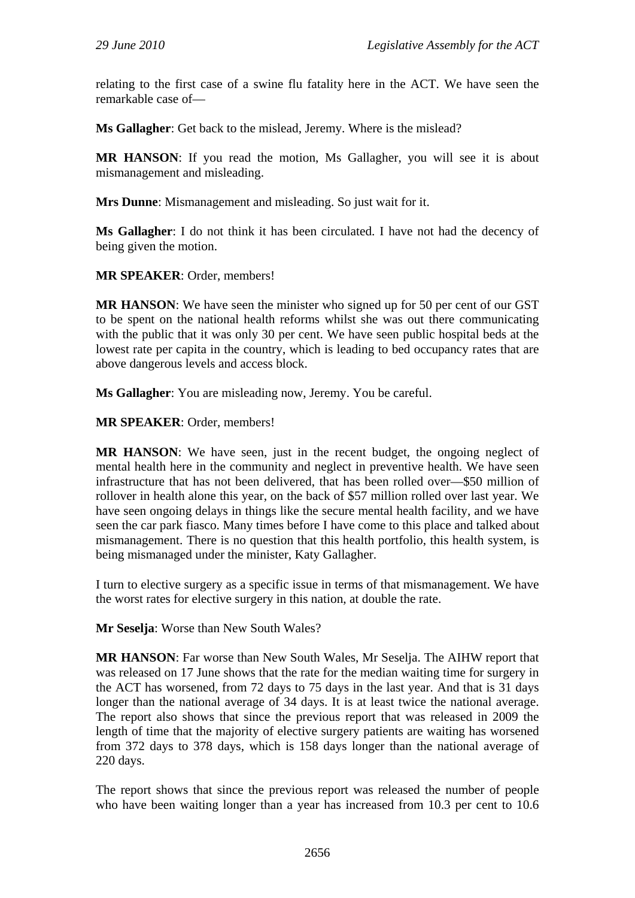relating to the first case of a swine flu fatality here in the ACT. We have seen the remarkable case of—

**Ms Gallagher**: Get back to the mislead, Jeremy. Where is the mislead?

**MR HANSON**: If you read the motion, Ms Gallagher, you will see it is about mismanagement and misleading.

**Mrs Dunne**: Mismanagement and misleading. So just wait for it.

**Ms Gallagher**: I do not think it has been circulated. I have not had the decency of being given the motion.

**MR SPEAKER**: Order, members!

**MR HANSON**: We have seen the minister who signed up for 50 per cent of our GST to be spent on the national health reforms whilst she was out there communicating with the public that it was only 30 per cent. We have seen public hospital beds at the lowest rate per capita in the country, which is leading to bed occupancy rates that are above dangerous levels and access block.

**Ms Gallagher**: You are misleading now, Jeremy. You be careful.

**MR SPEAKER**: Order, members!

**MR HANSON**: We have seen, just in the recent budget, the ongoing neglect of mental health here in the community and neglect in preventive health. We have seen infrastructure that has not been delivered, that has been rolled over—$50 million of rollover in health alone this year, on the back of $57 million rolled over last year. We have seen ongoing delays in things like the secure mental health facility, and we have seen the car park fiasco. Many times before I have come to this place and talked about mismanagement. There is no question that this health portfolio, this health system, is being mismanaged under the minister, Katy Gallagher.

I turn to elective surgery as a specific issue in terms of that mismanagement. We have the worst rates for elective surgery in this nation, at double the rate.

**Mr Seselja**: Worse than New South Wales?

**MR HANSON**: Far worse than New South Wales, Mr Seselja. The AIHW report that was released on 17 June shows that the rate for the median waiting time for surgery in the ACT has worsened, from 72 days to 75 days in the last year. And that is 31 days longer than the national average of 34 days. It is at least twice the national average. The report also shows that since the previous report that was released in 2009 the length of time that the majority of elective surgery patients are waiting has worsened from 372 days to 378 days, which is 158 days longer than the national average of 220 days.

The report shows that since the previous report was released the number of people who have been waiting longer than a year has increased from 10.3 per cent to 10.6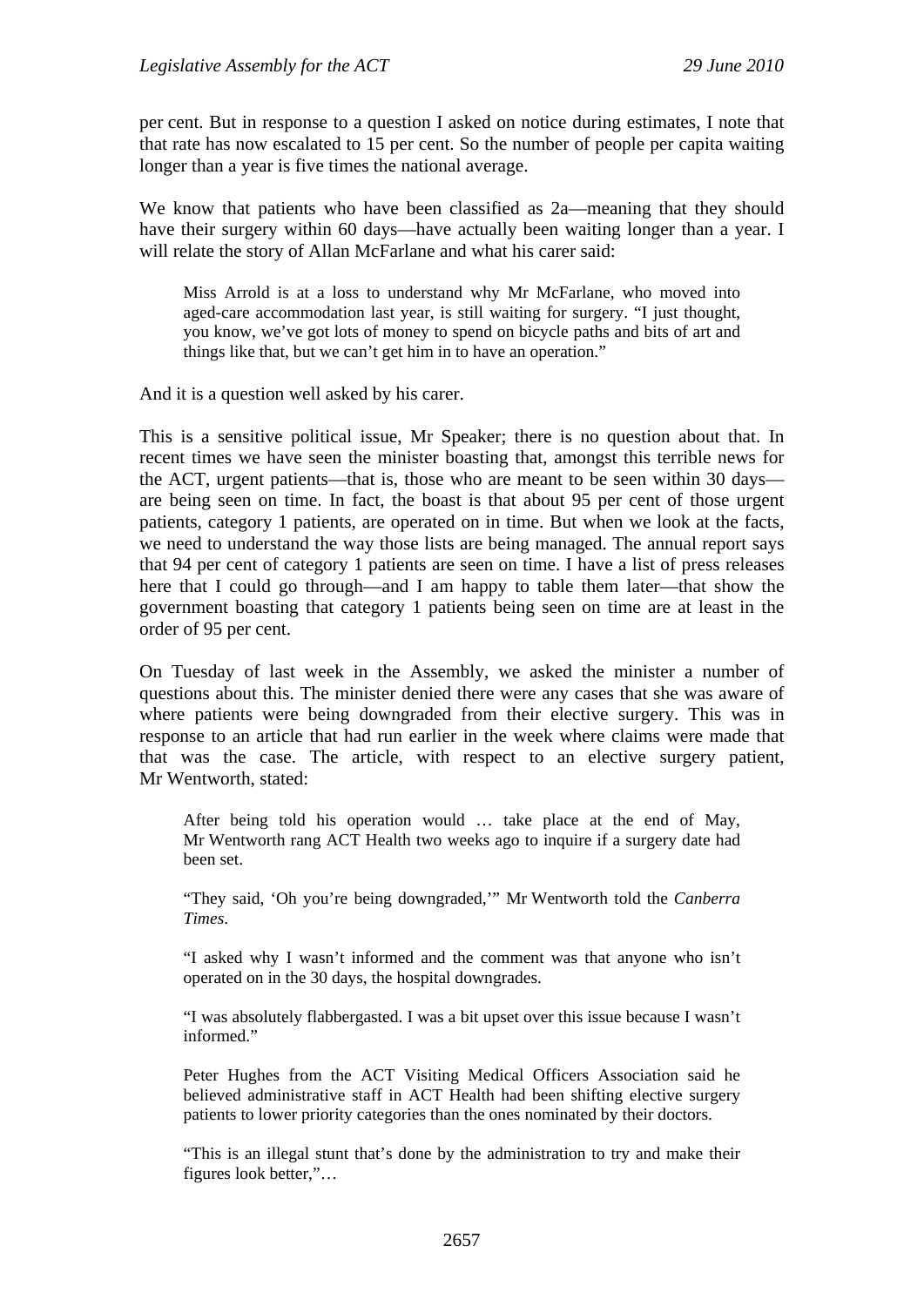per cent. But in response to a question I asked on notice during estimates, I note that that rate has now escalated to 15 per cent. So the number of people per capita waiting longer than a year is five times the national average.

We know that patients who have been classified as 2a—meaning that they should have their surgery within 60 days—have actually been waiting longer than a year. I will relate the story of Allan McFarlane and what his carer said:

> Miss Arrold is at a loss to understand why Mr McFarlane, who moved into aged-care accommodation last year, is still waiting for surgery. "I just thought, you know, we've got lots of money to spend on bicycle paths and bits of art and things like that, but we can't get him in to have an operation."

And it is a question well asked by his carer.

This is a sensitive political issue, Mr Speaker; there is no question about that. In recent times we have seen the minister boasting that, amongst this terrible news for the ACT, urgent patients—that is, those who are meant to be seen within 30 days—are being seen on time. In fact, the boast is that about 95 per cent of those urgent patients, category 1 patients, are operated on in time. But when we look at the facts, we need to understand the way those lists are being managed. The annual report says that 94 per cent of category 1 patients are seen on time. I have a list of press releases here that I could go through—and I am happy to table them later—that show the government boasting that category 1 patients being seen on time are at least in the order of 95 per cent.

On Tuesday of last week in the Assembly, we asked the minister a number of questions about this. The minister denied there were any cases that she was aware of where patients were being downgraded from their elective surgery. This was in response to an article that had run earlier in the week where claims were made that that was the case. The article, with respect to an elective surgery patient, Mr Wentworth, stated:

> After being told his operation would … take place at the end of May, Mr Wentworth rang ACT Health two weeks ago to inquire if a surgery date had been set.
>
> "They said, 'Oh you're being downgraded,'" Mr Wentworth told the *Canberra Times*.
>
> "I asked why I wasn't informed and the comment was that anyone who isn't operated on in the 30 days, the hospital downgrades.
>
> "I was absolutely flabbergasted. I was a bit upset over this issue because I wasn't informed."
>
> Peter Hughes from the ACT Visiting Medical Officers Association said he believed administrative staff in ACT Health had been shifting elective surgery patients to lower priority categories than the ones nominated by their doctors.
>
> "This is an illegal stunt that's done by the administration to try and make their figures look better,"…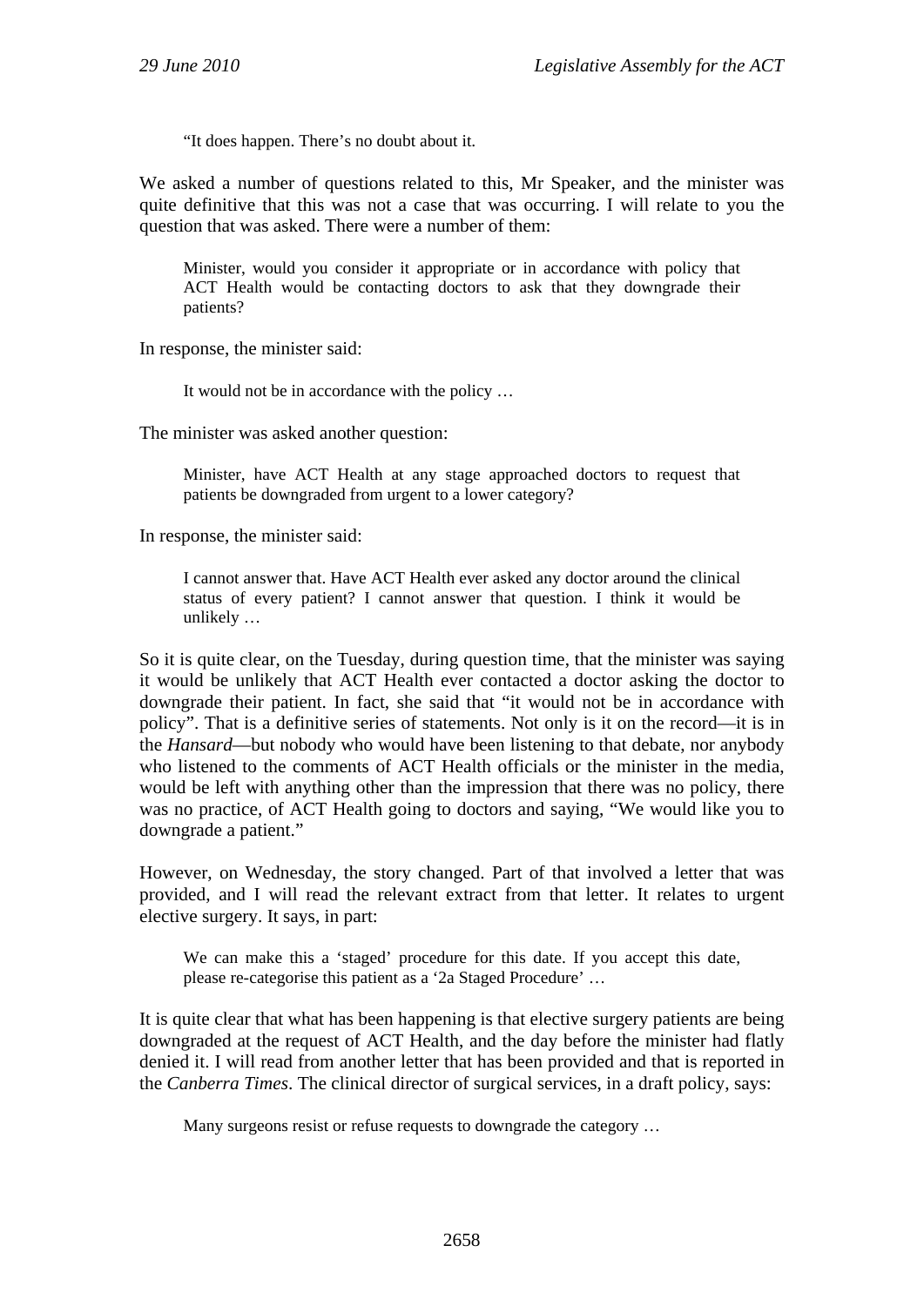> "It does happen. There's no doubt about it.

We asked a number of questions related to this, Mr Speaker, and the minister was quite definitive that this was not a case that was occurring. I will relate to you the question that was asked. There were a number of them:

> Minister, would you consider it appropriate or in accordance with policy that ACT Health would be contacting doctors to ask that they downgrade their patients?

In response, the minister said:

> It would not be in accordance with the policy …

The minister was asked another question:

> Minister, have ACT Health at any stage approached doctors to request that patients be downgraded from urgent to a lower category?

In response, the minister said:

> I cannot answer that. Have ACT Health ever asked any doctor around the clinical status of every patient? I cannot answer that question. I think it would be unlikely …

So it is quite clear, on the Tuesday, during question time, that the minister was saying it would be unlikely that ACT Health ever contacted a doctor asking the doctor to downgrade their patient. In fact, she said that "it would not be in accordance with policy". That is a definitive series of statements. Not only is it on the record—it is in the *Hansard*—but nobody who would have been listening to that debate, nor anybody who listened to the comments of ACT Health officials or the minister in the media, would be left with anything other than the impression that there was no policy, there was no practice, of ACT Health going to doctors and saying, "We would like you to downgrade a patient."

However, on Wednesday, the story changed. Part of that involved a letter that was provided, and I will read the relevant extract from that letter. It relates to urgent elective surgery. It says, in part:

> We can make this a 'staged' procedure for this date. If you accept this date, please re-categorise this patient as a '2a Staged Procedure' …

It is quite clear that what has been happening is that elective surgery patients are being downgraded at the request of ACT Health, and the day before the minister had flatly denied it. I will read from another letter that has been provided and that is reported in the *Canberra Times*. The clinical director of surgical services, in a draft policy, says:

> Many surgeons resist or refuse requests to downgrade the category …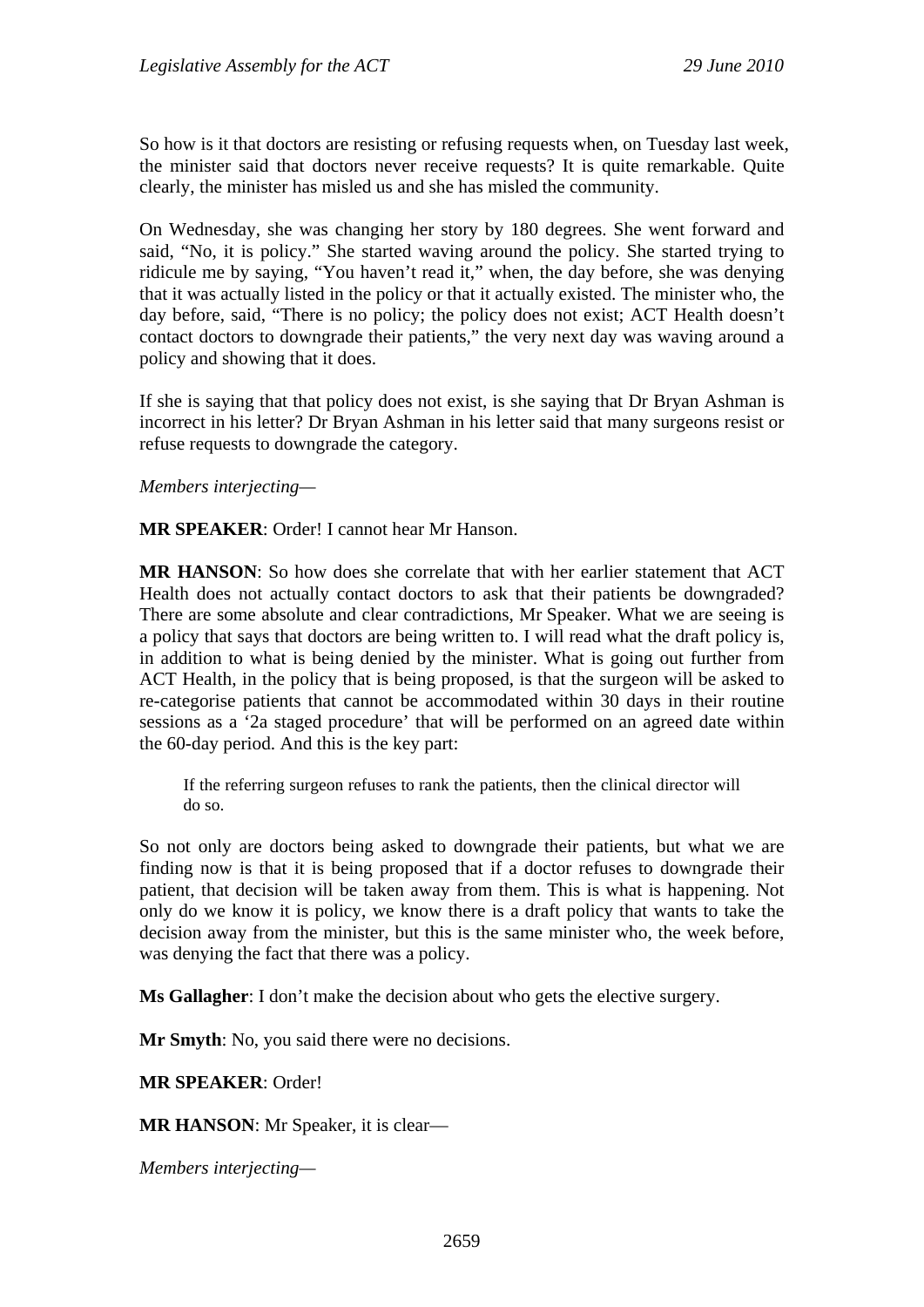So how is it that doctors are resisting or refusing requests when, on Tuesday last week, the minister said that doctors never receive requests? It is quite remarkable. Quite clearly, the minister has misled us and she has misled the community.

On Wednesday, she was changing her story by 180 degrees. She went forward and said, "No, it is policy." She started waving around the policy. She started trying to ridicule me by saying, "You haven't read it," when, the day before, she was denying that it was actually listed in the policy or that it actually existed. The minister who, the day before, said, "There is no policy; the policy does not exist; ACT Health doesn't contact doctors to downgrade their patients," the very next day was waving around a policy and showing that it does.

If she is saying that that policy does not exist, is she saying that Dr Bryan Ashman is incorrect in his letter? Dr Bryan Ashman in his letter said that many surgeons resist or refuse requests to downgrade the category.

*Members interjecting*—

**MR SPEAKER**: Order! I cannot hear Mr Hanson.

**MR HANSON**: So how does she correlate that with her earlier statement that ACT Health does not actually contact doctors to ask that their patients be downgraded? There are some absolute and clear contradictions, Mr Speaker. What we are seeing is a policy that says that doctors are being written to. I will read what the draft policy is, in addition to what is being denied by the minister. What is going out further from ACT Health, in the policy that is being proposed, is that the surgeon will be asked to re-categorise patients that cannot be accommodated within 30 days in their routine sessions as a '2a staged procedure' that will be performed on an agreed date within the 60-day period. And this is the key part:

> If the referring surgeon refuses to rank the patients, then the clinical director will do so.

So not only are doctors being asked to downgrade their patients, but what we are finding now is that it is being proposed that if a doctor refuses to downgrade their patient, that decision will be taken away from them. This is what is happening. Not only do we know it is policy, we know there is a draft policy that wants to take the decision away from the minister, but this is the same minister who, the week before, was denying the fact that there was a policy.

**Ms Gallagher**: I don't make the decision about who gets the elective surgery.

**Mr Smyth**: No, you said there were no decisions.

**MR SPEAKER**: Order!

**MR HANSON**: Mr Speaker, it is clear—

*Members interjecting*—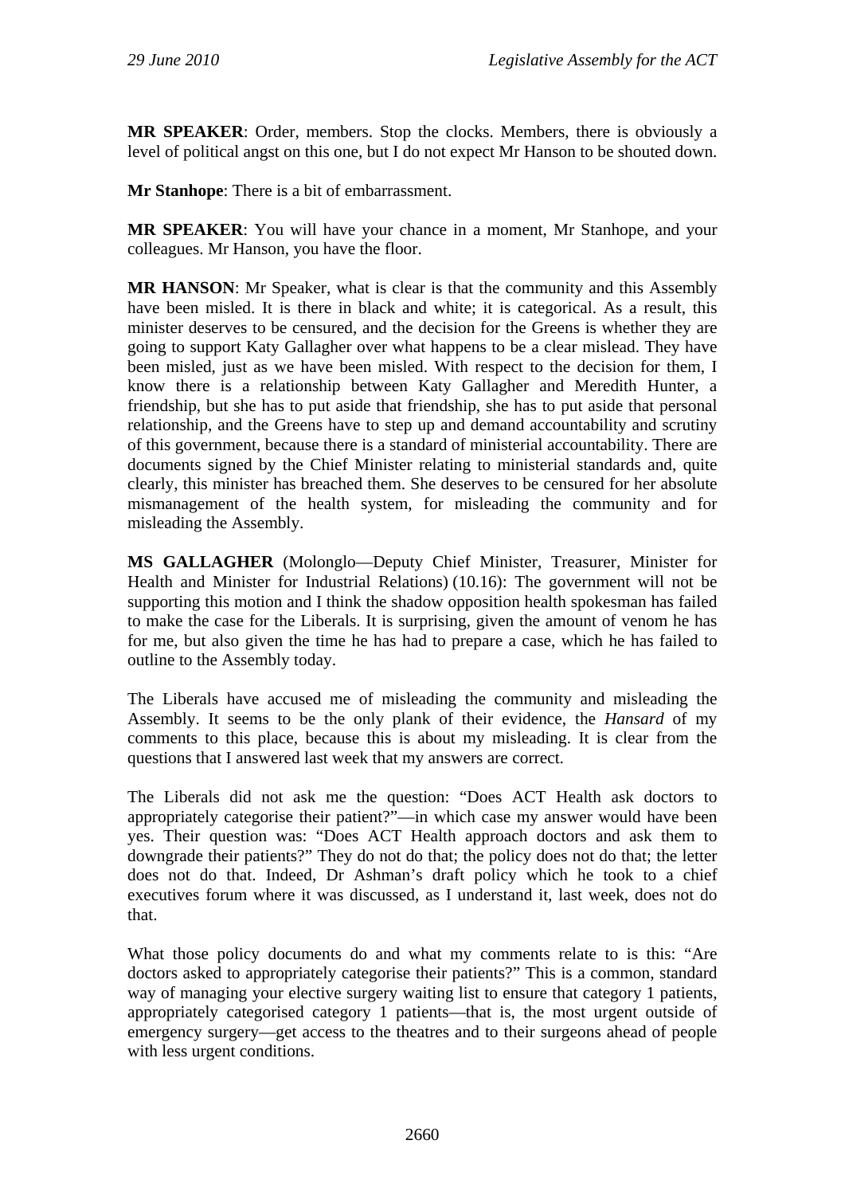**MR SPEAKER**: Order, members. Stop the clocks. Members, there is obviously a level of political angst on this one, but I do not expect Mr Hanson to be shouted down.

**Mr Stanhope**: There is a bit of embarrassment.

**MR SPEAKER**: You will have your chance in a moment, Mr Stanhope, and your colleagues. Mr Hanson, you have the floor.

**MR HANSON**: Mr Speaker, what is clear is that the community and this Assembly have been misled. It is there in black and white; it is categorical. As a result, this minister deserves to be censured, and the decision for the Greens is whether they are going to support Katy Gallagher over what happens to be a clear mislead. They have been misled, just as we have been misled. With respect to the decision for them, I know there is a relationship between Katy Gallagher and Meredith Hunter, a friendship, but she has to put aside that friendship, she has to put aside that personal relationship, and the Greens have to step up and demand accountability and scrutiny of this government, because there is a standard of ministerial accountability. There are documents signed by the Chief Minister relating to ministerial standards and, quite clearly, this minister has breached them. She deserves to be censured for her absolute mismanagement of the health system, for misleading the community and for misleading the Assembly.

**MS GALLAGHER** (Molonglo—Deputy Chief Minister, Treasurer, Minister for Health and Minister for Industrial Relations) (10.16): The government will not be supporting this motion and I think the shadow opposition health spokesman has failed to make the case for the Liberals. It is surprising, given the amount of venom he has for me, but also given the time he has had to prepare a case, which he has failed to outline to the Assembly today.

The Liberals have accused me of misleading the community and misleading the Assembly. It seems to be the only plank of their evidence, the *Hansard* of my comments to this place, because this is about my misleading. It is clear from the questions that I answered last week that my answers are correct.

The Liberals did not ask me the question: "Does ACT Health ask doctors to appropriately categorise their patient?"—in which case my answer would have been yes. Their question was: "Does ACT Health approach doctors and ask them to downgrade their patients?" They do not do that; the policy does not do that; the letter does not do that. Indeed, Dr Ashman's draft policy which he took to a chief executives forum where it was discussed, as I understand it, last week, does not do that.

What those policy documents do and what my comments relate to is this: "Are doctors asked to appropriately categorise their patients?" This is a common, standard way of managing your elective surgery waiting list to ensure that category 1 patients, appropriately categorised category 1 patients—that is, the most urgent outside of emergency surgery—get access to the theatres and to their surgeons ahead of people with less urgent conditions.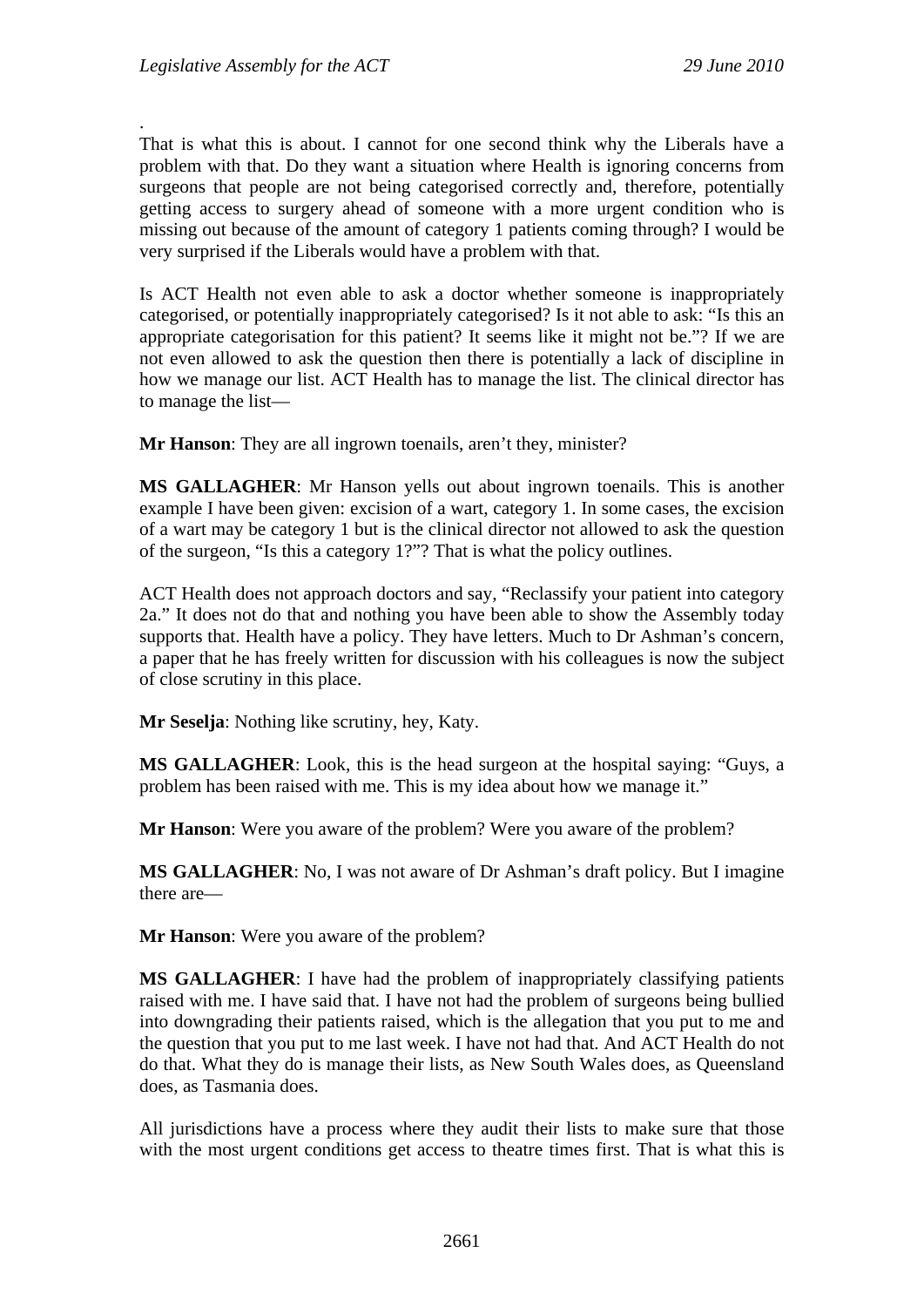.
That is what this is about. I cannot for one second think why the Liberals have a problem with that. Do they want a situation where Health is ignoring concerns from surgeons that people are not being categorised correctly and, therefore, potentially getting access to surgery ahead of someone with a more urgent condition who is missing out because of the amount of category 1 patients coming through? I would be very surprised if the Liberals would have a problem with that.

Is ACT Health not even able to ask a doctor whether someone is inappropriately categorised, or potentially inappropriately categorised? Is it not able to ask: "Is this an appropriate categorisation for this patient? It seems like it might not be."? If we are not even allowed to ask the question then there is potentially a lack of discipline in how we manage our list. ACT Health has to manage the list. The clinical director has to manage the list—

**Mr Hanson**: They are all ingrown toenails, aren't they, minister?

**MS GALLAGHER**: Mr Hanson yells out about ingrown toenails. This is another example I have been given: excision of a wart, category 1. In some cases, the excision of a wart may be category 1 but is the clinical director not allowed to ask the question of the surgeon, "Is this a category 1?"? That is what the policy outlines.

ACT Health does not approach doctors and say, "Reclassify your patient into category 2a." It does not do that and nothing you have been able to show the Assembly today supports that. Health have a policy. They have letters. Much to Dr Ashman's concern, a paper that he has freely written for discussion with his colleagues is now the subject of close scrutiny in this place.

**Mr Seselja**: Nothing like scrutiny, hey, Katy.

**MS GALLAGHER**: Look, this is the head surgeon at the hospital saying: "Guys, a problem has been raised with me. This is my idea about how we manage it."

**Mr Hanson**: Were you aware of the problem? Were you aware of the problem?

**MS GALLAGHER**: No, I was not aware of Dr Ashman's draft policy. But I imagine there are—

**Mr Hanson**: Were you aware of the problem?

**MS GALLAGHER**: I have had the problem of inappropriately classifying patients raised with me. I have said that. I have not had the problem of surgeons being bullied into downgrading their patients raised, which is the allegation that you put to me and the question that you put to me last week. I have not had that. And ACT Health do not do that. What they do is manage their lists, as New South Wales does, as Queensland does, as Tasmania does.

All jurisdictions have a process where they audit their lists to make sure that those with the most urgent conditions get access to theatre times first. That is what this is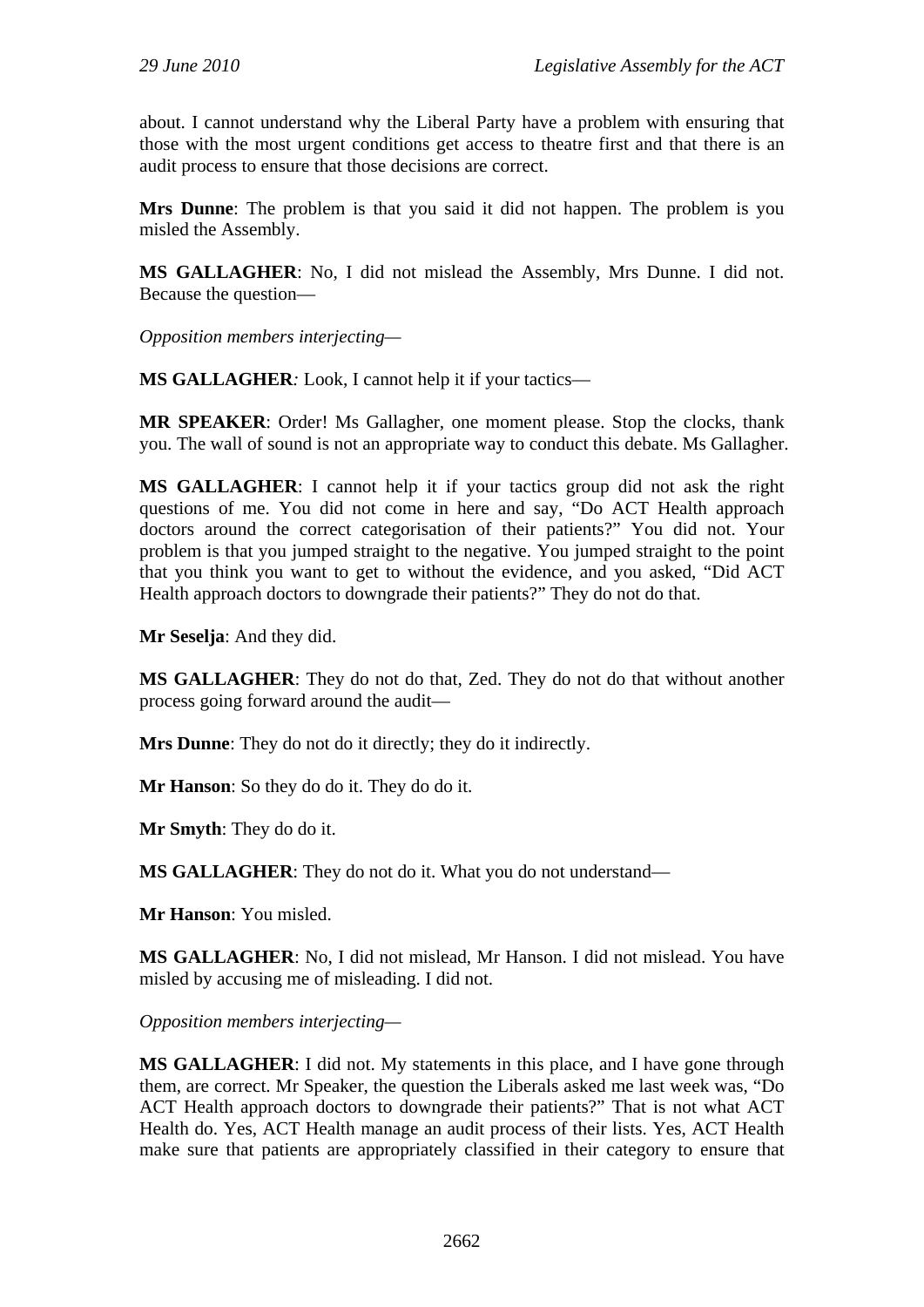about. I cannot understand why the Liberal Party have a problem with ensuring that those with the most urgent conditions get access to theatre first and that there is an audit process to ensure that those decisions are correct.

**Mrs Dunne**: The problem is that you said it did not happen. The problem is you misled the Assembly.

**MS GALLAGHER**: No, I did not mislead the Assembly, Mrs Dunne. I did not. Because the question—

*Opposition members interjecting—*

**MS GALLAGHER***:* Look, I cannot help it if your tactics—

**MR SPEAKER**: Order! Ms Gallagher, one moment please. Stop the clocks, thank you. The wall of sound is not an appropriate way to conduct this debate. Ms Gallagher.

**MS GALLAGHER**: I cannot help it if your tactics group did not ask the right questions of me. You did not come in here and say, "Do ACT Health approach doctors around the correct categorisation of their patients?" You did not. Your problem is that you jumped straight to the negative. You jumped straight to the point that you think you want to get to without the evidence, and you asked, "Did ACT Health approach doctors to downgrade their patients?" They do not do that.

**Mr Seselja**: And they did.

**MS GALLAGHER**: They do not do that, Zed. They do not do that without another process going forward around the audit—

**Mrs Dunne**: They do not do it directly; they do it indirectly.

**Mr Hanson**: So they do do it. They do do it.

**Mr Smyth**: They do do it.

**MS GALLAGHER**: They do not do it. What you do not understand—

**Mr Hanson**: You misled.

**MS GALLAGHER**: No, I did not mislead, Mr Hanson. I did not mislead. You have misled by accusing me of misleading. I did not.

*Opposition members interjecting—*

**MS GALLAGHER**: I did not. My statements in this place, and I have gone through them, are correct. Mr Speaker, the question the Liberals asked me last week was, "Do ACT Health approach doctors to downgrade their patients?" That is not what ACT Health do. Yes, ACT Health manage an audit process of their lists. Yes, ACT Health make sure that patients are appropriately classified in their category to ensure that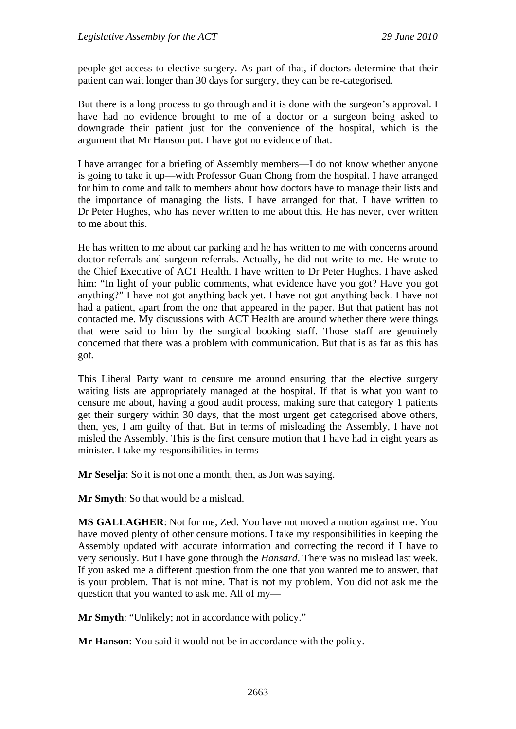people get access to elective surgery. As part of that, if doctors determine that their patient can wait longer than 30 days for surgery, they can be re-categorised.

But there is a long process to go through and it is done with the surgeon's approval. I have had no evidence brought to me of a doctor or a surgeon being asked to downgrade their patient just for the convenience of the hospital, which is the argument that Mr Hanson put. I have got no evidence of that.

I have arranged for a briefing of Assembly members—I do not know whether anyone is going to take it up—with Professor Guan Chong from the hospital. I have arranged for him to come and talk to members about how doctors have to manage their lists and the importance of managing the lists. I have arranged for that. I have written to Dr Peter Hughes, who has never written to me about this. He has never, ever written to me about this.

He has written to me about car parking and he has written to me with concerns around doctor referrals and surgeon referrals. Actually, he did not write to me. He wrote to the Chief Executive of ACT Health. I have written to Dr Peter Hughes. I have asked him: "In light of your public comments, what evidence have you got? Have you got anything?" I have not got anything back yet. I have not got anything back. I have not had a patient, apart from the one that appeared in the paper. But that patient has not contacted me. My discussions with ACT Health are around whether there were things that were said to him by the surgical booking staff. Those staff are genuinely concerned that there was a problem with communication. But that is as far as this has got.

This Liberal Party want to censure me around ensuring that the elective surgery waiting lists are appropriately managed at the hospital. If that is what you want to censure me about, having a good audit process, making sure that category 1 patients get their surgery within 30 days, that the most urgent get categorised above others, then, yes, I am guilty of that. But in terms of misleading the Assembly, I have not misled the Assembly. This is the first censure motion that I have had in eight years as minister. I take my responsibilities in terms—

**Mr Seselja**: So it is not one a month, then, as Jon was saying.

**Mr Smyth**: So that would be a mislead.

**MS GALLAGHER**: Not for me, Zed. You have not moved a motion against me. You have moved plenty of other censure motions. I take my responsibilities in keeping the Assembly updated with accurate information and correcting the record if I have to very seriously. But I have gone through the *Hansard*. There was no mislead last week. If you asked me a different question from the one that you wanted me to answer, that is your problem. That is not mine. That is not my problem. You did not ask me the question that you wanted to ask me. All of my—

**Mr Smyth**: "Unlikely; not in accordance with policy."

**Mr Hanson**: You said it would not be in accordance with the policy.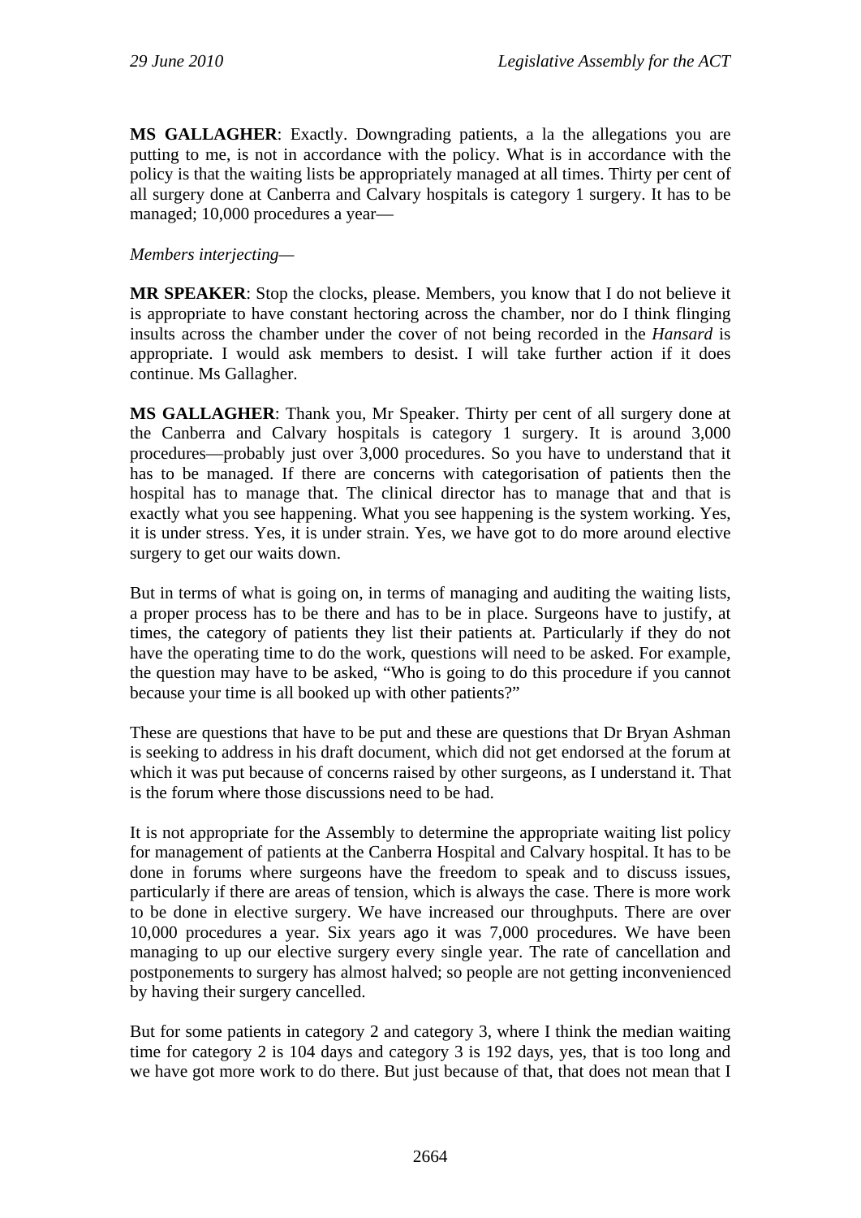**MS GALLAGHER**: Exactly. Downgrading patients, a la the allegations you are putting to me, is not in accordance with the policy. What is in accordance with the policy is that the waiting lists be appropriately managed at all times. Thirty per cent of all surgery done at Canberra and Calvary hospitals is category 1 surgery. It has to be managed; 10,000 procedures a year—

*Members interjecting*—

**MR SPEAKER**: Stop the clocks, please. Members, you know that I do not believe it is appropriate to have constant hectoring across the chamber, nor do I think flinging insults across the chamber under the cover of not being recorded in the *Hansard* is appropriate. I would ask members to desist. I will take further action if it does continue. Ms Gallagher.

**MS GALLAGHER**: Thank you, Mr Speaker. Thirty per cent of all surgery done at the Canberra and Calvary hospitals is category 1 surgery. It is around 3,000 procedures—probably just over 3,000 procedures. So you have to understand that it has to be managed. If there are concerns with categorisation of patients then the hospital has to manage that. The clinical director has to manage that and that is exactly what you see happening. What you see happening is the system working. Yes, it is under stress. Yes, it is under strain. Yes, we have got to do more around elective surgery to get our waits down.

But in terms of what is going on, in terms of managing and auditing the waiting lists, a proper process has to be there and has to be in place. Surgeons have to justify, at times, the category of patients they list their patients at. Particularly if they do not have the operating time to do the work, questions will need to be asked. For example, the question may have to be asked, "Who is going to do this procedure if you cannot because your time is all booked up with other patients?"

These are questions that have to be put and these are questions that Dr Bryan Ashman is seeking to address in his draft document, which did not get endorsed at the forum at which it was put because of concerns raised by other surgeons, as I understand it. That is the forum where those discussions need to be had.

It is not appropriate for the Assembly to determine the appropriate waiting list policy for management of patients at the Canberra Hospital and Calvary hospital. It has to be done in forums where surgeons have the freedom to speak and to discuss issues, particularly if there are areas of tension, which is always the case. There is more work to be done in elective surgery. We have increased our throughputs. There are over 10,000 procedures a year. Six years ago it was 7,000 procedures. We have been managing to up our elective surgery every single year. The rate of cancellation and postponements to surgery has almost halved; so people are not getting inconvenienced by having their surgery cancelled.

But for some patients in category 2 and category 3, where I think the median waiting time for category 2 is 104 days and category 3 is 192 days, yes, that is too long and we have got more work to do there. But just because of that, that does not mean that I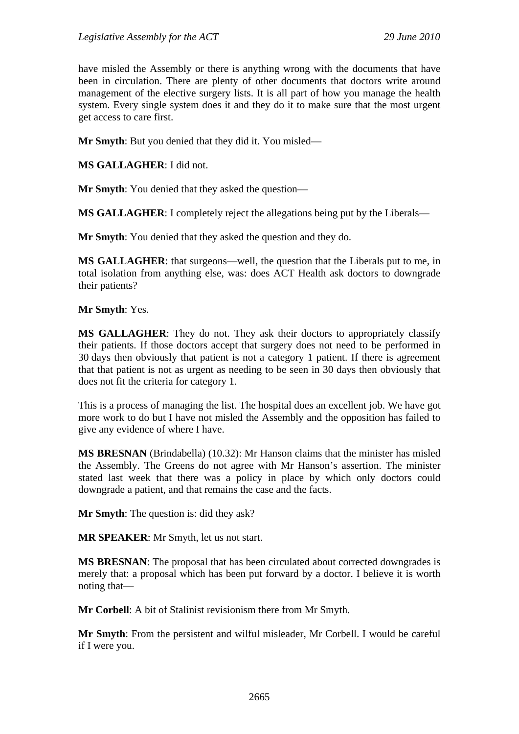have misled the Assembly or there is anything wrong with the documents that have been in circulation. There are plenty of other documents that doctors write around management of the elective surgery lists. It is all part of how you manage the health system. Every single system does it and they do it to make sure that the most urgent get access to care first.

**Mr Smyth**: But you denied that they did it. You misled—

**MS GALLAGHER**: I did not.

**Mr Smyth**: You denied that they asked the question—

**MS GALLAGHER**: I completely reject the allegations being put by the Liberals—

**Mr Smyth**: You denied that they asked the question and they do.

**MS GALLAGHER**: that surgeons—well, the question that the Liberals put to me, in total isolation from anything else, was: does ACT Health ask doctors to downgrade their patients?

**Mr Smyth**: Yes.

**MS GALLAGHER**: They do not. They ask their doctors to appropriately classify their patients. If those doctors accept that surgery does not need to be performed in 30 days then obviously that patient is not a category 1 patient. If there is agreement that that patient is not as urgent as needing to be seen in 30 days then obviously that does not fit the criteria for category 1.

This is a process of managing the list. The hospital does an excellent job. We have got more work to do but I have not misled the Assembly and the opposition has failed to give any evidence of where I have.

**MS BRESNAN** (Brindabella) (10.32): Mr Hanson claims that the minister has misled the Assembly. The Greens do not agree with Mr Hanson's assertion. The minister stated last week that there was a policy in place by which only doctors could downgrade a patient, and that remains the case and the facts.

**Mr Smyth**: The question is: did they ask?

**MR SPEAKER**: Mr Smyth, let us not start.

**MS BRESNAN**: The proposal that has been circulated about corrected downgrades is merely that: a proposal which has been put forward by a doctor. I believe it is worth noting that—

**Mr Corbell**: A bit of Stalinist revisionism there from Mr Smyth.

**Mr Smyth**: From the persistent and wilful misleader, Mr Corbell. I would be careful if I were you.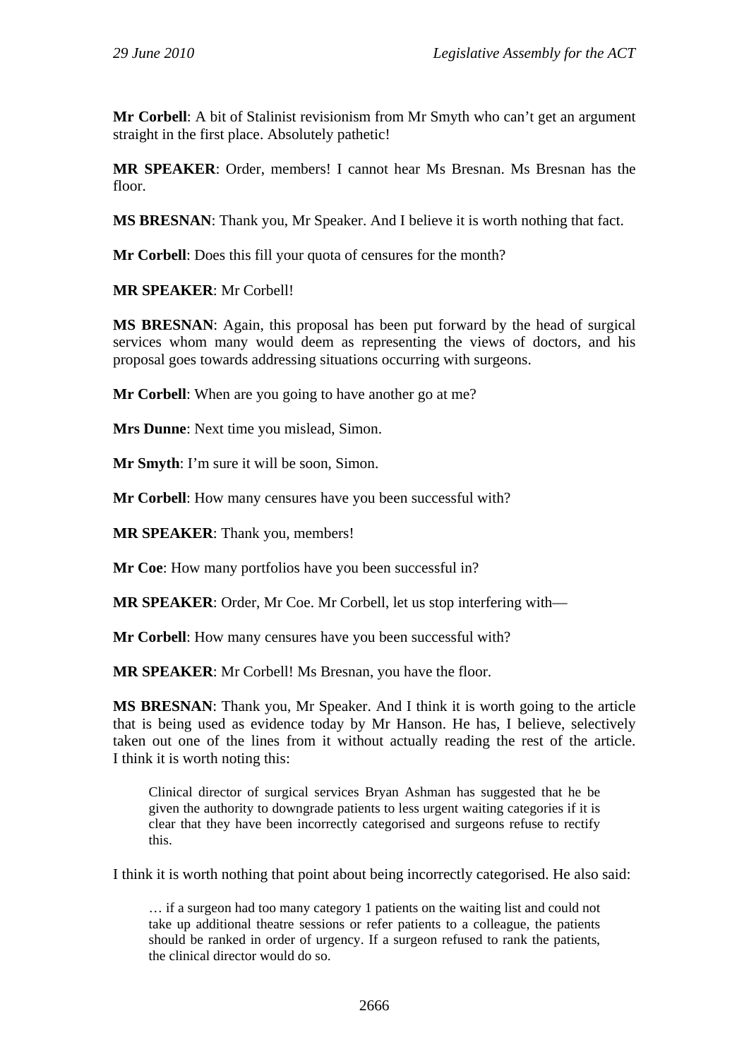**Mr Corbell**: A bit of Stalinist revisionism from Mr Smyth who can't get an argument straight in the first place. Absolutely pathetic!

**MR SPEAKER**: Order, members! I cannot hear Ms Bresnan. Ms Bresnan has the floor.

**MS BRESNAN**: Thank you, Mr Speaker. And I believe it is worth nothing that fact.

**Mr Corbell**: Does this fill your quota of censures for the month?

**MR SPEAKER**: Mr Corbell!

**MS BRESNAN**: Again, this proposal has been put forward by the head of surgical services whom many would deem as representing the views of doctors, and his proposal goes towards addressing situations occurring with surgeons.

**Mr Corbell**: When are you going to have another go at me?

**Mrs Dunne**: Next time you mislead, Simon.

**Mr Smyth**: I'm sure it will be soon, Simon.

**Mr Corbell**: How many censures have you been successful with?

**MR SPEAKER**: Thank you, members!

**Mr Coe**: How many portfolios have you been successful in?

**MR SPEAKER**: Order, Mr Coe. Mr Corbell, let us stop interfering with—

**Mr Corbell**: How many censures have you been successful with?

**MR SPEAKER**: Mr Corbell! Ms Bresnan, you have the floor.

**MS BRESNAN**: Thank you, Mr Speaker. And I think it is worth going to the article that is being used as evidence today by Mr Hanson. He has, I believe, selectively taken out one of the lines from it without actually reading the rest of the article. I think it is worth noting this:

> Clinical director of surgical services Bryan Ashman has suggested that he be given the authority to downgrade patients to less urgent waiting categories if it is clear that they have been incorrectly categorised and surgeons refuse to rectify this.

I think it is worth nothing that point about being incorrectly categorised. He also said:

> … if a surgeon had too many category 1 patients on the waiting list and could not take up additional theatre sessions or refer patients to a colleague, the patients should be ranked in order of urgency. If a surgeon refused to rank the patients, the clinical director would do so.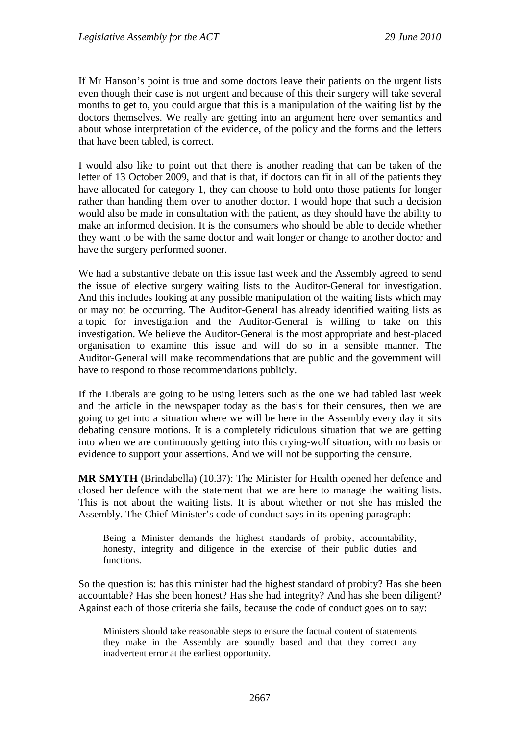If Mr Hanson's point is true and some doctors leave their patients on the urgent lists even though their case is not urgent and because of this their surgery will take several months to get to, you could argue that this is a manipulation of the waiting list by the doctors themselves. We really are getting into an argument here over semantics and about whose interpretation of the evidence, of the policy and the forms and the letters that have been tabled, is correct.

I would also like to point out that there is another reading that can be taken of the letter of 13 October 2009, and that is that, if doctors can fit in all of the patients they have allocated for category 1, they can choose to hold onto those patients for longer rather than handing them over to another doctor. I would hope that such a decision would also be made in consultation with the patient, as they should have the ability to make an informed decision. It is the consumers who should be able to decide whether they want to be with the same doctor and wait longer or change to another doctor and have the surgery performed sooner.

We had a substantive debate on this issue last week and the Assembly agreed to send the issue of elective surgery waiting lists to the Auditor-General for investigation. And this includes looking at any possible manipulation of the waiting lists which may or may not be occurring. The Auditor-General has already identified waiting lists as a topic for investigation and the Auditor-General is willing to take on this investigation. We believe the Auditor-General is the most appropriate and best-placed organisation to examine this issue and will do so in a sensible manner. The Auditor-General will make recommendations that are public and the government will have to respond to those recommendations publicly.

If the Liberals are going to be using letters such as the one we had tabled last week and the article in the newspaper today as the basis for their censures, then we are going to get into a situation where we will be here in the Assembly every day it sits debating censure motions. It is a completely ridiculous situation that we are getting into when we are continuously getting into this crying-wolf situation, with no basis or evidence to support your assertions. And we will not be supporting the censure.

**MR SMYTH** (Brindabella) (10.37): The Minister for Health opened her defence and closed her defence with the statement that we are here to manage the waiting lists. This is not about the waiting lists. It is about whether or not she has misled the Assembly. The Chief Minister's code of conduct says in its opening paragraph:

> Being a Minister demands the highest standards of probity, accountability, honesty, integrity and diligence in the exercise of their public duties and functions.

So the question is: has this minister had the highest standard of probity? Has she been accountable? Has she been honest? Has she had integrity? And has she been diligent? Against each of those criteria she fails, because the code of conduct goes on to say:

> Ministers should take reasonable steps to ensure the factual content of statements they make in the Assembly are soundly based and that they correct any inadvertent error at the earliest opportunity.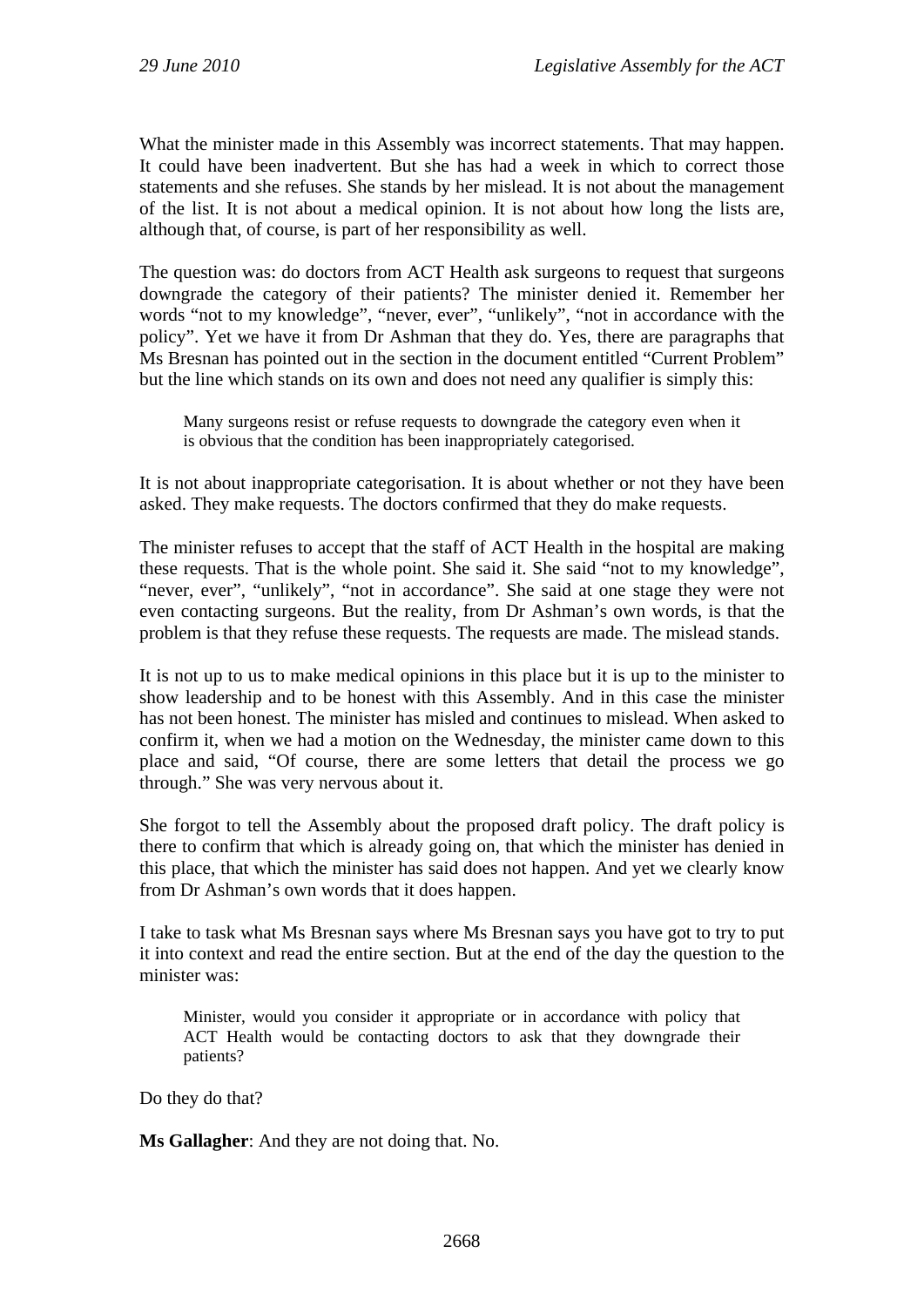What the minister made in this Assembly was incorrect statements. That may happen. It could have been inadvertent. But she has had a week in which to correct those statements and she refuses. She stands by her mislead. It is not about the management of the list. It is not about a medical opinion. It is not about how long the lists are, although that, of course, is part of her responsibility as well.

The question was: do doctors from ACT Health ask surgeons to request that surgeons downgrade the category of their patients? The minister denied it. Remember her words "not to my knowledge", "never, ever", "unlikely", "not in accordance with the policy". Yet we have it from Dr Ashman that they do. Yes, there are paragraphs that Ms Bresnan has pointed out in the section in the document entitled "Current Problem" but the line which stands on its own and does not need any qualifier is simply this:

> Many surgeons resist or refuse requests to downgrade the category even when it is obvious that the condition has been inappropriately categorised.

It is not about inappropriate categorisation. It is about whether or not they have been asked. They make requests. The doctors confirmed that they do make requests.

The minister refuses to accept that the staff of ACT Health in the hospital are making these requests. That is the whole point. She said it. She said "not to my knowledge", "never, ever", "unlikely", "not in accordance". She said at one stage they were not even contacting surgeons. But the reality, from Dr Ashman's own words, is that the problem is that they refuse these requests. The requests are made. The mislead stands.

It is not up to us to make medical opinions in this place but it is up to the minister to show leadership and to be honest with this Assembly. And in this case the minister has not been honest. The minister has misled and continues to mislead. When asked to confirm it, when we had a motion on the Wednesday, the minister came down to this place and said, "Of course, there are some letters that detail the process we go through." She was very nervous about it.

She forgot to tell the Assembly about the proposed draft policy. The draft policy is there to confirm that which is already going on, that which the minister has denied in this place, that which the minister has said does not happen. And yet we clearly know from Dr Ashman's own words that it does happen.

I take to task what Ms Bresnan says where Ms Bresnan says you have got to try to put it into context and read the entire section. But at the end of the day the question to the minister was:

> Minister, would you consider it appropriate or in accordance with policy that ACT Health would be contacting doctors to ask that they downgrade their patients?

Do they do that?

**Ms Gallagher**: And they are not doing that. No.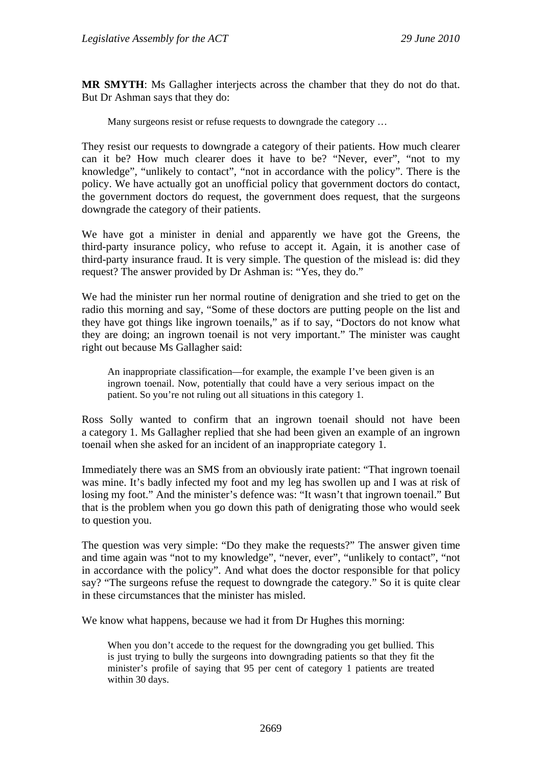**MR SMYTH**: Ms Gallagher interjects across the chamber that they do not do that. But Dr Ashman says that they do:

> Many surgeons resist or refuse requests to downgrade the category …

They resist our requests to downgrade a category of their patients. How much clearer can it be? How much clearer does it have to be? "Never, ever", "not to my knowledge", "unlikely to contact", "not in accordance with the policy". There is the policy. We have actually got an unofficial policy that government doctors do contact, the government doctors do request, the government does request, that the surgeons downgrade the category of their patients.

We have got a minister in denial and apparently we have got the Greens, the third-party insurance policy, who refuse to accept it. Again, it is another case of third-party insurance fraud. It is very simple. The question of the mislead is: did they request? The answer provided by Dr Ashman is: "Yes, they do."

We had the minister run her normal routine of denigration and she tried to get on the radio this morning and say, "Some of these doctors are putting people on the list and they have got things like ingrown toenails," as if to say, "Doctors do not know what they are doing; an ingrown toenail is not very important." The minister was caught right out because Ms Gallagher said:

> An inappropriate classification—for example, the example I've been given is an ingrown toenail. Now, potentially that could have a very serious impact on the patient. So you're not ruling out all situations in this category 1.

Ross Solly wanted to confirm that an ingrown toenail should not have been a category 1. Ms Gallagher replied that she had been given an example of an ingrown toenail when she asked for an incident of an inappropriate category 1.

Immediately there was an SMS from an obviously irate patient: "That ingrown toenail was mine. It's badly infected my foot and my leg has swollen up and I was at risk of losing my foot." And the minister's defence was: "It wasn't that ingrown toenail." But that is the problem when you go down this path of denigrating those who would seek to question you.

The question was very simple: "Do they make the requests?" The answer given time and time again was "not to my knowledge", "never, ever", "unlikely to contact", "not in accordance with the policy". And what does the doctor responsible for that policy say? "The surgeons refuse the request to downgrade the category." So it is quite clear in these circumstances that the minister has misled.

We know what happens, because we had it from Dr Hughes this morning:

> When you don't accede to the request for the downgrading you get bullied. This is just trying to bully the surgeons into downgrading patients so that they fit the minister's profile of saying that 95 per cent of category 1 patients are treated within 30 days.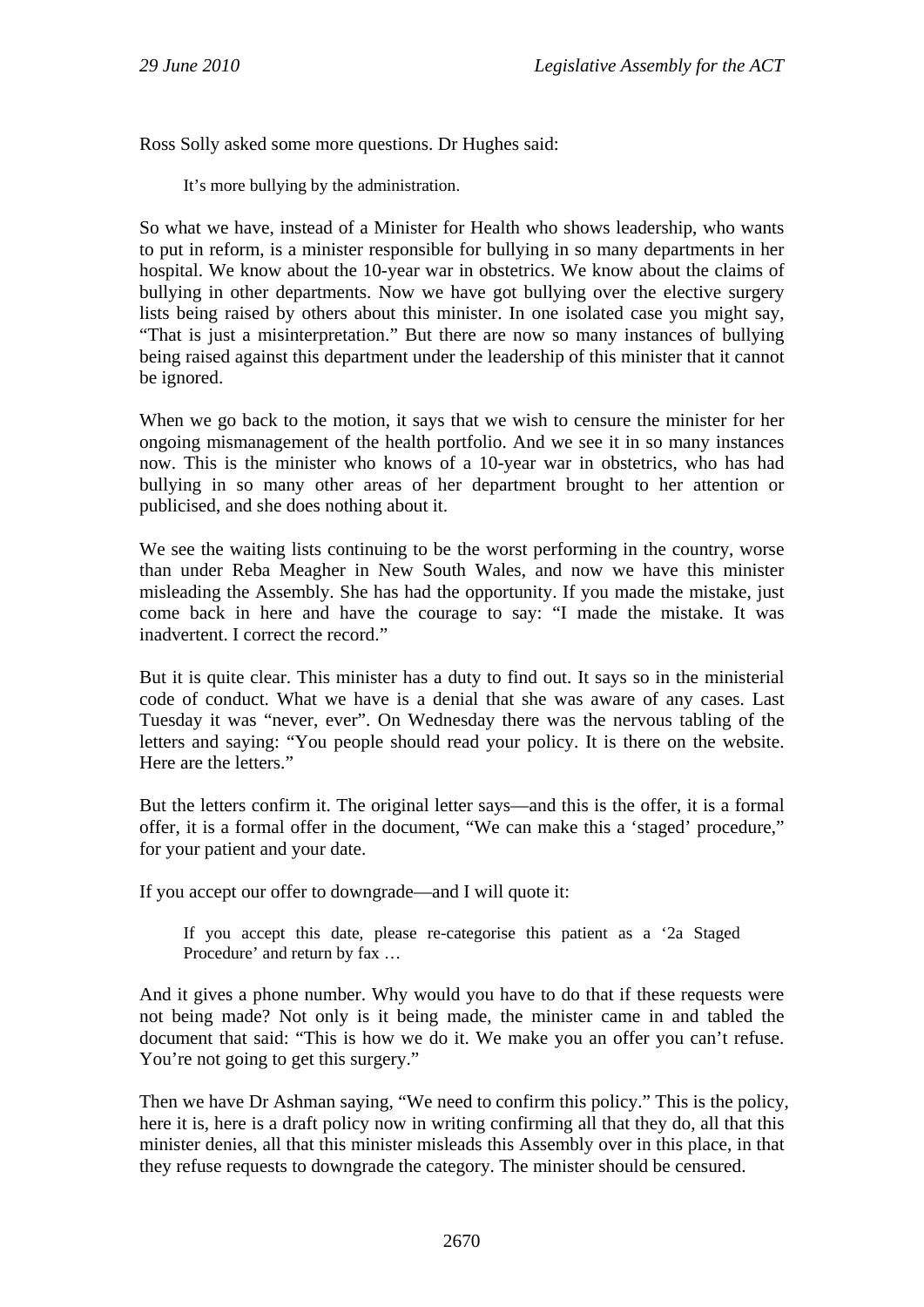Ross Solly asked some more questions. Dr Hughes said:

> It's more bullying by the administration.

So what we have, instead of a Minister for Health who shows leadership, who wants to put in reform, is a minister responsible for bullying in so many departments in her hospital. We know about the 10-year war in obstetrics. We know about the claims of bullying in other departments. Now we have got bullying over the elective surgery lists being raised by others about this minister. In one isolated case you might say, "That is just a misinterpretation." But there are now so many instances of bullying being raised against this department under the leadership of this minister that it cannot be ignored.

When we go back to the motion, it says that we wish to censure the minister for her ongoing mismanagement of the health portfolio. And we see it in so many instances now. This is the minister who knows of a 10-year war in obstetrics, who has had bullying in so many other areas of her department brought to her attention or publicised, and she does nothing about it.

We see the waiting lists continuing to be the worst performing in the country, worse than under Reba Meagher in New South Wales, and now we have this minister misleading the Assembly. She has had the opportunity. If you made the mistake, just come back in here and have the courage to say: "I made the mistake. It was inadvertent. I correct the record."

But it is quite clear. This minister has a duty to find out. It says so in the ministerial code of conduct. What we have is a denial that she was aware of any cases. Last Tuesday it was "never, ever". On Wednesday there was the nervous tabling of the letters and saying: "You people should read your policy. It is there on the website. Here are the letters."

But the letters confirm it. The original letter says—and this is the offer, it is a formal offer, it is a formal offer in the document, "We can make this a 'staged' procedure," for your patient and your date.

If you accept our offer to downgrade—and I will quote it:

> If you accept this date, please re-categorise this patient as a '2a Staged Procedure' and return by fax …

And it gives a phone number. Why would you have to do that if these requests were not being made? Not only is it being made, the minister came in and tabled the document that said: "This is how we do it. We make you an offer you can't refuse. You're not going to get this surgery."

Then we have Dr Ashman saying, "We need to confirm this policy." This is the policy, here it is, here is a draft policy now in writing confirming all that they do, all that this minister denies, all that this minister misleads this Assembly over in this place, in that they refuse requests to downgrade the category. The minister should be censured.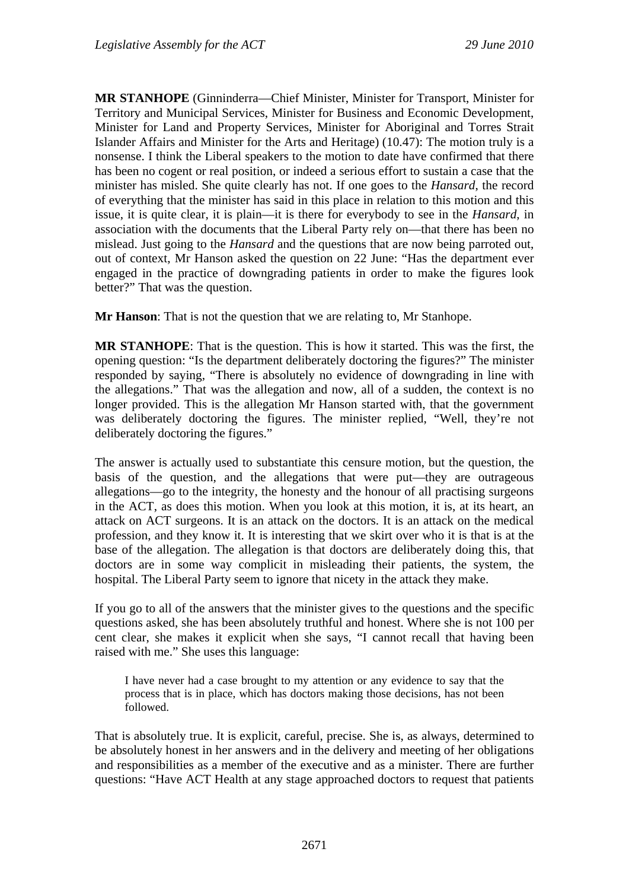**MR STANHOPE** (Ginninderra—Chief Minister, Minister for Transport, Minister for Territory and Municipal Services, Minister for Business and Economic Development, Minister for Land and Property Services, Minister for Aboriginal and Torres Strait Islander Affairs and Minister for the Arts and Heritage) (10.47): The motion truly is a nonsense. I think the Liberal speakers to the motion to date have confirmed that there has been no cogent or real position, or indeed a serious effort to sustain a case that the minister has misled. She quite clearly has not. If one goes to the *Hansard*, the record of everything that the minister has said in this place in relation to this motion and this issue, it is quite clear, it is plain—it is there for everybody to see in the *Hansard*, in association with the documents that the Liberal Party rely on—that there has been no mislead. Just going to the *Hansard* and the questions that are now being parroted out, out of context, Mr Hanson asked the question on 22 June: "Has the department ever engaged in the practice of downgrading patients in order to make the figures look better?" That was the question.

**Mr Hanson**: That is not the question that we are relating to, Mr Stanhope.

**MR STANHOPE**: That is the question. This is how it started. This was the first, the opening question: "Is the department deliberately doctoring the figures?" The minister responded by saying, "There is absolutely no evidence of downgrading in line with the allegations." That was the allegation and now, all of a sudden, the context is no longer provided. This is the allegation Mr Hanson started with, that the government was deliberately doctoring the figures. The minister replied, "Well, they're not deliberately doctoring the figures."

The answer is actually used to substantiate this censure motion, but the question, the basis of the question, and the allegations that were put—they are outrageous allegations—go to the integrity, the honesty and the honour of all practising surgeons in the ACT, as does this motion. When you look at this motion, it is, at its heart, an attack on ACT surgeons. It is an attack on the doctors. It is an attack on the medical profession, and they know it. It is interesting that we skirt over who it is that is at the base of the allegation. The allegation is that doctors are deliberately doing this, that doctors are in some way complicit in misleading their patients, the system, the hospital. The Liberal Party seem to ignore that nicety in the attack they make.

If you go to all of the answers that the minister gives to the questions and the specific questions asked, she has been absolutely truthful and honest. Where she is not 100 per cent clear, she makes it explicit when she says, "I cannot recall that having been raised with me." She uses this language:

> I have never had a case brought to my attention or any evidence to say that the process that is in place, which has doctors making those decisions, has not been followed.

That is absolutely true. It is explicit, careful, precise. She is, as always, determined to be absolutely honest in her answers and in the delivery and meeting of her obligations and responsibilities as a member of the executive and as a minister. There are further questions: "Have ACT Health at any stage approached doctors to request that patients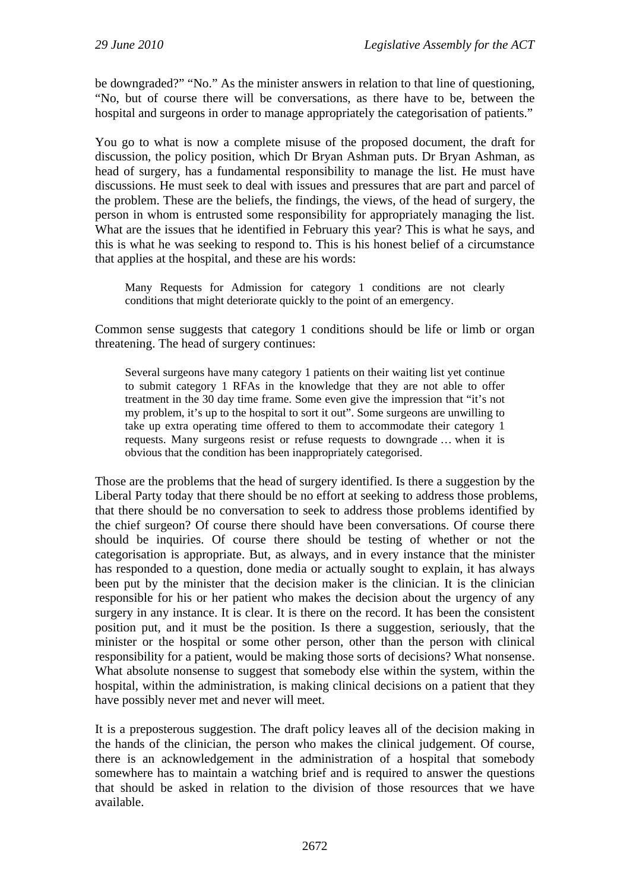be downgraded?" "No." As the minister answers in relation to that line of questioning, "No, but of course there will be conversations, as there have to be, between the hospital and surgeons in order to manage appropriately the categorisation of patients."

You go to what is now a complete misuse of the proposed document, the draft for discussion, the policy position, which Dr Bryan Ashman puts. Dr Bryan Ashman, as head of surgery, has a fundamental responsibility to manage the list. He must have discussions. He must seek to deal with issues and pressures that are part and parcel of the problem. These are the beliefs, the findings, the views, of the head of surgery, the person in whom is entrusted some responsibility for appropriately managing the list. What are the issues that he identified in February this year? This is what he says, and this is what he was seeking to respond to. This is his honest belief of a circumstance that applies at the hospital, and these are his words:

> Many Requests for Admission for category 1 conditions are not clearly conditions that might deteriorate quickly to the point of an emergency.

Common sense suggests that category 1 conditions should be life or limb or organ threatening. The head of surgery continues:

> Several surgeons have many category 1 patients on their waiting list yet continue to submit category 1 RFAs in the knowledge that they are not able to offer treatment in the 30 day time frame. Some even give the impression that "it's not my problem, it's up to the hospital to sort it out". Some surgeons are unwilling to take up extra operating time offered to them to accommodate their category 1 requests. Many surgeons resist or refuse requests to downgrade … when it is obvious that the condition has been inappropriately categorised.

Those are the problems that the head of surgery identified. Is there a suggestion by the Liberal Party today that there should be no effort at seeking to address those problems, that there should be no conversation to seek to address those problems identified by the chief surgeon? Of course there should have been conversations. Of course there should be inquiries. Of course there should be testing of whether or not the categorisation is appropriate. But, as always, and in every instance that the minister has responded to a question, done media or actually sought to explain, it has always been put by the minister that the decision maker is the clinician. It is the clinician responsible for his or her patient who makes the decision about the urgency of any surgery in any instance. It is clear. It is there on the record. It has been the consistent position put, and it must be the position. Is there a suggestion, seriously, that the minister or the hospital or some other person, other than the person with clinical responsibility for a patient, would be making those sorts of decisions? What nonsense. What absolute nonsense to suggest that somebody else within the system, within the hospital, within the administration, is making clinical decisions on a patient that they have possibly never met and never will meet.

It is a preposterous suggestion. The draft policy leaves all of the decision making in the hands of the clinician, the person who makes the clinical judgement. Of course, there is an acknowledgement in the administration of a hospital that somebody somewhere has to maintain a watching brief and is required to answer the questions that should be asked in relation to the division of those resources that we have available.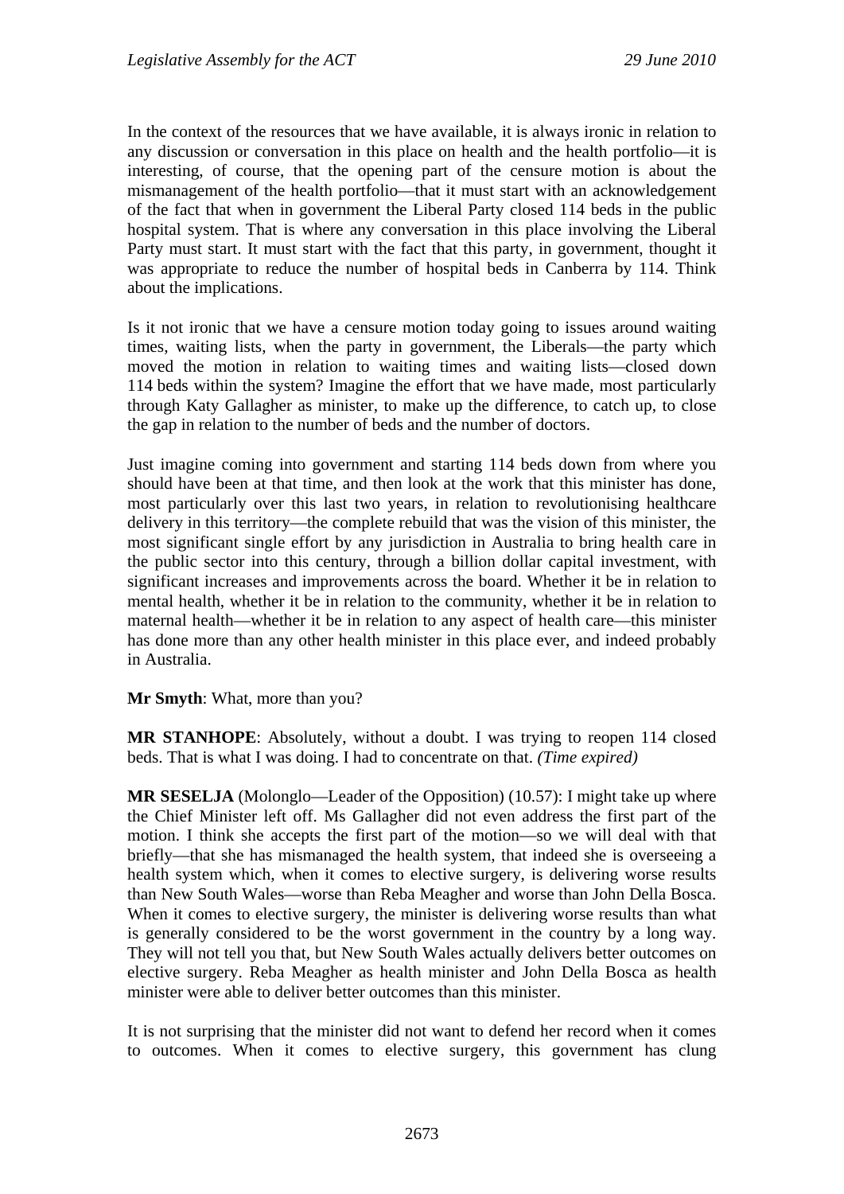In the context of the resources that we have available, it is always ironic in relation to any discussion or conversation in this place on health and the health portfolio—it is interesting, of course, that the opening part of the censure motion is about the mismanagement of the health portfolio—that it must start with an acknowledgement of the fact that when in government the Liberal Party closed 114 beds in the public hospital system. That is where any conversation in this place involving the Liberal Party must start. It must start with the fact that this party, in government, thought it was appropriate to reduce the number of hospital beds in Canberra by 114. Think about the implications.

Is it not ironic that we have a censure motion today going to issues around waiting times, waiting lists, when the party in government, the Liberals—the party which moved the motion in relation to waiting times and waiting lists—closed down 114 beds within the system? Imagine the effort that we have made, most particularly through Katy Gallagher as minister, to make up the difference, to catch up, to close the gap in relation to the number of beds and the number of doctors.

Just imagine coming into government and starting 114 beds down from where you should have been at that time, and then look at the work that this minister has done, most particularly over this last two years, in relation to revolutionising healthcare delivery in this territory—the complete rebuild that was the vision of this minister, the most significant single effort by any jurisdiction in Australia to bring health care in the public sector into this century, through a billion dollar capital investment, with significant increases and improvements across the board. Whether it be in relation to mental health, whether it be in relation to the community, whether it be in relation to maternal health—whether it be in relation to any aspect of health care—this minister has done more than any other health minister in this place ever, and indeed probably in Australia.

**Mr Smyth**: What, more than you?

**MR STANHOPE**: Absolutely, without a doubt. I was trying to reopen 114 closed beds. That is what I was doing. I had to concentrate on that. *(Time expired)*

**MR SESELJA** (Molonglo—Leader of the Opposition) (10.57): I might take up where the Chief Minister left off. Ms Gallagher did not even address the first part of the motion. I think she accepts the first part of the motion—so we will deal with that briefly—that she has mismanaged the health system, that indeed she is overseeing a health system which, when it comes to elective surgery, is delivering worse results than New South Wales—worse than Reba Meagher and worse than John Della Bosca. When it comes to elective surgery, the minister is delivering worse results than what is generally considered to be the worst government in the country by a long way. They will not tell you that, but New South Wales actually delivers better outcomes on elective surgery. Reba Meagher as health minister and John Della Bosca as health minister were able to deliver better outcomes than this minister.

It is not surprising that the minister did not want to defend her record when it comes to outcomes. When it comes to elective surgery, this government has clung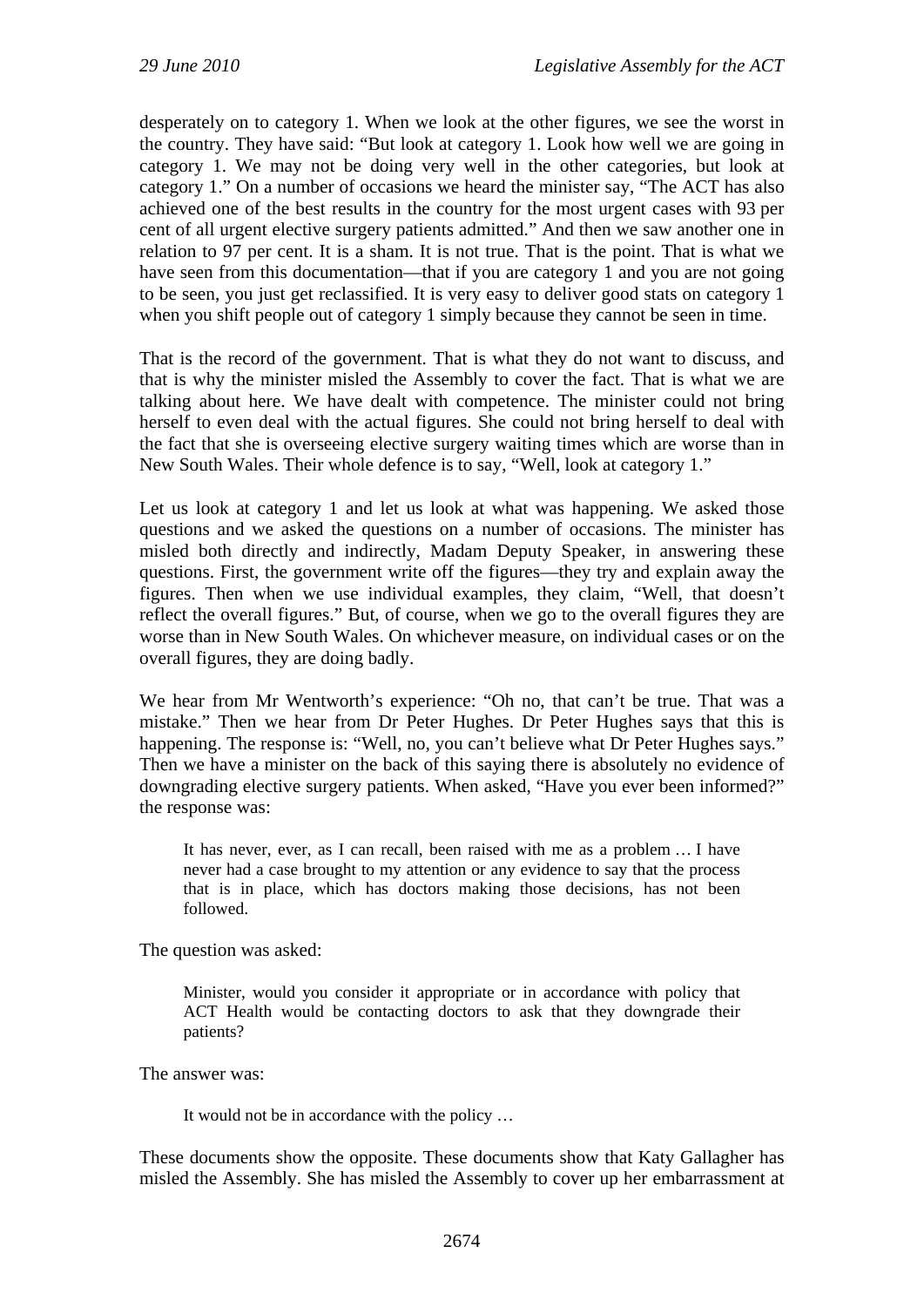desperately on to category 1. When we look at the other figures, we see the worst in the country. They have said: "But look at category 1. Look how well we are going in category 1. We may not be doing very well in the other categories, but look at category 1." On a number of occasions we heard the minister say, "The ACT has also achieved one of the best results in the country for the most urgent cases with 93 per cent of all urgent elective surgery patients admitted." And then we saw another one in relation to 97 per cent. It is a sham. It is not true. That is the point. That is what we have seen from this documentation—that if you are category 1 and you are not going to be seen, you just get reclassified. It is very easy to deliver good stats on category 1 when you shift people out of category 1 simply because they cannot be seen in time.

That is the record of the government. That is what they do not want to discuss, and that is why the minister misled the Assembly to cover the fact. That is what we are talking about here. We have dealt with competence. The minister could not bring herself to even deal with the actual figures. She could not bring herself to deal with the fact that she is overseeing elective surgery waiting times which are worse than in New South Wales. Their whole defence is to say, "Well, look at category 1."

Let us look at category 1 and let us look at what was happening. We asked those questions and we asked the questions on a number of occasions. The minister has misled both directly and indirectly, Madam Deputy Speaker, in answering these questions. First, the government write off the figures—they try and explain away the figures. Then when we use individual examples, they claim, "Well, that doesn't reflect the overall figures." But, of course, when we go to the overall figures they are worse than in New South Wales. On whichever measure, on individual cases or on the overall figures, they are doing badly.

We hear from Mr Wentworth's experience: "Oh no, that can't be true. That was a mistake." Then we hear from Dr Peter Hughes. Dr Peter Hughes says that this is happening. The response is: "Well, no, you can't believe what Dr Peter Hughes says." Then we have a minister on the back of this saying there is absolutely no evidence of downgrading elective surgery patients. When asked, "Have you ever been informed?" the response was:

> It has never, ever, as I can recall, been raised with me as a problem … I have never had a case brought to my attention or any evidence to say that the process that is in place, which has doctors making those decisions, has not been followed.

The question was asked:

> Minister, would you consider it appropriate or in accordance with policy that ACT Health would be contacting doctors to ask that they downgrade their patients?

The answer was:

> It would not be in accordance with the policy …

These documents show the opposite. These documents show that Katy Gallagher has misled the Assembly. She has misled the Assembly to cover up her embarrassment at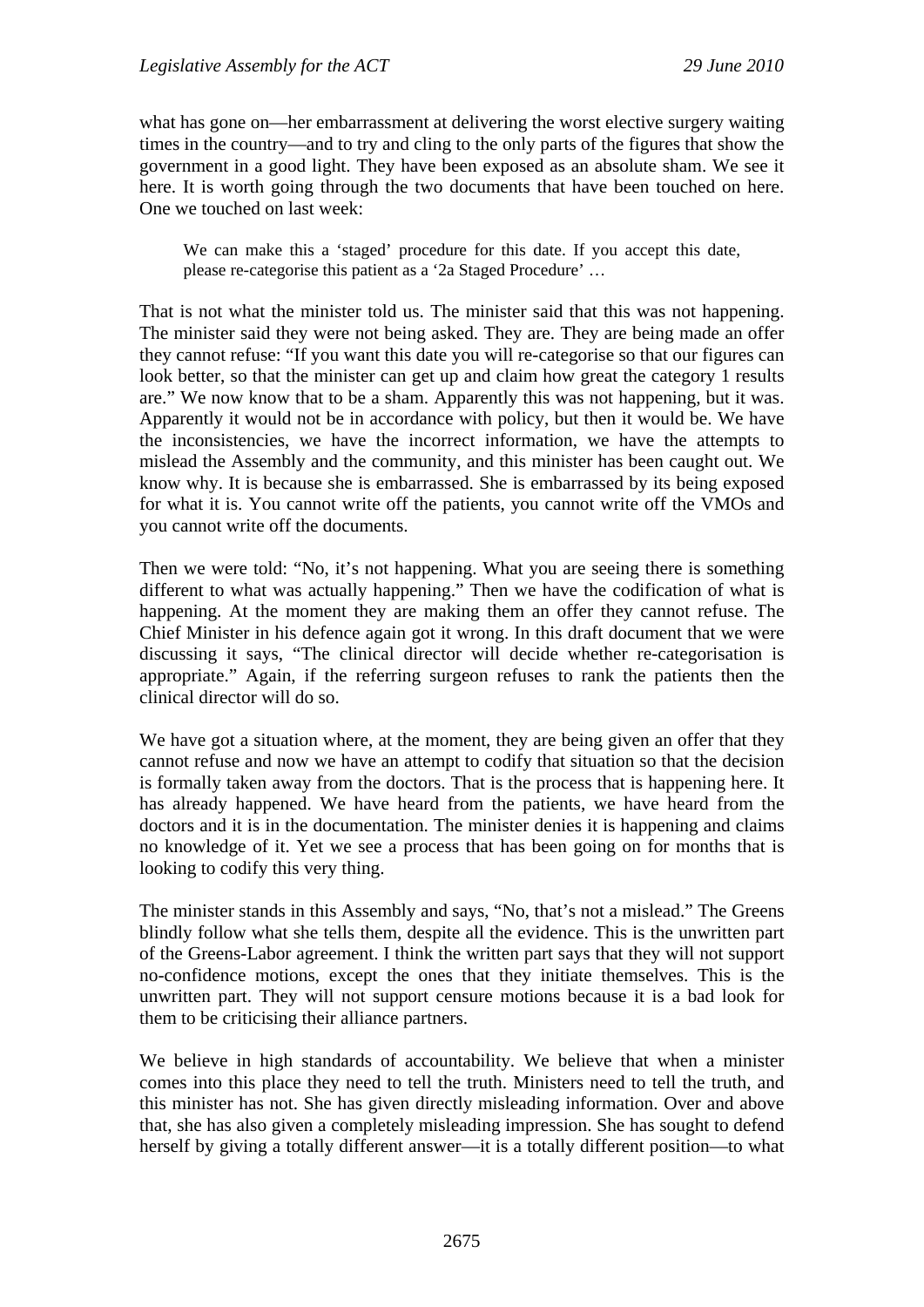what has gone on—her embarrassment at delivering the worst elective surgery waiting times in the country—and to try and cling to the only parts of the figures that show the government in a good light. They have been exposed as an absolute sham. We see it here. It is worth going through the two documents that have been touched on here. One we touched on last week:

> We can make this a 'staged' procedure for this date. If you accept this date, please re-categorise this patient as a '2a Staged Procedure' …

That is not what the minister told us. The minister said that this was not happening. The minister said they were not being asked. They are. They are being made an offer they cannot refuse: "If you want this date you will re-categorise so that our figures can look better, so that the minister can get up and claim how great the category 1 results are." We now know that to be a sham. Apparently this was not happening, but it was. Apparently it would not be in accordance with policy, but then it would be. We have the inconsistencies, we have the incorrect information, we have the attempts to mislead the Assembly and the community, and this minister has been caught out. We know why. It is because she is embarrassed. She is embarrassed by its being exposed for what it is. You cannot write off the patients, you cannot write off the VMOs and you cannot write off the documents.

Then we were told: "No, it's not happening. What you are seeing there is something different to what was actually happening." Then we have the codification of what is happening. At the moment they are making them an offer they cannot refuse. The Chief Minister in his defence again got it wrong. In this draft document that we were discussing it says, "The clinical director will decide whether re-categorisation is appropriate." Again, if the referring surgeon refuses to rank the patients then the clinical director will do so.

We have got a situation where, at the moment, they are being given an offer that they cannot refuse and now we have an attempt to codify that situation so that the decision is formally taken away from the doctors. That is the process that is happening here. It has already happened. We have heard from the patients, we have heard from the doctors and it is in the documentation. The minister denies it is happening and claims no knowledge of it. Yet we see a process that has been going on for months that is looking to codify this very thing.

The minister stands in this Assembly and says, "No, that's not a mislead." The Greens blindly follow what she tells them, despite all the evidence. This is the unwritten part of the Greens-Labor agreement. I think the written part says that they will not support no-confidence motions, except the ones that they initiate themselves. This is the unwritten part. They will not support censure motions because it is a bad look for them to be criticising their alliance partners.

We believe in high standards of accountability. We believe that when a minister comes into this place they need to tell the truth. Ministers need to tell the truth, and this minister has not. She has given directly misleading information. Over and above that, she has also given a completely misleading impression. She has sought to defend herself by giving a totally different answer—it is a totally different position—to what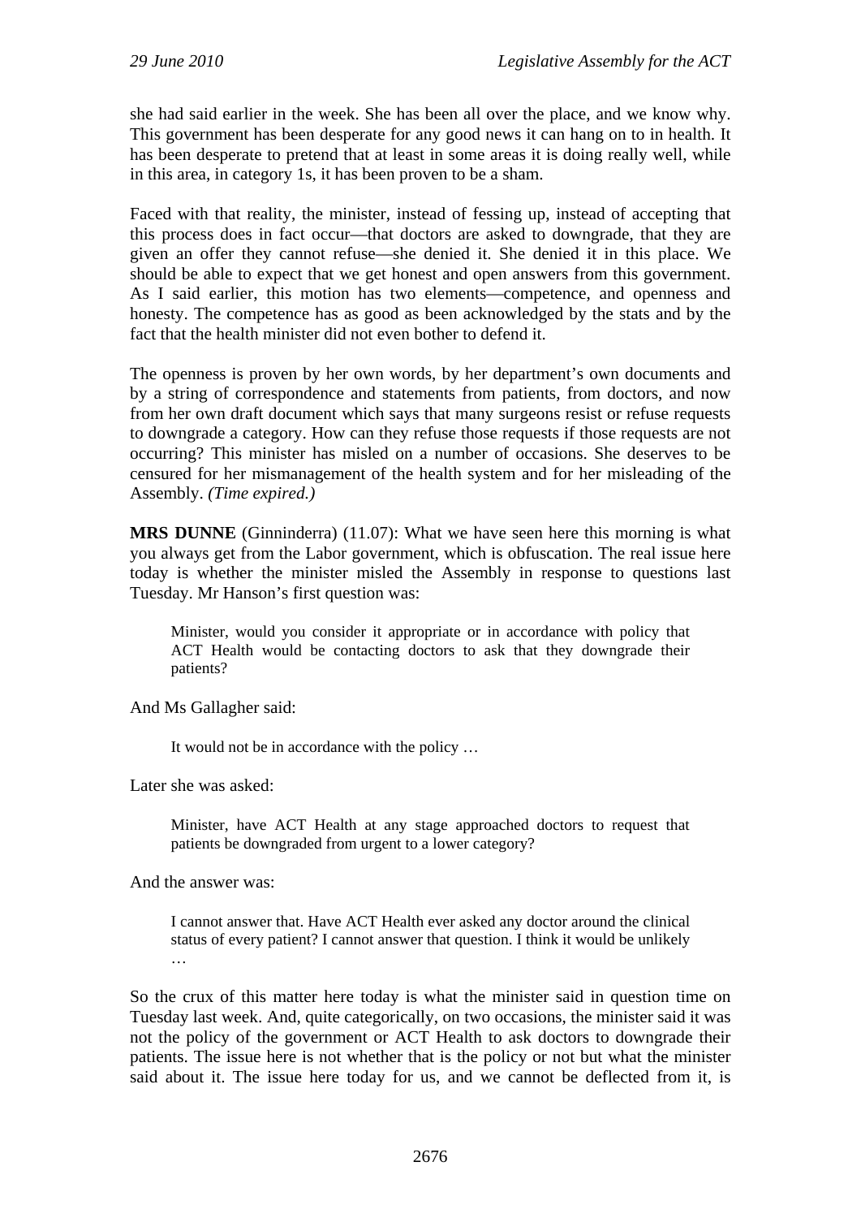she had said earlier in the week. She has been all over the place, and we know why. This government has been desperate for any good news it can hang on to in health. It has been desperate to pretend that at least in some areas it is doing really well, while in this area, in category 1s, it has been proven to be a sham.

Faced with that reality, the minister, instead of fessing up, instead of accepting that this process does in fact occur—that doctors are asked to downgrade, that they are given an offer they cannot refuse—she denied it. She denied it in this place. We should be able to expect that we get honest and open answers from this government. As I said earlier, this motion has two elements—competence, and openness and honesty. The competence has as good as been acknowledged by the stats and by the fact that the health minister did not even bother to defend it.

The openness is proven by her own words, by her department's own documents and by a string of correspondence and statements from patients, from doctors, and now from her own draft document which says that many surgeons resist or refuse requests to downgrade a category. How can they refuse those requests if those requests are not occurring? This minister has misled on a number of occasions. She deserves to be censured for her mismanagement of the health system and for her misleading of the Assembly. *(Time expired.)*

**MRS DUNNE** (Ginninderra) (11.07): What we have seen here this morning is what you always get from the Labor government, which is obfuscation. The real issue here today is whether the minister misled the Assembly in response to questions last Tuesday. Mr Hanson's first question was:

> Minister, would you consider it appropriate or in accordance with policy that ACT Health would be contacting doctors to ask that they downgrade their patients?

And Ms Gallagher said:

> It would not be in accordance with the policy …

Later she was asked:

> Minister, have ACT Health at any stage approached doctors to request that patients be downgraded from urgent to a lower category?

And the answer was:

> I cannot answer that. Have ACT Health ever asked any doctor around the clinical status of every patient? I cannot answer that question. I think it would be unlikely …

So the crux of this matter here today is what the minister said in question time on Tuesday last week. And, quite categorically, on two occasions, the minister said it was not the policy of the government or ACT Health to ask doctors to downgrade their patients. The issue here is not whether that is the policy or not but what the minister said about it. The issue here today for us, and we cannot be deflected from it, is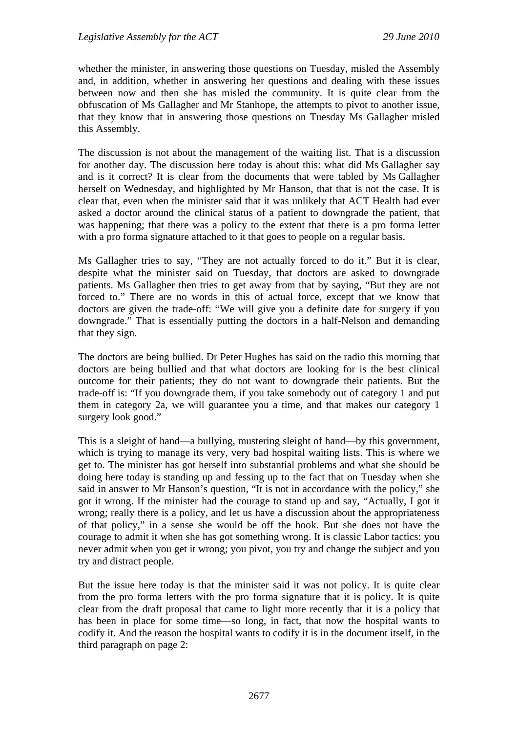whether the minister, in answering those questions on Tuesday, misled the Assembly and, in addition, whether in answering her questions and dealing with these issues between now and then she has misled the community. It is quite clear from the obfuscation of Ms Gallagher and Mr Stanhope, the attempts to pivot to another issue, that they know that in answering those questions on Tuesday Ms Gallagher misled this Assembly.

The discussion is not about the management of the waiting list. That is a discussion for another day. The discussion here today is about this: what did Ms Gallagher say and is it correct? It is clear from the documents that were tabled by Ms Gallagher herself on Wednesday, and highlighted by Mr Hanson, that that is not the case. It is clear that, even when the minister said that it was unlikely that ACT Health had ever asked a doctor around the clinical status of a patient to downgrade the patient, that was happening; that there was a policy to the extent that there is a pro forma letter with a pro forma signature attached to it that goes to people on a regular basis.

Ms Gallagher tries to say, "They are not actually forced to do it." But it is clear, despite what the minister said on Tuesday, that doctors are asked to downgrade patients. Ms Gallagher then tries to get away from that by saying, "But they are not forced to." There are no words in this of actual force, except that we know that doctors are given the trade-off: "We will give you a definite date for surgery if you downgrade." That is essentially putting the doctors in a half-Nelson and demanding that they sign.

The doctors are being bullied. Dr Peter Hughes has said on the radio this morning that doctors are being bullied and that what doctors are looking for is the best clinical outcome for their patients; they do not want to downgrade their patients. But the trade-off is: "If you downgrade them, if you take somebody out of category 1 and put them in category 2a, we will guarantee you a time, and that makes our category 1 surgery look good."

This is a sleight of hand—a bullying, mustering sleight of hand—by this government, which is trying to manage its very, very bad hospital waiting lists. This is where we get to. The minister has got herself into substantial problems and what she should be doing here today is standing up and fessing up to the fact that on Tuesday when she said in answer to Mr Hanson's question, "It is not in accordance with the policy," she got it wrong. If the minister had the courage to stand up and say, "Actually, I got it wrong; really there is a policy, and let us have a discussion about the appropriateness of that policy," in a sense she would be off the hook. But she does not have the courage to admit it when she has got something wrong. It is classic Labor tactics: you never admit when you get it wrong; you pivot, you try and change the subject and you try and distract people.

But the issue here today is that the minister said it was not policy. It is quite clear from the pro forma letters with the pro forma signature that it is policy. It is quite clear from the draft proposal that came to light more recently that it is a policy that has been in place for some time—so long, in fact, that now the hospital wants to codify it. And the reason the hospital wants to codify it is in the document itself, in the third paragraph on page 2: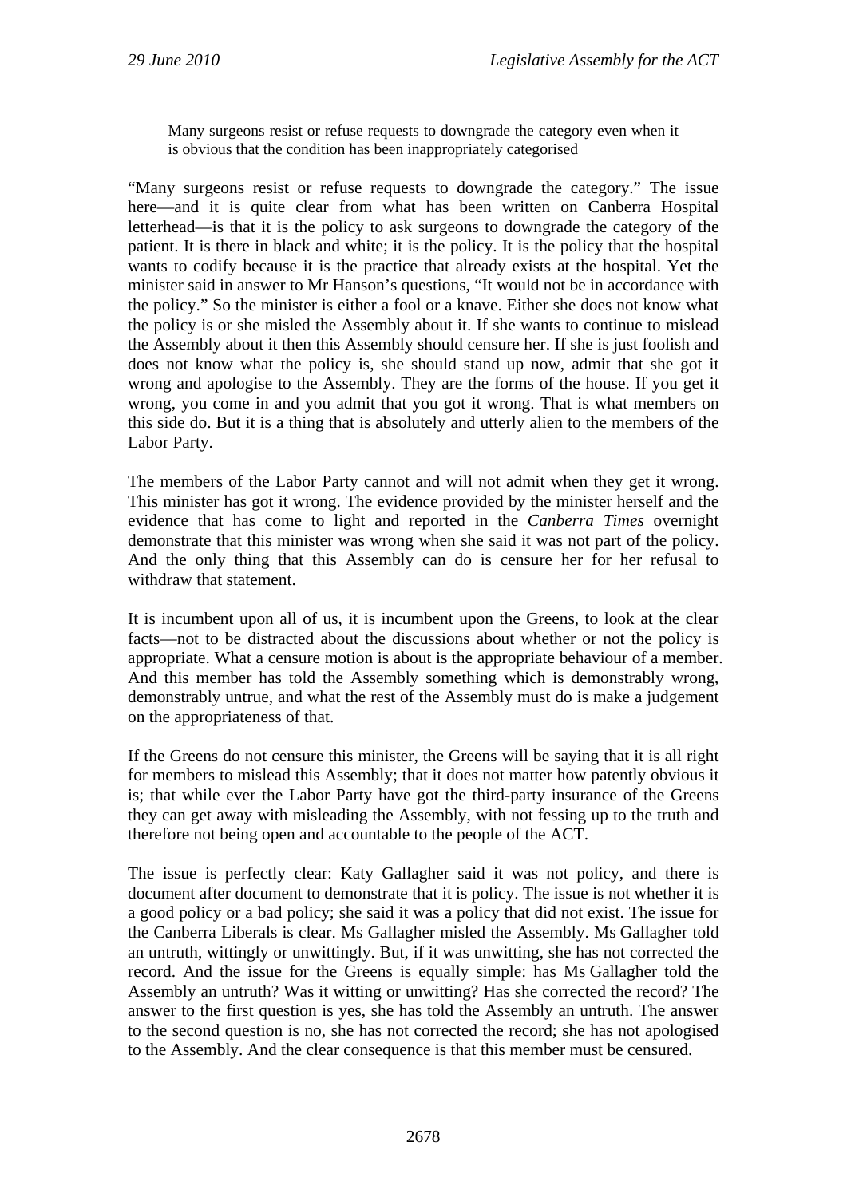> Many surgeons resist or refuse requests to downgrade the category even when it is obvious that the condition has been inappropriately categorised

"Many surgeons resist or refuse requests to downgrade the category." The issue here—and it is quite clear from what has been written on Canberra Hospital letterhead—is that it is the policy to ask surgeons to downgrade the category of the patient. It is there in black and white; it is the policy. It is the policy that the hospital wants to codify because it is the practice that already exists at the hospital. Yet the minister said in answer to Mr Hanson's questions, "It would not be in accordance with the policy." So the minister is either a fool or a knave. Either she does not know what the policy is or she misled the Assembly about it. If she wants to continue to mislead the Assembly about it then this Assembly should censure her. If she is just foolish and does not know what the policy is, she should stand up now, admit that she got it wrong and apologise to the Assembly. They are the forms of the house. If you get it wrong, you come in and you admit that you got it wrong. That is what members on this side do. But it is a thing that is absolutely and utterly alien to the members of the Labor Party.

The members of the Labor Party cannot and will not admit when they get it wrong. This minister has got it wrong. The evidence provided by the minister herself and the evidence that has come to light and reported in the *Canberra Times* overnight demonstrate that this minister was wrong when she said it was not part of the policy. And the only thing that this Assembly can do is censure her for her refusal to withdraw that statement.

It is incumbent upon all of us, it is incumbent upon the Greens, to look at the clear facts—not to be distracted about the discussions about whether or not the policy is appropriate. What a censure motion is about is the appropriate behaviour of a member. And this member has told the Assembly something which is demonstrably wrong, demonstrably untrue, and what the rest of the Assembly must do is make a judgement on the appropriateness of that.

If the Greens do not censure this minister, the Greens will be saying that it is all right for members to mislead this Assembly; that it does not matter how patently obvious it is; that while ever the Labor Party have got the third-party insurance of the Greens they can get away with misleading the Assembly, with not fessing up to the truth and therefore not being open and accountable to the people of the ACT.

The issue is perfectly clear: Katy Gallagher said it was not policy, and there is document after document to demonstrate that it is policy. The issue is not whether it is a good policy or a bad policy; she said it was a policy that did not exist. The issue for the Canberra Liberals is clear. Ms Gallagher misled the Assembly. Ms Gallagher told an untruth, wittingly or unwittingly. But, if it was unwitting, she has not corrected the record. And the issue for the Greens is equally simple: has Ms Gallagher told the Assembly an untruth? Was it witting or unwitting? Has she corrected the record? The answer to the first question is yes, she has told the Assembly an untruth. The answer to the second question is no, she has not corrected the record; she has not apologised to the Assembly. And the clear consequence is that this member must be censured.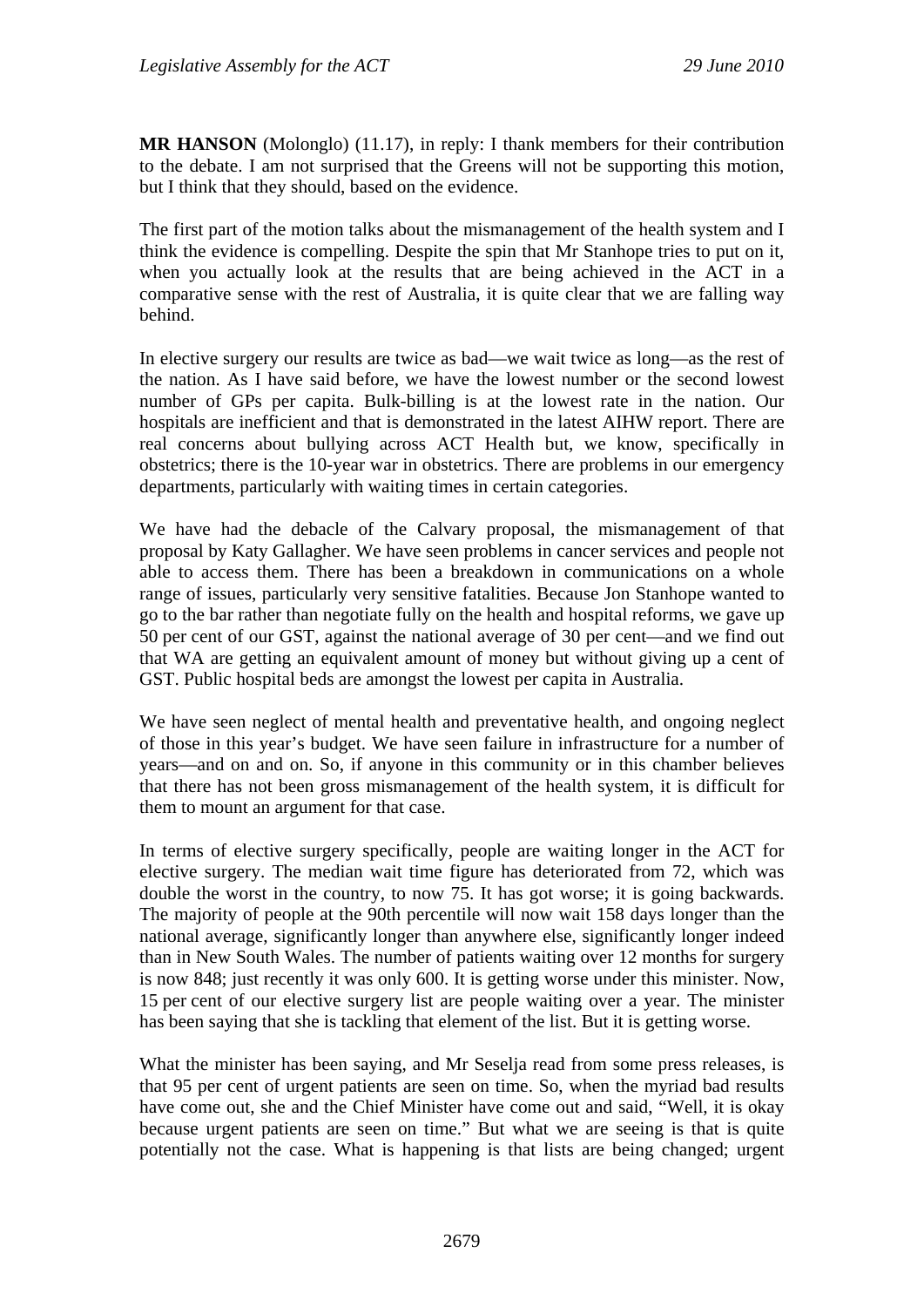**MR HANSON** (Molonglo) (11.17), in reply: I thank members for their contribution to the debate. I am not surprised that the Greens will not be supporting this motion, but I think that they should, based on the evidence.

The first part of the motion talks about the mismanagement of the health system and I think the evidence is compelling. Despite the spin that Mr Stanhope tries to put on it, when you actually look at the results that are being achieved in the ACT in a comparative sense with the rest of Australia, it is quite clear that we are falling way behind.

In elective surgery our results are twice as bad—we wait twice as long—as the rest of the nation. As I have said before, we have the lowest number or the second lowest number of GPs per capita. Bulk-billing is at the lowest rate in the nation. Our hospitals are inefficient and that is demonstrated in the latest AIHW report. There are real concerns about bullying across ACT Health but, we know, specifically in obstetrics; there is the 10-year war in obstetrics. There are problems in our emergency departments, particularly with waiting times in certain categories.

We have had the debacle of the Calvary proposal, the mismanagement of that proposal by Katy Gallagher. We have seen problems in cancer services and people not able to access them. There has been a breakdown in communications on a whole range of issues, particularly very sensitive fatalities. Because Jon Stanhope wanted to go to the bar rather than negotiate fully on the health and hospital reforms, we gave up 50 per cent of our GST, against the national average of 30 per cent—and we find out that WA are getting an equivalent amount of money but without giving up a cent of GST. Public hospital beds are amongst the lowest per capita in Australia.

We have seen neglect of mental health and preventative health, and ongoing neglect of those in this year's budget. We have seen failure in infrastructure for a number of years—and on and on. So, if anyone in this community or in this chamber believes that there has not been gross mismanagement of the health system, it is difficult for them to mount an argument for that case.

In terms of elective surgery specifically, people are waiting longer in the ACT for elective surgery. The median wait time figure has deteriorated from 72, which was double the worst in the country, to now 75. It has got worse; it is going backwards. The majority of people at the 90th percentile will now wait 158 days longer than the national average, significantly longer than anywhere else, significantly longer indeed than in New South Wales. The number of patients waiting over 12 months for surgery is now 848; just recently it was only 600. It is getting worse under this minister. Now, 15 per cent of our elective surgery list are people waiting over a year. The minister has been saying that she is tackling that element of the list. But it is getting worse.

What the minister has been saying, and Mr Seselja read from some press releases, is that 95 per cent of urgent patients are seen on time. So, when the myriad bad results have come out, she and the Chief Minister have come out and said, "Well, it is okay because urgent patients are seen on time." But what we are seeing is that is quite potentially not the case. What is happening is that lists are being changed; urgent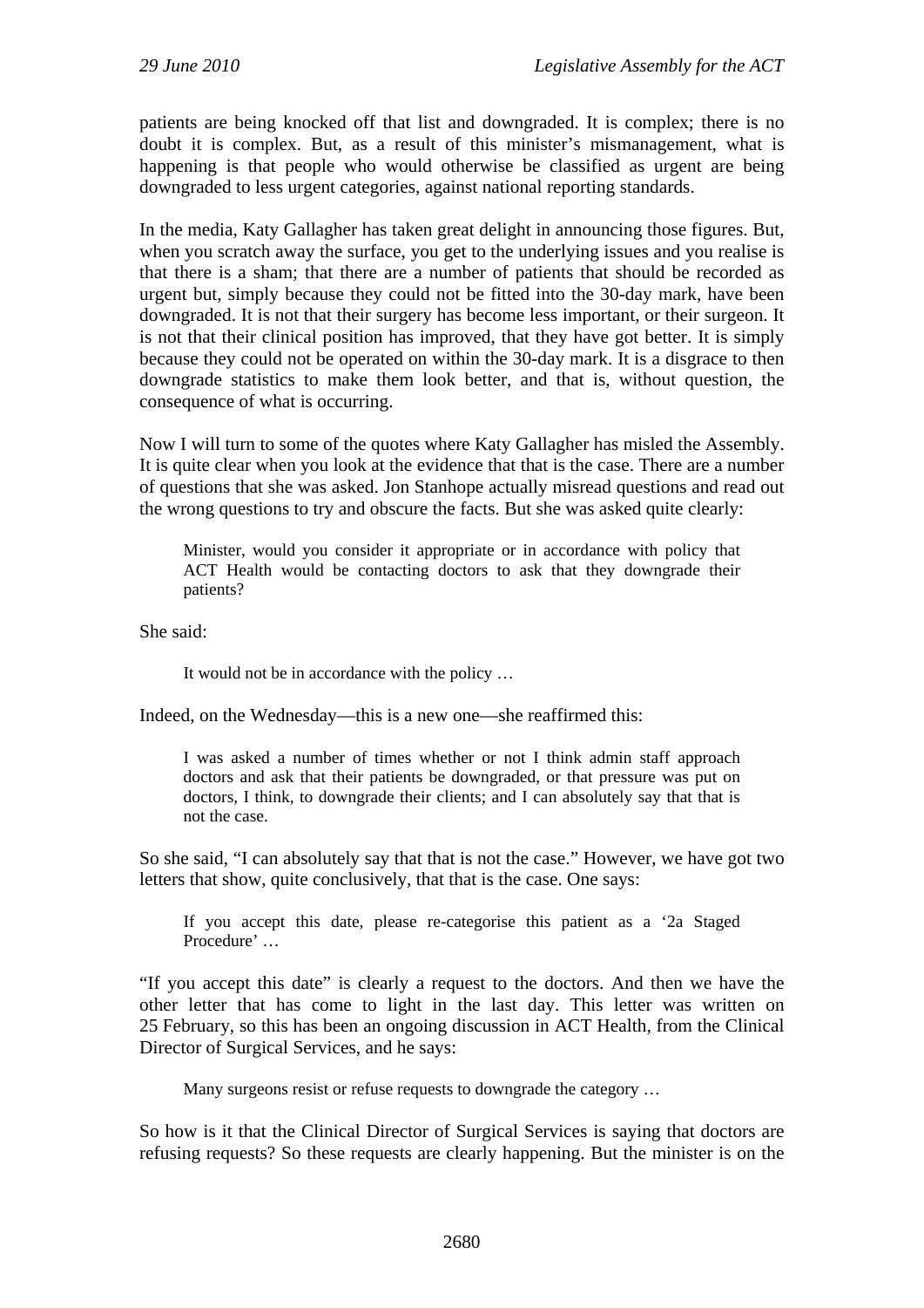patients are being knocked off that list and downgraded. It is complex; there is no doubt it is complex. But, as a result of this minister's mismanagement, what is happening is that people who would otherwise be classified as urgent are being downgraded to less urgent categories, against national reporting standards.

In the media, Katy Gallagher has taken great delight in announcing those figures. But, when you scratch away the surface, you get to the underlying issues and you realise is that there is a sham; that there are a number of patients that should be recorded as urgent but, simply because they could not be fitted into the 30-day mark, have been downgraded. It is not that their surgery has become less important, or their surgeon. It is not that their clinical position has improved, that they have got better. It is simply because they could not be operated on within the 30-day mark. It is a disgrace to then downgrade statistics to make them look better, and that is, without question, the consequence of what is occurring.

Now I will turn to some of the quotes where Katy Gallagher has misled the Assembly. It is quite clear when you look at the evidence that that is the case. There are a number of questions that she was asked. Jon Stanhope actually misread questions and read out the wrong questions to try and obscure the facts. But she was asked quite clearly:

> Minister, would you consider it appropriate or in accordance with policy that ACT Health would be contacting doctors to ask that they downgrade their patients?

She said:

> It would not be in accordance with the policy …

Indeed, on the Wednesday—this is a new one—she reaffirmed this:

> I was asked a number of times whether or not I think admin staff approach doctors and ask that their patients be downgraded, or that pressure was put on doctors, I think, to downgrade their clients; and I can absolutely say that that is not the case.

So she said, "I can absolutely say that that is not the case." However, we have got two letters that show, quite conclusively, that that is the case. One says:

> If you accept this date, please re-categorise this patient as a '2a Staged Procedure' …

"If you accept this date" is clearly a request to the doctors. And then we have the other letter that has come to light in the last day. This letter was written on 25 February, so this has been an ongoing discussion in ACT Health, from the Clinical Director of Surgical Services, and he says:

> Many surgeons resist or refuse requests to downgrade the category …

So how is it that the Clinical Director of Surgical Services is saying that doctors are refusing requests? So these requests are clearly happening. But the minister is on the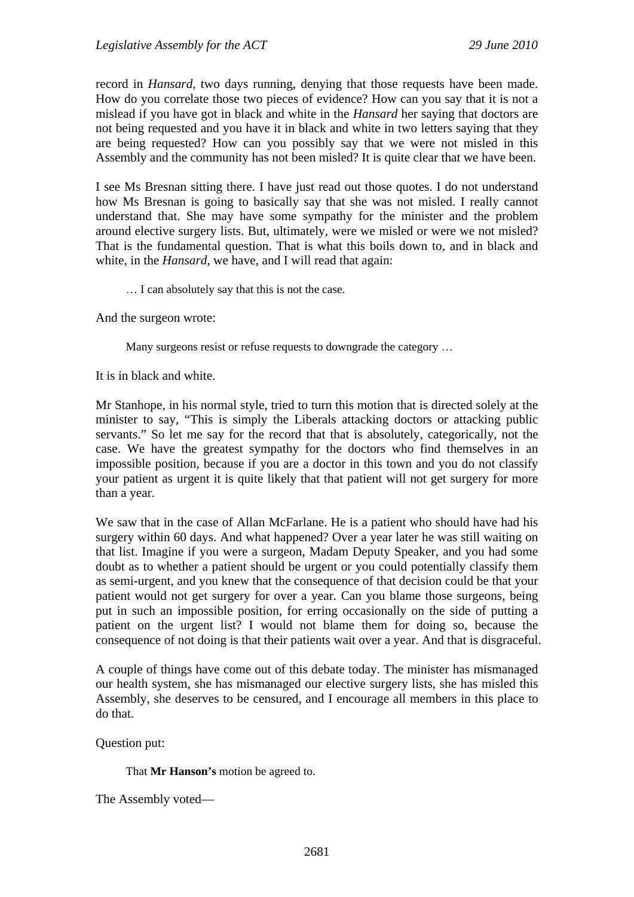record in *Hansard*, two days running, denying that those requests have been made. How do you correlate those two pieces of evidence? How can you say that it is not a mislead if you have got in black and white in the *Hansard* her saying that doctors are not being requested and you have it in black and white in two letters saying that they are being requested? How can you possibly say that we were not misled in this Assembly and the community has not been misled? It is quite clear that we have been.

I see Ms Bresnan sitting there. I have just read out those quotes. I do not understand how Ms Bresnan is going to basically say that she was not misled. I really cannot understand that. She may have some sympathy for the minister and the problem around elective surgery lists. But, ultimately, were we misled or were we not misled? That is the fundamental question. That is what this boils down to, and in black and white, in the *Hansard*, we have, and I will read that again:

> … I can absolutely say that this is not the case.

And the surgeon wrote:

> Many surgeons resist or refuse requests to downgrade the category …

It is in black and white.

Mr Stanhope, in his normal style, tried to turn this motion that is directed solely at the minister to say, "This is simply the Liberals attacking doctors or attacking public servants." So let me say for the record that that is absolutely, categorically, not the case. We have the greatest sympathy for the doctors who find themselves in an impossible position, because if you are a doctor in this town and you do not classify your patient as urgent it is quite likely that that patient will not get surgery for more than a year.

We saw that in the case of Allan McFarlane. He is a patient who should have had his surgery within 60 days. And what happened? Over a year later he was still waiting on that list. Imagine if you were a surgeon, Madam Deputy Speaker, and you had some doubt as to whether a patient should be urgent or you could potentially classify them as semi-urgent, and you knew that the consequence of that decision could be that your patient would not get surgery for over a year. Can you blame those surgeons, being put in such an impossible position, for erring occasionally on the side of putting a patient on the urgent list? I would not blame them for doing so, because the consequence of not doing is that their patients wait over a year. And that is disgraceful.

A couple of things have come out of this debate today. The minister has mismanaged our health system, she has mismanaged our elective surgery lists, she has misled this Assembly, she deserves to be censured, and I encourage all members in this place to do that.

Question put:

> That **Mr Hanson's** motion be agreed to.

The Assembly voted—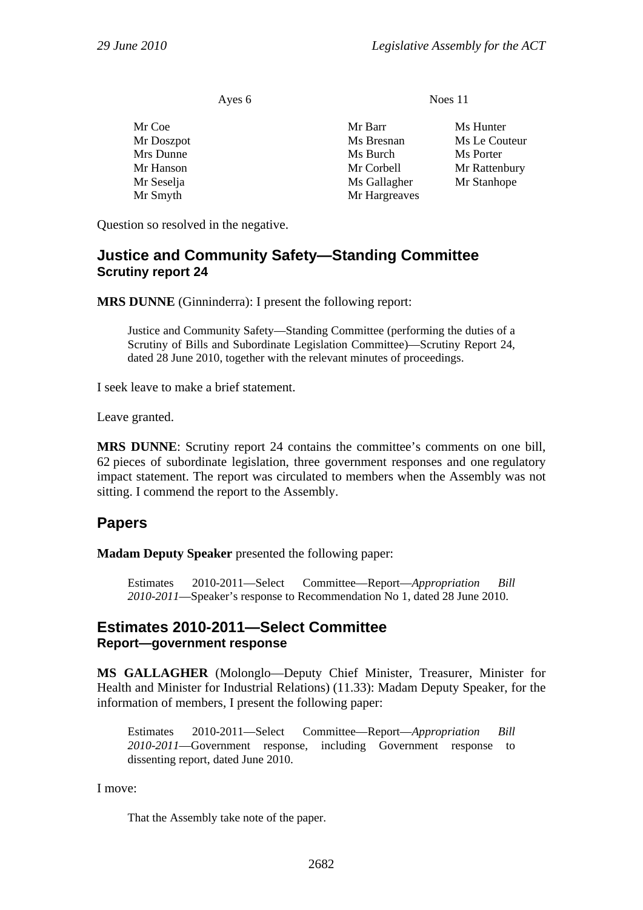| Ayes 6 | Noes 11 | |
|---|---|---|
| Mr Coe | Mr Barr | Ms Hunter |
| Mr Doszpot | Ms Bresnan | Ms Le Couteur |
| Mrs Dunne | Ms Burch | Ms Porter |
| Mr Hanson | Mr Corbell | Mr Rattenbury |
| Mr Seselja | Ms Gallagher | Mr Stanhope |
| Mr Smyth | Mr Hargreaves | |

Question so resolved in the negative.

## Justice and Community Safety—Standing Committee
### Scrutiny report 24

**MRS DUNNE** (Ginninderra): I present the following report:

> Justice and Community Safety—Standing Committee (performing the duties of a Scrutiny of Bills and Subordinate Legislation Committee)—Scrutiny Report 24, dated 28 June 2010, together with the relevant minutes of proceedings.

I seek leave to make a brief statement.

Leave granted.

**MRS DUNNE**: Scrutiny report 24 contains the committee's comments on one bill, 62 pieces of subordinate legislation, three government responses and one regulatory impact statement. The report was circulated to members when the Assembly was not sitting. I commend the report to the Assembly.

## Papers

**Madam Deputy Speaker** presented the following paper:

> Estimates 2010-2011—Select Committee—Report—*Appropriation Bill 2010-2011*—Speaker's response to Recommendation No 1, dated 28 June 2010.

## Estimates 2010-2011—Select Committee
### Report—government response

**MS GALLAGHER** (Molonglo—Deputy Chief Minister, Treasurer, Minister for Health and Minister for Industrial Relations) (11.33): Madam Deputy Speaker, for the information of members, I present the following paper:

> Estimates 2010-2011—Select Committee—Report—*Appropriation Bill 2010-2011*—Government response, including Government response to dissenting report, dated June 2010.

I move:

> That the Assembly take note of the paper.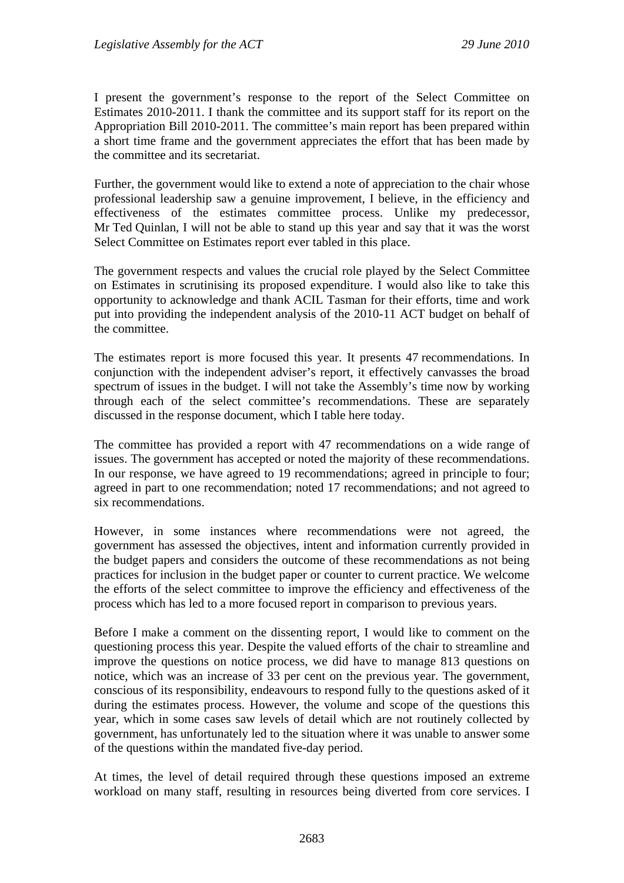I present the government's response to the report of the Select Committee on Estimates 2010-2011. I thank the committee and its support staff for its report on the Appropriation Bill 2010-2011. The committee's main report has been prepared within a short time frame and the government appreciates the effort that has been made by the committee and its secretariat.

Further, the government would like to extend a note of appreciation to the chair whose professional leadership saw a genuine improvement, I believe, in the efficiency and effectiveness of the estimates committee process. Unlike my predecessor, Mr Ted Quinlan, I will not be able to stand up this year and say that it was the worst Select Committee on Estimates report ever tabled in this place.

The government respects and values the crucial role played by the Select Committee on Estimates in scrutinising its proposed expenditure. I would also like to take this opportunity to acknowledge and thank ACIL Tasman for their efforts, time and work put into providing the independent analysis of the 2010-11 ACT budget on behalf of the committee.

The estimates report is more focused this year. It presents 47 recommendations. In conjunction with the independent adviser's report, it effectively canvasses the broad spectrum of issues in the budget. I will not take the Assembly's time now by working through each of the select committee's recommendations. These are separately discussed in the response document, which I table here today.

The committee has provided a report with 47 recommendations on a wide range of issues. The government has accepted or noted the majority of these recommendations. In our response, we have agreed to 19 recommendations; agreed in principle to four; agreed in part to one recommendation; noted 17 recommendations; and not agreed to six recommendations.

However, in some instances where recommendations were not agreed, the government has assessed the objectives, intent and information currently provided in the budget papers and considers the outcome of these recommendations as not being practices for inclusion in the budget paper or counter to current practice. We welcome the efforts of the select committee to improve the efficiency and effectiveness of the process which has led to a more focused report in comparison to previous years.

Before I make a comment on the dissenting report, I would like to comment on the questioning process this year. Despite the valued efforts of the chair to streamline and improve the questions on notice process, we did have to manage 813 questions on notice, which was an increase of 33 per cent on the previous year. The government, conscious of its responsibility, endeavours to respond fully to the questions asked of it during the estimates process. However, the volume and scope of the questions this year, which in some cases saw levels of detail which are not routinely collected by government, has unfortunately led to the situation where it was unable to answer some of the questions within the mandated five-day period.

At times, the level of detail required through these questions imposed an extreme workload on many staff, resulting in resources being diverted from core services. I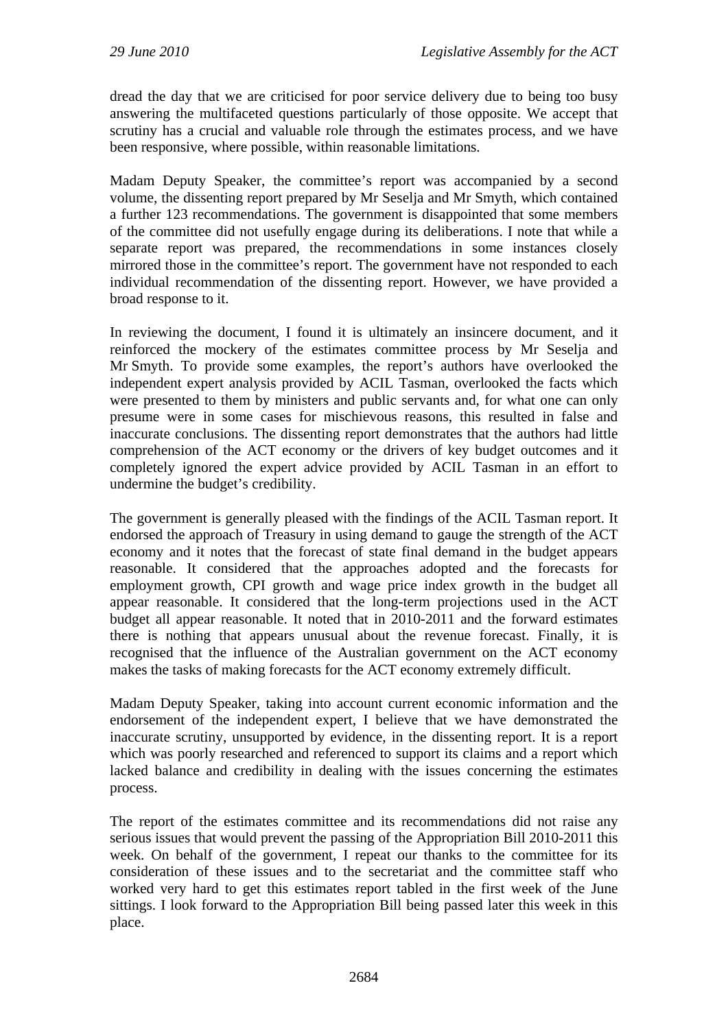dread the day that we are criticised for poor service delivery due to being too busy answering the multifaceted questions particularly of those opposite. We accept that scrutiny has a crucial and valuable role through the estimates process, and we have been responsive, where possible, within reasonable limitations.

Madam Deputy Speaker, the committee's report was accompanied by a second volume, the dissenting report prepared by Mr Seselja and Mr Smyth, which contained a further 123 recommendations. The government is disappointed that some members of the committee did not usefully engage during its deliberations. I note that while a separate report was prepared, the recommendations in some instances closely mirrored those in the committee's report. The government have not responded to each individual recommendation of the dissenting report. However, we have provided a broad response to it.

In reviewing the document, I found it is ultimately an insincere document, and it reinforced the mockery of the estimates committee process by Mr Seselja and Mr Smyth. To provide some examples, the report's authors have overlooked the independent expert analysis provided by ACIL Tasman, overlooked the facts which were presented to them by ministers and public servants and, for what one can only presume were in some cases for mischievous reasons, this resulted in false and inaccurate conclusions. The dissenting report demonstrates that the authors had little comprehension of the ACT economy or the drivers of key budget outcomes and it completely ignored the expert advice provided by ACIL Tasman in an effort to undermine the budget's credibility.

The government is generally pleased with the findings of the ACIL Tasman report. It endorsed the approach of Treasury in using demand to gauge the strength of the ACT economy and it notes that the forecast of state final demand in the budget appears reasonable. It considered that the approaches adopted and the forecasts for employment growth, CPI growth and wage price index growth in the budget all appear reasonable. It considered that the long-term projections used in the ACT budget all appear reasonable. It noted that in 2010-2011 and the forward estimates there is nothing that appears unusual about the revenue forecast. Finally, it is recognised that the influence of the Australian government on the ACT economy makes the tasks of making forecasts for the ACT economy extremely difficult.

Madam Deputy Speaker, taking into account current economic information and the endorsement of the independent expert, I believe that we have demonstrated the inaccurate scrutiny, unsupported by evidence, in the dissenting report. It is a report which was poorly researched and referenced to support its claims and a report which lacked balance and credibility in dealing with the issues concerning the estimates process.

The report of the estimates committee and its recommendations did not raise any serious issues that would prevent the passing of the Appropriation Bill 2010-2011 this week. On behalf of the government, I repeat our thanks to the committee for its consideration of these issues and to the secretariat and the committee staff who worked very hard to get this estimates report tabled in the first week of the June sittings. I look forward to the Appropriation Bill being passed later this week in this place.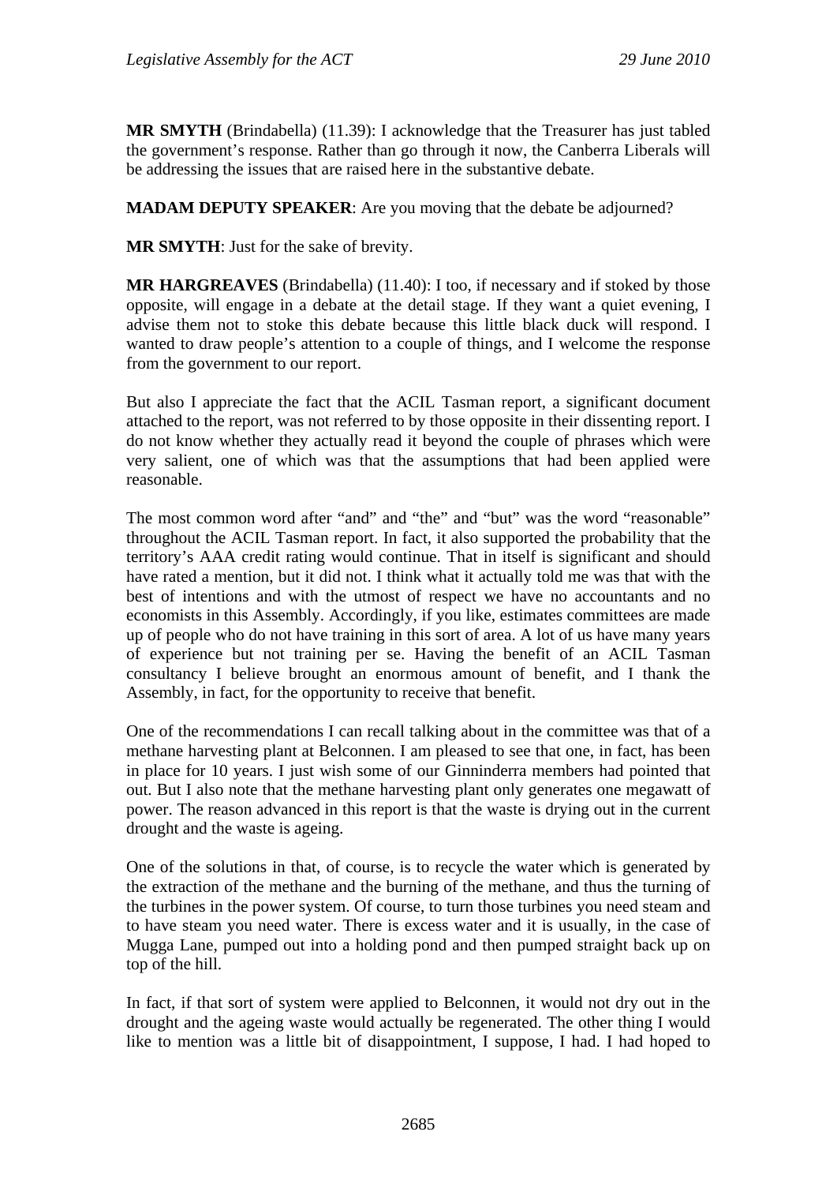**MR SMYTH** (Brindabella) (11.39): I acknowledge that the Treasurer has just tabled the government's response. Rather than go through it now, the Canberra Liberals will be addressing the issues that are raised here in the substantive debate.

**MADAM DEPUTY SPEAKER**: Are you moving that the debate be adjourned?

**MR SMYTH**: Just for the sake of brevity.

**MR HARGREAVES** (Brindabella) (11.40): I too, if necessary and if stoked by those opposite, will engage in a debate at the detail stage. If they want a quiet evening, I advise them not to stoke this debate because this little black duck will respond. I wanted to draw people's attention to a couple of things, and I welcome the response from the government to our report.

But also I appreciate the fact that the ACIL Tasman report, a significant document attached to the report, was not referred to by those opposite in their dissenting report. I do not know whether they actually read it beyond the couple of phrases which were very salient, one of which was that the assumptions that had been applied were reasonable.

The most common word after "and" and "the" and "but" was the word "reasonable" throughout the ACIL Tasman report. In fact, it also supported the probability that the territory's AAA credit rating would continue. That in itself is significant and should have rated a mention, but it did not. I think what it actually told me was that with the best of intentions and with the utmost of respect we have no accountants and no economists in this Assembly. Accordingly, if you like, estimates committees are made up of people who do not have training in this sort of area. A lot of us have many years of experience but not training per se. Having the benefit of an ACIL Tasman consultancy I believe brought an enormous amount of benefit, and I thank the Assembly, in fact, for the opportunity to receive that benefit.

One of the recommendations I can recall talking about in the committee was that of a methane harvesting plant at Belconnen. I am pleased to see that one, in fact, has been in place for 10 years. I just wish some of our Ginninderra members had pointed that out. But I also note that the methane harvesting plant only generates one megawatt of power. The reason advanced in this report is that the waste is drying out in the current drought and the waste is ageing.

One of the solutions in that, of course, is to recycle the water which is generated by the extraction of the methane and the burning of the methane, and thus the turning of the turbines in the power system. Of course, to turn those turbines you need steam and to have steam you need water. There is excess water and it is usually, in the case of Mugga Lane, pumped out into a holding pond and then pumped straight back up on top of the hill.

In fact, if that sort of system were applied to Belconnen, it would not dry out in the drought and the ageing waste would actually be regenerated. The other thing I would like to mention was a little bit of disappointment, I suppose, I had. I had hoped to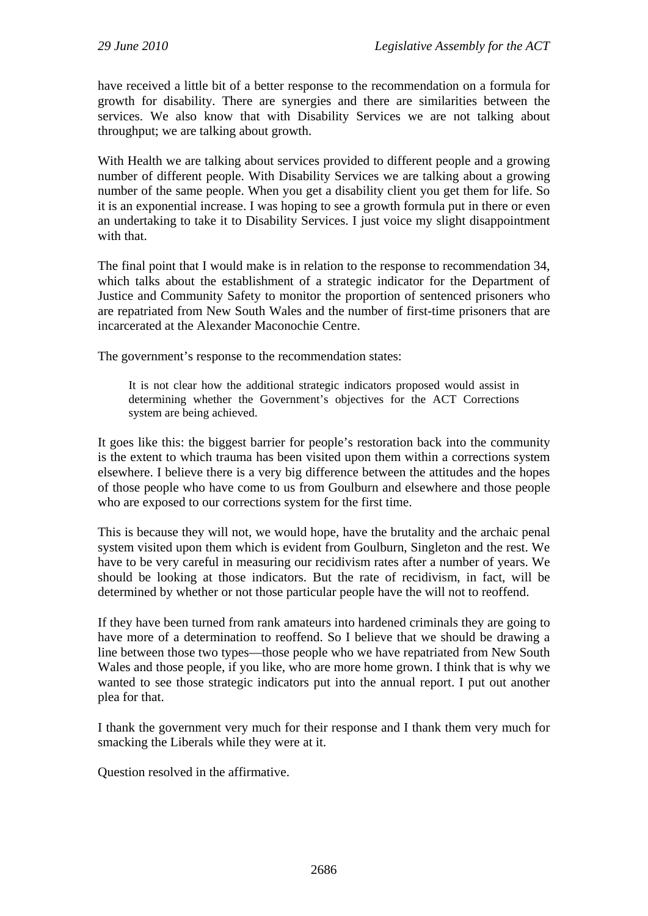have received a little bit of a better response to the recommendation on a formula for growth for disability. There are synergies and there are similarities between the services. We also know that with Disability Services we are not talking about throughput; we are talking about growth.

With Health we are talking about services provided to different people and a growing number of different people. With Disability Services we are talking about a growing number of the same people. When you get a disability client you get them for life. So it is an exponential increase. I was hoping to see a growth formula put in there or even an undertaking to take it to Disability Services. I just voice my slight disappointment with that.

The final point that I would make is in relation to the response to recommendation 34, which talks about the establishment of a strategic indicator for the Department of Justice and Community Safety to monitor the proportion of sentenced prisoners who are repatriated from New South Wales and the number of first-time prisoners that are incarcerated at the Alexander Maconochie Centre.

The government's response to the recommendation states:

> It is not clear how the additional strategic indicators proposed would assist in determining whether the Government's objectives for the ACT Corrections system are being achieved.

It goes like this: the biggest barrier for people's restoration back into the community is the extent to which trauma has been visited upon them within a corrections system elsewhere. I believe there is a very big difference between the attitudes and the hopes of those people who have come to us from Goulburn and elsewhere and those people who are exposed to our corrections system for the first time.

This is because they will not, we would hope, have the brutality and the archaic penal system visited upon them which is evident from Goulburn, Singleton and the rest. We have to be very careful in measuring our recidivism rates after a number of years. We should be looking at those indicators. But the rate of recidivism, in fact, will be determined by whether or not those particular people have the will not to reoffend.

If they have been turned from rank amateurs into hardened criminals they are going to have more of a determination to reoffend. So I believe that we should be drawing a line between those two types—those people who we have repatriated from New South Wales and those people, if you like, who are more home grown. I think that is why we wanted to see those strategic indicators put into the annual report. I put out another plea for that.

I thank the government very much for their response and I thank them very much for smacking the Liberals while they were at it.

Question resolved in the affirmative.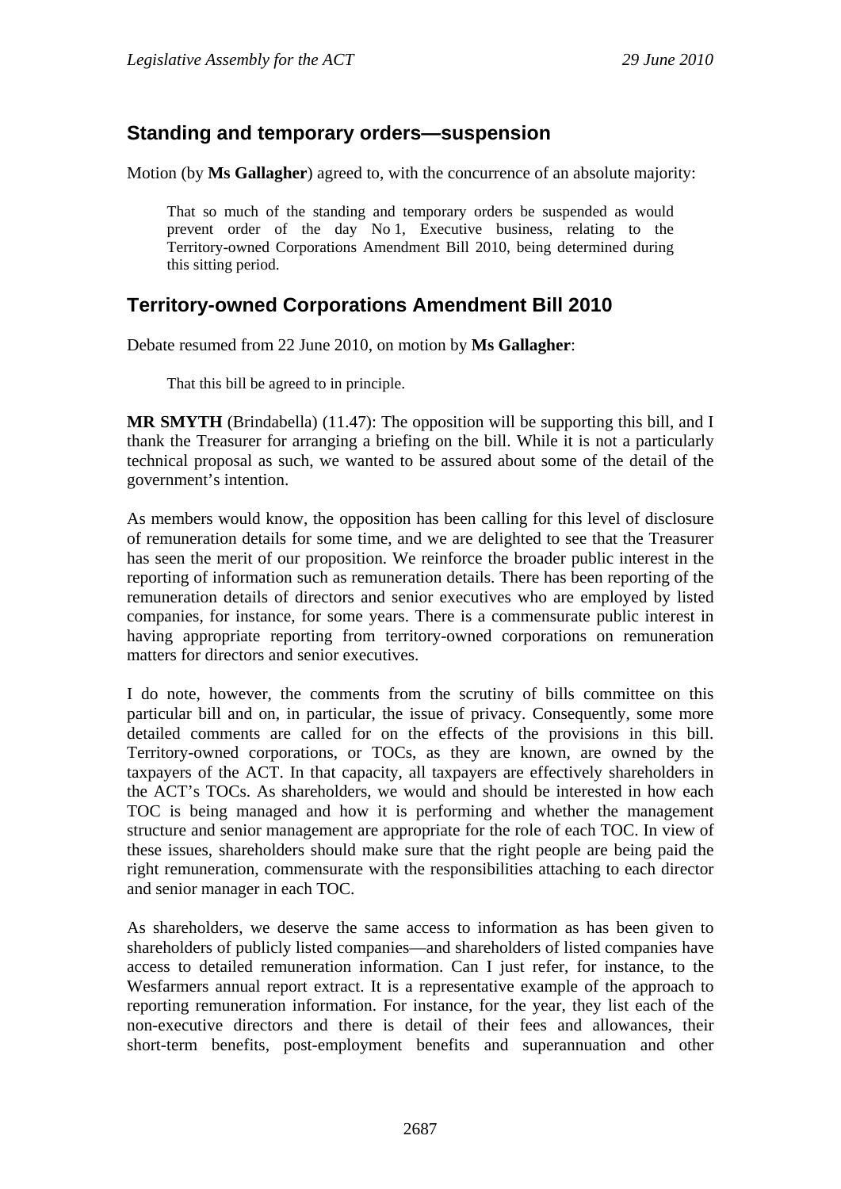## Standing and temporary orders—suspension

Motion (by **Ms Gallagher**) agreed to, with the concurrence of an absolute majority:

> That so much of the standing and temporary orders be suspended as would prevent order of the day No 1, Executive business, relating to the Territory-owned Corporations Amendment Bill 2010, being determined during this sitting period.

## Territory-owned Corporations Amendment Bill 2010

Debate resumed from 22 June 2010, on motion by **Ms Gallagher**:

> That this bill be agreed to in principle.

**MR SMYTH** (Brindabella) (11.47): The opposition will be supporting this bill, and I thank the Treasurer for arranging a briefing on the bill. While it is not a particularly technical proposal as such, we wanted to be assured about some of the detail of the government's intention.

As members would know, the opposition has been calling for this level of disclosure of remuneration details for some time, and we are delighted to see that the Treasurer has seen the merit of our proposition. We reinforce the broader public interest in the reporting of information such as remuneration details. There has been reporting of the remuneration details of directors and senior executives who are employed by listed companies, for instance, for some years. There is a commensurate public interest in having appropriate reporting from territory-owned corporations on remuneration matters for directors and senior executives.

I do note, however, the comments from the scrutiny of bills committee on this particular bill and on, in particular, the issue of privacy. Consequently, some more detailed comments are called for on the effects of the provisions in this bill. Territory-owned corporations, or TOCs, as they are known, are owned by the taxpayers of the ACT. In that capacity, all taxpayers are effectively shareholders in the ACT's TOCs. As shareholders, we would and should be interested in how each TOC is being managed and how it is performing and whether the management structure and senior management are appropriate for the role of each TOC. In view of these issues, shareholders should make sure that the right people are being paid the right remuneration, commensurate with the responsibilities attaching to each director and senior manager in each TOC.

As shareholders, we deserve the same access to information as has been given to shareholders of publicly listed companies—and shareholders of listed companies have access to detailed remuneration information. Can I just refer, for instance, to the Wesfarmers annual report extract. It is a representative example of the approach to reporting remuneration information. For instance, for the year, they list each of the non-executive directors and there is detail of their fees and allowances, their short-term benefits, post-employment benefits and superannuation and other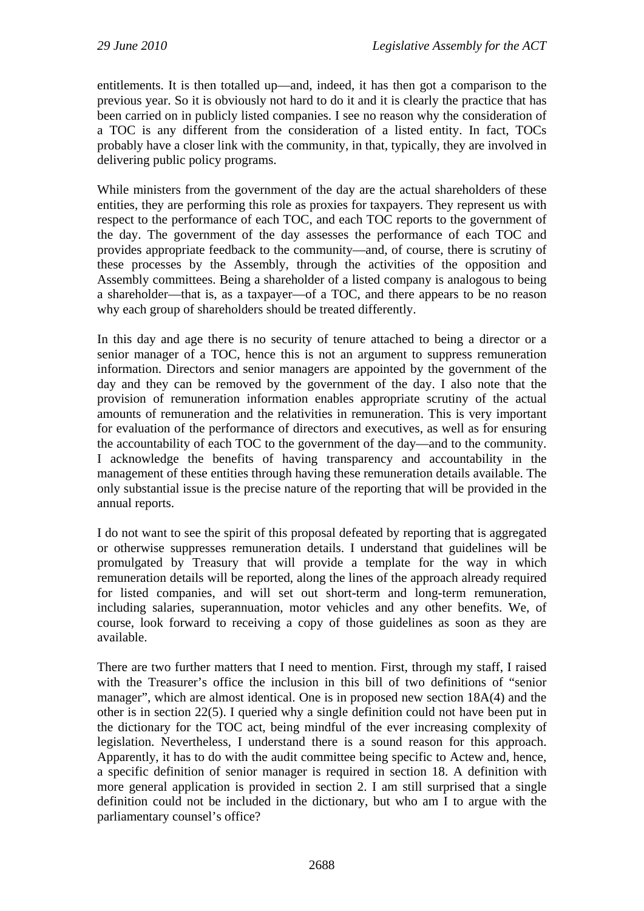entitlements. It is then totalled up—and, indeed, it has then got a comparison to the previous year. So it is obviously not hard to do it and it is clearly the practice that has been carried on in publicly listed companies. I see no reason why the consideration of a TOC is any different from the consideration of a listed entity. In fact, TOCs probably have a closer link with the community, in that, typically, they are involved in delivering public policy programs.

While ministers from the government of the day are the actual shareholders of these entities, they are performing this role as proxies for taxpayers. They represent us with respect to the performance of each TOC, and each TOC reports to the government of the day. The government of the day assesses the performance of each TOC and provides appropriate feedback to the community—and, of course, there is scrutiny of these processes by the Assembly, through the activities of the opposition and Assembly committees. Being a shareholder of a listed company is analogous to being a shareholder—that is, as a taxpayer—of a TOC, and there appears to be no reason why each group of shareholders should be treated differently.

In this day and age there is no security of tenure attached to being a director or a senior manager of a TOC, hence this is not an argument to suppress remuneration information. Directors and senior managers are appointed by the government of the day and they can be removed by the government of the day. I also note that the provision of remuneration information enables appropriate scrutiny of the actual amounts of remuneration and the relativities in remuneration. This is very important for evaluation of the performance of directors and executives, as well as for ensuring the accountability of each TOC to the government of the day—and to the community. I acknowledge the benefits of having transparency and accountability in the management of these entities through having these remuneration details available. The only substantial issue is the precise nature of the reporting that will be provided in the annual reports.

I do not want to see the spirit of this proposal defeated by reporting that is aggregated or otherwise suppresses remuneration details. I understand that guidelines will be promulgated by Treasury that will provide a template for the way in which remuneration details will be reported, along the lines of the approach already required for listed companies, and will set out short-term and long-term remuneration, including salaries, superannuation, motor vehicles and any other benefits. We, of course, look forward to receiving a copy of those guidelines as soon as they are available.

There are two further matters that I need to mention. First, through my staff, I raised with the Treasurer's office the inclusion in this bill of two definitions of "senior manager", which are almost identical. One is in proposed new section 18A(4) and the other is in section 22(5). I queried why a single definition could not have been put in the dictionary for the TOC act, being mindful of the ever increasing complexity of legislation. Nevertheless, I understand there is a sound reason for this approach. Apparently, it has to do with the audit committee being specific to Actew and, hence, a specific definition of senior manager is required in section 18. A definition with more general application is provided in section 2. I am still surprised that a single definition could not be included in the dictionary, but who am I to argue with the parliamentary counsel's office?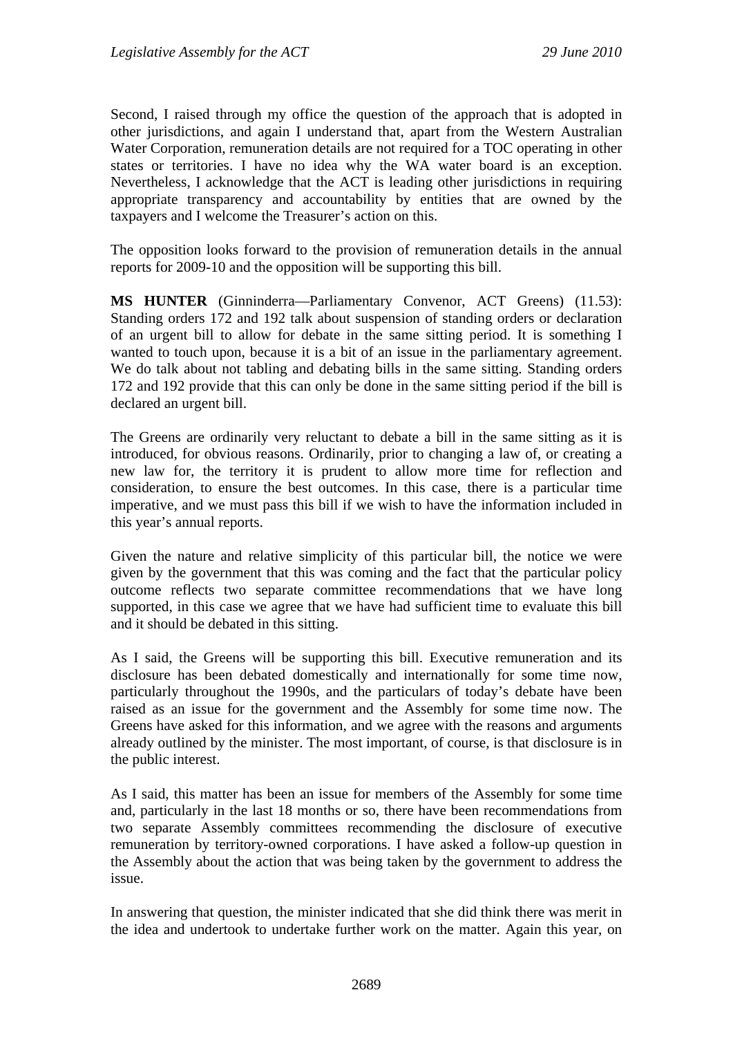Second, I raised through my office the question of the approach that is adopted in other jurisdictions, and again I understand that, apart from the Western Australian Water Corporation, remuneration details are not required for a TOC operating in other states or territories. I have no idea why the WA water board is an exception. Nevertheless, I acknowledge that the ACT is leading other jurisdictions in requiring appropriate transparency and accountability by entities that are owned by the taxpayers and I welcome the Treasurer's action on this.

The opposition looks forward to the provision of remuneration details in the annual reports for 2009-10 and the opposition will be supporting this bill.

**MS HUNTER** (Ginninderra—Parliamentary Convenor, ACT Greens) (11.53): Standing orders 172 and 192 talk about suspension of standing orders or declaration of an urgent bill to allow for debate in the same sitting period. It is something I wanted to touch upon, because it is a bit of an issue in the parliamentary agreement. We do talk about not tabling and debating bills in the same sitting. Standing orders 172 and 192 provide that this can only be done in the same sitting period if the bill is declared an urgent bill.

The Greens are ordinarily very reluctant to debate a bill in the same sitting as it is introduced, for obvious reasons. Ordinarily, prior to changing a law of, or creating a new law for, the territory it is prudent to allow more time for reflection and consideration, to ensure the best outcomes. In this case, there is a particular time imperative, and we must pass this bill if we wish to have the information included in this year's annual reports.

Given the nature and relative simplicity of this particular bill, the notice we were given by the government that this was coming and the fact that the particular policy outcome reflects two separate committee recommendations that we have long supported, in this case we agree that we have had sufficient time to evaluate this bill and it should be debated in this sitting.

As I said, the Greens will be supporting this bill. Executive remuneration and its disclosure has been debated domestically and internationally for some time now, particularly throughout the 1990s, and the particulars of today's debate have been raised as an issue for the government and the Assembly for some time now. The Greens have asked for this information, and we agree with the reasons and arguments already outlined by the minister. The most important, of course, is that disclosure is in the public interest.

As I said, this matter has been an issue for members of the Assembly for some time and, particularly in the last 18 months or so, there have been recommendations from two separate Assembly committees recommending the disclosure of executive remuneration by territory-owned corporations. I have asked a follow-up question in the Assembly about the action that was being taken by the government to address the issue.

In answering that question, the minister indicated that she did think there was merit in the idea and undertook to undertake further work on the matter. Again this year, on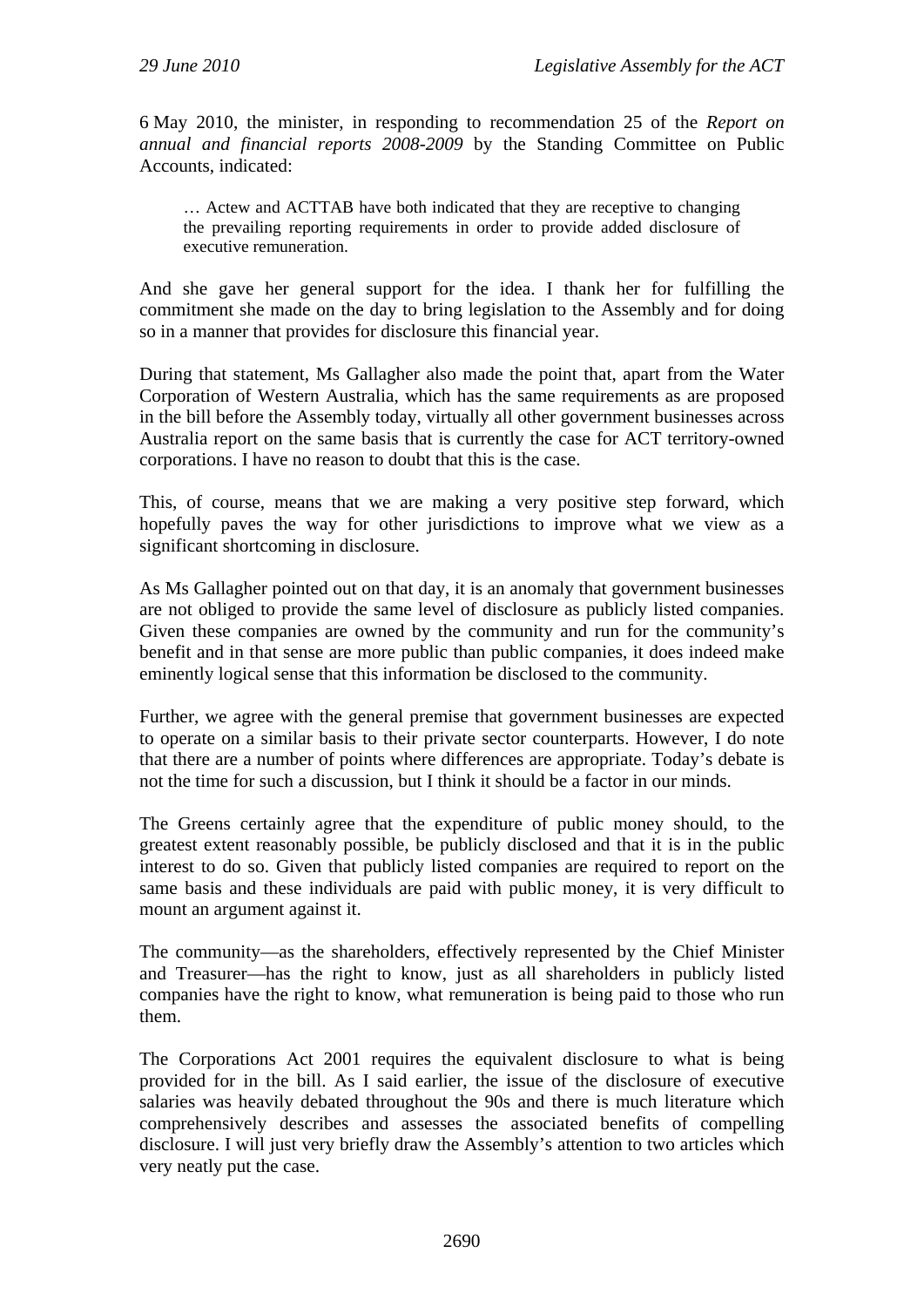6 May 2010, the minister, in responding to recommendation 25 of the *Report on annual and financial reports 2008-2009* by the Standing Committee on Public Accounts, indicated:

> … Actew and ACTTAB have both indicated that they are receptive to changing the prevailing reporting requirements in order to provide added disclosure of executive remuneration.

And she gave her general support for the idea. I thank her for fulfilling the commitment she made on the day to bring legislation to the Assembly and for doing so in a manner that provides for disclosure this financial year.

During that statement, Ms Gallagher also made the point that, apart from the Water Corporation of Western Australia, which has the same requirements as are proposed in the bill before the Assembly today, virtually all other government businesses across Australia report on the same basis that is currently the case for ACT territory-owned corporations. I have no reason to doubt that this is the case.

This, of course, means that we are making a very positive step forward, which hopefully paves the way for other jurisdictions to improve what we view as a significant shortcoming in disclosure.

As Ms Gallagher pointed out on that day, it is an anomaly that government businesses are not obliged to provide the same level of disclosure as publicly listed companies. Given these companies are owned by the community and run for the community's benefit and in that sense are more public than public companies, it does indeed make eminently logical sense that this information be disclosed to the community.

Further, we agree with the general premise that government businesses are expected to operate on a similar basis to their private sector counterparts. However, I do note that there are a number of points where differences are appropriate. Today's debate is not the time for such a discussion, but I think it should be a factor in our minds.

The Greens certainly agree that the expenditure of public money should, to the greatest extent reasonably possible, be publicly disclosed and that it is in the public interest to do so. Given that publicly listed companies are required to report on the same basis and these individuals are paid with public money, it is very difficult to mount an argument against it.

The community—as the shareholders, effectively represented by the Chief Minister and Treasurer—has the right to know, just as all shareholders in publicly listed companies have the right to know, what remuneration is being paid to those who run them.

The Corporations Act 2001 requires the equivalent disclosure to what is being provided for in the bill. As I said earlier, the issue of the disclosure of executive salaries was heavily debated throughout the 90s and there is much literature which comprehensively describes and assesses the associated benefits of compelling disclosure. I will just very briefly draw the Assembly's attention to two articles which very neatly put the case.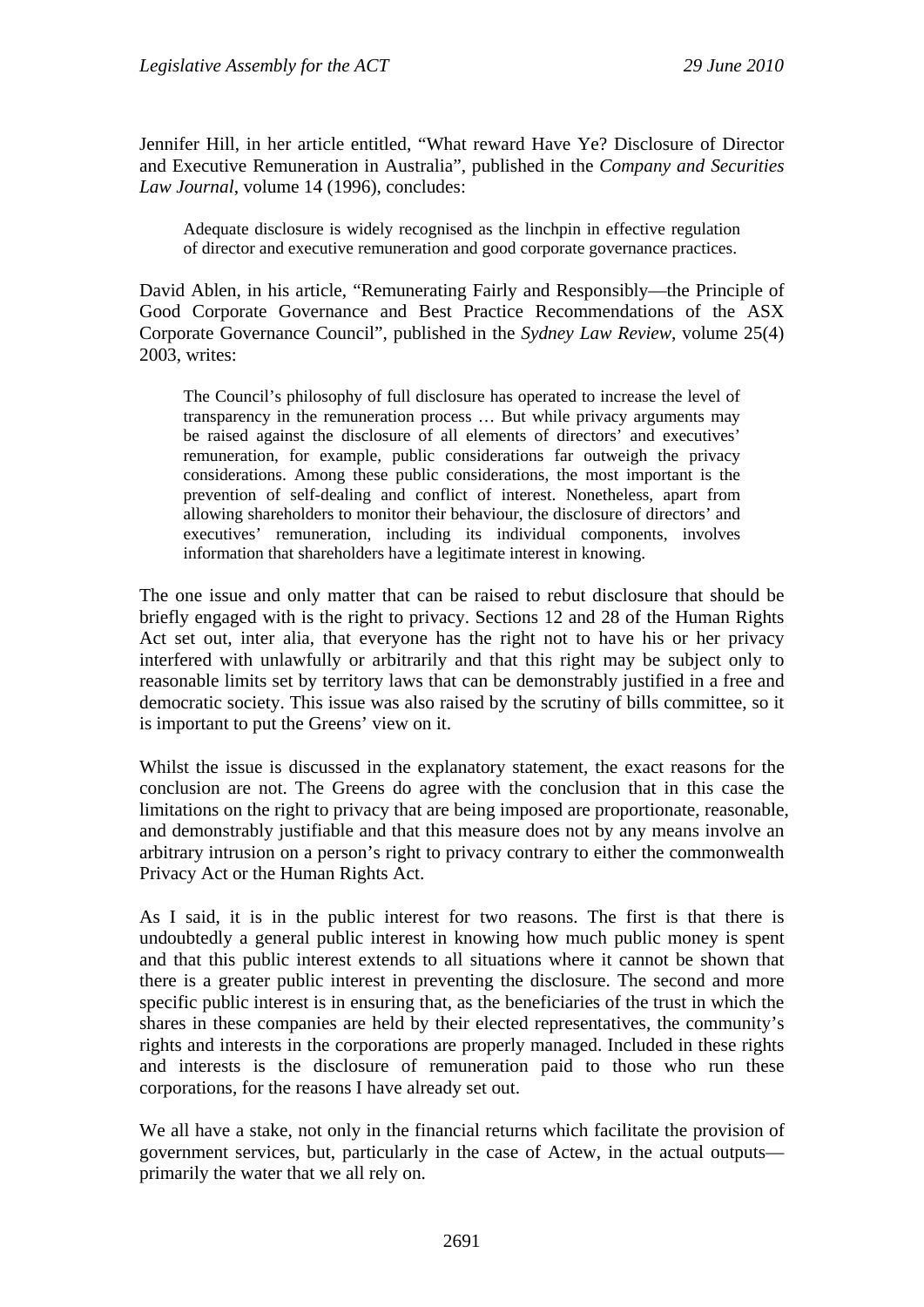Jennifer Hill, in her article entitled, "What reward Have Ye? Disclosure of Director and Executive Remuneration in Australia", published in the *Company and Securities Law Journal*, volume 14 (1996), concludes:

> Adequate disclosure is widely recognised as the linchpin in effective regulation of director and executive remuneration and good corporate governance practices.

David Ablen, in his article, "Remunerating Fairly and Responsibly—the Principle of Good Corporate Governance and Best Practice Recommendations of the ASX Corporate Governance Council", published in the *Sydney Law Review*, volume 25(4) 2003, writes:

> The Council's philosophy of full disclosure has operated to increase the level of transparency in the remuneration process … But while privacy arguments may be raised against the disclosure of all elements of directors' and executives' remuneration, for example, public considerations far outweigh the privacy considerations. Among these public considerations, the most important is the prevention of self-dealing and conflict of interest. Nonetheless, apart from allowing shareholders to monitor their behaviour, the disclosure of directors' and executives' remuneration, including its individual components, involves information that shareholders have a legitimate interest in knowing.

The one issue and only matter that can be raised to rebut disclosure that should be briefly engaged with is the right to privacy. Sections 12 and 28 of the Human Rights Act set out, inter alia, that everyone has the right not to have his or her privacy interfered with unlawfully or arbitrarily and that this right may be subject only to reasonable limits set by territory laws that can be demonstrably justified in a free and democratic society. This issue was also raised by the scrutiny of bills committee, so it is important to put the Greens' view on it.

Whilst the issue is discussed in the explanatory statement, the exact reasons for the conclusion are not. The Greens do agree with the conclusion that in this case the limitations on the right to privacy that are being imposed are proportionate, reasonable, and demonstrably justifiable and that this measure does not by any means involve an arbitrary intrusion on a person's right to privacy contrary to either the commonwealth Privacy Act or the Human Rights Act.

As I said, it is in the public interest for two reasons. The first is that there is undoubtedly a general public interest in knowing how much public money is spent and that this public interest extends to all situations where it cannot be shown that there is a greater public interest in preventing the disclosure. The second and more specific public interest is in ensuring that, as the beneficiaries of the trust in which the shares in these companies are held by their elected representatives, the community's rights and interests in the corporations are properly managed. Included in these rights and interests is the disclosure of remuneration paid to those who run these corporations, for the reasons I have already set out.

We all have a stake, not only in the financial returns which facilitate the provision of government services, but, particularly in the case of Actew, in the actual outputs—primarily the water that we all rely on.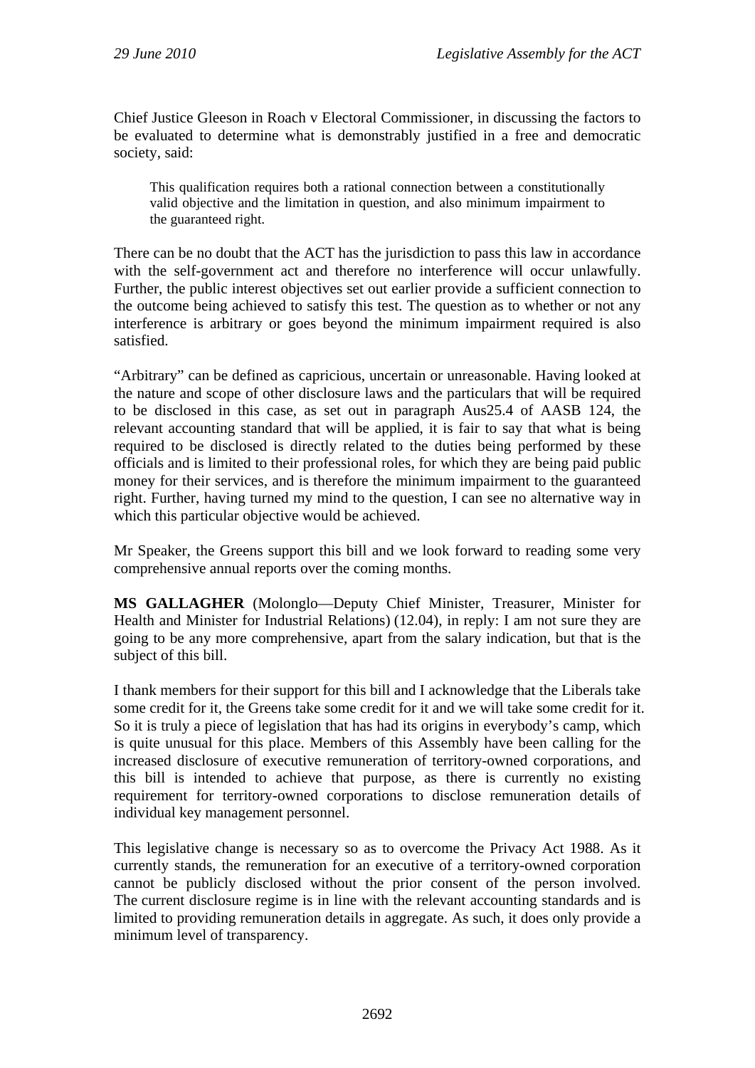Chief Justice Gleeson in Roach v Electoral Commissioner, in discussing the factors to be evaluated to determine what is demonstrably justified in a free and democratic society, said:

> This qualification requires both a rational connection between a constitutionally valid objective and the limitation in question, and also minimum impairment to the guaranteed right.

There can be no doubt that the ACT has the jurisdiction to pass this law in accordance with the self-government act and therefore no interference will occur unlawfully. Further, the public interest objectives set out earlier provide a sufficient connection to the outcome being achieved to satisfy this test. The question as to whether or not any interference is arbitrary or goes beyond the minimum impairment required is also satisfied.

"Arbitrary" can be defined as capricious, uncertain or unreasonable. Having looked at the nature and scope of other disclosure laws and the particulars that will be required to be disclosed in this case, as set out in paragraph Aus25.4 of AASB 124, the relevant accounting standard that will be applied, it is fair to say that what is being required to be disclosed is directly related to the duties being performed by these officials and is limited to their professional roles, for which they are being paid public money for their services, and is therefore the minimum impairment to the guaranteed right. Further, having turned my mind to the question, I can see no alternative way in which this particular objective would be achieved.

Mr Speaker, the Greens support this bill and we look forward to reading some very comprehensive annual reports over the coming months.

**MS GALLAGHER** (Molonglo—Deputy Chief Minister, Treasurer, Minister for Health and Minister for Industrial Relations) (12.04), in reply: I am not sure they are going to be any more comprehensive, apart from the salary indication, but that is the subject of this bill.

I thank members for their support for this bill and I acknowledge that the Liberals take some credit for it, the Greens take some credit for it and we will take some credit for it. So it is truly a piece of legislation that has had its origins in everybody's camp, which is quite unusual for this place. Members of this Assembly have been calling for the increased disclosure of executive remuneration of territory-owned corporations, and this bill is intended to achieve that purpose, as there is currently no existing requirement for territory-owned corporations to disclose remuneration details of individual key management personnel.

This legislative change is necessary so as to overcome the Privacy Act 1988. As it currently stands, the remuneration for an executive of a territory-owned corporation cannot be publicly disclosed without the prior consent of the person involved. The current disclosure regime is in line with the relevant accounting standards and is limited to providing remuneration details in aggregate. As such, it does only provide a minimum level of transparency.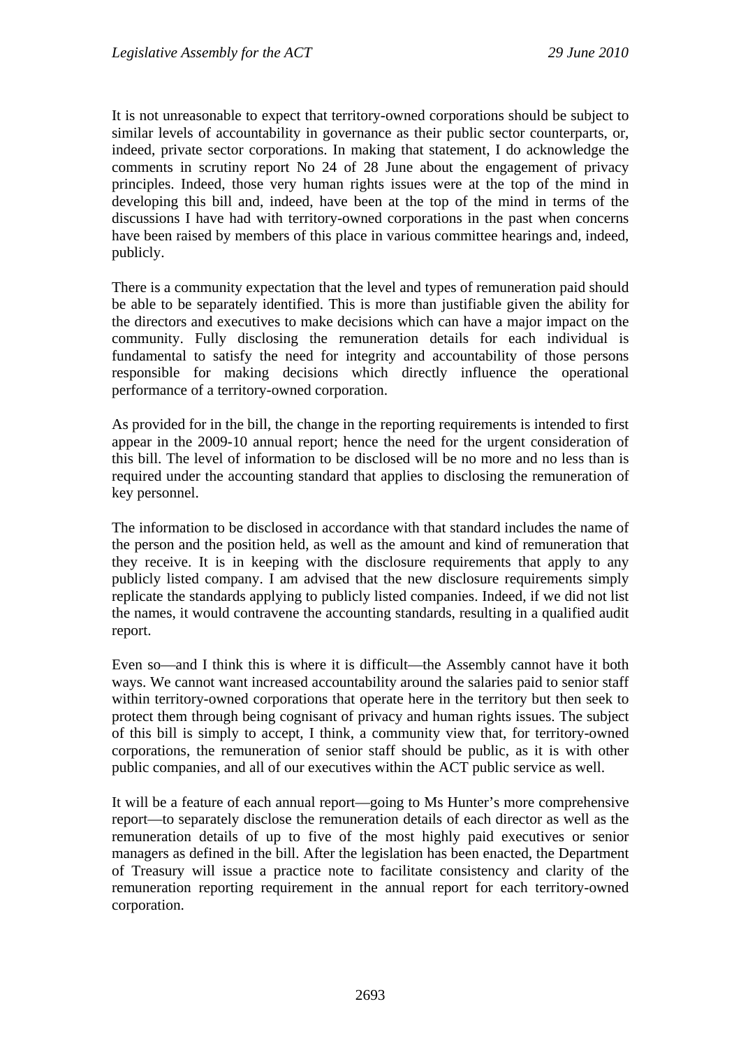It is not unreasonable to expect that territory-owned corporations should be subject to similar levels of accountability in governance as their public sector counterparts, or, indeed, private sector corporations. In making that statement, I do acknowledge the comments in scrutiny report No 24 of 28 June about the engagement of privacy principles. Indeed, those very human rights issues were at the top of the mind in developing this bill and, indeed, have been at the top of the mind in terms of the discussions I have had with territory-owned corporations in the past when concerns have been raised by members of this place in various committee hearings and, indeed, publicly.

There is a community expectation that the level and types of remuneration paid should be able to be separately identified. This is more than justifiable given the ability for the directors and executives to make decisions which can have a major impact on the community. Fully disclosing the remuneration details for each individual is fundamental to satisfy the need for integrity and accountability of those persons responsible for making decisions which directly influence the operational performance of a territory-owned corporation.

As provided for in the bill, the change in the reporting requirements is intended to first appear in the 2009-10 annual report; hence the need for the urgent consideration of this bill. The level of information to be disclosed will be no more and no less than is required under the accounting standard that applies to disclosing the remuneration of key personnel.

The information to be disclosed in accordance with that standard includes the name of the person and the position held, as well as the amount and kind of remuneration that they receive. It is in keeping with the disclosure requirements that apply to any publicly listed company. I am advised that the new disclosure requirements simply replicate the standards applying to publicly listed companies. Indeed, if we did not list the names, it would contravene the accounting standards, resulting in a qualified audit report.

Even so—and I think this is where it is difficult—the Assembly cannot have it both ways. We cannot want increased accountability around the salaries paid to senior staff within territory-owned corporations that operate here in the territory but then seek to protect them through being cognisant of privacy and human rights issues. The subject of this bill is simply to accept, I think, a community view that, for territory-owned corporations, the remuneration of senior staff should be public, as it is with other public companies, and all of our executives within the ACT public service as well.

It will be a feature of each annual report—going to Ms Hunter's more comprehensive report—to separately disclose the remuneration details of each director as well as the remuneration details of up to five of the most highly paid executives or senior managers as defined in the bill. After the legislation has been enacted, the Department of Treasury will issue a practice note to facilitate consistency and clarity of the remuneration reporting requirement in the annual report for each territory-owned corporation.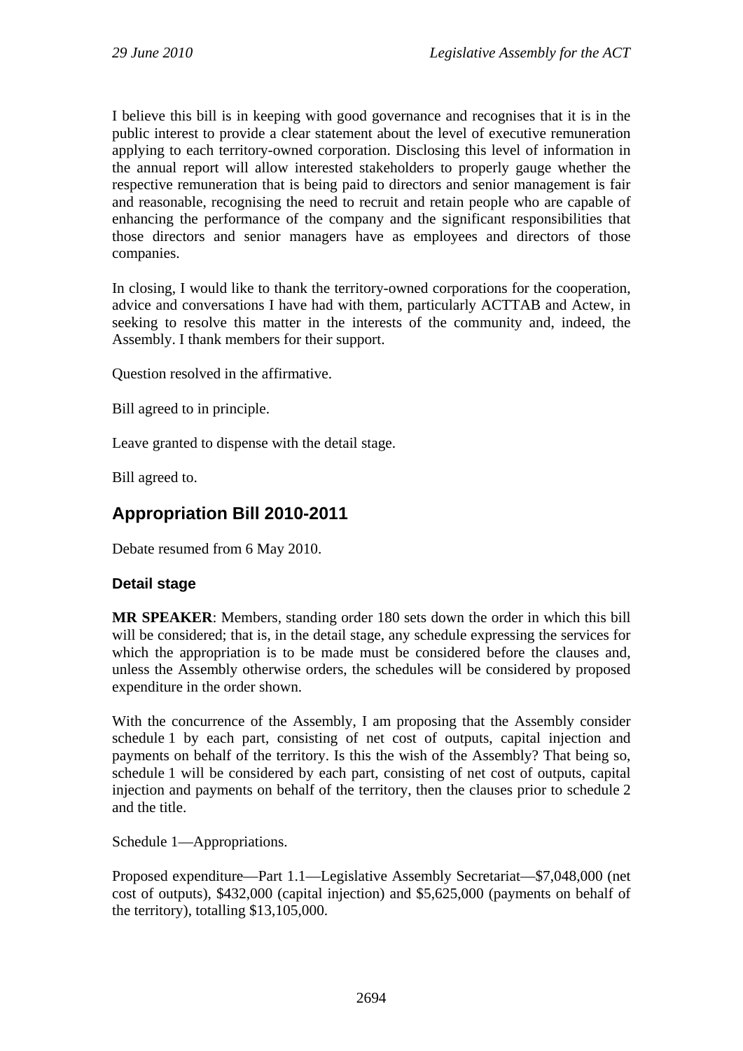I believe this bill is in keeping with good governance and recognises that it is in the public interest to provide a clear statement about the level of executive remuneration applying to each territory-owned corporation. Disclosing this level of information in the annual report will allow interested stakeholders to properly gauge whether the respective remuneration that is being paid to directors and senior management is fair and reasonable, recognising the need to recruit and retain people who are capable of enhancing the performance of the company and the significant responsibilities that those directors and senior managers have as employees and directors of those companies.

In closing, I would like to thank the territory-owned corporations for the cooperation, advice and conversations I have had with them, particularly ACTTAB and Actew, in seeking to resolve this matter in the interests of the community and, indeed, the Assembly. I thank members for their support.

Question resolved in the affirmative.

Bill agreed to in principle.

Leave granted to dispense with the detail stage.

Bill agreed to.

## Appropriation Bill 2010-2011

Debate resumed from 6 May 2010.

### Detail stage

**MR SPEAKER**: Members, standing order 180 sets down the order in which this bill will be considered; that is, in the detail stage, any schedule expressing the services for which the appropriation is to be made must be considered before the clauses and, unless the Assembly otherwise orders, the schedules will be considered by proposed expenditure in the order shown.

With the concurrence of the Assembly, I am proposing that the Assembly consider schedule 1 by each part, consisting of net cost of outputs, capital injection and payments on behalf of the territory. Is this the wish of the Assembly? That being so, schedule 1 will be considered by each part, consisting of net cost of outputs, capital injection and payments on behalf of the territory, then the clauses prior to schedule 2 and the title.

Schedule 1—Appropriations.

Proposed expenditure—Part 1.1—Legislative Assembly Secretariat—$7,048,000 (net cost of outputs), $432,000 (capital injection) and $5,625,000 (payments on behalf of the territory), totalling $13,105,000.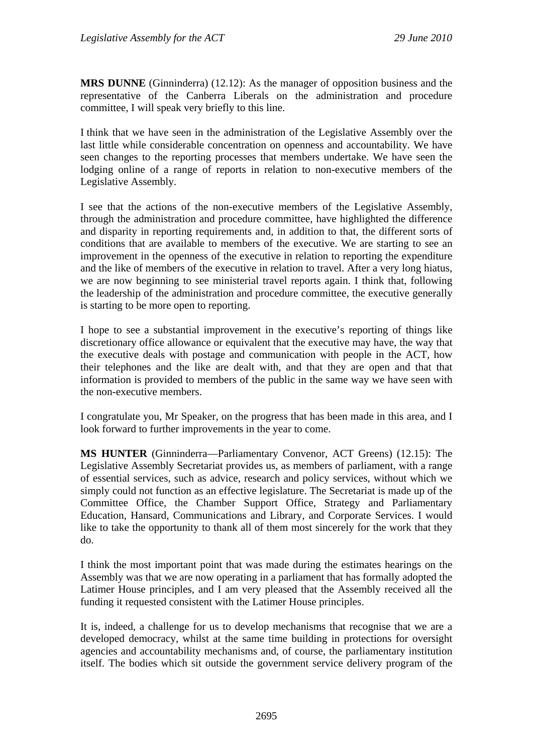**MRS DUNNE** (Ginninderra) (12.12): As the manager of opposition business and the representative of the Canberra Liberals on the administration and procedure committee, I will speak very briefly to this line.

I think that we have seen in the administration of the Legislative Assembly over the last little while considerable concentration on openness and accountability. We have seen changes to the reporting processes that members undertake. We have seen the lodging online of a range of reports in relation to non-executive members of the Legislative Assembly.

I see that the actions of the non-executive members of the Legislative Assembly, through the administration and procedure committee, have highlighted the difference and disparity in reporting requirements and, in addition to that, the different sorts of conditions that are available to members of the executive. We are starting to see an improvement in the openness of the executive in relation to reporting the expenditure and the like of members of the executive in relation to travel. After a very long hiatus, we are now beginning to see ministerial travel reports again. I think that, following the leadership of the administration and procedure committee, the executive generally is starting to be more open to reporting.

I hope to see a substantial improvement in the executive's reporting of things like discretionary office allowance or equivalent that the executive may have, the way that the executive deals with postage and communication with people in the ACT, how their telephones and the like are dealt with, and that they are open and that that information is provided to members of the public in the same way we have seen with the non-executive members.

I congratulate you, Mr Speaker, on the progress that has been made in this area, and I look forward to further improvements in the year to come.

**MS HUNTER** (Ginninderra—Parliamentary Convenor, ACT Greens) (12.15): The Legislative Assembly Secretariat provides us, as members of parliament, with a range of essential services, such as advice, research and policy services, without which we simply could not function as an effective legislature. The Secretariat is made up of the Committee Office, the Chamber Support Office, Strategy and Parliamentary Education, Hansard, Communications and Library, and Corporate Services. I would like to take the opportunity to thank all of them most sincerely for the work that they do.

I think the most important point that was made during the estimates hearings on the Assembly was that we are now operating in a parliament that has formally adopted the Latimer House principles, and I am very pleased that the Assembly received all the funding it requested consistent with the Latimer House principles.

It is, indeed, a challenge for us to develop mechanisms that recognise that we are a developed democracy, whilst at the same time building in protections for oversight agencies and accountability mechanisms and, of course, the parliamentary institution itself. The bodies which sit outside the government service delivery program of the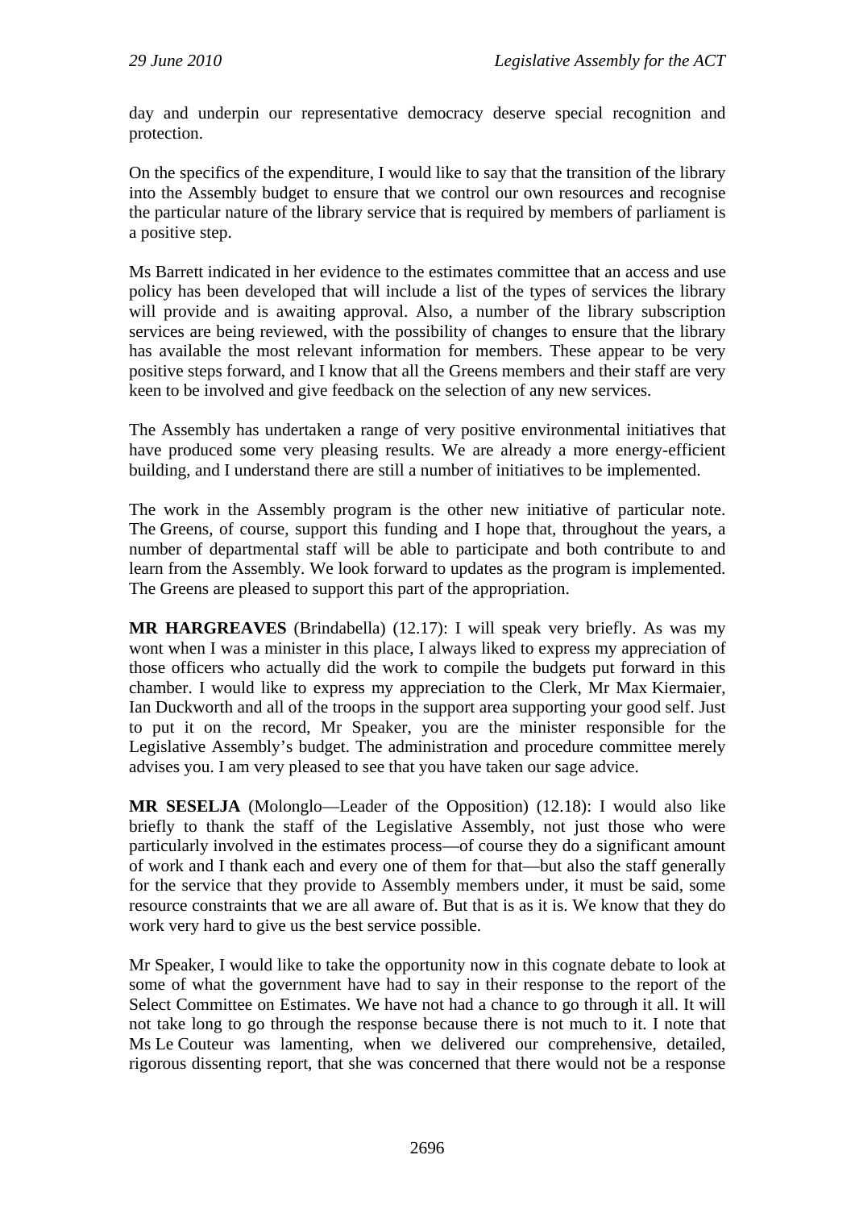day and underpin our representative democracy deserve special recognition and protection.

On the specifics of the expenditure, I would like to say that the transition of the library into the Assembly budget to ensure that we control our own resources and recognise the particular nature of the library service that is required by members of parliament is a positive step.

Ms Barrett indicated in her evidence to the estimates committee that an access and use policy has been developed that will include a list of the types of services the library will provide and is awaiting approval. Also, a number of the library subscription services are being reviewed, with the possibility of changes to ensure that the library has available the most relevant information for members. These appear to be very positive steps forward, and I know that all the Greens members and their staff are very keen to be involved and give feedback on the selection of any new services.

The Assembly has undertaken a range of very positive environmental initiatives that have produced some very pleasing results. We are already a more energy-efficient building, and I understand there are still a number of initiatives to be implemented.

The work in the Assembly program is the other new initiative of particular note. The Greens, of course, support this funding and I hope that, throughout the years, a number of departmental staff will be able to participate and both contribute to and learn from the Assembly. We look forward to updates as the program is implemented. The Greens are pleased to support this part of the appropriation.

**MR HARGREAVES** (Brindabella) (12.17): I will speak very briefly. As was my wont when I was a minister in this place, I always liked to express my appreciation of those officers who actually did the work to compile the budgets put forward in this chamber. I would like to express my appreciation to the Clerk, Mr Max Kiermaier, Ian Duckworth and all of the troops in the support area supporting your good self. Just to put it on the record, Mr Speaker, you are the minister responsible for the Legislative Assembly's budget. The administration and procedure committee merely advises you. I am very pleased to see that you have taken our sage advice.

**MR SESELJA** (Molonglo—Leader of the Opposition) (12.18): I would also like briefly to thank the staff of the Legislative Assembly, not just those who were particularly involved in the estimates process—of course they do a significant amount of work and I thank each and every one of them for that—but also the staff generally for the service that they provide to Assembly members under, it must be said, some resource constraints that we are all aware of. But that is as it is. We know that they do work very hard to give us the best service possible.

Mr Speaker, I would like to take the opportunity now in this cognate debate to look at some of what the government have had to say in their response to the report of the Select Committee on Estimates. We have not had a chance to go through it all. It will not take long to go through the response because there is not much to it. I note that Ms Le Couteur was lamenting, when we delivered our comprehensive, detailed, rigorous dissenting report, that she was concerned that there would not be a response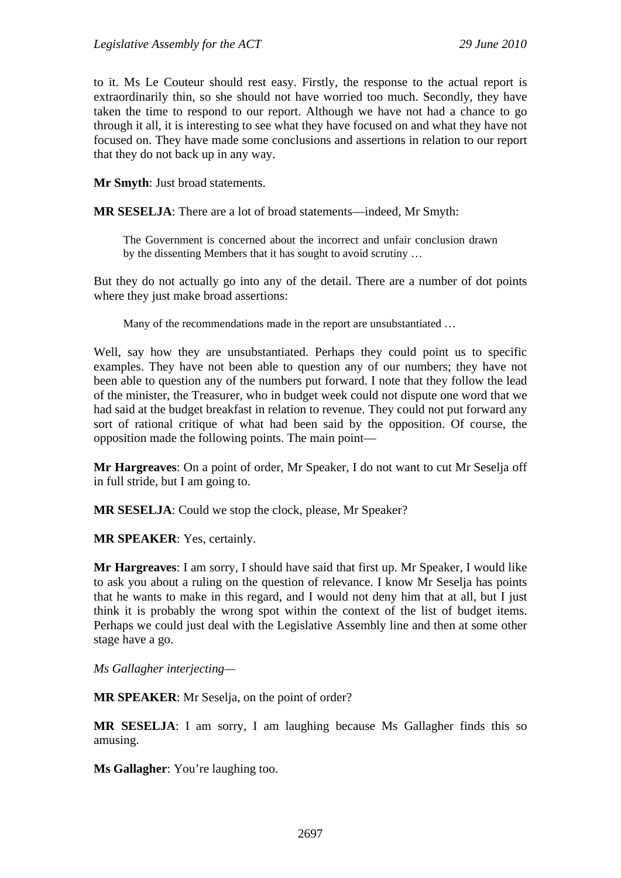to it. Ms Le Couteur should rest easy. Firstly, the response to the actual report is extraordinarily thin, so she should not have worried too much. Secondly, they have taken the time to respond to our report. Although we have not had a chance to go through it all, it is interesting to see what they have focused on and what they have not focused on. They have made some conclusions and assertions in relation to our report that they do not back up in any way.

**Mr Smyth**: Just broad statements.

**MR SESELJA**: There are a lot of broad statements—indeed, Mr Smyth:

> The Government is concerned about the incorrect and unfair conclusion drawn by the dissenting Members that it has sought to avoid scrutiny …

But they do not actually go into any of the detail. There are a number of dot points where they just make broad assertions:

> Many of the recommendations made in the report are unsubstantiated …

Well, say how they are unsubstantiated. Perhaps they could point us to specific examples. They have not been able to question any of our numbers; they have not been able to question any of the numbers put forward. I note that they follow the lead of the minister, the Treasurer, who in budget week could not dispute one word that we had said at the budget breakfast in relation to revenue. They could not put forward any sort of rational critique of what had been said by the opposition. Of course, the opposition made the following points. The main point—

**Mr Hargreaves**: On a point of order, Mr Speaker, I do not want to cut Mr Seselja off in full stride, but I am going to.

**MR SESELJA**: Could we stop the clock, please, Mr Speaker?

**MR SPEAKER**: Yes, certainly.

**Mr Hargreaves**: I am sorry, I should have said that first up. Mr Speaker, I would like to ask you about a ruling on the question of relevance. I know Mr Seselja has points that he wants to make in this regard, and I would not deny him that at all, but I just think it is probably the wrong spot within the context of the list of budget items. Perhaps we could just deal with the Legislative Assembly line and then at some other stage have a go.

*Ms Gallagher interjecting*—

**MR SPEAKER**: Mr Seselja, on the point of order?

**MR SESELJA**: I am sorry, I am laughing because Ms Gallagher finds this so amusing.

**Ms Gallagher**: You're laughing too.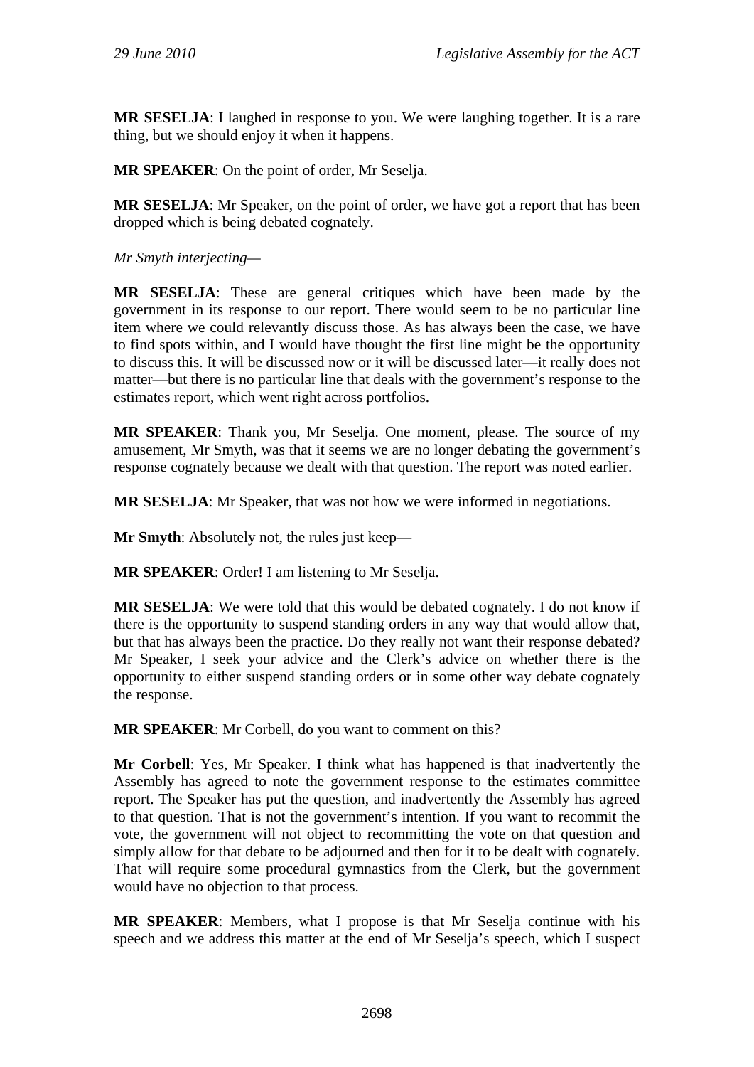**MR SESELJA**: I laughed in response to you. We were laughing together. It is a rare thing, but we should enjoy it when it happens.

**MR SPEAKER**: On the point of order, Mr Seselja.

**MR SESELJA**: Mr Speaker, on the point of order, we have got a report that has been dropped which is being debated cognately.

*Mr Smyth interjecting—*

**MR SESELJA**: These are general critiques which have been made by the government in its response to our report. There would seem to be no particular line item where we could relevantly discuss those. As has always been the case, we have to find spots within, and I would have thought the first line might be the opportunity to discuss this. It will be discussed now or it will be discussed later—it really does not matter—but there is no particular line that deals with the government's response to the estimates report, which went right across portfolios.

**MR SPEAKER**: Thank you, Mr Seselja. One moment, please. The source of my amusement, Mr Smyth, was that it seems we are no longer debating the government's response cognately because we dealt with that question. The report was noted earlier.

**MR SESELJA**: Mr Speaker, that was not how we were informed in negotiations.

**Mr Smyth**: Absolutely not, the rules just keep—

**MR SPEAKER**: Order! I am listening to Mr Seselja.

**MR SESELJA**: We were told that this would be debated cognately. I do not know if there is the opportunity to suspend standing orders in any way that would allow that, but that has always been the practice. Do they really not want their response debated? Mr Speaker, I seek your advice and the Clerk's advice on whether there is the opportunity to either suspend standing orders or in some other way debate cognately the response.

**MR SPEAKER**: Mr Corbell, do you want to comment on this?

**Mr Corbell**: Yes, Mr Speaker. I think what has happened is that inadvertently the Assembly has agreed to note the government response to the estimates committee report. The Speaker has put the question, and inadvertently the Assembly has agreed to that question. That is not the government's intention. If you want to recommit the vote, the government will not object to recommitting the vote on that question and simply allow for that debate to be adjourned and then for it to be dealt with cognately. That will require some procedural gymnastics from the Clerk, but the government would have no objection to that process.

**MR SPEAKER**: Members, what I propose is that Mr Seselja continue with his speech and we address this matter at the end of Mr Seselja's speech, which I suspect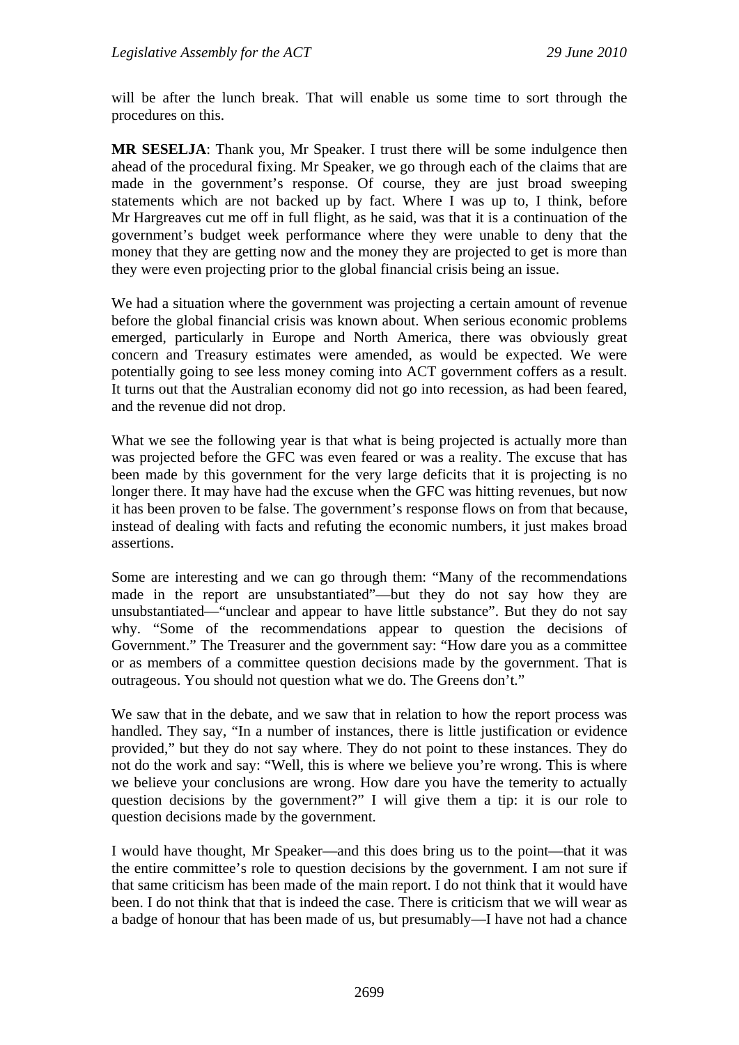will be after the lunch break. That will enable us some time to sort through the procedures on this.

**MR SESELJA**: Thank you, Mr Speaker. I trust there will be some indulgence then ahead of the procedural fixing. Mr Speaker, we go through each of the claims that are made in the government's response. Of course, they are just broad sweeping statements which are not backed up by fact. Where I was up to, I think, before Mr Hargreaves cut me off in full flight, as he said, was that it is a continuation of the government's budget week performance where they were unable to deny that the money that they are getting now and the money they are projected to get is more than they were even projecting prior to the global financial crisis being an issue.

We had a situation where the government was projecting a certain amount of revenue before the global financial crisis was known about. When serious economic problems emerged, particularly in Europe and North America, there was obviously great concern and Treasury estimates were amended, as would be expected. We were potentially going to see less money coming into ACT government coffers as a result. It turns out that the Australian economy did not go into recession, as had been feared, and the revenue did not drop.

What we see the following year is that what is being projected is actually more than was projected before the GFC was even feared or was a reality. The excuse that has been made by this government for the very large deficits that it is projecting is no longer there. It may have had the excuse when the GFC was hitting revenues, but now it has been proven to be false. The government's response flows on from that because, instead of dealing with facts and refuting the economic numbers, it just makes broad assertions.

Some are interesting and we can go through them: "Many of the recommendations made in the report are unsubstantiated"—but they do not say how they are unsubstantiated—"unclear and appear to have little substance". But they do not say why. "Some of the recommendations appear to question the decisions of Government." The Treasurer and the government say: "How dare you as a committee or as members of a committee question decisions made by the government. That is outrageous. You should not question what we do. The Greens don't."

We saw that in the debate, and we saw that in relation to how the report process was handled. They say, "In a number of instances, there is little justification or evidence provided," but they do not say where. They do not point to these instances. They do not do the work and say: "Well, this is where we believe you're wrong. This is where we believe your conclusions are wrong. How dare you have the temerity to actually question decisions by the government?" I will give them a tip: it is our role to question decisions made by the government.

I would have thought, Mr Speaker—and this does bring us to the point—that it was the entire committee's role to question decisions by the government. I am not sure if that same criticism has been made of the main report. I do not think that it would have been. I do not think that that is indeed the case. There is criticism that we will wear as a badge of honour that has been made of us, but presumably—I have not had a chance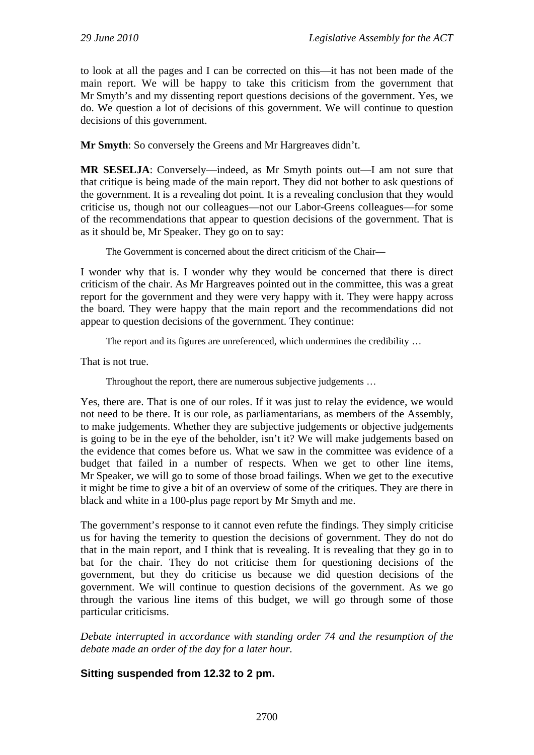to look at all the pages and I can be corrected on this—it has not been made of the main report. We will be happy to take this criticism from the government that Mr Smyth's and my dissenting report questions decisions of the government. Yes, we do. We question a lot of decisions of this government. We will continue to question decisions of this government.

**Mr Smyth**: So conversely the Greens and Mr Hargreaves didn't.

**MR SESELJA**: Conversely—indeed, as Mr Smyth points out—I am not sure that that critique is being made of the main report. They did not bother to ask questions of the government. It is a revealing dot point. It is a revealing conclusion that they would criticise us, though not our colleagues—not our Labor-Greens colleagues—for some of the recommendations that appear to question decisions of the government. That is as it should be, Mr Speaker. They go on to say:

> The Government is concerned about the direct criticism of the Chair—

I wonder why that is. I wonder why they would be concerned that there is direct criticism of the chair. As Mr Hargreaves pointed out in the committee, this was a great report for the government and they were very happy with it. They were happy across the board. They were happy that the main report and the recommendations did not appear to question decisions of the government. They continue:

> The report and its figures are unreferenced, which undermines the credibility …

That is not true.

> Throughout the report, there are numerous subjective judgements …

Yes, there are. That is one of our roles. If it was just to relay the evidence, we would not need to be there. It is our role, as parliamentarians, as members of the Assembly, to make judgements. Whether they are subjective judgements or objective judgements is going to be in the eye of the beholder, isn't it? We will make judgements based on the evidence that comes before us. What we saw in the committee was evidence of a budget that failed in a number of respects. When we get to other line items, Mr Speaker, we will go to some of those broad failings. When we get to the executive it might be time to give a bit of an overview of some of the critiques. They are there in black and white in a 100-plus page report by Mr Smyth and me.

The government's response to it cannot even refute the findings. They simply criticise us for having the temerity to question the decisions of government. They do not do that in the main report, and I think that is revealing. It is revealing that they go in to bat for the chair. They do not criticise them for questioning decisions of the government, but they do criticise us because we did question decisions of the government. We will continue to question decisions of the government. As we go through the various line items of this budget, we will go through some of those particular criticisms.

*Debate interrupted in accordance with standing order 74 and the resumption of the debate made an order of the day for a later hour.*

### Sitting suspended from 12.32 to 2 pm.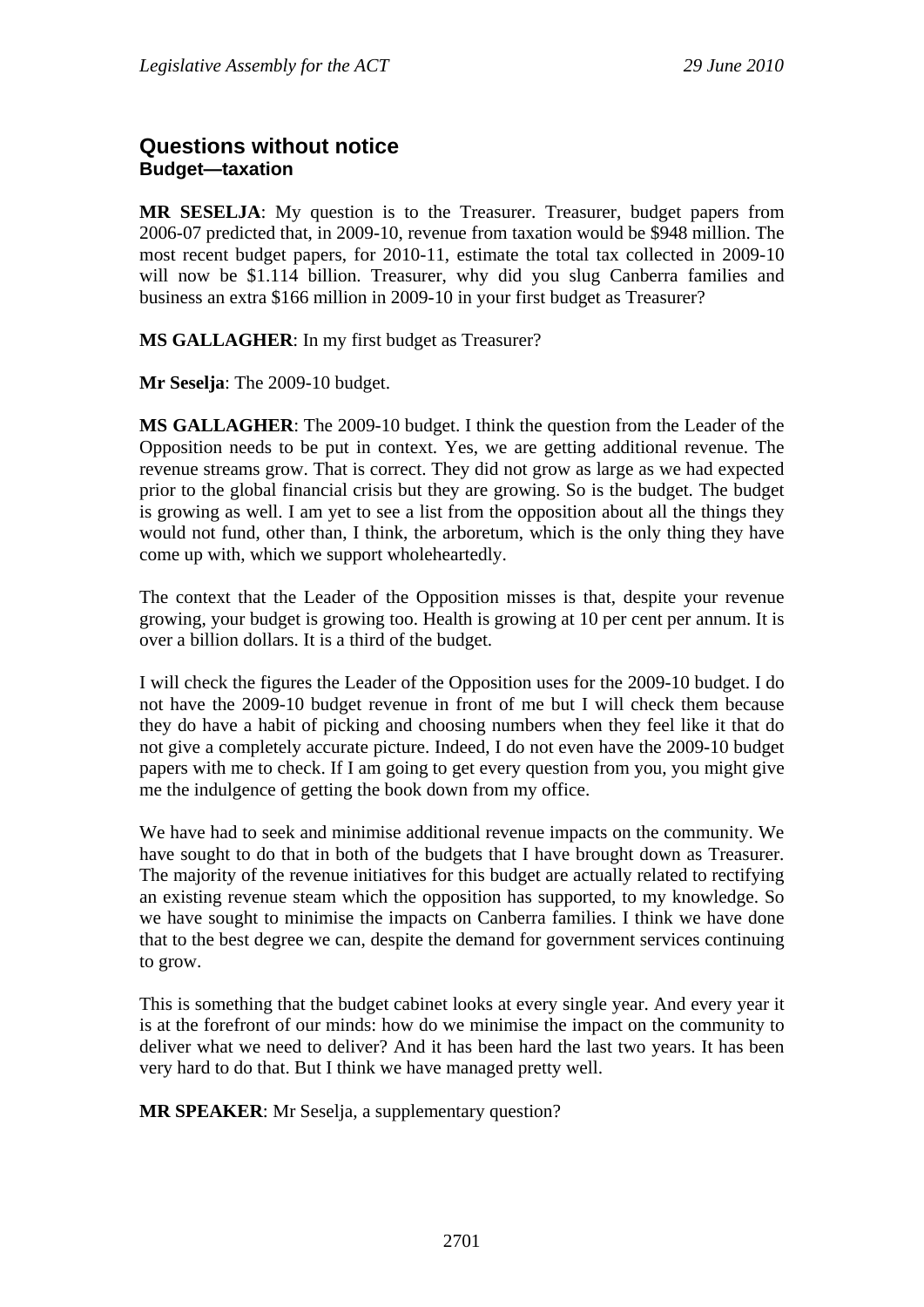## Questions without notice

### Budget—taxation

**MR SESELJA**: My question is to the Treasurer. Treasurer, budget papers from 2006-07 predicted that, in 2009-10, revenue from taxation would be $948 million. The most recent budget papers, for 2010-11, estimate the total tax collected in 2009-10 will now be $1.114 billion. Treasurer, why did you slug Canberra families and business an extra $166 million in 2009-10 in your first budget as Treasurer?

**MS GALLAGHER**: In my first budget as Treasurer?

**Mr Seselja**: The 2009-10 budget.

**MS GALLAGHER**: The 2009-10 budget. I think the question from the Leader of the Opposition needs to be put in context. Yes, we are getting additional revenue. The revenue streams grow. That is correct. They did not grow as large as we had expected prior to the global financial crisis but they are growing. So is the budget. The budget is growing as well. I am yet to see a list from the opposition about all the things they would not fund, other than, I think, the arboretum, which is the only thing they have come up with, which we support wholeheartedly.

The context that the Leader of the Opposition misses is that, despite your revenue growing, your budget is growing too. Health is growing at 10 per cent per annum. It is over a billion dollars. It is a third of the budget.

I will check the figures the Leader of the Opposition uses for the 2009-10 budget. I do not have the 2009-10 budget revenue in front of me but I will check them because they do have a habit of picking and choosing numbers when they feel like it that do not give a completely accurate picture. Indeed, I do not even have the 2009-10 budget papers with me to check. If I am going to get every question from you, you might give me the indulgence of getting the book down from my office.

We have had to seek and minimise additional revenue impacts on the community. We have sought to do that in both of the budgets that I have brought down as Treasurer. The majority of the revenue initiatives for this budget are actually related to rectifying an existing revenue steam which the opposition has supported, to my knowledge. So we have sought to minimise the impacts on Canberra families. I think we have done that to the best degree we can, despite the demand for government services continuing to grow.

This is something that the budget cabinet looks at every single year. And every year it is at the forefront of our minds: how do we minimise the impact on the community to deliver what we need to deliver? And it has been hard the last two years. It has been very hard to do that. But I think we have managed pretty well.

**MR SPEAKER**: Mr Seselja, a supplementary question?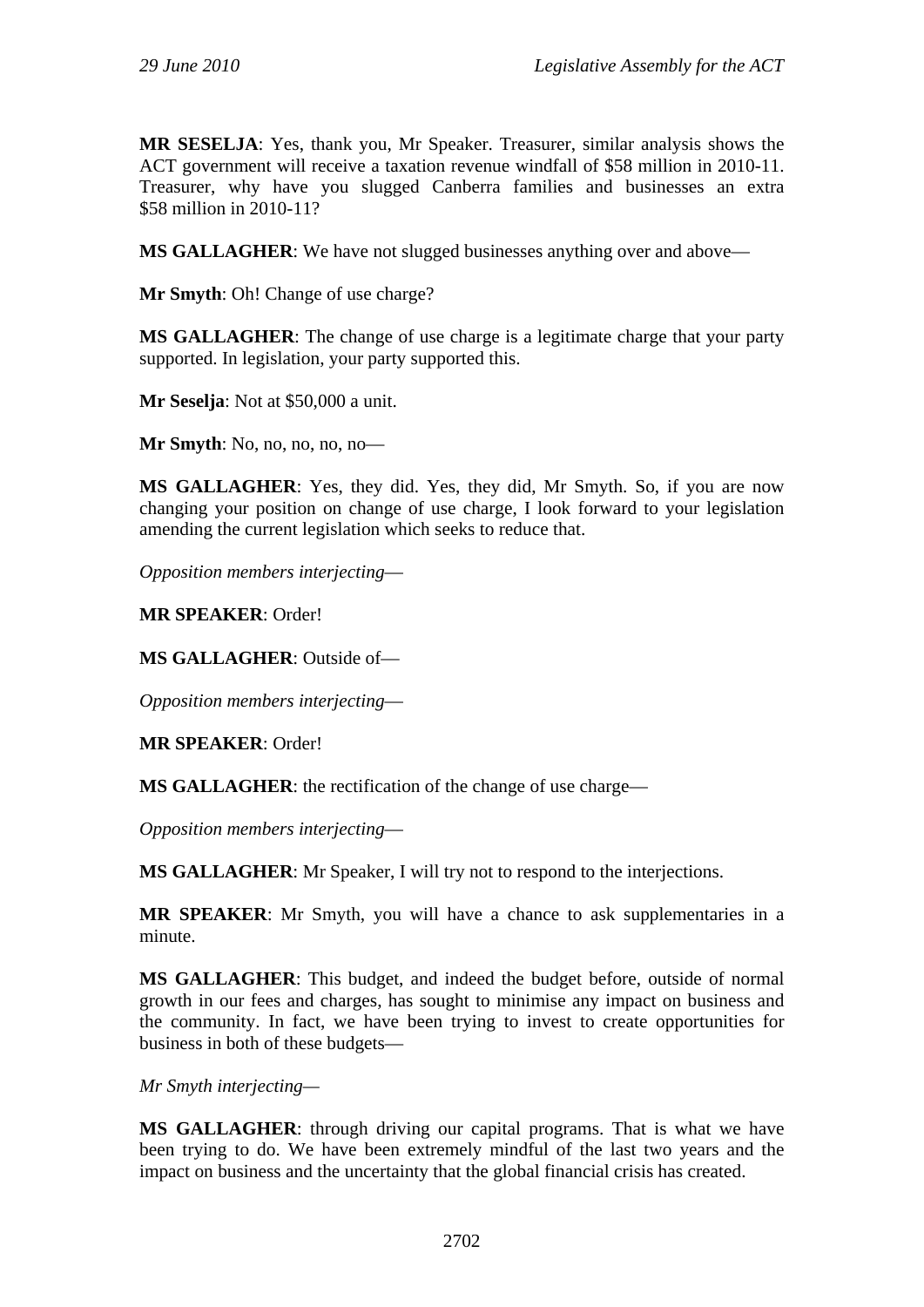**MR SESELJA**: Yes, thank you, Mr Speaker. Treasurer, similar analysis shows the ACT government will receive a taxation revenue windfall of $58 million in 2010-11. Treasurer, why have you slugged Canberra families and businesses an extra $58 million in 2010-11?

**MS GALLAGHER**: We have not slugged businesses anything over and above—

**Mr Smyth**: Oh! Change of use charge?

**MS GALLAGHER**: The change of use charge is a legitimate charge that your party supported. In legislation, your party supported this.

**Mr Seselja**: Not at $50,000 a unit.

**Mr Smyth**: No, no, no, no, no—

**MS GALLAGHER**: Yes, they did. Yes, they did, Mr Smyth. So, if you are now changing your position on change of use charge, I look forward to your legislation amending the current legislation which seeks to reduce that.

*Opposition members interjecting*—

**MR SPEAKER**: Order!

**MS GALLAGHER**: Outside of—

*Opposition members interjecting*—

**MR SPEAKER**: Order!

**MS GALLAGHER**: the rectification of the change of use charge—

*Opposition members interjecting*—

**MS GALLAGHER**: Mr Speaker, I will try not to respond to the interjections.

**MR SPEAKER**: Mr Smyth, you will have a chance to ask supplementaries in a minute.

**MS GALLAGHER**: This budget, and indeed the budget before, outside of normal growth in our fees and charges, has sought to minimise any impact on business and the community. In fact, we have been trying to invest to create opportunities for business in both of these budgets—

*Mr Smyth interjecting*—

**MS GALLAGHER**: through driving our capital programs. That is what we have been trying to do. We have been extremely mindful of the last two years and the impact on business and the uncertainty that the global financial crisis has created.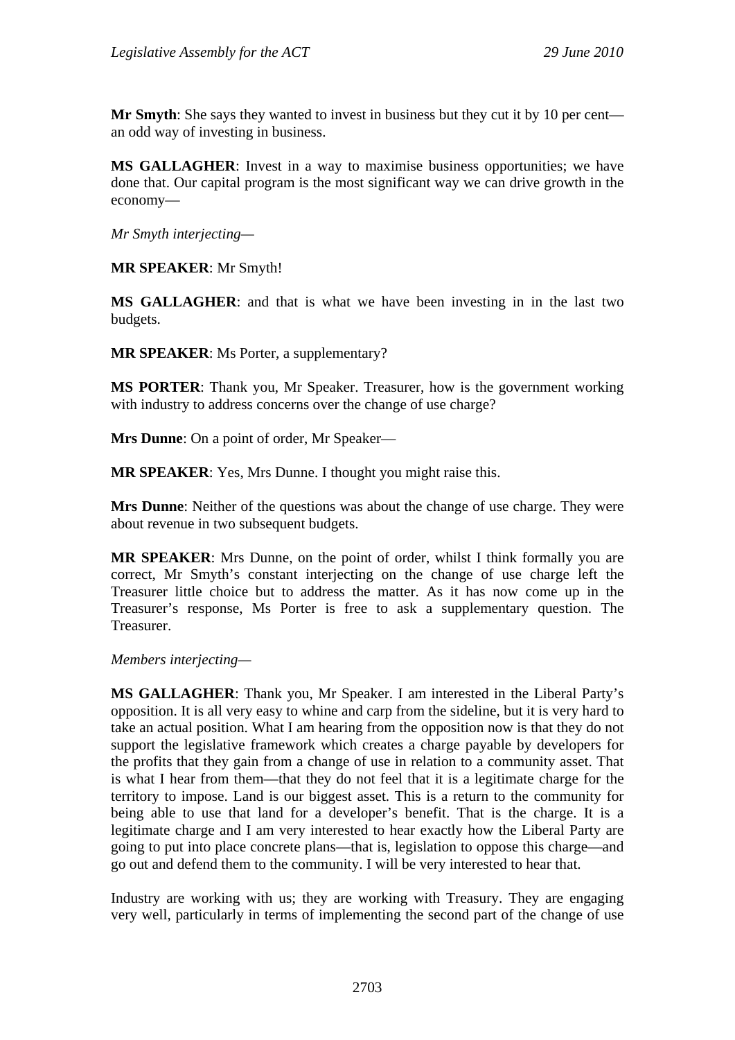**Mr Smyth**: She says they wanted to invest in business but they cut it by 10 per cent—an odd way of investing in business.

**MS GALLAGHER**: Invest in a way to maximise business opportunities; we have done that. Our capital program is the most significant way we can drive growth in the economy—

*Mr Smyth interjecting*—

**MR SPEAKER**: Mr Smyth!

**MS GALLAGHER**: and that is what we have been investing in in the last two budgets.

**MR SPEAKER**: Ms Porter, a supplementary?

**MS PORTER**: Thank you, Mr Speaker. Treasurer, how is the government working with industry to address concerns over the change of use charge?

**Mrs Dunne**: On a point of order, Mr Speaker—

**MR SPEAKER**: Yes, Mrs Dunne. I thought you might raise this.

**Mrs Dunne**: Neither of the questions was about the change of use charge. They were about revenue in two subsequent budgets.

**MR SPEAKER**: Mrs Dunne, on the point of order, whilst I think formally you are correct, Mr Smyth's constant interjecting on the change of use charge left the Treasurer little choice but to address the matter. As it has now come up in the Treasurer's response, Ms Porter is free to ask a supplementary question. The Treasurer.

*Members interjecting*—

**MS GALLAGHER**: Thank you, Mr Speaker. I am interested in the Liberal Party's opposition. It is all very easy to whine and carp from the sideline, but it is very hard to take an actual position. What I am hearing from the opposition now is that they do not support the legislative framework which creates a charge payable by developers for the profits that they gain from a change of use in relation to a community asset. That is what I hear from them—that they do not feel that it is a legitimate charge for the territory to impose. Land is our biggest asset. This is a return to the community for being able to use that land for a developer's benefit. That is the charge. It is a legitimate charge and I am very interested to hear exactly how the Liberal Party are going to put into place concrete plans—that is, legislation to oppose this charge—and go out and defend them to the community. I will be very interested to hear that.

Industry are working with us; they are working with Treasury. They are engaging very well, particularly in terms of implementing the second part of the change of use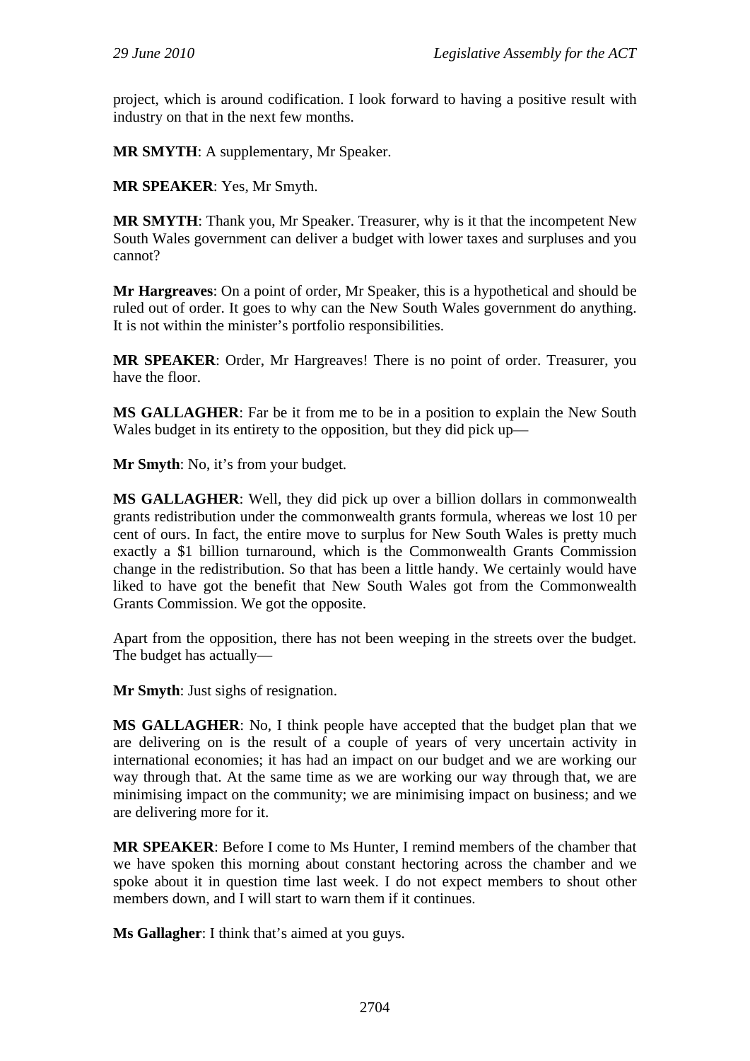project, which is around codification. I look forward to having a positive result with industry on that in the next few months.

**MR SMYTH**: A supplementary, Mr Speaker.

**MR SPEAKER**: Yes, Mr Smyth.

**MR SMYTH**: Thank you, Mr Speaker. Treasurer, why is it that the incompetent New South Wales government can deliver a budget with lower taxes and surpluses and you cannot?

**Mr Hargreaves**: On a point of order, Mr Speaker, this is a hypothetical and should be ruled out of order. It goes to why can the New South Wales government do anything. It is not within the minister's portfolio responsibilities.

**MR SPEAKER**: Order, Mr Hargreaves! There is no point of order. Treasurer, you have the floor.

**MS GALLAGHER**: Far be it from me to be in a position to explain the New South Wales budget in its entirety to the opposition, but they did pick up—

**Mr Smyth**: No, it's from your budget.

**MS GALLAGHER**: Well, they did pick up over a billion dollars in commonwealth grants redistribution under the commonwealth grants formula, whereas we lost 10 per cent of ours. In fact, the entire move to surplus for New South Wales is pretty much exactly a $1 billion turnaround, which is the Commonwealth Grants Commission change in the redistribution. So that has been a little handy. We certainly would have liked to have got the benefit that New South Wales got from the Commonwealth Grants Commission. We got the opposite.

Apart from the opposition, there has not been weeping in the streets over the budget. The budget has actually—

**Mr Smyth**: Just sighs of resignation.

**MS GALLAGHER**: No, I think people have accepted that the budget plan that we are delivering on is the result of a couple of years of very uncertain activity in international economies; it has had an impact on our budget and we are working our way through that. At the same time as we are working our way through that, we are minimising impact on the community; we are minimising impact on business; and we are delivering more for it.

**MR SPEAKER**: Before I come to Ms Hunter, I remind members of the chamber that we have spoken this morning about constant hectoring across the chamber and we spoke about it in question time last week. I do not expect members to shout other members down, and I will start to warn them if it continues.

**Ms Gallagher**: I think that's aimed at you guys.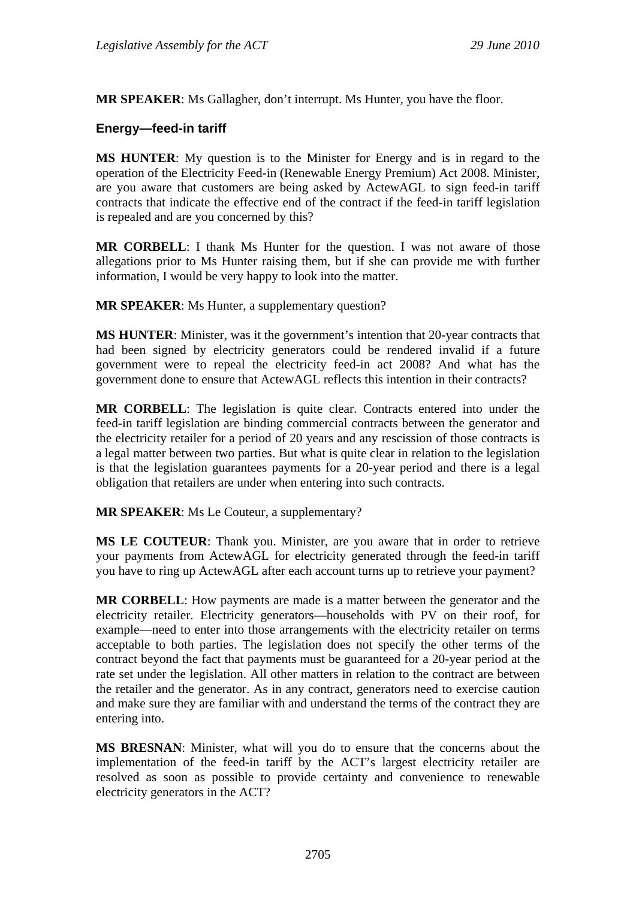**MR SPEAKER**: Ms Gallagher, don't interrupt. Ms Hunter, you have the floor.

### Energy—feed-in tariff

**MS HUNTER**: My question is to the Minister for Energy and is in regard to the operation of the Electricity Feed-in (Renewable Energy Premium) Act 2008. Minister, are you aware that customers are being asked by ActewAGL to sign feed-in tariff contracts that indicate the effective end of the contract if the feed-in tariff legislation is repealed and are you concerned by this?

**MR CORBELL**: I thank Ms Hunter for the question. I was not aware of those allegations prior to Ms Hunter raising them, but if she can provide me with further information, I would be very happy to look into the matter.

**MR SPEAKER**: Ms Hunter, a supplementary question?

**MS HUNTER**: Minister, was it the government's intention that 20-year contracts that had been signed by electricity generators could be rendered invalid if a future government were to repeal the electricity feed-in act 2008? And what has the government done to ensure that ActewAGL reflects this intention in their contracts?

**MR CORBELL**: The legislation is quite clear. Contracts entered into under the feed-in tariff legislation are binding commercial contracts between the generator and the electricity retailer for a period of 20 years and any rescission of those contracts is a legal matter between two parties. But what is quite clear in relation to the legislation is that the legislation guarantees payments for a 20-year period and there is a legal obligation that retailers are under when entering into such contracts.

**MR SPEAKER**: Ms Le Couteur, a supplementary?

**MS LE COUTEUR**: Thank you. Minister, are you aware that in order to retrieve your payments from ActewAGL for electricity generated through the feed-in tariff you have to ring up ActewAGL after each account turns up to retrieve your payment?

**MR CORBELL**: How payments are made is a matter between the generator and the electricity retailer. Electricity generators—households with PV on their roof, for example—need to enter into those arrangements with the electricity retailer on terms acceptable to both parties. The legislation does not specify the other terms of the contract beyond the fact that payments must be guaranteed for a 20-year period at the rate set under the legislation. All other matters in relation to the contract are between the retailer and the generator. As in any contract, generators need to exercise caution and make sure they are familiar with and understand the terms of the contract they are entering into.

**MS BRESNAN**: Minister, what will you do to ensure that the concerns about the implementation of the feed-in tariff by the ACT's largest electricity retailer are resolved as soon as possible to provide certainty and convenience to renewable electricity generators in the ACT?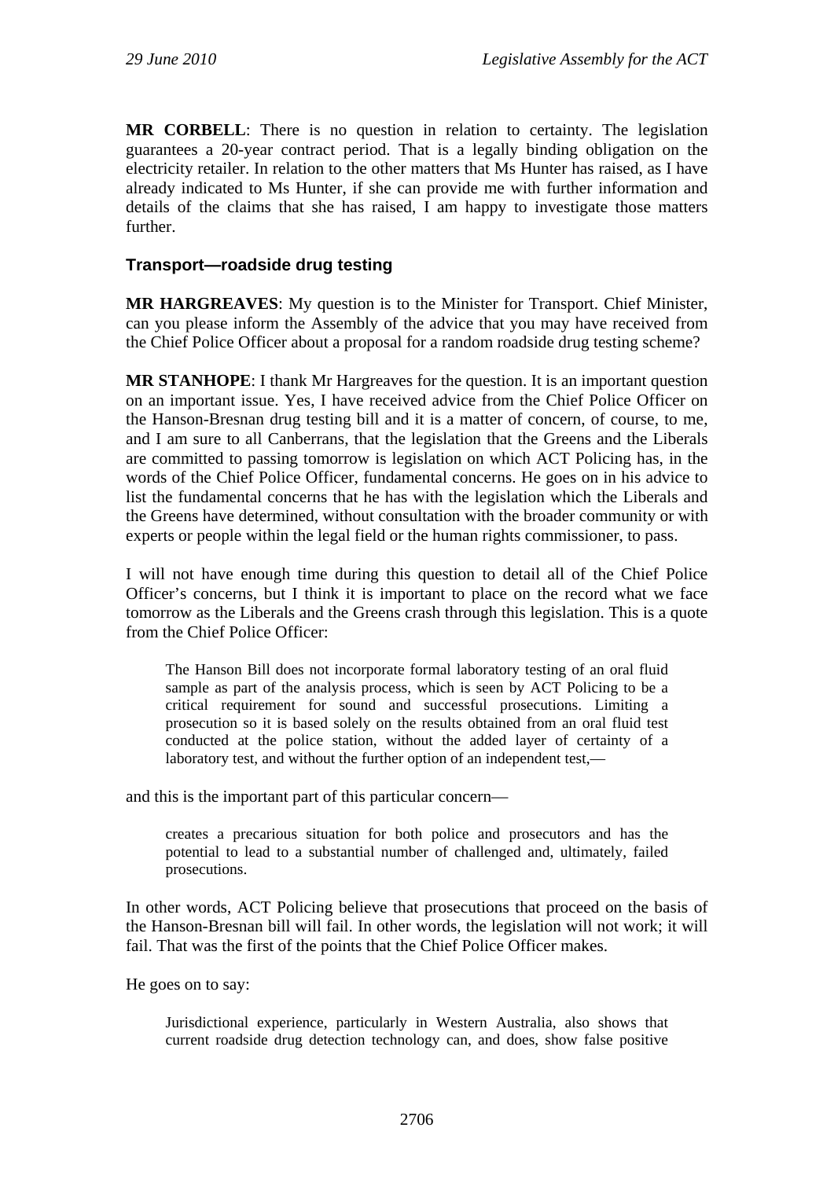**MR CORBELL**: There is no question in relation to certainty. The legislation guarantees a 20-year contract period. That is a legally binding obligation on the electricity retailer. In relation to the other matters that Ms Hunter has raised, as I have already indicated to Ms Hunter, if she can provide me with further information and details of the claims that she has raised, I am happy to investigate those matters further.

### Transport—roadside drug testing

**MR HARGREAVES**: My question is to the Minister for Transport. Chief Minister, can you please inform the Assembly of the advice that you may have received from the Chief Police Officer about a proposal for a random roadside drug testing scheme?

**MR STANHOPE**: I thank Mr Hargreaves for the question. It is an important question on an important issue. Yes, I have received advice from the Chief Police Officer on the Hanson-Bresnan drug testing bill and it is a matter of concern, of course, to me, and I am sure to all Canberrans, that the legislation that the Greens and the Liberals are committed to passing tomorrow is legislation on which ACT Policing has, in the words of the Chief Police Officer, fundamental concerns. He goes on in his advice to list the fundamental concerns that he has with the legislation which the Liberals and the Greens have determined, without consultation with the broader community or with experts or people within the legal field or the human rights commissioner, to pass.

I will not have enough time during this question to detail all of the Chief Police Officer's concerns, but I think it is important to place on the record what we face tomorrow as the Liberals and the Greens crash through this legislation. This is a quote from the Chief Police Officer:

> The Hanson Bill does not incorporate formal laboratory testing of an oral fluid sample as part of the analysis process, which is seen by ACT Policing to be a critical requirement for sound and successful prosecutions. Limiting a prosecution so it is based solely on the results obtained from an oral fluid test conducted at the police station, without the added layer of certainty of a laboratory test, and without the further option of an independent test,—

and this is the important part of this particular concern—

> creates a precarious situation for both police and prosecutors and has the potential to lead to a substantial number of challenged and, ultimately, failed prosecutions.

In other words, ACT Policing believe that prosecutions that proceed on the basis of the Hanson-Bresnan bill will fail. In other words, the legislation will not work; it will fail. That was the first of the points that the Chief Police Officer makes.

He goes on to say:

> Jurisdictional experience, particularly in Western Australia, also shows that current roadside drug detection technology can, and does, show false positive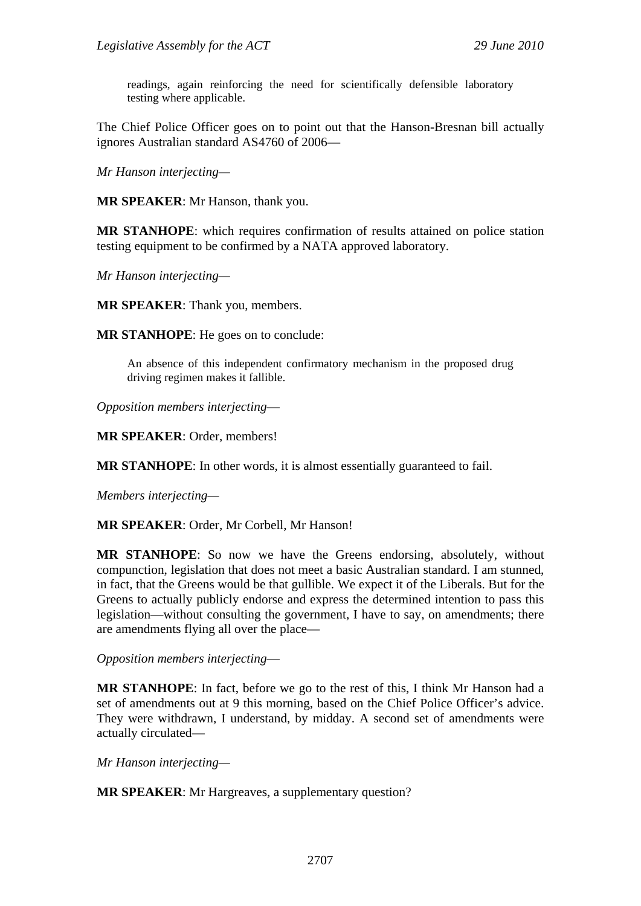> readings, again reinforcing the need for scientifically defensible laboratory testing where applicable.

The Chief Police Officer goes on to point out that the Hanson-Bresnan bill actually ignores Australian standard AS4760 of 2006—

*Mr Hanson interjecting*—

**MR SPEAKER**: Mr Hanson, thank you.

**MR STANHOPE**: which requires confirmation of results attained on police station testing equipment to be confirmed by a NATA approved laboratory.

*Mr Hanson interjecting*—

**MR SPEAKER**: Thank you, members.

**MR STANHOPE**: He goes on to conclude:

> An absence of this independent confirmatory mechanism in the proposed drug driving regimen makes it fallible.

*Opposition members interjecting*—

**MR SPEAKER**: Order, members!

**MR STANHOPE**: In other words, it is almost essentially guaranteed to fail.

*Members interjecting*—

**MR SPEAKER**: Order, Mr Corbell, Mr Hanson!

**MR STANHOPE**: So now we have the Greens endorsing, absolutely, without compunction, legislation that does not meet a basic Australian standard. I am stunned, in fact, that the Greens would be that gullible. We expect it of the Liberals. But for the Greens to actually publicly endorse and express the determined intention to pass this legislation—without consulting the government, I have to say, on amendments; there are amendments flying all over the place—

*Opposition members interjecting*—

**MR STANHOPE**: In fact, before we go to the rest of this, I think Mr Hanson had a set of amendments out at 9 this morning, based on the Chief Police Officer's advice. They were withdrawn, I understand, by midday. A second set of amendments were actually circulated—

*Mr Hanson interjecting*—

**MR SPEAKER**: Mr Hargreaves, a supplementary question?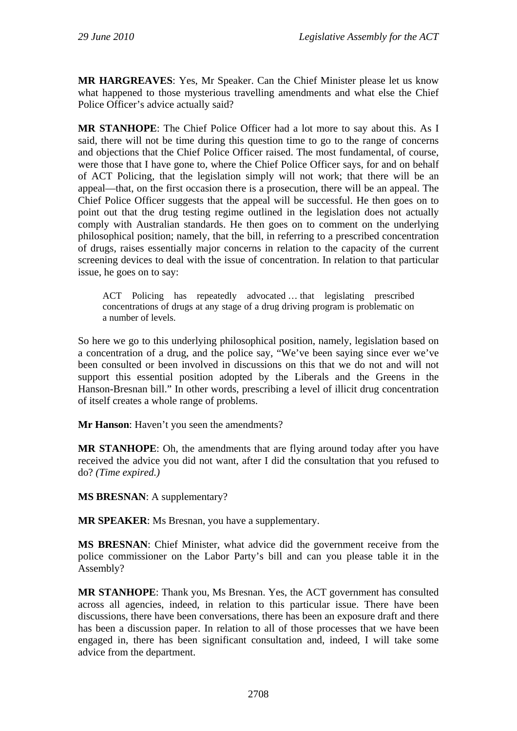**MR HARGREAVES**: Yes, Mr Speaker. Can the Chief Minister please let us know what happened to those mysterious travelling amendments and what else the Chief Police Officer's advice actually said?

**MR STANHOPE**: The Chief Police Officer had a lot more to say about this. As I said, there will not be time during this question time to go to the range of concerns and objections that the Chief Police Officer raised. The most fundamental, of course, were those that I have gone to, where the Chief Police Officer says, for and on behalf of ACT Policing, that the legislation simply will not work; that there will be an appeal—that, on the first occasion there is a prosecution, there will be an appeal. The Chief Police Officer suggests that the appeal will be successful. He then goes on to point out that the drug testing regime outlined in the legislation does not actually comply with Australian standards. He then goes on to comment on the underlying philosophical position; namely, that the bill, in referring to a prescribed concentration of drugs, raises essentially major concerns in relation to the capacity of the current screening devices to deal with the issue of concentration. In relation to that particular issue, he goes on to say:

> ACT Policing has repeatedly advocated … that legislating prescribed concentrations of drugs at any stage of a drug driving program is problematic on a number of levels.

So here we go to this underlying philosophical position, namely, legislation based on a concentration of a drug, and the police say, "We've been saying since ever we've been consulted or been involved in discussions on this that we do not and will not support this essential position adopted by the Liberals and the Greens in the Hanson-Bresnan bill." In other words, prescribing a level of illicit drug concentration of itself creates a whole range of problems.

**Mr Hanson**: Haven't you seen the amendments?

**MR STANHOPE**: Oh, the amendments that are flying around today after you have received the advice you did not want, after I did the consultation that you refused to do? *(Time expired.)*

**MS BRESNAN**: A supplementary?

**MR SPEAKER**: Ms Bresnan, you have a supplementary.

**MS BRESNAN**: Chief Minister, what advice did the government receive from the police commissioner on the Labor Party's bill and can you please table it in the Assembly?

**MR STANHOPE**: Thank you, Ms Bresnan. Yes, the ACT government has consulted across all agencies, indeed, in relation to this particular issue. There have been discussions, there have been conversations, there has been an exposure draft and there has been a discussion paper. In relation to all of those processes that we have been engaged in, there has been significant consultation and, indeed, I will take some advice from the department.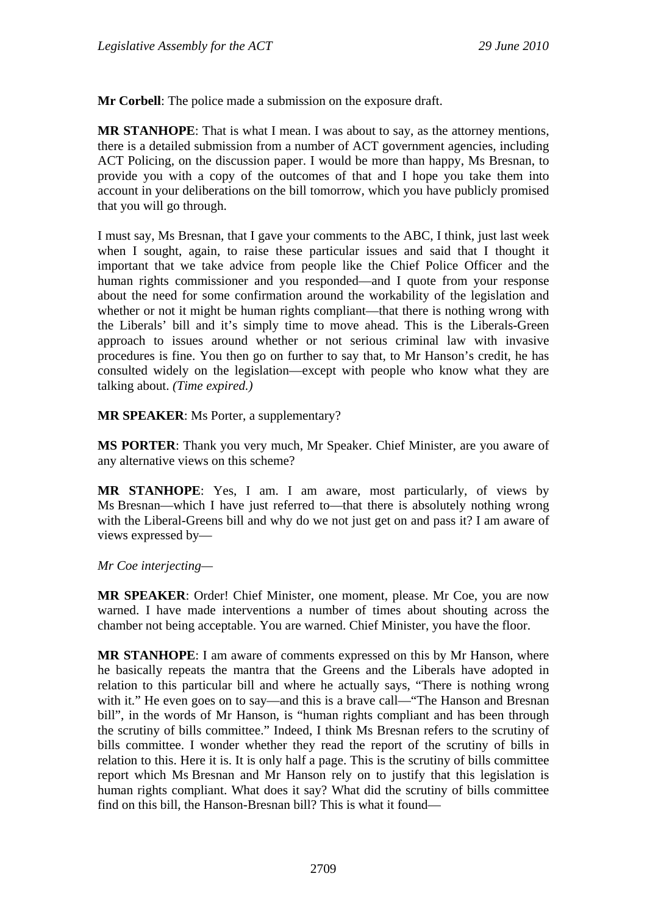**Mr Corbell**: The police made a submission on the exposure draft.

**MR STANHOPE**: That is what I mean. I was about to say, as the attorney mentions, there is a detailed submission from a number of ACT government agencies, including ACT Policing, on the discussion paper. I would be more than happy, Ms Bresnan, to provide you with a copy of the outcomes of that and I hope you take them into account in your deliberations on the bill tomorrow, which you have publicly promised that you will go through.

I must say, Ms Bresnan, that I gave your comments to the ABC, I think, just last week when I sought, again, to raise these particular issues and said that I thought it important that we take advice from people like the Chief Police Officer and the human rights commissioner and you responded—and I quote from your response about the need for some confirmation around the workability of the legislation and whether or not it might be human rights compliant—that there is nothing wrong with the Liberals' bill and it's simply time to move ahead. This is the Liberals-Green approach to issues around whether or not serious criminal law with invasive procedures is fine. You then go on further to say that, to Mr Hanson's credit, he has consulted widely on the legislation—except with people who know what they are talking about. *(Time expired.)*

**MR SPEAKER**: Ms Porter, a supplementary?

**MS PORTER**: Thank you very much, Mr Speaker. Chief Minister, are you aware of any alternative views on this scheme?

**MR STANHOPE**: Yes, I am. I am aware, most particularly, of views by Ms Bresnan—which I have just referred to—that there is absolutely nothing wrong with the Liberal-Greens bill and why do we not just get on and pass it? I am aware of views expressed by—

*Mr Coe interjecting*—

**MR SPEAKER**: Order! Chief Minister, one moment, please. Mr Coe, you are now warned. I have made interventions a number of times about shouting across the chamber not being acceptable. You are warned. Chief Minister, you have the floor.

**MR STANHOPE**: I am aware of comments expressed on this by Mr Hanson, where he basically repeats the mantra that the Greens and the Liberals have adopted in relation to this particular bill and where he actually says, "There is nothing wrong with it." He even goes on to say—and this is a brave call—"The Hanson and Bresnan bill", in the words of Mr Hanson, is "human rights compliant and has been through the scrutiny of bills committee." Indeed, I think Ms Bresnan refers to the scrutiny of bills committee. I wonder whether they read the report of the scrutiny of bills in relation to this. Here it is. It is only half a page. This is the scrutiny of bills committee report which Ms Bresnan and Mr Hanson rely on to justify that this legislation is human rights compliant. What does it say? What did the scrutiny of bills committee find on this bill, the Hanson-Bresnan bill? This is what it found—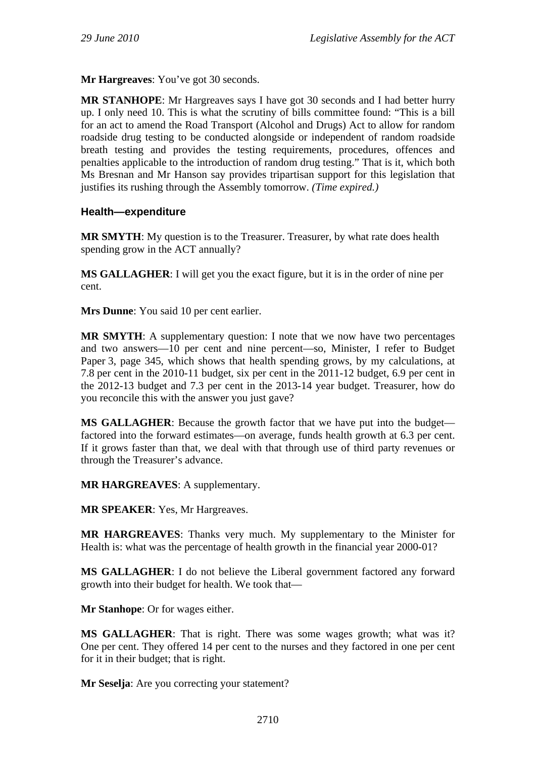**Mr Hargreaves**: You've got 30 seconds.

**MR STANHOPE**: Mr Hargreaves says I have got 30 seconds and I had better hurry up. I only need 10. This is what the scrutiny of bills committee found: "This is a bill for an act to amend the Road Transport (Alcohol and Drugs) Act to allow for random roadside drug testing to be conducted alongside or independent of random roadside breath testing and provides the testing requirements, procedures, offences and penalties applicable to the introduction of random drug testing." That is it, which both Ms Bresnan and Mr Hanson say provides tripartisan support for this legislation that justifies its rushing through the Assembly tomorrow. *(Time expired.)*

### Health—expenditure

**MR SMYTH**: My question is to the Treasurer. Treasurer, by what rate does health spending grow in the ACT annually?

**MS GALLAGHER**: I will get you the exact figure, but it is in the order of nine per cent.

**Mrs Dunne**: You said 10 per cent earlier.

**MR SMYTH**: A supplementary question: I note that we now have two percentages and two answers—10 per cent and nine percent—so, Minister, I refer to Budget Paper 3, page 345, which shows that health spending grows, by my calculations, at 7.8 per cent in the 2010-11 budget, six per cent in the 2011-12 budget, 6.9 per cent in the 2012-13 budget and 7.3 per cent in the 2013-14 year budget. Treasurer, how do you reconcile this with the answer you just gave?

**MS GALLAGHER**: Because the growth factor that we have put into the budget—factored into the forward estimates—on average, funds health growth at 6.3 per cent. If it grows faster than that, we deal with that through use of third party revenues or through the Treasurer's advance.

**MR HARGREAVES**: A supplementary.

**MR SPEAKER**: Yes, Mr Hargreaves.

**MR HARGREAVES**: Thanks very much. My supplementary to the Minister for Health is: what was the percentage of health growth in the financial year 2000-01?

**MS GALLAGHER**: I do not believe the Liberal government factored any forward growth into their budget for health. We took that—

**Mr Stanhope**: Or for wages either.

**MS GALLAGHER**: That is right. There was some wages growth; what was it? One per cent. They offered 14 per cent to the nurses and they factored in one per cent for it in their budget; that is right.

**Mr Seselja**: Are you correcting your statement?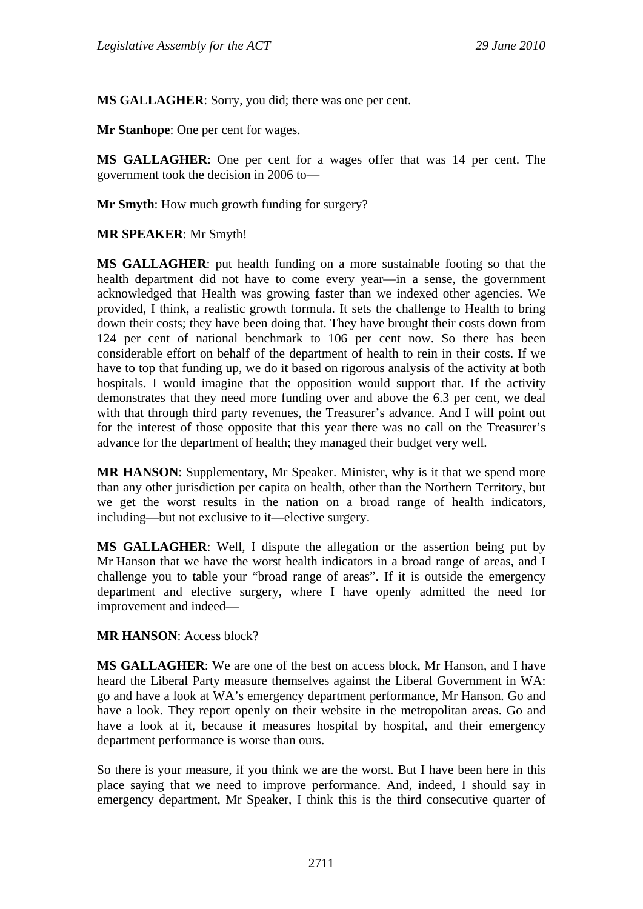**MS GALLAGHER**: Sorry, you did; there was one per cent.

**Mr Stanhope**: One per cent for wages.

**MS GALLAGHER**: One per cent for a wages offer that was 14 per cent. The government took the decision in 2006 to—

**Mr Smyth**: How much growth funding for surgery?

**MR SPEAKER**: Mr Smyth!

**MS GALLAGHER**: put health funding on a more sustainable footing so that the health department did not have to come every year—in a sense, the government acknowledged that Health was growing faster than we indexed other agencies. We provided, I think, a realistic growth formula. It sets the challenge to Health to bring down their costs; they have been doing that. They have brought their costs down from 124 per cent of national benchmark to 106 per cent now. So there has been considerable effort on behalf of the department of health to rein in their costs. If we have to top that funding up, we do it based on rigorous analysis of the activity at both hospitals. I would imagine that the opposition would support that. If the activity demonstrates that they need more funding over and above the 6.3 per cent, we deal with that through third party revenues, the Treasurer's advance. And I will point out for the interest of those opposite that this year there was no call on the Treasurer's advance for the department of health; they managed their budget very well.

**MR HANSON**: Supplementary, Mr Speaker. Minister, why is it that we spend more than any other jurisdiction per capita on health, other than the Northern Territory, but we get the worst results in the nation on a broad range of health indicators, including—but not exclusive to it—elective surgery.

**MS GALLAGHER**: Well, I dispute the allegation or the assertion being put by Mr Hanson that we have the worst health indicators in a broad range of areas, and I challenge you to table your "broad range of areas". If it is outside the emergency department and elective surgery, where I have openly admitted the need for improvement and indeed—

**MR HANSON**: Access block?

**MS GALLAGHER**: We are one of the best on access block, Mr Hanson, and I have heard the Liberal Party measure themselves against the Liberal Government in WA: go and have a look at WA's emergency department performance, Mr Hanson. Go and have a look. They report openly on their website in the metropolitan areas. Go and have a look at it, because it measures hospital by hospital, and their emergency department performance is worse than ours.

So there is your measure, if you think we are the worst. But I have been here in this place saying that we need to improve performance. And, indeed, I should say in emergency department, Mr Speaker, I think this is the third consecutive quarter of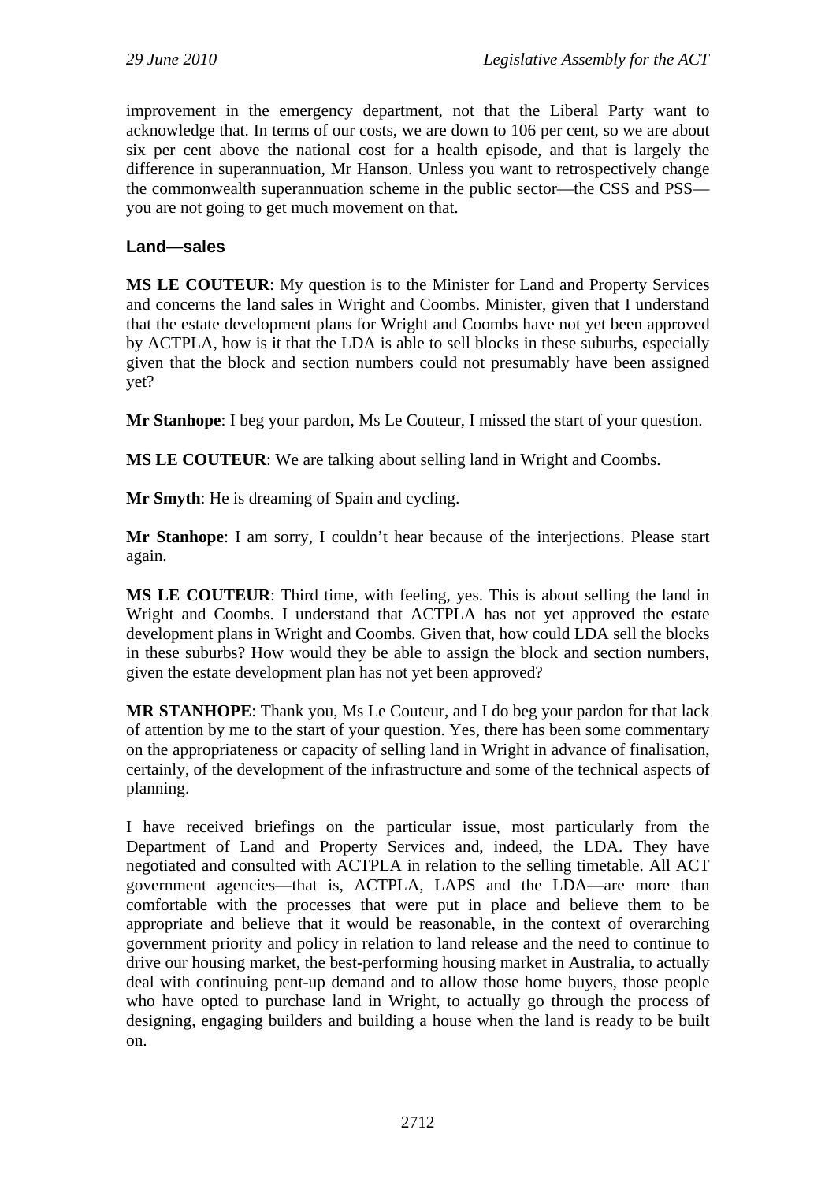improvement in the emergency department, not that the Liberal Party want to acknowledge that. In terms of our costs, we are down to 106 per cent, so we are about six per cent above the national cost for a health episode, and that is largely the difference in superannuation, Mr Hanson. Unless you want to retrospectively change the commonwealth superannuation scheme in the public sector—the CSS and PSS—you are not going to get much movement on that.

### Land—sales

**MS LE COUTEUR**: My question is to the Minister for Land and Property Services and concerns the land sales in Wright and Coombs. Minister, given that I understand that the estate development plans for Wright and Coombs have not yet been approved by ACTPLA, how is it that the LDA is able to sell blocks in these suburbs, especially given that the block and section numbers could not presumably have been assigned yet?

**Mr Stanhope**: I beg your pardon, Ms Le Couteur, I missed the start of your question.

**MS LE COUTEUR**: We are talking about selling land in Wright and Coombs.

**Mr Smyth**: He is dreaming of Spain and cycling.

**Mr Stanhope**: I am sorry, I couldn't hear because of the interjections. Please start again.

**MS LE COUTEUR**: Third time, with feeling, yes. This is about selling the land in Wright and Coombs. I understand that ACTPLA has not yet approved the estate development plans in Wright and Coombs. Given that, how could LDA sell the blocks in these suburbs? How would they be able to assign the block and section numbers, given the estate development plan has not yet been approved?

**MR STANHOPE**: Thank you, Ms Le Couteur, and I do beg your pardon for that lack of attention by me to the start of your question. Yes, there has been some commentary on the appropriateness or capacity of selling land in Wright in advance of finalisation, certainly, of the development of the infrastructure and some of the technical aspects of planning.

I have received briefings on the particular issue, most particularly from the Department of Land and Property Services and, indeed, the LDA. They have negotiated and consulted with ACTPLA in relation to the selling timetable. All ACT government agencies—that is, ACTPLA, LAPS and the LDA—are more than comfortable with the processes that were put in place and believe them to be appropriate and believe that it would be reasonable, in the context of overarching government priority and policy in relation to land release and the need to continue to drive our housing market, the best-performing housing market in Australia, to actually deal with continuing pent-up demand and to allow those home buyers, those people who have opted to purchase land in Wright, to actually go through the process of designing, engaging builders and building a house when the land is ready to be built on.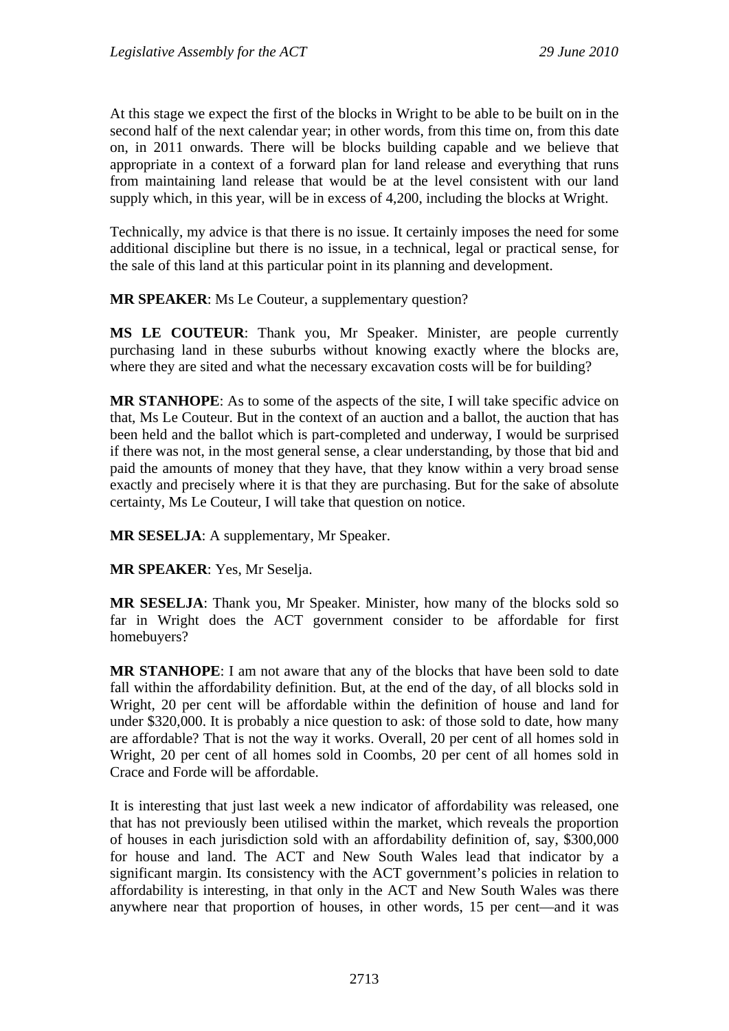At this stage we expect the first of the blocks in Wright to be able to be built on in the second half of the next calendar year; in other words, from this time on, from this date on, in 2011 onwards. There will be blocks building capable and we believe that appropriate in a context of a forward plan for land release and everything that runs from maintaining land release that would be at the level consistent with our land supply which, in this year, will be in excess of 4,200, including the blocks at Wright.

Technically, my advice is that there is no issue. It certainly imposes the need for some additional discipline but there is no issue, in a technical, legal or practical sense, for the sale of this land at this particular point in its planning and development.

**MR SPEAKER**: Ms Le Couteur, a supplementary question?

**MS LE COUTEUR**: Thank you, Mr Speaker. Minister, are people currently purchasing land in these suburbs without knowing exactly where the blocks are, where they are sited and what the necessary excavation costs will be for building?

**MR STANHOPE**: As to some of the aspects of the site, I will take specific advice on that, Ms Le Couteur. But in the context of an auction and a ballot, the auction that has been held and the ballot which is part-completed and underway, I would be surprised if there was not, in the most general sense, a clear understanding, by those that bid and paid the amounts of money that they have, that they know within a very broad sense exactly and precisely where it is that they are purchasing. But for the sake of absolute certainty, Ms Le Couteur, I will take that question on notice.

**MR SESELJA**: A supplementary, Mr Speaker.

**MR SPEAKER**: Yes, Mr Seselja.

**MR SESELJA**: Thank you, Mr Speaker. Minister, how many of the blocks sold so far in Wright does the ACT government consider to be affordable for first homebuyers?

**MR STANHOPE**: I am not aware that any of the blocks that have been sold to date fall within the affordability definition. But, at the end of the day, of all blocks sold in Wright, 20 per cent will be affordable within the definition of house and land for under $320,000. It is probably a nice question to ask: of those sold to date, how many are affordable? That is not the way it works. Overall, 20 per cent of all homes sold in Wright, 20 per cent of all homes sold in Coombs, 20 per cent of all homes sold in Crace and Forde will be affordable.

It is interesting that just last week a new indicator of affordability was released, one that has not previously been utilised within the market, which reveals the proportion of houses in each jurisdiction sold with an affordability definition of, say, $300,000 for house and land. The ACT and New South Wales lead that indicator by a significant margin. Its consistency with the ACT government's policies in relation to affordability is interesting, in that only in the ACT and New South Wales was there anywhere near that proportion of houses, in other words, 15 per cent—and it was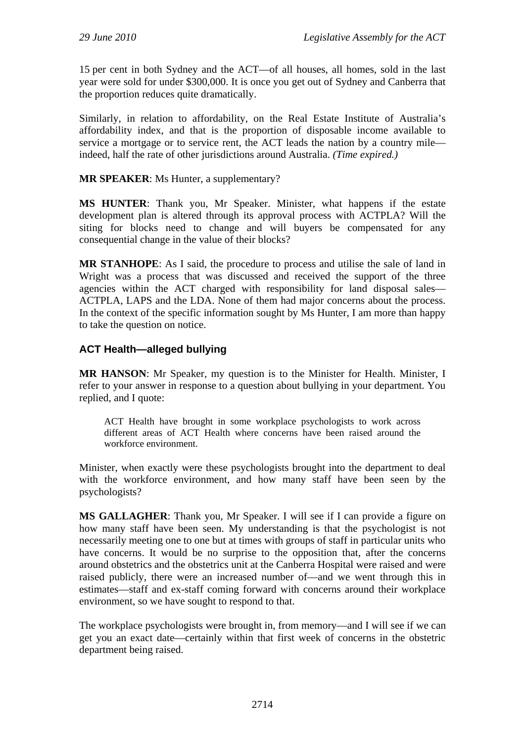15 per cent in both Sydney and the ACT—of all houses, all homes, sold in the last year were sold for under $300,000. It is once you get out of Sydney and Canberra that the proportion reduces quite dramatically.

Similarly, in relation to affordability, on the Real Estate Institute of Australia's affordability index, and that is the proportion of disposable income available to service a mortgage or to service rent, the ACT leads the nation by a country mile—indeed, half the rate of other jurisdictions around Australia. *(Time expired.)*

**MR SPEAKER**: Ms Hunter, a supplementary?

**MS HUNTER**: Thank you, Mr Speaker. Minister, what happens if the estate development plan is altered through its approval process with ACTPLA? Will the siting for blocks need to change and will buyers be compensated for any consequential change in the value of their blocks?

**MR STANHOPE**: As I said, the procedure to process and utilise the sale of land in Wright was a process that was discussed and received the support of the three agencies within the ACT charged with responsibility for land disposal sales—ACTPLA, LAPS and the LDA. None of them had major concerns about the process. In the context of the specific information sought by Ms Hunter, I am more than happy to take the question on notice.

### ACT Health—alleged bullying

**MR HANSON**: Mr Speaker, my question is to the Minister for Health. Minister, I refer to your answer in response to a question about bullying in your department. You replied, and I quote:

> ACT Health have brought in some workplace psychologists to work across different areas of ACT Health where concerns have been raised around the workforce environment.

Minister, when exactly were these psychologists brought into the department to deal with the workforce environment, and how many staff have been seen by the psychologists?

**MS GALLAGHER**: Thank you, Mr Speaker. I will see if I can provide a figure on how many staff have been seen. My understanding is that the psychologist is not necessarily meeting one to one but at times with groups of staff in particular units who have concerns. It would be no surprise to the opposition that, after the concerns around obstetrics and the obstetrics unit at the Canberra Hospital were raised and were raised publicly, there were an increased number of—and we went through this in estimates—staff and ex-staff coming forward with concerns around their workplace environment, so we have sought to respond to that.

The workplace psychologists were brought in, from memory—and I will see if we can get you an exact date—certainly within that first week of concerns in the obstetric department being raised.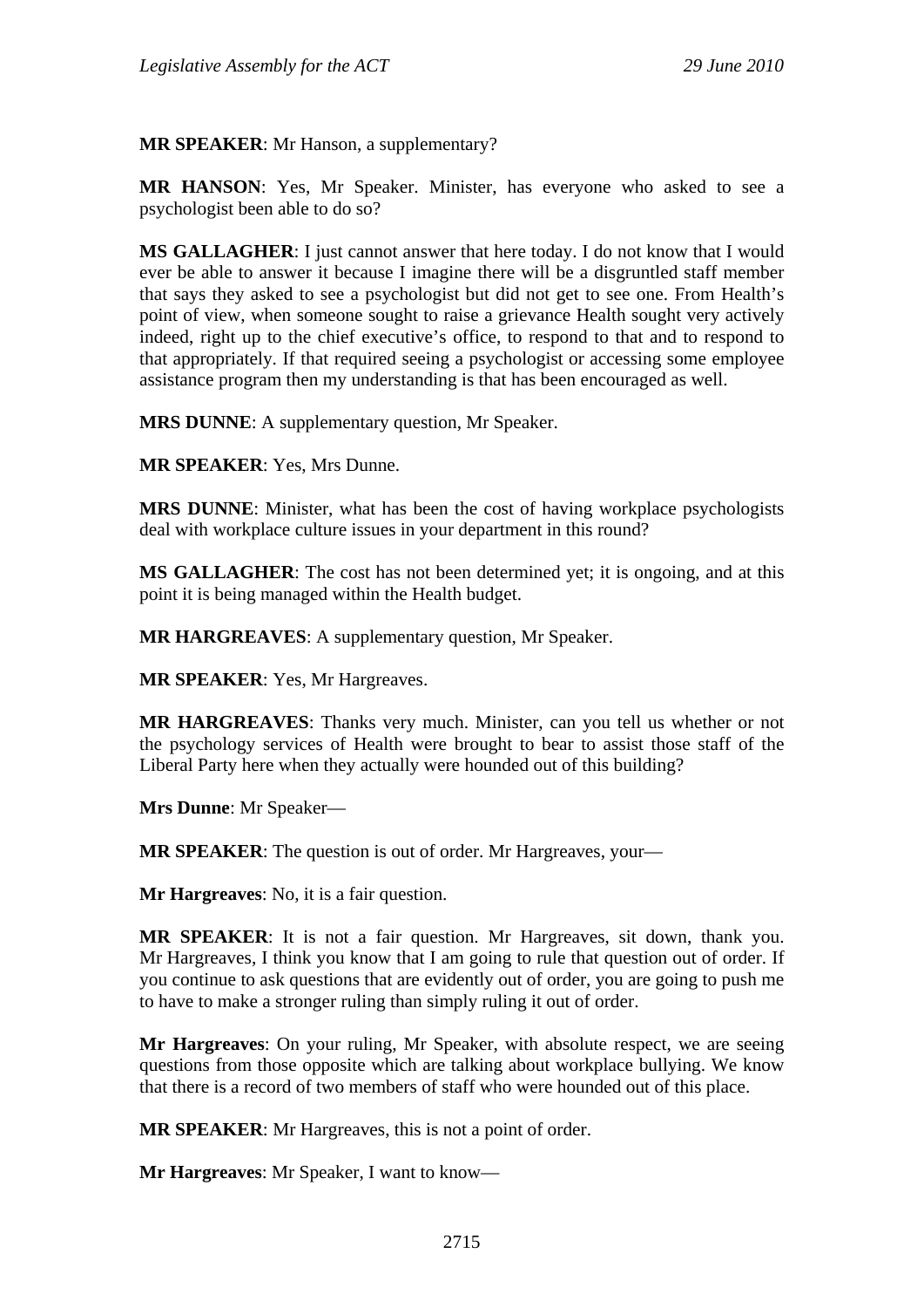**MR SPEAKER**: Mr Hanson, a supplementary?

**MR HANSON**: Yes, Mr Speaker. Minister, has everyone who asked to see a psychologist been able to do so?

**MS GALLAGHER**: I just cannot answer that here today. I do not know that I would ever be able to answer it because I imagine there will be a disgruntled staff member that says they asked to see a psychologist but did not get to see one. From Health's point of view, when someone sought to raise a grievance Health sought very actively indeed, right up to the chief executive's office, to respond to that and to respond to that appropriately. If that required seeing a psychologist or accessing some employee assistance program then my understanding is that has been encouraged as well.

**MRS DUNNE**: A supplementary question, Mr Speaker.

**MR SPEAKER**: Yes, Mrs Dunne.

**MRS DUNNE**: Minister, what has been the cost of having workplace psychologists deal with workplace culture issues in your department in this round?

**MS GALLAGHER**: The cost has not been determined yet; it is ongoing, and at this point it is being managed within the Health budget.

**MR HARGREAVES**: A supplementary question, Mr Speaker.

**MR SPEAKER**: Yes, Mr Hargreaves.

**MR HARGREAVES**: Thanks very much. Minister, can you tell us whether or not the psychology services of Health were brought to bear to assist those staff of the Liberal Party here when they actually were hounded out of this building?

**Mrs Dunne**: Mr Speaker—

**MR SPEAKER**: The question is out of order. Mr Hargreaves, your—

**Mr Hargreaves**: No, it is a fair question.

**MR SPEAKER**: It is not a fair question. Mr Hargreaves, sit down, thank you. Mr Hargreaves, I think you know that I am going to rule that question out of order. If you continue to ask questions that are evidently out of order, you are going to push me to have to make a stronger ruling than simply ruling it out of order.

**Mr Hargreaves**: On your ruling, Mr Speaker, with absolute respect, we are seeing questions from those opposite which are talking about workplace bullying. We know that there is a record of two members of staff who were hounded out of this place.

**MR SPEAKER**: Mr Hargreaves, this is not a point of order.

**Mr Hargreaves**: Mr Speaker, I want to know—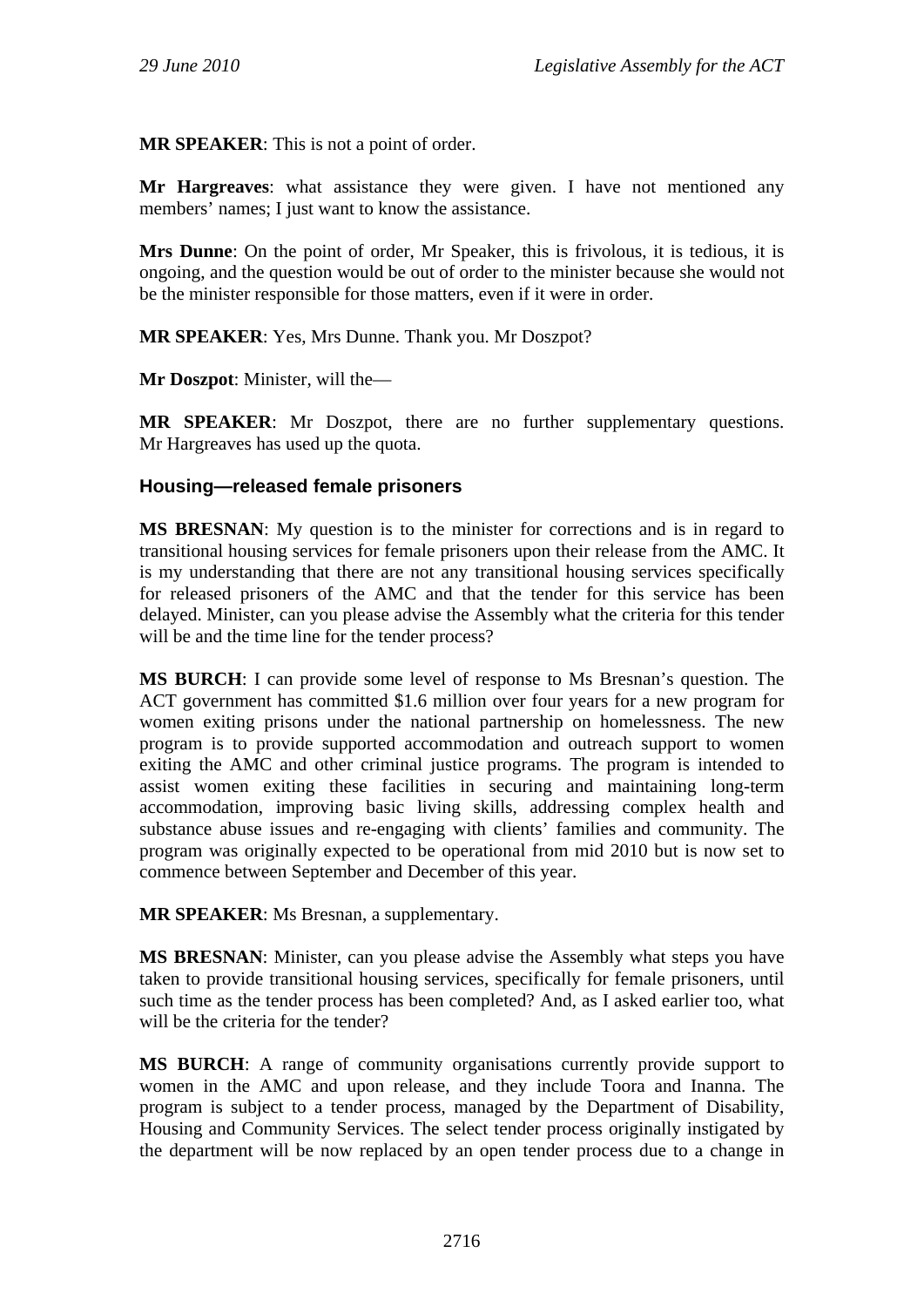**MR SPEAKER**: This is not a point of order.

**Mr Hargreaves**: what assistance they were given. I have not mentioned any members' names; I just want to know the assistance.

**Mrs Dunne**: On the point of order, Mr Speaker, this is frivolous, it is tedious, it is ongoing, and the question would be out of order to the minister because she would not be the minister responsible for those matters, even if it were in order.

**MR SPEAKER**: Yes, Mrs Dunne. Thank you. Mr Doszpot?

**Mr Doszpot**: Minister, will the—

**MR SPEAKER**: Mr Doszpot, there are no further supplementary questions. Mr Hargreaves has used up the quota.

### Housing—released female prisoners

**MS BRESNAN**: My question is to the minister for corrections and is in regard to transitional housing services for female prisoners upon their release from the AMC. It is my understanding that there are not any transitional housing services specifically for released prisoners of the AMC and that the tender for this service has been delayed. Minister, can you please advise the Assembly what the criteria for this tender will be and the time line for the tender process?

**MS BURCH**: I can provide some level of response to Ms Bresnan's question. The ACT government has committed $1.6 million over four years for a new program for women exiting prisons under the national partnership on homelessness. The new program is to provide supported accommodation and outreach support to women exiting the AMC and other criminal justice programs. The program is intended to assist women exiting these facilities in securing and maintaining long-term accommodation, improving basic living skills, addressing complex health and substance abuse issues and re-engaging with clients' families and community. The program was originally expected to be operational from mid 2010 but is now set to commence between September and December of this year.

**MR SPEAKER**: Ms Bresnan, a supplementary.

**MS BRESNAN**: Minister, can you please advise the Assembly what steps you have taken to provide transitional housing services, specifically for female prisoners, until such time as the tender process has been completed? And, as I asked earlier too, what will be the criteria for the tender?

**MS BURCH**: A range of community organisations currently provide support to women in the AMC and upon release, and they include Toora and Inanna. The program is subject to a tender process, managed by the Department of Disability, Housing and Community Services. The select tender process originally instigated by the department will be now replaced by an open tender process due to a change in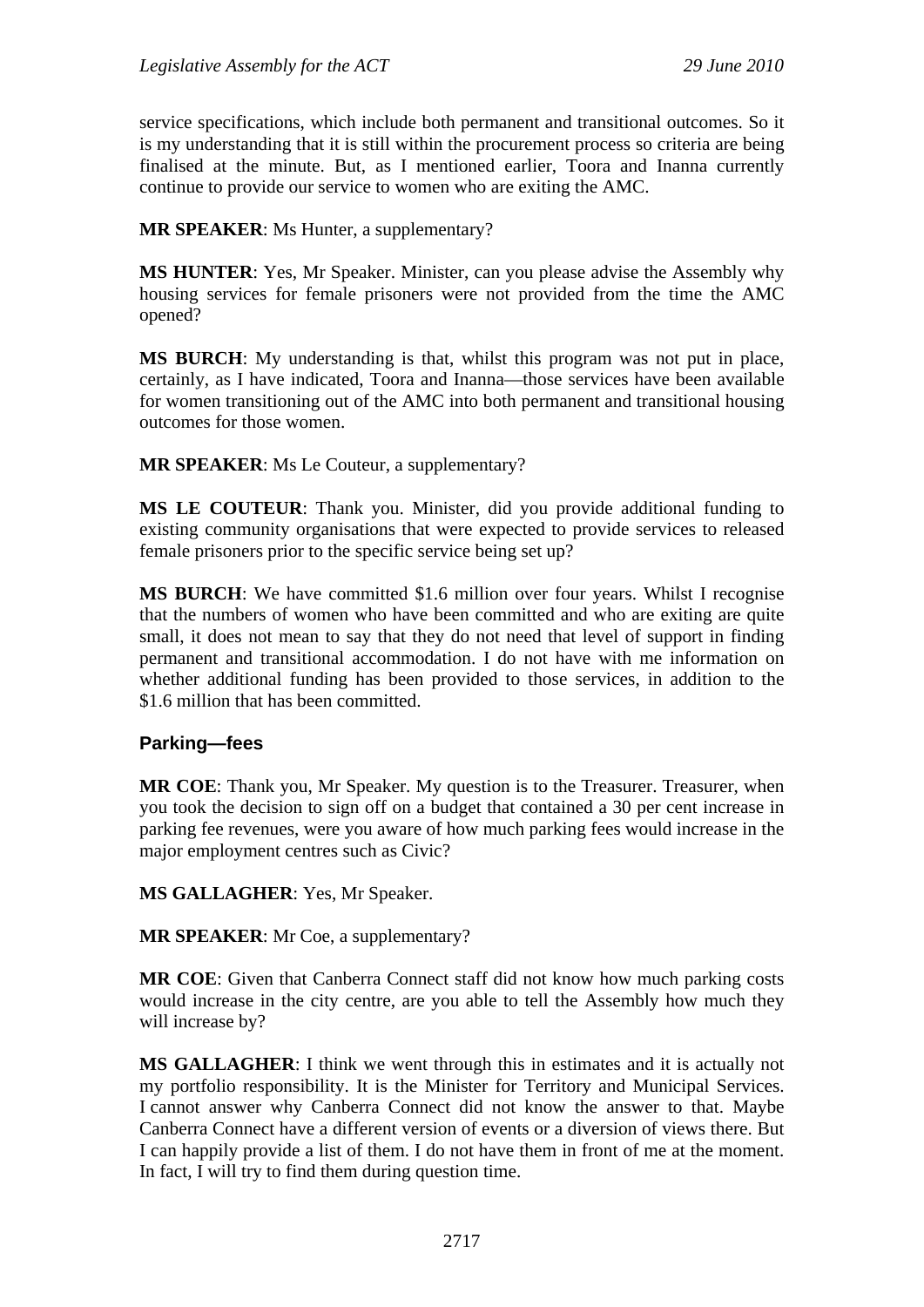service specifications, which include both permanent and transitional outcomes. So it is my understanding that it is still within the procurement process so criteria are being finalised at the minute. But, as I mentioned earlier, Toora and Inanna currently continue to provide our service to women who are exiting the AMC.

**MR SPEAKER**: Ms Hunter, a supplementary?

**MS HUNTER**: Yes, Mr Speaker. Minister, can you please advise the Assembly why housing services for female prisoners were not provided from the time the AMC opened?

**MS BURCH**: My understanding is that, whilst this program was not put in place, certainly, as I have indicated, Toora and Inanna—those services have been available for women transitioning out of the AMC into both permanent and transitional housing outcomes for those women.

**MR SPEAKER**: Ms Le Couteur, a supplementary?

**MS LE COUTEUR**: Thank you. Minister, did you provide additional funding to existing community organisations that were expected to provide services to released female prisoners prior to the specific service being set up?

**MS BURCH**: We have committed \$1.6 million over four years. Whilst I recognise that the numbers of women who have been committed and who are exiting are quite small, it does not mean to say that they do not need that level of support in finding permanent and transitional accommodation. I do not have with me information on whether additional funding has been provided to those services, in addition to the \$1.6 million that has been committed.

## Parking—fees

**MR COE**: Thank you, Mr Speaker. My question is to the Treasurer. Treasurer, when you took the decision to sign off on a budget that contained a 30 per cent increase in parking fee revenues, were you aware of how much parking fees would increase in the major employment centres such as Civic?

**MS GALLAGHER**: Yes, Mr Speaker.

**MR SPEAKER**: Mr Coe, a supplementary?

**MR COE**: Given that Canberra Connect staff did not know how much parking costs would increase in the city centre, are you able to tell the Assembly how much they will increase by?

**MS GALLAGHER**: I think we went through this in estimates and it is actually not my portfolio responsibility. It is the Minister for Territory and Municipal Services. I cannot answer why Canberra Connect did not know the answer to that. Maybe Canberra Connect have a different version of events or a diversion of views there. But I can happily provide a list of them. I do not have them in front of me at the moment. In fact, I will try to find them during question time.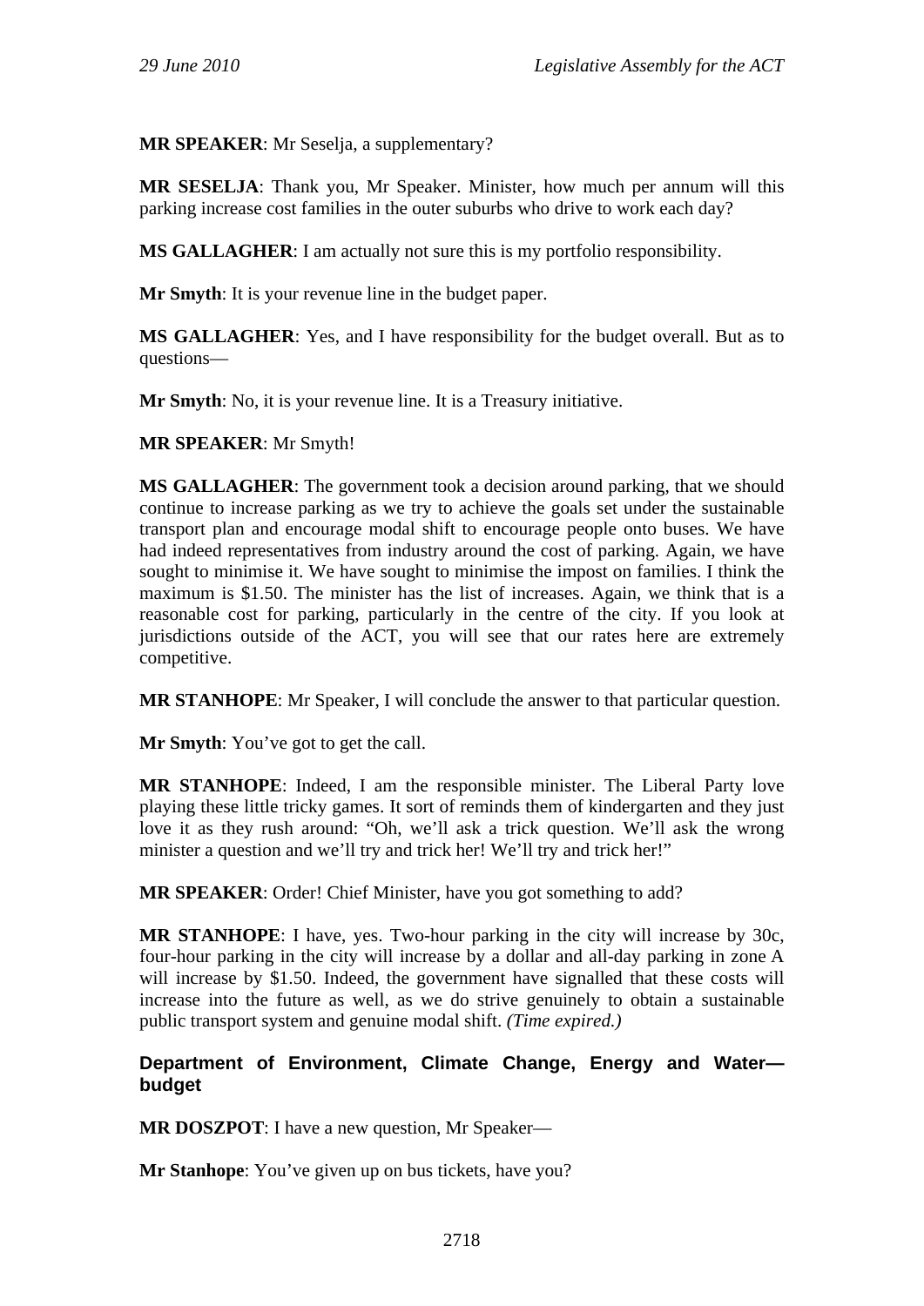**MR SPEAKER**: Mr Seselja, a supplementary?

**MR SESELJA**: Thank you, Mr Speaker. Minister, how much per annum will this parking increase cost families in the outer suburbs who drive to work each day?

**MS GALLAGHER**: I am actually not sure this is my portfolio responsibility.

**Mr Smyth**: It is your revenue line in the budget paper.

**MS GALLAGHER**: Yes, and I have responsibility for the budget overall. But as to questions—

**Mr Smyth**: No, it is your revenue line. It is a Treasury initiative.

**MR SPEAKER**: Mr Smyth!

**MS GALLAGHER**: The government took a decision around parking, that we should continue to increase parking as we try to achieve the goals set under the sustainable transport plan and encourage modal shift to encourage people onto buses. We have had indeed representatives from industry around the cost of parking. Again, we have sought to minimise it. We have sought to minimise the impost on families. I think the maximum is $1.50. The minister has the list of increases. Again, we think that is a reasonable cost for parking, particularly in the centre of the city. If you look at jurisdictions outside of the ACT, you will see that our rates here are extremely competitive.

**MR STANHOPE**: Mr Speaker, I will conclude the answer to that particular question.

**Mr Smyth**: You've got to get the call.

**MR STANHOPE**: Indeed, I am the responsible minister. The Liberal Party love playing these little tricky games. It sort of reminds them of kindergarten and they just love it as they rush around: "Oh, we'll ask a trick question. We'll ask the wrong minister a question and we'll try and trick her! We'll try and trick her!"

**MR SPEAKER**: Order! Chief Minister, have you got something to add?

**MR STANHOPE**: I have, yes. Two-hour parking in the city will increase by 30c, four-hour parking in the city will increase by a dollar and all-day parking in zone A will increase by $1.50. Indeed, the government have signalled that these costs will increase into the future as well, as we do strive genuinely to obtain a sustainable public transport system and genuine modal shift. *(Time expired.)*

## Department of Environment, Climate Change, Energy and Water—budget

**MR DOSZPOT**: I have a new question, Mr Speaker—

**Mr Stanhope**: You've given up on bus tickets, have you?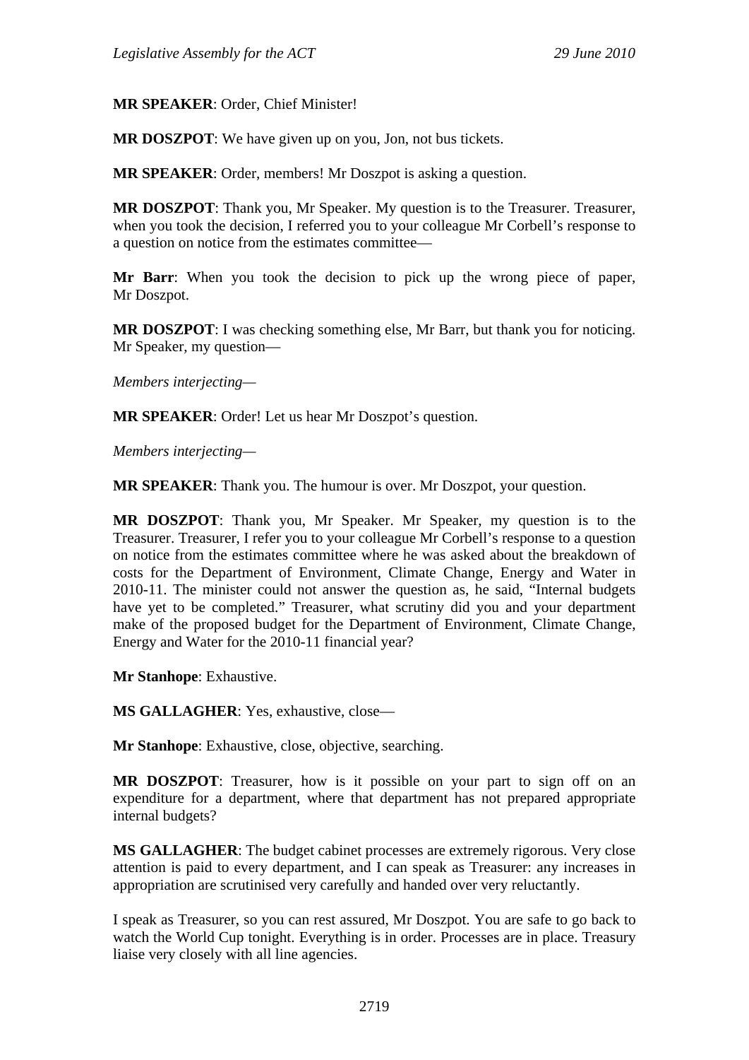**MR SPEAKER**: Order, Chief Minister!

**MR DOSZPOT**: We have given up on you, Jon, not bus tickets.

**MR SPEAKER**: Order, members! Mr Doszpot is asking a question.

**MR DOSZPOT**: Thank you, Mr Speaker. My question is to the Treasurer. Treasurer, when you took the decision, I referred you to your colleague Mr Corbell's response to a question on notice from the estimates committee—

**Mr Barr**: When you took the decision to pick up the wrong piece of paper, Mr Doszpot.

**MR DOSZPOT**: I was checking something else, Mr Barr, but thank you for noticing. Mr Speaker, my question—

*Members interjecting*—

**MR SPEAKER**: Order! Let us hear Mr Doszpot's question.

*Members interjecting*—

**MR SPEAKER**: Thank you. The humour is over. Mr Doszpot, your question.

**MR DOSZPOT**: Thank you, Mr Speaker. Mr Speaker, my question is to the Treasurer. Treasurer, I refer you to your colleague Mr Corbell's response to a question on notice from the estimates committee where he was asked about the breakdown of costs for the Department of Environment, Climate Change, Energy and Water in 2010-11. The minister could not answer the question as, he said, "Internal budgets have yet to be completed." Treasurer, what scrutiny did you and your department make of the proposed budget for the Department of Environment, Climate Change, Energy and Water for the 2010-11 financial year?

**Mr Stanhope**: Exhaustive.

**MS GALLAGHER**: Yes, exhaustive, close—

**Mr Stanhope**: Exhaustive, close, objective, searching.

**MR DOSZPOT**: Treasurer, how is it possible on your part to sign off on an expenditure for a department, where that department has not prepared appropriate internal budgets?

**MS GALLAGHER**: The budget cabinet processes are extremely rigorous. Very close attention is paid to every department, and I can speak as Treasurer: any increases in appropriation are scrutinised very carefully and handed over very reluctantly.

I speak as Treasurer, so you can rest assured, Mr Doszpot. You are safe to go back to watch the World Cup tonight. Everything is in order. Processes are in place. Treasury liaise very closely with all line agencies.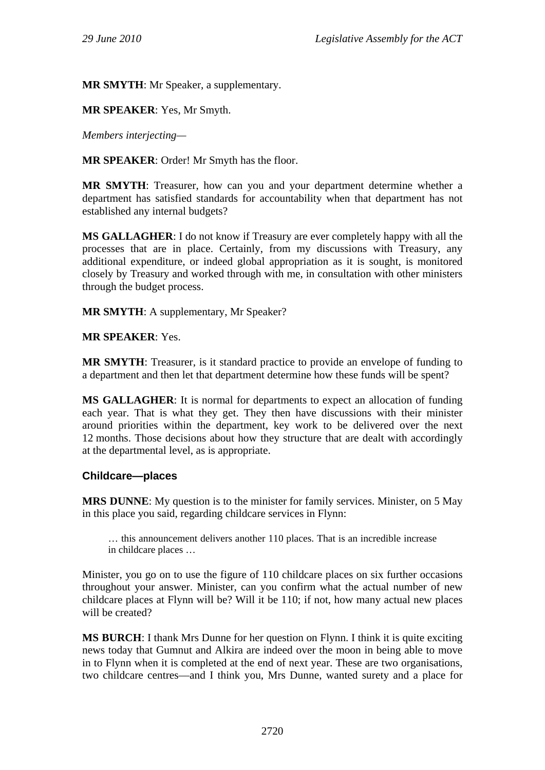**MR SMYTH**: Mr Speaker, a supplementary.

**MR SPEAKER**: Yes, Mr Smyth.

*Members interjecting—*

**MR SPEAKER**: Order! Mr Smyth has the floor.

**MR SMYTH**: Treasurer, how can you and your department determine whether a department has satisfied standards for accountability when that department has not established any internal budgets?

**MS GALLAGHER**: I do not know if Treasury are ever completely happy with all the processes that are in place. Certainly, from my discussions with Treasury, any additional expenditure, or indeed global appropriation as it is sought, is monitored closely by Treasury and worked through with me, in consultation with other ministers through the budget process.

**MR SMYTH**: A supplementary, Mr Speaker?

**MR SPEAKER**: Yes.

**MR SMYTH**: Treasurer, is it standard practice to provide an envelope of funding to a department and then let that department determine how these funds will be spent?

**MS GALLAGHER**: It is normal for departments to expect an allocation of funding each year. That is what they get. They then have discussions with their minister around priorities within the department, key work to be delivered over the next 12 months. Those decisions about how they structure that are dealt with accordingly at the departmental level, as is appropriate.

## Childcare—places

**MRS DUNNE**: My question is to the minister for family services. Minister, on 5 May in this place you said, regarding childcare services in Flynn:

> … this announcement delivers another 110 places. That is an incredible increase in childcare places …

Minister, you go on to use the figure of 110 childcare places on six further occasions throughout your answer. Minister, can you confirm what the actual number of new childcare places at Flynn will be? Will it be 110; if not, how many actual new places will be created?

**MS BURCH**: I thank Mrs Dunne for her question on Flynn. I think it is quite exciting news today that Gumnut and Alkira are indeed over the moon in being able to move in to Flynn when it is completed at the end of next year. These are two organisations, two childcare centres—and I think you, Mrs Dunne, wanted surety and a place for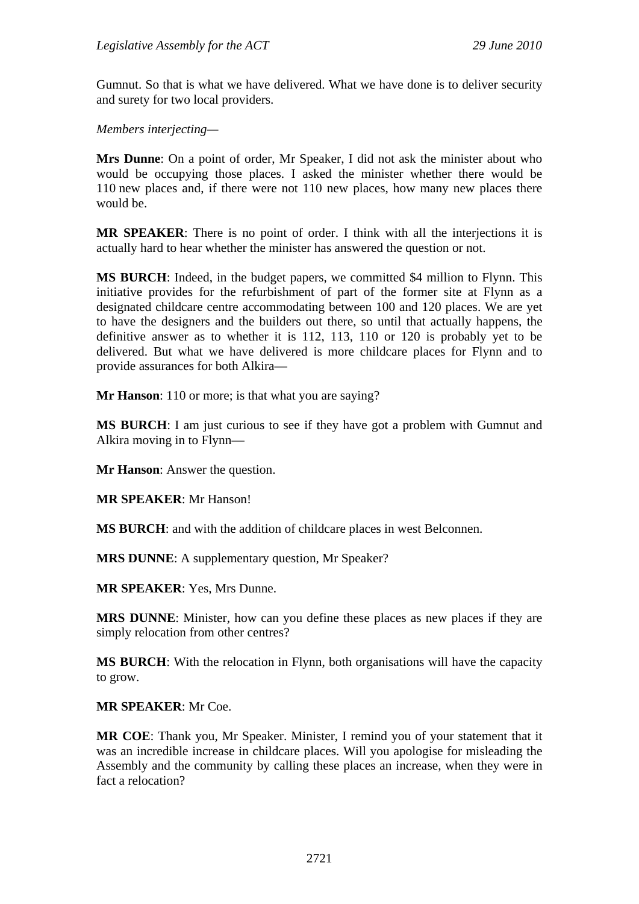Gumnut. So that is what we have delivered. What we have done is to deliver security and surety for two local providers.

*Members interjecting—*

**Mrs Dunne**: On a point of order, Mr Speaker, I did not ask the minister about who would be occupying those places. I asked the minister whether there would be 110 new places and, if there were not 110 new places, how many new places there would be.

**MR SPEAKER**: There is no point of order. I think with all the interjections it is actually hard to hear whether the minister has answered the question or not.

**MS BURCH**: Indeed, in the budget papers, we committed $4 million to Flynn. This initiative provides for the refurbishment of part of the former site at Flynn as a designated childcare centre accommodating between 100 and 120 places. We are yet to have the designers and the builders out there, so until that actually happens, the definitive answer as to whether it is 112, 113, 110 or 120 is probably yet to be delivered. But what we have delivered is more childcare places for Flynn and to provide assurances for both Alkira—

**Mr Hanson**: 110 or more; is that what you are saying?

**MS BURCH**: I am just curious to see if they have got a problem with Gumnut and Alkira moving in to Flynn—

**Mr Hanson**: Answer the question.

**MR SPEAKER**: Mr Hanson!

**MS BURCH**: and with the addition of childcare places in west Belconnen.

**MRS DUNNE**: A supplementary question, Mr Speaker?

**MR SPEAKER**: Yes, Mrs Dunne.

**MRS DUNNE**: Minister, how can you define these places as new places if they are simply relocation from other centres?

**MS BURCH**: With the relocation in Flynn, both organisations will have the capacity to grow.

**MR SPEAKER**: Mr Coe.

**MR COE**: Thank you, Mr Speaker. Minister, I remind you of your statement that it was an incredible increase in childcare places. Will you apologise for misleading the Assembly and the community by calling these places an increase, when they were in fact a relocation?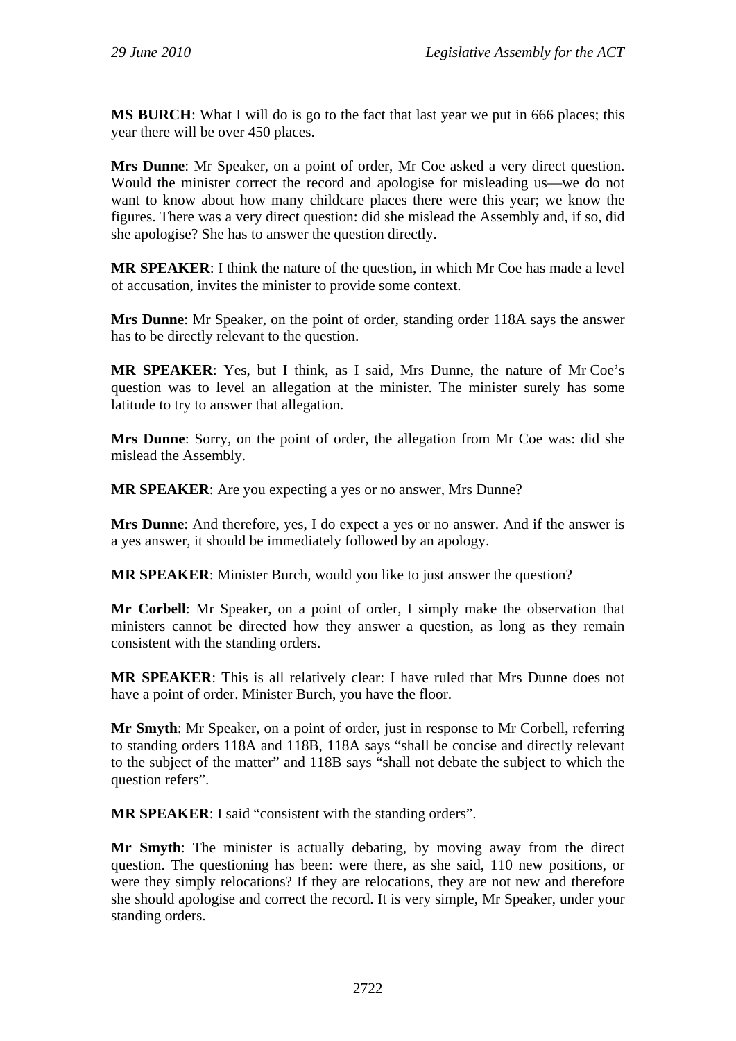**MS BURCH**: What I will do is go to the fact that last year we put in 666 places; this year there will be over 450 places.

**Mrs Dunne**: Mr Speaker, on a point of order, Mr Coe asked a very direct question. Would the minister correct the record and apologise for misleading us—we do not want to know about how many childcare places there were this year; we know the figures. There was a very direct question: did she mislead the Assembly and, if so, did she apologise? She has to answer the question directly.

**MR SPEAKER**: I think the nature of the question, in which Mr Coe has made a level of accusation, invites the minister to provide some context.

**Mrs Dunne**: Mr Speaker, on the point of order, standing order 118A says the answer has to be directly relevant to the question.

**MR SPEAKER**: Yes, but I think, as I said, Mrs Dunne, the nature of Mr Coe's question was to level an allegation at the minister. The minister surely has some latitude to try to answer that allegation.

**Mrs Dunne**: Sorry, on the point of order, the allegation from Mr Coe was: did she mislead the Assembly.

**MR SPEAKER**: Are you expecting a yes or no answer, Mrs Dunne?

**Mrs Dunne**: And therefore, yes, I do expect a yes or no answer. And if the answer is a yes answer, it should be immediately followed by an apology.

**MR SPEAKER**: Minister Burch, would you like to just answer the question?

**Mr Corbell**: Mr Speaker, on a point of order, I simply make the observation that ministers cannot be directed how they answer a question, as long as they remain consistent with the standing orders.

**MR SPEAKER**: This is all relatively clear: I have ruled that Mrs Dunne does not have a point of order. Minister Burch, you have the floor.

**Mr Smyth**: Mr Speaker, on a point of order, just in response to Mr Corbell, referring to standing orders 118A and 118B, 118A says "shall be concise and directly relevant to the subject of the matter" and 118B says "shall not debate the subject to which the question refers".

**MR SPEAKER**: I said "consistent with the standing orders".

**Mr Smyth**: The minister is actually debating, by moving away from the direct question. The questioning has been: were there, as she said, 110 new positions, or were they simply relocations? If they are relocations, they are not new and therefore she should apologise and correct the record. It is very simple, Mr Speaker, under your standing orders.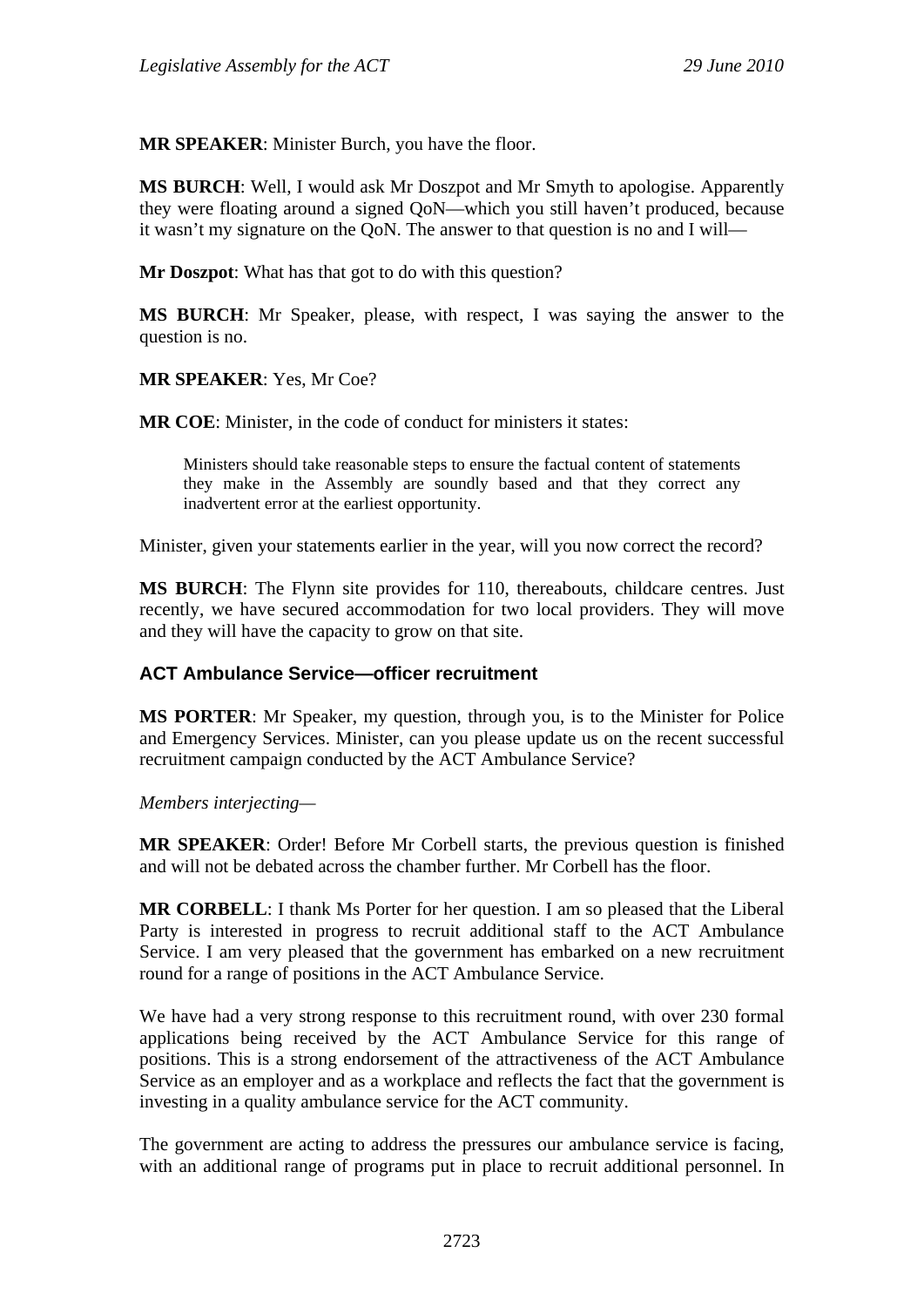**MR SPEAKER**: Minister Burch, you have the floor.

**MS BURCH**: Well, I would ask Mr Doszpot and Mr Smyth to apologise. Apparently they were floating around a signed QoN—which you still haven't produced, because it wasn't my signature on the QoN. The answer to that question is no and I will—

**Mr Doszpot**: What has that got to do with this question?

**MS BURCH**: Mr Speaker, please, with respect, I was saying the answer to the question is no.

**MR SPEAKER**: Yes, Mr Coe?

**MR COE**: Minister, in the code of conduct for ministers it states:

> Ministers should take reasonable steps to ensure the factual content of statements they make in the Assembly are soundly based and that they correct any inadvertent error at the earliest opportunity.

Minister, given your statements earlier in the year, will you now correct the record?

**MS BURCH**: The Flynn site provides for 110, thereabouts, childcare centres. Just recently, we have secured accommodation for two local providers. They will move and they will have the capacity to grow on that site.

### ACT Ambulance Service—officer recruitment

**MS PORTER**: Mr Speaker, my question, through you, is to the Minister for Police and Emergency Services. Minister, can you please update us on the recent successful recruitment campaign conducted by the ACT Ambulance Service?

*Members interjecting*—

**MR SPEAKER**: Order! Before Mr Corbell starts, the previous question is finished and will not be debated across the chamber further. Mr Corbell has the floor.

**MR CORBELL**: I thank Ms Porter for her question. I am so pleased that the Liberal Party is interested in progress to recruit additional staff to the ACT Ambulance Service. I am very pleased that the government has embarked on a new recruitment round for a range of positions in the ACT Ambulance Service.

We have had a very strong response to this recruitment round, with over 230 formal applications being received by the ACT Ambulance Service for this range of positions. This is a strong endorsement of the attractiveness of the ACT Ambulance Service as an employer and as a workplace and reflects the fact that the government is investing in a quality ambulance service for the ACT community.

The government are acting to address the pressures our ambulance service is facing, with an additional range of programs put in place to recruit additional personnel. In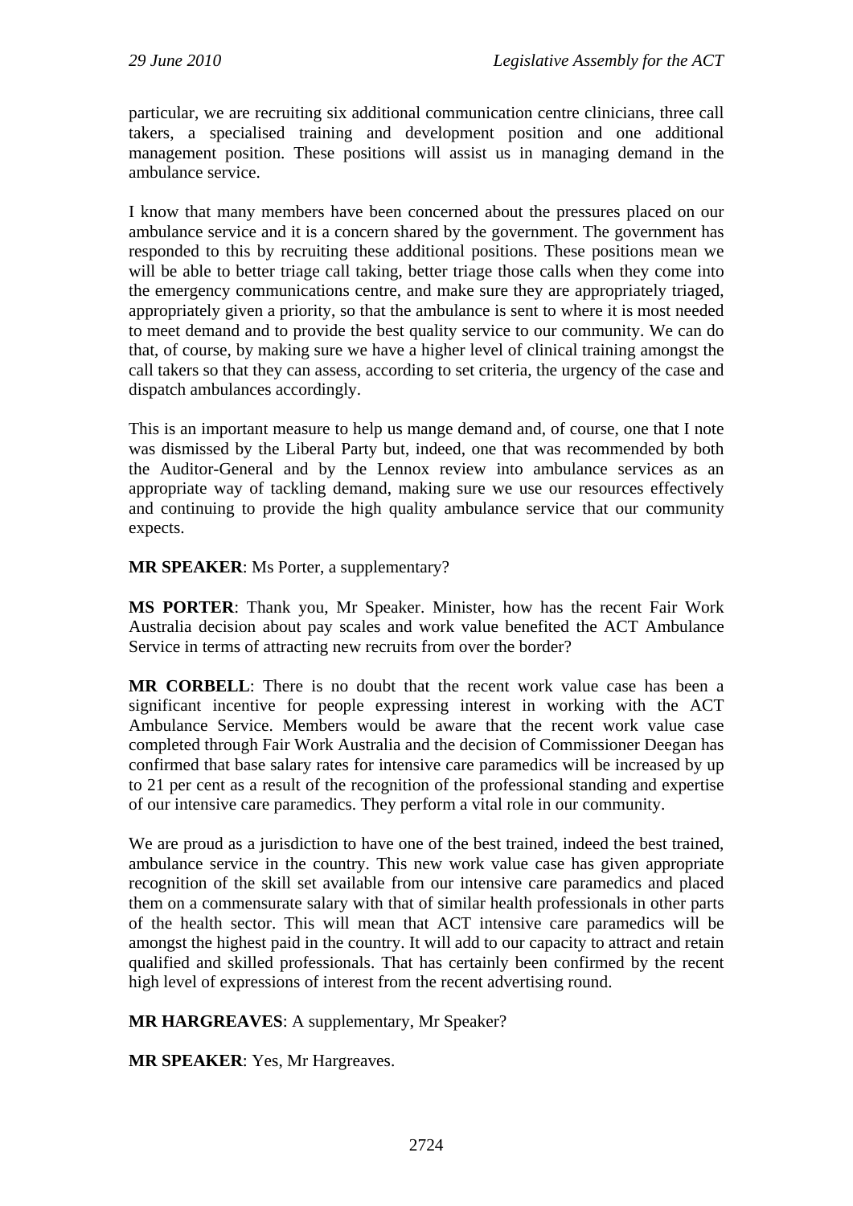particular, we are recruiting six additional communication centre clinicians, three call takers, a specialised training and development position and one additional management position. These positions will assist us in managing demand in the ambulance service.

I know that many members have been concerned about the pressures placed on our ambulance service and it is a concern shared by the government. The government has responded to this by recruiting these additional positions. These positions mean we will be able to better triage call taking, better triage those calls when they come into the emergency communications centre, and make sure they are appropriately triaged, appropriately given a priority, so that the ambulance is sent to where it is most needed to meet demand and to provide the best quality service to our community. We can do that, of course, by making sure we have a higher level of clinical training amongst the call takers so that they can assess, according to set criteria, the urgency of the case and dispatch ambulances accordingly.

This is an important measure to help us mange demand and, of course, one that I note was dismissed by the Liberal Party but, indeed, one that was recommended by both the Auditor-General and by the Lennox review into ambulance services as an appropriate way of tackling demand, making sure we use our resources effectively and continuing to provide the high quality ambulance service that our community expects.

**MR SPEAKER**: Ms Porter, a supplementary?

**MS PORTER**: Thank you, Mr Speaker. Minister, how has the recent Fair Work Australia decision about pay scales and work value benefited the ACT Ambulance Service in terms of attracting new recruits from over the border?

**MR CORBELL**: There is no doubt that the recent work value case has been a significant incentive for people expressing interest in working with the ACT Ambulance Service. Members would be aware that the recent work value case completed through Fair Work Australia and the decision of Commissioner Deegan has confirmed that base salary rates for intensive care paramedics will be increased by up to 21 per cent as a result of the recognition of the professional standing and expertise of our intensive care paramedics. They perform a vital role in our community.

We are proud as a jurisdiction to have one of the best trained, indeed the best trained, ambulance service in the country. This new work value case has given appropriate recognition of the skill set available from our intensive care paramedics and placed them on a commensurate salary with that of similar health professionals in other parts of the health sector. This will mean that ACT intensive care paramedics will be amongst the highest paid in the country. It will add to our capacity to attract and retain qualified and skilled professionals. That has certainly been confirmed by the recent high level of expressions of interest from the recent advertising round.

**MR HARGREAVES**: A supplementary, Mr Speaker?

**MR SPEAKER**: Yes, Mr Hargreaves.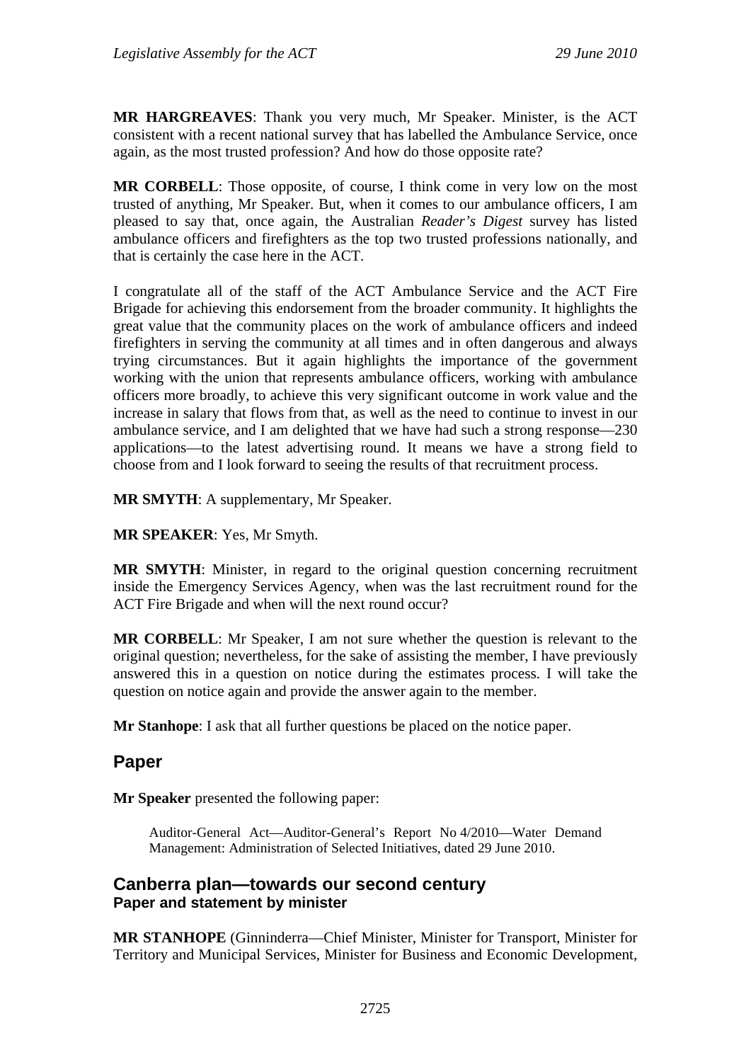**MR HARGREAVES**: Thank you very much, Mr Speaker. Minister, is the ACT consistent with a recent national survey that has labelled the Ambulance Service, once again, as the most trusted profession? And how do those opposite rate?

**MR CORBELL**: Those opposite, of course, I think come in very low on the most trusted of anything, Mr Speaker. But, when it comes to our ambulance officers, I am pleased to say that, once again, the Australian *Reader's Digest* survey has listed ambulance officers and firefighters as the top two trusted professions nationally, and that is certainly the case here in the ACT.

I congratulate all of the staff of the ACT Ambulance Service and the ACT Fire Brigade for achieving this endorsement from the broader community. It highlights the great value that the community places on the work of ambulance officers and indeed firefighters in serving the community at all times and in often dangerous and always trying circumstances. But it again highlights the importance of the government working with the union that represents ambulance officers, working with ambulance officers more broadly, to achieve this very significant outcome in work value and the increase in salary that flows from that, as well as the need to continue to invest in our ambulance service, and I am delighted that we have had such a strong response—230 applications—to the latest advertising round. It means we have a strong field to choose from and I look forward to seeing the results of that recruitment process.

**MR SMYTH**: A supplementary, Mr Speaker.

**MR SPEAKER**: Yes, Mr Smyth.

**MR SMYTH**: Minister, in regard to the original question concerning recruitment inside the Emergency Services Agency, when was the last recruitment round for the ACT Fire Brigade and when will the next round occur?

**MR CORBELL**: Mr Speaker, I am not sure whether the question is relevant to the original question; nevertheless, for the sake of assisting the member, I have previously answered this in a question on notice during the estimates process. I will take the question on notice again and provide the answer again to the member.

**Mr Stanhope**: I ask that all further questions be placed on the notice paper.

## Paper

**Mr Speaker** presented the following paper:

> Auditor-General Act—Auditor-General's Report No 4/2010—Water Demand Management: Administration of Selected Initiatives, dated 29 June 2010.

## Canberra plan—towards our second century

### Paper and statement by minister

**MR STANHOPE** (Ginninderra—Chief Minister, Minister for Transport, Minister for Territory and Municipal Services, Minister for Business and Economic Development,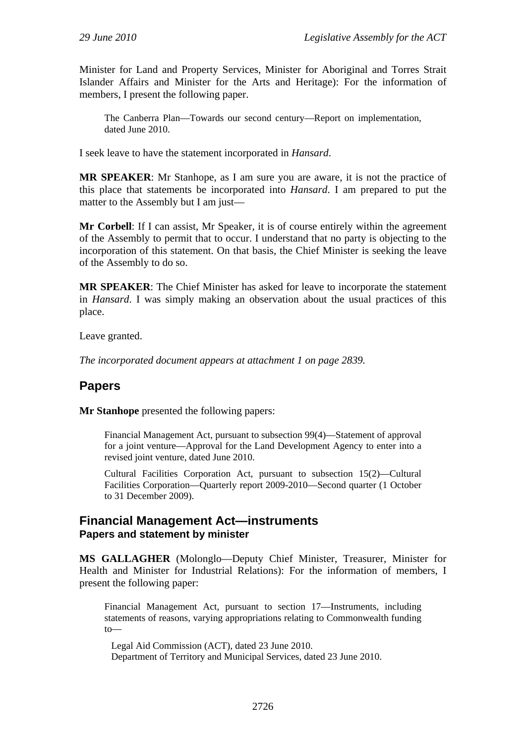Minister for Land and Property Services, Minister for Aboriginal and Torres Strait Islander Affairs and Minister for the Arts and Heritage): For the information of members, I present the following paper.

> The Canberra Plan—Towards our second century—Report on implementation, dated June 2010.

I seek leave to have the statement incorporated in *Hansard*.

**MR SPEAKER**: Mr Stanhope, as I am sure you are aware, it is not the practice of this place that statements be incorporated into *Hansard*. I am prepared to put the matter to the Assembly but I am just—

**Mr Corbell**: If I can assist, Mr Speaker, it is of course entirely within the agreement of the Assembly to permit that to occur. I understand that no party is objecting to the incorporation of this statement. On that basis, the Chief Minister is seeking the leave of the Assembly to do so.

**MR SPEAKER**: The Chief Minister has asked for leave to incorporate the statement in *Hansard*. I was simply making an observation about the usual practices of this place.

Leave granted.

*The incorporated document appears at attachment 1 on page 2839.*

## Papers

**Mr Stanhope** presented the following papers:

> Financial Management Act, pursuant to subsection 99(4)—Statement of approval for a joint venture—Approval for the Land Development Agency to enter into a revised joint venture, dated June 2010.
>
> Cultural Facilities Corporation Act, pursuant to subsection 15(2)—Cultural Facilities Corporation—Quarterly report 2009-2010—Second quarter (1 October to 31 December 2009).

## Financial Management Act—instruments
### Papers and statement by minister

**MS GALLAGHER** (Molonglo—Deputy Chief Minister, Treasurer, Minister for Health and Minister for Industrial Relations): For the information of members, I present the following paper:

> Financial Management Act, pursuant to section 17—Instruments, including statements of reasons, varying appropriations relating to Commonwealth funding to—
>
> Legal Aid Commission (ACT), dated 23 June 2010.
> Department of Territory and Municipal Services, dated 23 June 2010.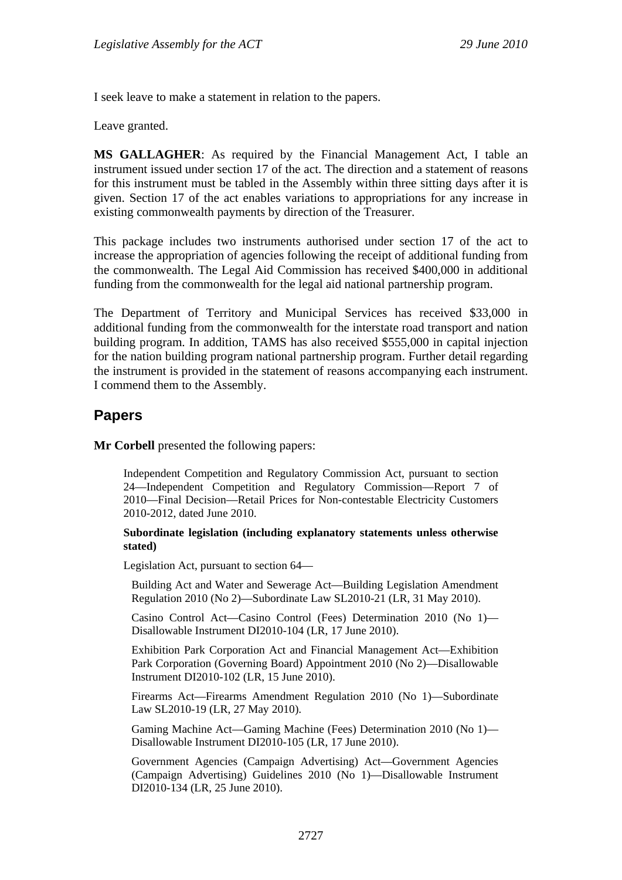I seek leave to make a statement in relation to the papers.

Leave granted.

**MS GALLAGHER**: As required by the Financial Management Act, I table an instrument issued under section 17 of the act. The direction and a statement of reasons for this instrument must be tabled in the Assembly within three sitting days after it is given. Section 17 of the act enables variations to appropriations for any increase in existing commonwealth payments by direction of the Treasurer.

This package includes two instruments authorised under section 17 of the act to increase the appropriation of agencies following the receipt of additional funding from the commonwealth. The Legal Aid Commission has received $400,000 in additional funding from the commonwealth for the legal aid national partnership program.

The Department of Territory and Municipal Services has received $33,000 in additional funding from the commonwealth for the interstate road transport and nation building program. In addition, TAMS has also received $555,000 in capital injection for the nation building program national partnership program. Further detail regarding the instrument is provided in the statement of reasons accompanying each instrument. I commend them to the Assembly.

## Papers

**Mr Corbell** presented the following papers:

> Independent Competition and Regulatory Commission Act, pursuant to section 24—Independent Competition and Regulatory Commission—Report 7 of 2010—Final Decision—Retail Prices for Non-contestable Electricity Customers 2010-2012, dated June 2010.
>
> **Subordinate legislation (including explanatory statements unless otherwise stated)**
>
> Legislation Act, pursuant to section 64—
>
> Building Act and Water and Sewerage Act—Building Legislation Amendment Regulation 2010 (No 2)—Subordinate Law SL2010-21 (LR, 31 May 2010).
>
> Casino Control Act—Casino Control (Fees) Determination 2010 (No 1)—Disallowable Instrument DI2010-104 (LR, 17 June 2010).
>
> Exhibition Park Corporation Act and Financial Management Act—Exhibition Park Corporation (Governing Board) Appointment 2010 (No 2)—Disallowable Instrument DI2010-102 (LR, 15 June 2010).
>
> Firearms Act—Firearms Amendment Regulation 2010 (No 1)—Subordinate Law SL2010-19 (LR, 27 May 2010).
>
> Gaming Machine Act—Gaming Machine (Fees) Determination 2010 (No 1)—Disallowable Instrument DI2010-105 (LR, 17 June 2010).
>
> Government Agencies (Campaign Advertising) Act—Government Agencies (Campaign Advertising) Guidelines 2010 (No 1)—Disallowable Instrument DI2010-134 (LR, 25 June 2010).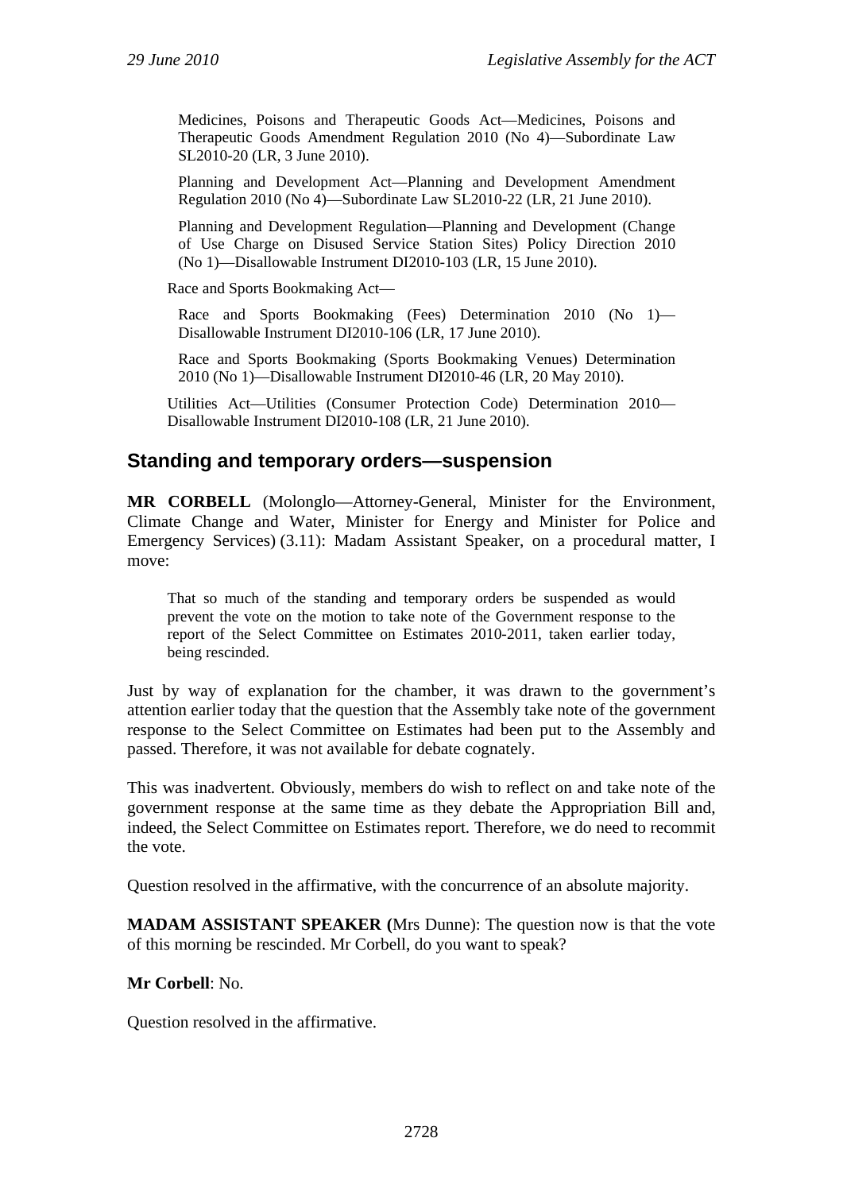Medicines, Poisons and Therapeutic Goods Act—Medicines, Poisons and Therapeutic Goods Amendment Regulation 2010 (No 4)—Subordinate Law SL2010-20 (LR, 3 June 2010).

Planning and Development Act—Planning and Development Amendment Regulation 2010 (No 4)—Subordinate Law SL2010-22 (LR, 21 June 2010).

Planning and Development Regulation—Planning and Development (Change of Use Charge on Disused Service Station Sites) Policy Direction 2010 (No 1)—Disallowable Instrument DI2010-103 (LR, 15 June 2010).

Race and Sports Bookmaking Act—

Race and Sports Bookmaking (Fees) Determination 2010 (No 1)—Disallowable Instrument DI2010-106 (LR, 17 June 2010).

Race and Sports Bookmaking (Sports Bookmaking Venues) Determination 2010 (No 1)—Disallowable Instrument DI2010-46 (LR, 20 May 2010).

Utilities Act—Utilities (Consumer Protection Code) Determination 2010—Disallowable Instrument DI2010-108 (LR, 21 June 2010).

## Standing and temporary orders—suspension

**MR CORBELL** (Molonglo—Attorney-General, Minister for the Environment, Climate Change and Water, Minister for Energy and Minister for Police and Emergency Services) (3.11): Madam Assistant Speaker, on a procedural matter, I move:

> That so much of the standing and temporary orders be suspended as would prevent the vote on the motion to take note of the Government response to the report of the Select Committee on Estimates 2010-2011, taken earlier today, being rescinded.

Just by way of explanation for the chamber, it was drawn to the government's attention earlier today that the question that the Assembly take note of the government response to the Select Committee on Estimates had been put to the Assembly and passed. Therefore, it was not available for debate cognately.

This was inadvertent. Obviously, members do wish to reflect on and take note of the government response at the same time as they debate the Appropriation Bill and, indeed, the Select Committee on Estimates report. Therefore, we do need to recommit the vote.

Question resolved in the affirmative, with the concurrence of an absolute majority.

**MADAM ASSISTANT SPEAKER (**Mrs Dunne): The question now is that the vote of this morning be rescinded. Mr Corbell, do you want to speak?

**Mr Corbell**: No.

Question resolved in the affirmative.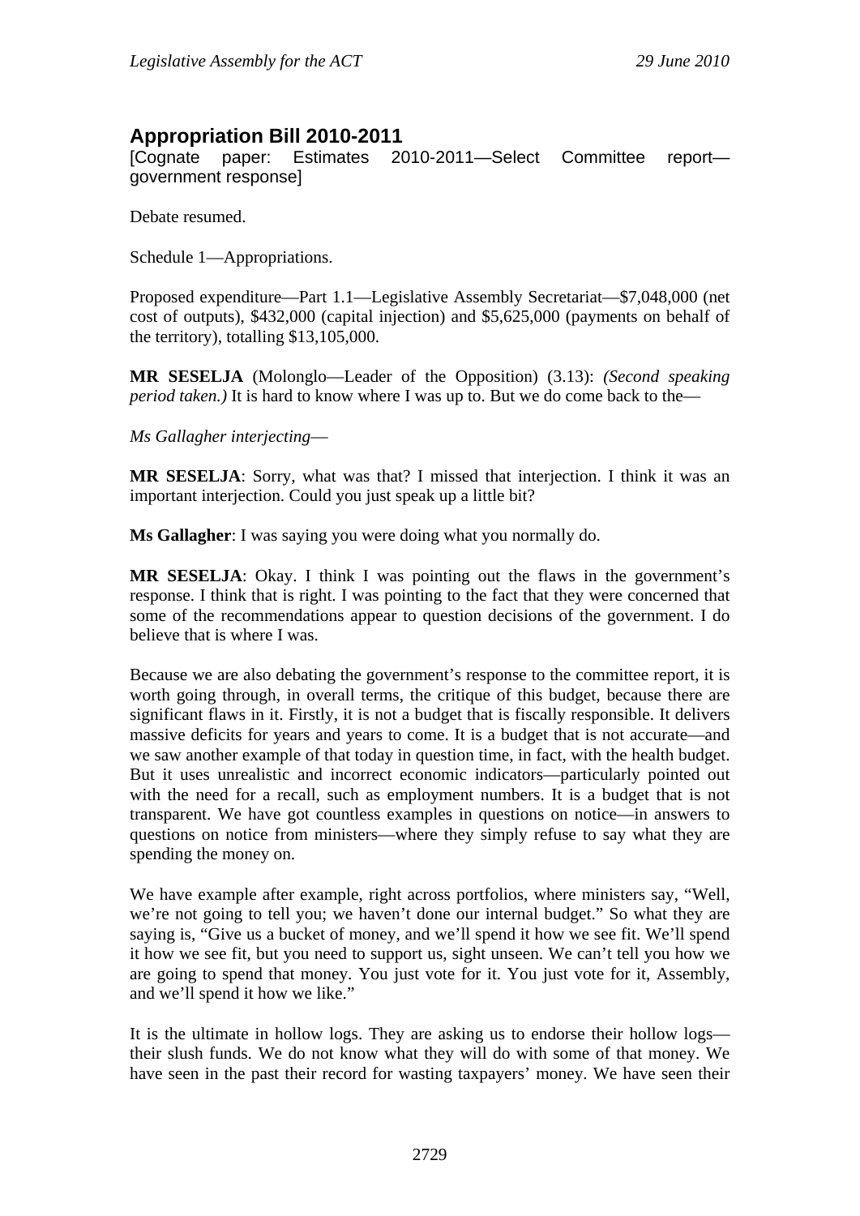## Appropriation Bill 2010-2011

[Cognate paper: Estimates 2010-2011—Select Committee report—government response]

Debate resumed.

Schedule 1—Appropriations.

Proposed expenditure—Part 1.1—Legislative Assembly Secretariat—$7,048,000 (net cost of outputs), $432,000 (capital injection) and $5,625,000 (payments on behalf of the territory), totalling $13,105,000.

**MR SESELJA** (Molonglo—Leader of the Opposition) (3.13): *(Second speaking period taken.)* It is hard to know where I was up to. But we do come back to the—

*Ms Gallagher interjecting*—

**MR SESELJA**: Sorry, what was that? I missed that interjection. I think it was an important interjection. Could you just speak up a little bit?

**Ms Gallagher**: I was saying you were doing what you normally do.

**MR SESELJA**: Okay. I think I was pointing out the flaws in the government's response. I think that is right. I was pointing to the fact that they were concerned that some of the recommendations appear to question decisions of the government. I do believe that is where I was.

Because we are also debating the government's response to the committee report, it is worth going through, in overall terms, the critique of this budget, because there are significant flaws in it. Firstly, it is not a budget that is fiscally responsible. It delivers massive deficits for years and years to come. It is a budget that is not accurate—and we saw another example of that today in question time, in fact, with the health budget. But it uses unrealistic and incorrect economic indicators—particularly pointed out with the need for a recall, such as employment numbers. It is a budget that is not transparent. We have got countless examples in questions on notice—in answers to questions on notice from ministers—where they simply refuse to say what they are spending the money on.

We have example after example, right across portfolios, where ministers say, "Well, we're not going to tell you; we haven't done our internal budget." So what they are saying is, "Give us a bucket of money, and we'll spend it how we see fit. We'll spend it how we see fit, but you need to support us, sight unseen. We can't tell you how we are going to spend that money. You just vote for it. You just vote for it, Assembly, and we'll spend it how we like."

It is the ultimate in hollow logs. They are asking us to endorse their hollow logs—their slush funds. We do not know what they will do with some of that money. We have seen in the past their record for wasting taxpayers' money. We have seen their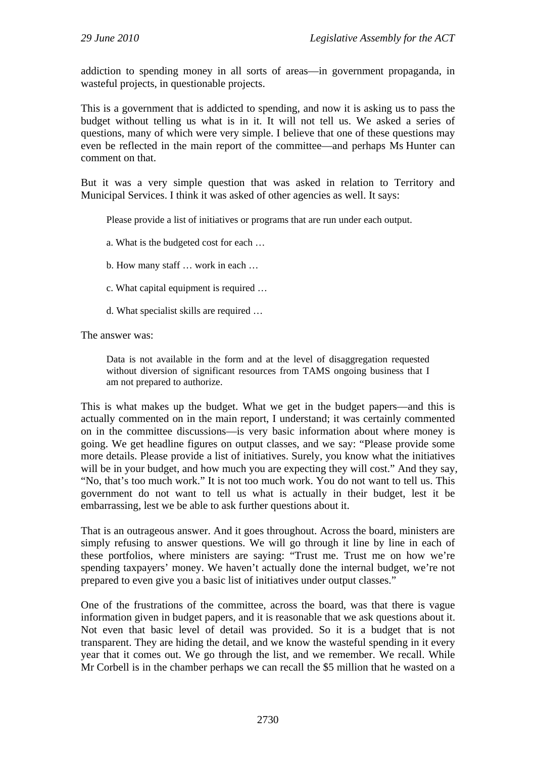addiction to spending money in all sorts of areas—in government propaganda, in wasteful projects, in questionable projects.

This is a government that is addicted to spending, and now it is asking us to pass the budget without telling us what is in it. It will not tell us. We asked a series of questions, many of which were very simple. I believe that one of these questions may even be reflected in the main report of the committee—and perhaps Ms Hunter can comment on that.

But it was a very simple question that was asked in relation to Territory and Municipal Services. I think it was asked of other agencies as well. It says:

> Please provide a list of initiatives or programs that are run under each output.
>
> a. What is the budgeted cost for each …
>
> b. How many staff … work in each …
>
> c. What capital equipment is required …
>
> d. What specialist skills are required …

The answer was:

> Data is not available in the form and at the level of disaggregation requested without diversion of significant resources from TAMS ongoing business that I am not prepared to authorize.

This is what makes up the budget. What we get in the budget papers—and this is actually commented on in the main report, I understand; it was certainly commented on in the committee discussions—is very basic information about where money is going. We get headline figures on output classes, and we say: "Please provide some more details. Please provide a list of initiatives. Surely, you know what the initiatives will be in your budget, and how much you are expecting they will cost." And they say, "No, that's too much work." It is not too much work. You do not want to tell us. This government do not want to tell us what is actually in their budget, lest it be embarrassing, lest we be able to ask further questions about it.

That is an outrageous answer. And it goes throughout. Across the board, ministers are simply refusing to answer questions. We will go through it line by line in each of these portfolios, where ministers are saying: "Trust me. Trust me on how we're spending taxpayers' money. We haven't actually done the internal budget, we're not prepared to even give you a basic list of initiatives under output classes."

One of the frustrations of the committee, across the board, was that there is vague information given in budget papers, and it is reasonable that we ask questions about it. Not even that basic level of detail was provided. So it is a budget that is not transparent. They are hiding the detail, and we know the wasteful spending in it every year that it comes out. We go through the list, and we remember. We recall. While Mr Corbell is in the chamber perhaps we can recall the $5 million that he wasted on a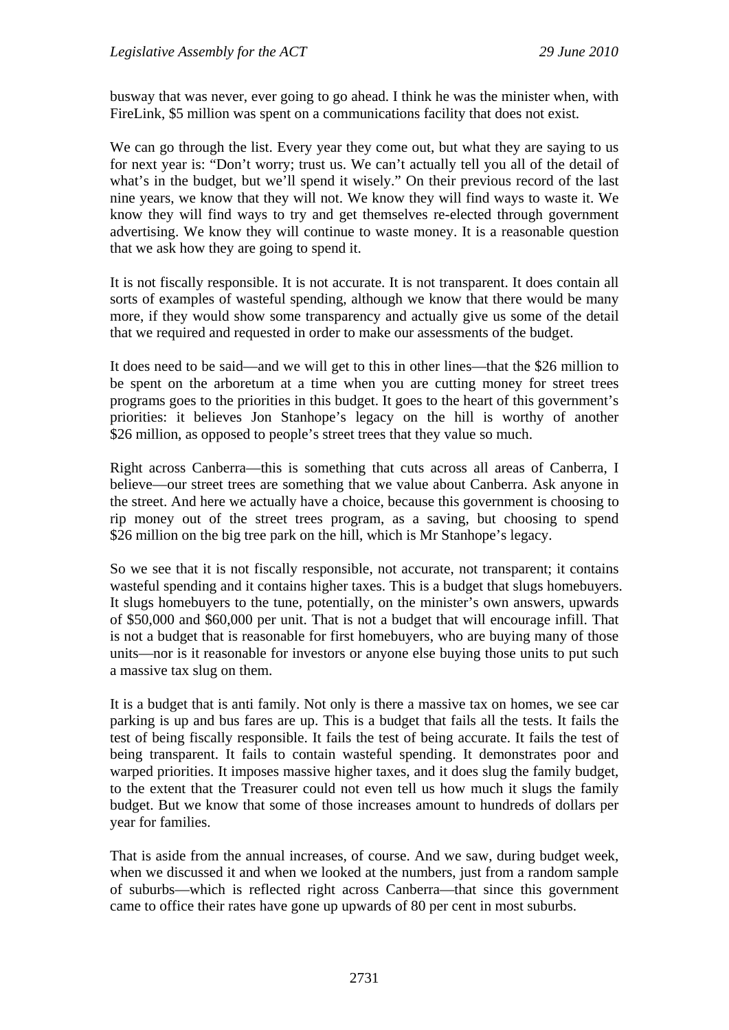busway that was never, ever going to go ahead. I think he was the minister when, with FireLink, $5 million was spent on a communications facility that does not exist.

We can go through the list. Every year they come out, but what they are saying to us for next year is: "Don't worry; trust us. We can't actually tell you all of the detail of what's in the budget, but we'll spend it wisely." On their previous record of the last nine years, we know that they will not. We know they will find ways to waste it. We know they will find ways to try and get themselves re-elected through government advertising. We know they will continue to waste money. It is a reasonable question that we ask how they are going to spend it.

It is not fiscally responsible. It is not accurate. It is not transparent. It does contain all sorts of examples of wasteful spending, although we know that there would be many more, if they would show some transparency and actually give us some of the detail that we required and requested in order to make our assessments of the budget.

It does need to be said—and we will get to this in other lines—that the $26 million to be spent on the arboretum at a time when you are cutting money for street trees programs goes to the priorities in this budget. It goes to the heart of this government's priorities: it believes Jon Stanhope's legacy on the hill is worthy of another $26 million, as opposed to people's street trees that they value so much.

Right across Canberra—this is something that cuts across all areas of Canberra, I believe—our street trees are something that we value about Canberra. Ask anyone in the street. And here we actually have a choice, because this government is choosing to rip money out of the street trees program, as a saving, but choosing to spend $26 million on the big tree park on the hill, which is Mr Stanhope's legacy.

So we see that it is not fiscally responsible, not accurate, not transparent; it contains wasteful spending and it contains higher taxes. This is a budget that slugs homebuyers. It slugs homebuyers to the tune, potentially, on the minister's own answers, upwards of $50,000 and $60,000 per unit. That is not a budget that will encourage infill. That is not a budget that is reasonable for first homebuyers, who are buying many of those units—nor is it reasonable for investors or anyone else buying those units to put such a massive tax slug on them.

It is a budget that is anti family. Not only is there a massive tax on homes, we see car parking is up and bus fares are up. This is a budget that fails all the tests. It fails the test of being fiscally responsible. It fails the test of being accurate. It fails the test of being transparent. It fails to contain wasteful spending. It demonstrates poor and warped priorities. It imposes massive higher taxes, and it does slug the family budget, to the extent that the Treasurer could not even tell us how much it slugs the family budget. But we know that some of those increases amount to hundreds of dollars per year for families.

That is aside from the annual increases, of course. And we saw, during budget week, when we discussed it and when we looked at the numbers, just from a random sample of suburbs—which is reflected right across Canberra—that since this government came to office their rates have gone up upwards of 80 per cent in most suburbs.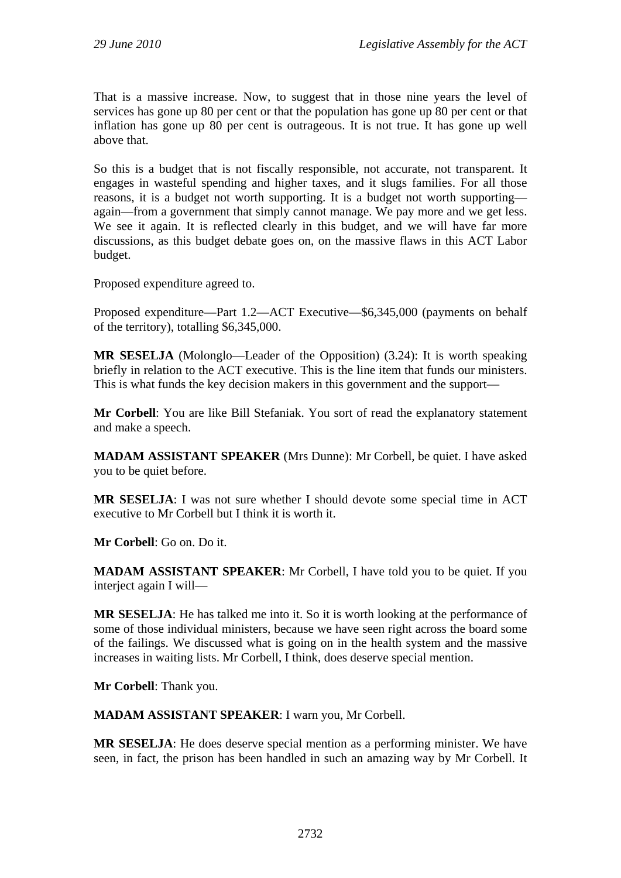That is a massive increase. Now, to suggest that in those nine years the level of services has gone up 80 per cent or that the population has gone up 80 per cent or that inflation has gone up 80 per cent is outrageous. It is not true. It has gone up well above that.

So this is a budget that is not fiscally responsible, not accurate, not transparent. It engages in wasteful spending and higher taxes, and it slugs families. For all those reasons, it is a budget not worth supporting. It is a budget not worth supporting—again—from a government that simply cannot manage. We pay more and we get less. We see it again. It is reflected clearly in this budget, and we will have far more discussions, as this budget debate goes on, on the massive flaws in this ACT Labor budget.

Proposed expenditure agreed to.

Proposed expenditure—Part 1.2—ACT Executive—$6,345,000 (payments on behalf of the territory), totalling $6,345,000.

**MR SESELJA** (Molonglo—Leader of the Opposition) (3.24): It is worth speaking briefly in relation to the ACT executive. This is the line item that funds our ministers. This is what funds the key decision makers in this government and the support—

**Mr Corbell**: You are like Bill Stefaniak. You sort of read the explanatory statement and make a speech.

**MADAM ASSISTANT SPEAKER** (Mrs Dunne): Mr Corbell, be quiet. I have asked you to be quiet before.

**MR SESELJA**: I was not sure whether I should devote some special time in ACT executive to Mr Corbell but I think it is worth it.

**Mr Corbell**: Go on. Do it.

**MADAM ASSISTANT SPEAKER**: Mr Corbell, I have told you to be quiet. If you interject again I will—

**MR SESELJA**: He has talked me into it. So it is worth looking at the performance of some of those individual ministers, because we have seen right across the board some of the failings. We discussed what is going on in the health system and the massive increases in waiting lists. Mr Corbell, I think, does deserve special mention.

**Mr Corbell**: Thank you.

**MADAM ASSISTANT SPEAKER**: I warn you, Mr Corbell.

**MR SESELJA**: He does deserve special mention as a performing minister. We have seen, in fact, the prison has been handled in such an amazing way by Mr Corbell. It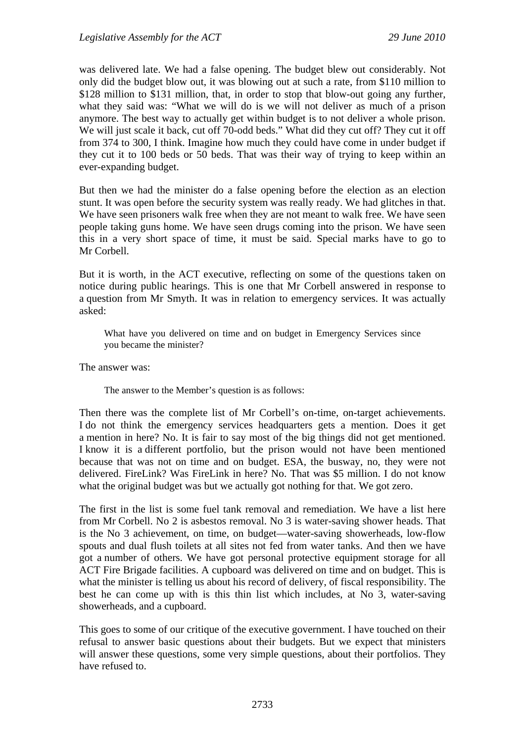was delivered late. We had a false opening. The budget blew out considerably. Not only did the budget blow out, it was blowing out at such a rate, from $110 million to $128 million to $131 million, that, in order to stop that blow-out going any further, what they said was: "What we will do is we will not deliver as much of a prison anymore. The best way to actually get within budget is to not deliver a whole prison. We will just scale it back, cut off 70-odd beds." What did they cut off? They cut it off from 374 to 300, I think. Imagine how much they could have come in under budget if they cut it to 100 beds or 50 beds. That was their way of trying to keep within an ever-expanding budget.

But then we had the minister do a false opening before the election as an election stunt. It was open before the security system was really ready. We had glitches in that. We have seen prisoners walk free when they are not meant to walk free. We have seen people taking guns home. We have seen drugs coming into the prison. We have seen this in a very short space of time, it must be said. Special marks have to go to Mr Corbell.

But it is worth, in the ACT executive, reflecting on some of the questions taken on notice during public hearings. This is one that Mr Corbell answered in response to a question from Mr Smyth. It was in relation to emergency services. It was actually asked:

> What have you delivered on time and on budget in Emergency Services since you became the minister?

The answer was:

> The answer to the Member's question is as follows:

Then there was the complete list of Mr Corbell's on-time, on-target achievements. I do not think the emergency services headquarters gets a mention. Does it get a mention in here? No. It is fair to say most of the big things did not get mentioned. I know it is a different portfolio, but the prison would not have been mentioned because that was not on time and on budget. ESA, the busway, no, they were not delivered. FireLink? Was FireLink in here? No. That was $5 million. I do not know what the original budget was but we actually got nothing for that. We got zero.

The first in the list is some fuel tank removal and remediation. We have a list here from Mr Corbell. No 2 is asbestos removal. No 3 is water-saving shower heads. That is the No 3 achievement, on time, on budget—water-saving showerheads, low-flow spouts and dual flush toilets at all sites not fed from water tanks. And then we have got a number of others. We have got personal protective equipment storage for all ACT Fire Brigade facilities. A cupboard was delivered on time and on budget. This is what the minister is telling us about his record of delivery, of fiscal responsibility. The best he can come up with is this thin list which includes, at No 3, water-saving showerheads, and a cupboard.

This goes to some of our critique of the executive government. I have touched on their refusal to answer basic questions about their budgets. But we expect that ministers will answer these questions, some very simple questions, about their portfolios. They have refused to.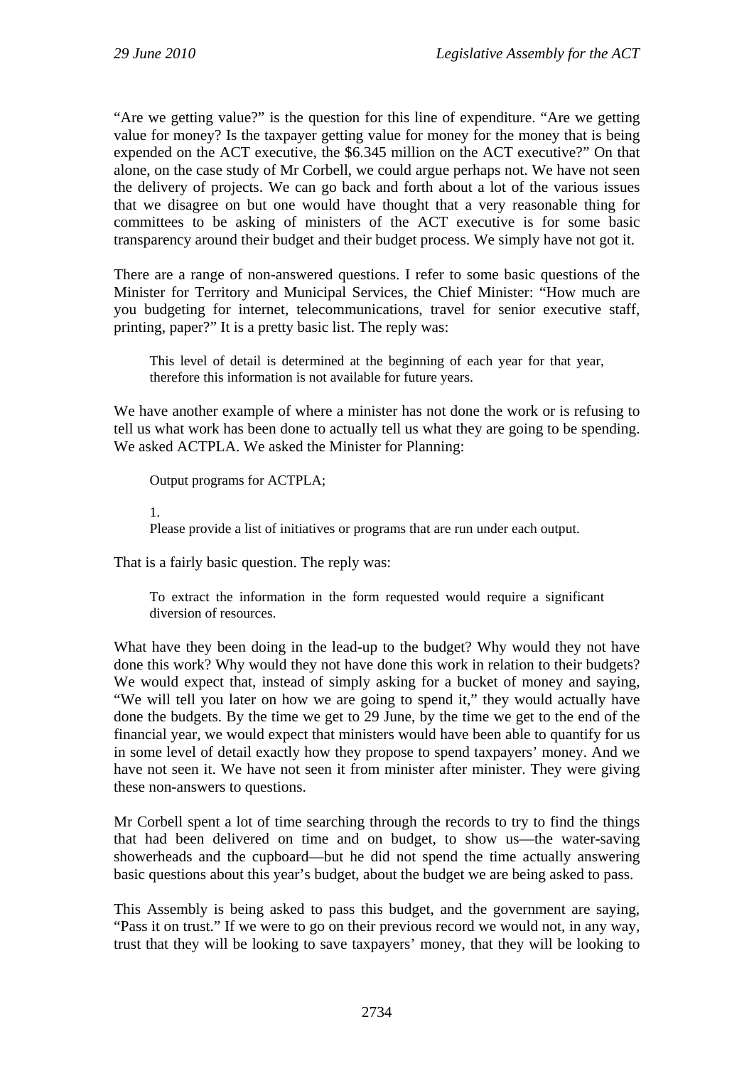"Are we getting value?" is the question for this line of expenditure. "Are we getting value for money? Is the taxpayer getting value for money for the money that is being expended on the ACT executive, the $6.345 million on the ACT executive?" On that alone, on the case study of Mr Corbell, we could argue perhaps not. We have not seen the delivery of projects. We can go back and forth about a lot of the various issues that we disagree on but one would have thought that a very reasonable thing for committees to be asking of ministers of the ACT executive is for some basic transparency around their budget and their budget process. We simply have not got it.

There are a range of non-answered questions. I refer to some basic questions of the Minister for Territory and Municipal Services, the Chief Minister: "How much are you budgeting for internet, telecommunications, travel for senior executive staff, printing, paper?" It is a pretty basic list. The reply was:

> This level of detail is determined at the beginning of each year for that year, therefore this information is not available for future years.

We have another example of where a minister has not done the work or is refusing to tell us what work has been done to actually tell us what they are going to be spending. We asked ACTPLA. We asked the Minister for Planning:

> Output programs for ACTPLA;
>
> 1.
> Please provide a list of initiatives or programs that are run under each output.

That is a fairly basic question. The reply was:

> To extract the information in the form requested would require a significant diversion of resources.

What have they been doing in the lead-up to the budget? Why would they not have done this work? Why would they not have done this work in relation to their budgets? We would expect that, instead of simply asking for a bucket of money and saying, "We will tell you later on how we are going to spend it," they would actually have done the budgets. By the time we get to 29 June, by the time we get to the end of the financial year, we would expect that ministers would have been able to quantify for us in some level of detail exactly how they propose to spend taxpayers' money. And we have not seen it. We have not seen it from minister after minister. They were giving these non-answers to questions.

Mr Corbell spent a lot of time searching through the records to try to find the things that had been delivered on time and on budget, to show us—the water-saving showerheads and the cupboard—but he did not spend the time actually answering basic questions about this year's budget, about the budget we are being asked to pass.

This Assembly is being asked to pass this budget, and the government are saying, "Pass it on trust." If we were to go on their previous record we would not, in any way, trust that they will be looking to save taxpayers' money, that they will be looking to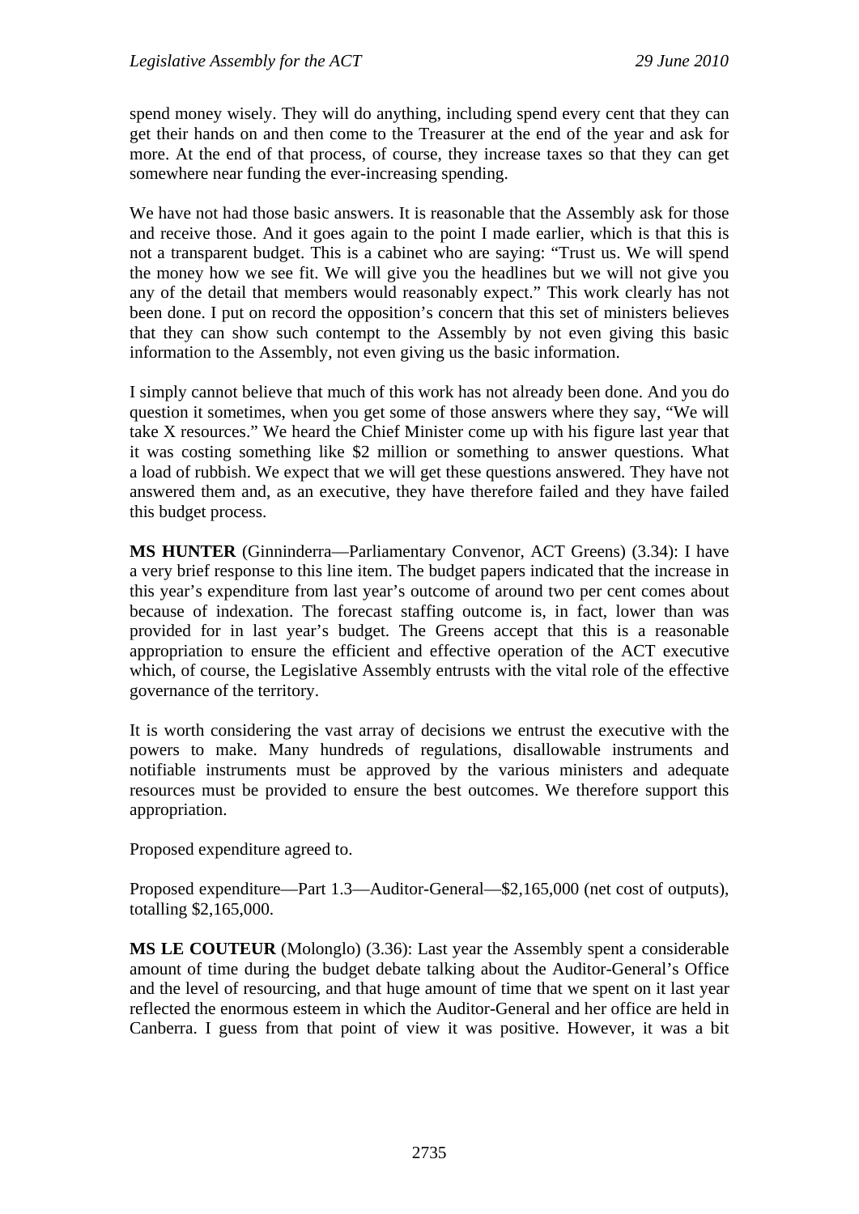spend money wisely. They will do anything, including spend every cent that they can get their hands on and then come to the Treasurer at the end of the year and ask for more. At the end of that process, of course, they increase taxes so that they can get somewhere near funding the ever-increasing spending.

We have not had those basic answers. It is reasonable that the Assembly ask for those and receive those. And it goes again to the point I made earlier, which is that this is not a transparent budget. This is a cabinet who are saying: "Trust us. We will spend the money how we see fit. We will give you the headlines but we will not give you any of the detail that members would reasonably expect." This work clearly has not been done. I put on record the opposition's concern that this set of ministers believes that they can show such contempt to the Assembly by not even giving this basic information to the Assembly, not even giving us the basic information.

I simply cannot believe that much of this work has not already been done. And you do question it sometimes, when you get some of those answers where they say, "We will take X resources." We heard the Chief Minister come up with his figure last year that it was costing something like $2 million or something to answer questions. What a load of rubbish. We expect that we will get these questions answered. They have not answered them and, as an executive, they have therefore failed and they have failed this budget process.

**MS HUNTER** (Ginninderra—Parliamentary Convenor, ACT Greens) (3.34): I have a very brief response to this line item. The budget papers indicated that the increase in this year's expenditure from last year's outcome of around two per cent comes about because of indexation. The forecast staffing outcome is, in fact, lower than was provided for in last year's budget. The Greens accept that this is a reasonable appropriation to ensure the efficient and effective operation of the ACT executive which, of course, the Legislative Assembly entrusts with the vital role of the effective governance of the territory.

It is worth considering the vast array of decisions we entrust the executive with the powers to make. Many hundreds of regulations, disallowable instruments and notifiable instruments must be approved by the various ministers and adequate resources must be provided to ensure the best outcomes. We therefore support this appropriation.

Proposed expenditure agreed to.

Proposed expenditure—Part 1.3—Auditor-General—$2,165,000 (net cost of outputs), totalling $2,165,000.

**MS LE COUTEUR** (Molonglo) (3.36): Last year the Assembly spent a considerable amount of time during the budget debate talking about the Auditor-General's Office and the level of resourcing, and that huge amount of time that we spent on it last year reflected the enormous esteem in which the Auditor-General and her office are held in Canberra. I guess from that point of view it was positive. However, it was a bit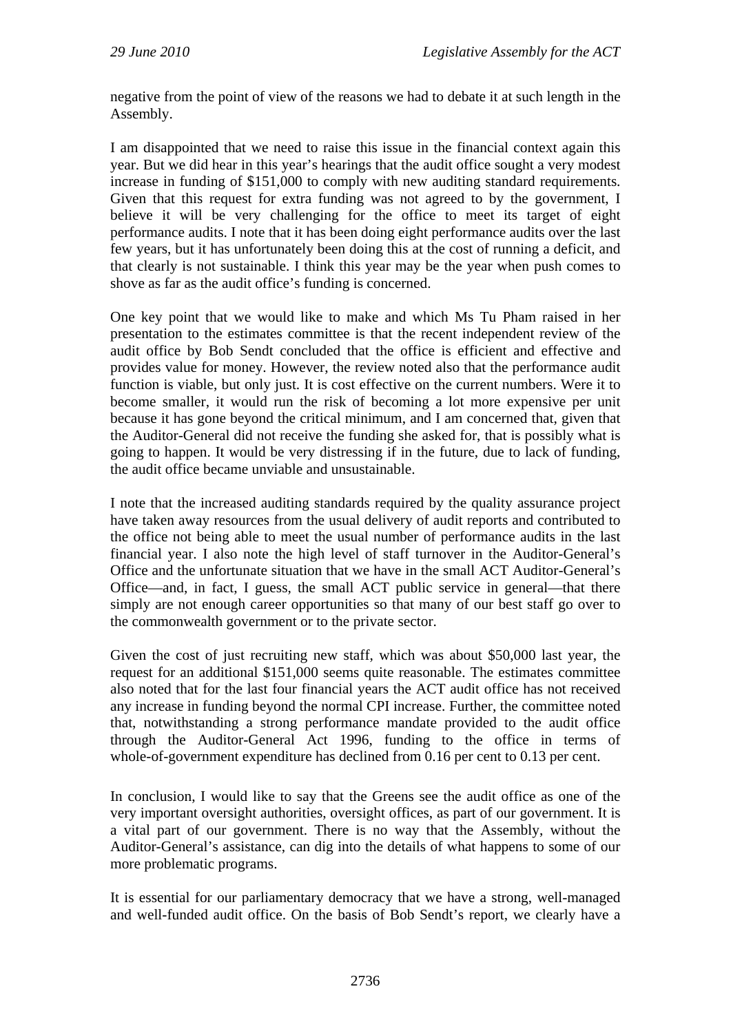negative from the point of view of the reasons we had to debate it at such length in the Assembly.

I am disappointed that we need to raise this issue in the financial context again this year. But we did hear in this year's hearings that the audit office sought a very modest increase in funding of $151,000 to comply with new auditing standard requirements. Given that this request for extra funding was not agreed to by the government, I believe it will be very challenging for the office to meet its target of eight performance audits. I note that it has been doing eight performance audits over the last few years, but it has unfortunately been doing this at the cost of running a deficit, and that clearly is not sustainable. I think this year may be the year when push comes to shove as far as the audit office's funding is concerned.

One key point that we would like to make and which Ms Tu Pham raised in her presentation to the estimates committee is that the recent independent review of the audit office by Bob Sendt concluded that the office is efficient and effective and provides value for money. However, the review noted also that the performance audit function is viable, but only just. It is cost effective on the current numbers. Were it to become smaller, it would run the risk of becoming a lot more expensive per unit because it has gone beyond the critical minimum, and I am concerned that, given that the Auditor-General did not receive the funding she asked for, that is possibly what is going to happen. It would be very distressing if in the future, due to lack of funding, the audit office became unviable and unsustainable.

I note that the increased auditing standards required by the quality assurance project have taken away resources from the usual delivery of audit reports and contributed to the office not being able to meet the usual number of performance audits in the last financial year. I also note the high level of staff turnover in the Auditor-General's Office and the unfortunate situation that we have in the small ACT Auditor-General's Office—and, in fact, I guess, the small ACT public service in general—that there simply are not enough career opportunities so that many of our best staff go over to the commonwealth government or to the private sector.

Given the cost of just recruiting new staff, which was about $50,000 last year, the request for an additional $151,000 seems quite reasonable. The estimates committee also noted that for the last four financial years the ACT audit office has not received any increase in funding beyond the normal CPI increase. Further, the committee noted that, notwithstanding a strong performance mandate provided to the audit office through the Auditor-General Act 1996, funding to the office in terms of whole-of-government expenditure has declined from 0.16 per cent to 0.13 per cent.

In conclusion, I would like to say that the Greens see the audit office as one of the very important oversight authorities, oversight offices, as part of our government. It is a vital part of our government. There is no way that the Assembly, without the Auditor-General's assistance, can dig into the details of what happens to some of our more problematic programs.

It is essential for our parliamentary democracy that we have a strong, well-managed and well-funded audit office. On the basis of Bob Sendt's report, we clearly have a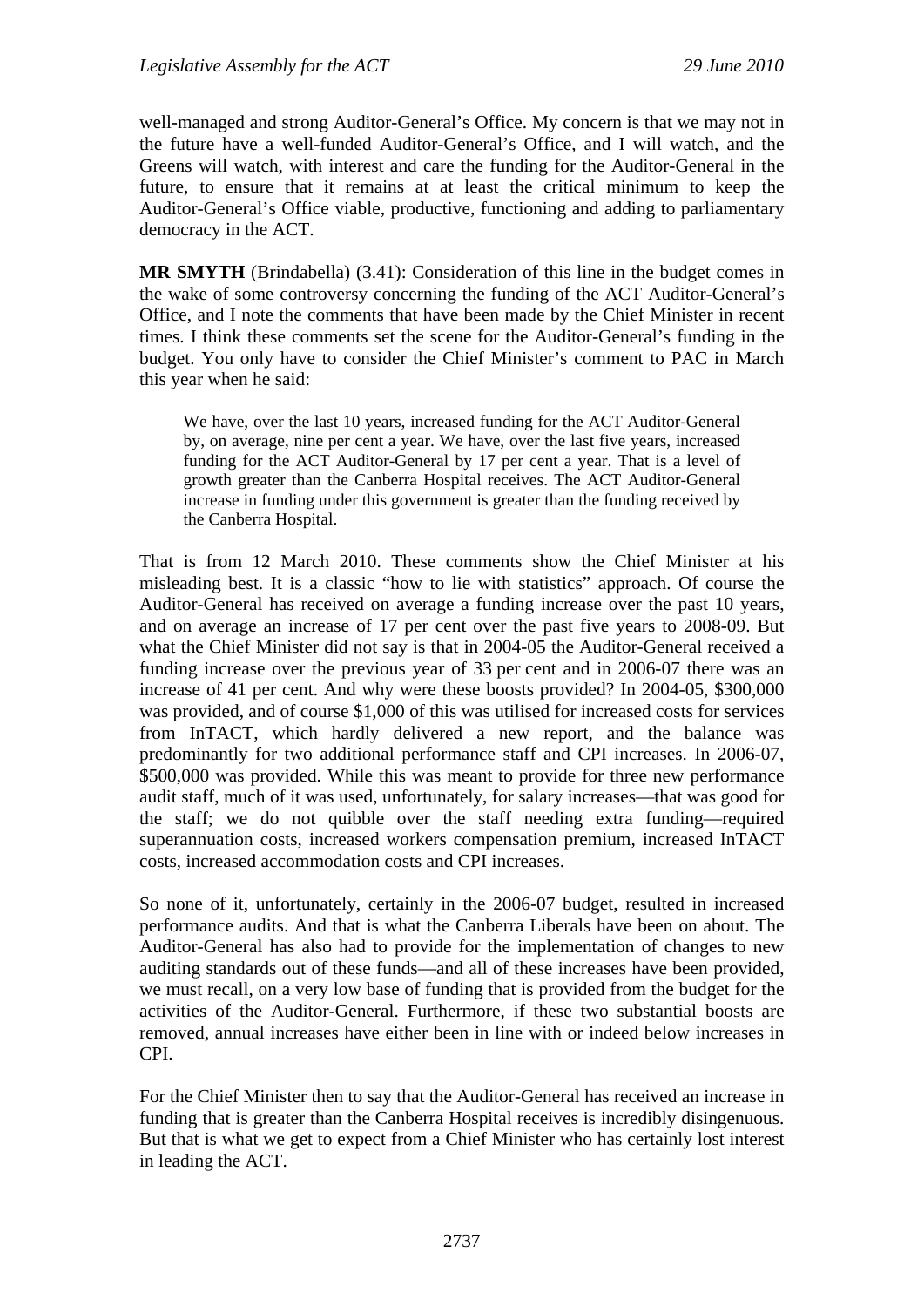well-managed and strong Auditor-General's Office. My concern is that we may not in the future have a well-funded Auditor-General's Office, and I will watch, and the Greens will watch, with interest and care the funding for the Auditor-General in the future, to ensure that it remains at at least the critical minimum to keep the Auditor-General's Office viable, productive, functioning and adding to parliamentary democracy in the ACT.

**MR SMYTH** (Brindabella) (3.41): Consideration of this line in the budget comes in the wake of some controversy concerning the funding of the ACT Auditor-General's Office, and I note the comments that have been made by the Chief Minister in recent times. I think these comments set the scene for the Auditor-General's funding in the budget. You only have to consider the Chief Minister's comment to PAC in March this year when he said:

> We have, over the last 10 years, increased funding for the ACT Auditor-General by, on average, nine per cent a year. We have, over the last five years, increased funding for the ACT Auditor-General by 17 per cent a year. That is a level of growth greater than the Canberra Hospital receives. The ACT Auditor-General increase in funding under this government is greater than the funding received by the Canberra Hospital.

That is from 12 March 2010. These comments show the Chief Minister at his misleading best. It is a classic "how to lie with statistics" approach. Of course the Auditor-General has received on average a funding increase over the past 10 years, and on average an increase of 17 per cent over the past five years to 2008-09. But what the Chief Minister did not say is that in 2004-05 the Auditor-General received a funding increase over the previous year of 33 per cent and in 2006-07 there was an increase of 41 per cent. And why were these boosts provided? In 2004-05, $300,000 was provided, and of course $1,000 of this was utilised for increased costs for services from InTACT, which hardly delivered a new report, and the balance was predominantly for two additional performance staff and CPI increases. In 2006-07, $500,000 was provided. While this was meant to provide for three new performance audit staff, much of it was used, unfortunately, for salary increases—that was good for the staff; we do not quibble over the staff needing extra funding—required superannuation costs, increased workers compensation premium, increased InTACT costs, increased accommodation costs and CPI increases.

So none of it, unfortunately, certainly in the 2006-07 budget, resulted in increased performance audits. And that is what the Canberra Liberals have been on about. The Auditor-General has also had to provide for the implementation of changes to new auditing standards out of these funds—and all of these increases have been provided, we must recall, on a very low base of funding that is provided from the budget for the activities of the Auditor-General. Furthermore, if these two substantial boosts are removed, annual increases have either been in line with or indeed below increases in CPI.

For the Chief Minister then to say that the Auditor-General has received an increase in funding that is greater than the Canberra Hospital receives is incredibly disingenuous. But that is what we get to expect from a Chief Minister who has certainly lost interest in leading the ACT.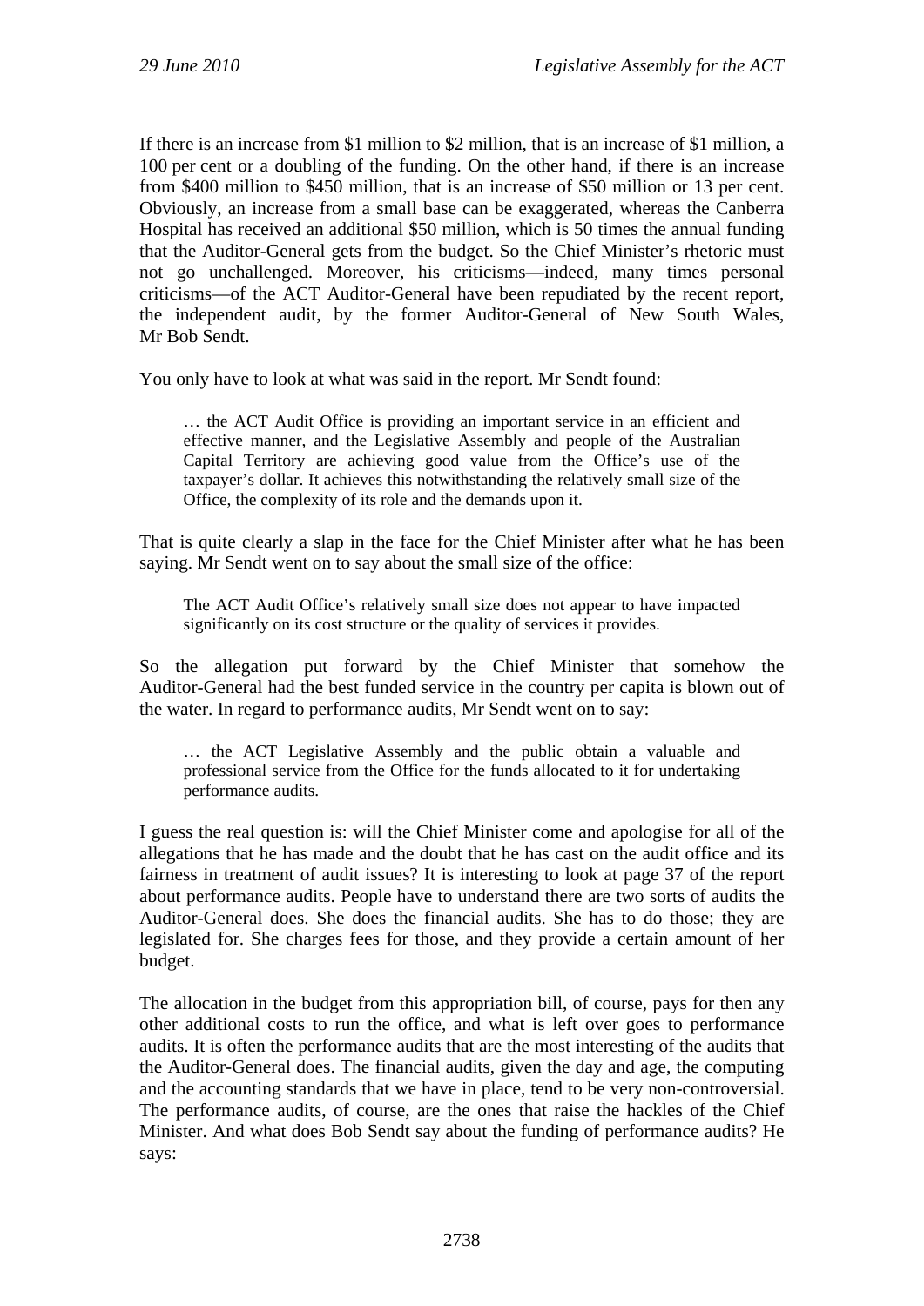If there is an increase from $1 million to $2 million, that is an increase of $1 million, a 100 per cent or a doubling of the funding. On the other hand, if there is an increase from $400 million to $450 million, that is an increase of $50 million or 13 per cent. Obviously, an increase from a small base can be exaggerated, whereas the Canberra Hospital has received an additional $50 million, which is 50 times the annual funding that the Auditor-General gets from the budget. So the Chief Minister's rhetoric must not go unchallenged. Moreover, his criticisms—indeed, many times personal criticisms—of the ACT Auditor-General have been repudiated by the recent report, the independent audit, by the former Auditor-General of New South Wales, Mr Bob Sendt.

You only have to look at what was said in the report. Mr Sendt found:

> … the ACT Audit Office is providing an important service in an efficient and effective manner, and the Legislative Assembly and people of the Australian Capital Territory are achieving good value from the Office's use of the taxpayer's dollar. It achieves this notwithstanding the relatively small size of the Office, the complexity of its role and the demands upon it.

That is quite clearly a slap in the face for the Chief Minister after what he has been saying. Mr Sendt went on to say about the small size of the office:

> The ACT Audit Office's relatively small size does not appear to have impacted significantly on its cost structure or the quality of services it provides.

So the allegation put forward by the Chief Minister that somehow the Auditor-General had the best funded service in the country per capita is blown out of the water. In regard to performance audits, Mr Sendt went on to say:

> … the ACT Legislative Assembly and the public obtain a valuable and professional service from the Office for the funds allocated to it for undertaking performance audits.

I guess the real question is: will the Chief Minister come and apologise for all of the allegations that he has made and the doubt that he has cast on the audit office and its fairness in treatment of audit issues? It is interesting to look at page 37 of the report about performance audits. People have to understand there are two sorts of audits the Auditor-General does. She does the financial audits. She has to do those; they are legislated for. She charges fees for those, and they provide a certain amount of her budget.

The allocation in the budget from this appropriation bill, of course, pays for then any other additional costs to run the office, and what is left over goes to performance audits. It is often the performance audits that are the most interesting of the audits that the Auditor-General does. The financial audits, given the day and age, the computing and the accounting standards that we have in place, tend to be very non-controversial. The performance audits, of course, are the ones that raise the hackles of the Chief Minister. And what does Bob Sendt say about the funding of performance audits? He says: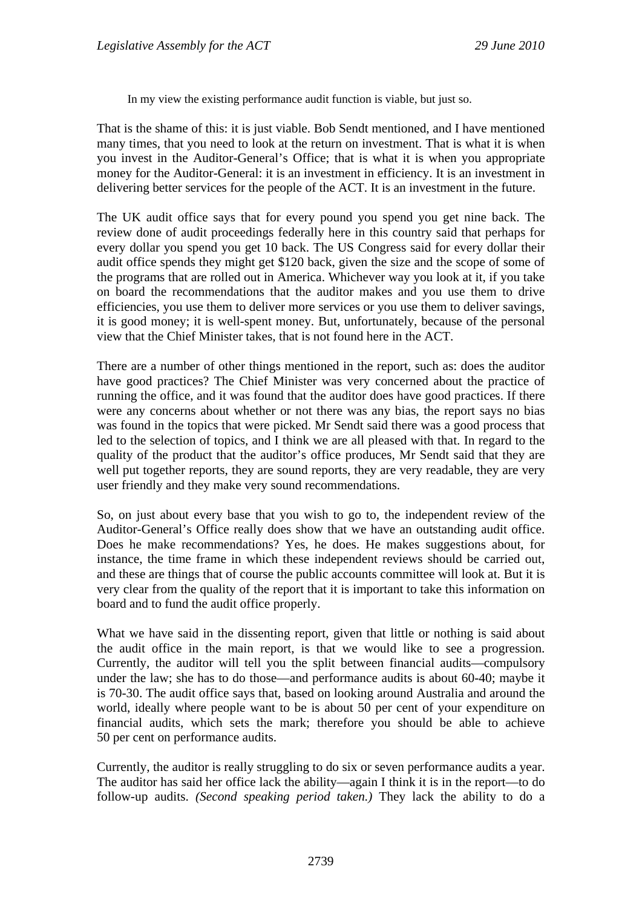> In my view the existing performance audit function is viable, but just so.

That is the shame of this: it is just viable. Bob Sendt mentioned, and I have mentioned many times, that you need to look at the return on investment. That is what it is when you invest in the Auditor-General's Office; that is what it is when you appropriate money for the Auditor-General: it is an investment in efficiency. It is an investment in delivering better services for the people of the ACT. It is an investment in the future.

The UK audit office says that for every pound you spend you get nine back. The review done of audit proceedings federally here in this country said that perhaps for every dollar you spend you get 10 back. The US Congress said for every dollar their audit office spends they might get $120 back, given the size and the scope of some of the programs that are rolled out in America. Whichever way you look at it, if you take on board the recommendations that the auditor makes and you use them to drive efficiencies, you use them to deliver more services or you use them to deliver savings, it is good money; it is well-spent money. But, unfortunately, because of the personal view that the Chief Minister takes, that is not found here in the ACT.

There are a number of other things mentioned in the report, such as: does the auditor have good practices? The Chief Minister was very concerned about the practice of running the office, and it was found that the auditor does have good practices. If there were any concerns about whether or not there was any bias, the report says no bias was found in the topics that were picked. Mr Sendt said there was a good process that led to the selection of topics, and I think we are all pleased with that. In regard to the quality of the product that the auditor's office produces, Mr Sendt said that they are well put together reports, they are sound reports, they are very readable, they are very user friendly and they make very sound recommendations.

So, on just about every base that you wish to go to, the independent review of the Auditor-General's Office really does show that we have an outstanding audit office. Does he make recommendations? Yes, he does. He makes suggestions about, for instance, the time frame in which these independent reviews should be carried out, and these are things that of course the public accounts committee will look at. But it is very clear from the quality of the report that it is important to take this information on board and to fund the audit office properly.

What we have said in the dissenting report, given that little or nothing is said about the audit office in the main report, is that we would like to see a progression. Currently, the auditor will tell you the split between financial audits—compulsory under the law; she has to do those—and performance audits is about 60-40; maybe it is 70-30. The audit office says that, based on looking around Australia and around the world, ideally where people want to be is about 50 per cent of your expenditure on financial audits, which sets the mark; therefore you should be able to achieve 50 per cent on performance audits.

Currently, the auditor is really struggling to do six or seven performance audits a year. The auditor has said her office lack the ability—again I think it is in the report—to do follow-up audits. *(Second speaking period taken.)* They lack the ability to do a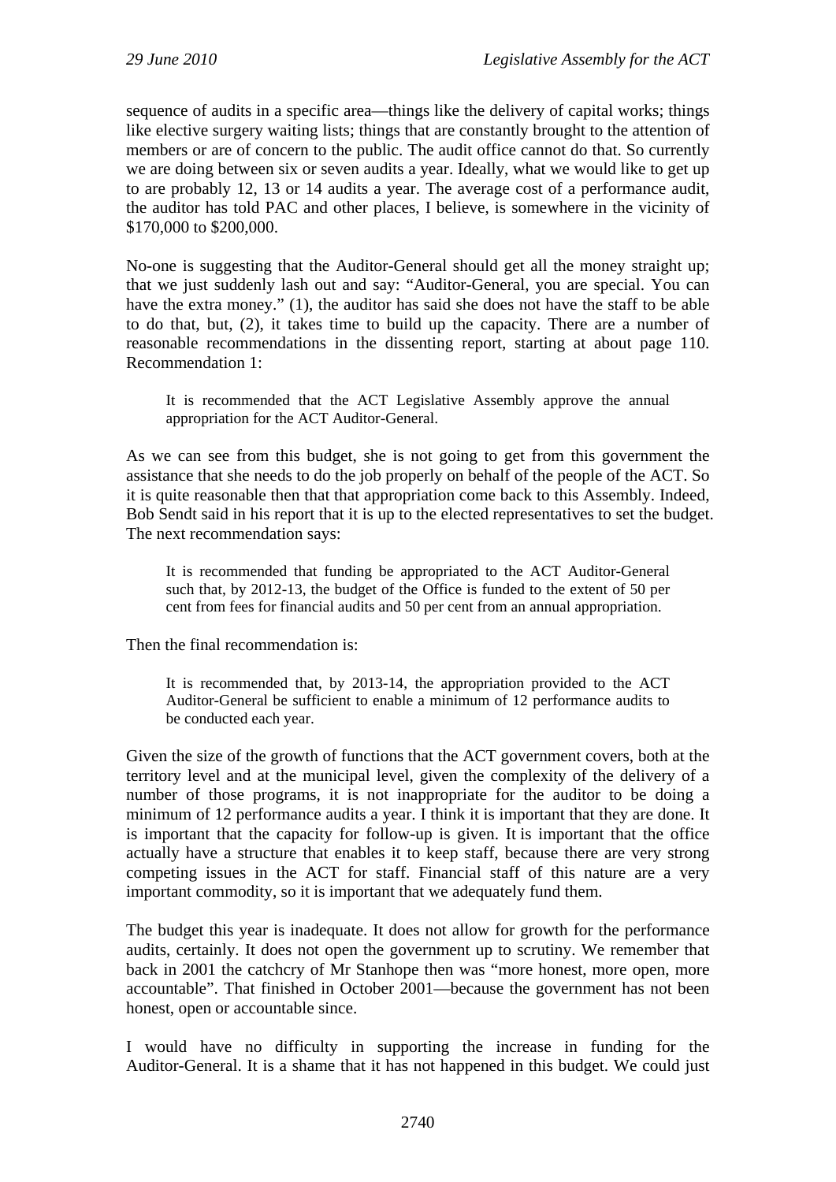sequence of audits in a specific area—things like the delivery of capital works; things like elective surgery waiting lists; things that are constantly brought to the attention of members or are of concern to the public. The audit office cannot do that. So currently we are doing between six or seven audits a year. Ideally, what we would like to get up to are probably 12, 13 or 14 audits a year. The average cost of a performance audit, the auditor has told PAC and other places, I believe, is somewhere in the vicinity of $170,000 to $200,000.

No-one is suggesting that the Auditor-General should get all the money straight up; that we just suddenly lash out and say: "Auditor-General, you are special. You can have the extra money." (1), the auditor has said she does not have the staff to be able to do that, but, (2), it takes time to build up the capacity. There are a number of reasonable recommendations in the dissenting report, starting at about page 110. Recommendation 1:

> It is recommended that the ACT Legislative Assembly approve the annual appropriation for the ACT Auditor-General.

As we can see from this budget, she is not going to get from this government the assistance that she needs to do the job properly on behalf of the people of the ACT. So it is quite reasonable then that that appropriation come back to this Assembly. Indeed, Bob Sendt said in his report that it is up to the elected representatives to set the budget. The next recommendation says:

> It is recommended that funding be appropriated to the ACT Auditor-General such that, by 2012-13, the budget of the Office is funded to the extent of 50 per cent from fees for financial audits and 50 per cent from an annual appropriation.

Then the final recommendation is:

> It is recommended that, by 2013-14, the appropriation provided to the ACT Auditor-General be sufficient to enable a minimum of 12 performance audits to be conducted each year.

Given the size of the growth of functions that the ACT government covers, both at the territory level and at the municipal level, given the complexity of the delivery of a number of those programs, it is not inappropriate for the auditor to be doing a minimum of 12 performance audits a year. I think it is important that they are done. It is important that the capacity for follow-up is given. It is important that the office actually have a structure that enables it to keep staff, because there are very strong competing issues in the ACT for staff. Financial staff of this nature are a very important commodity, so it is important that we adequately fund them.

The budget this year is inadequate. It does not allow for growth for the performance audits, certainly. It does not open the government up to scrutiny. We remember that back in 2001 the catchcry of Mr Stanhope then was "more honest, more open, more accountable". That finished in October 2001—because the government has not been honest, open or accountable since.

I would have no difficulty in supporting the increase in funding for the Auditor-General. It is a shame that it has not happened in this budget. We could just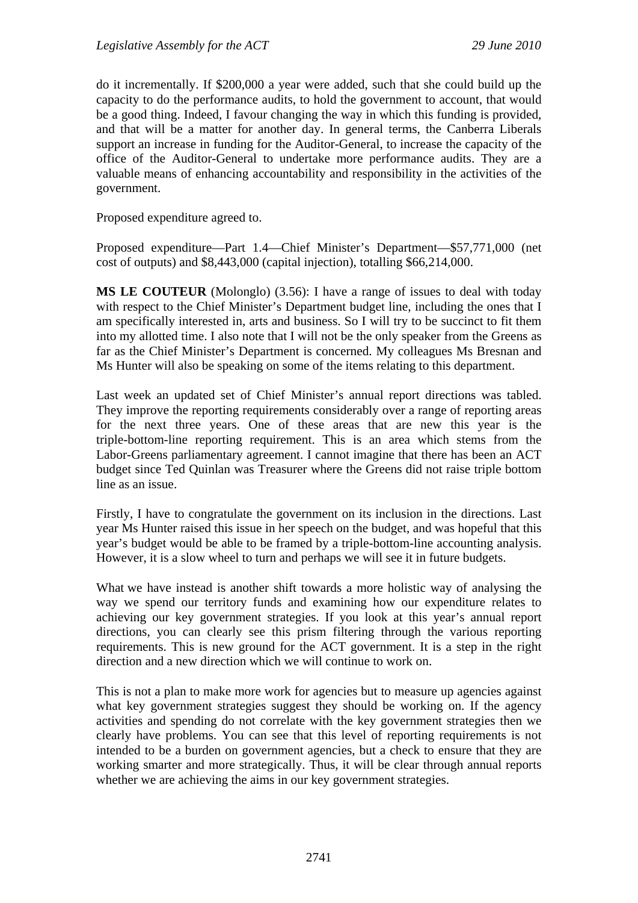do it incrementally. If $200,000 a year were added, such that she could build up the capacity to do the performance audits, to hold the government to account, that would be a good thing. Indeed, I favour changing the way in which this funding is provided, and that will be a matter for another day. In general terms, the Canberra Liberals support an increase in funding for the Auditor-General, to increase the capacity of the office of the Auditor-General to undertake more performance audits. They are a valuable means of enhancing accountability and responsibility in the activities of the government.

Proposed expenditure agreed to.

Proposed expenditure—Part 1.4—Chief Minister's Department—$57,771,000 (net cost of outputs) and $8,443,000 (capital injection), totalling $66,214,000.

**MS LE COUTEUR** (Molonglo) (3.56): I have a range of issues to deal with today with respect to the Chief Minister's Department budget line, including the ones that I am specifically interested in, arts and business. So I will try to be succinct to fit them into my allotted time. I also note that I will not be the only speaker from the Greens as far as the Chief Minister's Department is concerned. My colleagues Ms Bresnan and Ms Hunter will also be speaking on some of the items relating to this department.

Last week an updated set of Chief Minister's annual report directions was tabled. They improve the reporting requirements considerably over a range of reporting areas for the next three years. One of these areas that are new this year is the triple-bottom-line reporting requirement. This is an area which stems from the Labor-Greens parliamentary agreement. I cannot imagine that there has been an ACT budget since Ted Quinlan was Treasurer where the Greens did not raise triple bottom line as an issue.

Firstly, I have to congratulate the government on its inclusion in the directions. Last year Ms Hunter raised this issue in her speech on the budget, and was hopeful that this year's budget would be able to be framed by a triple-bottom-line accounting analysis. However, it is a slow wheel to turn and perhaps we will see it in future budgets.

What we have instead is another shift towards a more holistic way of analysing the way we spend our territory funds and examining how our expenditure relates to achieving our key government strategies. If you look at this year's annual report directions, you can clearly see this prism filtering through the various reporting requirements. This is new ground for the ACT government. It is a step in the right direction and a new direction which we will continue to work on.

This is not a plan to make more work for agencies but to measure up agencies against what key government strategies suggest they should be working on. If the agency activities and spending do not correlate with the key government strategies then we clearly have problems. You can see that this level of reporting requirements is not intended to be a burden on government agencies, but a check to ensure that they are working smarter and more strategically. Thus, it will be clear through annual reports whether we are achieving the aims in our key government strategies.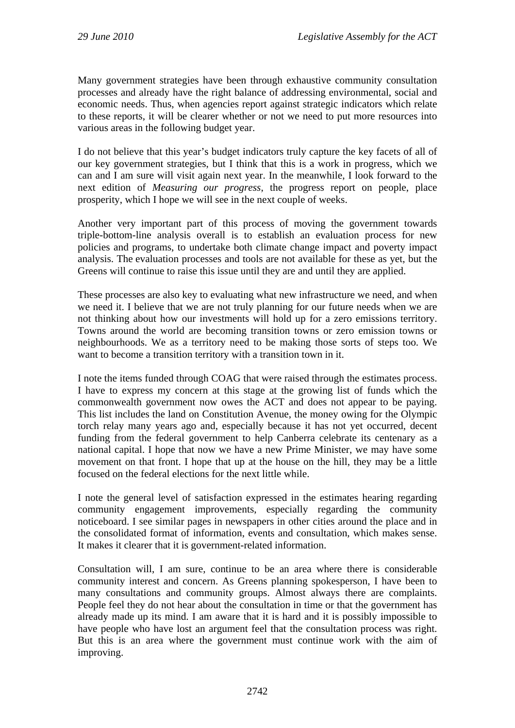Many government strategies have been through exhaustive community consultation processes and already have the right balance of addressing environmental, social and economic needs. Thus, when agencies report against strategic indicators which relate to these reports, it will be clearer whether or not we need to put more resources into various areas in the following budget year.

I do not believe that this year's budget indicators truly capture the key facets of all of our key government strategies, but I think that this is a work in progress, which we can and I am sure will visit again next year. In the meanwhile, I look forward to the next edition of *Measuring our progress*, the progress report on people, place prosperity, which I hope we will see in the next couple of weeks.

Another very important part of this process of moving the government towards triple-bottom-line analysis overall is to establish an evaluation process for new policies and programs, to undertake both climate change impact and poverty impact analysis. The evaluation processes and tools are not available for these as yet, but the Greens will continue to raise this issue until they are and until they are applied.

These processes are also key to evaluating what new infrastructure we need, and when we need it. I believe that we are not truly planning for our future needs when we are not thinking about how our investments will hold up for a zero emissions territory. Towns around the world are becoming transition towns or zero emission towns or neighbourhoods. We as a territory need to be making those sorts of steps too. We want to become a transition territory with a transition town in it.

I note the items funded through COAG that were raised through the estimates process. I have to express my concern at this stage at the growing list of funds which the commonwealth government now owes the ACT and does not appear to be paying. This list includes the land on Constitution Avenue, the money owing for the Olympic torch relay many years ago and, especially because it has not yet occurred, decent funding from the federal government to help Canberra celebrate its centenary as a national capital. I hope that now we have a new Prime Minister, we may have some movement on that front. I hope that up at the house on the hill, they may be a little focused on the federal elections for the next little while.

I note the general level of satisfaction expressed in the estimates hearing regarding community engagement improvements, especially regarding the community noticeboard. I see similar pages in newspapers in other cities around the place and in the consolidated format of information, events and consultation, which makes sense. It makes it clearer that it is government-related information.

Consultation will, I am sure, continue to be an area where there is considerable community interest and concern. As Greens planning spokesperson, I have been to many consultations and community groups. Almost always there are complaints. People feel they do not hear about the consultation in time or that the government has already made up its mind. I am aware that it is hard and it is possibly impossible to have people who have lost an argument feel that the consultation process was right. But this is an area where the government must continue work with the aim of improving.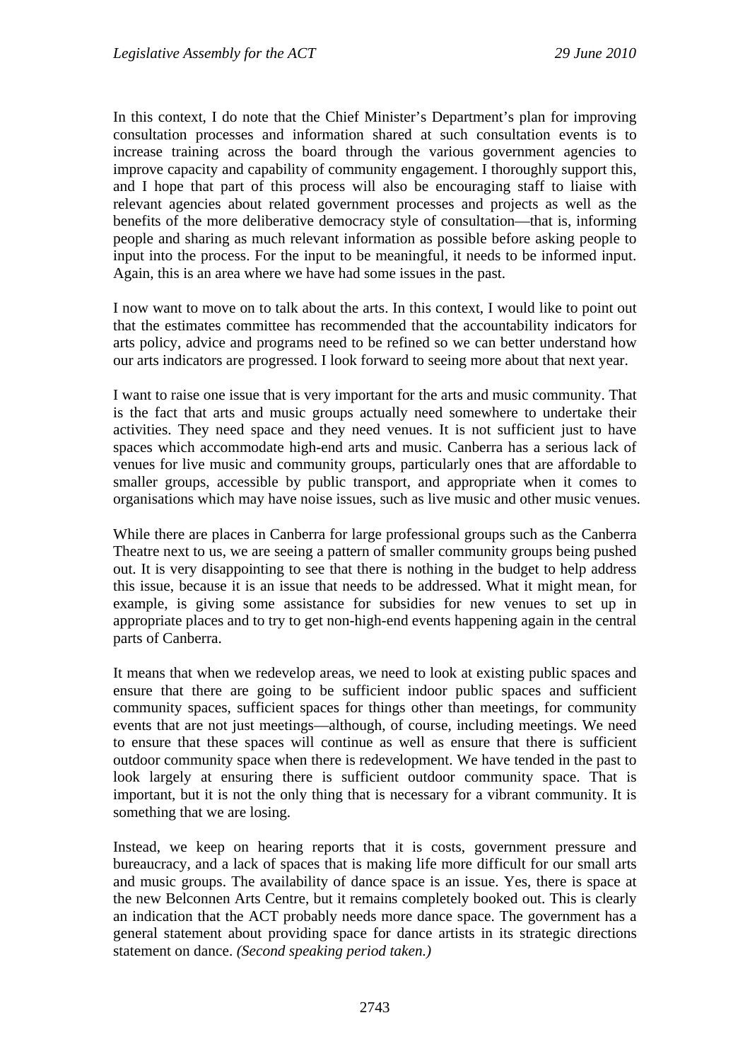In this context, I do note that the Chief Minister's Department's plan for improving consultation processes and information shared at such consultation events is to increase training across the board through the various government agencies to improve capacity and capability of community engagement. I thoroughly support this, and I hope that part of this process will also be encouraging staff to liaise with relevant agencies about related government processes and projects as well as the benefits of the more deliberative democracy style of consultation—that is, informing people and sharing as much relevant information as possible before asking people to input into the process. For the input to be meaningful, it needs to be informed input. Again, this is an area where we have had some issues in the past.

I now want to move on to talk about the arts. In this context, I would like to point out that the estimates committee has recommended that the accountability indicators for arts policy, advice and programs need to be refined so we can better understand how our arts indicators are progressed. I look forward to seeing more about that next year.

I want to raise one issue that is very important for the arts and music community. That is the fact that arts and music groups actually need somewhere to undertake their activities. They need space and they need venues. It is not sufficient just to have spaces which accommodate high-end arts and music. Canberra has a serious lack of venues for live music and community groups, particularly ones that are affordable to smaller groups, accessible by public transport, and appropriate when it comes to organisations which may have noise issues, such as live music and other music venues.

While there are places in Canberra for large professional groups such as the Canberra Theatre next to us, we are seeing a pattern of smaller community groups being pushed out. It is very disappointing to see that there is nothing in the budget to help address this issue, because it is an issue that needs to be addressed. What it might mean, for example, is giving some assistance for subsidies for new venues to set up in appropriate places and to try to get non-high-end events happening again in the central parts of Canberra.

It means that when we redevelop areas, we need to look at existing public spaces and ensure that there are going to be sufficient indoor public spaces and sufficient community spaces, sufficient spaces for things other than meetings, for community events that are not just meetings—although, of course, including meetings. We need to ensure that these spaces will continue as well as ensure that there is sufficient outdoor community space when there is redevelopment. We have tended in the past to look largely at ensuring there is sufficient outdoor community space. That is important, but it is not the only thing that is necessary for a vibrant community. It is something that we are losing.

Instead, we keep on hearing reports that it is costs, government pressure and bureaucracy, and a lack of spaces that is making life more difficult for our small arts and music groups. The availability of dance space is an issue. Yes, there is space at the new Belconnen Arts Centre, but it remains completely booked out. This is clearly an indication that the ACT probably needs more dance space. The government has a general statement about providing space for dance artists in its strategic directions statement on dance. *(Second speaking period taken.)*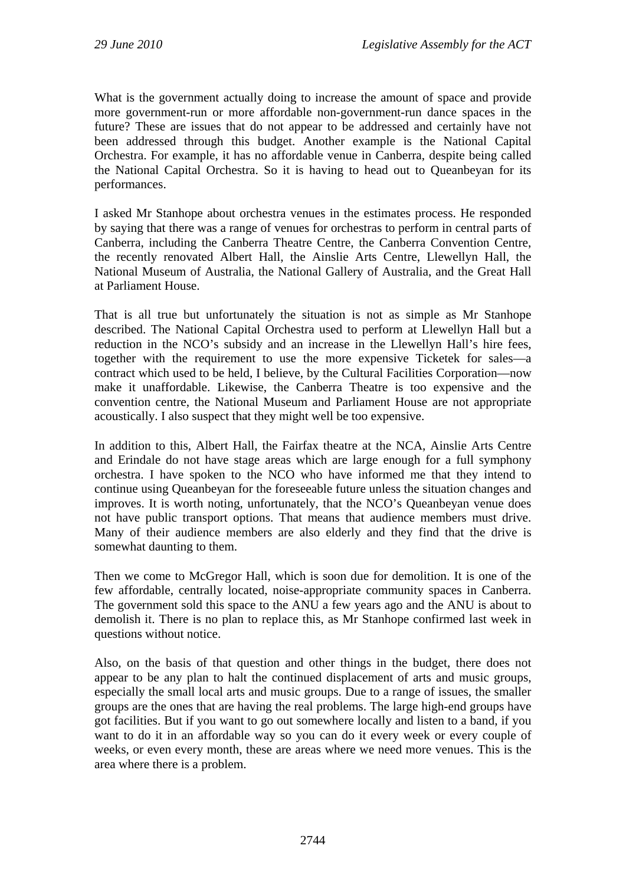What is the government actually doing to increase the amount of space and provide more government-run or more affordable non-government-run dance spaces in the future? These are issues that do not appear to be addressed and certainly have not been addressed through this budget. Another example is the National Capital Orchestra. For example, it has no affordable venue in Canberra, despite being called the National Capital Orchestra. So it is having to head out to Queanbeyan for its performances.

I asked Mr Stanhope about orchestra venues in the estimates process. He responded by saying that there was a range of venues for orchestras to perform in central parts of Canberra, including the Canberra Theatre Centre, the Canberra Convention Centre, the recently renovated Albert Hall, the Ainslie Arts Centre, Llewellyn Hall, the National Museum of Australia, the National Gallery of Australia, and the Great Hall at Parliament House.

That is all true but unfortunately the situation is not as simple as Mr Stanhope described. The National Capital Orchestra used to perform at Llewellyn Hall but a reduction in the NCO's subsidy and an increase in the Llewellyn Hall's hire fees, together with the requirement to use the more expensive Ticketek for sales—a contract which used to be held, I believe, by the Cultural Facilities Corporation—now make it unaffordable. Likewise, the Canberra Theatre is too expensive and the convention centre, the National Museum and Parliament House are not appropriate acoustically. I also suspect that they might well be too expensive.

In addition to this, Albert Hall, the Fairfax theatre at the NCA, Ainslie Arts Centre and Erindale do not have stage areas which are large enough for a full symphony orchestra. I have spoken to the NCO who have informed me that they intend to continue using Queanbeyan for the foreseeable future unless the situation changes and improves. It is worth noting, unfortunately, that the NCO's Queanbeyan venue does not have public transport options. That means that audience members must drive. Many of their audience members are also elderly and they find that the drive is somewhat daunting to them.

Then we come to McGregor Hall, which is soon due for demolition. It is one of the few affordable, centrally located, noise-appropriate community spaces in Canberra. The government sold this space to the ANU a few years ago and the ANU is about to demolish it. There is no plan to replace this, as Mr Stanhope confirmed last week in questions without notice.

Also, on the basis of that question and other things in the budget, there does not appear to be any plan to halt the continued displacement of arts and music groups, especially the small local arts and music groups. Due to a range of issues, the smaller groups are the ones that are having the real problems. The large high-end groups have got facilities. But if you want to go out somewhere locally and listen to a band, if you want to do it in an affordable way so you can do it every week or every couple of weeks, or even every month, these are areas where we need more venues. This is the area where there is a problem.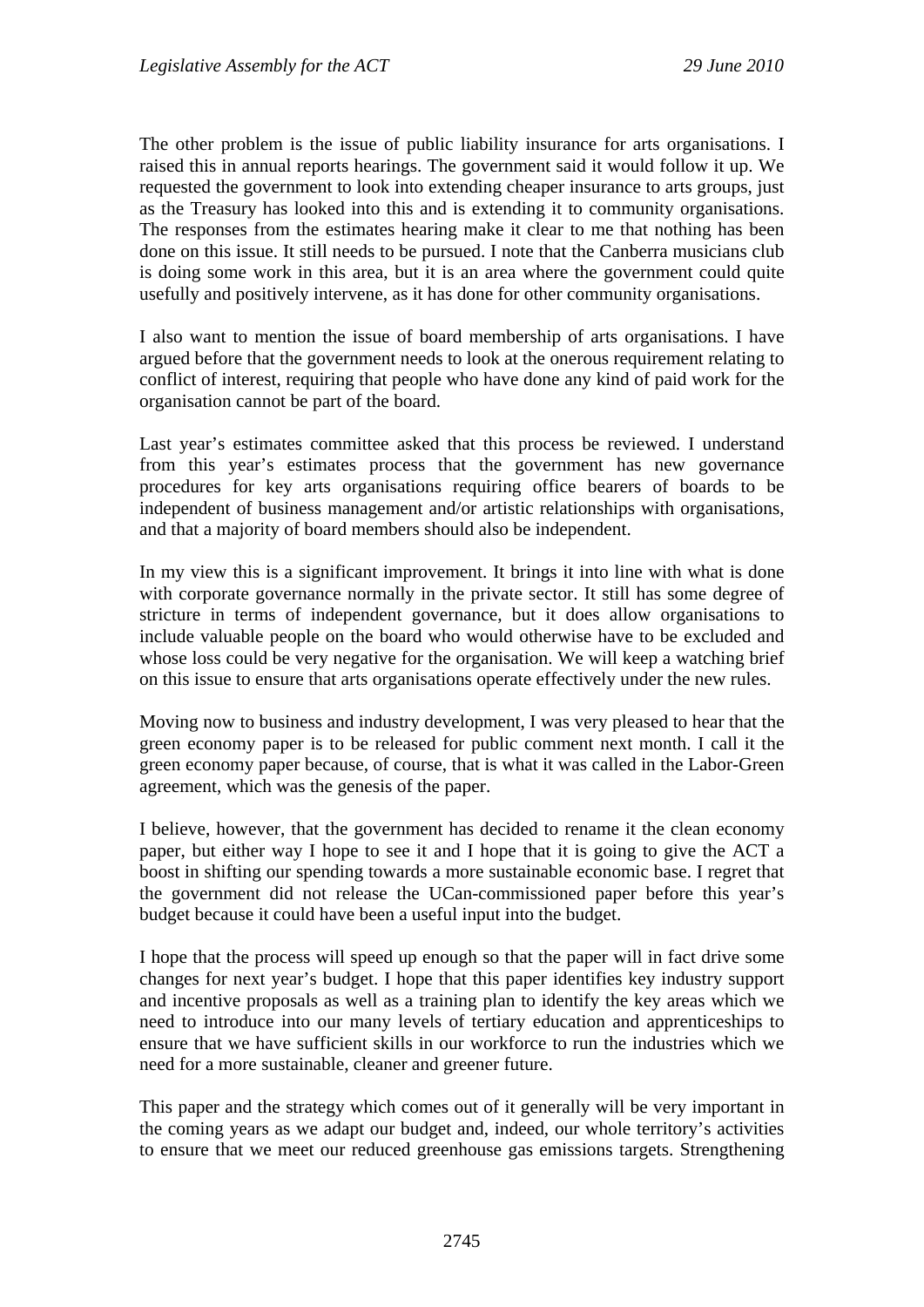The other problem is the issue of public liability insurance for arts organisations. I raised this in annual reports hearings. The government said it would follow it up. We requested the government to look into extending cheaper insurance to arts groups, just as the Treasury has looked into this and is extending it to community organisations. The responses from the estimates hearing make it clear to me that nothing has been done on this issue. It still needs to be pursued. I note that the Canberra musicians club is doing some work in this area, but it is an area where the government could quite usefully and positively intervene, as it has done for other community organisations.

I also want to mention the issue of board membership of arts organisations. I have argued before that the government needs to look at the onerous requirement relating to conflict of interest, requiring that people who have done any kind of paid work for the organisation cannot be part of the board.

Last year's estimates committee asked that this process be reviewed. I understand from this year's estimates process that the government has new governance procedures for key arts organisations requiring office bearers of boards to be independent of business management and/or artistic relationships with organisations, and that a majority of board members should also be independent.

In my view this is a significant improvement. It brings it into line with what is done with corporate governance normally in the private sector. It still has some degree of stricture in terms of independent governance, but it does allow organisations to include valuable people on the board who would otherwise have to be excluded and whose loss could be very negative for the organisation. We will keep a watching brief on this issue to ensure that arts organisations operate effectively under the new rules.

Moving now to business and industry development, I was very pleased to hear that the green economy paper is to be released for public comment next month. I call it the green economy paper because, of course, that is what it was called in the Labor-Green agreement, which was the genesis of the paper.

I believe, however, that the government has decided to rename it the clean economy paper, but either way I hope to see it and I hope that it is going to give the ACT a boost in shifting our spending towards a more sustainable economic base. I regret that the government did not release the UCan-commissioned paper before this year's budget because it could have been a useful input into the budget.

I hope that the process will speed up enough so that the paper will in fact drive some changes for next year's budget. I hope that this paper identifies key industry support and incentive proposals as well as a training plan to identify the key areas which we need to introduce into our many levels of tertiary education and apprenticeships to ensure that we have sufficient skills in our workforce to run the industries which we need for a more sustainable, cleaner and greener future.

This paper and the strategy which comes out of it generally will be very important in the coming years as we adapt our budget and, indeed, our whole territory's activities to ensure that we meet our reduced greenhouse gas emissions targets. Strengthening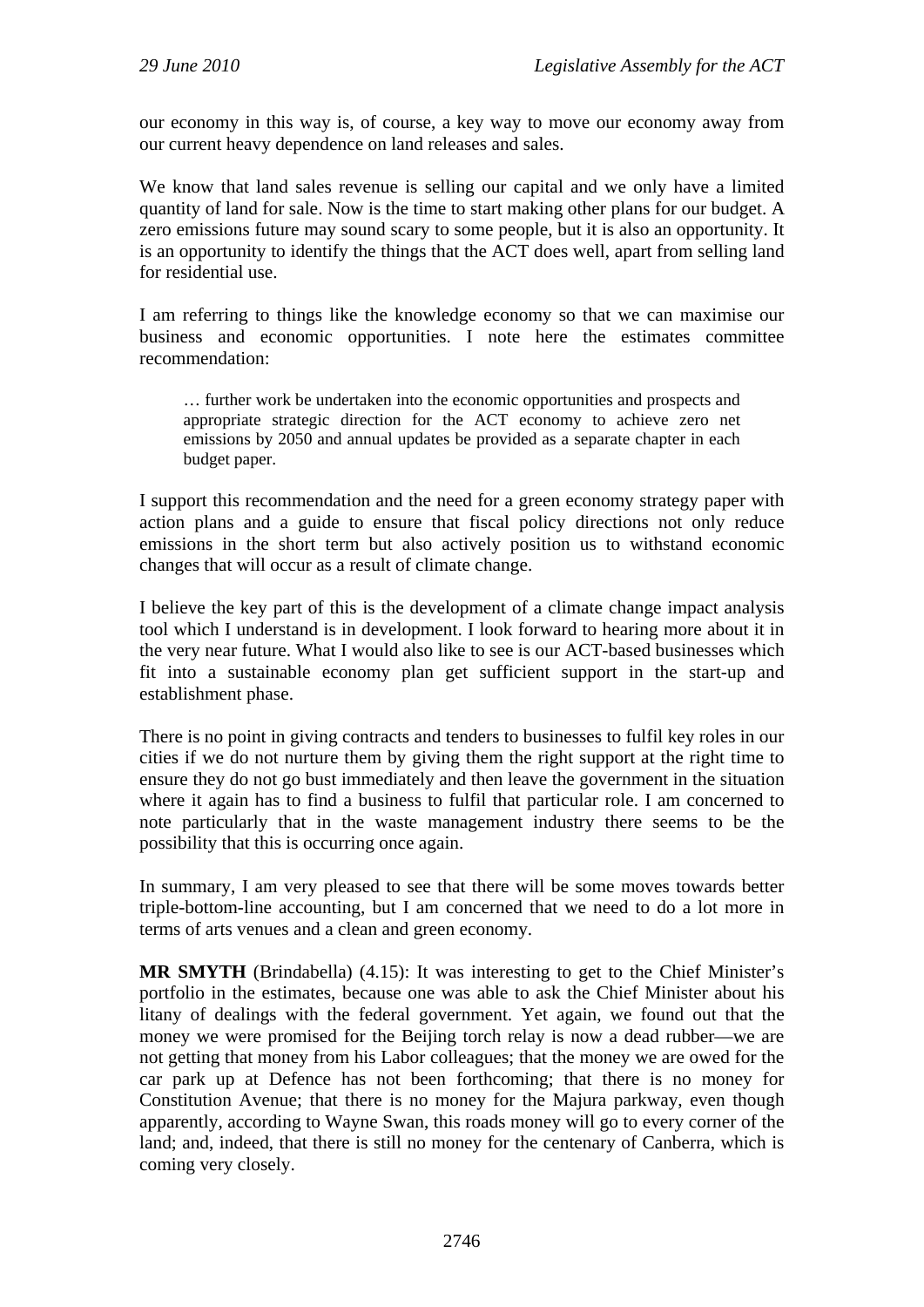our economy in this way is, of course, a key way to move our economy away from our current heavy dependence on land releases and sales.

We know that land sales revenue is selling our capital and we only have a limited quantity of land for sale. Now is the time to start making other plans for our budget. A zero emissions future may sound scary to some people, but it is also an opportunity. It is an opportunity to identify the things that the ACT does well, apart from selling land for residential use.

I am referring to things like the knowledge economy so that we can maximise our business and economic opportunities. I note here the estimates committee recommendation:

> … further work be undertaken into the economic opportunities and prospects and appropriate strategic direction for the ACT economy to achieve zero net emissions by 2050 and annual updates be provided as a separate chapter in each budget paper.

I support this recommendation and the need for a green economy strategy paper with action plans and a guide to ensure that fiscal policy directions not only reduce emissions in the short term but also actively position us to withstand economic changes that will occur as a result of climate change.

I believe the key part of this is the development of a climate change impact analysis tool which I understand is in development. I look forward to hearing more about it in the very near future. What I would also like to see is our ACT-based businesses which fit into a sustainable economy plan get sufficient support in the start-up and establishment phase.

There is no point in giving contracts and tenders to businesses to fulfil key roles in our cities if we do not nurture them by giving them the right support at the right time to ensure they do not go bust immediately and then leave the government in the situation where it again has to find a business to fulfil that particular role. I am concerned to note particularly that in the waste management industry there seems to be the possibility that this is occurring once again.

In summary, I am very pleased to see that there will be some moves towards better triple-bottom-line accounting, but I am concerned that we need to do a lot more in terms of arts venues and a clean and green economy.

**MR SMYTH** (Brindabella) (4.15): It was interesting to get to the Chief Minister's portfolio in the estimates, because one was able to ask the Chief Minister about his litany of dealings with the federal government. Yet again, we found out that the money we were promised for the Beijing torch relay is now a dead rubber—we are not getting that money from his Labor colleagues; that the money we are owed for the car park up at Defence has not been forthcoming; that there is no money for Constitution Avenue; that there is no money for the Majura parkway, even though apparently, according to Wayne Swan, this roads money will go to every corner of the land; and, indeed, that there is still no money for the centenary of Canberra, which is coming very closely.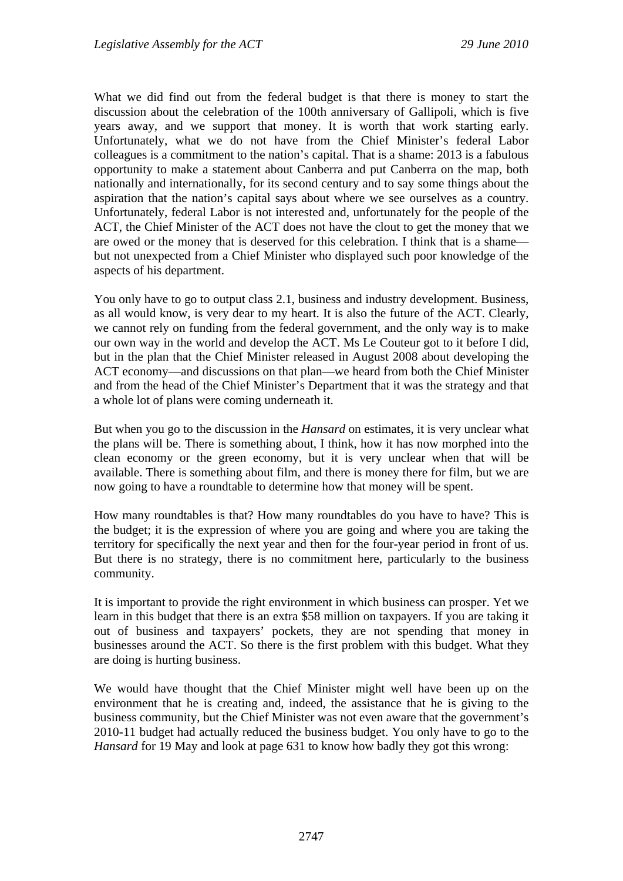What we did find out from the federal budget is that there is money to start the discussion about the celebration of the 100th anniversary of Gallipoli, which is five years away, and we support that money. It is worth that work starting early. Unfortunately, what we do not have from the Chief Minister's federal Labor colleagues is a commitment to the nation's capital. That is a shame: 2013 is a fabulous opportunity to make a statement about Canberra and put Canberra on the map, both nationally and internationally, for its second century and to say some things about the aspiration that the nation's capital says about where we see ourselves as a country. Unfortunately, federal Labor is not interested and, unfortunately for the people of the ACT, the Chief Minister of the ACT does not have the clout to get the money that we are owed or the money that is deserved for this celebration. I think that is a shame—but not unexpected from a Chief Minister who displayed such poor knowledge of the aspects of his department.

You only have to go to output class 2.1, business and industry development. Business, as all would know, is very dear to my heart. It is also the future of the ACT. Clearly, we cannot rely on funding from the federal government, and the only way is to make our own way in the world and develop the ACT. Ms Le Couteur got to it before I did, but in the plan that the Chief Minister released in August 2008 about developing the ACT economy—and discussions on that plan—we heard from both the Chief Minister and from the head of the Chief Minister's Department that it was the strategy and that a whole lot of plans were coming underneath it.

But when you go to the discussion in the *Hansard* on estimates, it is very unclear what the plans will be. There is something about, I think, how it has now morphed into the clean economy or the green economy, but it is very unclear when that will be available. There is something about film, and there is money there for film, but we are now going to have a roundtable to determine how that money will be spent.

How many roundtables is that? How many roundtables do you have to have? This is the budget; it is the expression of where you are going and where you are taking the territory for specifically the next year and then for the four-year period in front of us. But there is no strategy, there is no commitment here, particularly to the business community.

It is important to provide the right environment in which business can prosper. Yet we learn in this budget that there is an extra $58 million on taxpayers. If you are taking it out of business and taxpayers' pockets, they are not spending that money in businesses around the ACT. So there is the first problem with this budget. What they are doing is hurting business.

We would have thought that the Chief Minister might well have been up on the environment that he is creating and, indeed, the assistance that he is giving to the business community, but the Chief Minister was not even aware that the government's 2010-11 budget had actually reduced the business budget. You only have to go to the *Hansard* for 19 May and look at page 631 to know how badly they got this wrong: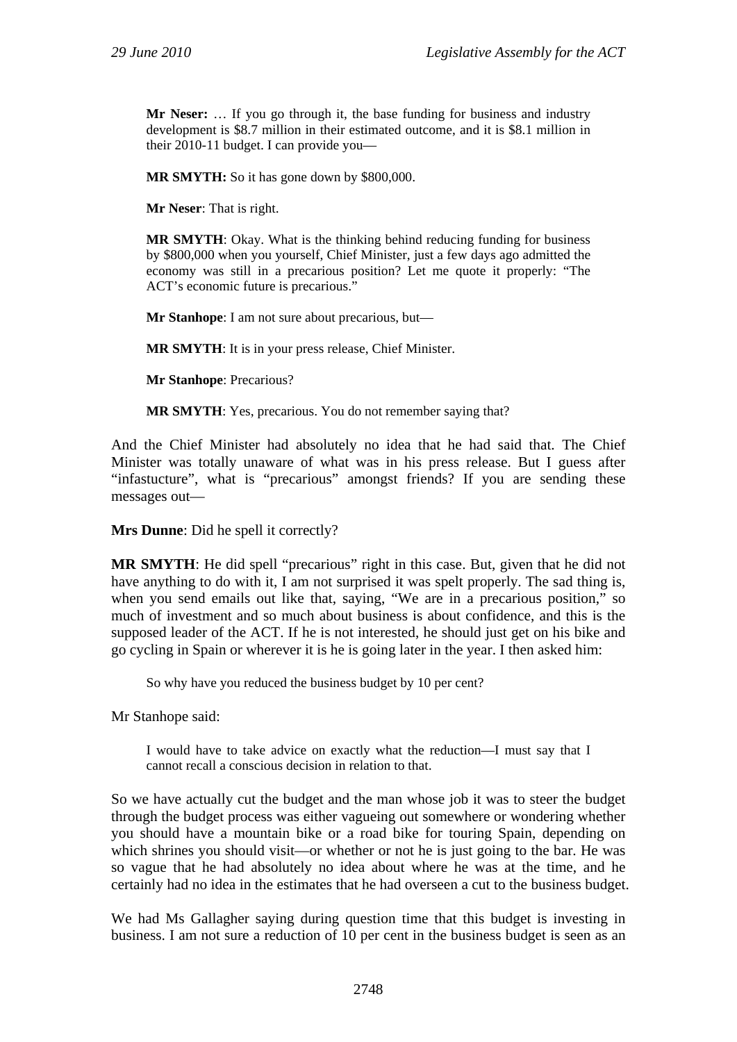> **Mr Neser:** … If you go through it, the base funding for business and industry development is $8.7 million in their estimated outcome, and it is $8.1 million in their 2010-11 budget. I can provide you—
>
> **MR SMYTH:** So it has gone down by $800,000.
>
> **Mr Neser**: That is right.
>
> **MR SMYTH**: Okay. What is the thinking behind reducing funding for business by $800,000 when you yourself, Chief Minister, just a few days ago admitted the economy was still in a precarious position? Let me quote it properly: "The ACT's economic future is precarious."
>
> **Mr Stanhope**: I am not sure about precarious, but—
>
> **MR SMYTH**: It is in your press release, Chief Minister.
>
> **Mr Stanhope**: Precarious?
>
> **MR SMYTH**: Yes, precarious. You do not remember saying that?

And the Chief Minister had absolutely no idea that he had said that. The Chief Minister was totally unaware of what was in his press release. But I guess after "infastucture", what is "precarious" amongst friends? If you are sending these messages out—

**Mrs Dunne**: Did he spell it correctly?

**MR SMYTH**: He did spell "precarious" right in this case. But, given that he did not have anything to do with it, I am not surprised it was spelt properly. The sad thing is, when you send emails out like that, saying, "We are in a precarious position," so much of investment and so much about business is about confidence, and this is the supposed leader of the ACT. If he is not interested, he should just get on his bike and go cycling in Spain or wherever it is he is going later in the year. I then asked him:

> So why have you reduced the business budget by 10 per cent?

Mr Stanhope said:

> I would have to take advice on exactly what the reduction—I must say that I cannot recall a conscious decision in relation to that.

So we have actually cut the budget and the man whose job it was to steer the budget through the budget process was either vagueing out somewhere or wondering whether you should have a mountain bike or a road bike for touring Spain, depending on which shrines you should visit—or whether or not he is just going to the bar. He was so vague that he had absolutely no idea about where he was at the time, and he certainly had no idea in the estimates that he had overseen a cut to the business budget.

We had Ms Gallagher saying during question time that this budget is investing in business. I am not sure a reduction of 10 per cent in the business budget is seen as an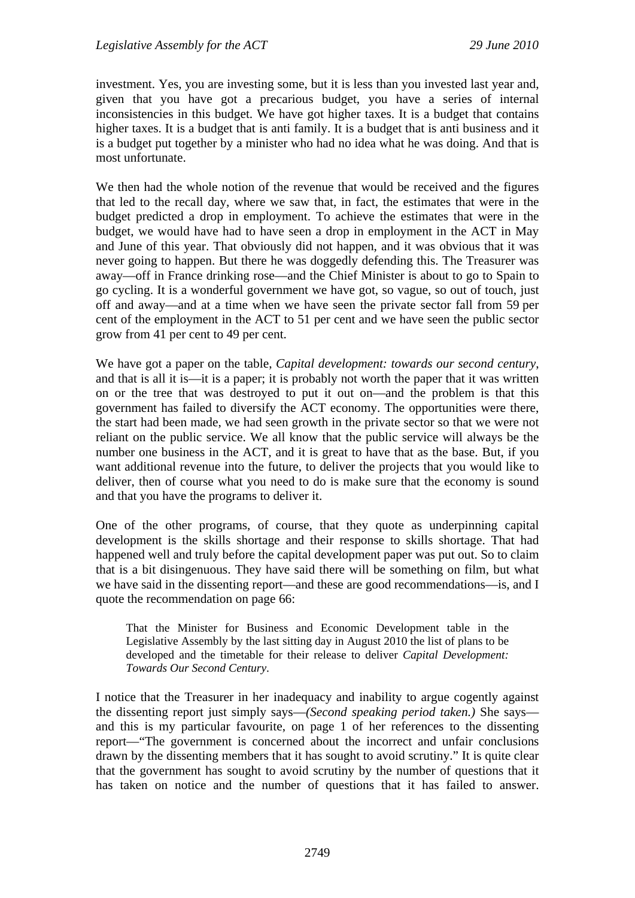investment. Yes, you are investing some, but it is less than you invested last year and, given that you have got a precarious budget, you have a series of internal inconsistencies in this budget. We have got higher taxes. It is a budget that contains higher taxes. It is a budget that is anti family. It is a budget that is anti business and it is a budget put together by a minister who had no idea what he was doing. And that is most unfortunate.

We then had the whole notion of the revenue that would be received and the figures that led to the recall day, where we saw that, in fact, the estimates that were in the budget predicted a drop in employment. To achieve the estimates that were in the budget, we would have had to have seen a drop in employment in the ACT in May and June of this year. That obviously did not happen, and it was obvious that it was never going to happen. But there he was doggedly defending this. The Treasurer was away—off in France drinking rose—and the Chief Minister is about to go to Spain to go cycling. It is a wonderful government we have got, so vague, so out of touch, just off and away—and at a time when we have seen the private sector fall from 59 per cent of the employment in the ACT to 51 per cent and we have seen the public sector grow from 41 per cent to 49 per cent.

We have got a paper on the table, *Capital development: towards our second century*, and that is all it is—it is a paper; it is probably not worth the paper that it was written on or the tree that was destroyed to put it out on—and the problem is that this government has failed to diversify the ACT economy. The opportunities were there, the start had been made, we had seen growth in the private sector so that we were not reliant on the public service. We all know that the public service will always be the number one business in the ACT, and it is great to have that as the base. But, if you want additional revenue into the future, to deliver the projects that you would like to deliver, then of course what you need to do is make sure that the economy is sound and that you have the programs to deliver it.

One of the other programs, of course, that they quote as underpinning capital development is the skills shortage and their response to skills shortage. That had happened well and truly before the capital development paper was put out. So to claim that is a bit disingenuous. They have said there will be something on film, but what we have said in the dissenting report—and these are good recommendations—is, and I quote the recommendation on page 66:

> That the Minister for Business and Economic Development table in the Legislative Assembly by the last sitting day in August 2010 the list of plans to be developed and the timetable for their release to deliver *Capital Development: Towards Our Second Century*.

I notice that the Treasurer in her inadequacy and inability to argue cogently against the dissenting report just simply says—*(Second speaking period taken.)* She says—and this is my particular favourite, on page 1 of her references to the dissenting report—"The government is concerned about the incorrect and unfair conclusions drawn by the dissenting members that it has sought to avoid scrutiny." It is quite clear that the government has sought to avoid scrutiny by the number of questions that it has taken on notice and the number of questions that it has failed to answer.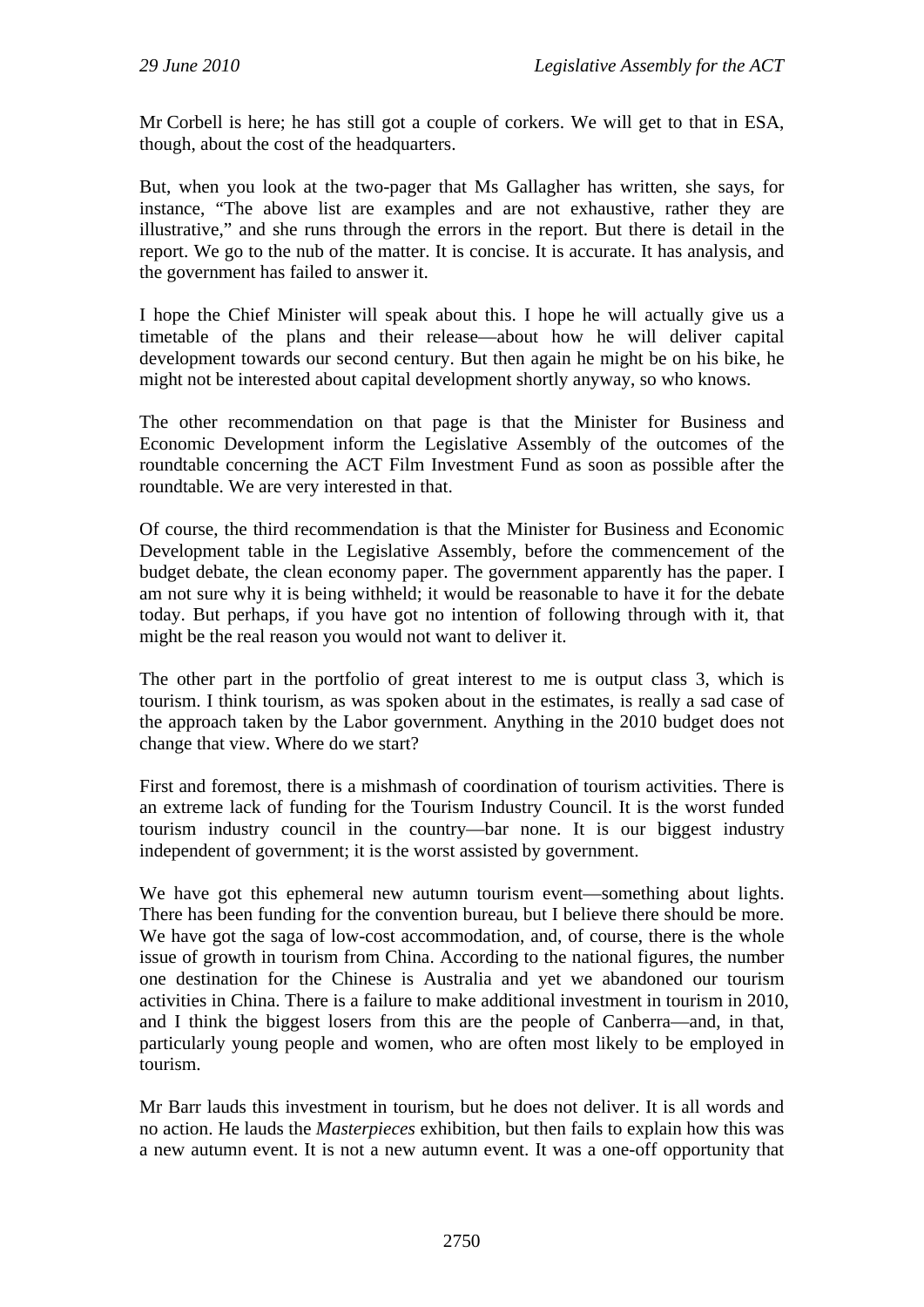Mr Corbell is here; he has still got a couple of corkers. We will get to that in ESA, though, about the cost of the headquarters.

But, when you look at the two-pager that Ms Gallagher has written, she says, for instance, "The above list are examples and are not exhaustive, rather they are illustrative," and she runs through the errors in the report. But there is detail in the report. We go to the nub of the matter. It is concise. It is accurate. It has analysis, and the government has failed to answer it.

I hope the Chief Minister will speak about this. I hope he will actually give us a timetable of the plans and their release—about how he will deliver capital development towards our second century. But then again he might be on his bike, he might not be interested about capital development shortly anyway, so who knows.

The other recommendation on that page is that the Minister for Business and Economic Development inform the Legislative Assembly of the outcomes of the roundtable concerning the ACT Film Investment Fund as soon as possible after the roundtable. We are very interested in that.

Of course, the third recommendation is that the Minister for Business and Economic Development table in the Legislative Assembly, before the commencement of the budget debate, the clean economy paper. The government apparently has the paper. I am not sure why it is being withheld; it would be reasonable to have it for the debate today. But perhaps, if you have got no intention of following through with it, that might be the real reason you would not want to deliver it.

The other part in the portfolio of great interest to me is output class 3, which is tourism. I think tourism, as was spoken about in the estimates, is really a sad case of the approach taken by the Labor government. Anything in the 2010 budget does not change that view. Where do we start?

First and foremost, there is a mishmash of coordination of tourism activities. There is an extreme lack of funding for the Tourism Industry Council. It is the worst funded tourism industry council in the country—bar none. It is our biggest industry independent of government; it is the worst assisted by government.

We have got this ephemeral new autumn tourism event—something about lights. There has been funding for the convention bureau, but I believe there should be more. We have got the saga of low-cost accommodation, and, of course, there is the whole issue of growth in tourism from China. According to the national figures, the number one destination for the Chinese is Australia and yet we abandoned our tourism activities in China. There is a failure to make additional investment in tourism in 2010, and I think the biggest losers from this are the people of Canberra—and, in that, particularly young people and women, who are often most likely to be employed in tourism.

Mr Barr lauds this investment in tourism, but he does not deliver. It is all words and no action. He lauds the *Masterpieces* exhibition, but then fails to explain how this was a new autumn event. It is not a new autumn event. It was a one-off opportunity that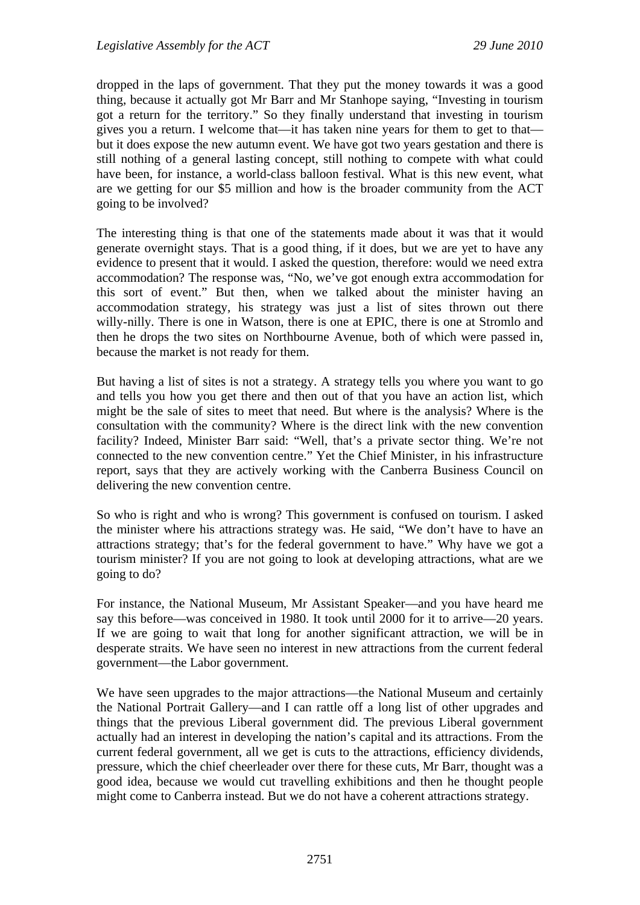dropped in the laps of government. That they put the money towards it was a good thing, because it actually got Mr Barr and Mr Stanhope saying, "Investing in tourism got a return for the territory." So they finally understand that investing in tourism gives you a return. I welcome that—it has taken nine years for them to get to that—but it does expose the new autumn event. We have got two years gestation and there is still nothing of a general lasting concept, still nothing to compete with what could have been, for instance, a world-class balloon festival. What is this new event, what are we getting for our $5 million and how is the broader community from the ACT going to be involved?

The interesting thing is that one of the statements made about it was that it would generate overnight stays. That is a good thing, if it does, but we are yet to have any evidence to present that it would. I asked the question, therefore: would we need extra accommodation? The response was, "No, we've got enough extra accommodation for this sort of event." But then, when we talked about the minister having an accommodation strategy, his strategy was just a list of sites thrown out there willy-nilly. There is one in Watson, there is one at EPIC, there is one at Stromlo and then he drops the two sites on Northbourne Avenue, both of which were passed in, because the market is not ready for them.

But having a list of sites is not a strategy. A strategy tells you where you want to go and tells you how you get there and then out of that you have an action list, which might be the sale of sites to meet that need. But where is the analysis? Where is the consultation with the community? Where is the direct link with the new convention facility? Indeed, Minister Barr said: "Well, that's a private sector thing. We're not connected to the new convention centre." Yet the Chief Minister, in his infrastructure report, says that they are actively working with the Canberra Business Council on delivering the new convention centre.

So who is right and who is wrong? This government is confused on tourism. I asked the minister where his attractions strategy was. He said, "We don't have to have an attractions strategy; that's for the federal government to have." Why have we got a tourism minister? If you are not going to look at developing attractions, what are we going to do?

For instance, the National Museum, Mr Assistant Speaker—and you have heard me say this before—was conceived in 1980. It took until 2000 for it to arrive—20 years. If we are going to wait that long for another significant attraction, we will be in desperate straits. We have seen no interest in new attractions from the current federal government—the Labor government.

We have seen upgrades to the major attractions—the National Museum and certainly the National Portrait Gallery—and I can rattle off a long list of other upgrades and things that the previous Liberal government did. The previous Liberal government actually had an interest in developing the nation's capital and its attractions. From the current federal government, all we get is cuts to the attractions, efficiency dividends, pressure, which the chief cheerleader over there for these cuts, Mr Barr, thought was a good idea, because we would cut travelling exhibitions and then he thought people might come to Canberra instead. But we do not have a coherent attractions strategy.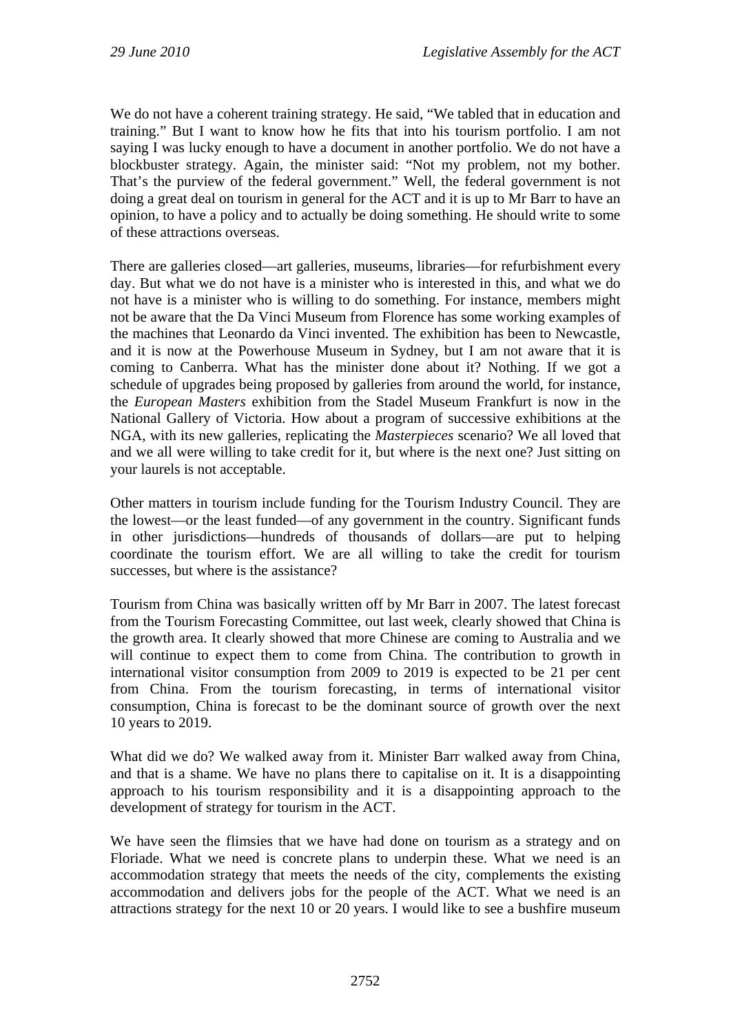We do not have a coherent training strategy. He said, "We tabled that in education and training." But I want to know how he fits that into his tourism portfolio. I am not saying I was lucky enough to have a document in another portfolio. We do not have a blockbuster strategy. Again, the minister said: "Not my problem, not my bother. That's the purview of the federal government." Well, the federal government is not doing a great deal on tourism in general for the ACT and it is up to Mr Barr to have an opinion, to have a policy and to actually be doing something. He should write to some of these attractions overseas.

There are galleries closed—art galleries, museums, libraries—for refurbishment every day. But what we do not have is a minister who is interested in this, and what we do not have is a minister who is willing to do something. For instance, members might not be aware that the Da Vinci Museum from Florence has some working examples of the machines that Leonardo da Vinci invented. The exhibition has been to Newcastle, and it is now at the Powerhouse Museum in Sydney, but I am not aware that it is coming to Canberra. What has the minister done about it? Nothing. If we got a schedule of upgrades being proposed by galleries from around the world, for instance, the *European Masters* exhibition from the Stadel Museum Frankfurt is now in the National Gallery of Victoria. How about a program of successive exhibitions at the NGA, with its new galleries, replicating the *Masterpieces* scenario? We all loved that and we all were willing to take credit for it, but where is the next one? Just sitting on your laurels is not acceptable.

Other matters in tourism include funding for the Tourism Industry Council. They are the lowest—or the least funded—of any government in the country. Significant funds in other jurisdictions—hundreds of thousands of dollars—are put to helping coordinate the tourism effort. We are all willing to take the credit for tourism successes, but where is the assistance?

Tourism from China was basically written off by Mr Barr in 2007. The latest forecast from the Tourism Forecasting Committee, out last week, clearly showed that China is the growth area. It clearly showed that more Chinese are coming to Australia and we will continue to expect them to come from China. The contribution to growth in international visitor consumption from 2009 to 2019 is expected to be 21 per cent from China. From the tourism forecasting, in terms of international visitor consumption, China is forecast to be the dominant source of growth over the next 10 years to 2019.

What did we do? We walked away from it. Minister Barr walked away from China, and that is a shame. We have no plans there to capitalise on it. It is a disappointing approach to his tourism responsibility and it is a disappointing approach to the development of strategy for tourism in the ACT.

We have seen the flimsies that we have had done on tourism as a strategy and on Floriade. What we need is concrete plans to underpin these. What we need is an accommodation strategy that meets the needs of the city, complements the existing accommodation and delivers jobs for the people of the ACT. What we need is an attractions strategy for the next 10 or 20 years. I would like to see a bushfire museum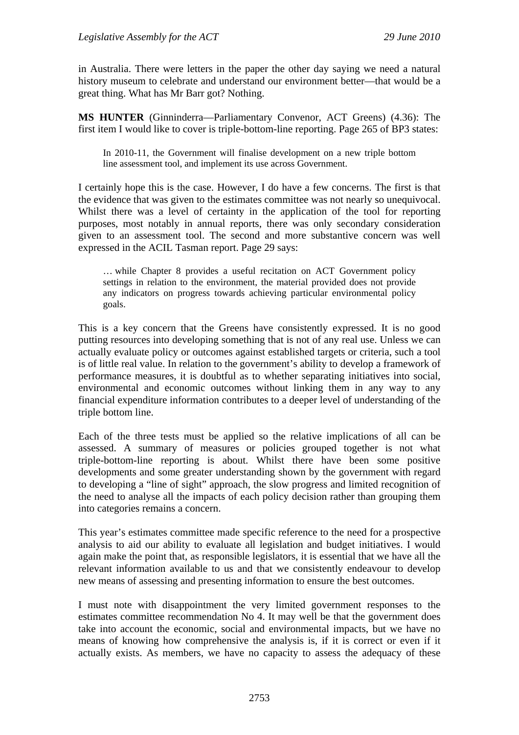in Australia. There were letters in the paper the other day saying we need a natural history museum to celebrate and understand our environment better—that would be a great thing. What has Mr Barr got? Nothing.

**MS HUNTER** (Ginninderra—Parliamentary Convenor, ACT Greens) (4.36): The first item I would like to cover is triple-bottom-line reporting. Page 265 of BP3 states:

> In 2010-11, the Government will finalise development on a new triple bottom line assessment tool, and implement its use across Government.

I certainly hope this is the case. However, I do have a few concerns. The first is that the evidence that was given to the estimates committee was not nearly so unequivocal. Whilst there was a level of certainty in the application of the tool for reporting purposes, most notably in annual reports, there was only secondary consideration given to an assessment tool. The second and more substantive concern was well expressed in the ACIL Tasman report. Page 29 says:

> … while Chapter 8 provides a useful recitation on ACT Government policy settings in relation to the environment, the material provided does not provide any indicators on progress towards achieving particular environmental policy goals.

This is a key concern that the Greens have consistently expressed. It is no good putting resources into developing something that is not of any real use. Unless we can actually evaluate policy or outcomes against established targets or criteria, such a tool is of little real value. In relation to the government's ability to develop a framework of performance measures, it is doubtful as to whether separating initiatives into social, environmental and economic outcomes without linking them in any way to any financial expenditure information contributes to a deeper level of understanding of the triple bottom line.

Each of the three tests must be applied so the relative implications of all can be assessed. A summary of measures or policies grouped together is not what triple-bottom-line reporting is about. Whilst there have been some positive developments and some greater understanding shown by the government with regard to developing a "line of sight" approach, the slow progress and limited recognition of the need to analyse all the impacts of each policy decision rather than grouping them into categories remains a concern.

This year's estimates committee made specific reference to the need for a prospective analysis to aid our ability to evaluate all legislation and budget initiatives. I would again make the point that, as responsible legislators, it is essential that we have all the relevant information available to us and that we consistently endeavour to develop new means of assessing and presenting information to ensure the best outcomes.

I must note with disappointment the very limited government responses to the estimates committee recommendation No 4. It may well be that the government does take into account the economic, social and environmental impacts, but we have no means of knowing how comprehensive the analysis is, if it is correct or even if it actually exists. As members, we have no capacity to assess the adequacy of these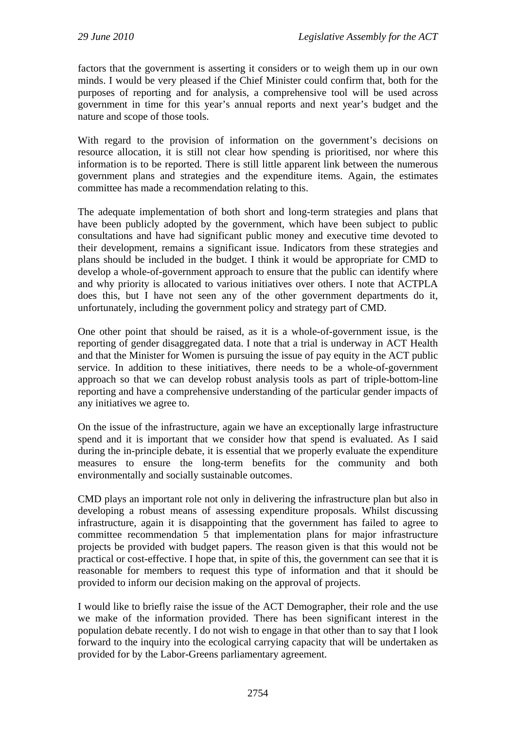factors that the government is asserting it considers or to weigh them up in our own minds. I would be very pleased if the Chief Minister could confirm that, both for the purposes of reporting and for analysis, a comprehensive tool will be used across government in time for this year's annual reports and next year's budget and the nature and scope of those tools.

With regard to the provision of information on the government's decisions on resource allocation, it is still not clear how spending is prioritised, nor where this information is to be reported. There is still little apparent link between the numerous government plans and strategies and the expenditure items. Again, the estimates committee has made a recommendation relating to this.

The adequate implementation of both short and long-term strategies and plans that have been publicly adopted by the government, which have been subject to public consultations and have had significant public money and executive time devoted to their development, remains a significant issue. Indicators from these strategies and plans should be included in the budget. I think it would be appropriate for CMD to develop a whole-of-government approach to ensure that the public can identify where and why priority is allocated to various initiatives over others. I note that ACTPLA does this, but I have not seen any of the other government departments do it, unfortunately, including the government policy and strategy part of CMD.

One other point that should be raised, as it is a whole-of-government issue, is the reporting of gender disaggregated data. I note that a trial is underway in ACT Health and that the Minister for Women is pursuing the issue of pay equity in the ACT public service. In addition to these initiatives, there needs to be a whole-of-government approach so that we can develop robust analysis tools as part of triple-bottom-line reporting and have a comprehensive understanding of the particular gender impacts of any initiatives we agree to.

On the issue of the infrastructure, again we have an exceptionally large infrastructure spend and it is important that we consider how that spend is evaluated. As I said during the in-principle debate, it is essential that we properly evaluate the expenditure measures to ensure the long-term benefits for the community and both environmentally and socially sustainable outcomes.

CMD plays an important role not only in delivering the infrastructure plan but also in developing a robust means of assessing expenditure proposals. Whilst discussing infrastructure, again it is disappointing that the government has failed to agree to committee recommendation 5 that implementation plans for major infrastructure projects be provided with budget papers. The reason given is that this would not be practical or cost-effective. I hope that, in spite of this, the government can see that it is reasonable for members to request this type of information and that it should be provided to inform our decision making on the approval of projects.

I would like to briefly raise the issue of the ACT Demographer, their role and the use we make of the information provided. There has been significant interest in the population debate recently. I do not wish to engage in that other than to say that I look forward to the inquiry into the ecological carrying capacity that will be undertaken as provided for by the Labor-Greens parliamentary agreement.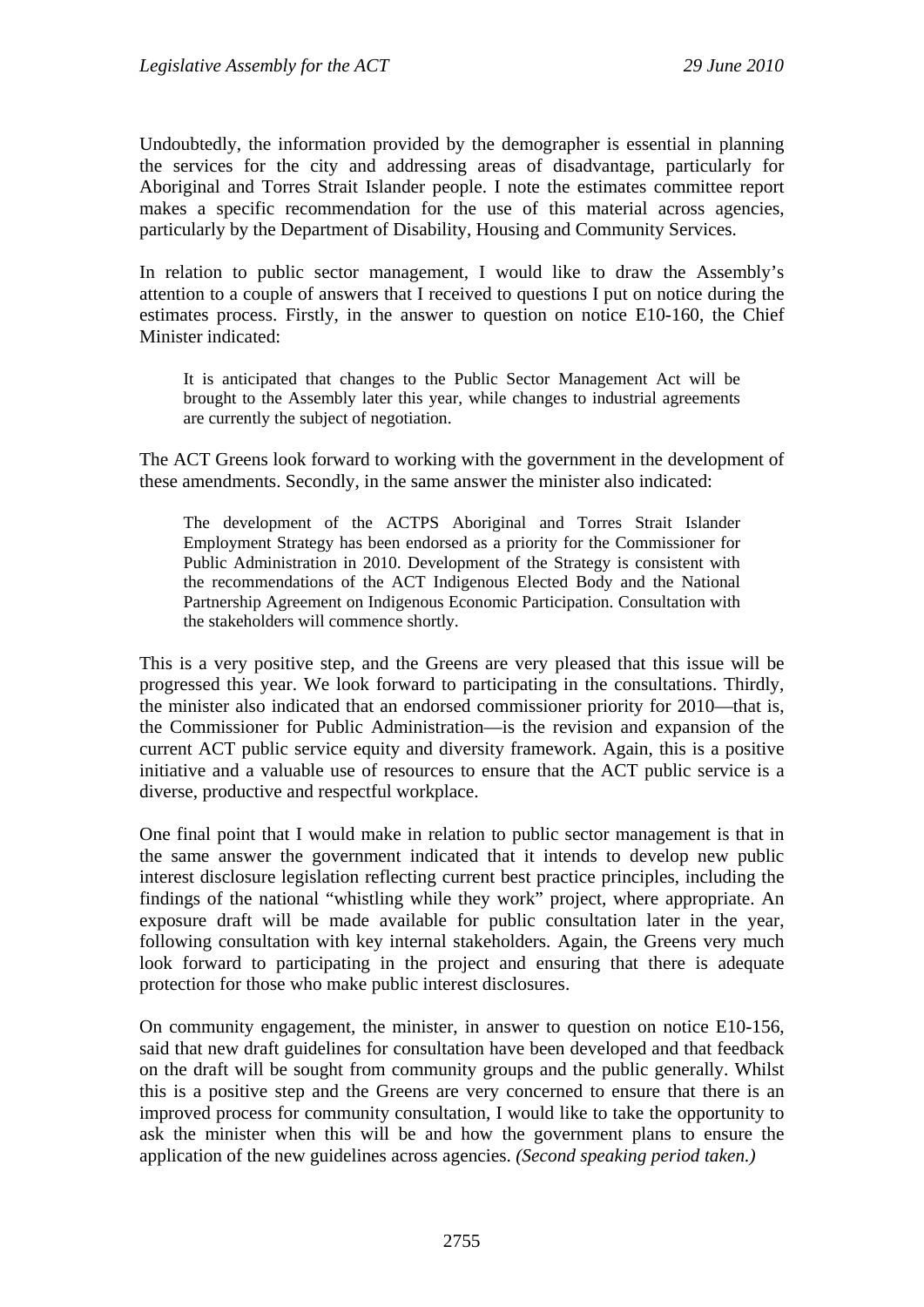Undoubtedly, the information provided by the demographer is essential in planning the services for the city and addressing areas of disadvantage, particularly for Aboriginal and Torres Strait Islander people. I note the estimates committee report makes a specific recommendation for the use of this material across agencies, particularly by the Department of Disability, Housing and Community Services.

In relation to public sector management, I would like to draw the Assembly's attention to a couple of answers that I received to questions I put on notice during the estimates process. Firstly, in the answer to question on notice E10-160, the Chief Minister indicated:

> It is anticipated that changes to the Public Sector Management Act will be brought to the Assembly later this year, while changes to industrial agreements are currently the subject of negotiation.

The ACT Greens look forward to working with the government in the development of these amendments. Secondly, in the same answer the minister also indicated:

> The development of the ACTPS Aboriginal and Torres Strait Islander Employment Strategy has been endorsed as a priority for the Commissioner for Public Administration in 2010. Development of the Strategy is consistent with the recommendations of the ACT Indigenous Elected Body and the National Partnership Agreement on Indigenous Economic Participation. Consultation with the stakeholders will commence shortly.

This is a very positive step, and the Greens are very pleased that this issue will be progressed this year. We look forward to participating in the consultations. Thirdly, the minister also indicated that an endorsed commissioner priority for 2010—that is, the Commissioner for Public Administration—is the revision and expansion of the current ACT public service equity and diversity framework. Again, this is a positive initiative and a valuable use of resources to ensure that the ACT public service is a diverse, productive and respectful workplace.

One final point that I would make in relation to public sector management is that in the same answer the government indicated that it intends to develop new public interest disclosure legislation reflecting current best practice principles, including the findings of the national "whistling while they work" project, where appropriate. An exposure draft will be made available for public consultation later in the year, following consultation with key internal stakeholders. Again, the Greens very much look forward to participating in the project and ensuring that there is adequate protection for those who make public interest disclosures.

On community engagement, the minister, in answer to question on notice E10-156, said that new draft guidelines for consultation have been developed and that feedback on the draft will be sought from community groups and the public generally. Whilst this is a positive step and the Greens are very concerned to ensure that there is an improved process for community consultation, I would like to take the opportunity to ask the minister when this will be and how the government plans to ensure the application of the new guidelines across agencies. *(Second speaking period taken.)*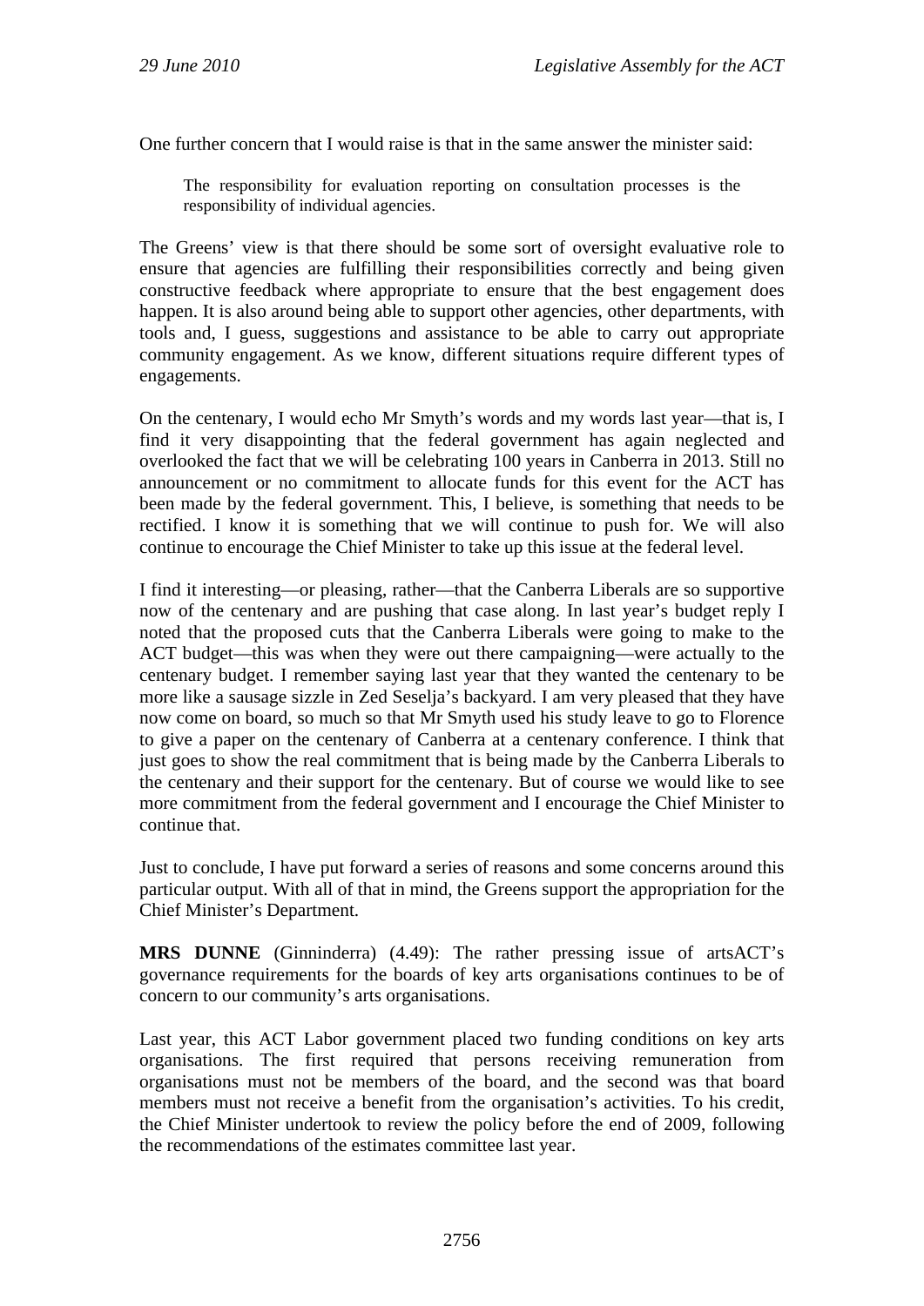One further concern that I would raise is that in the same answer the minister said:

> The responsibility for evaluation reporting on consultation processes is the responsibility of individual agencies.

The Greens' view is that there should be some sort of oversight evaluative role to ensure that agencies are fulfilling their responsibilities correctly and being given constructive feedback where appropriate to ensure that the best engagement does happen. It is also around being able to support other agencies, other departments, with tools and, I guess, suggestions and assistance to be able to carry out appropriate community engagement. As we know, different situations require different types of engagements.

On the centenary, I would echo Mr Smyth's words and my words last year—that is, I find it very disappointing that the federal government has again neglected and overlooked the fact that we will be celebrating 100 years in Canberra in 2013. Still no announcement or no commitment to allocate funds for this event for the ACT has been made by the federal government. This, I believe, is something that needs to be rectified. I know it is something that we will continue to push for. We will also continue to encourage the Chief Minister to take up this issue at the federal level.

I find it interesting—or pleasing, rather—that the Canberra Liberals are so supportive now of the centenary and are pushing that case along. In last year's budget reply I noted that the proposed cuts that the Canberra Liberals were going to make to the ACT budget—this was when they were out there campaigning—were actually to the centenary budget. I remember saying last year that they wanted the centenary to be more like a sausage sizzle in Zed Seselja's backyard. I am very pleased that they have now come on board, so much so that Mr Smyth used his study leave to go to Florence to give a paper on the centenary of Canberra at a centenary conference. I think that just goes to show the real commitment that is being made by the Canberra Liberals to the centenary and their support for the centenary. But of course we would like to see more commitment from the federal government and I encourage the Chief Minister to continue that.

Just to conclude, I have put forward a series of reasons and some concerns around this particular output. With all of that in mind, the Greens support the appropriation for the Chief Minister's Department.

**MRS DUNNE** (Ginninderra) (4.49): The rather pressing issue of artsACT's governance requirements for the boards of key arts organisations continues to be of concern to our community's arts organisations.

Last year, this ACT Labor government placed two funding conditions on key arts organisations. The first required that persons receiving remuneration from organisations must not be members of the board, and the second was that board members must not receive a benefit from the organisation's activities. To his credit, the Chief Minister undertook to review the policy before the end of 2009, following the recommendations of the estimates committee last year.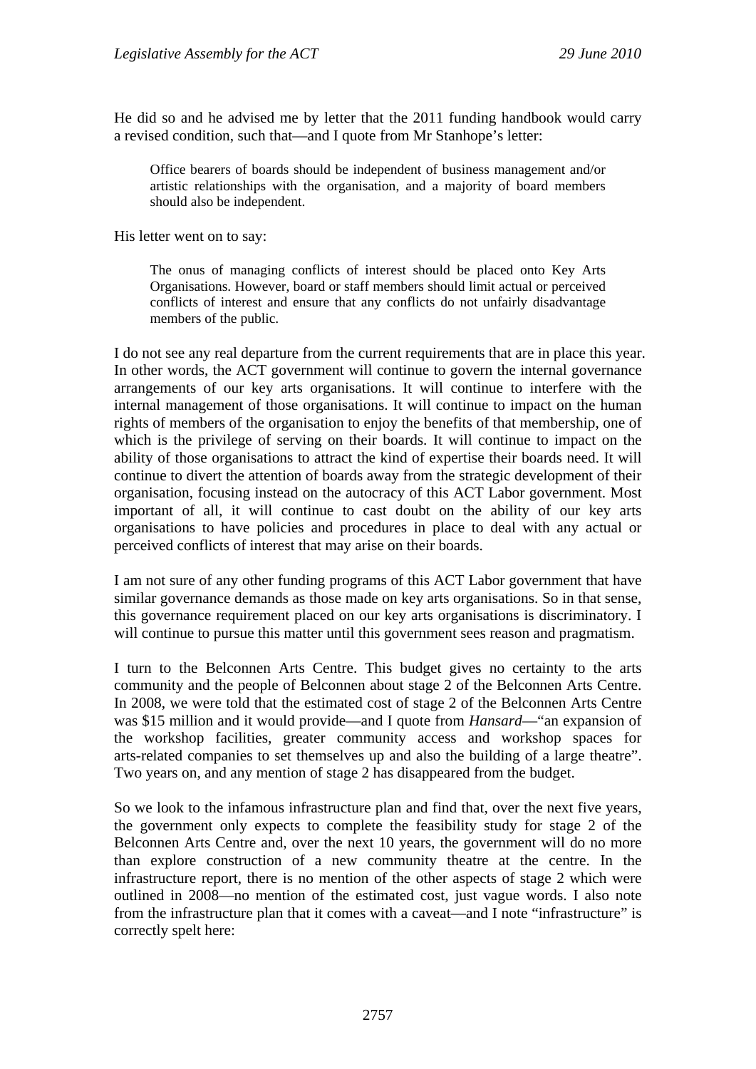He did so and he advised me by letter that the 2011 funding handbook would carry a revised condition, such that—and I quote from Mr Stanhope's letter:

> Office bearers of boards should be independent of business management and/or artistic relationships with the organisation, and a majority of board members should also be independent.

His letter went on to say:

> The onus of managing conflicts of interest should be placed onto Key Arts Organisations. However, board or staff members should limit actual or perceived conflicts of interest and ensure that any conflicts do not unfairly disadvantage members of the public.

I do not see any real departure from the current requirements that are in place this year. In other words, the ACT government will continue to govern the internal governance arrangements of our key arts organisations. It will continue to interfere with the internal management of those organisations. It will continue to impact on the human rights of members of the organisation to enjoy the benefits of that membership, one of which is the privilege of serving on their boards. It will continue to impact on the ability of those organisations to attract the kind of expertise their boards need. It will continue to divert the attention of boards away from the strategic development of their organisation, focusing instead on the autocracy of this ACT Labor government. Most important of all, it will continue to cast doubt on the ability of our key arts organisations to have policies and procedures in place to deal with any actual or perceived conflicts of interest that may arise on their boards.

I am not sure of any other funding programs of this ACT Labor government that have similar governance demands as those made on key arts organisations. So in that sense, this governance requirement placed on our key arts organisations is discriminatory. I will continue to pursue this matter until this government sees reason and pragmatism.

I turn to the Belconnen Arts Centre. This budget gives no certainty to the arts community and the people of Belconnen about stage 2 of the Belconnen Arts Centre. In 2008, we were told that the estimated cost of stage 2 of the Belconnen Arts Centre was $15 million and it would provide—and I quote from *Hansard*—"an expansion of the workshop facilities, greater community access and workshop spaces for arts-related companies to set themselves up and also the building of a large theatre". Two years on, and any mention of stage 2 has disappeared from the budget.

So we look to the infamous infrastructure plan and find that, over the next five years, the government only expects to complete the feasibility study for stage 2 of the Belconnen Arts Centre and, over the next 10 years, the government will do no more than explore construction of a new community theatre at the centre. In the infrastructure report, there is no mention of the other aspects of stage 2 which were outlined in 2008—no mention of the estimated cost, just vague words. I also note from the infrastructure plan that it comes with a caveat—and I note "infrastructure" is correctly spelt here: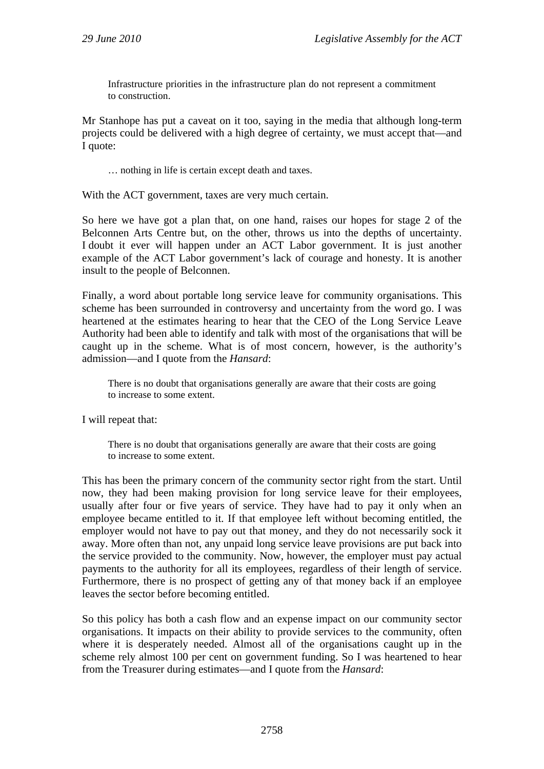> Infrastructure priorities in the infrastructure plan do not represent a commitment to construction.

Mr Stanhope has put a caveat on it too, saying in the media that although long-term projects could be delivered with a high degree of certainty, we must accept that—and I quote:

> … nothing in life is certain except death and taxes.

With the ACT government, taxes are very much certain.

So here we have got a plan that, on one hand, raises our hopes for stage 2 of the Belconnen Arts Centre but, on the other, throws us into the depths of uncertainty. I doubt it ever will happen under an ACT Labor government. It is just another example of the ACT Labor government's lack of courage and honesty. It is another insult to the people of Belconnen.

Finally, a word about portable long service leave for community organisations. This scheme has been surrounded in controversy and uncertainty from the word go. I was heartened at the estimates hearing to hear that the CEO of the Long Service Leave Authority had been able to identify and talk with most of the organisations that will be caught up in the scheme. What is of most concern, however, is the authority's admission—and I quote from the *Hansard*:

> There is no doubt that organisations generally are aware that their costs are going to increase to some extent.

I will repeat that:

> There is no doubt that organisations generally are aware that their costs are going to increase to some extent.

This has been the primary concern of the community sector right from the start. Until now, they had been making provision for long service leave for their employees, usually after four or five years of service. They have had to pay it only when an employee became entitled to it. If that employee left without becoming entitled, the employer would not have to pay out that money, and they do not necessarily sock it away. More often than not, any unpaid long service leave provisions are put back into the service provided to the community. Now, however, the employer must pay actual payments to the authority for all its employees, regardless of their length of service. Furthermore, there is no prospect of getting any of that money back if an employee leaves the sector before becoming entitled.

So this policy has both a cash flow and an expense impact on our community sector organisations. It impacts on their ability to provide services to the community, often where it is desperately needed. Almost all of the organisations caught up in the scheme rely almost 100 per cent on government funding. So I was heartened to hear from the Treasurer during estimates—and I quote from the *Hansard*: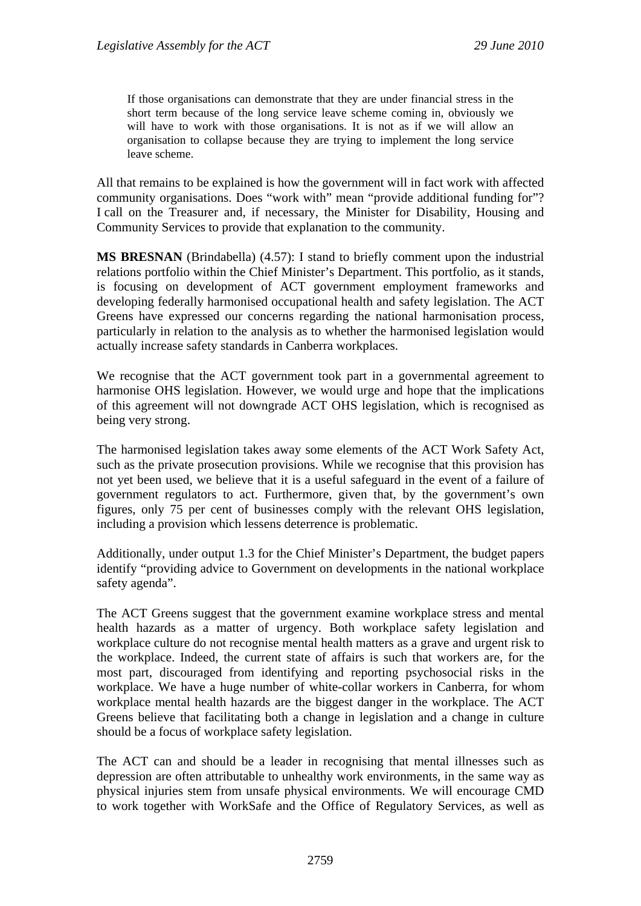> If those organisations can demonstrate that they are under financial stress in the short term because of the long service leave scheme coming in, obviously we will have to work with those organisations. It is not as if we will allow an organisation to collapse because they are trying to implement the long service leave scheme.

All that remains to be explained is how the government will in fact work with affected community organisations. Does "work with" mean "provide additional funding for"? I call on the Treasurer and, if necessary, the Minister for Disability, Housing and Community Services to provide that explanation to the community.

**MS BRESNAN** (Brindabella) (4.57): I stand to briefly comment upon the industrial relations portfolio within the Chief Minister's Department. This portfolio, as it stands, is focusing on development of ACT government employment frameworks and developing federally harmonised occupational health and safety legislation. The ACT Greens have expressed our concerns regarding the national harmonisation process, particularly in relation to the analysis as to whether the harmonised legislation would actually increase safety standards in Canberra workplaces.

We recognise that the ACT government took part in a governmental agreement to harmonise OHS legislation. However, we would urge and hope that the implications of this agreement will not downgrade ACT OHS legislation, which is recognised as being very strong.

The harmonised legislation takes away some elements of the ACT Work Safety Act, such as the private prosecution provisions. While we recognise that this provision has not yet been used, we believe that it is a useful safeguard in the event of a failure of government regulators to act. Furthermore, given that, by the government's own figures, only 75 per cent of businesses comply with the relevant OHS legislation, including a provision which lessens deterrence is problematic.

Additionally, under output 1.3 for the Chief Minister's Department, the budget papers identify "providing advice to Government on developments in the national workplace safety agenda".

The ACT Greens suggest that the government examine workplace stress and mental health hazards as a matter of urgency. Both workplace safety legislation and workplace culture do not recognise mental health matters as a grave and urgent risk to the workplace. Indeed, the current state of affairs is such that workers are, for the most part, discouraged from identifying and reporting psychosocial risks in the workplace. We have a huge number of white-collar workers in Canberra, for whom workplace mental health hazards are the biggest danger in the workplace. The ACT Greens believe that facilitating both a change in legislation and a change in culture should be a focus of workplace safety legislation.

The ACT can and should be a leader in recognising that mental illnesses such as depression are often attributable to unhealthy work environments, in the same way as physical injuries stem from unsafe physical environments. We will encourage CMD to work together with WorkSafe and the Office of Regulatory Services, as well as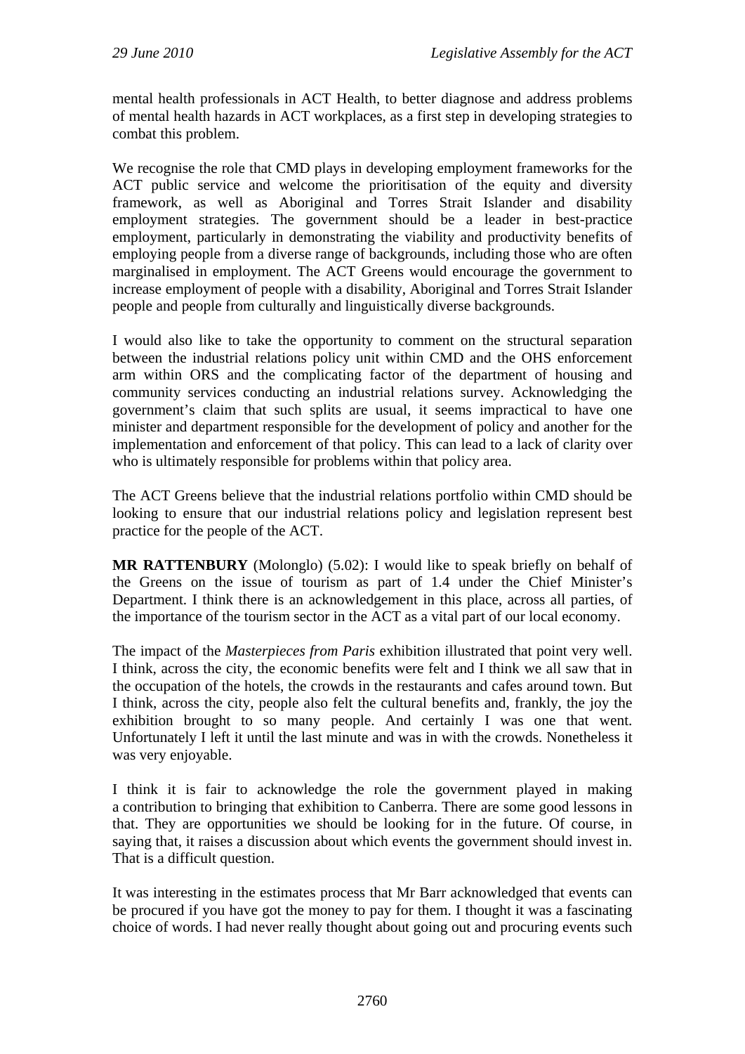mental health professionals in ACT Health, to better diagnose and address problems of mental health hazards in ACT workplaces, as a first step in developing strategies to combat this problem.

We recognise the role that CMD plays in developing employment frameworks for the ACT public service and welcome the prioritisation of the equity and diversity framework, as well as Aboriginal and Torres Strait Islander and disability employment strategies. The government should be a leader in best-practice employment, particularly in demonstrating the viability and productivity benefits of employing people from a diverse range of backgrounds, including those who are often marginalised in employment. The ACT Greens would encourage the government to increase employment of people with a disability, Aboriginal and Torres Strait Islander people and people from culturally and linguistically diverse backgrounds.

I would also like to take the opportunity to comment on the structural separation between the industrial relations policy unit within CMD and the OHS enforcement arm within ORS and the complicating factor of the department of housing and community services conducting an industrial relations survey. Acknowledging the government's claim that such splits are usual, it seems impractical to have one minister and department responsible for the development of policy and another for the implementation and enforcement of that policy. This can lead to a lack of clarity over who is ultimately responsible for problems within that policy area.

The ACT Greens believe that the industrial relations portfolio within CMD should be looking to ensure that our industrial relations policy and legislation represent best practice for the people of the ACT.

**MR RATTENBURY** (Molonglo) (5.02): I would like to speak briefly on behalf of the Greens on the issue of tourism as part of 1.4 under the Chief Minister's Department. I think there is an acknowledgement in this place, across all parties, of the importance of the tourism sector in the ACT as a vital part of our local economy.

The impact of the *Masterpieces from Paris* exhibition illustrated that point very well. I think, across the city, the economic benefits were felt and I think we all saw that in the occupation of the hotels, the crowds in the restaurants and cafes around town. But I think, across the city, people also felt the cultural benefits and, frankly, the joy the exhibition brought to so many people. And certainly I was one that went. Unfortunately I left it until the last minute and was in with the crowds. Nonetheless it was very enjoyable.

I think it is fair to acknowledge the role the government played in making a contribution to bringing that exhibition to Canberra. There are some good lessons in that. They are opportunities we should be looking for in the future. Of course, in saying that, it raises a discussion about which events the government should invest in. That is a difficult question.

It was interesting in the estimates process that Mr Barr acknowledged that events can be procured if you have got the money to pay for them. I thought it was a fascinating choice of words. I had never really thought about going out and procuring events such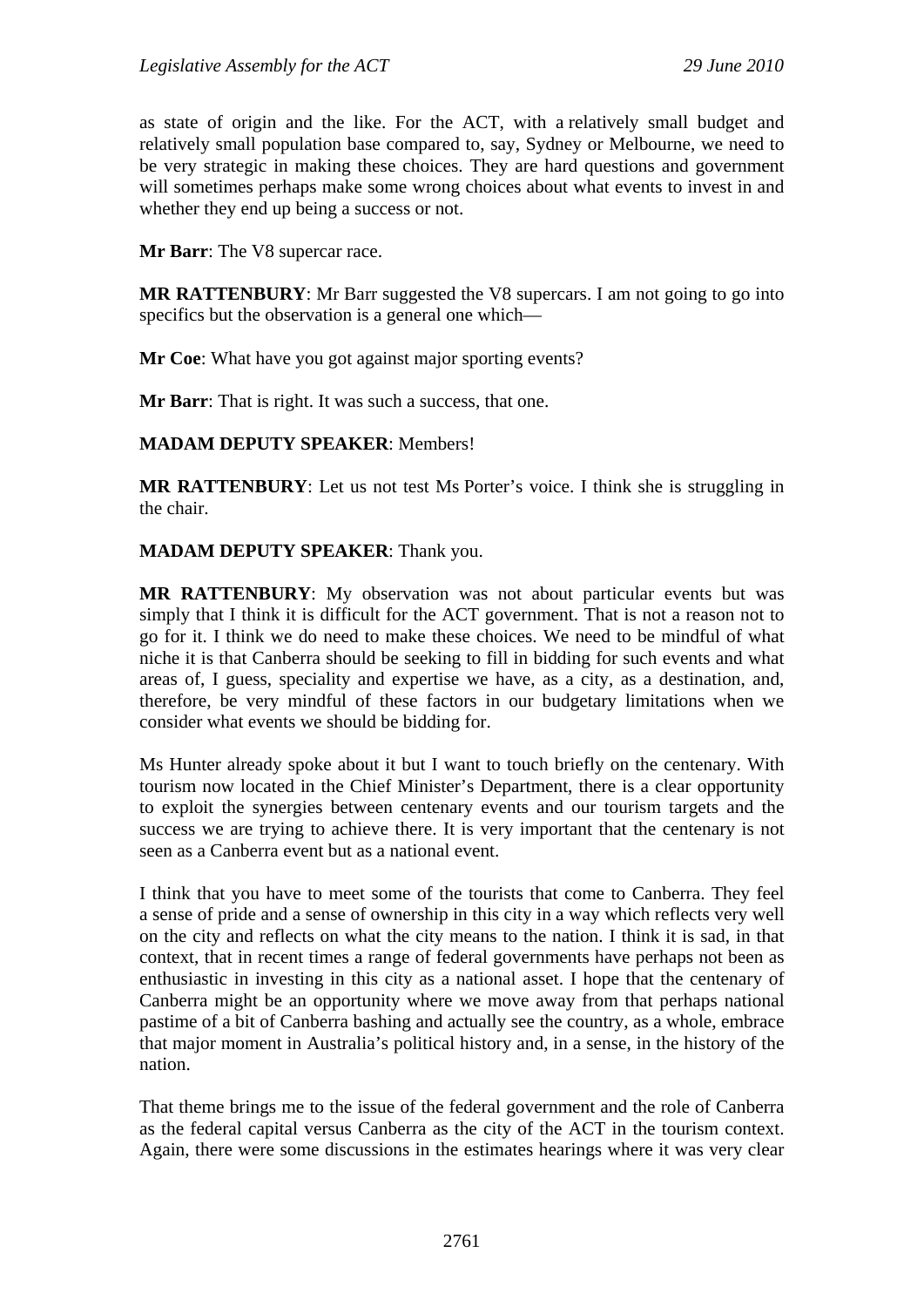as state of origin and the like. For the ACT, with a relatively small budget and relatively small population base compared to, say, Sydney or Melbourne, we need to be very strategic in making these choices. They are hard questions and government will sometimes perhaps make some wrong choices about what events to invest in and whether they end up being a success or not.

**Mr Barr**: The V8 supercar race.

**MR RATTENBURY**: Mr Barr suggested the V8 supercars. I am not going to go into specifics but the observation is a general one which—

**Mr Coe**: What have you got against major sporting events?

**Mr Barr**: That is right. It was such a success, that one.

**MADAM DEPUTY SPEAKER**: Members!

**MR RATTENBURY**: Let us not test Ms Porter's voice. I think she is struggling in the chair.

**MADAM DEPUTY SPEAKER**: Thank you.

**MR RATTENBURY**: My observation was not about particular events but was simply that I think it is difficult for the ACT government. That is not a reason not to go for it. I think we do need to make these choices. We need to be mindful of what niche it is that Canberra should be seeking to fill in bidding for such events and what areas of, I guess, speciality and expertise we have, as a city, as a destination, and, therefore, be very mindful of these factors in our budgetary limitations when we consider what events we should be bidding for.

Ms Hunter already spoke about it but I want to touch briefly on the centenary. With tourism now located in the Chief Minister's Department, there is a clear opportunity to exploit the synergies between centenary events and our tourism targets and the success we are trying to achieve there. It is very important that the centenary is not seen as a Canberra event but as a national event.

I think that you have to meet some of the tourists that come to Canberra. They feel a sense of pride and a sense of ownership in this city in a way which reflects very well on the city and reflects on what the city means to the nation. I think it is sad, in that context, that in recent times a range of federal governments have perhaps not been as enthusiastic in investing in this city as a national asset. I hope that the centenary of Canberra might be an opportunity where we move away from that perhaps national pastime of a bit of Canberra bashing and actually see the country, as a whole, embrace that major moment in Australia's political history and, in a sense, in the history of the nation.

That theme brings me to the issue of the federal government and the role of Canberra as the federal capital versus Canberra as the city of the ACT in the tourism context. Again, there were some discussions in the estimates hearings where it was very clear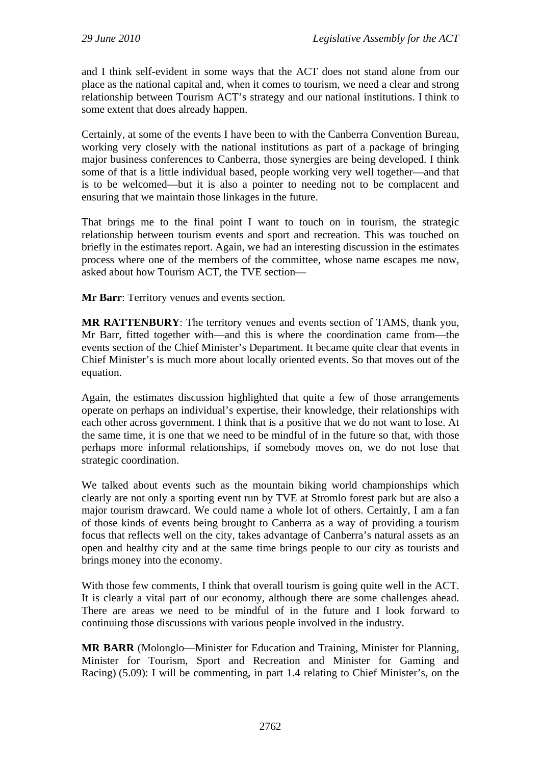and I think self-evident in some ways that the ACT does not stand alone from our place as the national capital and, when it comes to tourism, we need a clear and strong relationship between Tourism ACT's strategy and our national institutions. I think to some extent that does already happen.

Certainly, at some of the events I have been to with the Canberra Convention Bureau, working very closely with the national institutions as part of a package of bringing major business conferences to Canberra, those synergies are being developed. I think some of that is a little individual based, people working very well together—and that is to be welcomed—but it is also a pointer to needing not to be complacent and ensuring that we maintain those linkages in the future.

That brings me to the final point I want to touch on in tourism, the strategic relationship between tourism events and sport and recreation. This was touched on briefly in the estimates report. Again, we had an interesting discussion in the estimates process where one of the members of the committee, whose name escapes me now, asked about how Tourism ACT, the TVE section—

**Mr Barr**: Territory venues and events section.

**MR RATTENBURY**: The territory venues and events section of TAMS, thank you, Mr Barr, fitted together with—and this is where the coordination came from—the events section of the Chief Minister's Department. It became quite clear that events in Chief Minister's is much more about locally oriented events. So that moves out of the equation.

Again, the estimates discussion highlighted that quite a few of those arrangements operate on perhaps an individual's expertise, their knowledge, their relationships with each other across government. I think that is a positive that we do not want to lose. At the same time, it is one that we need to be mindful of in the future so that, with those perhaps more informal relationships, if somebody moves on, we do not lose that strategic coordination.

We talked about events such as the mountain biking world championships which clearly are not only a sporting event run by TVE at Stromlo forest park but are also a major tourism drawcard. We could name a whole lot of others. Certainly, I am a fan of those kinds of events being brought to Canberra as a way of providing a tourism focus that reflects well on the city, takes advantage of Canberra's natural assets as an open and healthy city and at the same time brings people to our city as tourists and brings money into the economy.

With those few comments, I think that overall tourism is going quite well in the ACT. It is clearly a vital part of our economy, although there are some challenges ahead. There are areas we need to be mindful of in the future and I look forward to continuing those discussions with various people involved in the industry.

**MR BARR** (Molonglo—Minister for Education and Training, Minister for Planning, Minister for Tourism, Sport and Recreation and Minister for Gaming and Racing) (5.09): I will be commenting, in part 1.4 relating to Chief Minister's, on the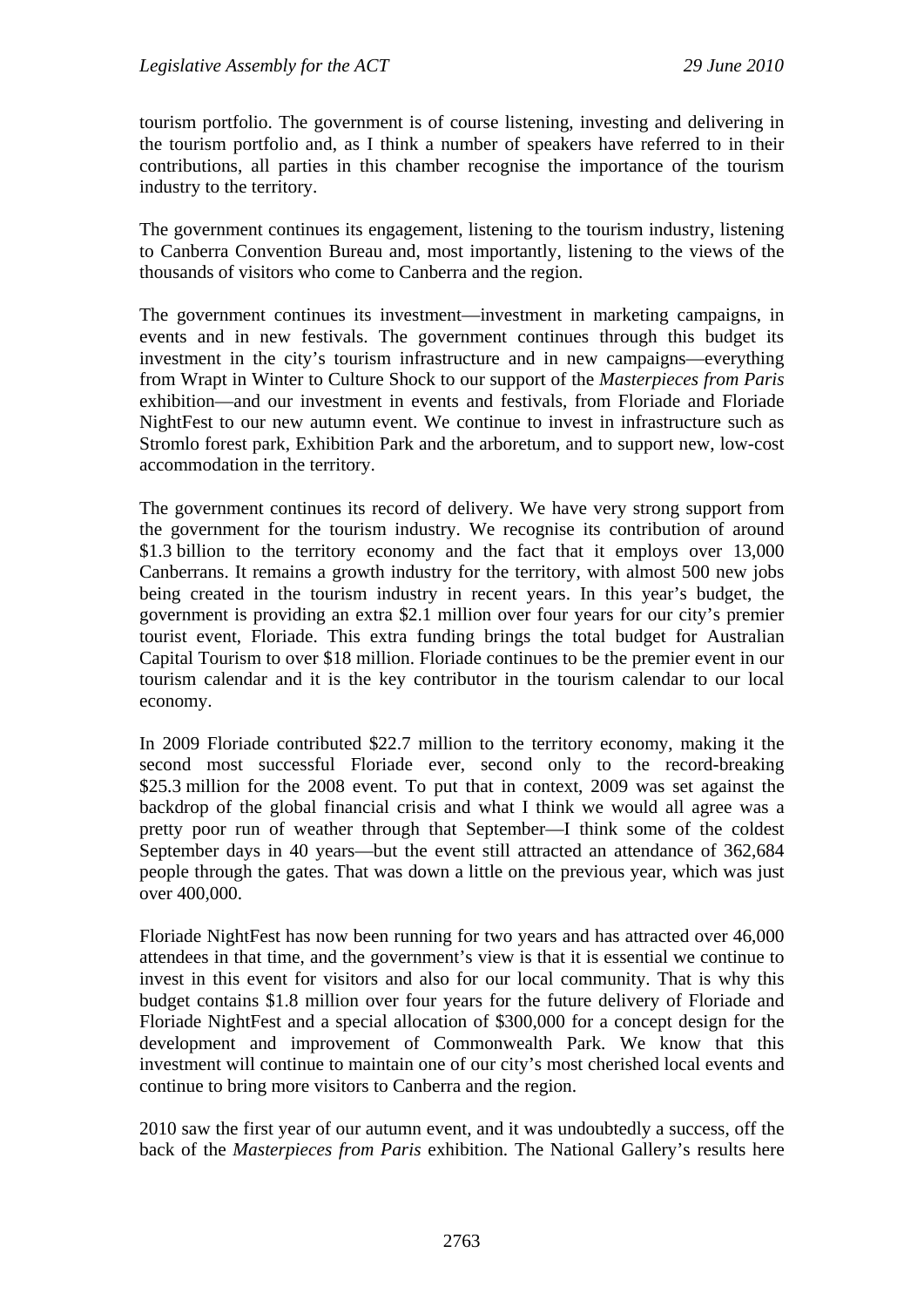tourism portfolio. The government is of course listening, investing and delivering in the tourism portfolio and, as I think a number of speakers have referred to in their contributions, all parties in this chamber recognise the importance of the tourism industry to the territory.

The government continues its engagement, listening to the tourism industry, listening to Canberra Convention Bureau and, most importantly, listening to the views of the thousands of visitors who come to Canberra and the region.

The government continues its investment—investment in marketing campaigns, in events and in new festivals. The government continues through this budget its investment in the city's tourism infrastructure and in new campaigns—everything from Wrapt in Winter to Culture Shock to our support of the *Masterpieces from Paris* exhibition—and our investment in events and festivals, from Floriade and Floriade NightFest to our new autumn event. We continue to invest in infrastructure such as Stromlo forest park, Exhibition Park and the arboretum, and to support new, low-cost accommodation in the territory.

The government continues its record of delivery. We have very strong support from the government for the tourism industry. We recognise its contribution of around $1.3 billion to the territory economy and the fact that it employs over 13,000 Canberrans. It remains a growth industry for the territory, with almost 500 new jobs being created in the tourism industry in recent years. In this year's budget, the government is providing an extra $2.1 million over four years for our city's premier tourist event, Floriade. This extra funding brings the total budget for Australian Capital Tourism to over $18 million. Floriade continues to be the premier event in our tourism calendar and it is the key contributor in the tourism calendar to our local economy.

In 2009 Floriade contributed $22.7 million to the territory economy, making it the second most successful Floriade ever, second only to the record-breaking $25.3 million for the 2008 event. To put that in context, 2009 was set against the backdrop of the global financial crisis and what I think we would all agree was a pretty poor run of weather through that September—I think some of the coldest September days in 40 years—but the event still attracted an attendance of 362,684 people through the gates. That was down a little on the previous year, which was just over 400,000.

Floriade NightFest has now been running for two years and has attracted over 46,000 attendees in that time, and the government's view is that it is essential we continue to invest in this event for visitors and also for our local community. That is why this budget contains $1.8 million over four years for the future delivery of Floriade and Floriade NightFest and a special allocation of $300,000 for a concept design for the development and improvement of Commonwealth Park. We know that this investment will continue to maintain one of our city's most cherished local events and continue to bring more visitors to Canberra and the region.

2010 saw the first year of our autumn event, and it was undoubtedly a success, off the back of the *Masterpieces from Paris* exhibition. The National Gallery's results here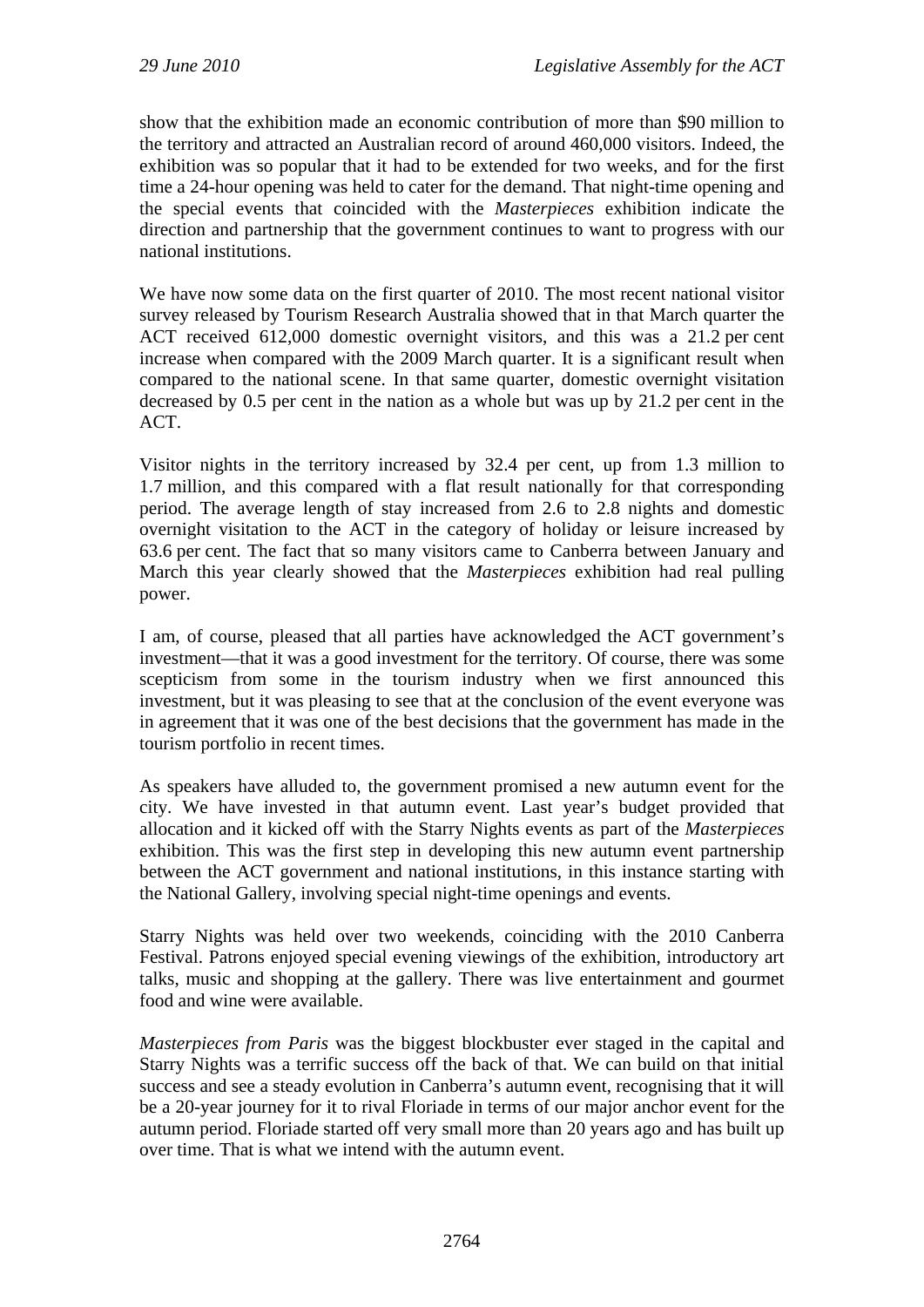show that the exhibition made an economic contribution of more than $90 million to the territory and attracted an Australian record of around 460,000 visitors. Indeed, the exhibition was so popular that it had to be extended for two weeks, and for the first time a 24-hour opening was held to cater for the demand. That night-time opening and the special events that coincided with the *Masterpieces* exhibition indicate the direction and partnership that the government continues to want to progress with our national institutions.

We have now some data on the first quarter of 2010. The most recent national visitor survey released by Tourism Research Australia showed that in that March quarter the ACT received 612,000 domestic overnight visitors, and this was a 21.2 per cent increase when compared with the 2009 March quarter. It is a significant result when compared to the national scene. In that same quarter, domestic overnight visitation decreased by 0.5 per cent in the nation as a whole but was up by 21.2 per cent in the ACT.

Visitor nights in the territory increased by 32.4 per cent, up from 1.3 million to 1.7 million, and this compared with a flat result nationally for that corresponding period. The average length of stay increased from 2.6 to 2.8 nights and domestic overnight visitation to the ACT in the category of holiday or leisure increased by 63.6 per cent. The fact that so many visitors came to Canberra between January and March this year clearly showed that the *Masterpieces* exhibition had real pulling power.

I am, of course, pleased that all parties have acknowledged the ACT government's investment—that it was a good investment for the territory. Of course, there was some scepticism from some in the tourism industry when we first announced this investment, but it was pleasing to see that at the conclusion of the event everyone was in agreement that it was one of the best decisions that the government has made in the tourism portfolio in recent times.

As speakers have alluded to, the government promised a new autumn event for the city. We have invested in that autumn event. Last year's budget provided that allocation and it kicked off with the Starry Nights events as part of the *Masterpieces* exhibition. This was the first step in developing this new autumn event partnership between the ACT government and national institutions, in this instance starting with the National Gallery, involving special night-time openings and events.

Starry Nights was held over two weekends, coinciding with the 2010 Canberra Festival. Patrons enjoyed special evening viewings of the exhibition, introductory art talks, music and shopping at the gallery. There was live entertainment and gourmet food and wine were available.

*Masterpieces from Paris* was the biggest blockbuster ever staged in the capital and Starry Nights was a terrific success off the back of that. We can build on that initial success and see a steady evolution in Canberra's autumn event, recognising that it will be a 20-year journey for it to rival Floriade in terms of our major anchor event for the autumn period. Floriade started off very small more than 20 years ago and has built up over time. That is what we intend with the autumn event.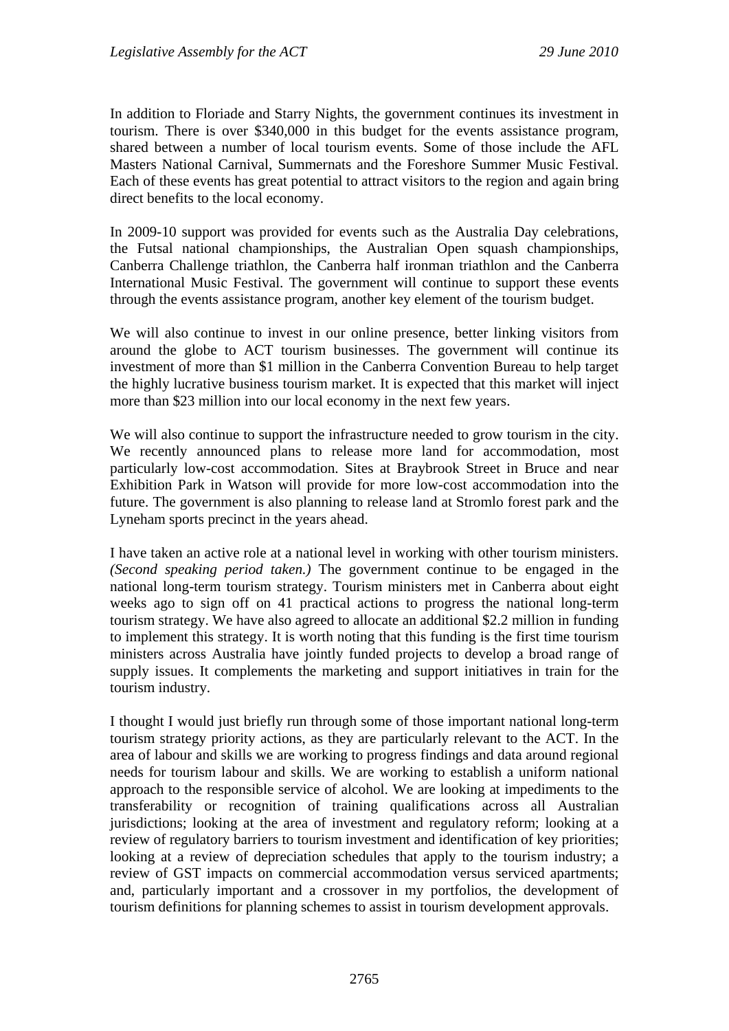In addition to Floriade and Starry Nights, the government continues its investment in tourism. There is over $340,000 in this budget for the events assistance program, shared between a number of local tourism events. Some of those include the AFL Masters National Carnival, Summernats and the Foreshore Summer Music Festival. Each of these events has great potential to attract visitors to the region and again bring direct benefits to the local economy.

In 2009-10 support was provided for events such as the Australia Day celebrations, the Futsal national championships, the Australian Open squash championships, Canberra Challenge triathlon, the Canberra half ironman triathlon and the Canberra International Music Festival. The government will continue to support these events through the events assistance program, another key element of the tourism budget.

We will also continue to invest in our online presence, better linking visitors from around the globe to ACT tourism businesses. The government will continue its investment of more than $1 million in the Canberra Convention Bureau to help target the highly lucrative business tourism market. It is expected that this market will inject more than $23 million into our local economy in the next few years.

We will also continue to support the infrastructure needed to grow tourism in the city. We recently announced plans to release more land for accommodation, most particularly low-cost accommodation. Sites at Braybrook Street in Bruce and near Exhibition Park in Watson will provide for more low-cost accommodation into the future. The government is also planning to release land at Stromlo forest park and the Lyneham sports precinct in the years ahead.

I have taken an active role at a national level in working with other tourism ministers. *(Second speaking period taken.)* The government continue to be engaged in the national long-term tourism strategy. Tourism ministers met in Canberra about eight weeks ago to sign off on 41 practical actions to progress the national long-term tourism strategy. We have also agreed to allocate an additional $2.2 million in funding to implement this strategy. It is worth noting that this funding is the first time tourism ministers across Australia have jointly funded projects to develop a broad range of supply issues. It complements the marketing and support initiatives in train for the tourism industry.

I thought I would just briefly run through some of those important national long-term tourism strategy priority actions, as they are particularly relevant to the ACT. In the area of labour and skills we are working to progress findings and data around regional needs for tourism labour and skills. We are working to establish a uniform national approach to the responsible service of alcohol. We are looking at impediments to the transferability or recognition of training qualifications across all Australian jurisdictions; looking at the area of investment and regulatory reform; looking at a review of regulatory barriers to tourism investment and identification of key priorities; looking at a review of depreciation schedules that apply to the tourism industry; a review of GST impacts on commercial accommodation versus serviced apartments; and, particularly important and a crossover in my portfolios, the development of tourism definitions for planning schemes to assist in tourism development approvals.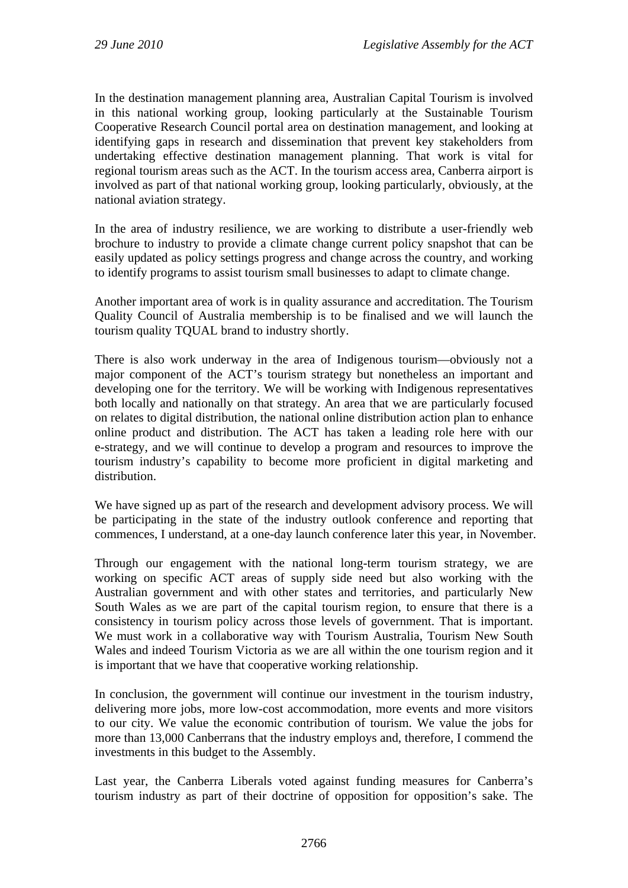In the destination management planning area, Australian Capital Tourism is involved in this national working group, looking particularly at the Sustainable Tourism Cooperative Research Council portal area on destination management, and looking at identifying gaps in research and dissemination that prevent key stakeholders from undertaking effective destination management planning. That work is vital for regional tourism areas such as the ACT. In the tourism access area, Canberra airport is involved as part of that national working group, looking particularly, obviously, at the national aviation strategy.

In the area of industry resilience, we are working to distribute a user-friendly web brochure to industry to provide a climate change current policy snapshot that can be easily updated as policy settings progress and change across the country, and working to identify programs to assist tourism small businesses to adapt to climate change.

Another important area of work is in quality assurance and accreditation. The Tourism Quality Council of Australia membership is to be finalised and we will launch the tourism quality TQUAL brand to industry shortly.

There is also work underway in the area of Indigenous tourism—obviously not a major component of the ACT's tourism strategy but nonetheless an important and developing one for the territory. We will be working with Indigenous representatives both locally and nationally on that strategy. An area that we are particularly focused on relates to digital distribution, the national online distribution action plan to enhance online product and distribution. The ACT has taken a leading role here with our e-strategy, and we will continue to develop a program and resources to improve the tourism industry's capability to become more proficient in digital marketing and distribution.

We have signed up as part of the research and development advisory process. We will be participating in the state of the industry outlook conference and reporting that commences, I understand, at a one-day launch conference later this year, in November.

Through our engagement with the national long-term tourism strategy, we are working on specific ACT areas of supply side need but also working with the Australian government and with other states and territories, and particularly New South Wales as we are part of the capital tourism region, to ensure that there is a consistency in tourism policy across those levels of government. That is important. We must work in a collaborative way with Tourism Australia, Tourism New South Wales and indeed Tourism Victoria as we are all within the one tourism region and it is important that we have that cooperative working relationship.

In conclusion, the government will continue our investment in the tourism industry, delivering more jobs, more low-cost accommodation, more events and more visitors to our city. We value the economic contribution of tourism. We value the jobs for more than 13,000 Canberrans that the industry employs and, therefore, I commend the investments in this budget to the Assembly.

Last year, the Canberra Liberals voted against funding measures for Canberra's tourism industry as part of their doctrine of opposition for opposition's sake. The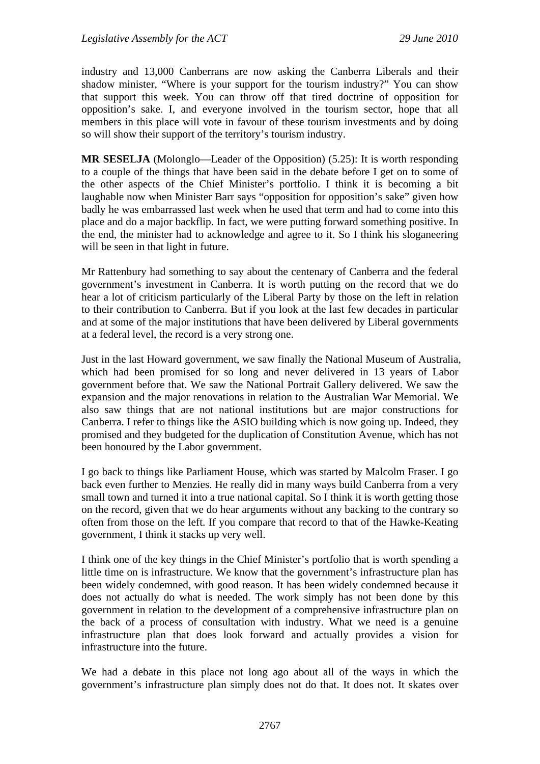industry and 13,000 Canberrans are now asking the Canberra Liberals and their shadow minister, "Where is your support for the tourism industry?" You can show that support this week. You can throw off that tired doctrine of opposition for opposition's sake. I, and everyone involved in the tourism sector, hope that all members in this place will vote in favour of these tourism investments and by doing so will show their support of the territory's tourism industry.

**MR SESELJA** (Molonglo—Leader of the Opposition) (5.25): It is worth responding to a couple of the things that have been said in the debate before I get on to some of the other aspects of the Chief Minister's portfolio. I think it is becoming a bit laughable now when Minister Barr says "opposition for opposition's sake" given how badly he was embarrassed last week when he used that term and had to come into this place and do a major backflip. In fact, we were putting forward something positive. In the end, the minister had to acknowledge and agree to it. So I think his sloganeering will be seen in that light in future.

Mr Rattenbury had something to say about the centenary of Canberra and the federal government's investment in Canberra. It is worth putting on the record that we do hear a lot of criticism particularly of the Liberal Party by those on the left in relation to their contribution to Canberra. But if you look at the last few decades in particular and at some of the major institutions that have been delivered by Liberal governments at a federal level, the record is a very strong one.

Just in the last Howard government, we saw finally the National Museum of Australia, which had been promised for so long and never delivered in 13 years of Labor government before that. We saw the National Portrait Gallery delivered. We saw the expansion and the major renovations in relation to the Australian War Memorial. We also saw things that are not national institutions but are major constructions for Canberra. I refer to things like the ASIO building which is now going up. Indeed, they promised and they budgeted for the duplication of Constitution Avenue, which has not been honoured by the Labor government.

I go back to things like Parliament House, which was started by Malcolm Fraser. I go back even further to Menzies. He really did in many ways build Canberra from a very small town and turned it into a true national capital. So I think it is worth getting those on the record, given that we do hear arguments without any backing to the contrary so often from those on the left. If you compare that record to that of the Hawke-Keating government, I think it stacks up very well.

I think one of the key things in the Chief Minister's portfolio that is worth spending a little time on is infrastructure. We know that the government's infrastructure plan has been widely condemned, with good reason. It has been widely condemned because it does not actually do what is needed. The work simply has not been done by this government in relation to the development of a comprehensive infrastructure plan on the back of a process of consultation with industry. What we need is a genuine infrastructure plan that does look forward and actually provides a vision for infrastructure into the future.

We had a debate in this place not long ago about all of the ways in which the government's infrastructure plan simply does not do that. It does not. It skates over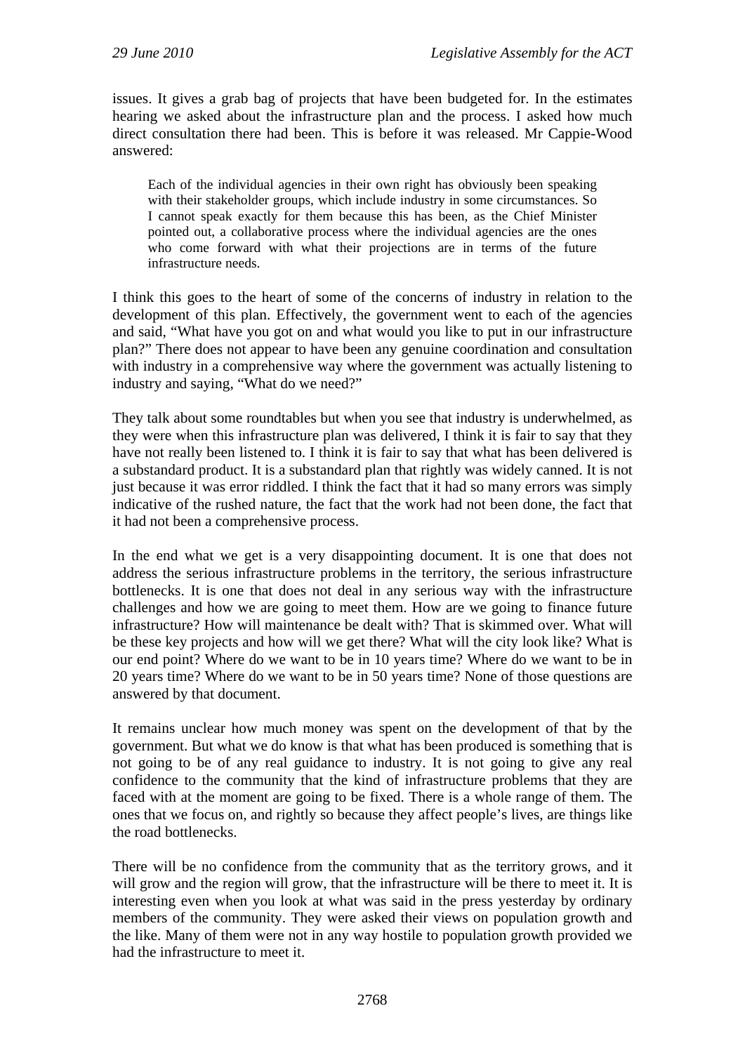issues. It gives a grab bag of projects that have been budgeted for. In the estimates hearing we asked about the infrastructure plan and the process. I asked how much direct consultation there had been. This is before it was released. Mr Cappie-Wood answered:

> Each of the individual agencies in their own right has obviously been speaking with their stakeholder groups, which include industry in some circumstances. So I cannot speak exactly for them because this has been, as the Chief Minister pointed out, a collaborative process where the individual agencies are the ones who come forward with what their projections are in terms of the future infrastructure needs.

I think this goes to the heart of some of the concerns of industry in relation to the development of this plan. Effectively, the government went to each of the agencies and said, "What have you got on and what would you like to put in our infrastructure plan?" There does not appear to have been any genuine coordination and consultation with industry in a comprehensive way where the government was actually listening to industry and saying, "What do we need?"

They talk about some roundtables but when you see that industry is underwhelmed, as they were when this infrastructure plan was delivered, I think it is fair to say that they have not really been listened to. I think it is fair to say that what has been delivered is a substandard product. It is a substandard plan that rightly was widely canned. It is not just because it was error riddled. I think the fact that it had so many errors was simply indicative of the rushed nature, the fact that the work had not been done, the fact that it had not been a comprehensive process.

In the end what we get is a very disappointing document. It is one that does not address the serious infrastructure problems in the territory, the serious infrastructure bottlenecks. It is one that does not deal in any serious way with the infrastructure challenges and how we are going to meet them. How are we going to finance future infrastructure? How will maintenance be dealt with? That is skimmed over. What will be these key projects and how will we get there? What will the city look like? What is our end point? Where do we want to be in 10 years time? Where do we want to be in 20 years time? Where do we want to be in 50 years time? None of those questions are answered by that document.

It remains unclear how much money was spent on the development of that by the government. But what we do know is that what has been produced is something that is not going to be of any real guidance to industry. It is not going to give any real confidence to the community that the kind of infrastructure problems that they are faced with at the moment are going to be fixed. There is a whole range of them. The ones that we focus on, and rightly so because they affect people's lives, are things like the road bottlenecks.

There will be no confidence from the community that as the territory grows, and it will grow and the region will grow, that the infrastructure will be there to meet it. It is interesting even when you look at what was said in the press yesterday by ordinary members of the community. They were asked their views on population growth and the like. Many of them were not in any way hostile to population growth provided we had the infrastructure to meet it.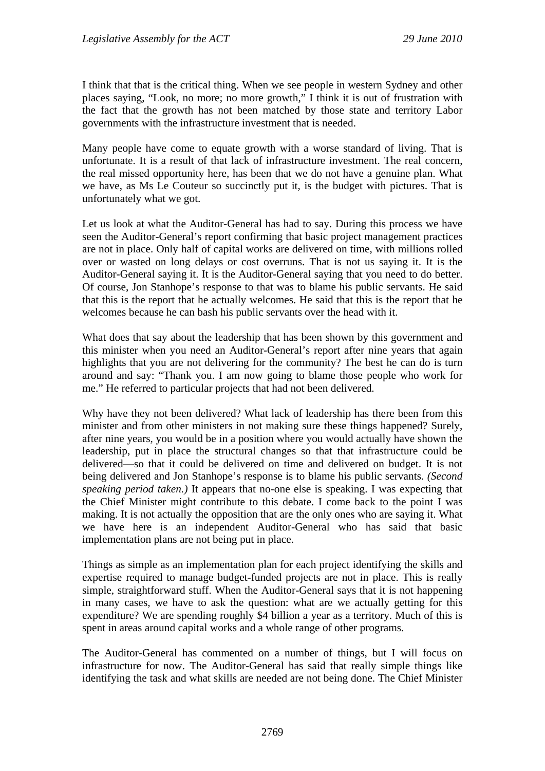I think that that is the critical thing. When we see people in western Sydney and other places saying, "Look, no more; no more growth," I think it is out of frustration with the fact that the growth has not been matched by those state and territory Labor governments with the infrastructure investment that is needed.

Many people have come to equate growth with a worse standard of living. That is unfortunate. It is a result of that lack of infrastructure investment. The real concern, the real missed opportunity here, has been that we do not have a genuine plan. What we have, as Ms Le Couteur so succinctly put it, is the budget with pictures. That is unfortunately what we got.

Let us look at what the Auditor-General has had to say. During this process we have seen the Auditor-General's report confirming that basic project management practices are not in place. Only half of capital works are delivered on time, with millions rolled over or wasted on long delays or cost overruns. That is not us saying it. It is the Auditor-General saying it. It is the Auditor-General saying that you need to do better. Of course, Jon Stanhope's response to that was to blame his public servants. He said that this is the report that he actually welcomes. He said that this is the report that he welcomes because he can bash his public servants over the head with it.

What does that say about the leadership that has been shown by this government and this minister when you need an Auditor-General's report after nine years that again highlights that you are not delivering for the community? The best he can do is turn around and say: "Thank you. I am now going to blame those people who work for me." He referred to particular projects that had not been delivered.

Why have they not been delivered? What lack of leadership has there been from this minister and from other ministers in not making sure these things happened? Surely, after nine years, you would be in a position where you would actually have shown the leadership, put in place the structural changes so that that infrastructure could be delivered—so that it could be delivered on time and delivered on budget. It is not being delivered and Jon Stanhope's response is to blame his public servants. *(Second speaking period taken.)* It appears that no-one else is speaking. I was expecting that the Chief Minister might contribute to this debate. I come back to the point I was making. It is not actually the opposition that are the only ones who are saying it. What we have here is an independent Auditor-General who has said that basic implementation plans are not being put in place.

Things as simple as an implementation plan for each project identifying the skills and expertise required to manage budget-funded projects are not in place. This is really simple, straightforward stuff. When the Auditor-General says that it is not happening in many cases, we have to ask the question: what are we actually getting for this expenditure? We are spending roughly $4 billion a year as a territory. Much of this is spent in areas around capital works and a whole range of other programs.

The Auditor-General has commented on a number of things, but I will focus on infrastructure for now. The Auditor-General has said that really simple things like identifying the task and what skills are needed are not being done. The Chief Minister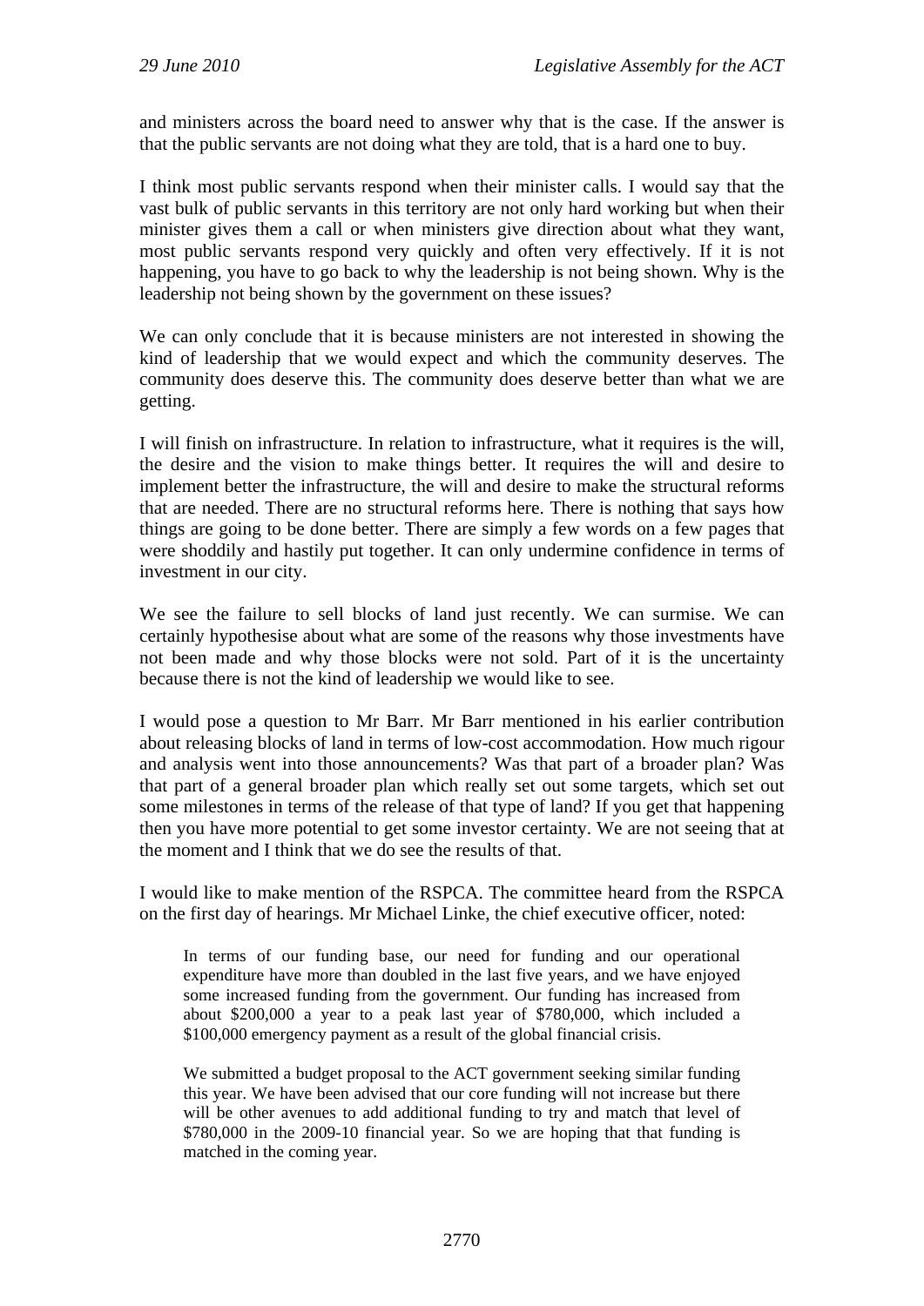and ministers across the board need to answer why that is the case. If the answer is that the public servants are not doing what they are told, that is a hard one to buy.

I think most public servants respond when their minister calls. I would say that the vast bulk of public servants in this territory are not only hard working but when their minister gives them a call or when ministers give direction about what they want, most public servants respond very quickly and often very effectively. If it is not happening, you have to go back to why the leadership is not being shown. Why is the leadership not being shown by the government on these issues?

We can only conclude that it is because ministers are not interested in showing the kind of leadership that we would expect and which the community deserves. The community does deserve this. The community does deserve better than what we are getting.

I will finish on infrastructure. In relation to infrastructure, what it requires is the will, the desire and the vision to make things better. It requires the will and desire to implement better the infrastructure, the will and desire to make the structural reforms that are needed. There are no structural reforms here. There is nothing that says how things are going to be done better. There are simply a few words on a few pages that were shoddily and hastily put together. It can only undermine confidence in terms of investment in our city.

We see the failure to sell blocks of land just recently. We can surmise. We can certainly hypothesise about what are some of the reasons why those investments have not been made and why those blocks were not sold. Part of it is the uncertainty because there is not the kind of leadership we would like to see.

I would pose a question to Mr Barr. Mr Barr mentioned in his earlier contribution about releasing blocks of land in terms of low-cost accommodation. How much rigour and analysis went into those announcements? Was that part of a broader plan? Was that part of a general broader plan which really set out some targets, which set out some milestones in terms of the release of that type of land? If you get that happening then you have more potential to get some investor certainty. We are not seeing that at the moment and I think that we do see the results of that.

I would like to make mention of the RSPCA. The committee heard from the RSPCA on the first day of hearings. Mr Michael Linke, the chief executive officer, noted:

> In terms of our funding base, our need for funding and our operational expenditure have more than doubled in the last five years, and we have enjoyed some increased funding from the government. Our funding has increased from about $200,000 a year to a peak last year of $780,000, which included a $100,000 emergency payment as a result of the global financial crisis.
>
> We submitted a budget proposal to the ACT government seeking similar funding this year. We have been advised that our core funding will not increase but there will be other avenues to add additional funding to try and match that level of $780,000 in the 2009-10 financial year. So we are hoping that that funding is matched in the coming year.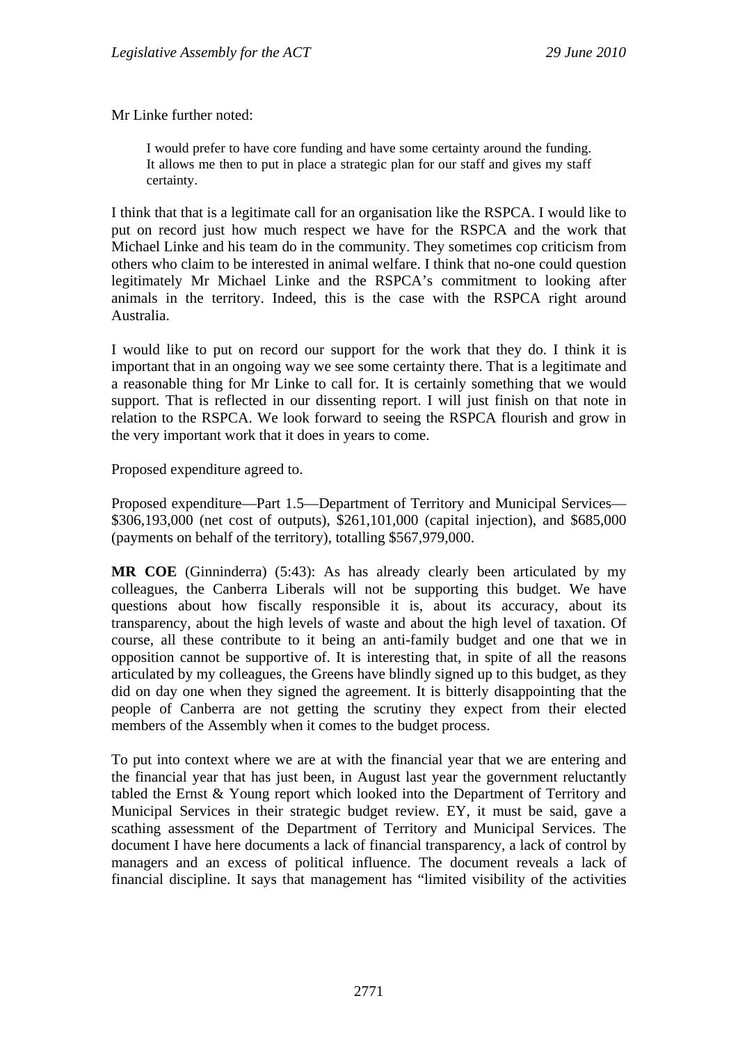Mr Linke further noted:

> I would prefer to have core funding and have some certainty around the funding. It allows me then to put in place a strategic plan for our staff and gives my staff certainty.

I think that that is a legitimate call for an organisation like the RSPCA. I would like to put on record just how much respect we have for the RSPCA and the work that Michael Linke and his team do in the community. They sometimes cop criticism from others who claim to be interested in animal welfare. I think that no-one could question legitimately Mr Michael Linke and the RSPCA's commitment to looking after animals in the territory. Indeed, this is the case with the RSPCA right around Australia.

I would like to put on record our support for the work that they do. I think it is important that in an ongoing way we see some certainty there. That is a legitimate and a reasonable thing for Mr Linke to call for. It is certainly something that we would support. That is reflected in our dissenting report. I will just finish on that note in relation to the RSPCA. We look forward to seeing the RSPCA flourish and grow in the very important work that it does in years to come.

Proposed expenditure agreed to.

Proposed expenditure—Part 1.5—Department of Territory and Municipal Services—$306,193,000 (net cost of outputs), $261,101,000 (capital injection), and $685,000 (payments on behalf of the territory), totalling $567,979,000.

**MR COE** (Ginninderra) (5:43): As has already clearly been articulated by my colleagues, the Canberra Liberals will not be supporting this budget. We have questions about how fiscally responsible it is, about its accuracy, about its transparency, about the high levels of waste and about the high level of taxation. Of course, all these contribute to it being an anti-family budget and one that we in opposition cannot be supportive of. It is interesting that, in spite of all the reasons articulated by my colleagues, the Greens have blindly signed up to this budget, as they did on day one when they signed the agreement. It is bitterly disappointing that the people of Canberra are not getting the scrutiny they expect from their elected members of the Assembly when it comes to the budget process.

To put into context where we are at with the financial year that we are entering and the financial year that has just been, in August last year the government reluctantly tabled the Ernst & Young report which looked into the Department of Territory and Municipal Services in their strategic budget review. EY, it must be said, gave a scathing assessment of the Department of Territory and Municipal Services. The document I have here documents a lack of financial transparency, a lack of control by managers and an excess of political influence. The document reveals a lack of financial discipline. It says that management has "limited visibility of the activities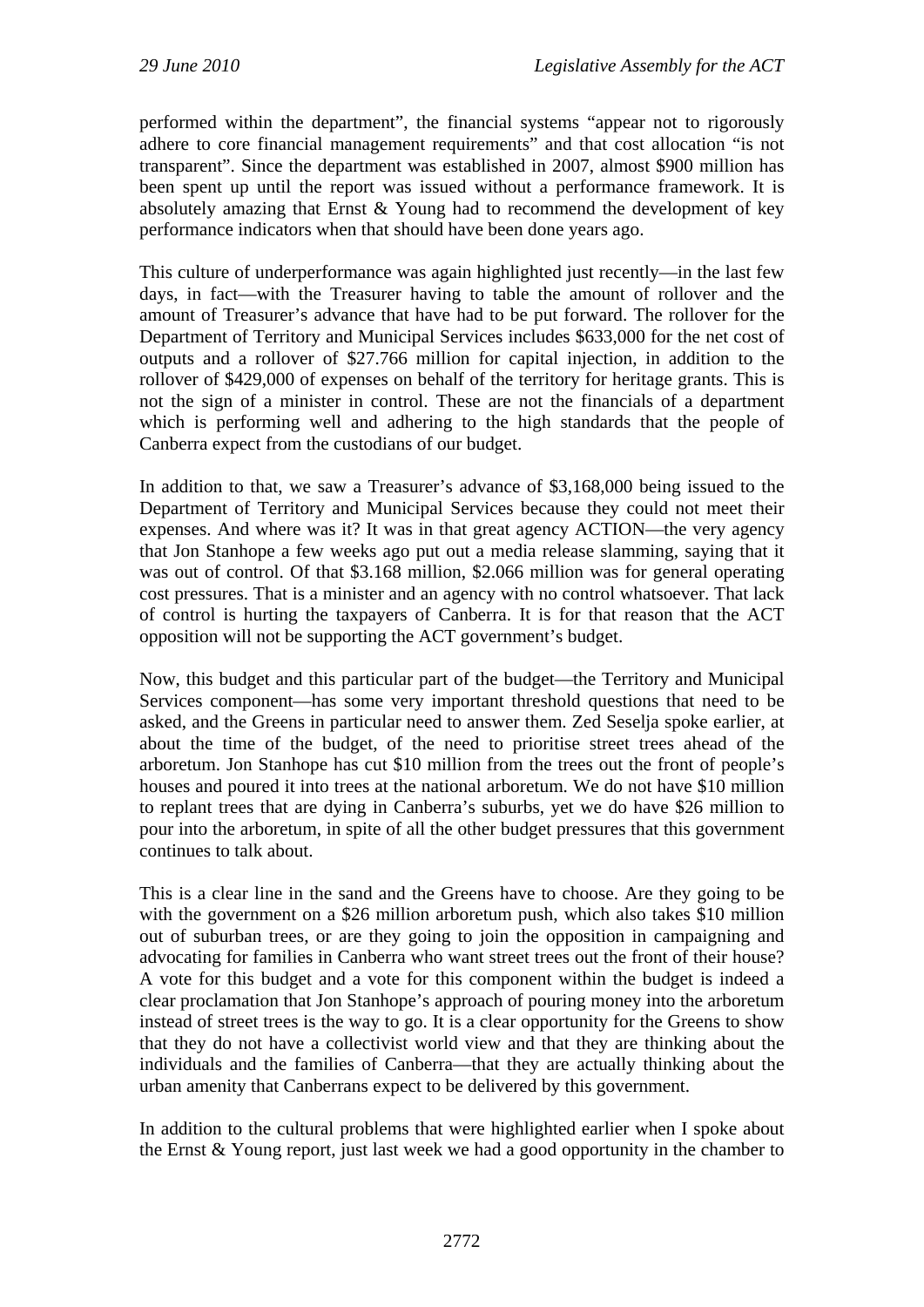performed within the department", the financial systems "appear not to rigorously adhere to core financial management requirements" and that cost allocation "is not transparent". Since the department was established in 2007, almost $900 million has been spent up until the report was issued without a performance framework. It is absolutely amazing that Ernst & Young had to recommend the development of key performance indicators when that should have been done years ago.

This culture of underperformance was again highlighted just recently—in the last few days, in fact—with the Treasurer having to table the amount of rollover and the amount of Treasurer's advance that have had to be put forward. The rollover for the Department of Territory and Municipal Services includes $633,000 for the net cost of outputs and a rollover of $27.766 million for capital injection, in addition to the rollover of $429,000 of expenses on behalf of the territory for heritage grants. This is not the sign of a minister in control. These are not the financials of a department which is performing well and adhering to the high standards that the people of Canberra expect from the custodians of our budget.

In addition to that, we saw a Treasurer's advance of $3,168,000 being issued to the Department of Territory and Municipal Services because they could not meet their expenses. And where was it? It was in that great agency ACTION—the very agency that Jon Stanhope a few weeks ago put out a media release slamming, saying that it was out of control. Of that $3.168 million, $2.066 million was for general operating cost pressures. That is a minister and an agency with no control whatsoever. That lack of control is hurting the taxpayers of Canberra. It is for that reason that the ACT opposition will not be supporting the ACT government's budget.

Now, this budget and this particular part of the budget—the Territory and Municipal Services component—has some very important threshold questions that need to be asked, and the Greens in particular need to answer them. Zed Seselja spoke earlier, at about the time of the budget, of the need to prioritise street trees ahead of the arboretum. Jon Stanhope has cut $10 million from the trees out the front of people's houses and poured it into trees at the national arboretum. We do not have $10 million to replant trees that are dying in Canberra's suburbs, yet we do have $26 million to pour into the arboretum, in spite of all the other budget pressures that this government continues to talk about.

This is a clear line in the sand and the Greens have to choose. Are they going to be with the government on a $26 million arboretum push, which also takes $10 million out of suburban trees, or are they going to join the opposition in campaigning and advocating for families in Canberra who want street trees out the front of their house? A vote for this budget and a vote for this component within the budget is indeed a clear proclamation that Jon Stanhope's approach of pouring money into the arboretum instead of street trees is the way to go. It is a clear opportunity for the Greens to show that they do not have a collectivist world view and that they are thinking about the individuals and the families of Canberra—that they are actually thinking about the urban amenity that Canberrans expect to be delivered by this government.

In addition to the cultural problems that were highlighted earlier when I spoke about the Ernst & Young report, just last week we had a good opportunity in the chamber to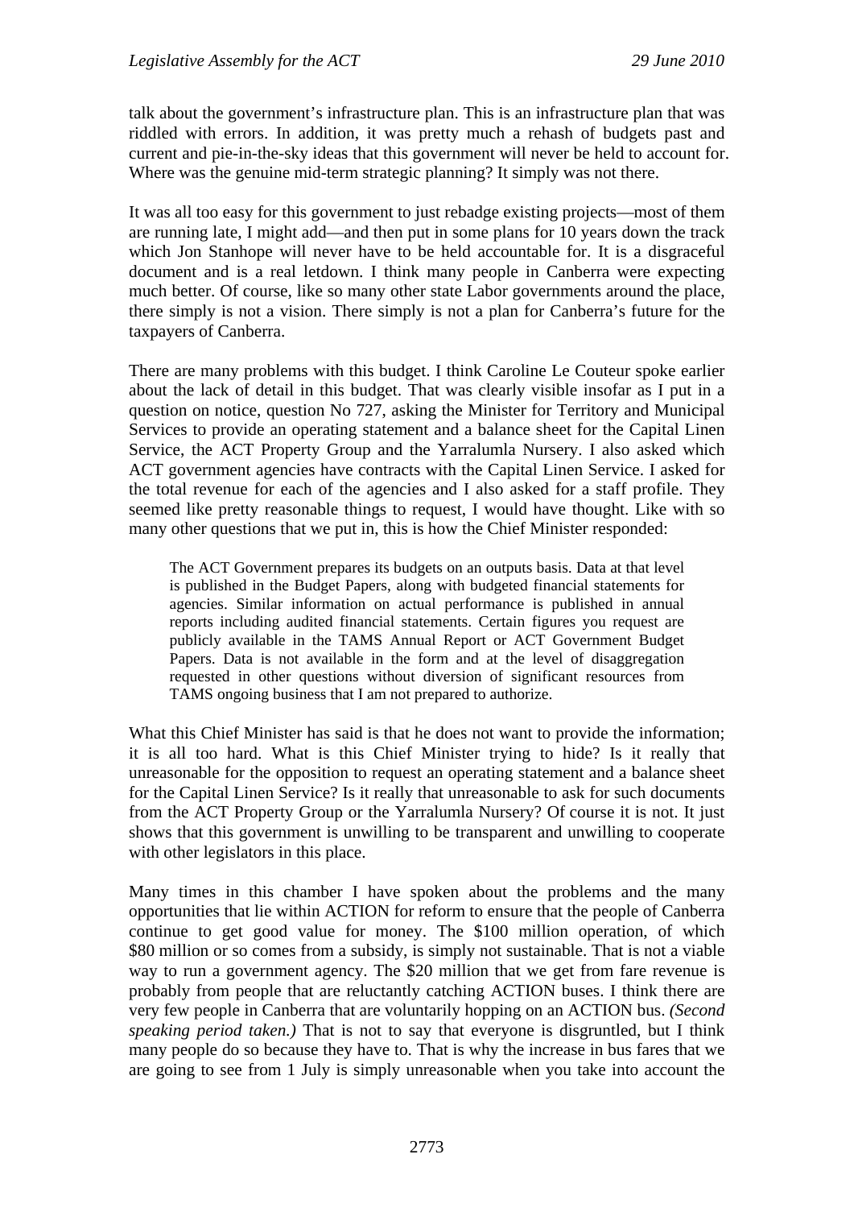talk about the government's infrastructure plan. This is an infrastructure plan that was riddled with errors. In addition, it was pretty much a rehash of budgets past and current and pie-in-the-sky ideas that this government will never be held to account for. Where was the genuine mid-term strategic planning? It simply was not there.

It was all too easy for this government to just rebadge existing projects—most of them are running late, I might add—and then put in some plans for 10 years down the track which Jon Stanhope will never have to be held accountable for. It is a disgraceful document and is a real letdown. I think many people in Canberra were expecting much better. Of course, like so many other state Labor governments around the place, there simply is not a vision. There simply is not a plan for Canberra's future for the taxpayers of Canberra.

There are many problems with this budget. I think Caroline Le Couteur spoke earlier about the lack of detail in this budget. That was clearly visible insofar as I put in a question on notice, question No 727, asking the Minister for Territory and Municipal Services to provide an operating statement and a balance sheet for the Capital Linen Service, the ACT Property Group and the Yarralumla Nursery. I also asked which ACT government agencies have contracts with the Capital Linen Service. I asked for the total revenue for each of the agencies and I also asked for a staff profile. They seemed like pretty reasonable things to request, I would have thought. Like with so many other questions that we put in, this is how the Chief Minister responded:

> The ACT Government prepares its budgets on an outputs basis. Data at that level is published in the Budget Papers, along with budgeted financial statements for agencies. Similar information on actual performance is published in annual reports including audited financial statements. Certain figures you request are publicly available in the TAMS Annual Report or ACT Government Budget Papers. Data is not available in the form and at the level of disaggregation requested in other questions without diversion of significant resources from TAMS ongoing business that I am not prepared to authorize.

What this Chief Minister has said is that he does not want to provide the information; it is all too hard. What is this Chief Minister trying to hide? Is it really that unreasonable for the opposition to request an operating statement and a balance sheet for the Capital Linen Service? Is it really that unreasonable to ask for such documents from the ACT Property Group or the Yarralumla Nursery? Of course it is not. It just shows that this government is unwilling to be transparent and unwilling to cooperate with other legislators in this place.

Many times in this chamber I have spoken about the problems and the many opportunities that lie within ACTION for reform to ensure that the people of Canberra continue to get good value for money. The $100 million operation, of which $80 million or so comes from a subsidy, is simply not sustainable. That is not a viable way to run a government agency. The $20 million that we get from fare revenue is probably from people that are reluctantly catching ACTION buses. I think there are very few people in Canberra that are voluntarily hopping on an ACTION bus. *(Second speaking period taken.)* That is not to say that everyone is disgruntled, but I think many people do so because they have to. That is why the increase in bus fares that we are going to see from 1 July is simply unreasonable when you take into account the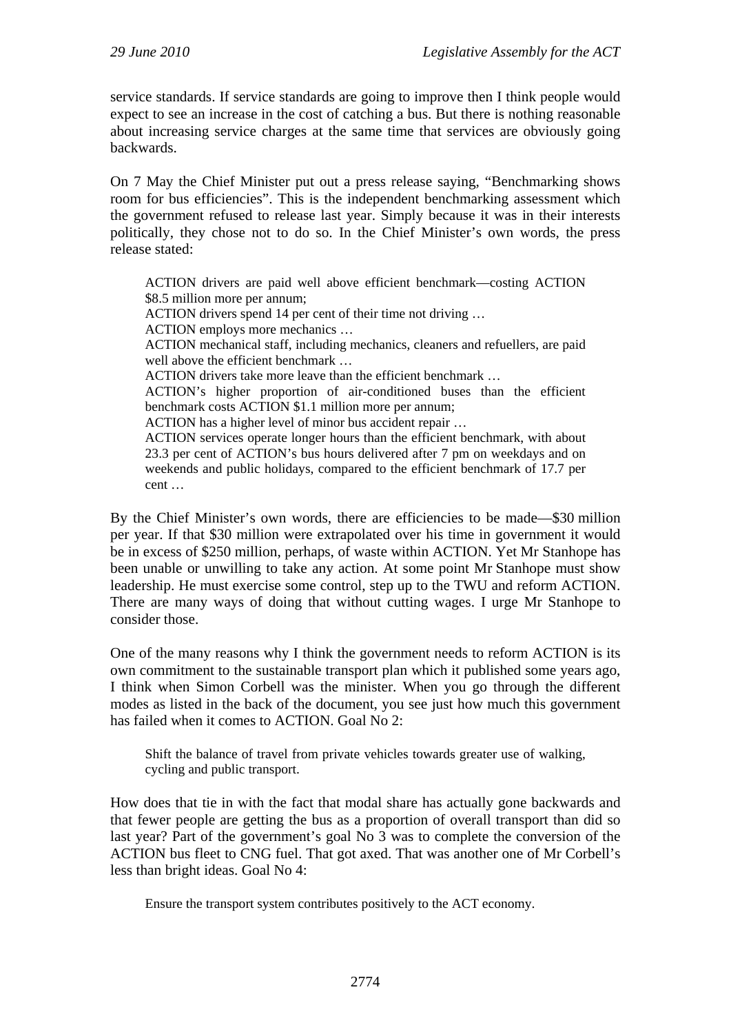service standards. If service standards are going to improve then I think people would expect to see an increase in the cost of catching a bus. But there is nothing reasonable about increasing service charges at the same time that services are obviously going backwards.

On 7 May the Chief Minister put out a press release saying, "Benchmarking shows room for bus efficiencies". This is the independent benchmarking assessment which the government refused to release last year. Simply because it was in their interests politically, they chose not to do so. In the Chief Minister's own words, the press release stated:

> ACTION drivers are paid well above efficient benchmark—costing ACTION $8.5 million more per annum;
> ACTION drivers spend 14 per cent of their time not driving …
> ACTION employs more mechanics …
> ACTION mechanical staff, including mechanics, cleaners and refuellers, are paid well above the efficient benchmark …
> ACTION drivers take more leave than the efficient benchmark …
> ACTION's higher proportion of air-conditioned buses than the efficient benchmark costs ACTION $1.1 million more per annum;
> ACTION has a higher level of minor bus accident repair …
> ACTION services operate longer hours than the efficient benchmark, with about 23.3 per cent of ACTION's bus hours delivered after 7 pm on weekdays and on weekends and public holidays, compared to the efficient benchmark of 17.7 per cent …

By the Chief Minister's own words, there are efficiencies to be made—$30 million per year. If that $30 million were extrapolated over his time in government it would be in excess of $250 million, perhaps, of waste within ACTION. Yet Mr Stanhope has been unable or unwilling to take any action. At some point Mr Stanhope must show leadership. He must exercise some control, step up to the TWU and reform ACTION. There are many ways of doing that without cutting wages. I urge Mr Stanhope to consider those.

One of the many reasons why I think the government needs to reform ACTION is its own commitment to the sustainable transport plan which it published some years ago, I think when Simon Corbell was the minister. When you go through the different modes as listed in the back of the document, you see just how much this government has failed when it comes to ACTION. Goal No 2:

> Shift the balance of travel from private vehicles towards greater use of walking, cycling and public transport.

How does that tie in with the fact that modal share has actually gone backwards and that fewer people are getting the bus as a proportion of overall transport than did so last year? Part of the government's goal No 3 was to complete the conversion of the ACTION bus fleet to CNG fuel. That got axed. That was another one of Mr Corbell's less than bright ideas. Goal No 4:

> Ensure the transport system contributes positively to the ACT economy.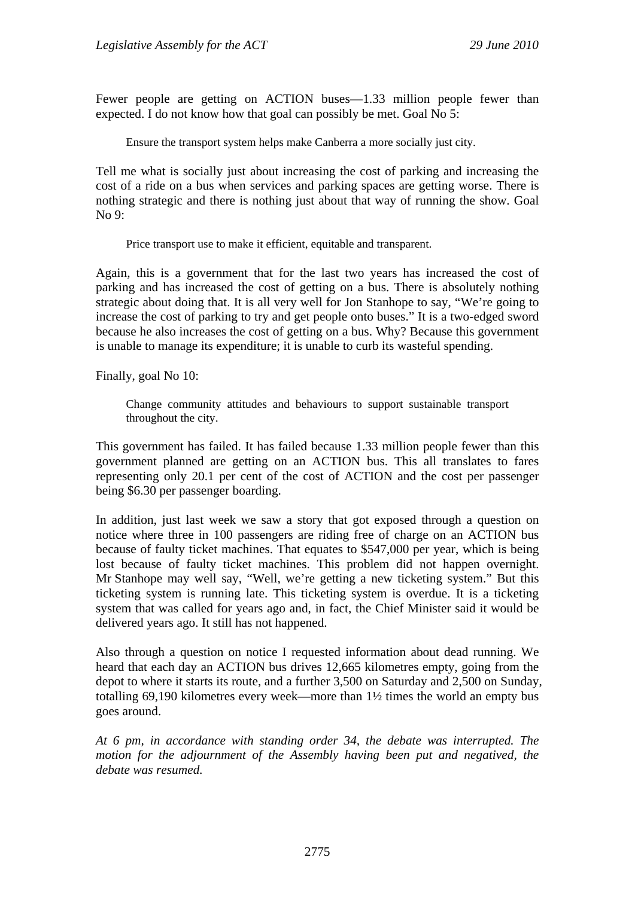Fewer people are getting on ACTION buses—1.33 million people fewer than expected. I do not know how that goal can possibly be met. Goal No 5:

> Ensure the transport system helps make Canberra a more socially just city.

Tell me what is socially just about increasing the cost of parking and increasing the cost of a ride on a bus when services and parking spaces are getting worse. There is nothing strategic and there is nothing just about that way of running the show. Goal No 9:

> Price transport use to make it efficient, equitable and transparent.

Again, this is a government that for the last two years has increased the cost of parking and has increased the cost of getting on a bus. There is absolutely nothing strategic about doing that. It is all very well for Jon Stanhope to say, "We're going to increase the cost of parking to try and get people onto buses." It is a two-edged sword because he also increases the cost of getting on a bus. Why? Because this government is unable to manage its expenditure; it is unable to curb its wasteful spending.

Finally, goal No 10:

> Change community attitudes and behaviours to support sustainable transport throughout the city.

This government has failed. It has failed because 1.33 million people fewer than this government planned are getting on an ACTION bus. This all translates to fares representing only 20.1 per cent of the cost of ACTION and the cost per passenger being $6.30 per passenger boarding.

In addition, just last week we saw a story that got exposed through a question on notice where three in 100 passengers are riding free of charge on an ACTION bus because of faulty ticket machines. That equates to $547,000 per year, which is being lost because of faulty ticket machines. This problem did not happen overnight. Mr Stanhope may well say, "Well, we're getting a new ticketing system." But this ticketing system is running late. This ticketing system is overdue. It is a ticketing system that was called for years ago and, in fact, the Chief Minister said it would be delivered years ago. It still has not happened.

Also through a question on notice I requested information about dead running. We heard that each day an ACTION bus drives 12,665 kilometres empty, going from the depot to where it starts its route, and a further 3,500 on Saturday and 2,500 on Sunday, totalling 69,190 kilometres every week—more than 1½ times the world an empty bus goes around.

*At 6 pm, in accordance with standing order 34, the debate was interrupted. The motion for the adjournment of the Assembly having been put and negatived, the debate was resumed.*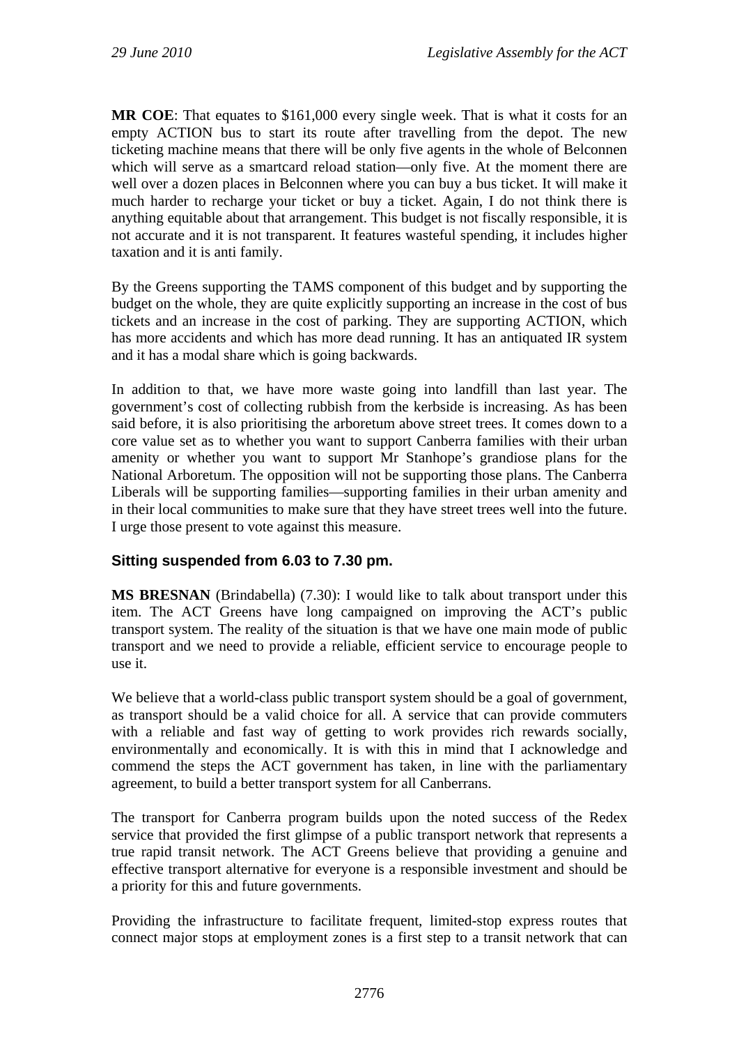**MR COE**: That equates to $161,000 every single week. That is what it costs for an empty ACTION bus to start its route after travelling from the depot. The new ticketing machine means that there will be only five agents in the whole of Belconnen which will serve as a smartcard reload station—only five. At the moment there are well over a dozen places in Belconnen where you can buy a bus ticket. It will make it much harder to recharge your ticket or buy a ticket. Again, I do not think there is anything equitable about that arrangement. This budget is not fiscally responsible, it is not accurate and it is not transparent. It features wasteful spending, it includes higher taxation and it is anti family.

By the Greens supporting the TAMS component of this budget and by supporting the budget on the whole, they are quite explicitly supporting an increase in the cost of bus tickets and an increase in the cost of parking. They are supporting ACTION, which has more accidents and which has more dead running. It has an antiquated IR system and it has a modal share which is going backwards.

In addition to that, we have more waste going into landfill than last year. The government's cost of collecting rubbish from the kerbside is increasing. As has been said before, it is also prioritising the arboretum above street trees. It comes down to a core value set as to whether you want to support Canberra families with their urban amenity or whether you want to support Mr Stanhope's grandiose plans for the National Arboretum. The opposition will not be supporting those plans. The Canberra Liberals will be supporting families—supporting families in their urban amenity and in their local communities to make sure that they have street trees well into the future. I urge those present to vote against this measure.

### Sitting suspended from 6.03 to 7.30 pm.

**MS BRESNAN** (Brindabella) (7.30): I would like to talk about transport under this item. The ACT Greens have long campaigned on improving the ACT's public transport system. The reality of the situation is that we have one main mode of public transport and we need to provide a reliable, efficient service to encourage people to use it.

We believe that a world-class public transport system should be a goal of government, as transport should be a valid choice for all. A service that can provide commuters with a reliable and fast way of getting to work provides rich rewards socially, environmentally and economically. It is with this in mind that I acknowledge and commend the steps the ACT government has taken, in line with the parliamentary agreement, to build a better transport system for all Canberrans.

The transport for Canberra program builds upon the noted success of the Redex service that provided the first glimpse of a public transport network that represents a true rapid transit network. The ACT Greens believe that providing a genuine and effective transport alternative for everyone is a responsible investment and should be a priority for this and future governments.

Providing the infrastructure to facilitate frequent, limited-stop express routes that connect major stops at employment zones is a first step to a transit network that can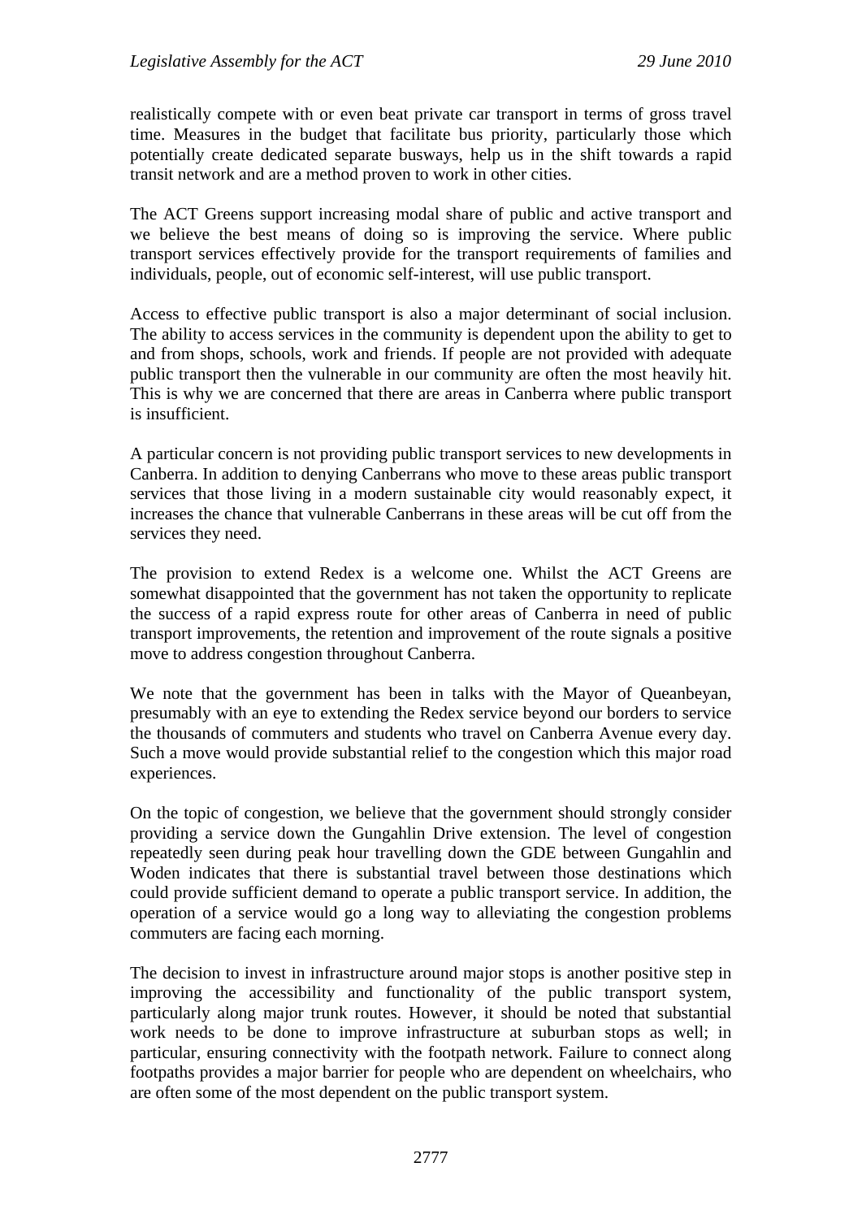realistically compete with or even beat private car transport in terms of gross travel time. Measures in the budget that facilitate bus priority, particularly those which potentially create dedicated separate busways, help us in the shift towards a rapid transit network and are a method proven to work in other cities.

The ACT Greens support increasing modal share of public and active transport and we believe the best means of doing so is improving the service. Where public transport services effectively provide for the transport requirements of families and individuals, people, out of economic self-interest, will use public transport.

Access to effective public transport is also a major determinant of social inclusion. The ability to access services in the community is dependent upon the ability to get to and from shops, schools, work and friends. If people are not provided with adequate public transport then the vulnerable in our community are often the most heavily hit. This is why we are concerned that there are areas in Canberra where public transport is insufficient.

A particular concern is not providing public transport services to new developments in Canberra. In addition to denying Canberrans who move to these areas public transport services that those living in a modern sustainable city would reasonably expect, it increases the chance that vulnerable Canberrans in these areas will be cut off from the services they need.

The provision to extend Redex is a welcome one. Whilst the ACT Greens are somewhat disappointed that the government has not taken the opportunity to replicate the success of a rapid express route for other areas of Canberra in need of public transport improvements, the retention and improvement of the route signals a positive move to address congestion throughout Canberra.

We note that the government has been in talks with the Mayor of Queanbeyan, presumably with an eye to extending the Redex service beyond our borders to service the thousands of commuters and students who travel on Canberra Avenue every day. Such a move would provide substantial relief to the congestion which this major road experiences.

On the topic of congestion, we believe that the government should strongly consider providing a service down the Gungahlin Drive extension. The level of congestion repeatedly seen during peak hour travelling down the GDE between Gungahlin and Woden indicates that there is substantial travel between those destinations which could provide sufficient demand to operate a public transport service. In addition, the operation of a service would go a long way to alleviating the congestion problems commuters are facing each morning.

The decision to invest in infrastructure around major stops is another positive step in improving the accessibility and functionality of the public transport system, particularly along major trunk routes. However, it should be noted that substantial work needs to be done to improve infrastructure at suburban stops as well; in particular, ensuring connectivity with the footpath network. Failure to connect along footpaths provides a major barrier for people who are dependent on wheelchairs, who are often some of the most dependent on the public transport system.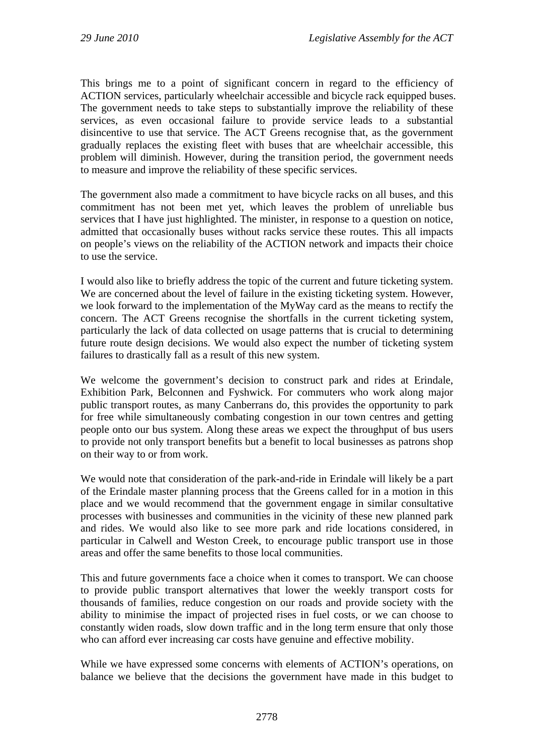This brings me to a point of significant concern in regard to the efficiency of ACTION services, particularly wheelchair accessible and bicycle rack equipped buses. The government needs to take steps to substantially improve the reliability of these services, as even occasional failure to provide service leads to a substantial disincentive to use that service. The ACT Greens recognise that, as the government gradually replaces the existing fleet with buses that are wheelchair accessible, this problem will diminish. However, during the transition period, the government needs to measure and improve the reliability of these specific services.

The government also made a commitment to have bicycle racks on all buses, and this commitment has not been met yet, which leaves the problem of unreliable bus services that I have just highlighted. The minister, in response to a question on notice, admitted that occasionally buses without racks service these routes. This all impacts on people's views on the reliability of the ACTION network and impacts their choice to use the service.

I would also like to briefly address the topic of the current and future ticketing system. We are concerned about the level of failure in the existing ticketing system. However, we look forward to the implementation of the MyWay card as the means to rectify the concern. The ACT Greens recognise the shortfalls in the current ticketing system, particularly the lack of data collected on usage patterns that is crucial to determining future route design decisions. We would also expect the number of ticketing system failures to drastically fall as a result of this new system.

We welcome the government's decision to construct park and rides at Erindale, Exhibition Park, Belconnen and Fyshwick. For commuters who work along major public transport routes, as many Canberrans do, this provides the opportunity to park for free while simultaneously combating congestion in our town centres and getting people onto our bus system. Along these areas we expect the throughput of bus users to provide not only transport benefits but a benefit to local businesses as patrons shop on their way to or from work.

We would note that consideration of the park-and-ride in Erindale will likely be a part of the Erindale master planning process that the Greens called for in a motion in this place and we would recommend that the government engage in similar consultative processes with businesses and communities in the vicinity of these new planned park and rides. We would also like to see more park and ride locations considered, in particular in Calwell and Weston Creek, to encourage public transport use in those areas and offer the same benefits to those local communities.

This and future governments face a choice when it comes to transport. We can choose to provide public transport alternatives that lower the weekly transport costs for thousands of families, reduce congestion on our roads and provide society with the ability to minimise the impact of projected rises in fuel costs, or we can choose to constantly widen roads, slow down traffic and in the long term ensure that only those who can afford ever increasing car costs have genuine and effective mobility.

While we have expressed some concerns with elements of ACTION's operations, on balance we believe that the decisions the government have made in this budget to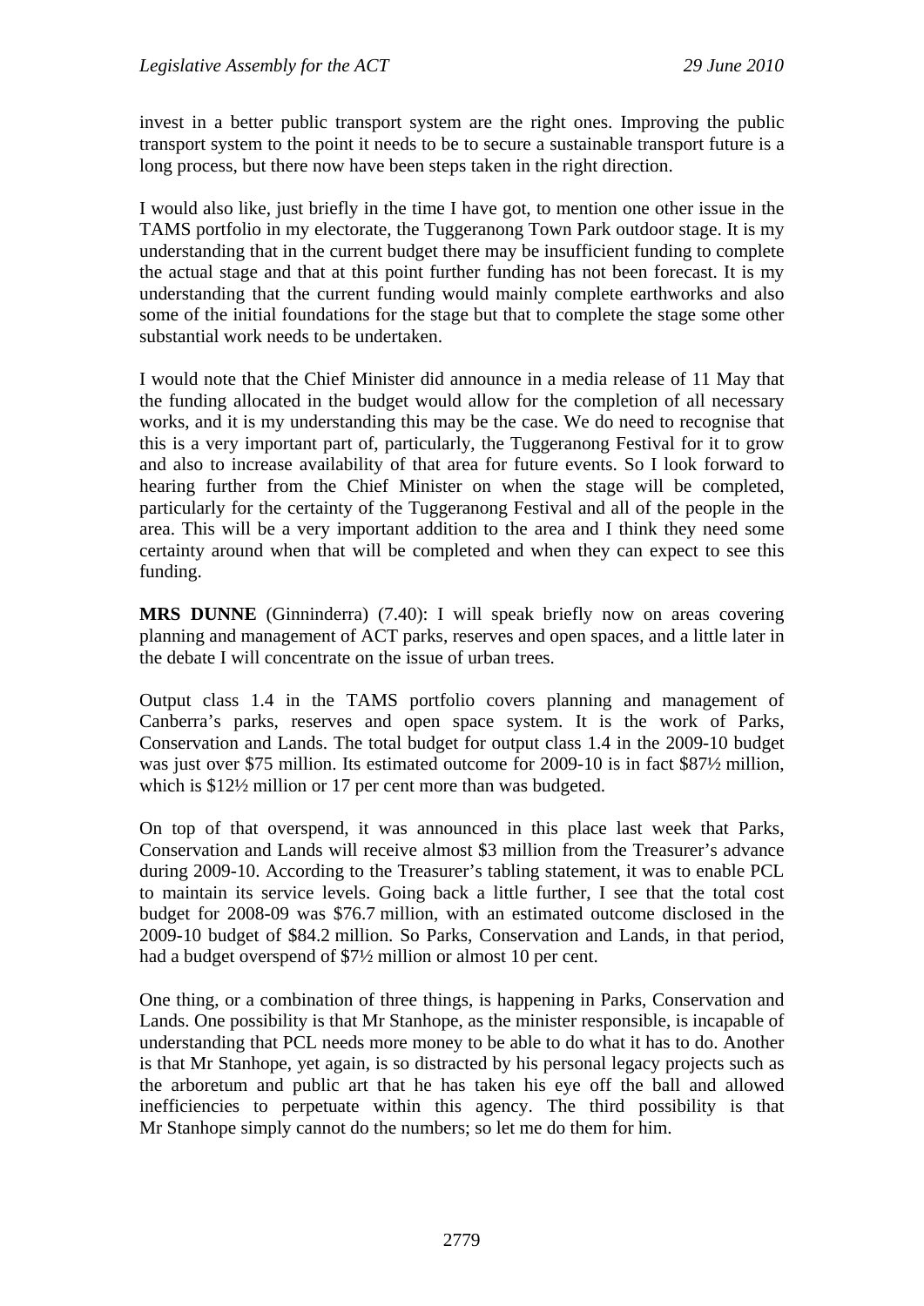invest in a better public transport system are the right ones. Improving the public transport system to the point it needs to be to secure a sustainable transport future is a long process, but there now have been steps taken in the right direction.

I would also like, just briefly in the time I have got, to mention one other issue in the TAMS portfolio in my electorate, the Tuggeranong Town Park outdoor stage. It is my understanding that in the current budget there may be insufficient funding to complete the actual stage and that at this point further funding has not been forecast. It is my understanding that the current funding would mainly complete earthworks and also some of the initial foundations for the stage but that to complete the stage some other substantial work needs to be undertaken.

I would note that the Chief Minister did announce in a media release of 11 May that the funding allocated in the budget would allow for the completion of all necessary works, and it is my understanding this may be the case. We do need to recognise that this is a very important part of, particularly, the Tuggeranong Festival for it to grow and also to increase availability of that area for future events. So I look forward to hearing further from the Chief Minister on when the stage will be completed, particularly for the certainty of the Tuggeranong Festival and all of the people in the area. This will be a very important addition to the area and I think they need some certainty around when that will be completed and when they can expect to see this funding.

**MRS DUNNE** (Ginninderra) (7.40): I will speak briefly now on areas covering planning and management of ACT parks, reserves and open spaces, and a little later in the debate I will concentrate on the issue of urban trees.

Output class 1.4 in the TAMS portfolio covers planning and management of Canberra's parks, reserves and open space system. It is the work of Parks, Conservation and Lands. The total budget for output class 1.4 in the 2009-10 budget was just over $75 million. Its estimated outcome for 2009-10 is in fact $87½ million, which is $12½ million or 17 per cent more than was budgeted.

On top of that overspend, it was announced in this place last week that Parks, Conservation and Lands will receive almost $3 million from the Treasurer's advance during 2009-10. According to the Treasurer's tabling statement, it was to enable PCL to maintain its service levels. Going back a little further, I see that the total cost budget for 2008-09 was $76.7 million, with an estimated outcome disclosed in the 2009-10 budget of $84.2 million. So Parks, Conservation and Lands, in that period, had a budget overspend of $7½ million or almost 10 per cent.

One thing, or a combination of three things, is happening in Parks, Conservation and Lands. One possibility is that Mr Stanhope, as the minister responsible, is incapable of understanding that PCL needs more money to be able to do what it has to do. Another is that Mr Stanhope, yet again, is so distracted by his personal legacy projects such as the arboretum and public art that he has taken his eye off the ball and allowed inefficiencies to perpetuate within this agency. The third possibility is that Mr Stanhope simply cannot do the numbers; so let me do them for him.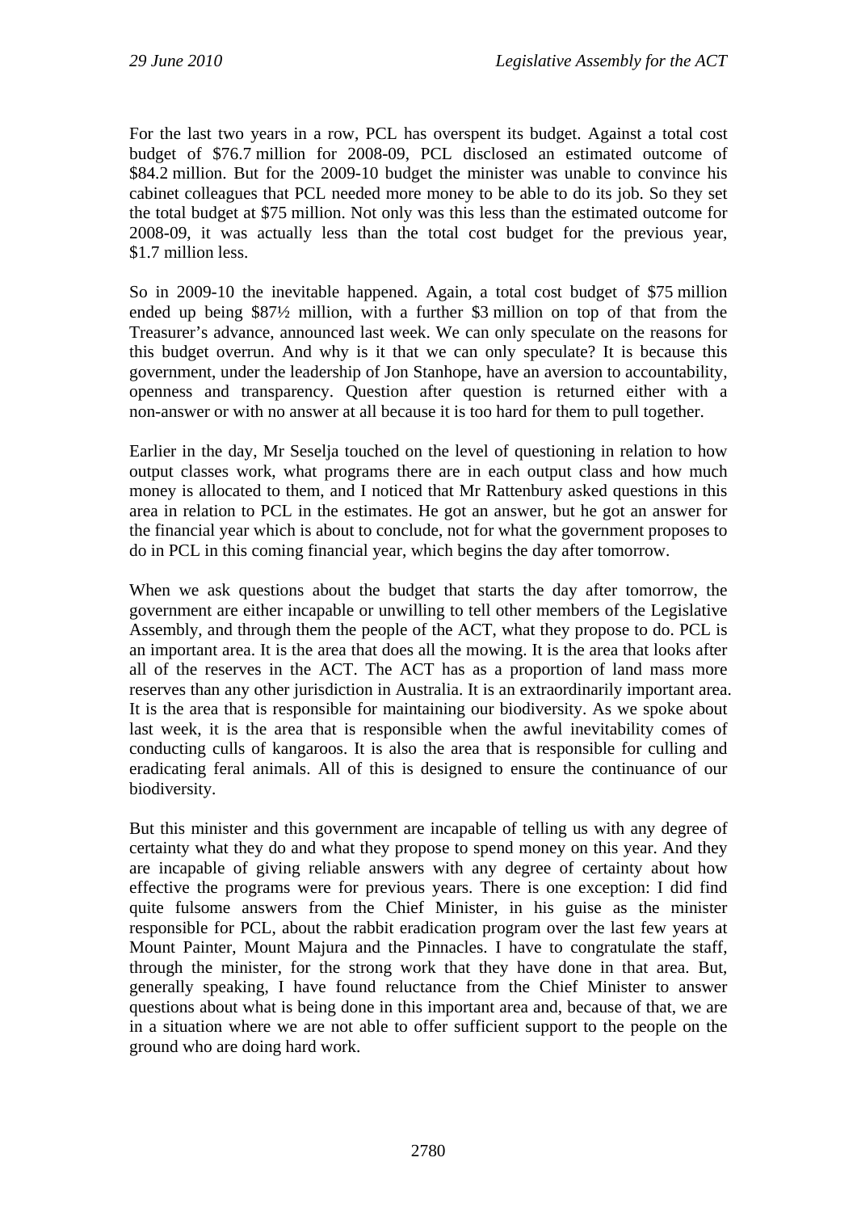For the last two years in a row, PCL has overspent its budget. Against a total cost budget of $76.7 million for 2008-09, PCL disclosed an estimated outcome of $84.2 million. But for the 2009-10 budget the minister was unable to convince his cabinet colleagues that PCL needed more money to be able to do its job. So they set the total budget at $75 million. Not only was this less than the estimated outcome for 2008-09, it was actually less than the total cost budget for the previous year, $1.7 million less.

So in 2009-10 the inevitable happened. Again, a total cost budget of $75 million ended up being $87½ million, with a further $3 million on top of that from the Treasurer's advance, announced last week. We can only speculate on the reasons for this budget overrun. And why is it that we can only speculate? It is because this government, under the leadership of Jon Stanhope, have an aversion to accountability, openness and transparency. Question after question is returned either with a non-answer or with no answer at all because it is too hard for them to pull together.

Earlier in the day, Mr Seselja touched on the level of questioning in relation to how output classes work, what programs there are in each output class and how much money is allocated to them, and I noticed that Mr Rattenbury asked questions in this area in relation to PCL in the estimates. He got an answer, but he got an answer for the financial year which is about to conclude, not for what the government proposes to do in PCL in this coming financial year, which begins the day after tomorrow.

When we ask questions about the budget that starts the day after tomorrow, the government are either incapable or unwilling to tell other members of the Legislative Assembly, and through them the people of the ACT, what they propose to do. PCL is an important area. It is the area that does all the mowing. It is the area that looks after all of the reserves in the ACT. The ACT has as a proportion of land mass more reserves than any other jurisdiction in Australia. It is an extraordinarily important area. It is the area that is responsible for maintaining our biodiversity. As we spoke about last week, it is the area that is responsible when the awful inevitability comes of conducting culls of kangaroos. It is also the area that is responsible for culling and eradicating feral animals. All of this is designed to ensure the continuance of our biodiversity.

But this minister and this government are incapable of telling us with any degree of certainty what they do and what they propose to spend money on this year. And they are incapable of giving reliable answers with any degree of certainty about how effective the programs were for previous years. There is one exception: I did find quite fulsome answers from the Chief Minister, in his guise as the minister responsible for PCL, about the rabbit eradication program over the last few years at Mount Painter, Mount Majura and the Pinnacles. I have to congratulate the staff, through the minister, for the strong work that they have done in that area. But, generally speaking, I have found reluctance from the Chief Minister to answer questions about what is being done in this important area and, because of that, we are in a situation where we are not able to offer sufficient support to the people on the ground who are doing hard work.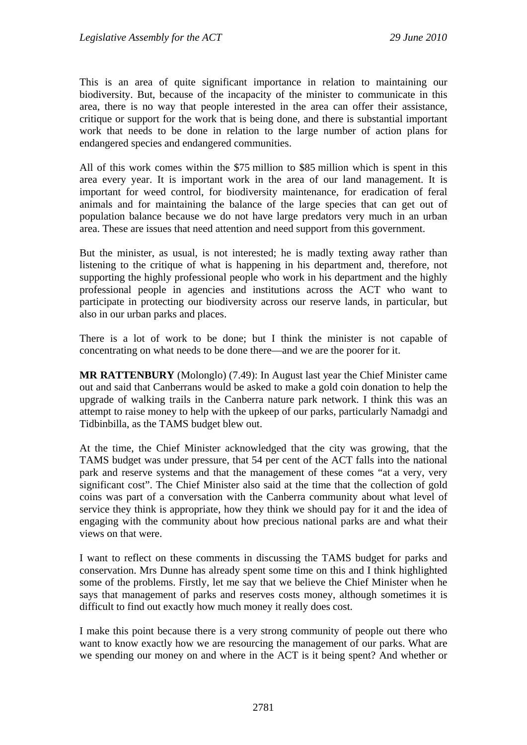This is an area of quite significant importance in relation to maintaining our biodiversity. But, because of the incapacity of the minister to communicate in this area, there is no way that people interested in the area can offer their assistance, critique or support for the work that is being done, and there is substantial important work that needs to be done in relation to the large number of action plans for endangered species and endangered communities.

All of this work comes within the $75 million to $85 million which is spent in this area every year. It is important work in the area of our land management. It is important for weed control, for biodiversity maintenance, for eradication of feral animals and for maintaining the balance of the large species that can get out of population balance because we do not have large predators very much in an urban area. These are issues that need attention and need support from this government.

But the minister, as usual, is not interested; he is madly texting away rather than listening to the critique of what is happening in his department and, therefore, not supporting the highly professional people who work in his department and the highly professional people in agencies and institutions across the ACT who want to participate in protecting our biodiversity across our reserve lands, in particular, but also in our urban parks and places.

There is a lot of work to be done; but I think the minister is not capable of concentrating on what needs to be done there—and we are the poorer for it.

**MR RATTENBURY** (Molonglo) (7.49): In August last year the Chief Minister came out and said that Canberrans would be asked to make a gold coin donation to help the upgrade of walking trails in the Canberra nature park network. I think this was an attempt to raise money to help with the upkeep of our parks, particularly Namadgi and Tidbinbilla, as the TAMS budget blew out.

At the time, the Chief Minister acknowledged that the city was growing, that the TAMS budget was under pressure, that 54 per cent of the ACT falls into the national park and reserve systems and that the management of these comes "at a very, very significant cost". The Chief Minister also said at the time that the collection of gold coins was part of a conversation with the Canberra community about what level of service they think is appropriate, how they think we should pay for it and the idea of engaging with the community about how precious national parks are and what their views on that were.

I want to reflect on these comments in discussing the TAMS budget for parks and conservation. Mrs Dunne has already spent some time on this and I think highlighted some of the problems. Firstly, let me say that we believe the Chief Minister when he says that management of parks and reserves costs money, although sometimes it is difficult to find out exactly how much money it really does cost.

I make this point because there is a very strong community of people out there who want to know exactly how we are resourcing the management of our parks. What are we spending our money on and where in the ACT is it being spent? And whether or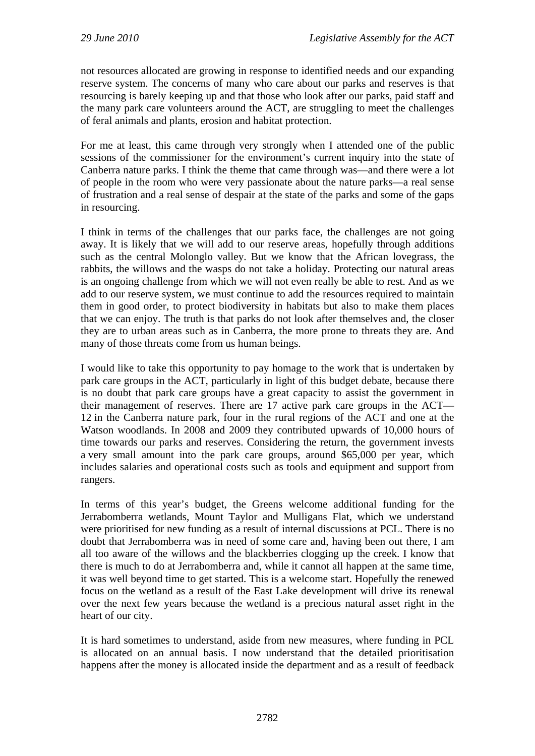not resources allocated are growing in response to identified needs and our expanding reserve system. The concerns of many who care about our parks and reserves is that resourcing is barely keeping up and that those who look after our parks, paid staff and the many park care volunteers around the ACT, are struggling to meet the challenges of feral animals and plants, erosion and habitat protection.

For me at least, this came through very strongly when I attended one of the public sessions of the commissioner for the environment's current inquiry into the state of Canberra nature parks. I think the theme that came through was—and there were a lot of people in the room who were very passionate about the nature parks—a real sense of frustration and a real sense of despair at the state of the parks and some of the gaps in resourcing.

I think in terms of the challenges that our parks face, the challenges are not going away. It is likely that we will add to our reserve areas, hopefully through additions such as the central Molonglo valley. But we know that the African lovegrass, the rabbits, the willows and the wasps do not take a holiday. Protecting our natural areas is an ongoing challenge from which we will not even really be able to rest. And as we add to our reserve system, we must continue to add the resources required to maintain them in good order, to protect biodiversity in habitats but also to make them places that we can enjoy. The truth is that parks do not look after themselves and, the closer they are to urban areas such as in Canberra, the more prone to threats they are. And many of those threats come from us human beings.

I would like to take this opportunity to pay homage to the work that is undertaken by park care groups in the ACT, particularly in light of this budget debate, because there is no doubt that park care groups have a great capacity to assist the government in their management of reserves. There are 17 active park care groups in the ACT—12 in the Canberra nature park, four in the rural regions of the ACT and one at the Watson woodlands. In 2008 and 2009 they contributed upwards of 10,000 hours of time towards our parks and reserves. Considering the return, the government invests a very small amount into the park care groups, around $65,000 per year, which includes salaries and operational costs such as tools and equipment and support from rangers.

In terms of this year's budget, the Greens welcome additional funding for the Jerrabomberra wetlands, Mount Taylor and Mulligans Flat, which we understand were prioritised for new funding as a result of internal discussions at PCL. There is no doubt that Jerrabomberra was in need of some care and, having been out there, I am all too aware of the willows and the blackberries clogging up the creek. I know that there is much to do at Jerrabomberra and, while it cannot all happen at the same time, it was well beyond time to get started. This is a welcome start. Hopefully the renewed focus on the wetland as a result of the East Lake development will drive its renewal over the next few years because the wetland is a precious natural asset right in the heart of our city.

It is hard sometimes to understand, aside from new measures, where funding in PCL is allocated on an annual basis. I now understand that the detailed prioritisation happens after the money is allocated inside the department and as a result of feedback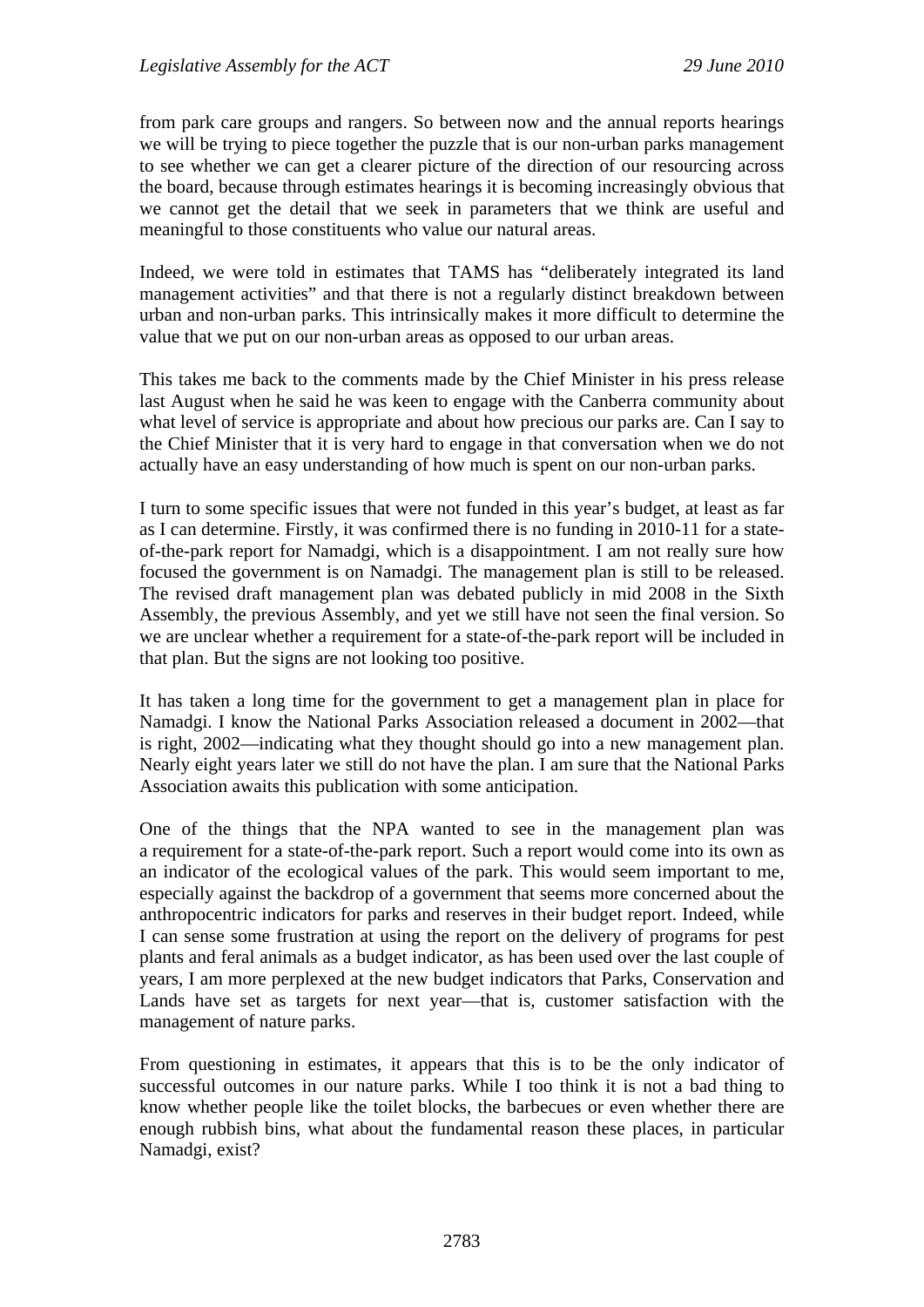from park care groups and rangers. So between now and the annual reports hearings we will be trying to piece together the puzzle that is our non-urban parks management to see whether we can get a clearer picture of the direction of our resourcing across the board, because through estimates hearings it is becoming increasingly obvious that we cannot get the detail that we seek in parameters that we think are useful and meaningful to those constituents who value our natural areas.

Indeed, we were told in estimates that TAMS has "deliberately integrated its land management activities" and that there is not a regularly distinct breakdown between urban and non-urban parks. This intrinsically makes it more difficult to determine the value that we put on our non-urban areas as opposed to our urban areas.

This takes me back to the comments made by the Chief Minister in his press release last August when he said he was keen to engage with the Canberra community about what level of service is appropriate and about how precious our parks are. Can I say to the Chief Minister that it is very hard to engage in that conversation when we do not actually have an easy understanding of how much is spent on our non-urban parks.

I turn to some specific issues that were not funded in this year's budget, at least as far as I can determine. Firstly, it was confirmed there is no funding in 2010-11 for a state-of-the-park report for Namadgi, which is a disappointment. I am not really sure how focused the government is on Namadgi. The management plan is still to be released. The revised draft management plan was debated publicly in mid 2008 in the Sixth Assembly, the previous Assembly, and yet we still have not seen the final version. So we are unclear whether a requirement for a state-of-the-park report will be included in that plan. But the signs are not looking too positive.

It has taken a long time for the government to get a management plan in place for Namadgi. I know the National Parks Association released a document in 2002—that is right, 2002—indicating what they thought should go into a new management plan. Nearly eight years later we still do not have the plan. I am sure that the National Parks Association awaits this publication with some anticipation.

One of the things that the NPA wanted to see in the management plan was a requirement for a state-of-the-park report. Such a report would come into its own as an indicator of the ecological values of the park. This would seem important to me, especially against the backdrop of a government that seems more concerned about the anthropocentric indicators for parks and reserves in their budget report. Indeed, while I can sense some frustration at using the report on the delivery of programs for pest plants and feral animals as a budget indicator, as has been used over the last couple of years, I am more perplexed at the new budget indicators that Parks, Conservation and Lands have set as targets for next year—that is, customer satisfaction with the management of nature parks.

From questioning in estimates, it appears that this is to be the only indicator of successful outcomes in our nature parks. While I too think it is not a bad thing to know whether people like the toilet blocks, the barbecues or even whether there are enough rubbish bins, what about the fundamental reason these places, in particular Namadgi, exist?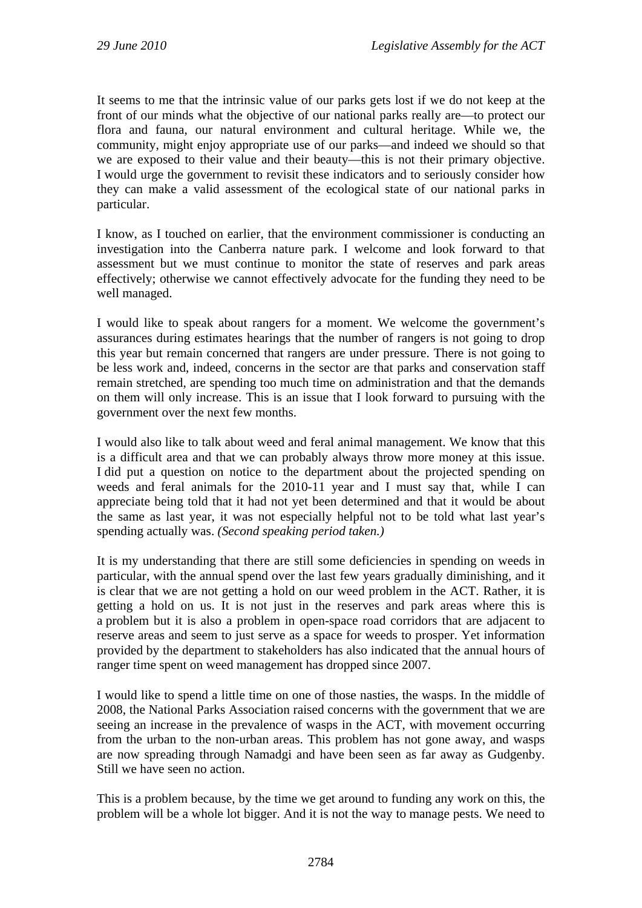It seems to me that the intrinsic value of our parks gets lost if we do not keep at the front of our minds what the objective of our national parks really are—to protect our flora and fauna, our natural environment and cultural heritage. While we, the community, might enjoy appropriate use of our parks—and indeed we should so that we are exposed to their value and their beauty—this is not their primary objective. I would urge the government to revisit these indicators and to seriously consider how they can make a valid assessment of the ecological state of our national parks in particular.

I know, as I touched on earlier, that the environment commissioner is conducting an investigation into the Canberra nature park. I welcome and look forward to that assessment but we must continue to monitor the state of reserves and park areas effectively; otherwise we cannot effectively advocate for the funding they need to be well managed.

I would like to speak about rangers for a moment. We welcome the government's assurances during estimates hearings that the number of rangers is not going to drop this year but remain concerned that rangers are under pressure. There is not going to be less work and, indeed, concerns in the sector are that parks and conservation staff remain stretched, are spending too much time on administration and that the demands on them will only increase. This is an issue that I look forward to pursuing with the government over the next few months.

I would also like to talk about weed and feral animal management. We know that this is a difficult area and that we can probably always throw more money at this issue. I did put a question on notice to the department about the projected spending on weeds and feral animals for the 2010-11 year and I must say that, while I can appreciate being told that it had not yet been determined and that it would be about the same as last year, it was not especially helpful not to be told what last year's spending actually was. *(Second speaking period taken.)*

It is my understanding that there are still some deficiencies in spending on weeds in particular, with the annual spend over the last few years gradually diminishing, and it is clear that we are not getting a hold on our weed problem in the ACT. Rather, it is getting a hold on us. It is not just in the reserves and park areas where this is a problem but it is also a problem in open-space road corridors that are adjacent to reserve areas and seem to just serve as a space for weeds to prosper. Yet information provided by the department to stakeholders has also indicated that the annual hours of ranger time spent on weed management has dropped since 2007.

I would like to spend a little time on one of those nasties, the wasps. In the middle of 2008, the National Parks Association raised concerns with the government that we are seeing an increase in the prevalence of wasps in the ACT, with movement occurring from the urban to the non-urban areas. This problem has not gone away, and wasps are now spreading through Namadgi and have been seen as far away as Gudgenby. Still we have seen no action.

This is a problem because, by the time we get around to funding any work on this, the problem will be a whole lot bigger. And it is not the way to manage pests. We need to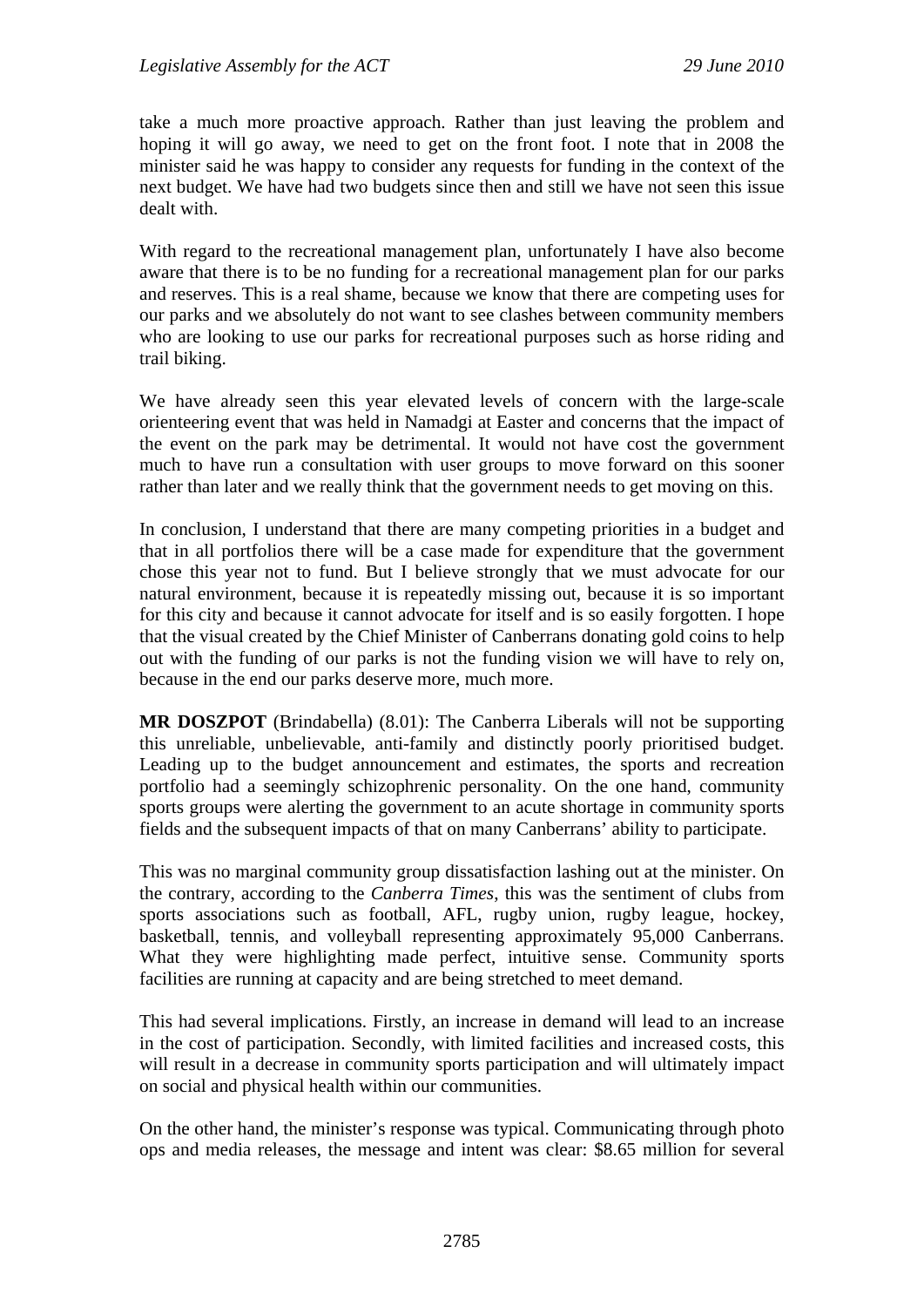take a much more proactive approach. Rather than just leaving the problem and hoping it will go away, we need to get on the front foot. I note that in 2008 the minister said he was happy to consider any requests for funding in the context of the next budget. We have had two budgets since then and still we have not seen this issue dealt with.

With regard to the recreational management plan, unfortunately I have also become aware that there is to be no funding for a recreational management plan for our parks and reserves. This is a real shame, because we know that there are competing uses for our parks and we absolutely do not want to see clashes between community members who are looking to use our parks for recreational purposes such as horse riding and trail biking.

We have already seen this year elevated levels of concern with the large-scale orienteering event that was held in Namadgi at Easter and concerns that the impact of the event on the park may be detrimental. It would not have cost the government much to have run a consultation with user groups to move forward on this sooner rather than later and we really think that the government needs to get moving on this.

In conclusion, I understand that there are many competing priorities in a budget and that in all portfolios there will be a case made for expenditure that the government chose this year not to fund. But I believe strongly that we must advocate for our natural environment, because it is repeatedly missing out, because it is so important for this city and because it cannot advocate for itself and is so easily forgotten. I hope that the visual created by the Chief Minister of Canberrans donating gold coins to help out with the funding of our parks is not the funding vision we will have to rely on, because in the end our parks deserve more, much more.

**MR DOSZPOT** (Brindabella) (8.01): The Canberra Liberals will not be supporting this unreliable, unbelievable, anti-family and distinctly poorly prioritised budget. Leading up to the budget announcement and estimates, the sports and recreation portfolio had a seemingly schizophrenic personality. On the one hand, community sports groups were alerting the government to an acute shortage in community sports fields and the subsequent impacts of that on many Canberrans' ability to participate.

This was no marginal community group dissatisfaction lashing out at the minister. On the contrary, according to the *Canberra Times*, this was the sentiment of clubs from sports associations such as football, AFL, rugby union, rugby league, hockey, basketball, tennis, and volleyball representing approximately 95,000 Canberrans. What they were highlighting made perfect, intuitive sense. Community sports facilities are running at capacity and are being stretched to meet demand.

This had several implications. Firstly, an increase in demand will lead to an increase in the cost of participation. Secondly, with limited facilities and increased costs, this will result in a decrease in community sports participation and will ultimately impact on social and physical health within our communities.

On the other hand, the minister's response was typical. Communicating through photo ops and media releases, the message and intent was clear: $8.65 million for several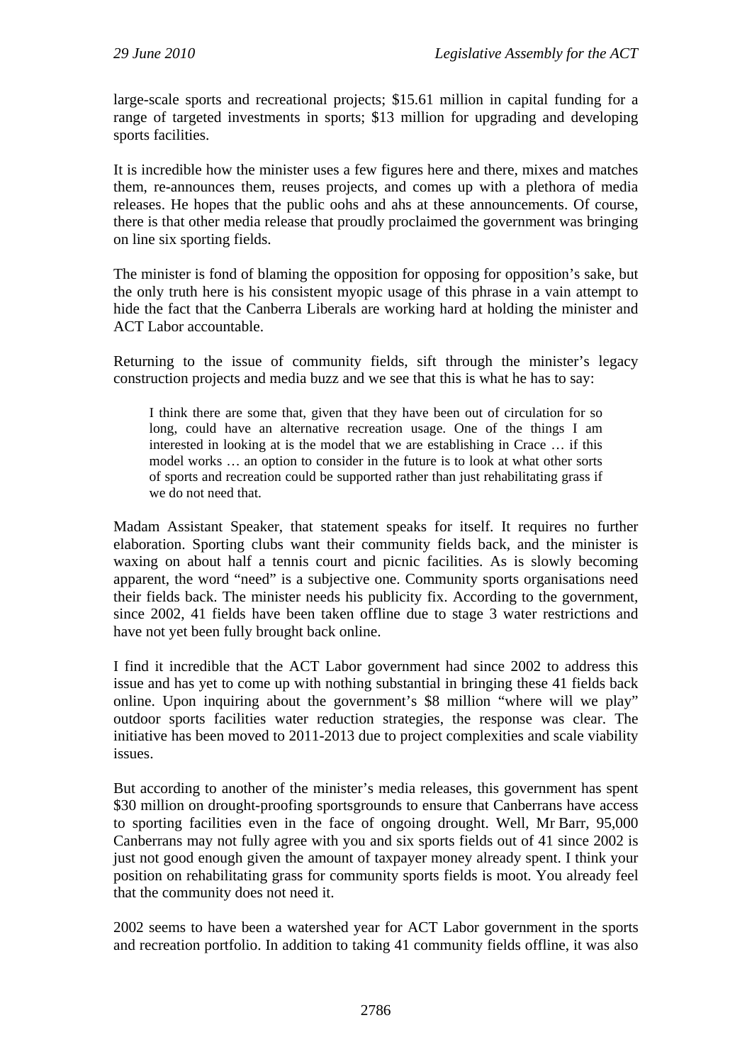large-scale sports and recreational projects; $15.61 million in capital funding for a range of targeted investments in sports; $13 million for upgrading and developing sports facilities.

It is incredible how the minister uses a few figures here and there, mixes and matches them, re-announces them, reuses projects, and comes up with a plethora of media releases. He hopes that the public oohs and ahs at these announcements. Of course, there is that other media release that proudly proclaimed the government was bringing on line six sporting fields.

The minister is fond of blaming the opposition for opposing for opposition's sake, but the only truth here is his consistent myopic usage of this phrase in a vain attempt to hide the fact that the Canberra Liberals are working hard at holding the minister and ACT Labor accountable.

Returning to the issue of community fields, sift through the minister's legacy construction projects and media buzz and we see that this is what he has to say:

> I think there are some that, given that they have been out of circulation for so long, could have an alternative recreation usage. One of the things I am interested in looking at is the model that we are establishing in Crace … if this model works … an option to consider in the future is to look at what other sorts of sports and recreation could be supported rather than just rehabilitating grass if we do not need that.

Madam Assistant Speaker, that statement speaks for itself. It requires no further elaboration. Sporting clubs want their community fields back, and the minister is waxing on about half a tennis court and picnic facilities. As is slowly becoming apparent, the word "need" is a subjective one. Community sports organisations need their fields back. The minister needs his publicity fix. According to the government, since 2002, 41 fields have been taken offline due to stage 3 water restrictions and have not yet been fully brought back online.

I find it incredible that the ACT Labor government had since 2002 to address this issue and has yet to come up with nothing substantial in bringing these 41 fields back online. Upon inquiring about the government's $8 million "where will we play" outdoor sports facilities water reduction strategies, the response was clear. The initiative has been moved to 2011-2013 due to project complexities and scale viability issues.

But according to another of the minister's media releases, this government has spent $30 million on drought-proofing sportsgrounds to ensure that Canberrans have access to sporting facilities even in the face of ongoing drought. Well, Mr Barr, 95,000 Canberrans may not fully agree with you and six sports fields out of 41 since 2002 is just not good enough given the amount of taxpayer money already spent. I think your position on rehabilitating grass for community sports fields is moot. You already feel that the community does not need it.

2002 seems to have been a watershed year for ACT Labor government in the sports and recreation portfolio. In addition to taking 41 community fields offline, it was also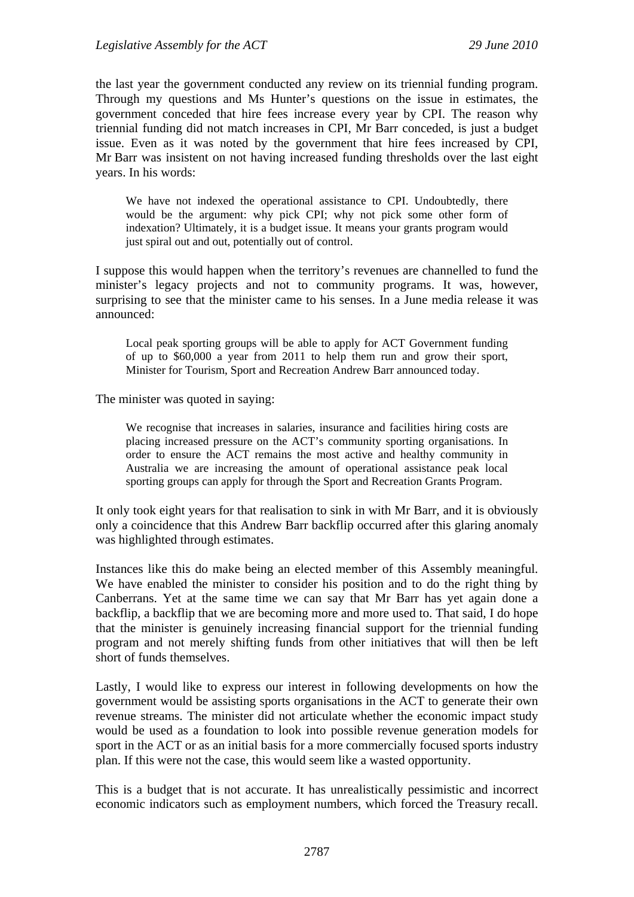the last year the government conducted any review on its triennial funding program. Through my questions and Ms Hunter's questions on the issue in estimates, the government conceded that hire fees increase every year by CPI. The reason why triennial funding did not match increases in CPI, Mr Barr conceded, is just a budget issue. Even as it was noted by the government that hire fees increased by CPI, Mr Barr was insistent on not having increased funding thresholds over the last eight years. In his words:

> We have not indexed the operational assistance to CPI. Undoubtedly, there would be the argument: why pick CPI; why not pick some other form of indexation? Ultimately, it is a budget issue. It means your grants program would just spiral out and out, potentially out of control.

I suppose this would happen when the territory's revenues are channelled to fund the minister's legacy projects and not to community programs. It was, however, surprising to see that the minister came to his senses. In a June media release it was announced:

> Local peak sporting groups will be able to apply for ACT Government funding of up to $60,000 a year from 2011 to help them run and grow their sport, Minister for Tourism, Sport and Recreation Andrew Barr announced today.

The minister was quoted in saying:

> We recognise that increases in salaries, insurance and facilities hiring costs are placing increased pressure on the ACT's community sporting organisations. In order to ensure the ACT remains the most active and healthy community in Australia we are increasing the amount of operational assistance peak local sporting groups can apply for through the Sport and Recreation Grants Program.

It only took eight years for that realisation to sink in with Mr Barr, and it is obviously only a coincidence that this Andrew Barr backflip occurred after this glaring anomaly was highlighted through estimates.

Instances like this do make being an elected member of this Assembly meaningful. We have enabled the minister to consider his position and to do the right thing by Canberrans. Yet at the same time we can say that Mr Barr has yet again done a backflip, a backflip that we are becoming more and more used to. That said, I do hope that the minister is genuinely increasing financial support for the triennial funding program and not merely shifting funds from other initiatives that will then be left short of funds themselves.

Lastly, I would like to express our interest in following developments on how the government would be assisting sports organisations in the ACT to generate their own revenue streams. The minister did not articulate whether the economic impact study would be used as a foundation to look into possible revenue generation models for sport in the ACT or as an initial basis for a more commercially focused sports industry plan. If this were not the case, this would seem like a wasted opportunity.

This is a budget that is not accurate. It has unrealistically pessimistic and incorrect economic indicators such as employment numbers, which forced the Treasury recall.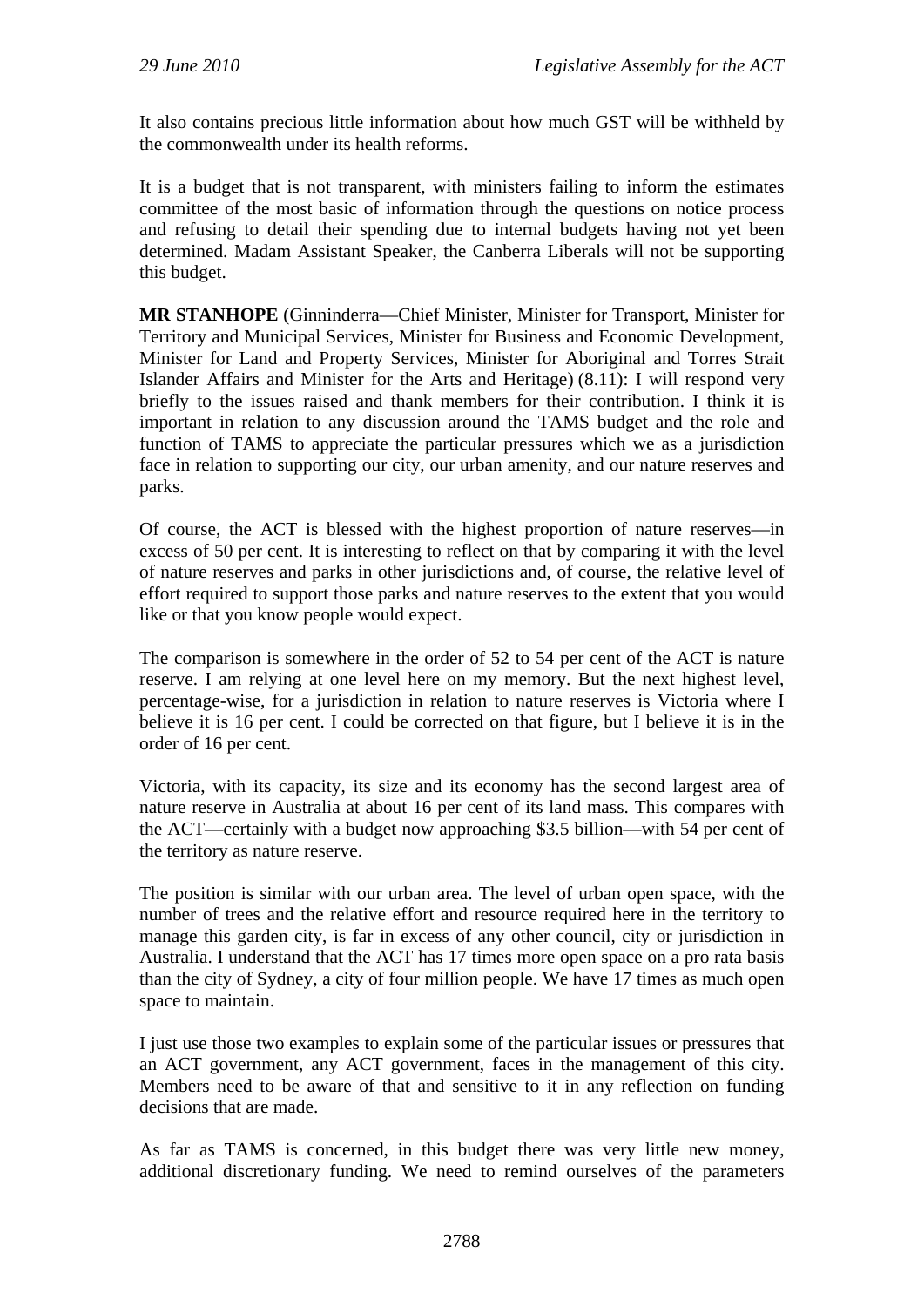It also contains precious little information about how much GST will be withheld by the commonwealth under its health reforms.

It is a budget that is not transparent, with ministers failing to inform the estimates committee of the most basic of information through the questions on notice process and refusing to detail their spending due to internal budgets having not yet been determined. Madam Assistant Speaker, the Canberra Liberals will not be supporting this budget.

**MR STANHOPE** (Ginninderra—Chief Minister, Minister for Transport, Minister for Territory and Municipal Services, Minister for Business and Economic Development, Minister for Land and Property Services, Minister for Aboriginal and Torres Strait Islander Affairs and Minister for the Arts and Heritage) (8.11): I will respond very briefly to the issues raised and thank members for their contribution. I think it is important in relation to any discussion around the TAMS budget and the role and function of TAMS to appreciate the particular pressures which we as a jurisdiction face in relation to supporting our city, our urban amenity, and our nature reserves and parks.

Of course, the ACT is blessed with the highest proportion of nature reserves—in excess of 50 per cent. It is interesting to reflect on that by comparing it with the level of nature reserves and parks in other jurisdictions and, of course, the relative level of effort required to support those parks and nature reserves to the extent that you would like or that you know people would expect.

The comparison is somewhere in the order of 52 to 54 per cent of the ACT is nature reserve. I am relying at one level here on my memory. But the next highest level, percentage-wise, for a jurisdiction in relation to nature reserves is Victoria where I believe it is 16 per cent. I could be corrected on that figure, but I believe it is in the order of 16 per cent.

Victoria, with its capacity, its size and its economy has the second largest area of nature reserve in Australia at about 16 per cent of its land mass. This compares with the ACT—certainly with a budget now approaching $3.5 billion—with 54 per cent of the territory as nature reserve.

The position is similar with our urban area. The level of urban open space, with the number of trees and the relative effort and resource required here in the territory to manage this garden city, is far in excess of any other council, city or jurisdiction in Australia. I understand that the ACT has 17 times more open space on a pro rata basis than the city of Sydney, a city of four million people. We have 17 times as much open space to maintain.

I just use those two examples to explain some of the particular issues or pressures that an ACT government, any ACT government, faces in the management of this city. Members need to be aware of that and sensitive to it in any reflection on funding decisions that are made.

As far as TAMS is concerned, in this budget there was very little new money, additional discretionary funding. We need to remind ourselves of the parameters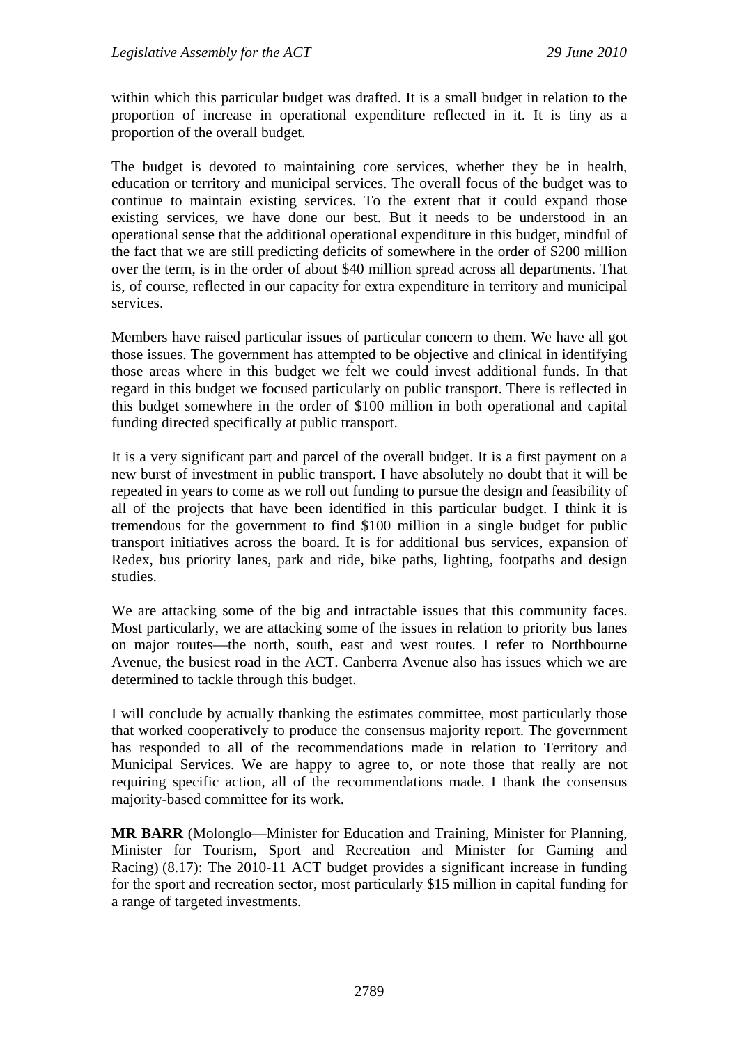within which this particular budget was drafted. It is a small budget in relation to the proportion of increase in operational expenditure reflected in it. It is tiny as a proportion of the overall budget.

The budget is devoted to maintaining core services, whether they be in health, education or territory and municipal services. The overall focus of the budget was to continue to maintain existing services. To the extent that it could expand those existing services, we have done our best. But it needs to be understood in an operational sense that the additional operational expenditure in this budget, mindful of the fact that we are still predicting deficits of somewhere in the order of $200 million over the term, is in the order of about $40 million spread across all departments. That is, of course, reflected in our capacity for extra expenditure in territory and municipal services.

Members have raised particular issues of particular concern to them. We have all got those issues. The government has attempted to be objective and clinical in identifying those areas where in this budget we felt we could invest additional funds. In that regard in this budget we focused particularly on public transport. There is reflected in this budget somewhere in the order of $100 million in both operational and capital funding directed specifically at public transport.

It is a very significant part and parcel of the overall budget. It is a first payment on a new burst of investment in public transport. I have absolutely no doubt that it will be repeated in years to come as we roll out funding to pursue the design and feasibility of all of the projects that have been identified in this particular budget. I think it is tremendous for the government to find $100 million in a single budget for public transport initiatives across the board. It is for additional bus services, expansion of Redex, bus priority lanes, park and ride, bike paths, lighting, footpaths and design studies.

We are attacking some of the big and intractable issues that this community faces. Most particularly, we are attacking some of the issues in relation to priority bus lanes on major routes—the north, south, east and west routes. I refer to Northbourne Avenue, the busiest road in the ACT. Canberra Avenue also has issues which we are determined to tackle through this budget.

I will conclude by actually thanking the estimates committee, most particularly those that worked cooperatively to produce the consensus majority report. The government has responded to all of the recommendations made in relation to Territory and Municipal Services. We are happy to agree to, or note those that really are not requiring specific action, all of the recommendations made. I thank the consensus majority-based committee for its work.

**MR BARR** (Molonglo—Minister for Education and Training, Minister for Planning, Minister for Tourism, Sport and Recreation and Minister for Gaming and Racing) (8.17): The 2010-11 ACT budget provides a significant increase in funding for the sport and recreation sector, most particularly $15 million in capital funding for a range of targeted investments.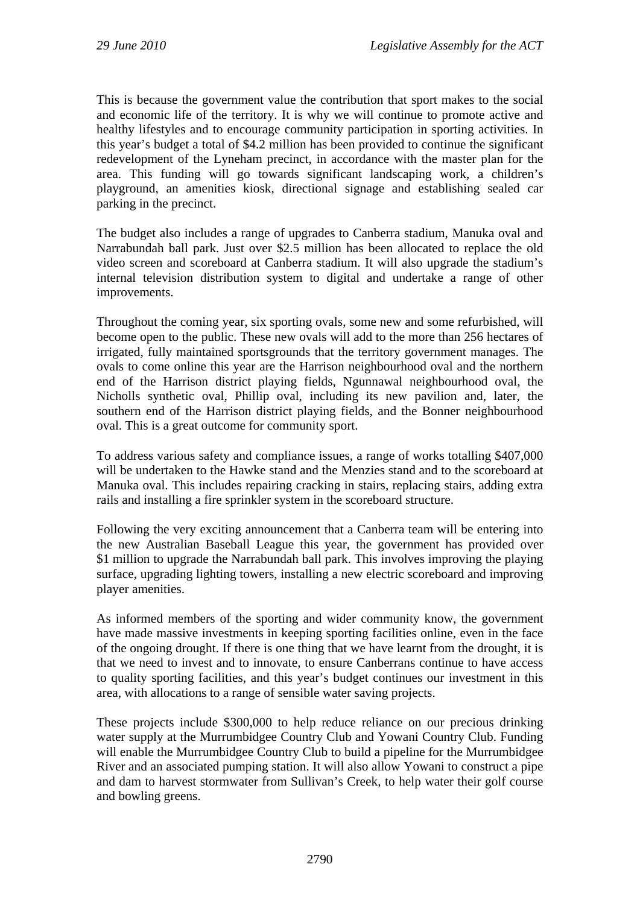This is because the government value the contribution that sport makes to the social and economic life of the territory. It is why we will continue to promote active and healthy lifestyles and to encourage community participation in sporting activities. In this year's budget a total of $4.2 million has been provided to continue the significant redevelopment of the Lyneham precinct, in accordance with the master plan for the area. This funding will go towards significant landscaping work, a children's playground, an amenities kiosk, directional signage and establishing sealed car parking in the precinct.

The budget also includes a range of upgrades to Canberra stadium, Manuka oval and Narrabundah ball park. Just over $2.5 million has been allocated to replace the old video screen and scoreboard at Canberra stadium. It will also upgrade the stadium's internal television distribution system to digital and undertake a range of other improvements.

Throughout the coming year, six sporting ovals, some new and some refurbished, will become open to the public. These new ovals will add to the more than 256 hectares of irrigated, fully maintained sportsgrounds that the territory government manages. The ovals to come online this year are the Harrison neighbourhood oval and the northern end of the Harrison district playing fields, Ngunnawal neighbourhood oval, the Nicholls synthetic oval, Phillip oval, including its new pavilion and, later, the southern end of the Harrison district playing fields, and the Bonner neighbourhood oval. This is a great outcome for community sport.

To address various safety and compliance issues, a range of works totalling $407,000 will be undertaken to the Hawke stand and the Menzies stand and to the scoreboard at Manuka oval. This includes repairing cracking in stairs, replacing stairs, adding extra rails and installing a fire sprinkler system in the scoreboard structure.

Following the very exciting announcement that a Canberra team will be entering into the new Australian Baseball League this year, the government has provided over $1 million to upgrade the Narrabundah ball park. This involves improving the playing surface, upgrading lighting towers, installing a new electric scoreboard and improving player amenities.

As informed members of the sporting and wider community know, the government have made massive investments in keeping sporting facilities online, even in the face of the ongoing drought. If there is one thing that we have learnt from the drought, it is that we need to invest and to innovate, to ensure Canberrans continue to have access to quality sporting facilities, and this year's budget continues our investment in this area, with allocations to a range of sensible water saving projects.

These projects include $300,000 to help reduce reliance on our precious drinking water supply at the Murrumbidgee Country Club and Yowani Country Club. Funding will enable the Murrumbidgee Country Club to build a pipeline for the Murrumbidgee River and an associated pumping station. It will also allow Yowani to construct a pipe and dam to harvest stormwater from Sullivan's Creek, to help water their golf course and bowling greens.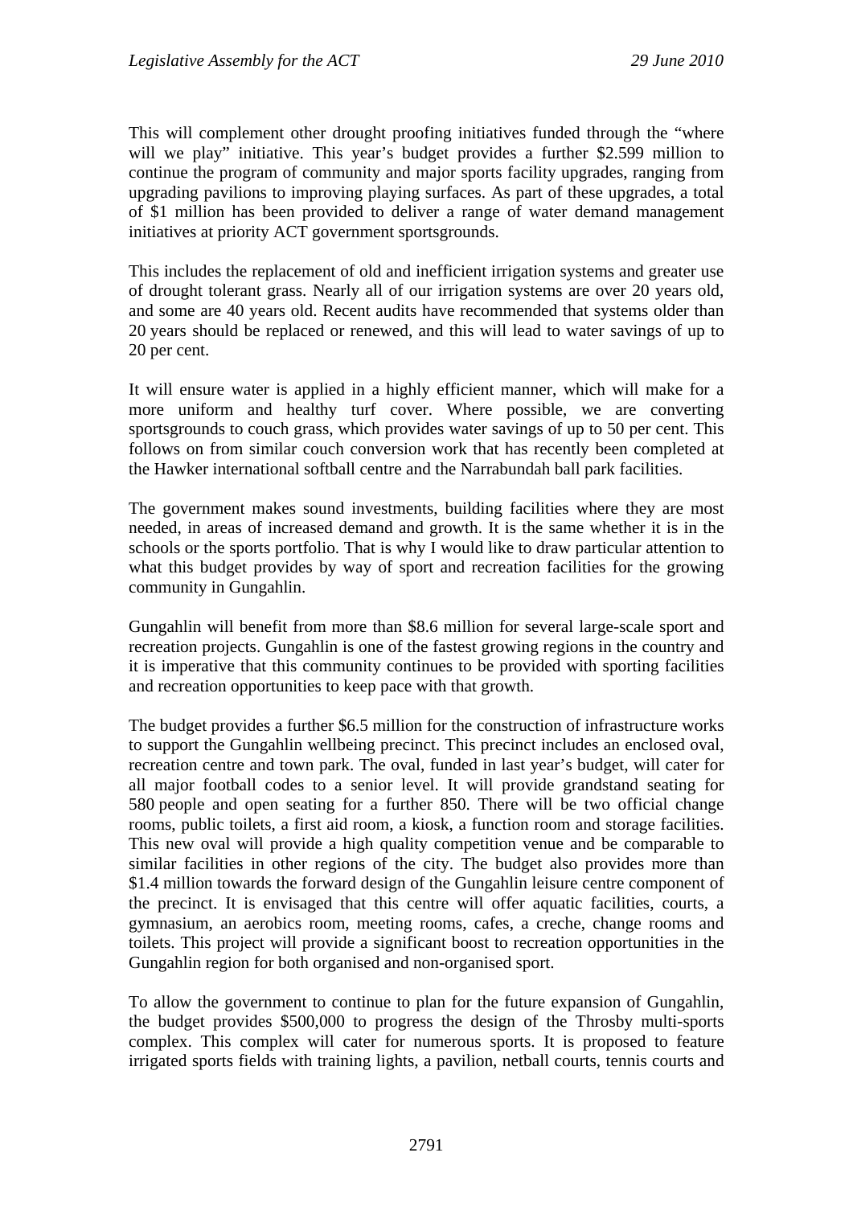This will complement other drought proofing initiatives funded through the "where will we play" initiative. This year's budget provides a further $2.599 million to continue the program of community and major sports facility upgrades, ranging from upgrading pavilions to improving playing surfaces. As part of these upgrades, a total of $1 million has been provided to deliver a range of water demand management initiatives at priority ACT government sportsgrounds.

This includes the replacement of old and inefficient irrigation systems and greater use of drought tolerant grass. Nearly all of our irrigation systems are over 20 years old, and some are 40 years old. Recent audits have recommended that systems older than 20 years should be replaced or renewed, and this will lead to water savings of up to 20 per cent.

It will ensure water is applied in a highly efficient manner, which will make for a more uniform and healthy turf cover. Where possible, we are converting sportsgrounds to couch grass, which provides water savings of up to 50 per cent. This follows on from similar couch conversion work that has recently been completed at the Hawker international softball centre and the Narrabundah ball park facilities.

The government makes sound investments, building facilities where they are most needed, in areas of increased demand and growth. It is the same whether it is in the schools or the sports portfolio. That is why I would like to draw particular attention to what this budget provides by way of sport and recreation facilities for the growing community in Gungahlin.

Gungahlin will benefit from more than $8.6 million for several large-scale sport and recreation projects. Gungahlin is one of the fastest growing regions in the country and it is imperative that this community continues to be provided with sporting facilities and recreation opportunities to keep pace with that growth.

The budget provides a further $6.5 million for the construction of infrastructure works to support the Gungahlin wellbeing precinct. This precinct includes an enclosed oval, recreation centre and town park. The oval, funded in last year's budget, will cater for all major football codes to a senior level. It will provide grandstand seating for 580 people and open seating for a further 850. There will be two official change rooms, public toilets, a first aid room, a kiosk, a function room and storage facilities. This new oval will provide a high quality competition venue and be comparable to similar facilities in other regions of the city. The budget also provides more than $1.4 million towards the forward design of the Gungahlin leisure centre component of the precinct. It is envisaged that this centre will offer aquatic facilities, courts, a gymnasium, an aerobics room, meeting rooms, cafes, a creche, change rooms and toilets. This project will provide a significant boost to recreation opportunities in the Gungahlin region for both organised and non-organised sport.

To allow the government to continue to plan for the future expansion of Gungahlin, the budget provides $500,000 to progress the design of the Throsby multi-sports complex. This complex will cater for numerous sports. It is proposed to feature irrigated sports fields with training lights, a pavilion, netball courts, tennis courts and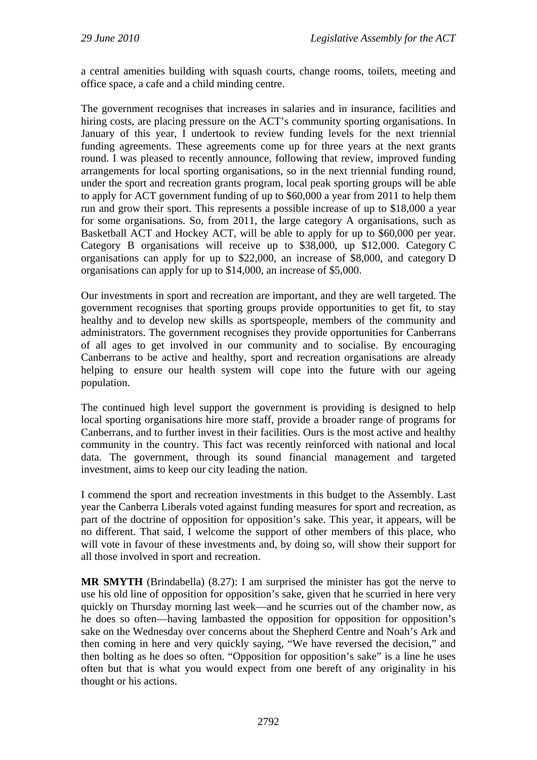a central amenities building with squash courts, change rooms, toilets, meeting and office space, a cafe and a child minding centre.

The government recognises that increases in salaries and in insurance, facilities and hiring costs, are placing pressure on the ACT's community sporting organisations. In January of this year, I undertook to review funding levels for the next triennial funding agreements. These agreements come up for three years at the next grants round. I was pleased to recently announce, following that review, improved funding arrangements for local sporting organisations, so in the next triennial funding round, under the sport and recreation grants program, local peak sporting groups will be able to apply for ACT government funding of up to $60,000 a year from 2011 to help them run and grow their sport. This represents a possible increase of up to $18,000 a year for some organisations. So, from 2011, the large category A organisations, such as Basketball ACT and Hockey ACT, will be able to apply for up to $60,000 per year. Category B organisations will receive up to $38,000, up $12,000. Category C organisations can apply for up to $22,000, an increase of $8,000, and category D organisations can apply for up to $14,000, an increase of $5,000.

Our investments in sport and recreation are important, and they are well targeted. The government recognises that sporting groups provide opportunities to get fit, to stay healthy and to develop new skills as sportspeople, members of the community and administrators. The government recognises they provide opportunities for Canberrans of all ages to get involved in our community and to socialise. By encouraging Canberrans to be active and healthy, sport and recreation organisations are already helping to ensure our health system will cope into the future with our ageing population.

The continued high level support the government is providing is designed to help local sporting organisations hire more staff, provide a broader range of programs for Canberrans, and to further invest in their facilities. Ours is the most active and healthy community in the country. This fact was recently reinforced with national and local data. The government, through its sound financial management and targeted investment, aims to keep our city leading the nation.

I commend the sport and recreation investments in this budget to the Assembly. Last year the Canberra Liberals voted against funding measures for sport and recreation, as part of the doctrine of opposition for opposition's sake. This year, it appears, will be no different. That said, I welcome the support of other members of this place, who will vote in favour of these investments and, by doing so, will show their support for all those involved in sport and recreation.

**MR SMYTH** (Brindabella) (8.27): I am surprised the minister has got the nerve to use his old line of opposition for opposition's sake, given that he scurried in here very quickly on Thursday morning last week—and he scurries out of the chamber now, as he does so often—having lambasted the opposition for opposition for opposition's sake on the Wednesday over concerns about the Shepherd Centre and Noah's Ark and then coming in here and very quickly saying, "We have reversed the decision," and then bolting as he does so often. "Opposition for opposition's sake" is a line he uses often but that is what you would expect from one bereft of any originality in his thought or his actions.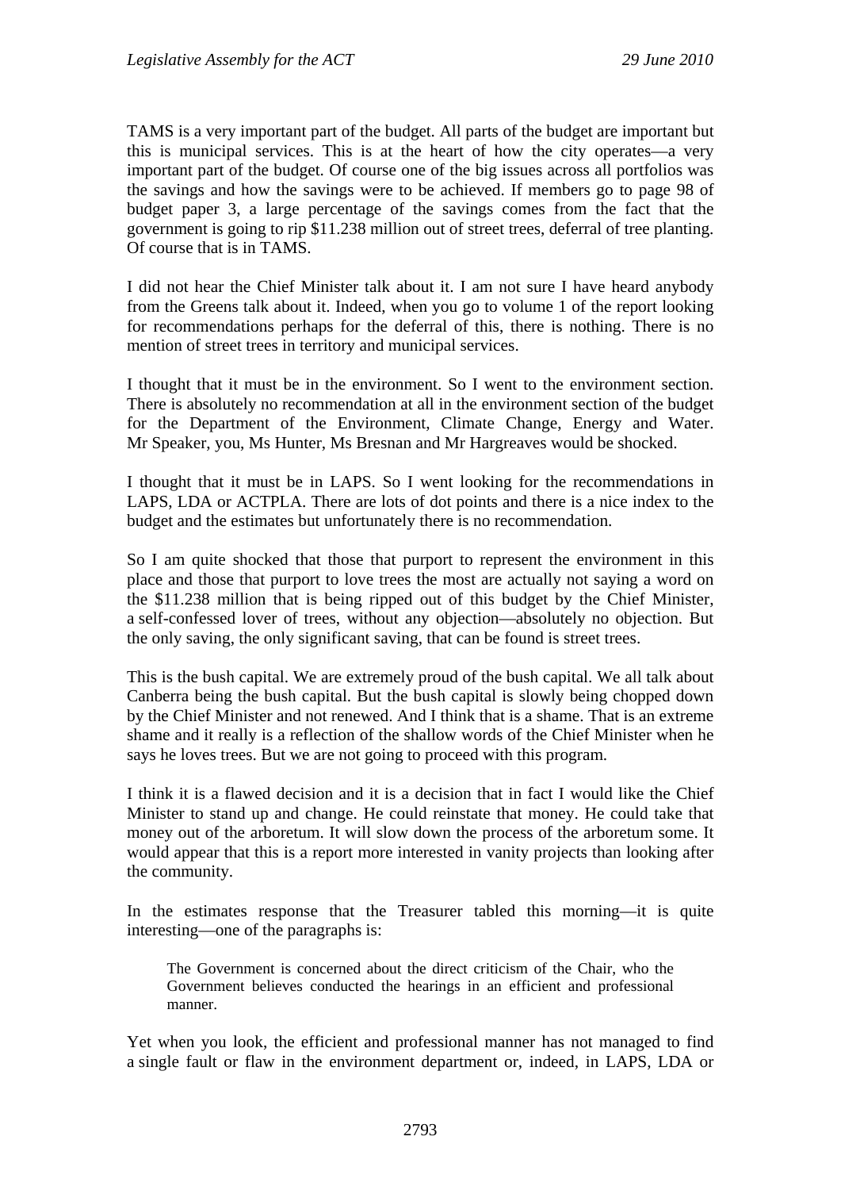TAMS is a very important part of the budget. All parts of the budget are important but this is municipal services. This is at the heart of how the city operates—a very important part of the budget. Of course one of the big issues across all portfolios was the savings and how the savings were to be achieved. If members go to page 98 of budget paper 3, a large percentage of the savings comes from the fact that the government is going to rip $11.238 million out of street trees, deferral of tree planting. Of course that is in TAMS.

I did not hear the Chief Minister talk about it. I am not sure I have heard anybody from the Greens talk about it. Indeed, when you go to volume 1 of the report looking for recommendations perhaps for the deferral of this, there is nothing. There is no mention of street trees in territory and municipal services.

I thought that it must be in the environment. So I went to the environment section. There is absolutely no recommendation at all in the environment section of the budget for the Department of the Environment, Climate Change, Energy and Water. Mr Speaker, you, Ms Hunter, Ms Bresnan and Mr Hargreaves would be shocked.

I thought that it must be in LAPS. So I went looking for the recommendations in LAPS, LDA or ACTPLA. There are lots of dot points and there is a nice index to the budget and the estimates but unfortunately there is no recommendation.

So I am quite shocked that those that purport to represent the environment in this place and those that purport to love trees the most are actually not saying a word on the $11.238 million that is being ripped out of this budget by the Chief Minister, a self-confessed lover of trees, without any objection—absolutely no objection. But the only saving, the only significant saving, that can be found is street trees.

This is the bush capital. We are extremely proud of the bush capital. We all talk about Canberra being the bush capital. But the bush capital is slowly being chopped down by the Chief Minister and not renewed. And I think that is a shame. That is an extreme shame and it really is a reflection of the shallow words of the Chief Minister when he says he loves trees. But we are not going to proceed with this program.

I think it is a flawed decision and it is a decision that in fact I would like the Chief Minister to stand up and change. He could reinstate that money. He could take that money out of the arboretum. It will slow down the process of the arboretum some. It would appear that this is a report more interested in vanity projects than looking after the community.

In the estimates response that the Treasurer tabled this morning—it is quite interesting—one of the paragraphs is:

> The Government is concerned about the direct criticism of the Chair, who the Government believes conducted the hearings in an efficient and professional manner.

Yet when you look, the efficient and professional manner has not managed to find a single fault or flaw in the environment department or, indeed, in LAPS, LDA or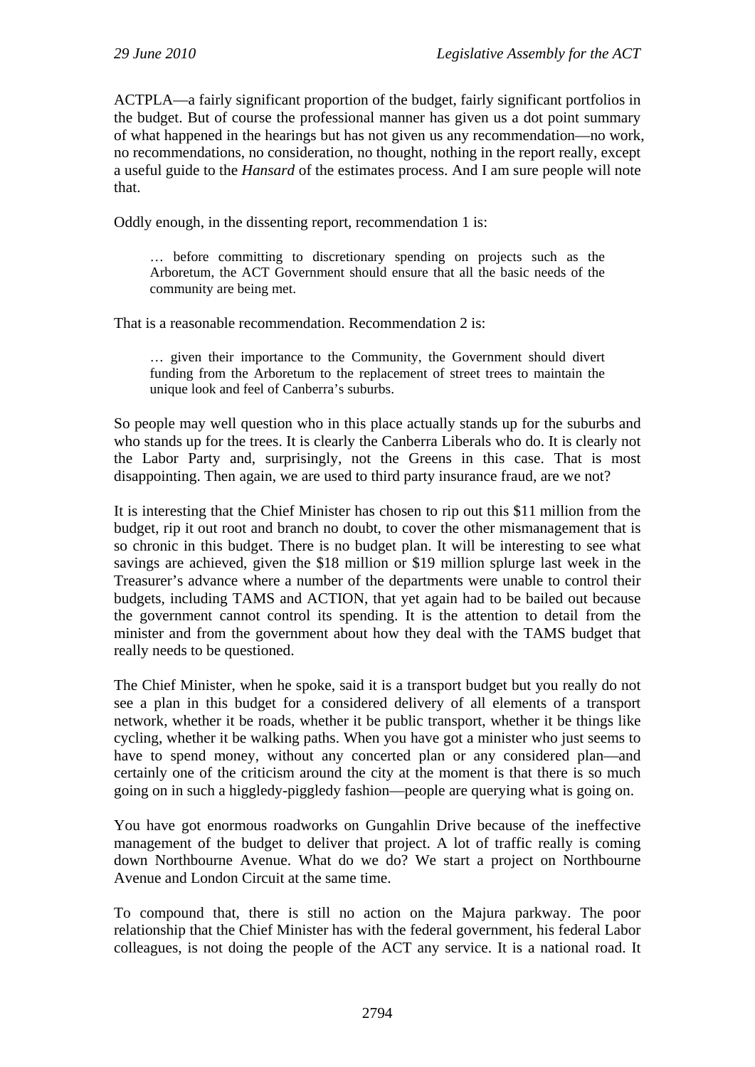ACTPLA—a fairly significant proportion of the budget, fairly significant portfolios in the budget. But of course the professional manner has given us a dot point summary of what happened in the hearings but has not given us any recommendation—no work, no recommendations, no consideration, no thought, nothing in the report really, except a useful guide to the *Hansard* of the estimates process. And I am sure people will note that.

Oddly enough, in the dissenting report, recommendation 1 is:

> … before committing to discretionary spending on projects such as the Arboretum, the ACT Government should ensure that all the basic needs of the community are being met.

That is a reasonable recommendation. Recommendation 2 is:

> … given their importance to the Community, the Government should divert funding from the Arboretum to the replacement of street trees to maintain the unique look and feel of Canberra's suburbs.

So people may well question who in this place actually stands up for the suburbs and who stands up for the trees. It is clearly the Canberra Liberals who do. It is clearly not the Labor Party and, surprisingly, not the Greens in this case. That is most disappointing. Then again, we are used to third party insurance fraud, are we not?

It is interesting that the Chief Minister has chosen to rip out this $11 million from the budget, rip it out root and branch no doubt, to cover the other mismanagement that is so chronic in this budget. There is no budget plan. It will be interesting to see what savings are achieved, given the $18 million or $19 million splurge last week in the Treasurer's advance where a number of the departments were unable to control their budgets, including TAMS and ACTION, that yet again had to be bailed out because the government cannot control its spending. It is the attention to detail from the minister and from the government about how they deal with the TAMS budget that really needs to be questioned.

The Chief Minister, when he spoke, said it is a transport budget but you really do not see a plan in this budget for a considered delivery of all elements of a transport network, whether it be roads, whether it be public transport, whether it be things like cycling, whether it be walking paths. When you have got a minister who just seems to have to spend money, without any concerted plan or any considered plan—and certainly one of the criticism around the city at the moment is that there is so much going on in such a higgledy-piggledy fashion—people are querying what is going on.

You have got enormous roadworks on Gungahlin Drive because of the ineffective management of the budget to deliver that project. A lot of traffic really is coming down Northbourne Avenue. What do we do? We start a project on Northbourne Avenue and London Circuit at the same time.

To compound that, there is still no action on the Majura parkway. The poor relationship that the Chief Minister has with the federal government, his federal Labor colleagues, is not doing the people of the ACT any service. It is a national road. It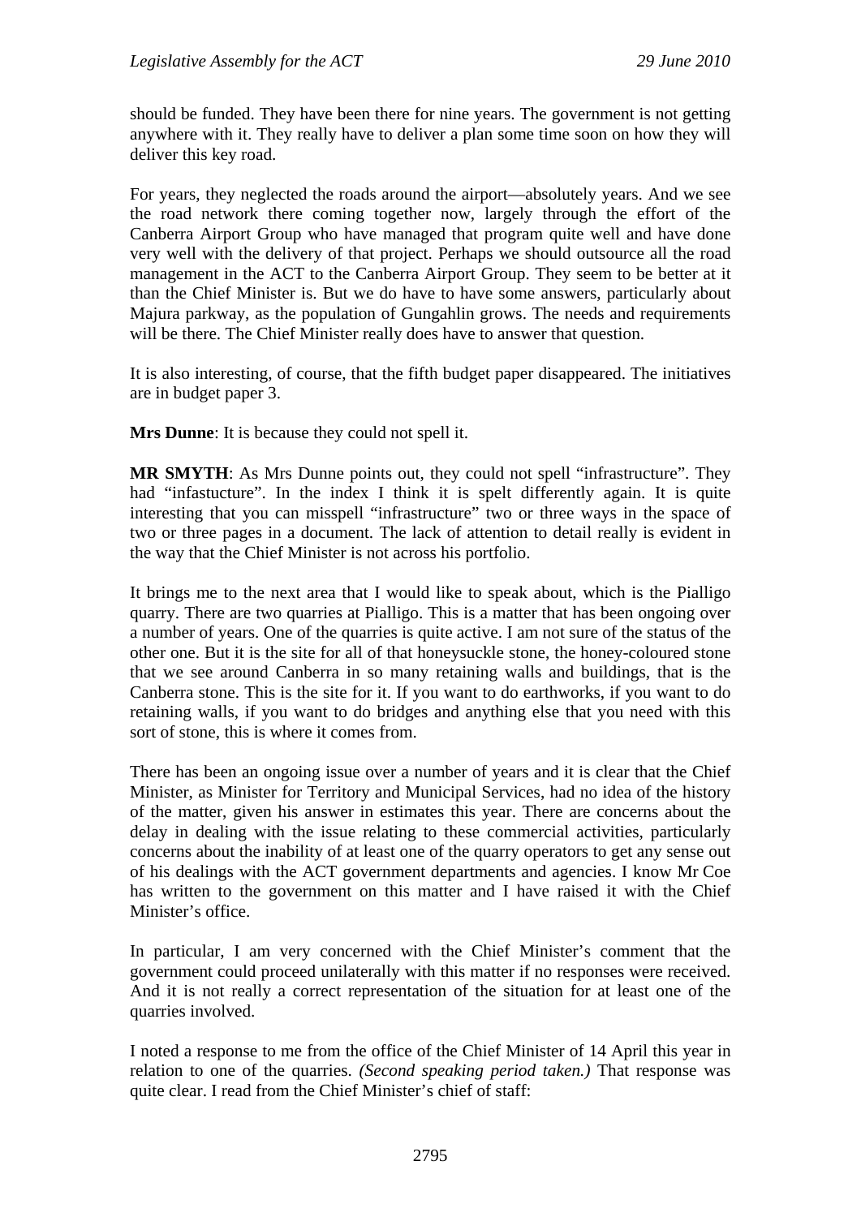should be funded. They have been there for nine years. The government is not getting anywhere with it. They really have to deliver a plan some time soon on how they will deliver this key road.

For years, they neglected the roads around the airport—absolutely years. And we see the road network there coming together now, largely through the effort of the Canberra Airport Group who have managed that program quite well and have done very well with the delivery of that project. Perhaps we should outsource all the road management in the ACT to the Canberra Airport Group. They seem to be better at it than the Chief Minister is. But we do have to have some answers, particularly about Majura parkway, as the population of Gungahlin grows. The needs and requirements will be there. The Chief Minister really does have to answer that question.

It is also interesting, of course, that the fifth budget paper disappeared. The initiatives are in budget paper 3.

**Mrs Dunne**: It is because they could not spell it.

**MR SMYTH**: As Mrs Dunne points out, they could not spell "infrastructure". They had "infastucture". In the index I think it is spelt differently again. It is quite interesting that you can misspell "infrastructure" two or three ways in the space of two or three pages in a document. The lack of attention to detail really is evident in the way that the Chief Minister is not across his portfolio.

It brings me to the next area that I would like to speak about, which is the Pialligo quarry. There are two quarries at Pialligo. This is a matter that has been ongoing over a number of years. One of the quarries is quite active. I am not sure of the status of the other one. But it is the site for all of that honeysuckle stone, the honey-coloured stone that we see around Canberra in so many retaining walls and buildings, that is the Canberra stone. This is the site for it. If you want to do earthworks, if you want to do retaining walls, if you want to do bridges and anything else that you need with this sort of stone, this is where it comes from.

There has been an ongoing issue over a number of years and it is clear that the Chief Minister, as Minister for Territory and Municipal Services, had no idea of the history of the matter, given his answer in estimates this year. There are concerns about the delay in dealing with the issue relating to these commercial activities, particularly concerns about the inability of at least one of the quarry operators to get any sense out of his dealings with the ACT government departments and agencies. I know Mr Coe has written to the government on this matter and I have raised it with the Chief Minister's office.

In particular, I am very concerned with the Chief Minister's comment that the government could proceed unilaterally with this matter if no responses were received. And it is not really a correct representation of the situation for at least one of the quarries involved.

I noted a response to me from the office of the Chief Minister of 14 April this year in relation to one of the quarries. *(Second speaking period taken.)* That response was quite clear. I read from the Chief Minister's chief of staff: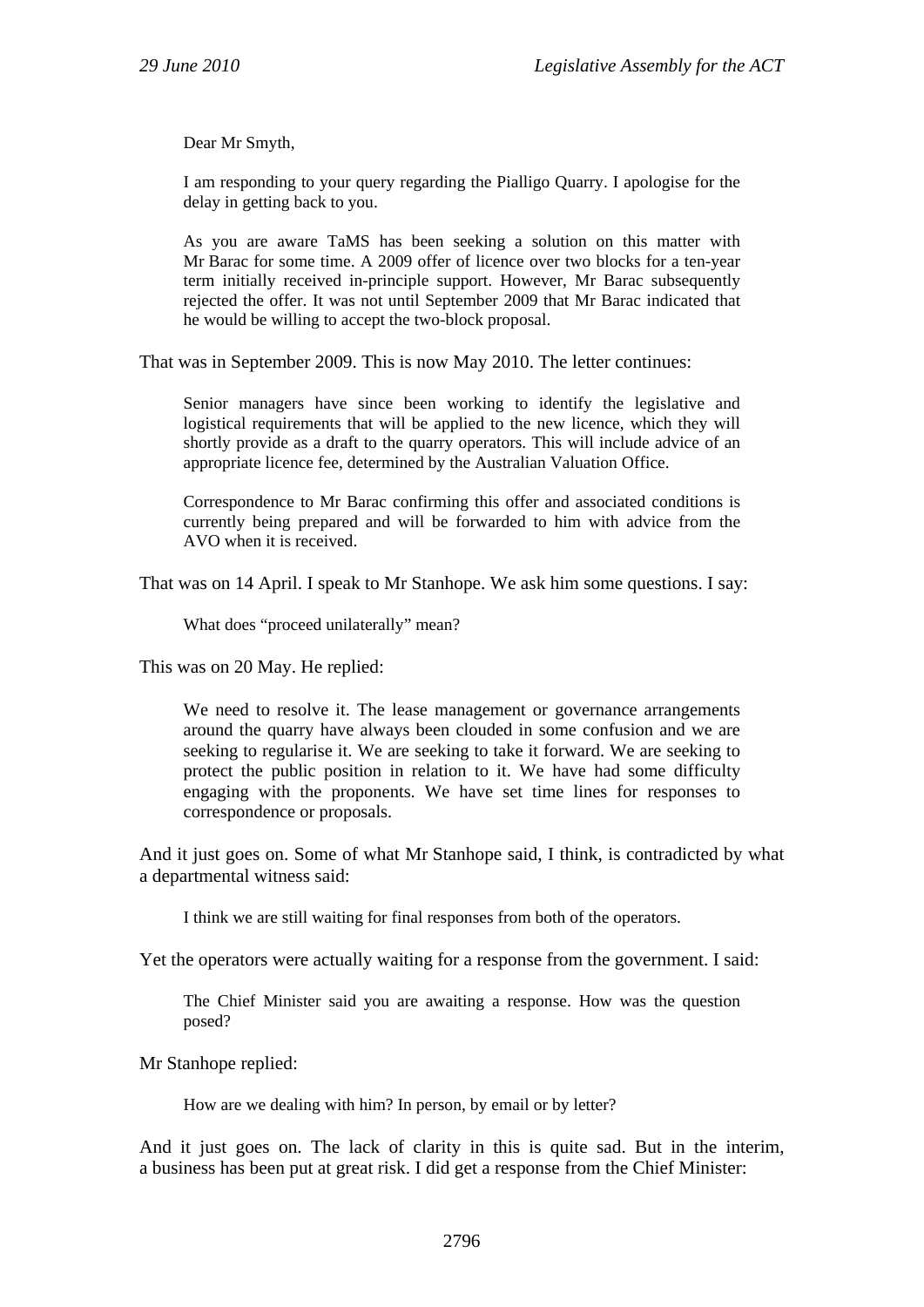> Dear Mr Smyth,
>
> I am responding to your query regarding the Pialligo Quarry. I apologise for the delay in getting back to you.
>
> As you are aware TaMS has been seeking a solution on this matter with Mr Barac for some time. A 2009 offer of licence over two blocks for a ten-year term initially received in-principle support. However, Mr Barac subsequently rejected the offer. It was not until September 2009 that Mr Barac indicated that he would be willing to accept the two-block proposal.

That was in September 2009. This is now May 2010. The letter continues:

> Senior managers have since been working to identify the legislative and logistical requirements that will be applied to the new licence, which they will shortly provide as a draft to the quarry operators. This will include advice of an appropriate licence fee, determined by the Australian Valuation Office.
>
> Correspondence to Mr Barac confirming this offer and associated conditions is currently being prepared and will be forwarded to him with advice from the AVO when it is received.

That was on 14 April. I speak to Mr Stanhope. We ask him some questions. I say:

> What does "proceed unilaterally" mean?

This was on 20 May. He replied:

> We need to resolve it. The lease management or governance arrangements around the quarry have always been clouded in some confusion and we are seeking to regularise it. We are seeking to take it forward. We are seeking to protect the public position in relation to it. We have had some difficulty engaging with the proponents. We have set time lines for responses to correspondence or proposals.

And it just goes on. Some of what Mr Stanhope said, I think, is contradicted by what a departmental witness said:

> I think we are still waiting for final responses from both of the operators.

Yet the operators were actually waiting for a response from the government. I said:

> The Chief Minister said you are awaiting a response. How was the question posed?

Mr Stanhope replied:

> How are we dealing with him? In person, by email or by letter?

And it just goes on. The lack of clarity in this is quite sad. But in the interim, a business has been put at great risk. I did get a response from the Chief Minister: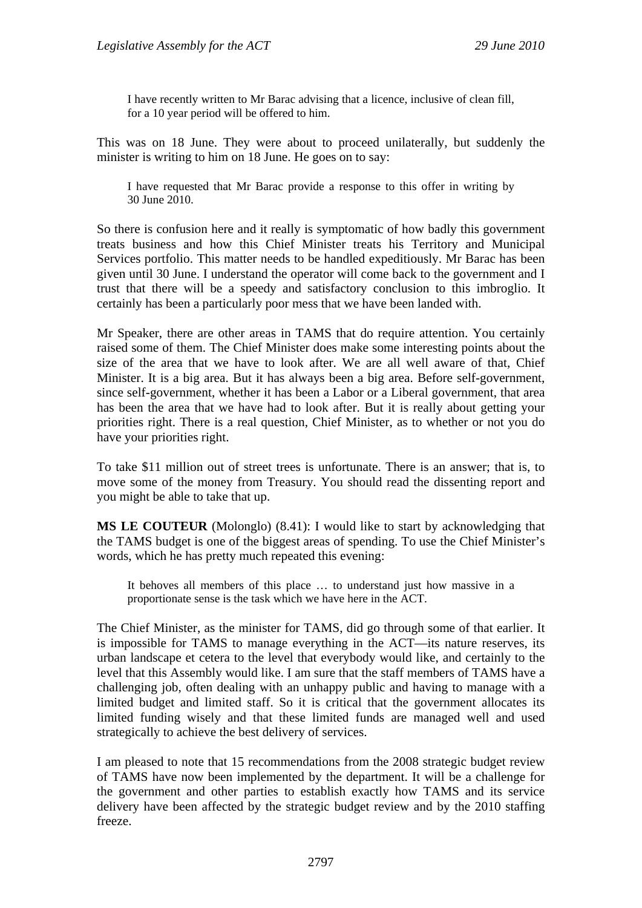> I have recently written to Mr Barac advising that a licence, inclusive of clean fill, for a 10 year period will be offered to him.

This was on 18 June. They were about to proceed unilaterally, but suddenly the minister is writing to him on 18 June. He goes on to say:

> I have requested that Mr Barac provide a response to this offer in writing by 30 June 2010.

So there is confusion here and it really is symptomatic of how badly this government treats business and how this Chief Minister treats his Territory and Municipal Services portfolio. This matter needs to be handled expeditiously. Mr Barac has been given until 30 June. I understand the operator will come back to the government and I trust that there will be a speedy and satisfactory conclusion to this imbroglio. It certainly has been a particularly poor mess that we have been landed with.

Mr Speaker, there are other areas in TAMS that do require attention. You certainly raised some of them. The Chief Minister does make some interesting points about the size of the area that we have to look after. We are all well aware of that, Chief Minister. It is a big area. But it has always been a big area. Before self-government, since self-government, whether it has been a Labor or a Liberal government, that area has been the area that we have had to look after. But it is really about getting your priorities right. There is a real question, Chief Minister, as to whether or not you do have your priorities right.

To take $11 million out of street trees is unfortunate. There is an answer; that is, to move some of the money from Treasury. You should read the dissenting report and you might be able to take that up.

**MS LE COUTEUR** (Molonglo) (8.41): I would like to start by acknowledging that the TAMS budget is one of the biggest areas of spending. To use the Chief Minister's words, which he has pretty much repeated this evening:

> It behoves all members of this place … to understand just how massive in a proportionate sense is the task which we have here in the ACT.

The Chief Minister, as the minister for TAMS, did go through some of that earlier. It is impossible for TAMS to manage everything in the ACT—its nature reserves, its urban landscape et cetera to the level that everybody would like, and certainly to the level that this Assembly would like. I am sure that the staff members of TAMS have a challenging job, often dealing with an unhappy public and having to manage with a limited budget and limited staff. So it is critical that the government allocates its limited funding wisely and that these limited funds are managed well and used strategically to achieve the best delivery of services.

I am pleased to note that 15 recommendations from the 2008 strategic budget review of TAMS have now been implemented by the department. It will be a challenge for the government and other parties to establish exactly how TAMS and its service delivery have been affected by the strategic budget review and by the 2010 staffing freeze.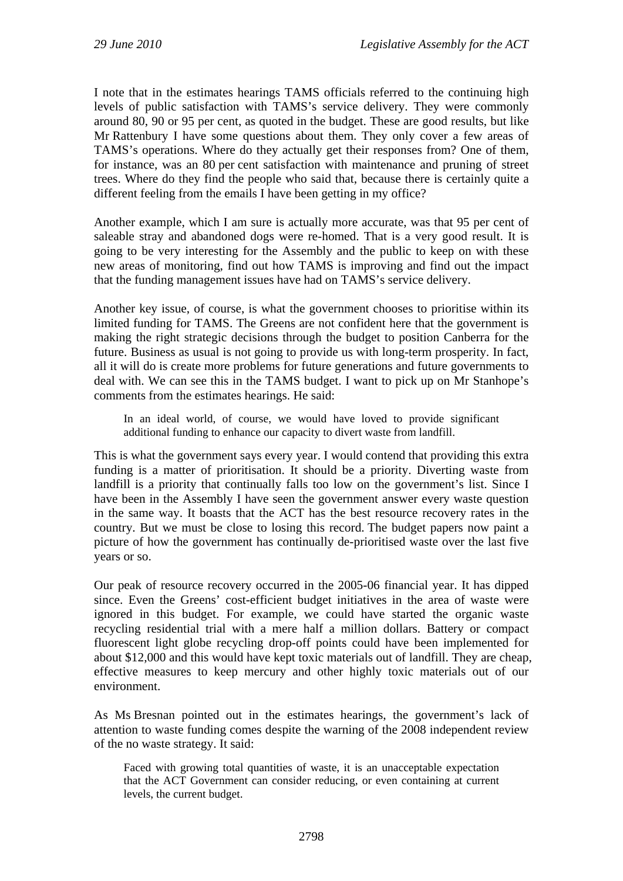I note that in the estimates hearings TAMS officials referred to the continuing high levels of public satisfaction with TAMS's service delivery. They were commonly around 80, 90 or 95 per cent, as quoted in the budget. These are good results, but like Mr Rattenbury I have some questions about them. They only cover a few areas of TAMS's operations. Where do they actually get their responses from? One of them, for instance, was an 80 per cent satisfaction with maintenance and pruning of street trees. Where do they find the people who said that, because there is certainly quite a different feeling from the emails I have been getting in my office?

Another example, which I am sure is actually more accurate, was that 95 per cent of saleable stray and abandoned dogs were re-homed. That is a very good result. It is going to be very interesting for the Assembly and the public to keep on with these new areas of monitoring, find out how TAMS is improving and find out the impact that the funding management issues have had on TAMS's service delivery.

Another key issue, of course, is what the government chooses to prioritise within its limited funding for TAMS. The Greens are not confident here that the government is making the right strategic decisions through the budget to position Canberra for the future. Business as usual is not going to provide us with long-term prosperity. In fact, all it will do is create more problems for future generations and future governments to deal with. We can see this in the TAMS budget. I want to pick up on Mr Stanhope's comments from the estimates hearings. He said:

> In an ideal world, of course, we would have loved to provide significant additional funding to enhance our capacity to divert waste from landfill.

This is what the government says every year. I would contend that providing this extra funding is a matter of prioritisation. It should be a priority. Diverting waste from landfill is a priority that continually falls too low on the government's list. Since I have been in the Assembly I have seen the government answer every waste question in the same way. It boasts that the ACT has the best resource recovery rates in the country. But we must be close to losing this record. The budget papers now paint a picture of how the government has continually de-prioritised waste over the last five years or so.

Our peak of resource recovery occurred in the 2005-06 financial year. It has dipped since. Even the Greens' cost-efficient budget initiatives in the area of waste were ignored in this budget. For example, we could have started the organic waste recycling residential trial with a mere half a million dollars. Battery or compact fluorescent light globe recycling drop-off points could have been implemented for about $12,000 and this would have kept toxic materials out of landfill. They are cheap, effective measures to keep mercury and other highly toxic materials out of our environment.

As Ms Bresnan pointed out in the estimates hearings, the government's lack of attention to waste funding comes despite the warning of the 2008 independent review of the no waste strategy. It said:

> Faced with growing total quantities of waste, it is an unacceptable expectation that the ACT Government can consider reducing, or even containing at current levels, the current budget.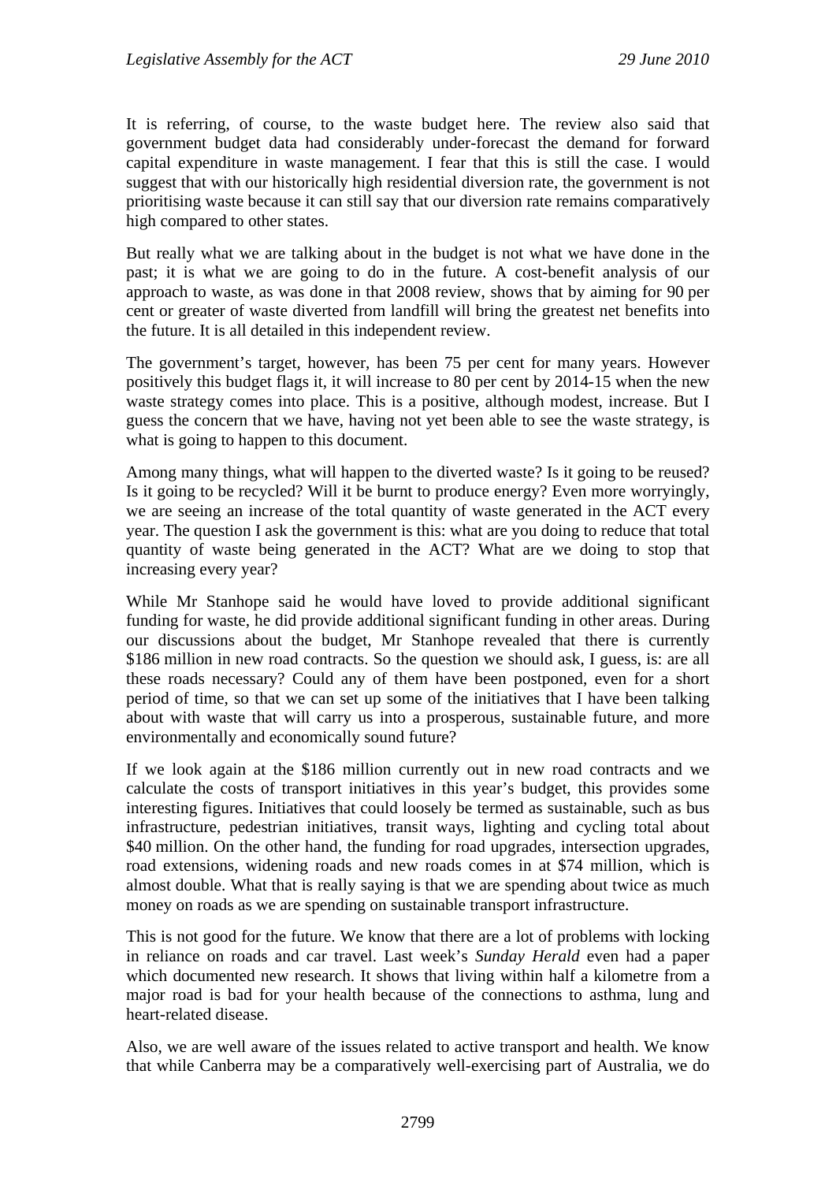It is referring, of course, to the waste budget here. The review also said that government budget data had considerably under-forecast the demand for forward capital expenditure in waste management. I fear that this is still the case. I would suggest that with our historically high residential diversion rate, the government is not prioritising waste because it can still say that our diversion rate remains comparatively high compared to other states.

But really what we are talking about in the budget is not what we have done in the past; it is what we are going to do in the future. A cost-benefit analysis of our approach to waste, as was done in that 2008 review, shows that by aiming for 90 per cent or greater of waste diverted from landfill will bring the greatest net benefits into the future. It is all detailed in this independent review.

The government's target, however, has been 75 per cent for many years. However positively this budget flags it, it will increase to 80 per cent by 2014-15 when the new waste strategy comes into place. This is a positive, although modest, increase. But I guess the concern that we have, having not yet been able to see the waste strategy, is what is going to happen to this document.

Among many things, what will happen to the diverted waste? Is it going to be reused? Is it going to be recycled? Will it be burnt to produce energy? Even more worryingly, we are seeing an increase of the total quantity of waste generated in the ACT every year. The question I ask the government is this: what are you doing to reduce that total quantity of waste being generated in the ACT? What are we doing to stop that increasing every year?

While Mr Stanhope said he would have loved to provide additional significant funding for waste, he did provide additional significant funding in other areas. During our discussions about the budget, Mr Stanhope revealed that there is currently $186 million in new road contracts. So the question we should ask, I guess, is: are all these roads necessary? Could any of them have been postponed, even for a short period of time, so that we can set up some of the initiatives that I have been talking about with waste that will carry us into a prosperous, sustainable future, and more environmentally and economically sound future?

If we look again at the $186 million currently out in new road contracts and we calculate the costs of transport initiatives in this year's budget, this provides some interesting figures. Initiatives that could loosely be termed as sustainable, such as bus infrastructure, pedestrian initiatives, transit ways, lighting and cycling total about $40 million. On the other hand, the funding for road upgrades, intersection upgrades, road extensions, widening roads and new roads comes in at $74 million, which is almost double. What that is really saying is that we are spending about twice as much money on roads as we are spending on sustainable transport infrastructure.

This is not good for the future. We know that there are a lot of problems with locking in reliance on roads and car travel. Last week's *Sunday Herald* even had a paper which documented new research. It shows that living within half a kilometre from a major road is bad for your health because of the connections to asthma, lung and heart-related disease.

Also, we are well aware of the issues related to active transport and health. We know that while Canberra may be a comparatively well-exercising part of Australia, we do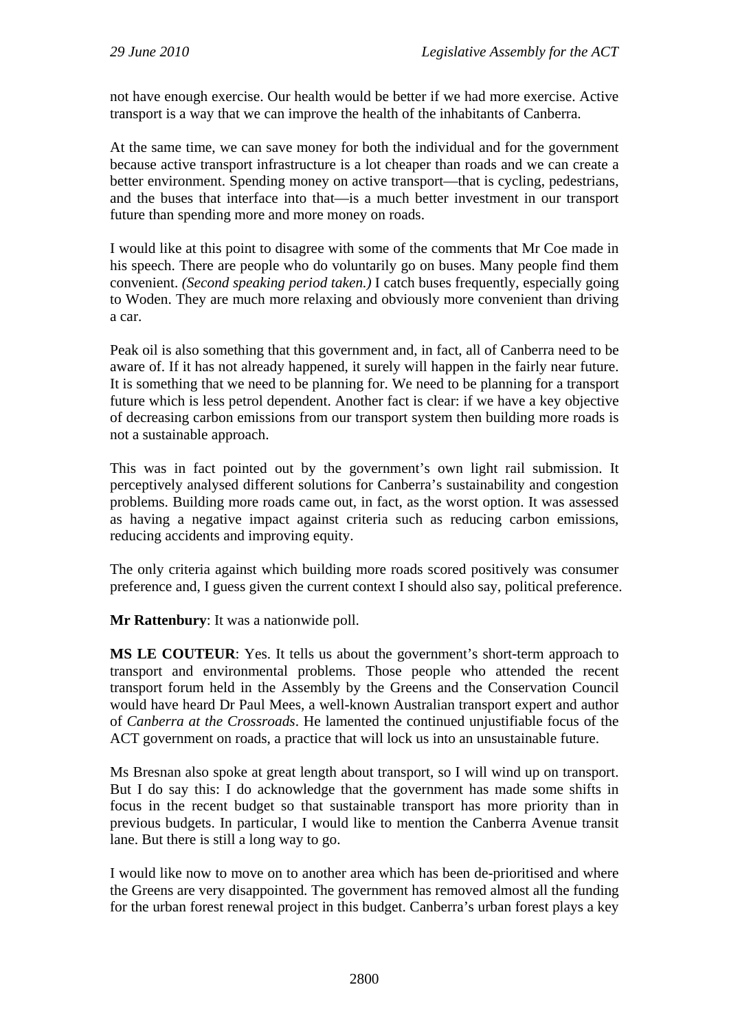not have enough exercise. Our health would be better if we had more exercise. Active transport is a way that we can improve the health of the inhabitants of Canberra.

At the same time, we can save money for both the individual and for the government because active transport infrastructure is a lot cheaper than roads and we can create a better environment. Spending money on active transport—that is cycling, pedestrians, and the buses that interface into that—is a much better investment in our transport future than spending more and more money on roads.

I would like at this point to disagree with some of the comments that Mr Coe made in his speech. There are people who do voluntarily go on buses. Many people find them convenient. *(Second speaking period taken.)* I catch buses frequently, especially going to Woden. They are much more relaxing and obviously more convenient than driving a car.

Peak oil is also something that this government and, in fact, all of Canberra need to be aware of. If it has not already happened, it surely will happen in the fairly near future. It is something that we need to be planning for. We need to be planning for a transport future which is less petrol dependent. Another fact is clear: if we have a key objective of decreasing carbon emissions from our transport system then building more roads is not a sustainable approach.

This was in fact pointed out by the government's own light rail submission. It perceptively analysed different solutions for Canberra's sustainability and congestion problems. Building more roads came out, in fact, as the worst option. It was assessed as having a negative impact against criteria such as reducing carbon emissions, reducing accidents and improving equity.

The only criteria against which building more roads scored positively was consumer preference and, I guess given the current context I should also say, political preference.

**Mr Rattenbury**: It was a nationwide poll.

**MS LE COUTEUR**: Yes. It tells us about the government's short-term approach to transport and environmental problems. Those people who attended the recent transport forum held in the Assembly by the Greens and the Conservation Council would have heard Dr Paul Mees, a well-known Australian transport expert and author of *Canberra at the Crossroads*. He lamented the continued unjustifiable focus of the ACT government on roads, a practice that will lock us into an unsustainable future.

Ms Bresnan also spoke at great length about transport, so I will wind up on transport. But I do say this: I do acknowledge that the government has made some shifts in focus in the recent budget so that sustainable transport has more priority than in previous budgets. In particular, I would like to mention the Canberra Avenue transit lane. But there is still a long way to go.

I would like now to move on to another area which has been de-prioritised and where the Greens are very disappointed. The government has removed almost all the funding for the urban forest renewal project in this budget. Canberra's urban forest plays a key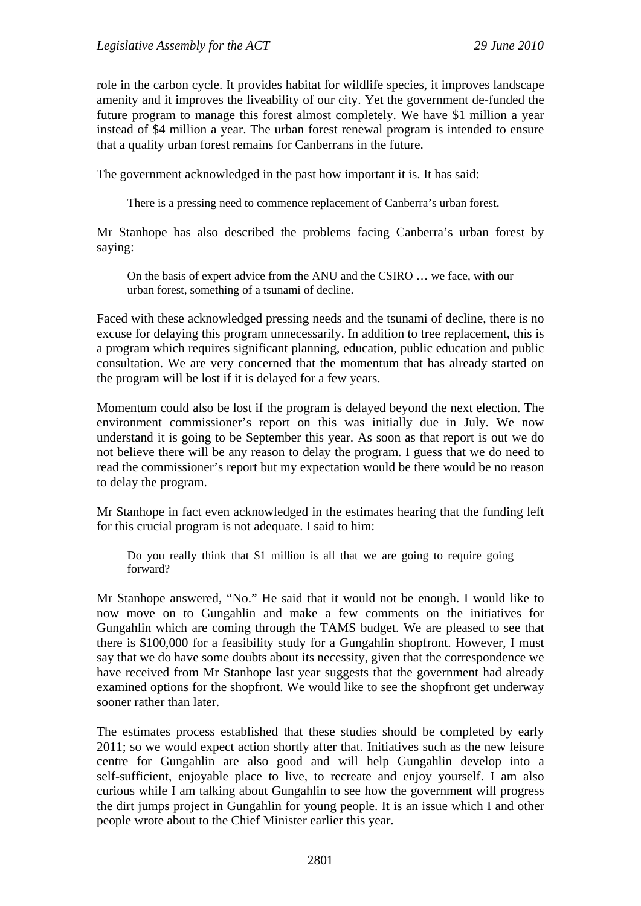role in the carbon cycle. It provides habitat for wildlife species, it improves landscape amenity and it improves the liveability of our city. Yet the government de-funded the future program to manage this forest almost completely. We have $1 million a year instead of $4 million a year. The urban forest renewal program is intended to ensure that a quality urban forest remains for Canberrans in the future.

The government acknowledged in the past how important it is. It has said:

> There is a pressing need to commence replacement of Canberra's urban forest.

Mr Stanhope has also described the problems facing Canberra's urban forest by saying:

> On the basis of expert advice from the ANU and the CSIRO … we face, with our urban forest, something of a tsunami of decline.

Faced with these acknowledged pressing needs and the tsunami of decline, there is no excuse for delaying this program unnecessarily. In addition to tree replacement, this is a program which requires significant planning, education, public education and public consultation. We are very concerned that the momentum that has already started on the program will be lost if it is delayed for a few years.

Momentum could also be lost if the program is delayed beyond the next election. The environment commissioner's report on this was initially due in July. We now understand it is going to be September this year. As soon as that report is out we do not believe there will be any reason to delay the program. I guess that we do need to read the commissioner's report but my expectation would be there would be no reason to delay the program.

Mr Stanhope in fact even acknowledged in the estimates hearing that the funding left for this crucial program is not adequate. I said to him:

> Do you really think that $1 million is all that we are going to require going forward?

Mr Stanhope answered, "No." He said that it would not be enough. I would like to now move on to Gungahlin and make a few comments on the initiatives for Gungahlin which are coming through the TAMS budget. We are pleased to see that there is $100,000 for a feasibility study for a Gungahlin shopfront. However, I must say that we do have some doubts about its necessity, given that the correspondence we have received from Mr Stanhope last year suggests that the government had already examined options for the shopfront. We would like to see the shopfront get underway sooner rather than later.

The estimates process established that these studies should be completed by early 2011; so we would expect action shortly after that. Initiatives such as the new leisure centre for Gungahlin are also good and will help Gungahlin develop into a self-sufficient, enjoyable place to live, to recreate and enjoy yourself. I am also curious while I am talking about Gungahlin to see how the government will progress the dirt jumps project in Gungahlin for young people. It is an issue which I and other people wrote about to the Chief Minister earlier this year.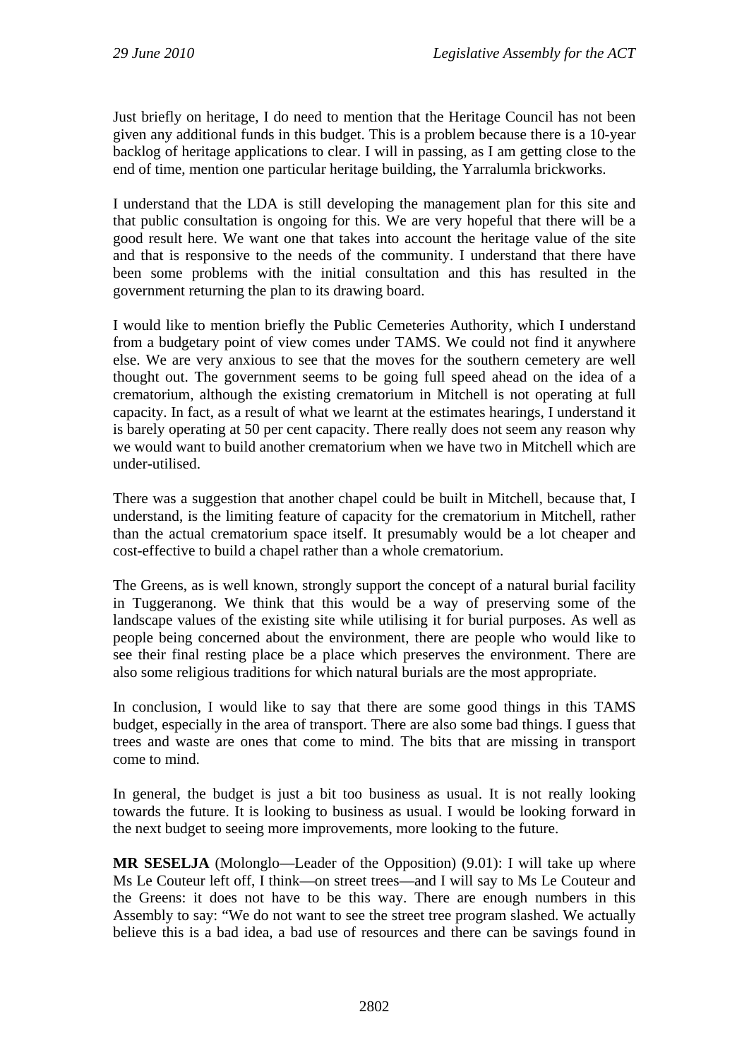Just briefly on heritage, I do need to mention that the Heritage Council has not been given any additional funds in this budget. This is a problem because there is a 10-year backlog of heritage applications to clear. I will in passing, as I am getting close to the end of time, mention one particular heritage building, the Yarralumla brickworks.

I understand that the LDA is still developing the management plan for this site and that public consultation is ongoing for this. We are very hopeful that there will be a good result here. We want one that takes into account the heritage value of the site and that is responsive to the needs of the community. I understand that there have been some problems with the initial consultation and this has resulted in the government returning the plan to its drawing board.

I would like to mention briefly the Public Cemeteries Authority, which I understand from a budgetary point of view comes under TAMS. We could not find it anywhere else. We are very anxious to see that the moves for the southern cemetery are well thought out. The government seems to be going full speed ahead on the idea of a crematorium, although the existing crematorium in Mitchell is not operating at full capacity. In fact, as a result of what we learnt at the estimates hearings, I understand it is barely operating at 50 per cent capacity. There really does not seem any reason why we would want to build another crematorium when we have two in Mitchell which are under-utilised.

There was a suggestion that another chapel could be built in Mitchell, because that, I understand, is the limiting feature of capacity for the crematorium in Mitchell, rather than the actual crematorium space itself. It presumably would be a lot cheaper and cost-effective to build a chapel rather than a whole crematorium.

The Greens, as is well known, strongly support the concept of a natural burial facility in Tuggeranong. We think that this would be a way of preserving some of the landscape values of the existing site while utilising it for burial purposes. As well as people being concerned about the environment, there are people who would like to see their final resting place be a place which preserves the environment. There are also some religious traditions for which natural burials are the most appropriate.

In conclusion, I would like to say that there are some good things in this TAMS budget, especially in the area of transport. There are also some bad things. I guess that trees and waste are ones that come to mind. The bits that are missing in transport come to mind.

In general, the budget is just a bit too business as usual. It is not really looking towards the future. It is looking to business as usual. I would be looking forward in the next budget to seeing more improvements, more looking to the future.

**MR SESELJA** (Molonglo—Leader of the Opposition) (9.01): I will take up where Ms Le Couteur left off, I think—on street trees—and I will say to Ms Le Couteur and the Greens: it does not have to be this way. There are enough numbers in this Assembly to say: "We do not want to see the street tree program slashed. We actually believe this is a bad idea, a bad use of resources and there can be savings found in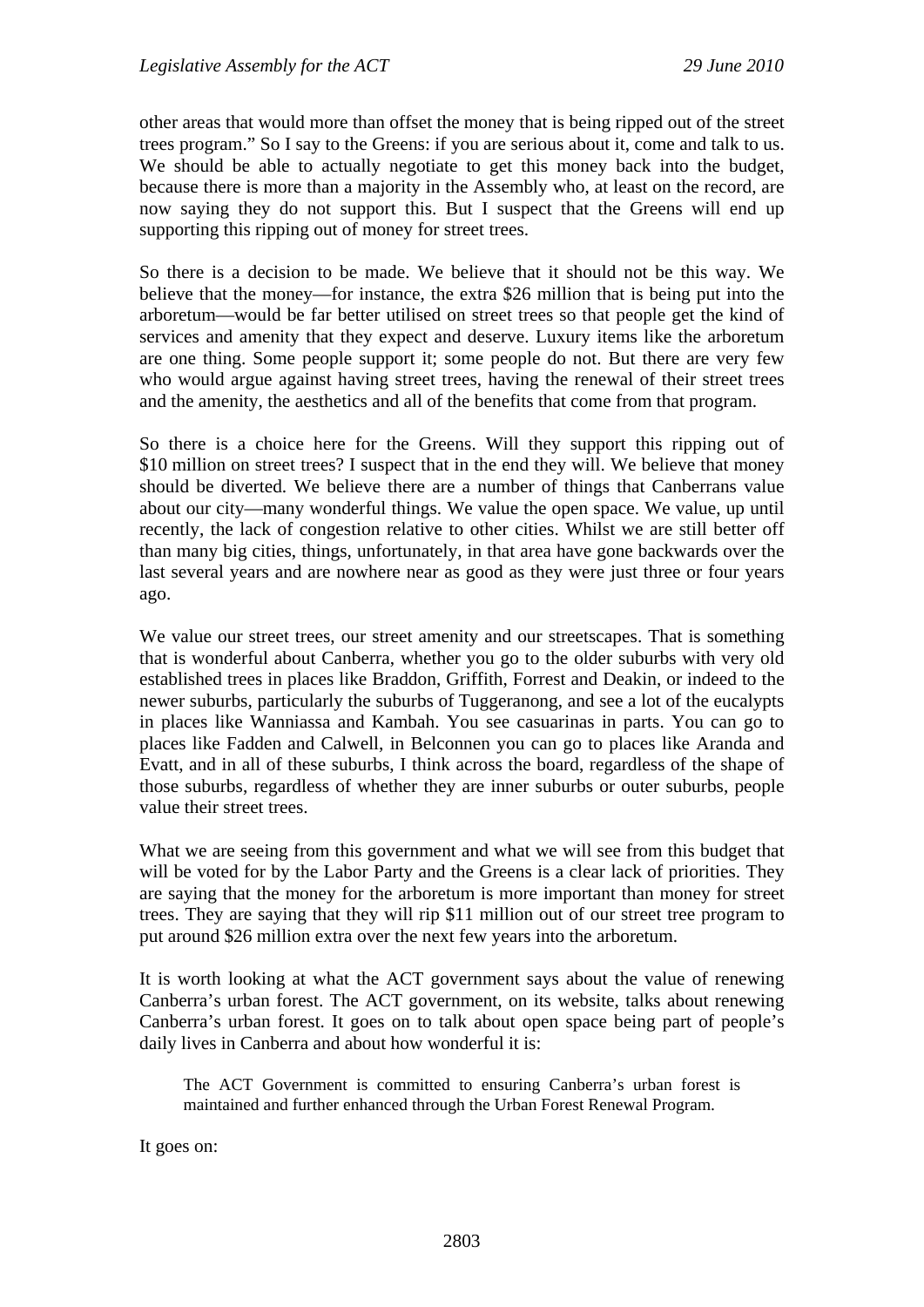other areas that would more than offset the money that is being ripped out of the street trees program." So I say to the Greens: if you are serious about it, come and talk to us. We should be able to actually negotiate to get this money back into the budget, because there is more than a majority in the Assembly who, at least on the record, are now saying they do not support this. But I suspect that the Greens will end up supporting this ripping out of money for street trees.

So there is a decision to be made. We believe that it should not be this way. We believe that the money—for instance, the extra $26 million that is being put into the arboretum—would be far better utilised on street trees so that people get the kind of services and amenity that they expect and deserve. Luxury items like the arboretum are one thing. Some people support it; some people do not. But there are very few who would argue against having street trees, having the renewal of their street trees and the amenity, the aesthetics and all of the benefits that come from that program.

So there is a choice here for the Greens. Will they support this ripping out of $10 million on street trees? I suspect that in the end they will. We believe that money should be diverted. We believe there are a number of things that Canberrans value about our city—many wonderful things. We value the open space. We value, up until recently, the lack of congestion relative to other cities. Whilst we are still better off than many big cities, things, unfortunately, in that area have gone backwards over the last several years and are nowhere near as good as they were just three or four years ago.

We value our street trees, our street amenity and our streetscapes. That is something that is wonderful about Canberra, whether you go to the older suburbs with very old established trees in places like Braddon, Griffith, Forrest and Deakin, or indeed to the newer suburbs, particularly the suburbs of Tuggeranong, and see a lot of the eucalypts in places like Wanniassa and Kambah. You see casuarinas in parts. You can go to places like Fadden and Calwell, in Belconnen you can go to places like Aranda and Evatt, and in all of these suburbs, I think across the board, regardless of the shape of those suburbs, regardless of whether they are inner suburbs or outer suburbs, people value their street trees.

What we are seeing from this government and what we will see from this budget that will be voted for by the Labor Party and the Greens is a clear lack of priorities. They are saying that the money for the arboretum is more important than money for street trees. They are saying that they will rip $11 million out of our street tree program to put around $26 million extra over the next few years into the arboretum.

It is worth looking at what the ACT government says about the value of renewing Canberra's urban forest. The ACT government, on its website, talks about renewing Canberra's urban forest. It goes on to talk about open space being part of people's daily lives in Canberra and about how wonderful it is:

> The ACT Government is committed to ensuring Canberra's urban forest is maintained and further enhanced through the Urban Forest Renewal Program.

It goes on: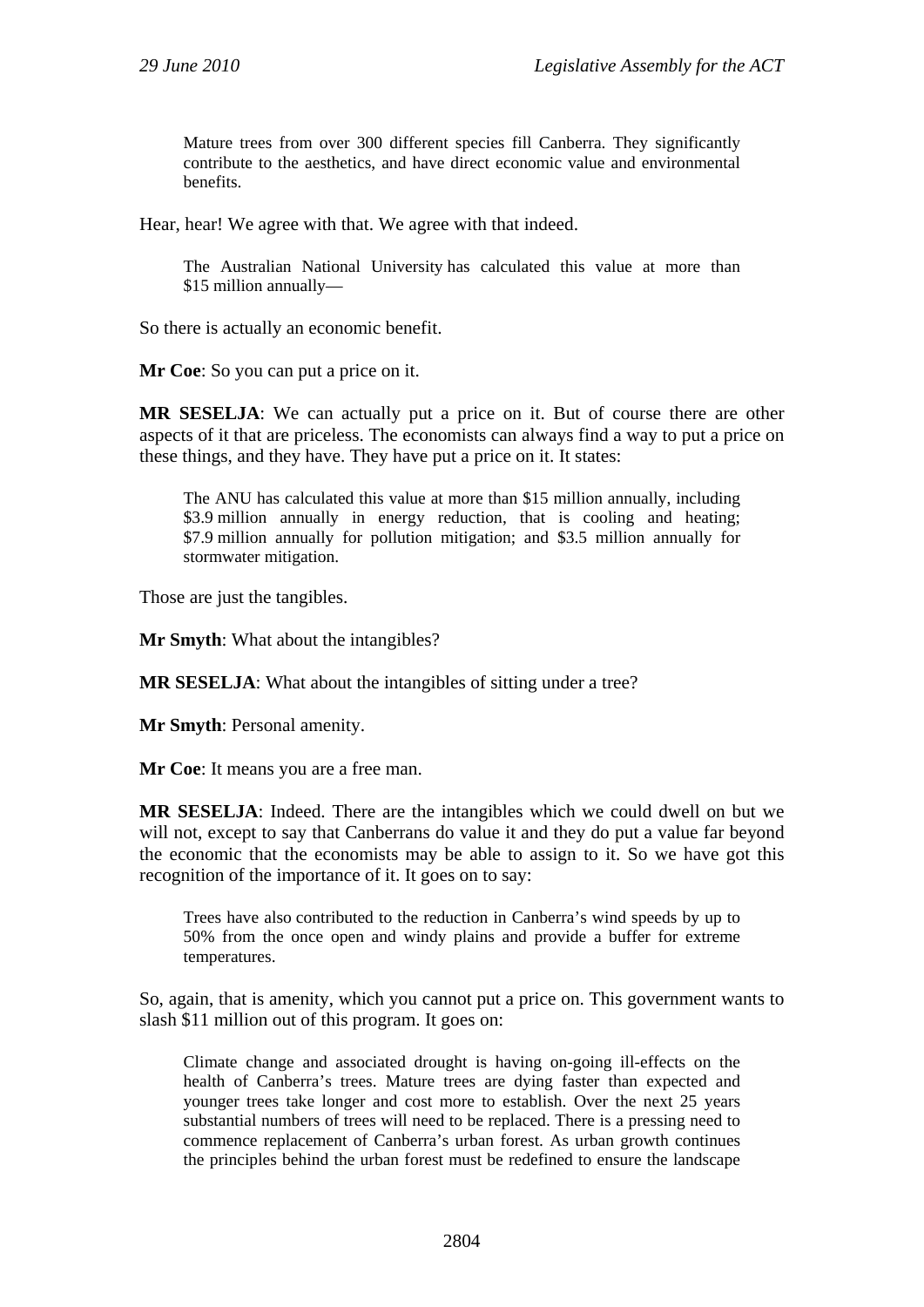> Mature trees from over 300 different species fill Canberra. They significantly contribute to the aesthetics, and have direct economic value and environmental benefits.

Hear, hear! We agree with that. We agree with that indeed.

> The Australian National University has calculated this value at more than $15 million annually—

So there is actually an economic benefit.

**Mr Coe**: So you can put a price on it.

**MR SESELJA**: We can actually put a price on it. But of course there are other aspects of it that are priceless. The economists can always find a way to put a price on these things, and they have. They have put a price on it. It states:

> The ANU has calculated this value at more than $15 million annually, including $3.9 million annually in energy reduction, that is cooling and heating; $7.9 million annually for pollution mitigation; and $3.5 million annually for stormwater mitigation.

Those are just the tangibles.

**Mr Smyth**: What about the intangibles?

**MR SESELJA**: What about the intangibles of sitting under a tree?

**Mr Smyth**: Personal amenity.

**Mr Coe**: It means you are a free man.

**MR SESELJA**: Indeed. There are the intangibles which we could dwell on but we will not, except to say that Canberrans do value it and they do put a value far beyond the economic that the economists may be able to assign to it. So we have got this recognition of the importance of it. It goes on to say:

> Trees have also contributed to the reduction in Canberra's wind speeds by up to 50% from the once open and windy plains and provide a buffer for extreme temperatures.

So, again, that is amenity, which you cannot put a price on. This government wants to slash $11 million out of this program. It goes on:

> Climate change and associated drought is having on-going ill-effects on the health of Canberra's trees. Mature trees are dying faster than expected and younger trees take longer and cost more to establish. Over the next 25 years substantial numbers of trees will need to be replaced. There is a pressing need to commence replacement of Canberra's urban forest. As urban growth continues the principles behind the urban forest must be redefined to ensure the landscape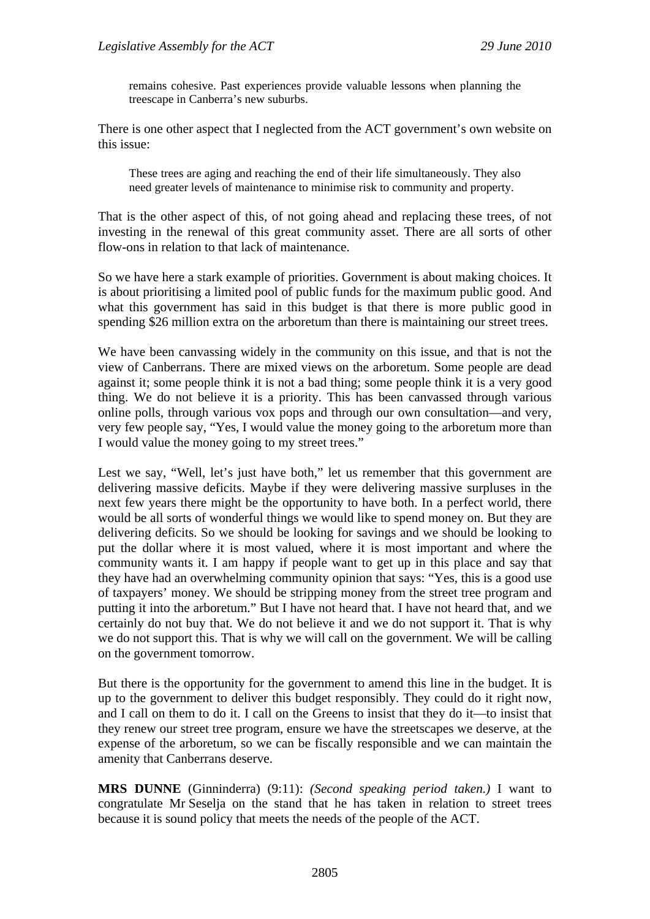> remains cohesive. Past experiences provide valuable lessons when planning the treescape in Canberra's new suburbs.

There is one other aspect that I neglected from the ACT government's own website on this issue:

> These trees are aging and reaching the end of their life simultaneously. They also need greater levels of maintenance to minimise risk to community and property.

That is the other aspect of this, of not going ahead and replacing these trees, of not investing in the renewal of this great community asset. There are all sorts of other flow-ons in relation to that lack of maintenance.

So we have here a stark example of priorities. Government is about making choices. It is about prioritising a limited pool of public funds for the maximum public good. And what this government has said in this budget is that there is more public good in spending $26 million extra on the arboretum than there is maintaining our street trees.

We have been canvassing widely in the community on this issue, and that is not the view of Canberrans. There are mixed views on the arboretum. Some people are dead against it; some people think it is not a bad thing; some people think it is a very good thing. We do not believe it is a priority. This has been canvassed through various online polls, through various vox pops and through our own consultation—and very, very few people say, "Yes, I would value the money going to the arboretum more than I would value the money going to my street trees."

Lest we say, "Well, let's just have both," let us remember that this government are delivering massive deficits. Maybe if they were delivering massive surpluses in the next few years there might be the opportunity to have both. In a perfect world, there would be all sorts of wonderful things we would like to spend money on. But they are delivering deficits. So we should be looking for savings and we should be looking to put the dollar where it is most valued, where it is most important and where the community wants it. I am happy if people want to get up in this place and say that they have had an overwhelming community opinion that says: "Yes, this is a good use of taxpayers' money. We should be stripping money from the street tree program and putting it into the arboretum." But I have not heard that. I have not heard that, and we certainly do not buy that. We do not believe it and we do not support it. That is why we do not support this. That is why we will call on the government. We will be calling on the government tomorrow.

But there is the opportunity for the government to amend this line in the budget. It is up to the government to deliver this budget responsibly. They could do it right now, and I call on them to do it. I call on the Greens to insist that they do it—to insist that they renew our street tree program, ensure we have the streetscapes we deserve, at the expense of the arboretum, so we can be fiscally responsible and we can maintain the amenity that Canberrans deserve.

**MRS DUNNE** (Ginninderra) (9:11): *(Second speaking period taken.)* I want to congratulate Mr Seselja on the stand that he has taken in relation to street trees because it is sound policy that meets the needs of the people of the ACT.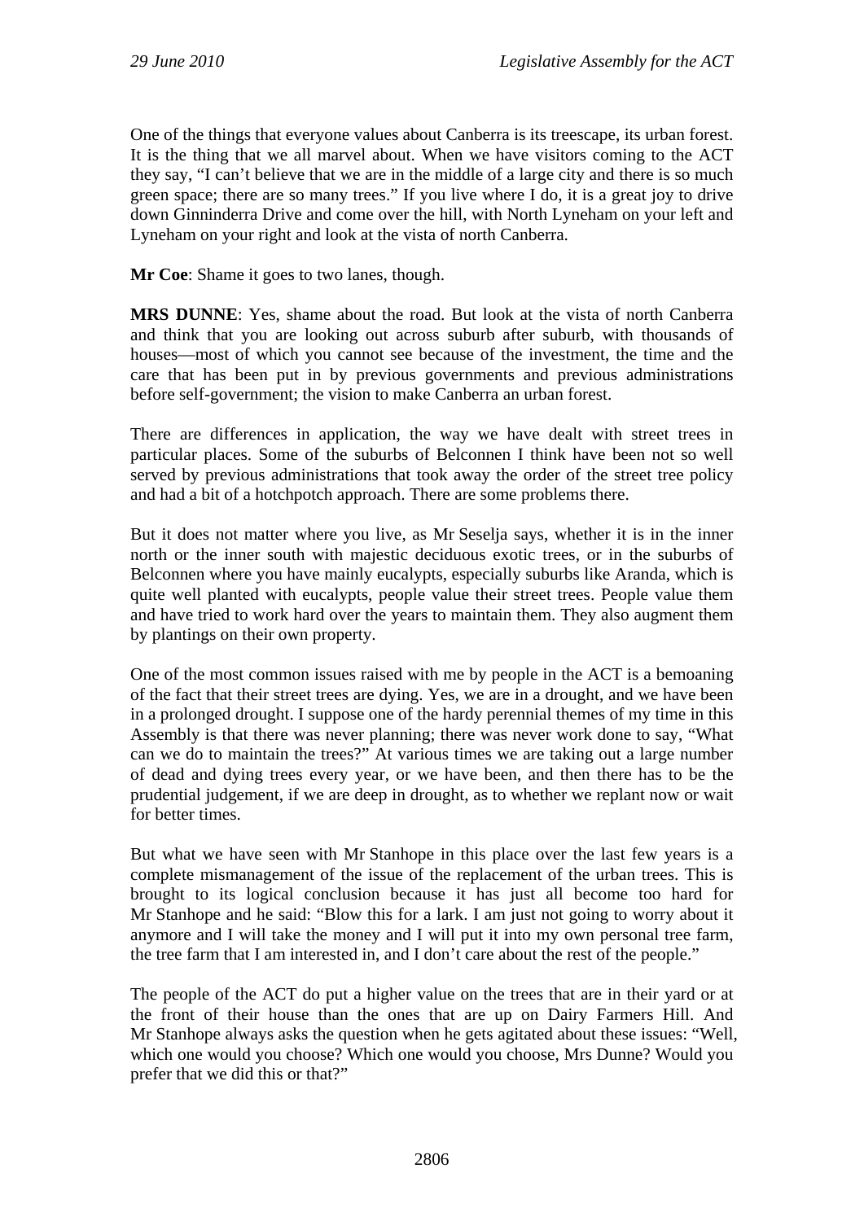One of the things that everyone values about Canberra is its treescape, its urban forest. It is the thing that we all marvel about. When we have visitors coming to the ACT they say, "I can't believe that we are in the middle of a large city and there is so much green space; there are so many trees." If you live where I do, it is a great joy to drive down Ginninderra Drive and come over the hill, with North Lyneham on your left and Lyneham on your right and look at the vista of north Canberra.

**Mr Coe**: Shame it goes to two lanes, though.

**MRS DUNNE**: Yes, shame about the road. But look at the vista of north Canberra and think that you are looking out across suburb after suburb, with thousands of houses—most of which you cannot see because of the investment, the time and the care that has been put in by previous governments and previous administrations before self-government; the vision to make Canberra an urban forest.

There are differences in application, the way we have dealt with street trees in particular places. Some of the suburbs of Belconnen I think have been not so well served by previous administrations that took away the order of the street tree policy and had a bit of a hotchpotch approach. There are some problems there.

But it does not matter where you live, as Mr Seselja says, whether it is in the inner north or the inner south with majestic deciduous exotic trees, or in the suburbs of Belconnen where you have mainly eucalypts, especially suburbs like Aranda, which is quite well planted with eucalypts, people value their street trees. People value them and have tried to work hard over the years to maintain them. They also augment them by plantings on their own property.

One of the most common issues raised with me by people in the ACT is a bemoaning of the fact that their street trees are dying. Yes, we are in a drought, and we have been in a prolonged drought. I suppose one of the hardy perennial themes of my time in this Assembly is that there was never planning; there was never work done to say, "What can we do to maintain the trees?" At various times we are taking out a large number of dead and dying trees every year, or we have been, and then there has to be the prudential judgement, if we are deep in drought, as to whether we replant now or wait for better times.

But what we have seen with Mr Stanhope in this place over the last few years is a complete mismanagement of the issue of the replacement of the urban trees. This is brought to its logical conclusion because it has just all become too hard for Mr Stanhope and he said: "Blow this for a lark. I am just not going to worry about it anymore and I will take the money and I will put it into my own personal tree farm, the tree farm that I am interested in, and I don't care about the rest of the people."

The people of the ACT do put a higher value on the trees that are in their yard or at the front of their house than the ones that are up on Dairy Farmers Hill. And Mr Stanhope always asks the question when he gets agitated about these issues: "Well, which one would you choose? Which one would you choose, Mrs Dunne? Would you prefer that we did this or that?"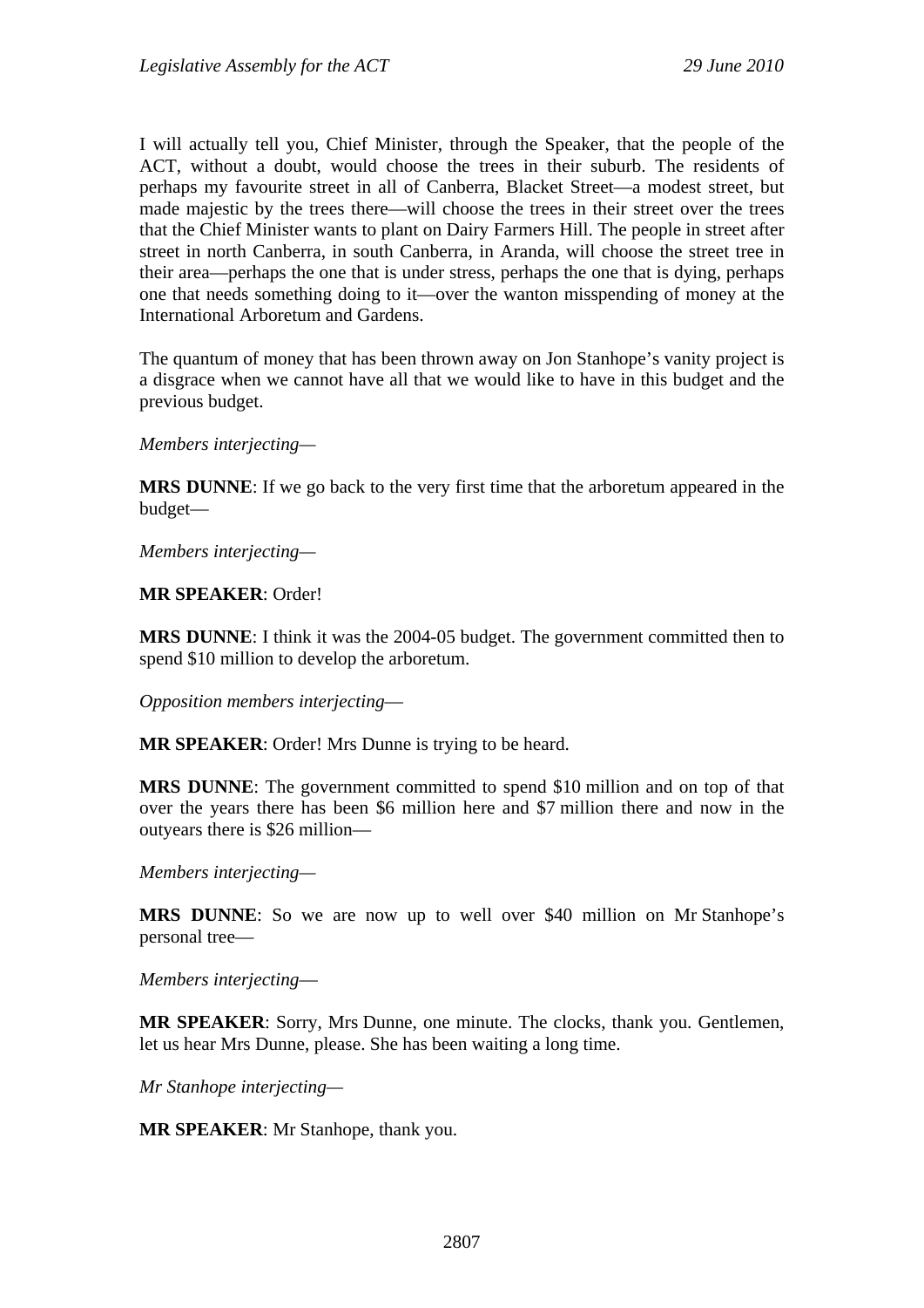I will actually tell you, Chief Minister, through the Speaker, that the people of the ACT, without a doubt, would choose the trees in their suburb. The residents of perhaps my favourite street in all of Canberra, Blacket Street—a modest street, but made majestic by the trees there—will choose the trees in their street over the trees that the Chief Minister wants to plant on Dairy Farmers Hill. The people in street after street in north Canberra, in south Canberra, in Aranda, will choose the street tree in their area—perhaps the one that is under stress, perhaps the one that is dying, perhaps one that needs something doing to it—over the wanton misspending of money at the International Arboretum and Gardens.

The quantum of money that has been thrown away on Jon Stanhope's vanity project is a disgrace when we cannot have all that we would like to have in this budget and the previous budget.

*Members interjecting*—

**MRS DUNNE**: If we go back to the very first time that the arboretum appeared in the budget—

*Members interjecting*—

**MR SPEAKER**: Order!

**MRS DUNNE**: I think it was the 2004-05 budget. The government committed then to spend $10 million to develop the arboretum.

*Opposition members interjecting*—

**MR SPEAKER**: Order! Mrs Dunne is trying to be heard.

**MRS DUNNE**: The government committed to spend $10 million and on top of that over the years there has been $6 million here and $7 million there and now in the outyears there is $26 million—

*Members interjecting*—

**MRS DUNNE**: So we are now up to well over $40 million on Mr Stanhope's personal tree—

*Members interjecting*—

**MR SPEAKER**: Sorry, Mrs Dunne, one minute. The clocks, thank you. Gentlemen, let us hear Mrs Dunne, please. She has been waiting a long time.

*Mr Stanhope interjecting*—

**MR SPEAKER**: Mr Stanhope, thank you.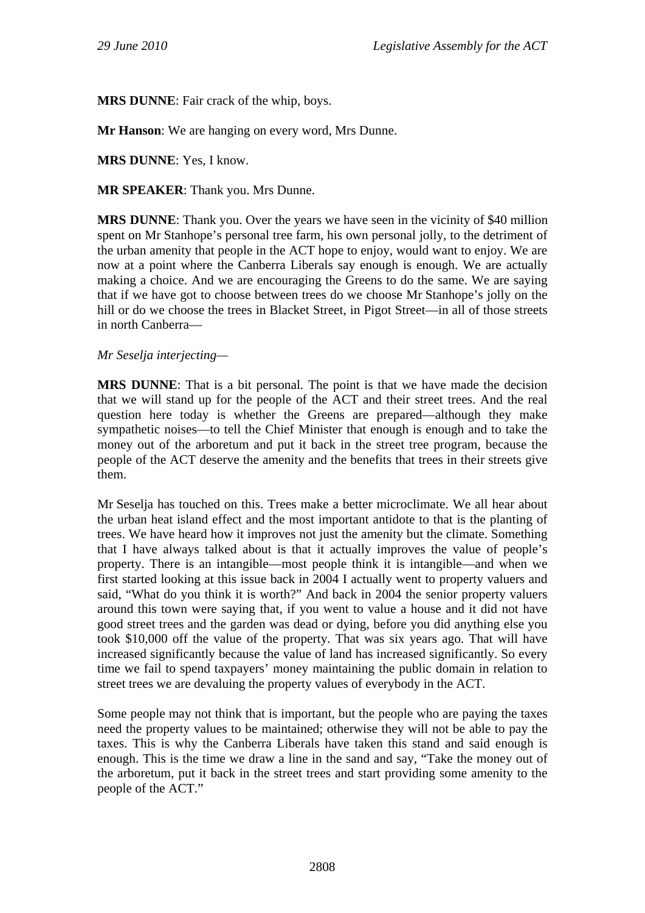**MRS DUNNE**: Fair crack of the whip, boys.

**Mr Hanson**: We are hanging on every word, Mrs Dunne.

**MRS DUNNE**: Yes, I know.

**MR SPEAKER**: Thank you. Mrs Dunne.

**MRS DUNNE**: Thank you. Over the years we have seen in the vicinity of $40 million spent on Mr Stanhope's personal tree farm, his own personal jolly, to the detriment of the urban amenity that people in the ACT hope to enjoy, would want to enjoy. We are now at a point where the Canberra Liberals say enough is enough. We are actually making a choice. And we are encouraging the Greens to do the same. We are saying that if we have got to choose between trees do we choose Mr Stanhope's jolly on the hill or do we choose the trees in Blacket Street, in Pigot Street—in all of those streets in north Canberra—

*Mr Seselja interjecting*—

**MRS DUNNE**: That is a bit personal. The point is that we have made the decision that we will stand up for the people of the ACT and their street trees. And the real question here today is whether the Greens are prepared—although they make sympathetic noises—to tell the Chief Minister that enough is enough and to take the money out of the arboretum and put it back in the street tree program, because the people of the ACT deserve the amenity and the benefits that trees in their streets give them.

Mr Seselja has touched on this. Trees make a better microclimate. We all hear about the urban heat island effect and the most important antidote to that is the planting of trees. We have heard how it improves not just the amenity but the climate. Something that I have always talked about is that it actually improves the value of people's property. There is an intangible—most people think it is intangible—and when we first started looking at this issue back in 2004 I actually went to property valuers and said, "What do you think it is worth?" And back in 2004 the senior property valuers around this town were saying that, if you went to value a house and it did not have good street trees and the garden was dead or dying, before you did anything else you took $10,000 off the value of the property. That was six years ago. That will have increased significantly because the value of land has increased significantly. So every time we fail to spend taxpayers' money maintaining the public domain in relation to street trees we are devaluing the property values of everybody in the ACT.

Some people may not think that is important, but the people who are paying the taxes need the property values to be maintained; otherwise they will not be able to pay the taxes. This is why the Canberra Liberals have taken this stand and said enough is enough. This is the time we draw a line in the sand and say, "Take the money out of the arboretum, put it back in the street trees and start providing some amenity to the people of the ACT."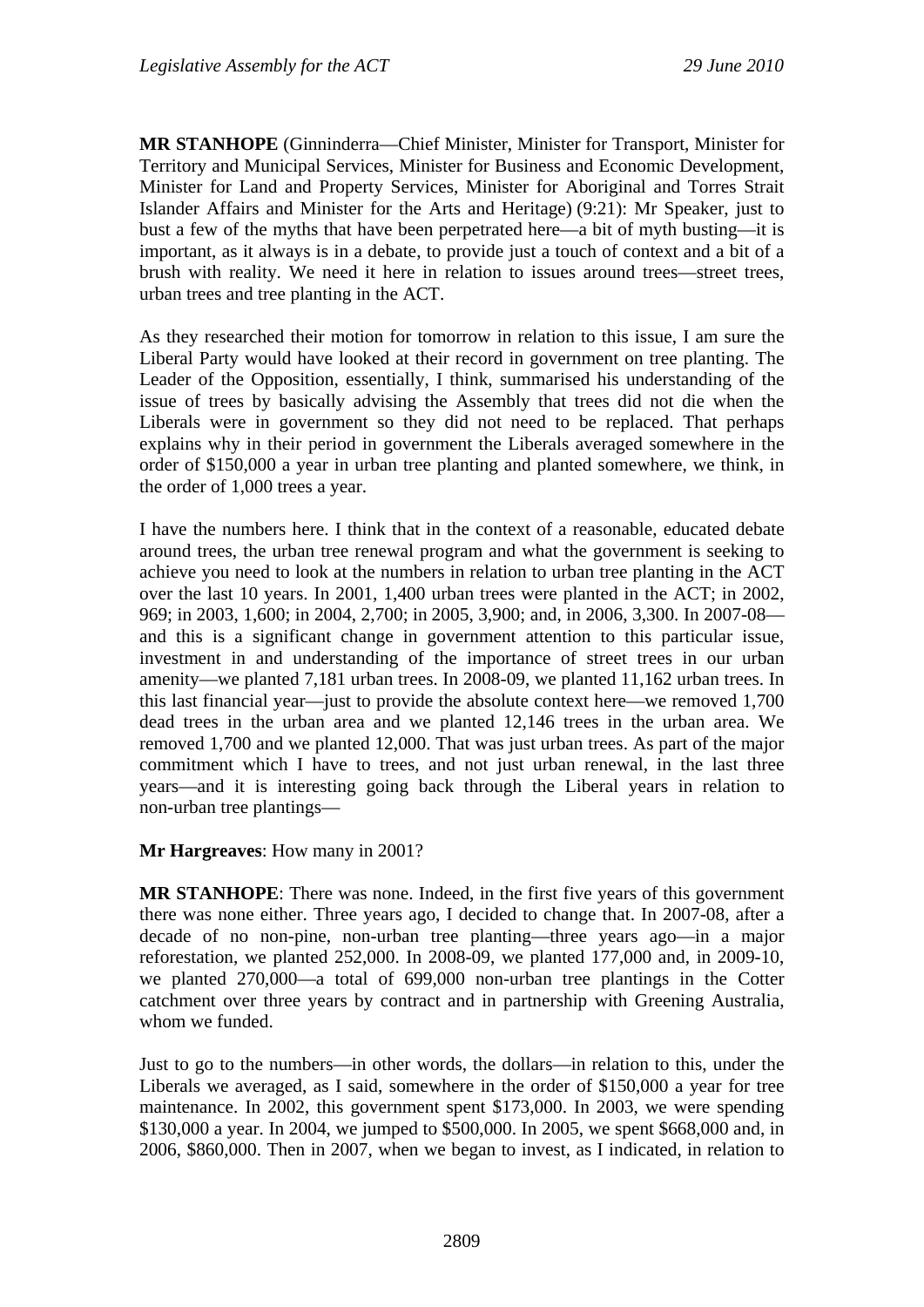**MR STANHOPE** (Ginninderra—Chief Minister, Minister for Transport, Minister for Territory and Municipal Services, Minister for Business and Economic Development, Minister for Land and Property Services, Minister for Aboriginal and Torres Strait Islander Affairs and Minister for the Arts and Heritage) (9:21): Mr Speaker, just to bust a few of the myths that have been perpetrated here—a bit of myth busting—it is important, as it always is in a debate, to provide just a touch of context and a bit of a brush with reality. We need it here in relation to issues around trees—street trees, urban trees and tree planting in the ACT.

As they researched their motion for tomorrow in relation to this issue, I am sure the Liberal Party would have looked at their record in government on tree planting. The Leader of the Opposition, essentially, I think, summarised his understanding of the issue of trees by basically advising the Assembly that trees did not die when the Liberals were in government so they did not need to be replaced. That perhaps explains why in their period in government the Liberals averaged somewhere in the order of $150,000 a year in urban tree planting and planted somewhere, we think, in the order of 1,000 trees a year.

I have the numbers here. I think that in the context of a reasonable, educated debate around trees, the urban tree renewal program and what the government is seeking to achieve you need to look at the numbers in relation to urban tree planting in the ACT over the last 10 years. In 2001, 1,400 urban trees were planted in the ACT; in 2002, 969; in 2003, 1,600; in 2004, 2,700; in 2005, 3,900; and, in 2006, 3,300. In 2007-08—and this is a significant change in government attention to this particular issue, investment in and understanding of the importance of street trees in our urban amenity—we planted 7,181 urban trees. In 2008-09, we planted 11,162 urban trees. In this last financial year—just to provide the absolute context here—we removed 1,700 dead trees in the urban area and we planted 12,146 trees in the urban area. We removed 1,700 and we planted 12,000. That was just urban trees. As part of the major commitment which I have to trees, and not just urban renewal, in the last three years—and it is interesting going back through the Liberal years in relation to non-urban tree plantings—

**Mr Hargreaves**: How many in 2001?

**MR STANHOPE**: There was none. Indeed, in the first five years of this government there was none either. Three years ago, I decided to change that. In 2007-08, after a decade of no non-pine, non-urban tree planting—three years ago—in a major reforestation, we planted 252,000. In 2008-09, we planted 177,000 and, in 2009-10, we planted 270,000—a total of 699,000 non-urban tree plantings in the Cotter catchment over three years by contract and in partnership with Greening Australia, whom we funded.

Just to go to the numbers—in other words, the dollars—in relation to this, under the Liberals we averaged, as I said, somewhere in the order of $150,000 a year for tree maintenance. In 2002, this government spent $173,000. In 2003, we were spending $130,000 a year. In 2004, we jumped to $500,000. In 2005, we spent $668,000 and, in 2006, $860,000. Then in 2007, when we began to invest, as I indicated, in relation to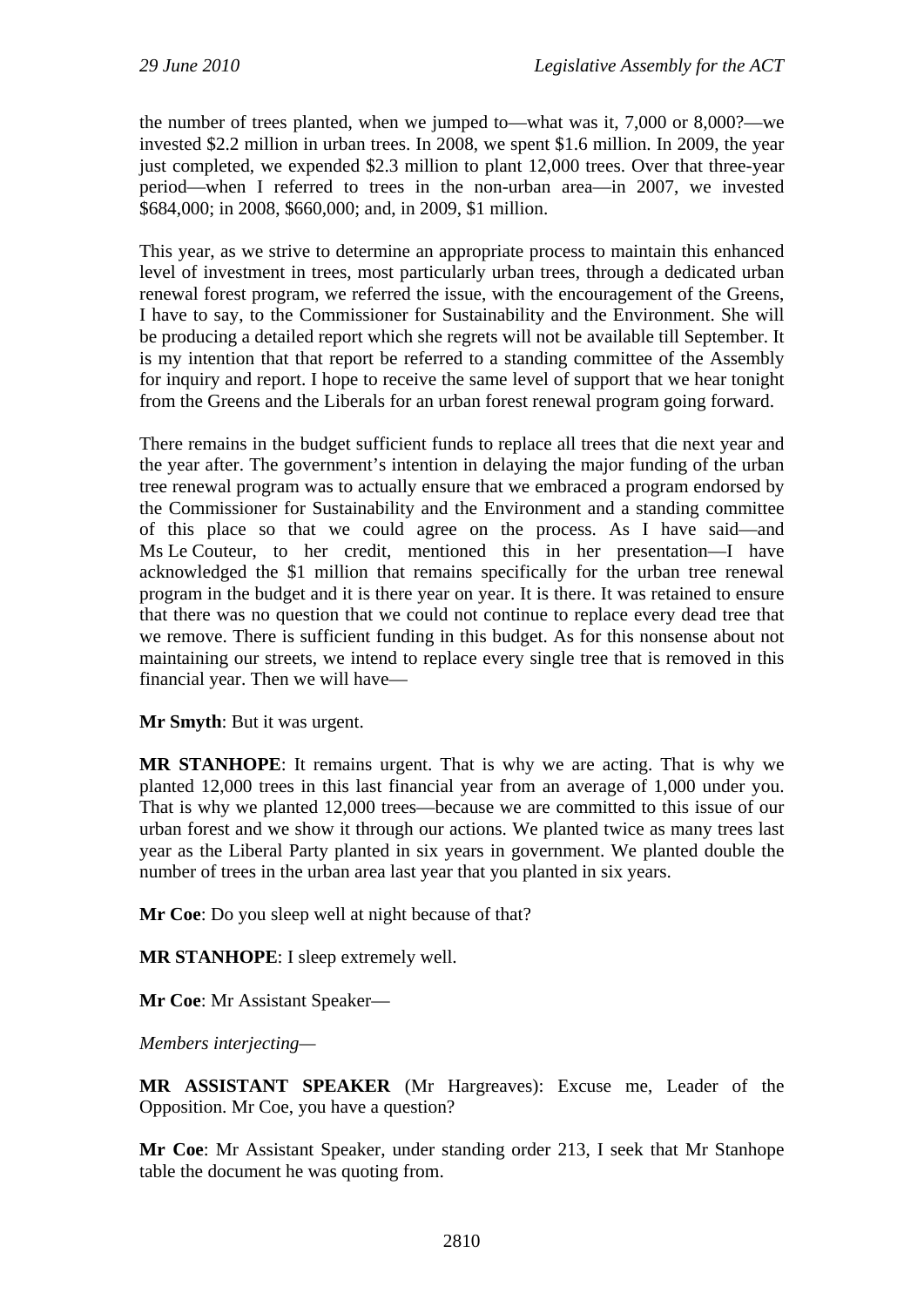the number of trees planted, when we jumped to—what was it, 7,000 or 8,000?—we invested $2.2 million in urban trees. In 2008, we spent $1.6 million. In 2009, the year just completed, we expended $2.3 million to plant 12,000 trees. Over that three-year period—when I referred to trees in the non-urban area—in 2007, we invested $684,000; in 2008, $660,000; and, in 2009, $1 million.

This year, as we strive to determine an appropriate process to maintain this enhanced level of investment in trees, most particularly urban trees, through a dedicated urban renewal forest program, we referred the issue, with the encouragement of the Greens, I have to say, to the Commissioner for Sustainability and the Environment. She will be producing a detailed report which she regrets will not be available till September. It is my intention that that report be referred to a standing committee of the Assembly for inquiry and report. I hope to receive the same level of support that we hear tonight from the Greens and the Liberals for an urban forest renewal program going forward.

There remains in the budget sufficient funds to replace all trees that die next year and the year after. The government's intention in delaying the major funding of the urban tree renewal program was to actually ensure that we embraced a program endorsed by the Commissioner for Sustainability and the Environment and a standing committee of this place so that we could agree on the process. As I have said—and Ms Le Couteur, to her credit, mentioned this in her presentation—I have acknowledged the $1 million that remains specifically for the urban tree renewal program in the budget and it is there year on year. It is there. It was retained to ensure that there was no question that we could not continue to replace every dead tree that we remove. There is sufficient funding in this budget. As for this nonsense about not maintaining our streets, we intend to replace every single tree that is removed in this financial year. Then we will have—

**Mr Smyth**: But it was urgent.

**MR STANHOPE**: It remains urgent. That is why we are acting. That is why we planted 12,000 trees in this last financial year from an average of 1,000 under you. That is why we planted 12,000 trees—because we are committed to this issue of our urban forest and we show it through our actions. We planted twice as many trees last year as the Liberal Party planted in six years in government. We planted double the number of trees in the urban area last year that you planted in six years.

**Mr Coe**: Do you sleep well at night because of that?

**MR STANHOPE**: I sleep extremely well.

**Mr Coe**: Mr Assistant Speaker—

*Members interjecting*—

**MR ASSISTANT SPEAKER** (Mr Hargreaves): Excuse me, Leader of the Opposition. Mr Coe, you have a question?

**Mr Coe**: Mr Assistant Speaker, under standing order 213, I seek that Mr Stanhope table the document he was quoting from.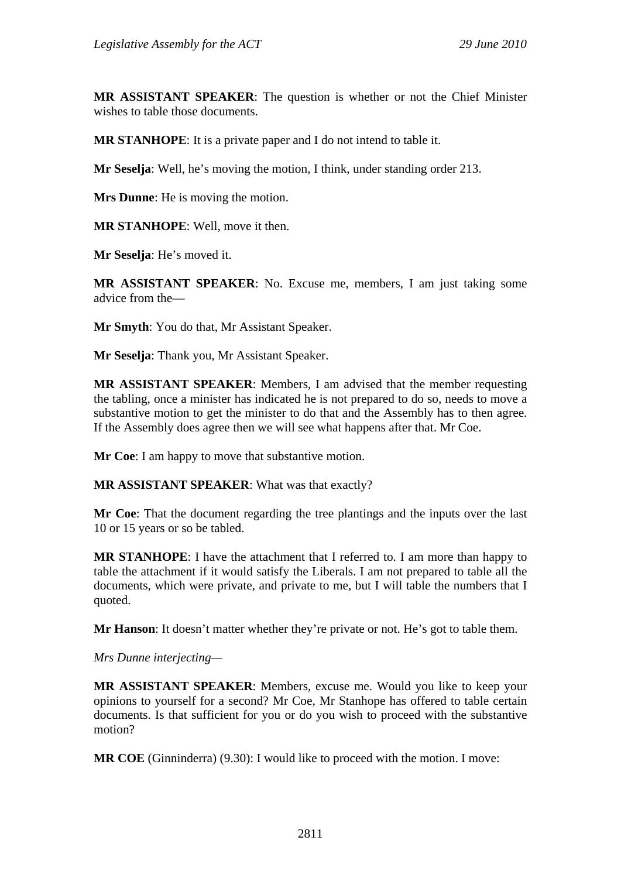**MR ASSISTANT SPEAKER**: The question is whether or not the Chief Minister wishes to table those documents.

**MR STANHOPE**: It is a private paper and I do not intend to table it.

**Mr Seselja**: Well, he's moving the motion, I think, under standing order 213.

**Mrs Dunne**: He is moving the motion.

**MR STANHOPE**: Well, move it then.

**Mr Seselja**: He's moved it.

**MR ASSISTANT SPEAKER**: No. Excuse me, members, I am just taking some advice from the—

**Mr Smyth**: You do that, Mr Assistant Speaker.

**Mr Seselja**: Thank you, Mr Assistant Speaker.

**MR ASSISTANT SPEAKER**: Members, I am advised that the member requesting the tabling, once a minister has indicated he is not prepared to do so, needs to move a substantive motion to get the minister to do that and the Assembly has to then agree. If the Assembly does agree then we will see what happens after that. Mr Coe.

**Mr Coe**: I am happy to move that substantive motion.

**MR ASSISTANT SPEAKER**: What was that exactly?

**Mr Coe**: That the document regarding the tree plantings and the inputs over the last 10 or 15 years or so be tabled.

**MR STANHOPE**: I have the attachment that I referred to. I am more than happy to table the attachment if it would satisfy the Liberals. I am not prepared to table all the documents, which were private, and private to me, but I will table the numbers that I quoted.

**Mr Hanson**: It doesn't matter whether they're private or not. He's got to table them.

*Mrs Dunne interjecting—*

**MR ASSISTANT SPEAKER**: Members, excuse me. Would you like to keep your opinions to yourself for a second? Mr Coe, Mr Stanhope has offered to table certain documents. Is that sufficient for you or do you wish to proceed with the substantive motion?

**MR COE** (Ginninderra) (9.30): I would like to proceed with the motion. I move: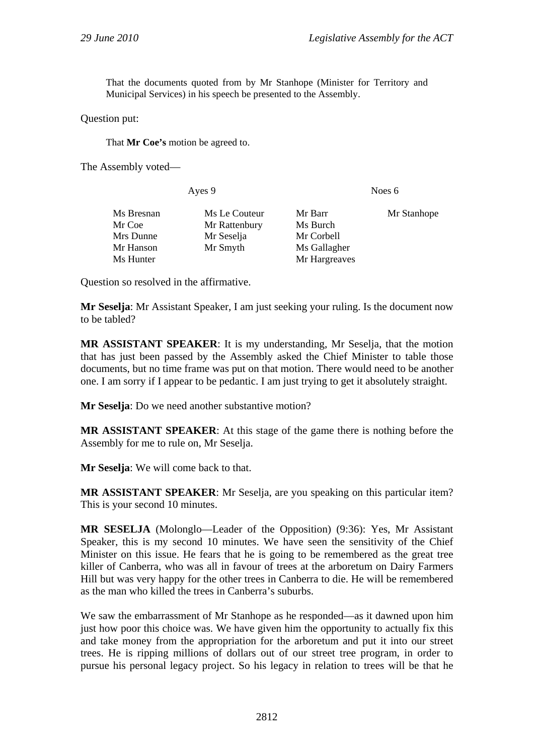That the documents quoted from by Mr Stanhope (Minister for Territory and Municipal Services) in his speech be presented to the Assembly.

Question put:

That **Mr Coe's** motion be agreed to.

The Assembly voted—

| Ayes 9 | | Noes 6 | |
|---|---|---|---|
| Ms Bresnan | Ms Le Couteur | Mr Barr | Mr Stanhope |
| Mr Coe | Mr Rattenbury | Ms Burch | |
| Mrs Dunne | Mr Seselja | Mr Corbell | |
| Mr Hanson | Mr Smyth | Ms Gallagher | |
| Ms Hunter | | Mr Hargreaves | |

Question so resolved in the affirmative.

**Mr Seselja**: Mr Assistant Speaker, I am just seeking your ruling. Is the document now to be tabled?

**MR ASSISTANT SPEAKER**: It is my understanding, Mr Seselja, that the motion that has just been passed by the Assembly asked the Chief Minister to table those documents, but no time frame was put on that motion. There would need to be another one. I am sorry if I appear to be pedantic. I am just trying to get it absolutely straight.

**Mr Seselja**: Do we need another substantive motion?

**MR ASSISTANT SPEAKER**: At this stage of the game there is nothing before the Assembly for me to rule on, Mr Seselja.

**Mr Seselja**: We will come back to that.

**MR ASSISTANT SPEAKER**: Mr Seselja, are you speaking on this particular item? This is your second 10 minutes.

**MR SESELJA** (Molonglo—Leader of the Opposition) (9:36): Yes, Mr Assistant Speaker, this is my second 10 minutes. We have seen the sensitivity of the Chief Minister on this issue. He fears that he is going to be remembered as the great tree killer of Canberra, who was all in favour of trees at the arboretum on Dairy Farmers Hill but was very happy for the other trees in Canberra to die. He will be remembered as the man who killed the trees in Canberra's suburbs.

We saw the embarrassment of Mr Stanhope as he responded—as it dawned upon him just how poor this choice was. We have given him the opportunity to actually fix this and take money from the appropriation for the arboretum and put it into our street trees. He is ripping millions of dollars out of our street tree program, in order to pursue his personal legacy project. So his legacy in relation to trees will be that he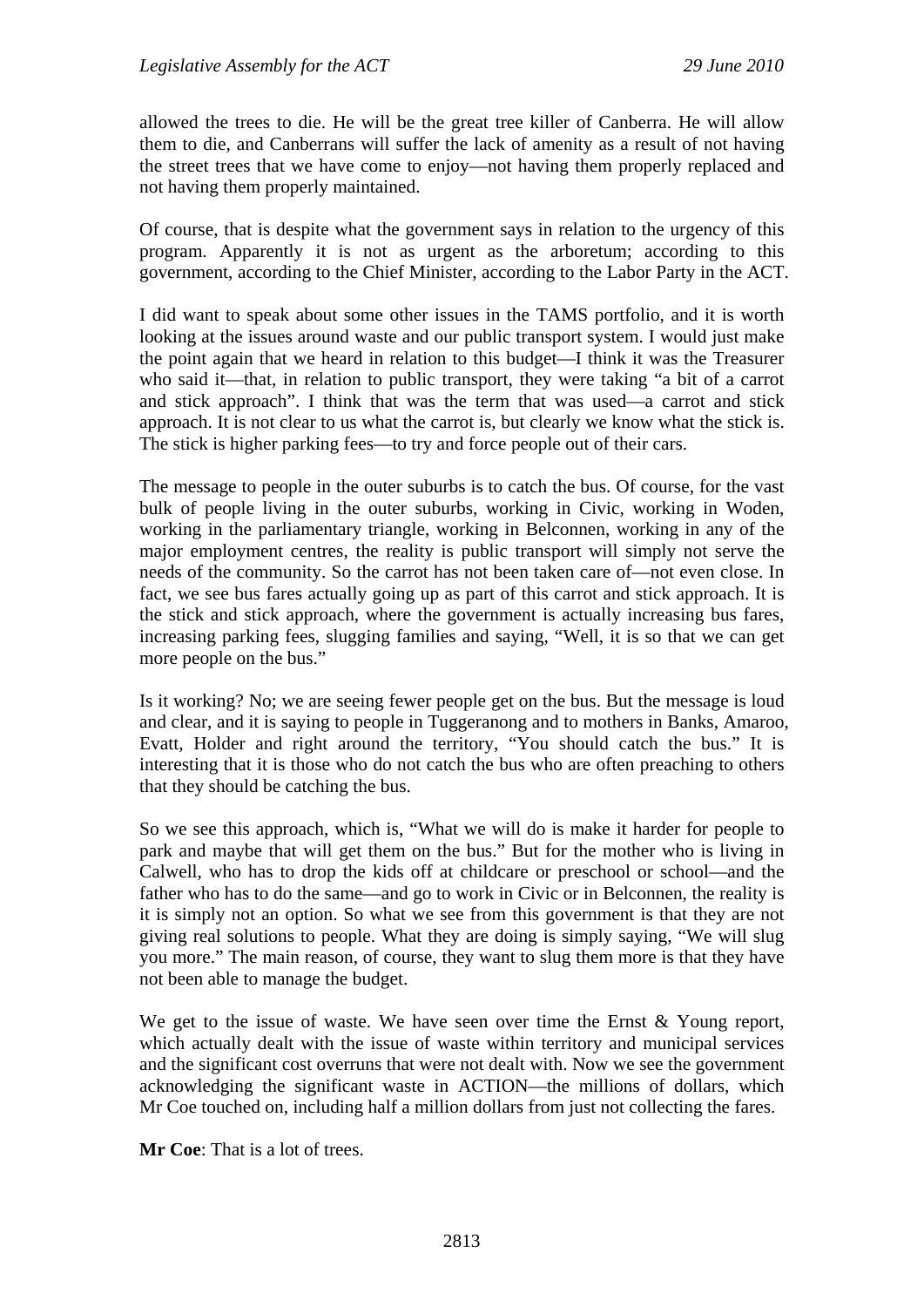allowed the trees to die. He will be the great tree killer of Canberra. He will allow them to die, and Canberrans will suffer the lack of amenity as a result of not having the street trees that we have come to enjoy—not having them properly replaced and not having them properly maintained.

Of course, that is despite what the government says in relation to the urgency of this program. Apparently it is not as urgent as the arboretum; according to this government, according to the Chief Minister, according to the Labor Party in the ACT.

I did want to speak about some other issues in the TAMS portfolio, and it is worth looking at the issues around waste and our public transport system. I would just make the point again that we heard in relation to this budget—I think it was the Treasurer who said it—that, in relation to public transport, they were taking "a bit of a carrot and stick approach". I think that was the term that was used—a carrot and stick approach. It is not clear to us what the carrot is, but clearly we know what the stick is. The stick is higher parking fees—to try and force people out of their cars.

The message to people in the outer suburbs is to catch the bus. Of course, for the vast bulk of people living in the outer suburbs, working in Civic, working in Woden, working in the parliamentary triangle, working in Belconnen, working in any of the major employment centres, the reality is public transport will simply not serve the needs of the community. So the carrot has not been taken care of—not even close. In fact, we see bus fares actually going up as part of this carrot and stick approach. It is the stick and stick approach, where the government is actually increasing bus fares, increasing parking fees, slugging families and saying, "Well, it is so that we can get more people on the bus."

Is it working? No; we are seeing fewer people get on the bus. But the message is loud and clear, and it is saying to people in Tuggeranong and to mothers in Banks, Amaroo, Evatt, Holder and right around the territory, "You should catch the bus." It is interesting that it is those who do not catch the bus who are often preaching to others that they should be catching the bus.

So we see this approach, which is, "What we will do is make it harder for people to park and maybe that will get them on the bus." But for the mother who is living in Calwell, who has to drop the kids off at childcare or preschool or school—and the father who has to do the same—and go to work in Civic or in Belconnen, the reality is it is simply not an option. So what we see from this government is that they are not giving real solutions to people. What they are doing is simply saying, "We will slug you more." The main reason, of course, they want to slug them more is that they have not been able to manage the budget.

We get to the issue of waste. We have seen over time the Ernst & Young report, which actually dealt with the issue of waste within territory and municipal services and the significant cost overruns that were not dealt with. Now we see the government acknowledging the significant waste in ACTION—the millions of dollars, which Mr Coe touched on, including half a million dollars from just not collecting the fares.

**Mr Coe**: That is a lot of trees.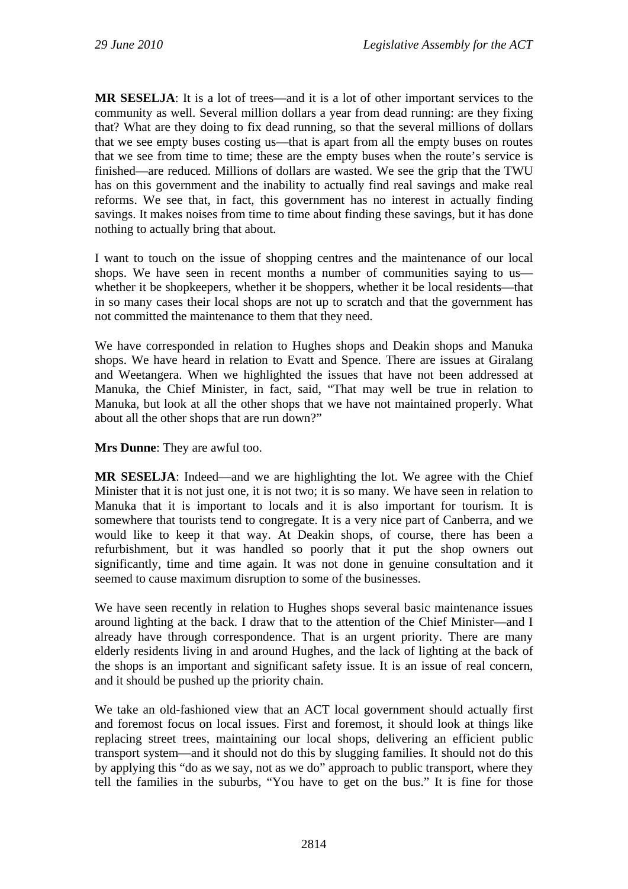**MR SESELJA**: It is a lot of trees—and it is a lot of other important services to the community as well. Several million dollars a year from dead running: are they fixing that? What are they doing to fix dead running, so that the several millions of dollars that we see empty buses costing us—that is apart from all the empty buses on routes that we see from time to time; these are the empty buses when the route's service is finished—are reduced. Millions of dollars are wasted. We see the grip that the TWU has on this government and the inability to actually find real savings and make real reforms. We see that, in fact, this government has no interest in actually finding savings. It makes noises from time to time about finding these savings, but it has done nothing to actually bring that about.

I want to touch on the issue of shopping centres and the maintenance of our local shops. We have seen in recent months a number of communities saying to us—whether it be shopkeepers, whether it be shoppers, whether it be local residents—that in so many cases their local shops are not up to scratch and that the government has not committed the maintenance to them that they need.

We have corresponded in relation to Hughes shops and Deakin shops and Manuka shops. We have heard in relation to Evatt and Spence. There are issues at Giralang and Weetangera. When we highlighted the issues that have not been addressed at Manuka, the Chief Minister, in fact, said, "That may well be true in relation to Manuka, but look at all the other shops that we have not maintained properly. What about all the other shops that are run down?"

**Mrs Dunne**: They are awful too.

**MR SESELJA**: Indeed—and we are highlighting the lot. We agree with the Chief Minister that it is not just one, it is not two; it is so many. We have seen in relation to Manuka that it is important to locals and it is also important for tourism. It is somewhere that tourists tend to congregate. It is a very nice part of Canberra, and we would like to keep it that way. At Deakin shops, of course, there has been a refurbishment, but it was handled so poorly that it put the shop owners out significantly, time and time again. It was not done in genuine consultation and it seemed to cause maximum disruption to some of the businesses.

We have seen recently in relation to Hughes shops several basic maintenance issues around lighting at the back. I draw that to the attention of the Chief Minister—and I already have through correspondence. That is an urgent priority. There are many elderly residents living in and around Hughes, and the lack of lighting at the back of the shops is an important and significant safety issue. It is an issue of real concern, and it should be pushed up the priority chain.

We take an old-fashioned view that an ACT local government should actually first and foremost focus on local issues. First and foremost, it should look at things like replacing street trees, maintaining our local shops, delivering an efficient public transport system—and it should not do this by slugging families. It should not do this by applying this "do as we say, not as we do" approach to public transport, where they tell the families in the suburbs, "You have to get on the bus." It is fine for those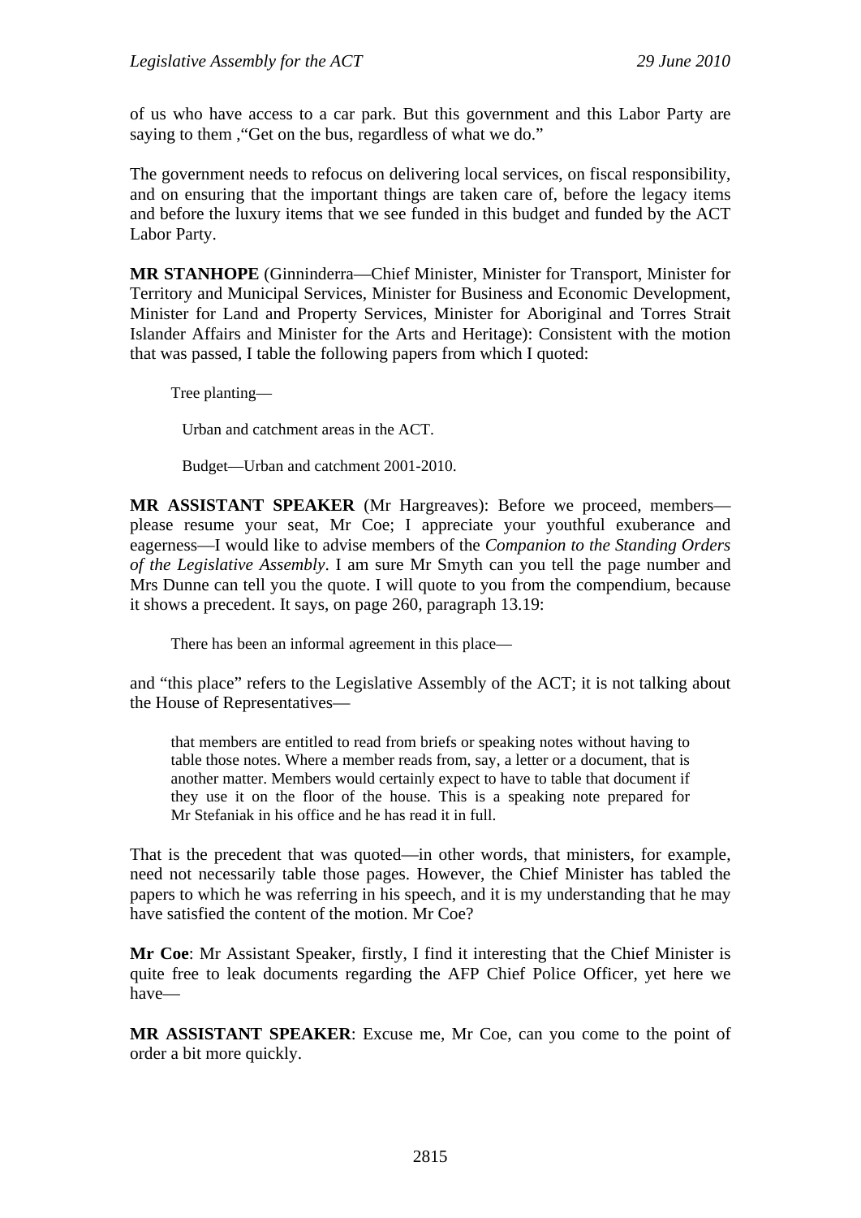of us who have access to a car park. But this government and this Labor Party are saying to them ,"Get on the bus, regardless of what we do."

The government needs to refocus on delivering local services, on fiscal responsibility, and on ensuring that the important things are taken care of, before the legacy items and before the luxury items that we see funded in this budget and funded by the ACT Labor Party.

**MR STANHOPE** (Ginninderra—Chief Minister, Minister for Transport, Minister for Territory and Municipal Services, Minister for Business and Economic Development, Minister for Land and Property Services, Minister for Aboriginal and Torres Strait Islander Affairs and Minister for the Arts and Heritage): Consistent with the motion that was passed, I table the following papers from which I quoted:

> Tree planting—
>
> Urban and catchment areas in the ACT.
>
> Budget—Urban and catchment 2001-2010.

**MR ASSISTANT SPEAKER** (Mr Hargreaves): Before we proceed, members—please resume your seat, Mr Coe; I appreciate your youthful exuberance and eagerness—I would like to advise members of the *Companion to the Standing Orders of the Legislative Assembly*. I am sure Mr Smyth can you tell the page number and Mrs Dunne can tell you the quote. I will quote to you from the compendium, because it shows a precedent. It says, on page 260, paragraph 13.19:

> There has been an informal agreement in this place—

and "this place" refers to the Legislative Assembly of the ACT; it is not talking about the House of Representatives—

> that members are entitled to read from briefs or speaking notes without having to table those notes. Where a member reads from, say, a letter or a document, that is another matter. Members would certainly expect to have to table that document if they use it on the floor of the house. This is a speaking note prepared for Mr Stefaniak in his office and he has read it in full.

That is the precedent that was quoted—in other words, that ministers, for example, need not necessarily table those pages. However, the Chief Minister has tabled the papers to which he was referring in his speech, and it is my understanding that he may have satisfied the content of the motion. Mr Coe?

**Mr Coe**: Mr Assistant Speaker, firstly, I find it interesting that the Chief Minister is quite free to leak documents regarding the AFP Chief Police Officer, yet here we have—

**MR ASSISTANT SPEAKER**: Excuse me, Mr Coe, can you come to the point of order a bit more quickly.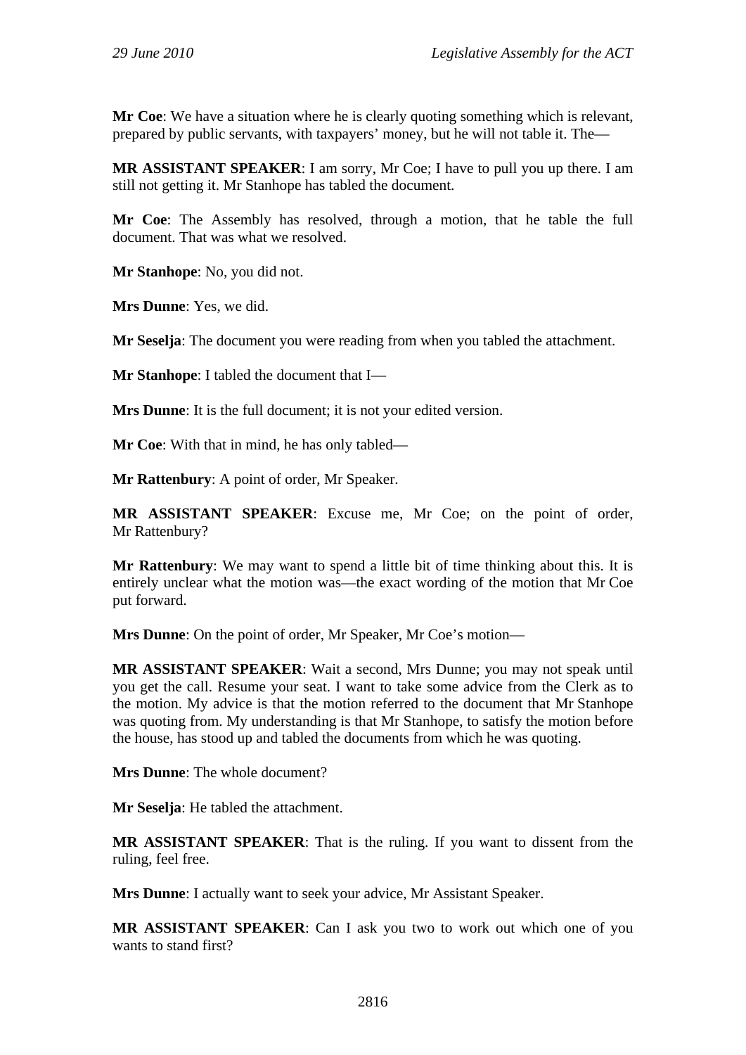**Mr Coe**: We have a situation where he is clearly quoting something which is relevant, prepared by public servants, with taxpayers' money, but he will not table it. The—

**MR ASSISTANT SPEAKER**: I am sorry, Mr Coe; I have to pull you up there. I am still not getting it. Mr Stanhope has tabled the document.

**Mr Coe**: The Assembly has resolved, through a motion, that he table the full document. That was what we resolved.

**Mr Stanhope**: No, you did not.

**Mrs Dunne**: Yes, we did.

**Mr Seselja**: The document you were reading from when you tabled the attachment.

**Mr Stanhope**: I tabled the document that I—

**Mrs Dunne**: It is the full document; it is not your edited version.

**Mr Coe**: With that in mind, he has only tabled—

**Mr Rattenbury**: A point of order, Mr Speaker.

**MR ASSISTANT SPEAKER**: Excuse me, Mr Coe; on the point of order, Mr Rattenbury?

**Mr Rattenbury**: We may want to spend a little bit of time thinking about this. It is entirely unclear what the motion was—the exact wording of the motion that Mr Coe put forward.

**Mrs Dunne**: On the point of order, Mr Speaker, Mr Coe's motion—

**MR ASSISTANT SPEAKER**: Wait a second, Mrs Dunne; you may not speak until you get the call. Resume your seat. I want to take some advice from the Clerk as to the motion. My advice is that the motion referred to the document that Mr Stanhope was quoting from. My understanding is that Mr Stanhope, to satisfy the motion before the house, has stood up and tabled the documents from which he was quoting.

**Mrs Dunne**: The whole document?

**Mr Seselja**: He tabled the attachment.

**MR ASSISTANT SPEAKER**: That is the ruling. If you want to dissent from the ruling, feel free.

**Mrs Dunne**: I actually want to seek your advice, Mr Assistant Speaker.

**MR ASSISTANT SPEAKER**: Can I ask you two to work out which one of you wants to stand first?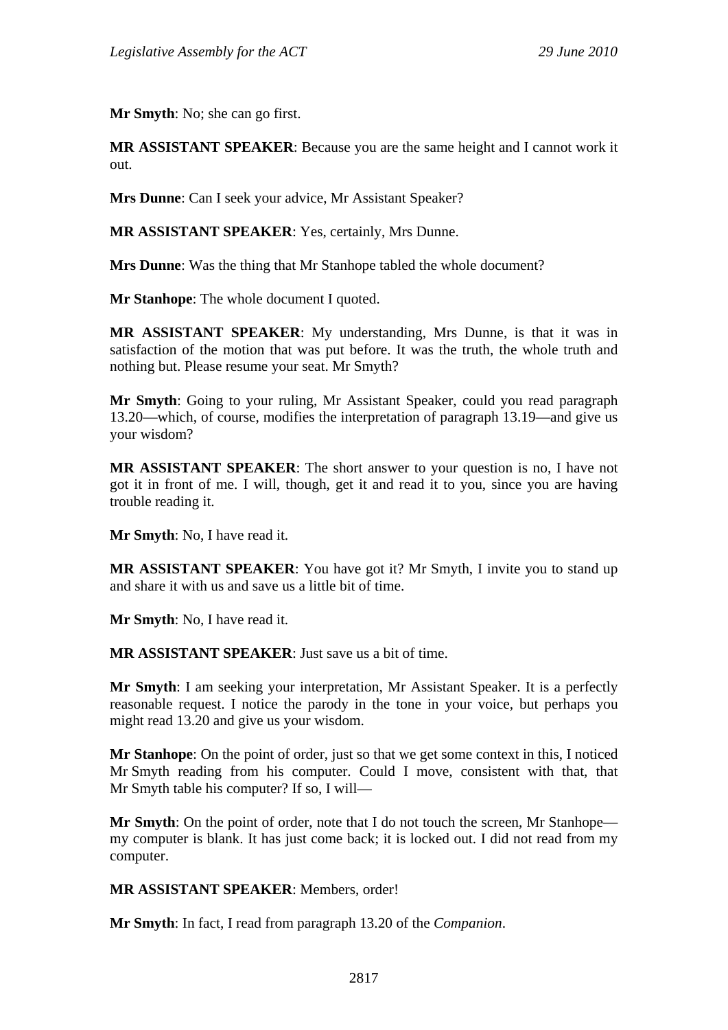**Mr Smyth**: No; she can go first.

**MR ASSISTANT SPEAKER**: Because you are the same height and I cannot work it out.

**Mrs Dunne**: Can I seek your advice, Mr Assistant Speaker?

**MR ASSISTANT SPEAKER**: Yes, certainly, Mrs Dunne.

**Mrs Dunne**: Was the thing that Mr Stanhope tabled the whole document?

**Mr Stanhope**: The whole document I quoted.

**MR ASSISTANT SPEAKER**: My understanding, Mrs Dunne, is that it was in satisfaction of the motion that was put before. It was the truth, the whole truth and nothing but. Please resume your seat. Mr Smyth?

**Mr Smyth**: Going to your ruling, Mr Assistant Speaker, could you read paragraph 13.20—which, of course, modifies the interpretation of paragraph 13.19—and give us your wisdom?

**MR ASSISTANT SPEAKER**: The short answer to your question is no, I have not got it in front of me. I will, though, get it and read it to you, since you are having trouble reading it.

**Mr Smyth**: No, I have read it.

**MR ASSISTANT SPEAKER**: You have got it? Mr Smyth, I invite you to stand up and share it with us and save us a little bit of time.

**Mr Smyth**: No, I have read it.

**MR ASSISTANT SPEAKER**: Just save us a bit of time.

**Mr Smyth**: I am seeking your interpretation, Mr Assistant Speaker. It is a perfectly reasonable request. I notice the parody in the tone in your voice, but perhaps you might read 13.20 and give us your wisdom.

**Mr Stanhope**: On the point of order, just so that we get some context in this, I noticed Mr Smyth reading from his computer. Could I move, consistent with that, that Mr Smyth table his computer? If so, I will—

**Mr Smyth**: On the point of order, note that I do not touch the screen, Mr Stanhope—my computer is blank. It has just come back; it is locked out. I did not read from my computer.

**MR ASSISTANT SPEAKER**: Members, order!

**Mr Smyth**: In fact, I read from paragraph 13.20 of the *Companion*.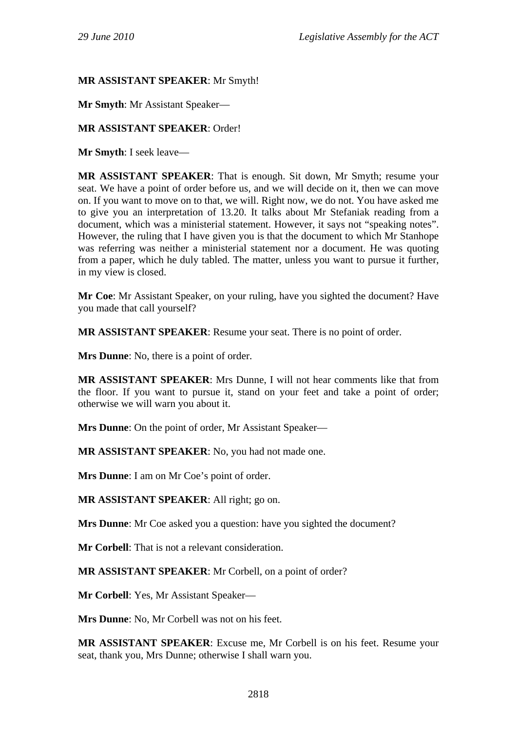**MR ASSISTANT SPEAKER**: Mr Smyth!

**Mr Smyth**: Mr Assistant Speaker—

**MR ASSISTANT SPEAKER**: Order!

**Mr Smyth**: I seek leave—

**MR ASSISTANT SPEAKER**: That is enough. Sit down, Mr Smyth; resume your seat. We have a point of order before us, and we will decide on it, then we can move on. If you want to move on to that, we will. Right now, we do not. You have asked me to give you an interpretation of 13.20. It talks about Mr Stefaniak reading from a document, which was a ministerial statement. However, it says not "speaking notes". However, the ruling that I have given you is that the document to which Mr Stanhope was referring was neither a ministerial statement nor a document. He was quoting from a paper, which he duly tabled. The matter, unless you want to pursue it further, in my view is closed.

**Mr Coe**: Mr Assistant Speaker, on your ruling, have you sighted the document? Have you made that call yourself?

**MR ASSISTANT SPEAKER**: Resume your seat. There is no point of order.

**Mrs Dunne**: No, there is a point of order.

**MR ASSISTANT SPEAKER**: Mrs Dunne, I will not hear comments like that from the floor. If you want to pursue it, stand on your feet and take a point of order; otherwise we will warn you about it.

**Mrs Dunne**: On the point of order, Mr Assistant Speaker—

**MR ASSISTANT SPEAKER**: No, you had not made one.

**Mrs Dunne**: I am on Mr Coe's point of order.

**MR ASSISTANT SPEAKER**: All right; go on.

**Mrs Dunne**: Mr Coe asked you a question: have you sighted the document?

**Mr Corbell**: That is not a relevant consideration.

**MR ASSISTANT SPEAKER**: Mr Corbell, on a point of order?

**Mr Corbell**: Yes, Mr Assistant Speaker—

**Mrs Dunne**: No, Mr Corbell was not on his feet.

**MR ASSISTANT SPEAKER**: Excuse me, Mr Corbell is on his feet. Resume your seat, thank you, Mrs Dunne; otherwise I shall warn you.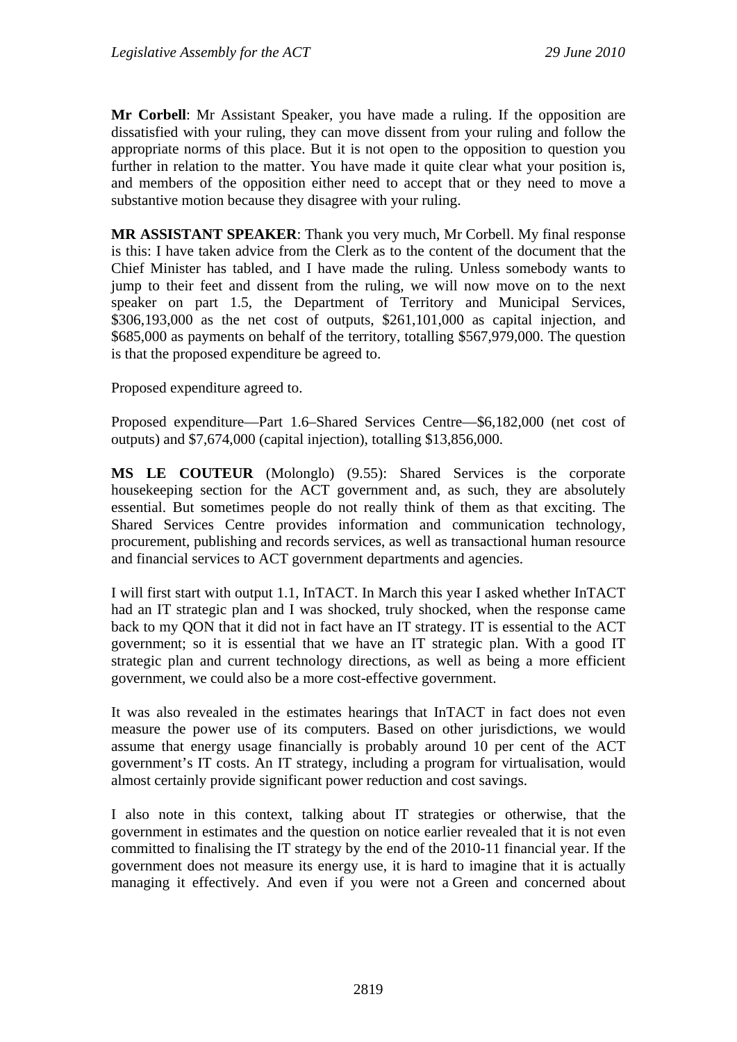**Mr Corbell**: Mr Assistant Speaker, you have made a ruling. If the opposition are dissatisfied with your ruling, they can move dissent from your ruling and follow the appropriate norms of this place. But it is not open to the opposition to question you further in relation to the matter. You have made it quite clear what your position is, and members of the opposition either need to accept that or they need to move a substantive motion because they disagree with your ruling.

**MR ASSISTANT SPEAKER**: Thank you very much, Mr Corbell. My final response is this: I have taken advice from the Clerk as to the content of the document that the Chief Minister has tabled, and I have made the ruling. Unless somebody wants to jump to their feet and dissent from the ruling, we will now move on to the next speaker on part 1.5, the Department of Territory and Municipal Services, $306,193,000 as the net cost of outputs, $261,101,000 as capital injection, and $685,000 as payments on behalf of the territory, totalling $567,979,000. The question is that the proposed expenditure be agreed to.

Proposed expenditure agreed to.

Proposed expenditure—Part 1.6–Shared Services Centre—$6,182,000 (net cost of outputs) and $7,674,000 (capital injection), totalling $13,856,000.

**MS LE COUTEUR** (Molonglo) (9.55): Shared Services is the corporate housekeeping section for the ACT government and, as such, they are absolutely essential. But sometimes people do not really think of them as that exciting. The Shared Services Centre provides information and communication technology, procurement, publishing and records services, as well as transactional human resource and financial services to ACT government departments and agencies.

I will first start with output 1.1, InTACT. In March this year I asked whether InTACT had an IT strategic plan and I was shocked, truly shocked, when the response came back to my QON that it did not in fact have an IT strategy. IT is essential to the ACT government; so it is essential that we have an IT strategic plan. With a good IT strategic plan and current technology directions, as well as being a more efficient government, we could also be a more cost-effective government.

It was also revealed in the estimates hearings that InTACT in fact does not even measure the power use of its computers. Based on other jurisdictions, we would assume that energy usage financially is probably around 10 per cent of the ACT government's IT costs. An IT strategy, including a program for virtualisation, would almost certainly provide significant power reduction and cost savings.

I also note in this context, talking about IT strategies or otherwise, that the government in estimates and the question on notice earlier revealed that it is not even committed to finalising the IT strategy by the end of the 2010-11 financial year. If the government does not measure its energy use, it is hard to imagine that it is actually managing it effectively. And even if you were not a Green and concerned about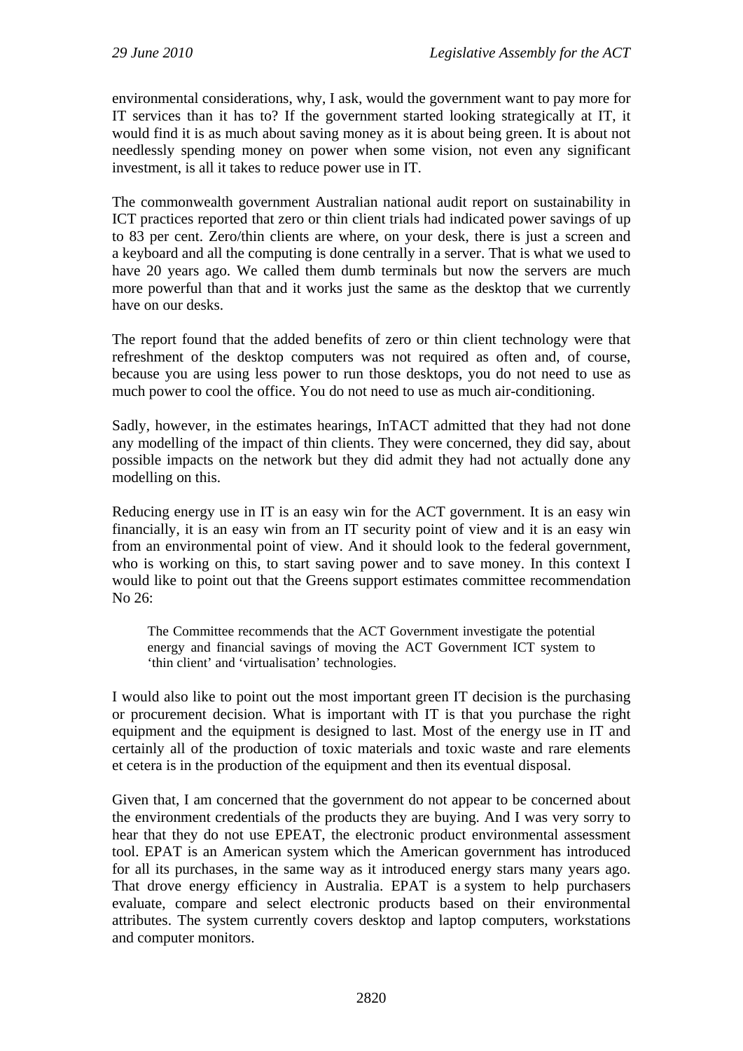environmental considerations, why, I ask, would the government want to pay more for IT services than it has to? If the government started looking strategically at IT, it would find it is as much about saving money as it is about being green. It is about not needlessly spending money on power when some vision, not even any significant investment, is all it takes to reduce power use in IT.

The commonwealth government Australian national audit report on sustainability in ICT practices reported that zero or thin client trials had indicated power savings of up to 83 per cent. Zero/thin clients are where, on your desk, there is just a screen and a keyboard and all the computing is done centrally in a server. That is what we used to have 20 years ago. We called them dumb terminals but now the servers are much more powerful than that and it works just the same as the desktop that we currently have on our desks.

The report found that the added benefits of zero or thin client technology were that refreshment of the desktop computers was not required as often and, of course, because you are using less power to run those desktops, you do not need to use as much power to cool the office. You do not need to use as much air-conditioning.

Sadly, however, in the estimates hearings, InTACT admitted that they had not done any modelling of the impact of thin clients. They were concerned, they did say, about possible impacts on the network but they did admit they had not actually done any modelling on this.

Reducing energy use in IT is an easy win for the ACT government. It is an easy win financially, it is an easy win from an IT security point of view and it is an easy win from an environmental point of view. And it should look to the federal government, who is working on this, to start saving power and to save money. In this context I would like to point out that the Greens support estimates committee recommendation No 26:

> The Committee recommends that the ACT Government investigate the potential energy and financial savings of moving the ACT Government ICT system to 'thin client' and 'virtualisation' technologies.

I would also like to point out the most important green IT decision is the purchasing or procurement decision. What is important with IT is that you purchase the right equipment and the equipment is designed to last. Most of the energy use in IT and certainly all of the production of toxic materials and toxic waste and rare elements et cetera is in the production of the equipment and then its eventual disposal.

Given that, I am concerned that the government do not appear to be concerned about the environment credentials of the products they are buying. And I was very sorry to hear that they do not use EPEAT, the electronic product environmental assessment tool. EPAT is an American system which the American government has introduced for all its purchases, in the same way as it introduced energy stars many years ago. That drove energy efficiency in Australia. EPAT is a system to help purchasers evaluate, compare and select electronic products based on their environmental attributes. The system currently covers desktop and laptop computers, workstations and computer monitors.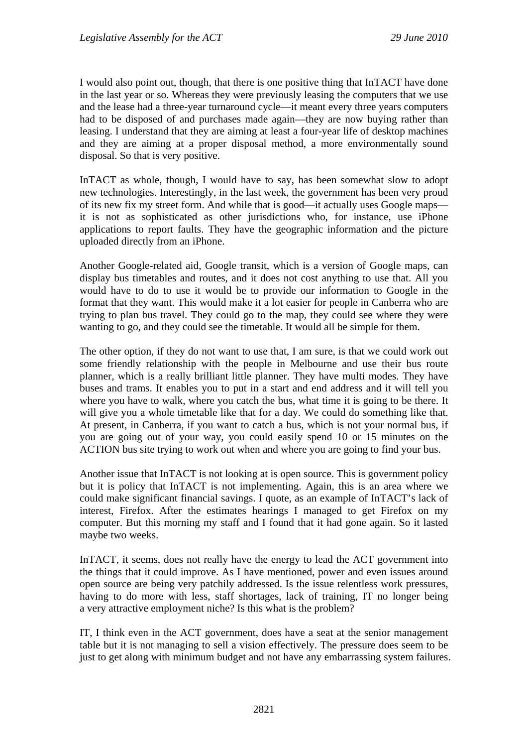I would also point out, though, that there is one positive thing that InTACT have done in the last year or so. Whereas they were previously leasing the computers that we use and the lease had a three-year turnaround cycle—it meant every three years computers had to be disposed of and purchases made again—they are now buying rather than leasing. I understand that they are aiming at least a four-year life of desktop machines and they are aiming at a proper disposal method, a more environmentally sound disposal. So that is very positive.

InTACT as whole, though, I would have to say, has been somewhat slow to adopt new technologies. Interestingly, in the last week, the government has been very proud of its new fix my street form. And while that is good—it actually uses Google maps—it is not as sophisticated as other jurisdictions who, for instance, use iPhone applications to report faults. They have the geographic information and the picture uploaded directly from an iPhone.

Another Google-related aid, Google transit, which is a version of Google maps, can display bus timetables and routes, and it does not cost anything to use that. All you would have to do to use it would be to provide our information to Google in the format that they want. This would make it a lot easier for people in Canberra who are trying to plan bus travel. They could go to the map, they could see where they were wanting to go, and they could see the timetable. It would all be simple for them.

The other option, if they do not want to use that, I am sure, is that we could work out some friendly relationship with the people in Melbourne and use their bus route planner, which is a really brilliant little planner. They have multi modes. They have buses and trams. It enables you to put in a start and end address and it will tell you where you have to walk, where you catch the bus, what time it is going to be there. It will give you a whole timetable like that for a day. We could do something like that. At present, in Canberra, if you want to catch a bus, which is not your normal bus, if you are going out of your way, you could easily spend 10 or 15 minutes on the ACTION bus site trying to work out when and where you are going to find your bus.

Another issue that InTACT is not looking at is open source. This is government policy but it is policy that InTACT is not implementing. Again, this is an area where we could make significant financial savings. I quote, as an example of InTACT's lack of interest, Firefox. After the estimates hearings I managed to get Firefox on my computer. But this morning my staff and I found that it had gone again. So it lasted maybe two weeks.

InTACT, it seems, does not really have the energy to lead the ACT government into the things that it could improve. As I have mentioned, power and even issues around open source are being very patchily addressed. Is the issue relentless work pressures, having to do more with less, staff shortages, lack of training, IT no longer being a very attractive employment niche? Is this what is the problem?

IT, I think even in the ACT government, does have a seat at the senior management table but it is not managing to sell a vision effectively. The pressure does seem to be just to get along with minimum budget and not have any embarrassing system failures.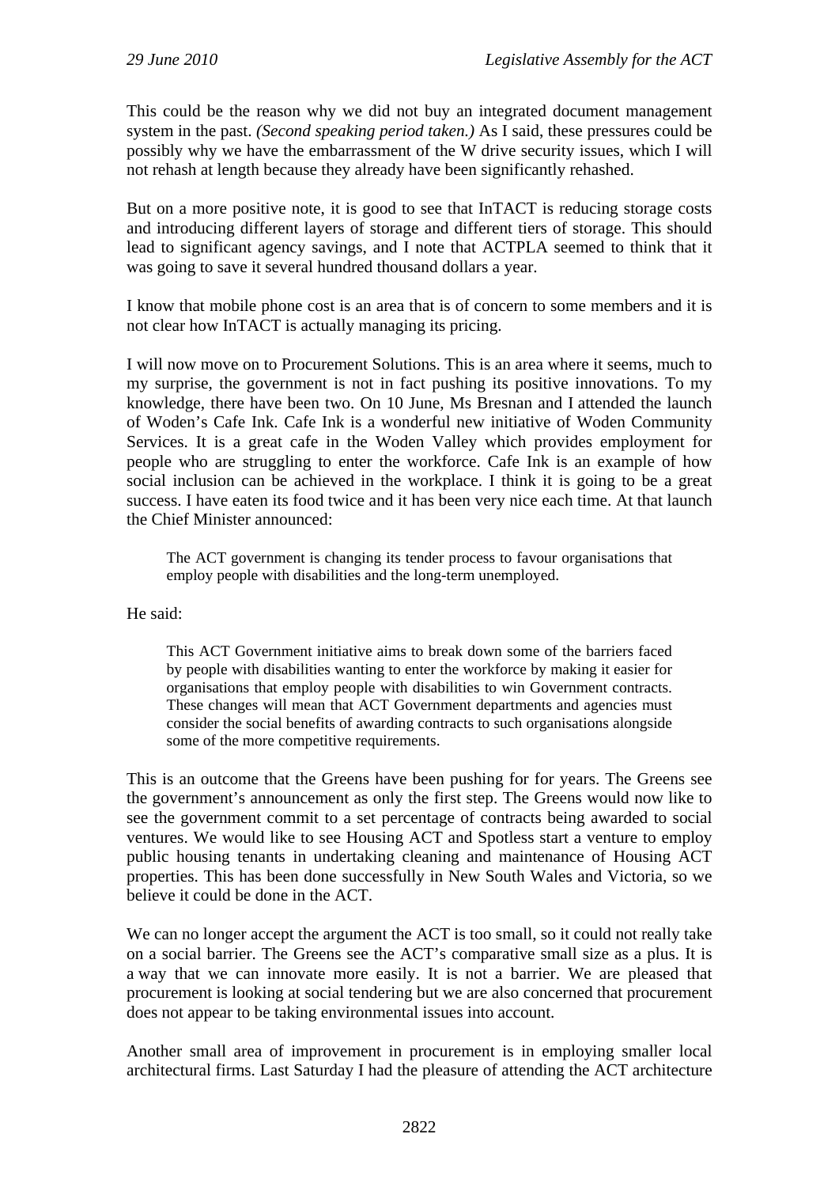This could be the reason why we did not buy an integrated document management system in the past. *(Second speaking period taken.)* As I said, these pressures could be possibly why we have the embarrassment of the W drive security issues, which I will not rehash at length because they already have been significantly rehashed.

But on a more positive note, it is good to see that InTACT is reducing storage costs and introducing different layers of storage and different tiers of storage. This should lead to significant agency savings, and I note that ACTPLA seemed to think that it was going to save it several hundred thousand dollars a year.

I know that mobile phone cost is an area that is of concern to some members and it is not clear how InTACT is actually managing its pricing.

I will now move on to Procurement Solutions. This is an area where it seems, much to my surprise, the government is not in fact pushing its positive innovations. To my knowledge, there have been two. On 10 June, Ms Bresnan and I attended the launch of Woden's Cafe Ink. Cafe Ink is a wonderful new initiative of Woden Community Services. It is a great cafe in the Woden Valley which provides employment for people who are struggling to enter the workforce. Cafe Ink is an example of how social inclusion can be achieved in the workplace. I think it is going to be a great success. I have eaten its food twice and it has been very nice each time. At that launch the Chief Minister announced:

> The ACT government is changing its tender process to favour organisations that employ people with disabilities and the long-term unemployed.

He said:

> This ACT Government initiative aims to break down some of the barriers faced by people with disabilities wanting to enter the workforce by making it easier for organisations that employ people with disabilities to win Government contracts. These changes will mean that ACT Government departments and agencies must consider the social benefits of awarding contracts to such organisations alongside some of the more competitive requirements.

This is an outcome that the Greens have been pushing for for years. The Greens see the government's announcement as only the first step. The Greens would now like to see the government commit to a set percentage of contracts being awarded to social ventures. We would like to see Housing ACT and Spotless start a venture to employ public housing tenants in undertaking cleaning and maintenance of Housing ACT properties. This has been done successfully in New South Wales and Victoria, so we believe it could be done in the ACT.

We can no longer accept the argument the ACT is too small, so it could not really take on a social barrier. The Greens see the ACT's comparative small size as a plus. It is a way that we can innovate more easily. It is not a barrier. We are pleased that procurement is looking at social tendering but we are also concerned that procurement does not appear to be taking environmental issues into account.

Another small area of improvement in procurement is in employing smaller local architectural firms. Last Saturday I had the pleasure of attending the ACT architecture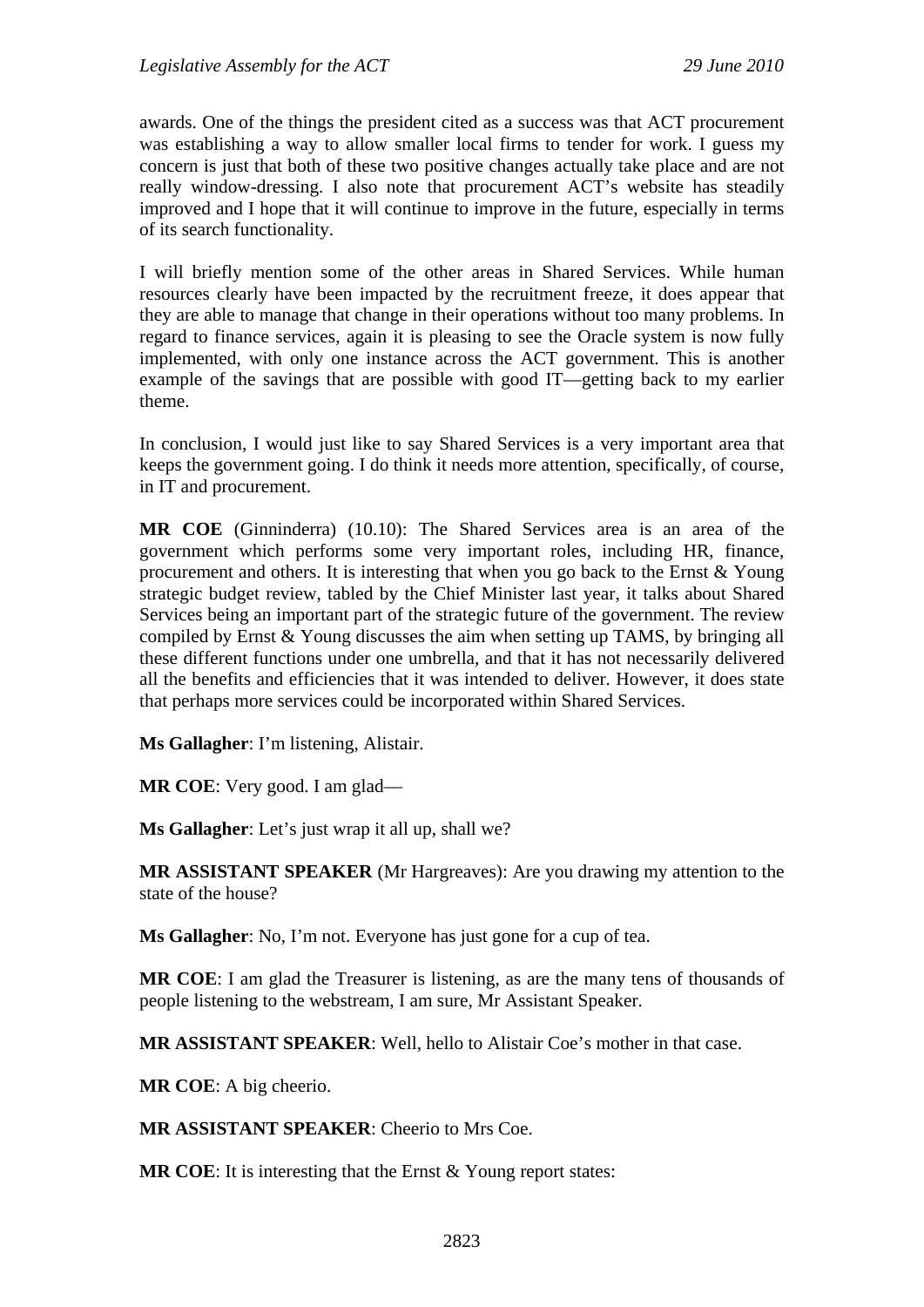awards. One of the things the president cited as a success was that ACT procurement was establishing a way to allow smaller local firms to tender for work. I guess my concern is just that both of these two positive changes actually take place and are not really window-dressing. I also note that procurement ACT's website has steadily improved and I hope that it will continue to improve in the future, especially in terms of its search functionality.

I will briefly mention some of the other areas in Shared Services. While human resources clearly have been impacted by the recruitment freeze, it does appear that they are able to manage that change in their operations without too many problems. In regard to finance services, again it is pleasing to see the Oracle system is now fully implemented, with only one instance across the ACT government. This is another example of the savings that are possible with good IT—getting back to my earlier theme.

In conclusion, I would just like to say Shared Services is a very important area that keeps the government going. I do think it needs more attention, specifically, of course, in IT and procurement.

**MR COE** (Ginninderra) (10.10): The Shared Services area is an area of the government which performs some very important roles, including HR, finance, procurement and others. It is interesting that when you go back to the Ernst & Young strategic budget review, tabled by the Chief Minister last year, it talks about Shared Services being an important part of the strategic future of the government. The review compiled by Ernst & Young discusses the aim when setting up TAMS, by bringing all these different functions under one umbrella, and that it has not necessarily delivered all the benefits and efficiencies that it was intended to deliver. However, it does state that perhaps more services could be incorporated within Shared Services.

**Ms Gallagher**: I'm listening, Alistair.

**MR COE**: Very good. I am glad—

**Ms Gallagher**: Let's just wrap it all up, shall we?

**MR ASSISTANT SPEAKER** (Mr Hargreaves): Are you drawing my attention to the state of the house?

**Ms Gallagher**: No, I'm not. Everyone has just gone for a cup of tea.

**MR COE**: I am glad the Treasurer is listening, as are the many tens of thousands of people listening to the webstream, I am sure, Mr Assistant Speaker.

**MR ASSISTANT SPEAKER**: Well, hello to Alistair Coe's mother in that case.

**MR COE**: A big cheerio.

**MR ASSISTANT SPEAKER**: Cheerio to Mrs Coe.

**MR COE**: It is interesting that the Ernst & Young report states: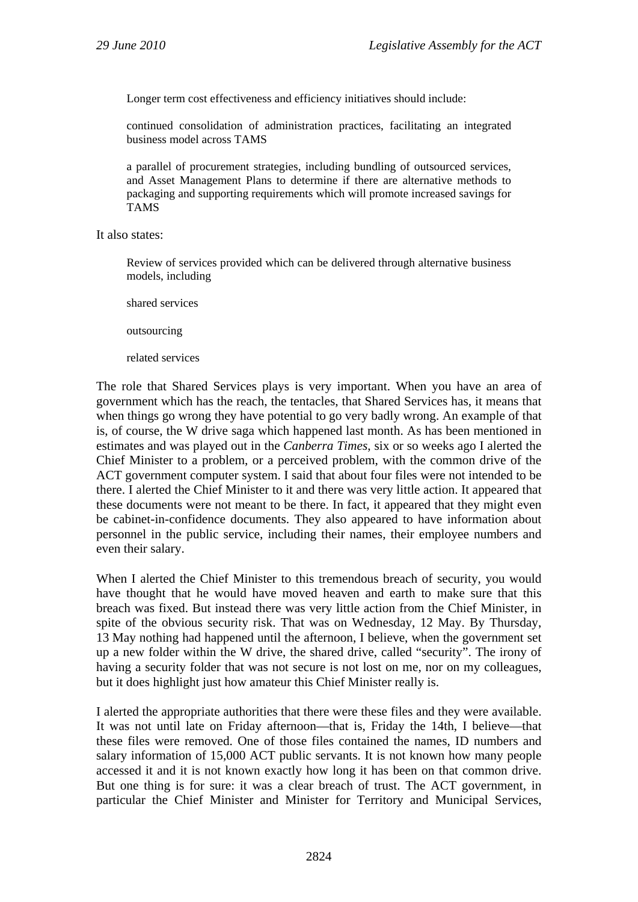> Longer term cost effectiveness and efficiency initiatives should include:
>
> continued consolidation of administration practices, facilitating an integrated business model across TAMS
>
> a parallel of procurement strategies, including bundling of outsourced services, and Asset Management Plans to determine if there are alternative methods to packaging and supporting requirements which will promote increased savings for TAMS

It also states:

> Review of services provided which can be delivered through alternative business models, including
>
> shared services
>
> outsourcing
>
> related services

The role that Shared Services plays is very important. When you have an area of government which has the reach, the tentacles, that Shared Services has, it means that when things go wrong they have potential to go very badly wrong. An example of that is, of course, the W drive saga which happened last month. As has been mentioned in estimates and was played out in the *Canberra Times*, six or so weeks ago I alerted the Chief Minister to a problem, or a perceived problem, with the common drive of the ACT government computer system. I said that about four files were not intended to be there. I alerted the Chief Minister to it and there was very little action. It appeared that these documents were not meant to be there. In fact, it appeared that they might even be cabinet-in-confidence documents. They also appeared to have information about personnel in the public service, including their names, their employee numbers and even their salary.

When I alerted the Chief Minister to this tremendous breach of security, you would have thought that he would have moved heaven and earth to make sure that this breach was fixed. But instead there was very little action from the Chief Minister, in spite of the obvious security risk. That was on Wednesday, 12 May. By Thursday, 13 May nothing had happened until the afternoon, I believe, when the government set up a new folder within the W drive, the shared drive, called "security". The irony of having a security folder that was not secure is not lost on me, nor on my colleagues, but it does highlight just how amateur this Chief Minister really is.

I alerted the appropriate authorities that there were these files and they were available. It was not until late on Friday afternoon—that is, Friday the 14th, I believe—that these files were removed. One of those files contained the names, ID numbers and salary information of 15,000 ACT public servants. It is not known how many people accessed it and it is not known exactly how long it has been on that common drive. But one thing is for sure: it was a clear breach of trust. The ACT government, in particular the Chief Minister and Minister for Territory and Municipal Services,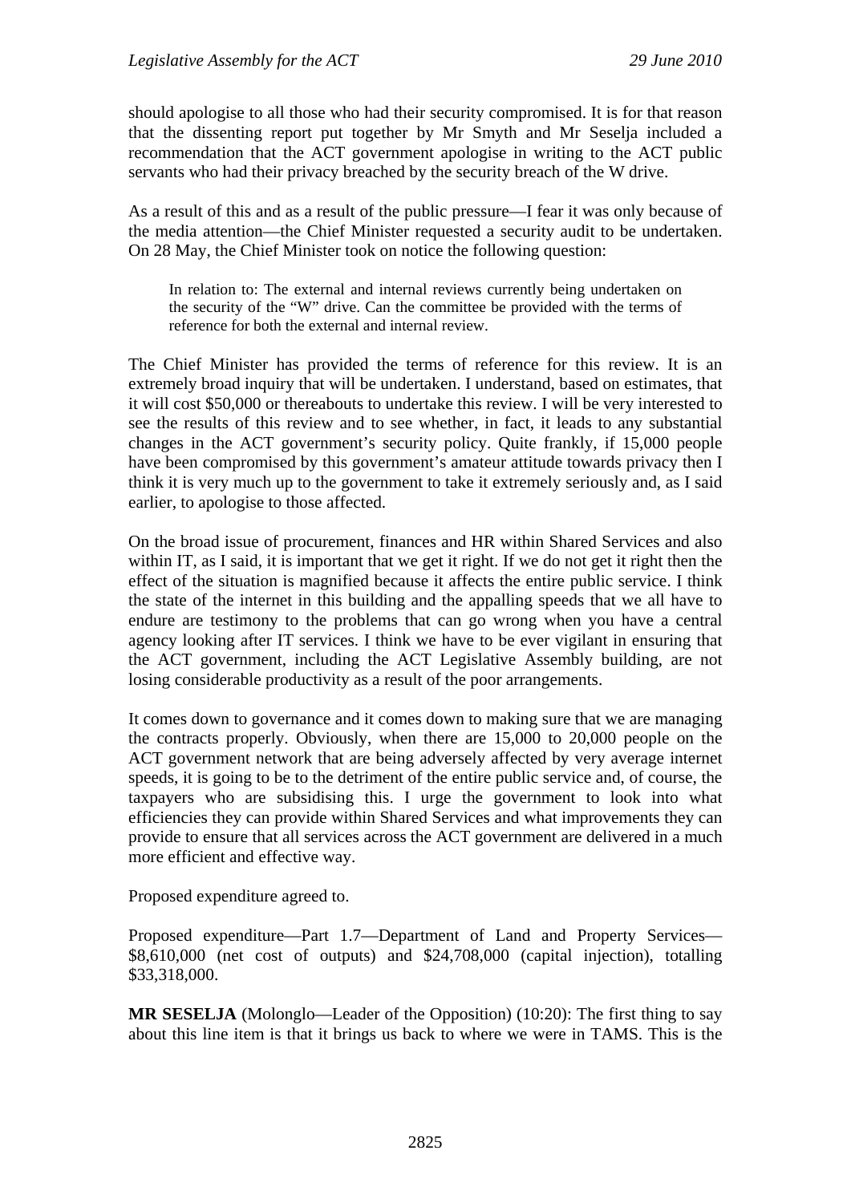should apologise to all those who had their security compromised. It is for that reason that the dissenting report put together by Mr Smyth and Mr Seselja included a recommendation that the ACT government apologise in writing to the ACT public servants who had their privacy breached by the security breach of the W drive.

As a result of this and as a result of the public pressure—I fear it was only because of the media attention—the Chief Minister requested a security audit to be undertaken. On 28 May, the Chief Minister took on notice the following question:

> In relation to: The external and internal reviews currently being undertaken on the security of the "W" drive. Can the committee be provided with the terms of reference for both the external and internal review.

The Chief Minister has provided the terms of reference for this review. It is an extremely broad inquiry that will be undertaken. I understand, based on estimates, that it will cost $50,000 or thereabouts to undertake this review. I will be very interested to see the results of this review and to see whether, in fact, it leads to any substantial changes in the ACT government's security policy. Quite frankly, if 15,000 people have been compromised by this government's amateur attitude towards privacy then I think it is very much up to the government to take it extremely seriously and, as I said earlier, to apologise to those affected.

On the broad issue of procurement, finances and HR within Shared Services and also within IT, as I said, it is important that we get it right. If we do not get it right then the effect of the situation is magnified because it affects the entire public service. I think the state of the internet in this building and the appalling speeds that we all have to endure are testimony to the problems that can go wrong when you have a central agency looking after IT services. I think we have to be ever vigilant in ensuring that the ACT government, including the ACT Legislative Assembly building, are not losing considerable productivity as a result of the poor arrangements.

It comes down to governance and it comes down to making sure that we are managing the contracts properly. Obviously, when there are 15,000 to 20,000 people on the ACT government network that are being adversely affected by very average internet speeds, it is going to be to the detriment of the entire public service and, of course, the taxpayers who are subsidising this. I urge the government to look into what efficiencies they can provide within Shared Services and what improvements they can provide to ensure that all services across the ACT government are delivered in a much more efficient and effective way.

Proposed expenditure agreed to.

Proposed expenditure—Part 1.7—Department of Land and Property Services—$8,610,000 (net cost of outputs) and $24,708,000 (capital injection), totalling $33,318,000.

**MR SESELJA** (Molonglo—Leader of the Opposition) (10:20): The first thing to say about this line item is that it brings us back to where we were in TAMS. This is the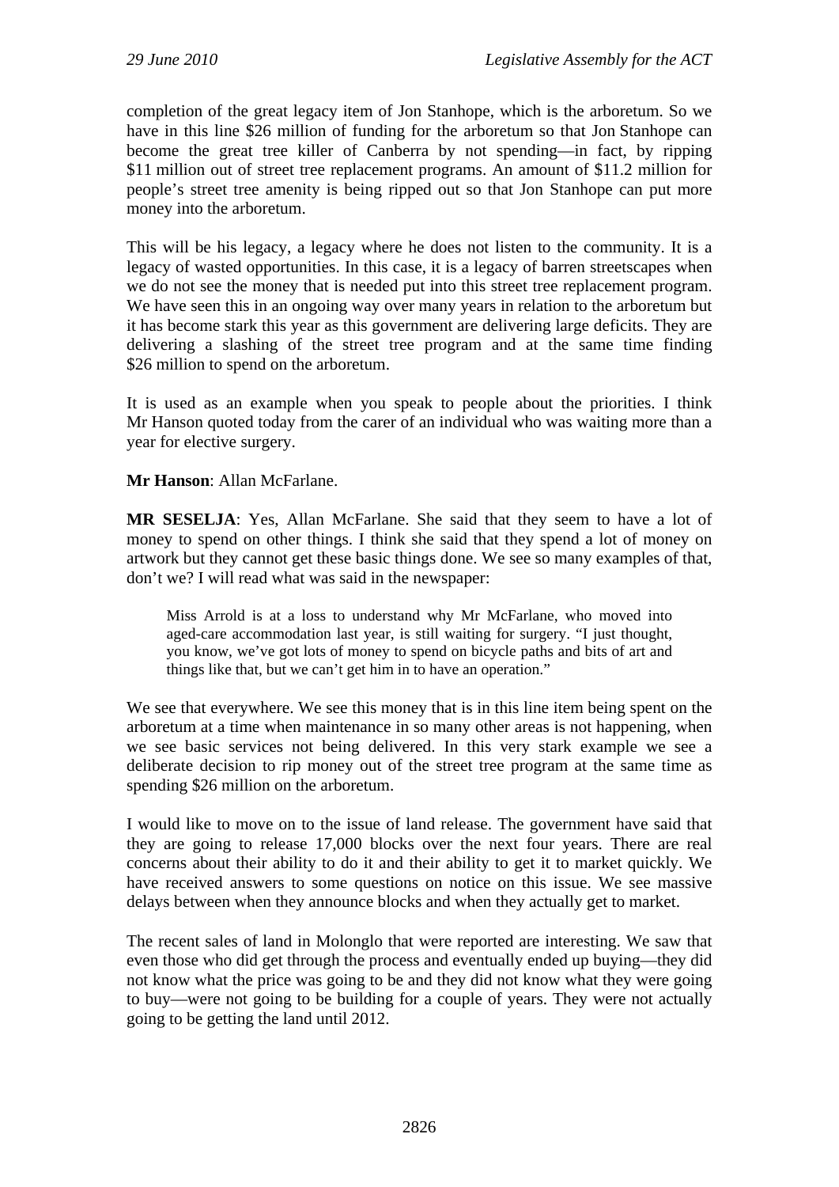completion of the great legacy item of Jon Stanhope, which is the arboretum. So we have in this line $26 million of funding for the arboretum so that Jon Stanhope can become the great tree killer of Canberra by not spending—in fact, by ripping $11 million out of street tree replacement programs. An amount of $11.2 million for people's street tree amenity is being ripped out so that Jon Stanhope can put more money into the arboretum.

This will be his legacy, a legacy where he does not listen to the community. It is a legacy of wasted opportunities. In this case, it is a legacy of barren streetscapes when we do not see the money that is needed put into this street tree replacement program. We have seen this in an ongoing way over many years in relation to the arboretum but it has become stark this year as this government are delivering large deficits. They are delivering a slashing of the street tree program and at the same time finding $26 million to spend on the arboretum.

It is used as an example when you speak to people about the priorities. I think Mr Hanson quoted today from the carer of an individual who was waiting more than a year for elective surgery.

**Mr Hanson**: Allan McFarlane.

**MR SESELJA**: Yes, Allan McFarlane. She said that they seem to have a lot of money to spend on other things. I think she said that they spend a lot of money on artwork but they cannot get these basic things done. We see so many examples of that, don't we? I will read what was said in the newspaper:

> Miss Arrold is at a loss to understand why Mr McFarlane, who moved into aged-care accommodation last year, is still waiting for surgery. "I just thought, you know, we've got lots of money to spend on bicycle paths and bits of art and things like that, but we can't get him in to have an operation."

We see that everywhere. We see this money that is in this line item being spent on the arboretum at a time when maintenance in so many other areas is not happening, when we see basic services not being delivered. In this very stark example we see a deliberate decision to rip money out of the street tree program at the same time as spending $26 million on the arboretum.

I would like to move on to the issue of land release. The government have said that they are going to release 17,000 blocks over the next four years. There are real concerns about their ability to do it and their ability to get it to market quickly. We have received answers to some questions on notice on this issue. We see massive delays between when they announce blocks and when they actually get to market.

The recent sales of land in Molonglo that were reported are interesting. We saw that even those who did get through the process and eventually ended up buying—they did not know what the price was going to be and they did not know what they were going to buy—were not going to be building for a couple of years. They were not actually going to be getting the land until 2012.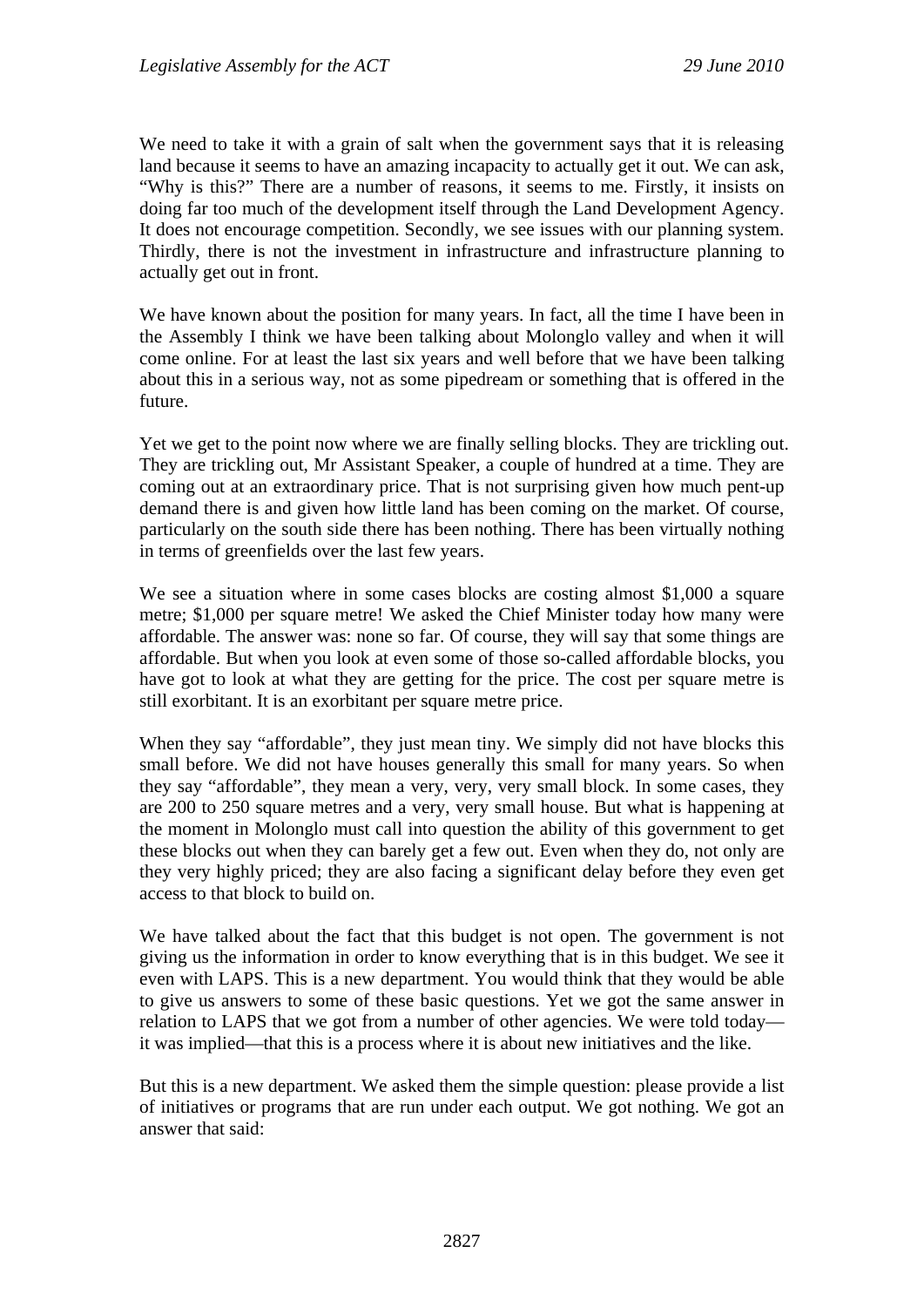We need to take it with a grain of salt when the government says that it is releasing land because it seems to have an amazing incapacity to actually get it out. We can ask, "Why is this?" There are a number of reasons, it seems to me. Firstly, it insists on doing far too much of the development itself through the Land Development Agency. It does not encourage competition. Secondly, we see issues with our planning system. Thirdly, there is not the investment in infrastructure and infrastructure planning to actually get out in front.

We have known about the position for many years. In fact, all the time I have been in the Assembly I think we have been talking about Molonglo valley and when it will come online. For at least the last six years and well before that we have been talking about this in a serious way, not as some pipedream or something that is offered in the future.

Yet we get to the point now where we are finally selling blocks. They are trickling out. They are trickling out, Mr Assistant Speaker, a couple of hundred at a time. They are coming out at an extraordinary price. That is not surprising given how much pent-up demand there is and given how little land has been coming on the market. Of course, particularly on the south side there has been nothing. There has been virtually nothing in terms of greenfields over the last few years.

We see a situation where in some cases blocks are costing almost $1,000 a square metre; $1,000 per square metre! We asked the Chief Minister today how many were affordable. The answer was: none so far. Of course, they will say that some things are affordable. But when you look at even some of those so-called affordable blocks, you have got to look at what they are getting for the price. The cost per square metre is still exorbitant. It is an exorbitant per square metre price.

When they say "affordable", they just mean tiny. We simply did not have blocks this small before. We did not have houses generally this small for many years. So when they say "affordable", they mean a very, very, very small block. In some cases, they are 200 to 250 square metres and a very, very small house. But what is happening at the moment in Molonglo must call into question the ability of this government to get these blocks out when they can barely get a few out. Even when they do, not only are they very highly priced; they are also facing a significant delay before they even get access to that block to build on.

We have talked about the fact that this budget is not open. The government is not giving us the information in order to know everything that is in this budget. We see it even with LAPS. This is a new department. You would think that they would be able to give us answers to some of these basic questions. Yet we got the same answer in relation to LAPS that we got from a number of other agencies. We were told today—it was implied—that this is a process where it is about new initiatives and the like.

But this is a new department. We asked them the simple question: please provide a list of initiatives or programs that are run under each output. We got nothing. We got an answer that said: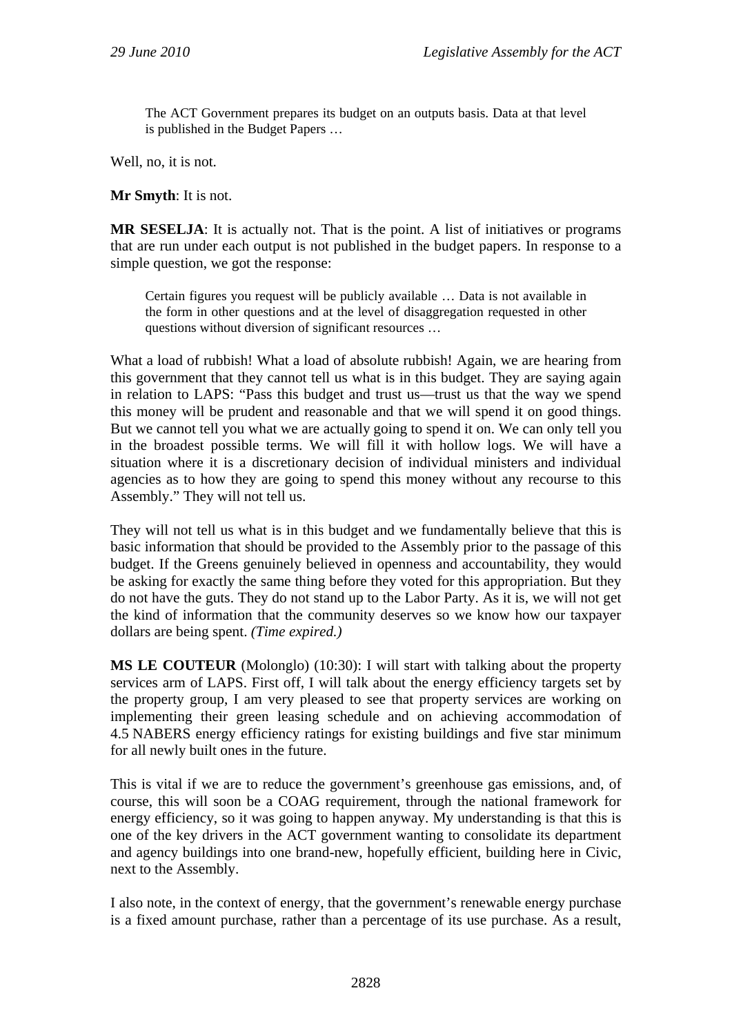> The ACT Government prepares its budget on an outputs basis. Data at that level is published in the Budget Papers …

Well, no, it is not.

**Mr Smyth**: It is not.

**MR SESELJA**: It is actually not. That is the point. A list of initiatives or programs that are run under each output is not published in the budget papers. In response to a simple question, we got the response:

> Certain figures you request will be publicly available … Data is not available in the form in other questions and at the level of disaggregation requested in other questions without diversion of significant resources …

What a load of rubbish! What a load of absolute rubbish! Again, we are hearing from this government that they cannot tell us what is in this budget. They are saying again in relation to LAPS: "Pass this budget and trust us—trust us that the way we spend this money will be prudent and reasonable and that we will spend it on good things. But we cannot tell you what we are actually going to spend it on. We can only tell you in the broadest possible terms. We will fill it with hollow logs. We will have a situation where it is a discretionary decision of individual ministers and individual agencies as to how they are going to spend this money without any recourse to this Assembly." They will not tell us.

They will not tell us what is in this budget and we fundamentally believe that this is basic information that should be provided to the Assembly prior to the passage of this budget. If the Greens genuinely believed in openness and accountability, they would be asking for exactly the same thing before they voted for this appropriation. But they do not have the guts. They do not stand up to the Labor Party. As it is, we will not get the kind of information that the community deserves so we know how our taxpayer dollars are being spent. *(Time expired.)*

**MS LE COUTEUR** (Molonglo) (10:30): I will start with talking about the property services arm of LAPS. First off, I will talk about the energy efficiency targets set by the property group, I am very pleased to see that property services are working on implementing their green leasing schedule and on achieving accommodation of 4.5 NABERS energy efficiency ratings for existing buildings and five star minimum for all newly built ones in the future.

This is vital if we are to reduce the government's greenhouse gas emissions, and, of course, this will soon be a COAG requirement, through the national framework for energy efficiency, so it was going to happen anyway. My understanding is that this is one of the key drivers in the ACT government wanting to consolidate its department and agency buildings into one brand-new, hopefully efficient, building here in Civic, next to the Assembly.

I also note, in the context of energy, that the government's renewable energy purchase is a fixed amount purchase, rather than a percentage of its use purchase. As a result,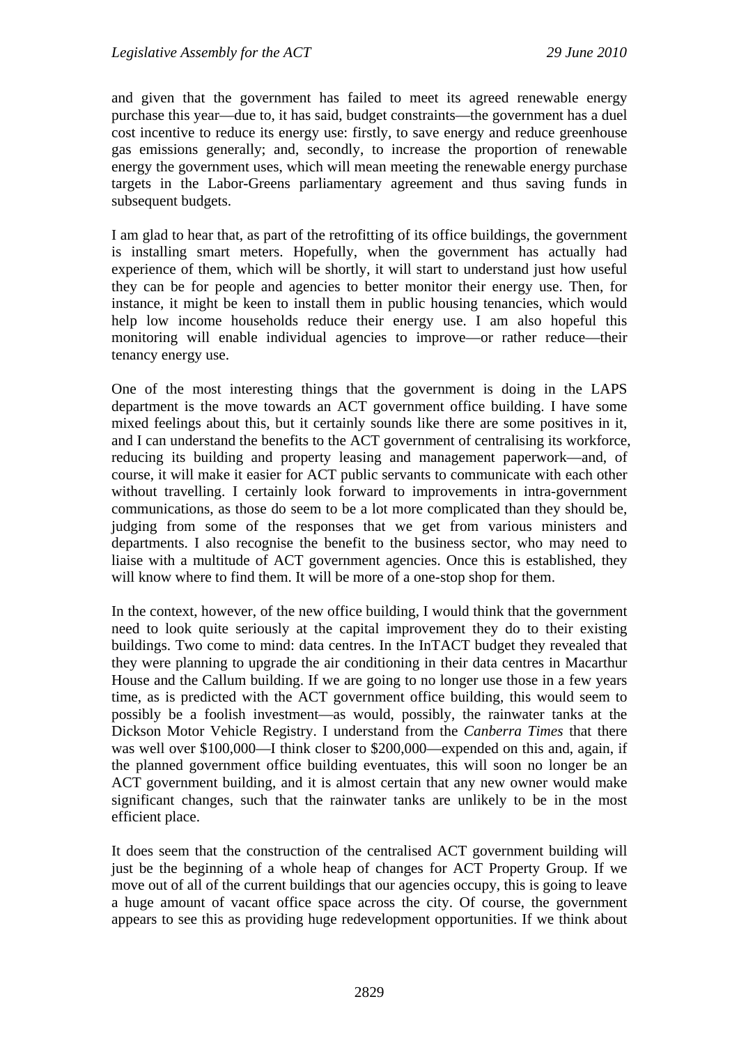and given that the government has failed to meet its agreed renewable energy purchase this year—due to, it has said, budget constraints—the government has a duel cost incentive to reduce its energy use: firstly, to save energy and reduce greenhouse gas emissions generally; and, secondly, to increase the proportion of renewable energy the government uses, which will mean meeting the renewable energy purchase targets in the Labor-Greens parliamentary agreement and thus saving funds in subsequent budgets.

I am glad to hear that, as part of the retrofitting of its office buildings, the government is installing smart meters. Hopefully, when the government has actually had experience of them, which will be shortly, it will start to understand just how useful they can be for people and agencies to better monitor their energy use. Then, for instance, it might be keen to install them in public housing tenancies, which would help low income households reduce their energy use. I am also hopeful this monitoring will enable individual agencies to improve—or rather reduce—their tenancy energy use.

One of the most interesting things that the government is doing in the LAPS department is the move towards an ACT government office building. I have some mixed feelings about this, but it certainly sounds like there are some positives in it, and I can understand the benefits to the ACT government of centralising its workforce, reducing its building and property leasing and management paperwork—and, of course, it will make it easier for ACT public servants to communicate with each other without travelling. I certainly look forward to improvements in intra-government communications, as those do seem to be a lot more complicated than they should be, judging from some of the responses that we get from various ministers and departments. I also recognise the benefit to the business sector, who may need to liaise with a multitude of ACT government agencies. Once this is established, they will know where to find them. It will be more of a one-stop shop for them.

In the context, however, of the new office building, I would think that the government need to look quite seriously at the capital improvement they do to their existing buildings. Two come to mind: data centres. In the InTACT budget they revealed that they were planning to upgrade the air conditioning in their data centres in Macarthur House and the Callum building. If we are going to no longer use those in a few years time, as is predicted with the ACT government office building, this would seem to possibly be a foolish investment—as would, possibly, the rainwater tanks at the Dickson Motor Vehicle Registry. I understand from the *Canberra Times* that there was well over $100,000—I think closer to $200,000—expended on this and, again, if the planned government office building eventuates, this will soon no longer be an ACT government building, and it is almost certain that any new owner would make significant changes, such that the rainwater tanks are unlikely to be in the most efficient place.

It does seem that the construction of the centralised ACT government building will just be the beginning of a whole heap of changes for ACT Property Group. If we move out of all of the current buildings that our agencies occupy, this is going to leave a huge amount of vacant office space across the city. Of course, the government appears to see this as providing huge redevelopment opportunities. If we think about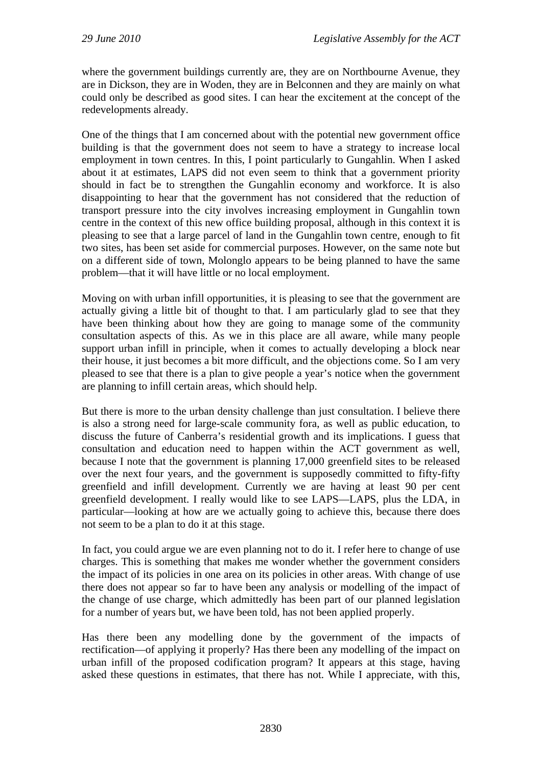where the government buildings currently are, they are on Northbourne Avenue, they are in Dickson, they are in Woden, they are in Belconnen and they are mainly on what could only be described as good sites. I can hear the excitement at the concept of the redevelopments already.

One of the things that I am concerned about with the potential new government office building is that the government does not seem to have a strategy to increase local employment in town centres. In this, I point particularly to Gungahlin. When I asked about it at estimates, LAPS did not even seem to think that a government priority should in fact be to strengthen the Gungahlin economy and workforce. It is also disappointing to hear that the government has not considered that the reduction of transport pressure into the city involves increasing employment in Gungahlin town centre in the context of this new office building proposal, although in this context it is pleasing to see that a large parcel of land in the Gungahlin town centre, enough to fit two sites, has been set aside for commercial purposes. However, on the same note but on a different side of town, Molonglo appears to be being planned to have the same problem—that it will have little or no local employment.

Moving on with urban infill opportunities, it is pleasing to see that the government are actually giving a little bit of thought to that. I am particularly glad to see that they have been thinking about how they are going to manage some of the community consultation aspects of this. As we in this place are all aware, while many people support urban infill in principle, when it comes to actually developing a block near their house, it just becomes a bit more difficult, and the objections come. So I am very pleased to see that there is a plan to give people a year's notice when the government are planning to infill certain areas, which should help.

But there is more to the urban density challenge than just consultation. I believe there is also a strong need for large-scale community fora, as well as public education, to discuss the future of Canberra's residential growth and its implications. I guess that consultation and education need to happen within the ACT government as well, because I note that the government is planning 17,000 greenfield sites to be released over the next four years, and the government is supposedly committed to fifty-fifty greenfield and infill development. Currently we are having at least 90 per cent greenfield development. I really would like to see LAPS—LAPS, plus the LDA, in particular—looking at how are we actually going to achieve this, because there does not seem to be a plan to do it at this stage.

In fact, you could argue we are even planning not to do it. I refer here to change of use charges. This is something that makes me wonder whether the government considers the impact of its policies in one area on its policies in other areas. With change of use there does not appear so far to have been any analysis or modelling of the impact of the change of use charge, which admittedly has been part of our planned legislation for a number of years but, we have been told, has not been applied properly.

Has there been any modelling done by the government of the impacts of rectification—of applying it properly? Has there been any modelling of the impact on urban infill of the proposed codification program? It appears at this stage, having asked these questions in estimates, that there has not. While I appreciate, with this,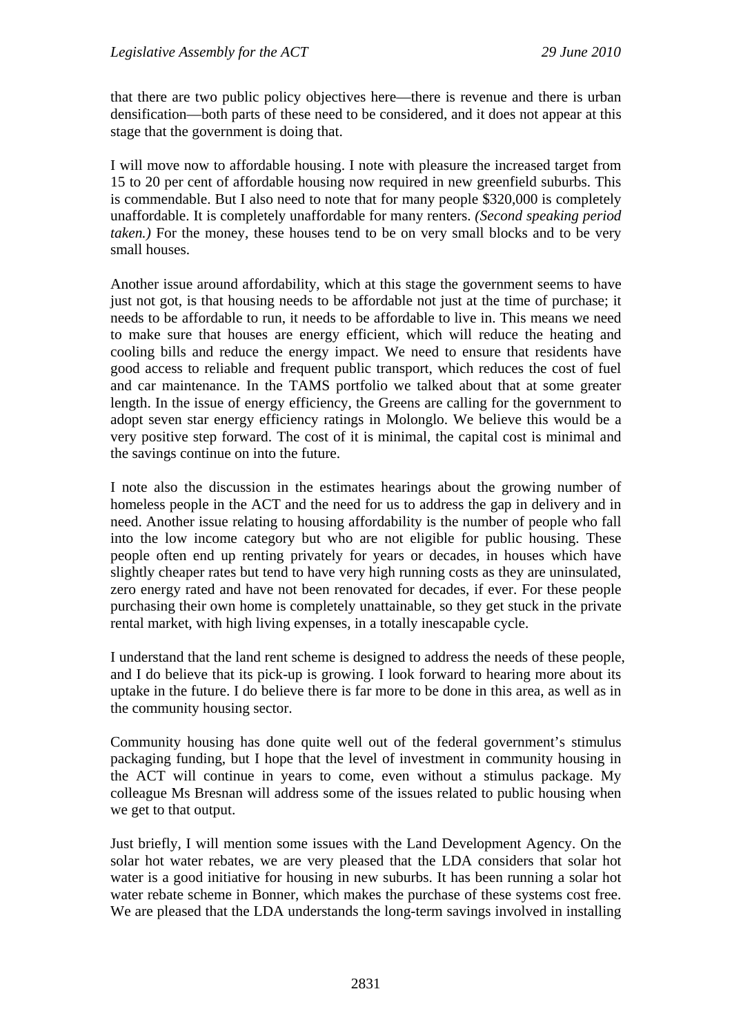that there are two public policy objectives here—there is revenue and there is urban densification—both parts of these need to be considered, and it does not appear at this stage that the government is doing that.

I will move now to affordable housing. I note with pleasure the increased target from 15 to 20 per cent of affordable housing now required in new greenfield suburbs. This is commendable. But I also need to note that for many people $320,000 is completely unaffordable. It is completely unaffordable for many renters. *(Second speaking period taken.)* For the money, these houses tend to be on very small blocks and to be very small houses.

Another issue around affordability, which at this stage the government seems to have just not got, is that housing needs to be affordable not just at the time of purchase; it needs to be affordable to run, it needs to be affordable to live in. This means we need to make sure that houses are energy efficient, which will reduce the heating and cooling bills and reduce the energy impact. We need to ensure that residents have good access to reliable and frequent public transport, which reduces the cost of fuel and car maintenance. In the TAMS portfolio we talked about that at some greater length. In the issue of energy efficiency, the Greens are calling for the government to adopt seven star energy efficiency ratings in Molonglo. We believe this would be a very positive step forward. The cost of it is minimal, the capital cost is minimal and the savings continue on into the future.

I note also the discussion in the estimates hearings about the growing number of homeless people in the ACT and the need for us to address the gap in delivery and in need. Another issue relating to housing affordability is the number of people who fall into the low income category but who are not eligible for public housing. These people often end up renting privately for years or decades, in houses which have slightly cheaper rates but tend to have very high running costs as they are uninsulated, zero energy rated and have not been renovated for decades, if ever. For these people purchasing their own home is completely unattainable, so they get stuck in the private rental market, with high living expenses, in a totally inescapable cycle.

I understand that the land rent scheme is designed to address the needs of these people, and I do believe that its pick-up is growing. I look forward to hearing more about its uptake in the future. I do believe there is far more to be done in this area, as well as in the community housing sector.

Community housing has done quite well out of the federal government's stimulus packaging funding, but I hope that the level of investment in community housing in the ACT will continue in years to come, even without a stimulus package. My colleague Ms Bresnan will address some of the issues related to public housing when we get to that output.

Just briefly, I will mention some issues with the Land Development Agency. On the solar hot water rebates, we are very pleased that the LDA considers that solar hot water is a good initiative for housing in new suburbs. It has been running a solar hot water rebate scheme in Bonner, which makes the purchase of these systems cost free. We are pleased that the LDA understands the long-term savings involved in installing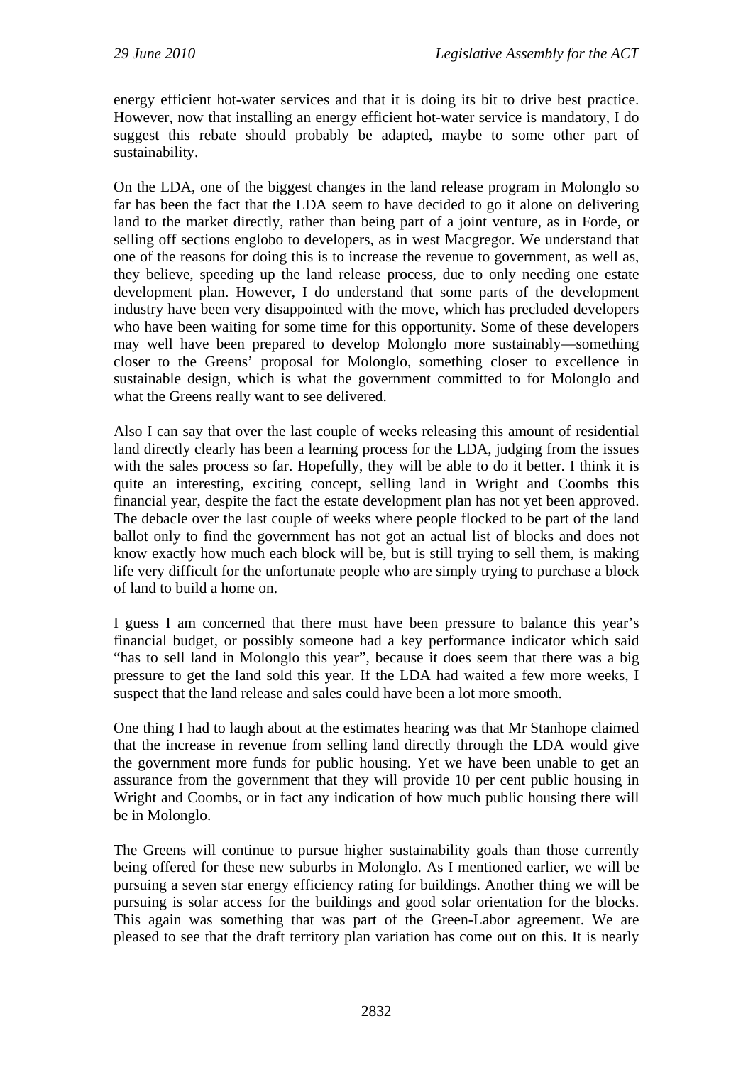energy efficient hot-water services and that it is doing its bit to drive best practice. However, now that installing an energy efficient hot-water service is mandatory, I do suggest this rebate should probably be adapted, maybe to some other part of sustainability.

On the LDA, one of the biggest changes in the land release program in Molonglo so far has been the fact that the LDA seem to have decided to go it alone on delivering land to the market directly, rather than being part of a joint venture, as in Forde, or selling off sections englobo to developers, as in west Macgregor. We understand that one of the reasons for doing this is to increase the revenue to government, as well as, they believe, speeding up the land release process, due to only needing one estate development plan. However, I do understand that some parts of the development industry have been very disappointed with the move, which has precluded developers who have been waiting for some time for this opportunity. Some of these developers may well have been prepared to develop Molonglo more sustainably—something closer to the Greens' proposal for Molonglo, something closer to excellence in sustainable design, which is what the government committed to for Molonglo and what the Greens really want to see delivered.

Also I can say that over the last couple of weeks releasing this amount of residential land directly clearly has been a learning process for the LDA, judging from the issues with the sales process so far. Hopefully, they will be able to do it better. I think it is quite an interesting, exciting concept, selling land in Wright and Coombs this financial year, despite the fact the estate development plan has not yet been approved. The debacle over the last couple of weeks where people flocked to be part of the land ballot only to find the government has not got an actual list of blocks and does not know exactly how much each block will be, but is still trying to sell them, is making life very difficult for the unfortunate people who are simply trying to purchase a block of land to build a home on.

I guess I am concerned that there must have been pressure to balance this year's financial budget, or possibly someone had a key performance indicator which said "has to sell land in Molonglo this year", because it does seem that there was a big pressure to get the land sold this year. If the LDA had waited a few more weeks, I suspect that the land release and sales could have been a lot more smooth.

One thing I had to laugh about at the estimates hearing was that Mr Stanhope claimed that the increase in revenue from selling land directly through the LDA would give the government more funds for public housing. Yet we have been unable to get an assurance from the government that they will provide 10 per cent public housing in Wright and Coombs, or in fact any indication of how much public housing there will be in Molonglo.

The Greens will continue to pursue higher sustainability goals than those currently being offered for these new suburbs in Molonglo. As I mentioned earlier, we will be pursuing a seven star energy efficiency rating for buildings. Another thing we will be pursuing is solar access for the buildings and good solar orientation for the blocks. This again was something that was part of the Green-Labor agreement. We are pleased to see that the draft territory plan variation has come out on this. It is nearly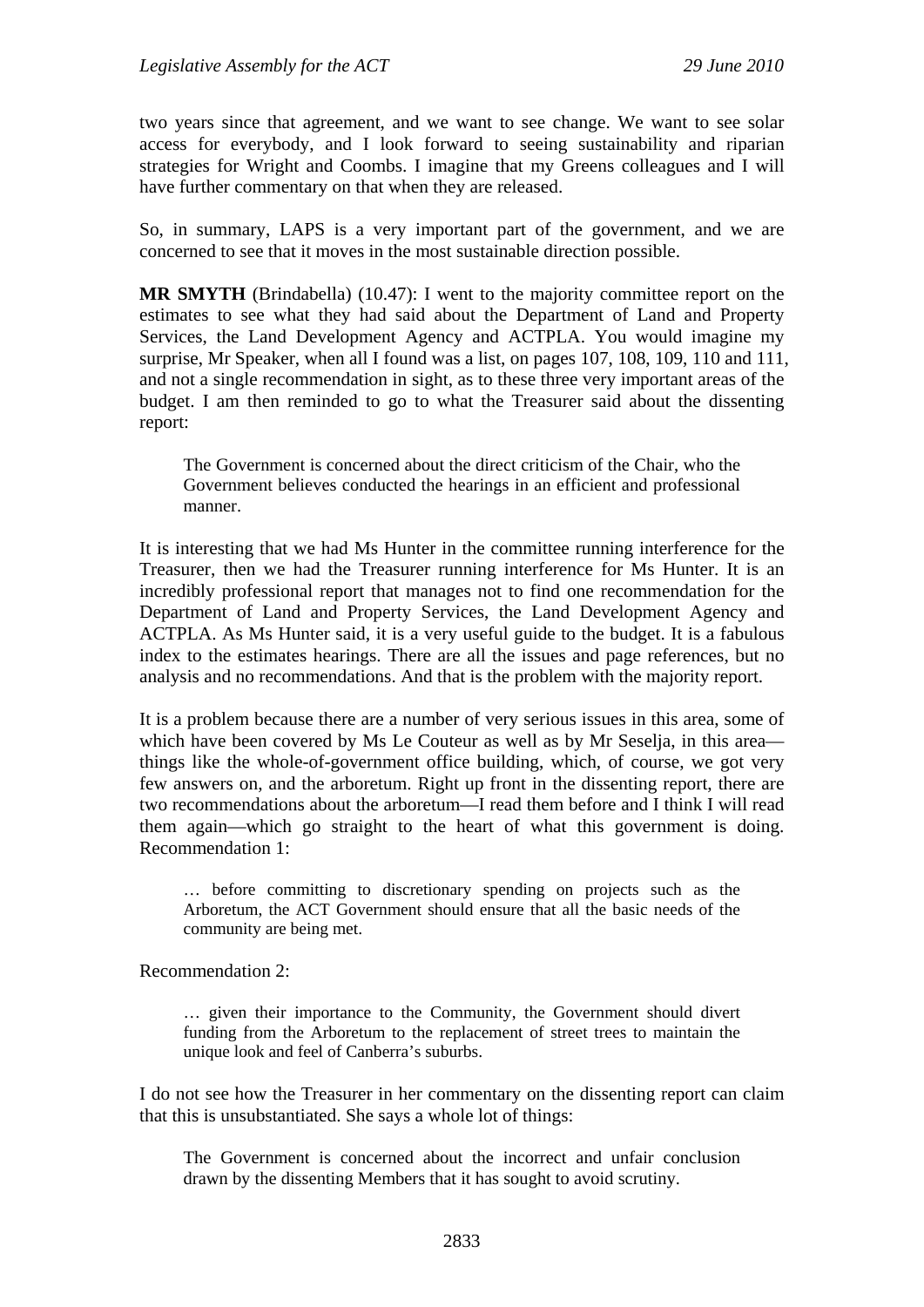two years since that agreement, and we want to see change. We want to see solar access for everybody, and I look forward to seeing sustainability and riparian strategies for Wright and Coombs. I imagine that my Greens colleagues and I will have further commentary on that when they are released.

So, in summary, LAPS is a very important part of the government, and we are concerned to see that it moves in the most sustainable direction possible.

**MR SMYTH** (Brindabella) (10.47): I went to the majority committee report on the estimates to see what they had said about the Department of Land and Property Services, the Land Development Agency and ACTPLA. You would imagine my surprise, Mr Speaker, when all I found was a list, on pages 107, 108, 109, 110 and 111, and not a single recommendation in sight, as to these three very important areas of the budget. I am then reminded to go to what the Treasurer said about the dissenting report:

> The Government is concerned about the direct criticism of the Chair, who the Government believes conducted the hearings in an efficient and professional manner.

It is interesting that we had Ms Hunter in the committee running interference for the Treasurer, then we had the Treasurer running interference for Ms Hunter. It is an incredibly professional report that manages not to find one recommendation for the Department of Land and Property Services, the Land Development Agency and ACTPLA. As Ms Hunter said, it is a very useful guide to the budget. It is a fabulous index to the estimates hearings. There are all the issues and page references, but no analysis and no recommendations. And that is the problem with the majority report.

It is a problem because there are a number of very serious issues in this area, some of which have been covered by Ms Le Couteur as well as by Mr Seselja, in this area—things like the whole-of-government office building, which, of course, we got very few answers on, and the arboretum. Right up front in the dissenting report, there are two recommendations about the arboretum—I read them before and I think I will read them again—which go straight to the heart of what this government is doing. Recommendation 1:

> … before committing to discretionary spending on projects such as the Arboretum, the ACT Government should ensure that all the basic needs of the community are being met.

Recommendation 2:

> … given their importance to the Community, the Government should divert funding from the Arboretum to the replacement of street trees to maintain the unique look and feel of Canberra's suburbs.

I do not see how the Treasurer in her commentary on the dissenting report can claim that this is unsubstantiated. She says a whole lot of things:

> The Government is concerned about the incorrect and unfair conclusion drawn by the dissenting Members that it has sought to avoid scrutiny.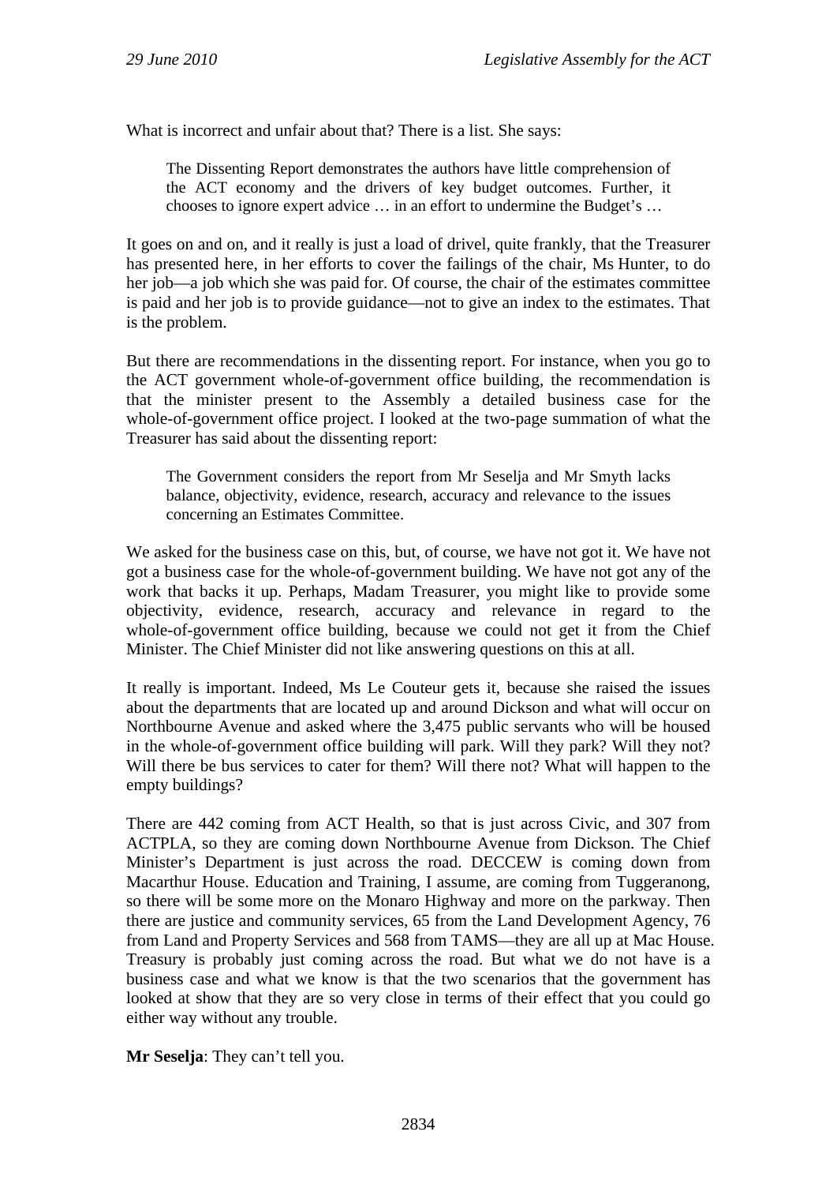What is incorrect and unfair about that? There is a list. She says:

> The Dissenting Report demonstrates the authors have little comprehension of the ACT economy and the drivers of key budget outcomes. Further, it chooses to ignore expert advice … in an effort to undermine the Budget's …

It goes on and on, and it really is just a load of drivel, quite frankly, that the Treasurer has presented here, in her efforts to cover the failings of the chair, Ms Hunter, to do her job—a job which she was paid for. Of course, the chair of the estimates committee is paid and her job is to provide guidance—not to give an index to the estimates. That is the problem.

But there are recommendations in the dissenting report. For instance, when you go to the ACT government whole-of-government office building, the recommendation is that the minister present to the Assembly a detailed business case for the whole-of-government office project. I looked at the two-page summation of what the Treasurer has said about the dissenting report:

> The Government considers the report from Mr Seselja and Mr Smyth lacks balance, objectivity, evidence, research, accuracy and relevance to the issues concerning an Estimates Committee.

We asked for the business case on this, but, of course, we have not got it. We have not got a business case for the whole-of-government building. We have not got any of the work that backs it up. Perhaps, Madam Treasurer, you might like to provide some objectivity, evidence, research, accuracy and relevance in regard to the whole-of-government office building, because we could not get it from the Chief Minister. The Chief Minister did not like answering questions on this at all.

It really is important. Indeed, Ms Le Couteur gets it, because she raised the issues about the departments that are located up and around Dickson and what will occur on Northbourne Avenue and asked where the 3,475 public servants who will be housed in the whole-of-government office building will park. Will they park? Will they not? Will there be bus services to cater for them? Will there not? What will happen to the empty buildings?

There are 442 coming from ACT Health, so that is just across Civic, and 307 from ACTPLA, so they are coming down Northbourne Avenue from Dickson. The Chief Minister's Department is just across the road. DECCEW is coming down from Macarthur House. Education and Training, I assume, are coming from Tuggeranong, so there will be some more on the Monaro Highway and more on the parkway. Then there are justice and community services, 65 from the Land Development Agency, 76 from Land and Property Services and 568 from TAMS—they are all up at Mac House. Treasury is probably just coming across the road. But what we do not have is a business case and what we know is that the two scenarios that the government has looked at show that they are so very close in terms of their effect that you could go either way without any trouble.

**Mr Seselja**: They can't tell you.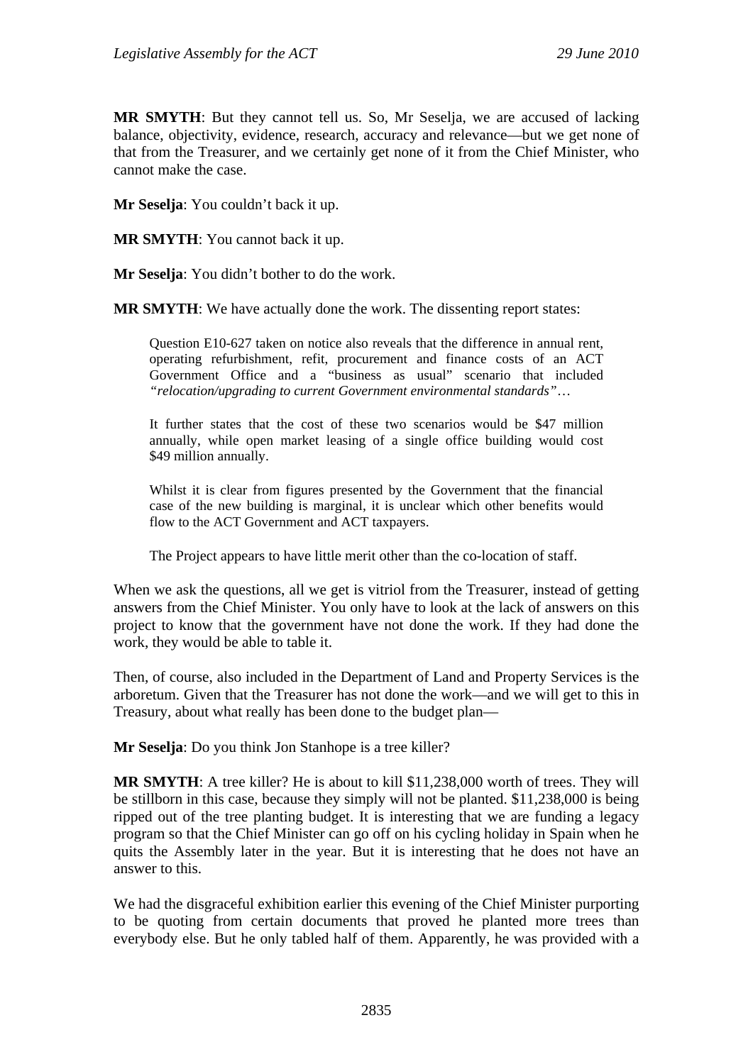**MR SMYTH**: But they cannot tell us. So, Mr Seselja, we are accused of lacking balance, objectivity, evidence, research, accuracy and relevance—but we get none of that from the Treasurer, and we certainly get none of it from the Chief Minister, who cannot make the case.

**Mr Seselja**: You couldn't back it up.

**MR SMYTH**: You cannot back it up.

**Mr Seselja**: You didn't bother to do the work.

**MR SMYTH**: We have actually done the work. The dissenting report states:

> Question E10-627 taken on notice also reveals that the difference in annual rent, operating refurbishment, refit, procurement and finance costs of an ACT Government Office and a "business as usual" scenario that included *"relocation/upgrading to current Government environmental standards"*…
>
> It further states that the cost of these two scenarios would be $47 million annually, while open market leasing of a single office building would cost $49 million annually.
>
> Whilst it is clear from figures presented by the Government that the financial case of the new building is marginal, it is unclear which other benefits would flow to the ACT Government and ACT taxpayers.
>
> The Project appears to have little merit other than the co-location of staff.

When we ask the questions, all we get is vitriol from the Treasurer, instead of getting answers from the Chief Minister. You only have to look at the lack of answers on this project to know that the government have not done the work. If they had done the work, they would be able to table it.

Then, of course, also included in the Department of Land and Property Services is the arboretum. Given that the Treasurer has not done the work—and we will get to this in Treasury, about what really has been done to the budget plan—

**Mr Seselja**: Do you think Jon Stanhope is a tree killer?

**MR SMYTH**: A tree killer? He is about to kill $11,238,000 worth of trees. They will be stillborn in this case, because they simply will not be planted. $11,238,000 is being ripped out of the tree planting budget. It is interesting that we are funding a legacy program so that the Chief Minister can go off on his cycling holiday in Spain when he quits the Assembly later in the year. But it is interesting that he does not have an answer to this.

We had the disgraceful exhibition earlier this evening of the Chief Minister purporting to be quoting from certain documents that proved he planted more trees than everybody else. But he only tabled half of them. Apparently, he was provided with a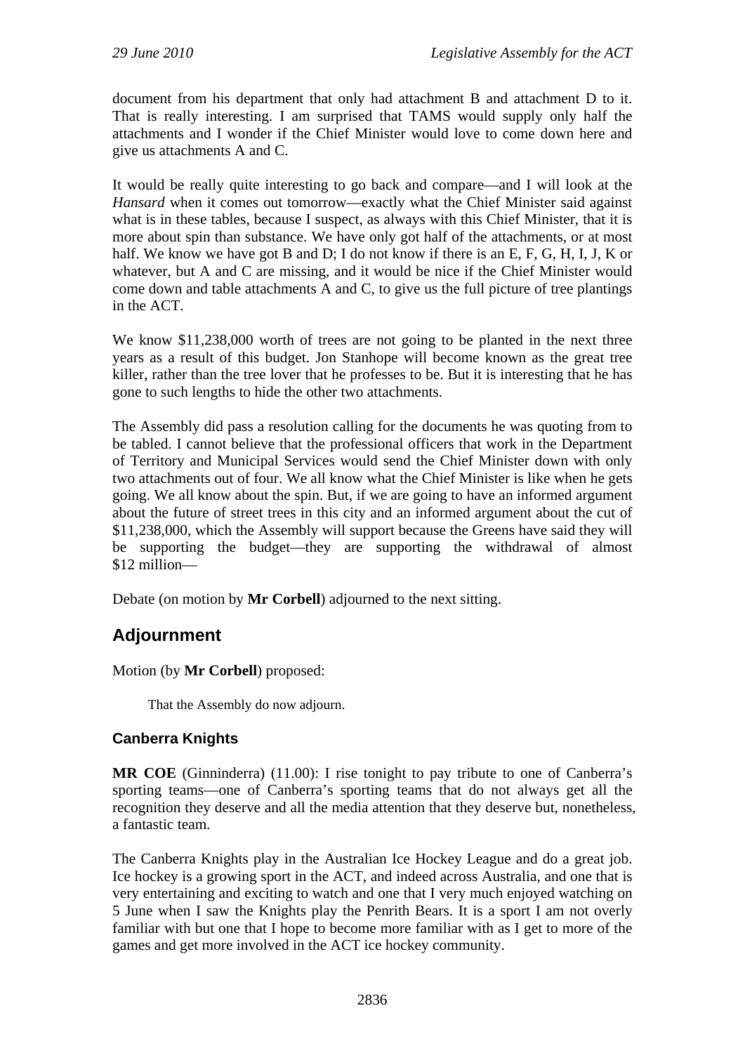document from his department that only had attachment B and attachment D to it. That is really interesting. I am surprised that TAMS would supply only half the attachments and I wonder if the Chief Minister would love to come down here and give us attachments A and C.

It would be really quite interesting to go back and compare—and I will look at the *Hansard* when it comes out tomorrow—exactly what the Chief Minister said against what is in these tables, because I suspect, as always with this Chief Minister, that it is more about spin than substance. We have only got half of the attachments, or at most half. We know we have got B and D; I do not know if there is an E, F, G, H, I, J, K or whatever, but A and C are missing, and it would be nice if the Chief Minister would come down and table attachments A and C, to give us the full picture of tree plantings in the ACT.

We know $11,238,000 worth of trees are not going to be planted in the next three years as a result of this budget. Jon Stanhope will become known as the great tree killer, rather than the tree lover that he professes to be. But it is interesting that he has gone to such lengths to hide the other two attachments.

The Assembly did pass a resolution calling for the documents he was quoting from to be tabled. I cannot believe that the professional officers that work in the Department of Territory and Municipal Services would send the Chief Minister down with only two attachments out of four. We all know what the Chief Minister is like when he gets going. We all know about the spin. But, if we are going to have an informed argument about the future of street trees in this city and an informed argument about the cut of $11,238,000, which the Assembly will support because the Greens have said they will be supporting the budget—they are supporting the withdrawal of almost $12 million—

Debate (on motion by **Mr Corbell**) adjourned to the next sitting.

## Adjournment

Motion (by **Mr Corbell**) proposed:

That the Assembly do now adjourn.

### Canberra Knights

**MR COE** (Ginninderra) (11.00): I rise tonight to pay tribute to one of Canberra's sporting teams—one of Canberra's sporting teams that do not always get all the recognition they deserve and all the media attention that they deserve but, nonetheless, a fantastic team.

The Canberra Knights play in the Australian Ice Hockey League and do a great job. Ice hockey is a growing sport in the ACT, and indeed across Australia, and one that is very entertaining and exciting to watch and one that I very much enjoyed watching on 5 June when I saw the Knights play the Penrith Bears. It is a sport I am not overly familiar with but one that I hope to become more familiar with as I get to more of the games and get more involved in the ACT ice hockey community.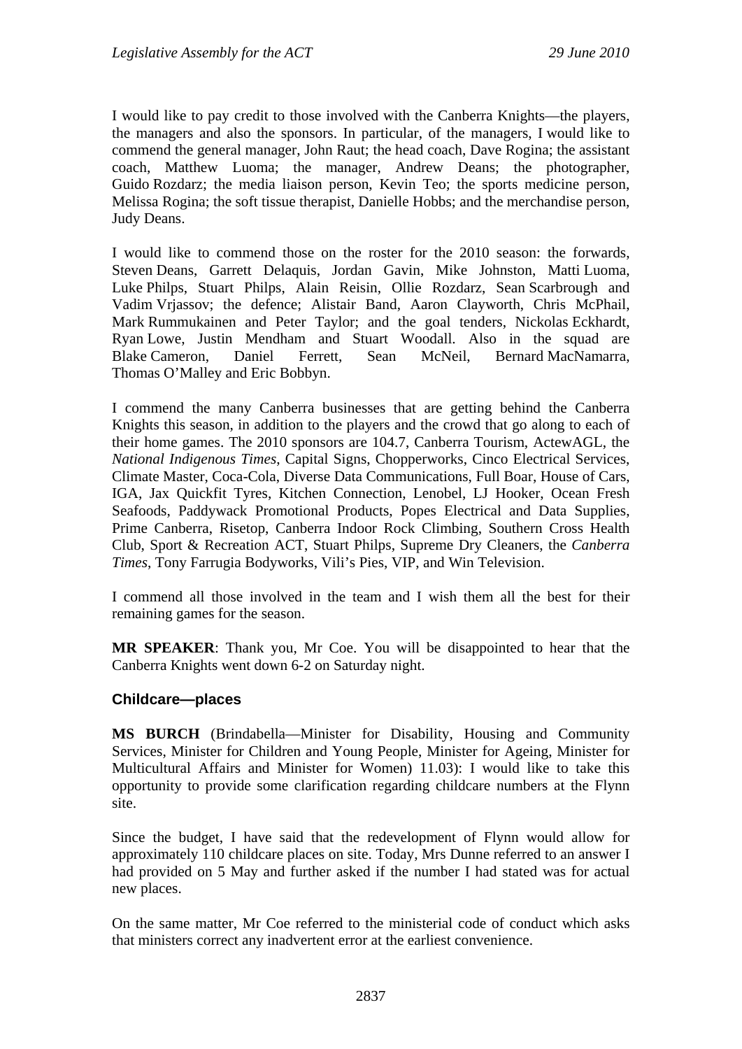I would like to pay credit to those involved with the Canberra Knights—the players, the managers and also the sponsors. In particular, of the managers, I would like to commend the general manager, John Raut; the head coach, Dave Rogina; the assistant coach, Matthew Luoma; the manager, Andrew Deans; the photographer, Guido Rozdarz; the media liaison person, Kevin Teo; the sports medicine person, Melissa Rogina; the soft tissue therapist, Danielle Hobbs; and the merchandise person, Judy Deans.

I would like to commend those on the roster for the 2010 season: the forwards, Steven Deans, Garrett Delaquis, Jordan Gavin, Mike Johnston, Matti Luoma, Luke Philps, Stuart Philps, Alain Reisin, Ollie Rozdarz, Sean Scarbrough and Vadim Vrjassov; the defence; Alistair Band, Aaron Clayworth, Chris McPhail, Mark Rummukainen and Peter Taylor; and the goal tenders, Nickolas Eckhardt, Ryan Lowe, Justin Mendham and Stuart Woodall. Also in the squad are Blake Cameron, Daniel Ferrett, Sean McNeil, Bernard MacNamarra, Thomas O'Malley and Eric Bobbyn.

I commend the many Canberra businesses that are getting behind the Canberra Knights this season, in addition to the players and the crowd that go along to each of their home games. The 2010 sponsors are 104.7, Canberra Tourism, ActewAGL, the *National Indigenous Times*, Capital Signs, Chopperworks, Cinco Electrical Services, Climate Master, Coca-Cola, Diverse Data Communications, Full Boar, House of Cars, IGA, Jax Quickfit Tyres, Kitchen Connection, Lenobel, LJ Hooker, Ocean Fresh Seafoods, Paddywack Promotional Products, Popes Electrical and Data Supplies, Prime Canberra, Risetop, Canberra Indoor Rock Climbing, Southern Cross Health Club, Sport & Recreation ACT, Stuart Philps, Supreme Dry Cleaners, the *Canberra Times*, Tony Farrugia Bodyworks, Vili's Pies, VIP, and Win Television.

I commend all those involved in the team and I wish them all the best for their remaining games for the season.

**MR SPEAKER**: Thank you, Mr Coe. You will be disappointed to hear that the Canberra Knights went down 6-2 on Saturday night.

### Childcare—places

**MS BURCH** (Brindabella—Minister for Disability, Housing and Community Services, Minister for Children and Young People, Minister for Ageing, Minister for Multicultural Affairs and Minister for Women) 11.03): I would like to take this opportunity to provide some clarification regarding childcare numbers at the Flynn site.

Since the budget, I have said that the redevelopment of Flynn would allow for approximately 110 childcare places on site. Today, Mrs Dunne referred to an answer I had provided on 5 May and further asked if the number I had stated was for actual new places.

On the same matter, Mr Coe referred to the ministerial code of conduct which asks that ministers correct any inadvertent error at the earliest convenience.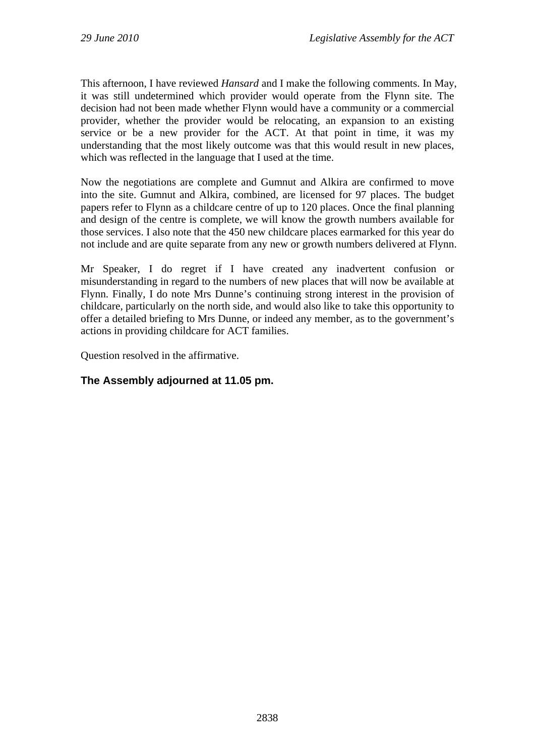This afternoon, I have reviewed *Hansard* and I make the following comments. In May, it was still undetermined which provider would operate from the Flynn site. The decision had not been made whether Flynn would have a community or a commercial provider, whether the provider would be relocating, an expansion to an existing service or be a new provider for the ACT. At that point in time, it was my understanding that the most likely outcome was that this would result in new places, which was reflected in the language that I used at the time.

Now the negotiations are complete and Gumnut and Alkira are confirmed to move into the site. Gumnut and Alkira, combined, are licensed for 97 places. The budget papers refer to Flynn as a childcare centre of up to 120 places. Once the final planning and design of the centre is complete, we will know the growth numbers available for those services. I also note that the 450 new childcare places earmarked for this year do not include and are quite separate from any new or growth numbers delivered at Flynn.

Mr Speaker, I do regret if I have created any inadvertent confusion or misunderstanding in regard to the numbers of new places that will now be available at Flynn. Finally, I do note Mrs Dunne's continuing strong interest in the provision of childcare, particularly on the north side, and would also like to take this opportunity to offer a detailed briefing to Mrs Dunne, or indeed any member, as to the government's actions in providing childcare for ACT families.

Question resolved in the affirmative.

**The Assembly adjourned at 11.05 pm.**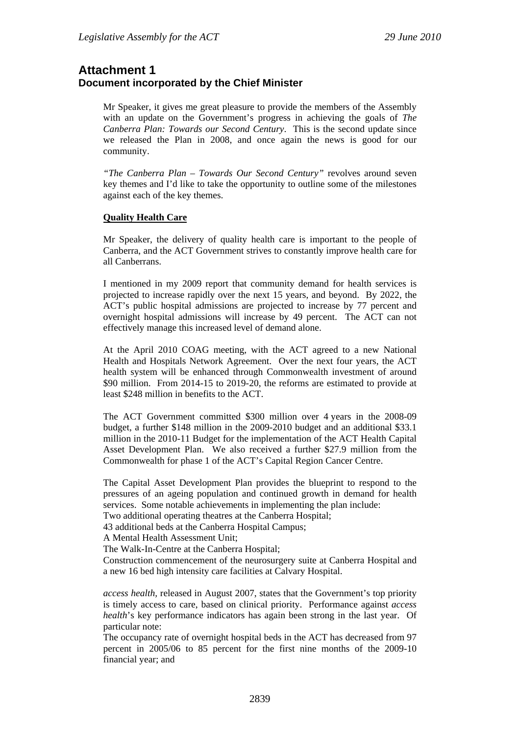# Attachment 1

## Document incorporated by the Chief Minister

Mr Speaker, it gives me great pleasure to provide the members of the Assembly with an update on the Government's progress in achieving the goals of *The Canberra Plan: Towards our Second Century*. This is the second update since we released the Plan in 2008, and once again the news is good for our community.

*"The Canberra Plan – Towards Our Second Century"* revolves around seven key themes and I'd like to take the opportunity to outline some of the milestones against each of the key themes.

**Quality Health Care**

Mr Speaker, the delivery of quality health care is important to the people of Canberra, and the ACT Government strives to constantly improve health care for all Canberrans.

I mentioned in my 2009 report that community demand for health services is projected to increase rapidly over the next 15 years, and beyond. By 2022, the ACT's public hospital admissions are projected to increase by 77 percent and overnight hospital admissions will increase by 49 percent. The ACT can not effectively manage this increased level of demand alone.

At the April 2010 COAG meeting, with the ACT agreed to a new National Health and Hospitals Network Agreement. Over the next four years, the ACT health system will be enhanced through Commonwealth investment of around $90 million. From 2014-15 to 2019-20, the reforms are estimated to provide at least $248 million in benefits to the ACT.

The ACT Government committed $300 million over 4 years in the 2008-09 budget, a further $148 million in the 2009-2010 budget and an additional $33.1 million in the 2010-11 Budget for the implementation of the ACT Health Capital Asset Development Plan. We also received a further $27.9 million from the Commonwealth for phase 1 of the ACT's Capital Region Cancer Centre.

The Capital Asset Development Plan provides the blueprint to respond to the pressures of an ageing population and continued growth in demand for health services. Some notable achievements in implementing the plan include:

Two additional operating theatres at the Canberra Hospital;

43 additional beds at the Canberra Hospital Campus;

A Mental Health Assessment Unit;

The Walk-In-Centre at the Canberra Hospital;

Construction commencement of the neurosurgery suite at Canberra Hospital and a new 16 bed high intensity care facilities at Calvary Hospital.

*access health,* released in August 2007, states that the Government's top priority is timely access to care, based on clinical priority. Performance against *access health*'s key performance indicators has again been strong in the last year. Of particular note:

The occupancy rate of overnight hospital beds in the ACT has decreased from 97 percent in 2005/06 to 85 percent for the first nine months of the 2009-10 financial year; and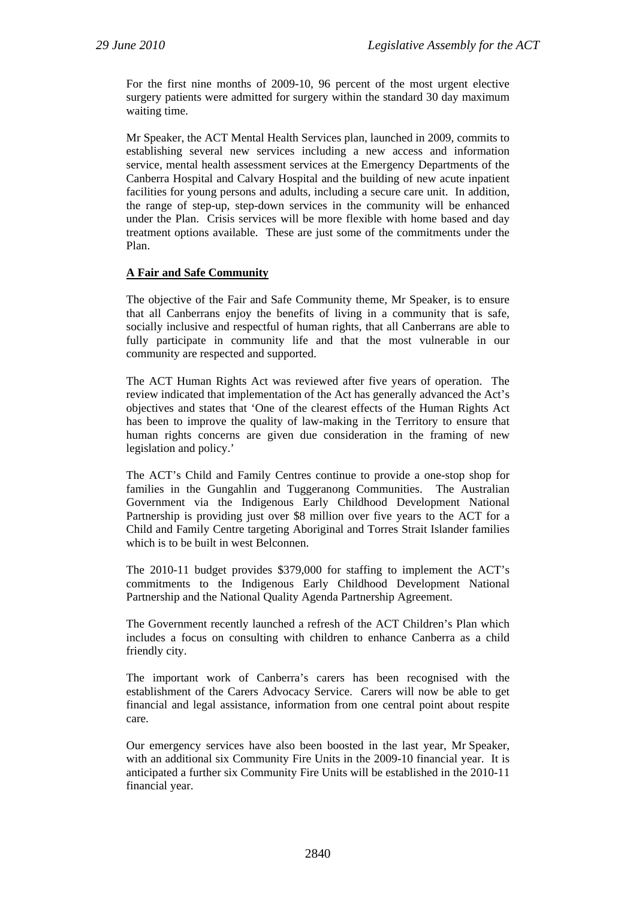For the first nine months of 2009-10, 96 percent of the most urgent elective surgery patients were admitted for surgery within the standard 30 day maximum waiting time.

Mr Speaker, the ACT Mental Health Services plan, launched in 2009, commits to establishing several new services including a new access and information service, mental health assessment services at the Emergency Departments of the Canberra Hospital and Calvary Hospital and the building of new acute inpatient facilities for young persons and adults, including a secure care unit. In addition, the range of step-up, step-down services in the community will be enhanced under the Plan. Crisis services will be more flexible with home based and day treatment options available. These are just some of the commitments under the Plan.

**A Fair and Safe Community**

The objective of the Fair and Safe Community theme, Mr Speaker, is to ensure that all Canberrans enjoy the benefits of living in a community that is safe, socially inclusive and respectful of human rights, that all Canberrans are able to fully participate in community life and that the most vulnerable in our community are respected and supported.

The ACT Human Rights Act was reviewed after five years of operation. The review indicated that implementation of the Act has generally advanced the Act's objectives and states that 'One of the clearest effects of the Human Rights Act has been to improve the quality of law-making in the Territory to ensure that human rights concerns are given due consideration in the framing of new legislation and policy.'

The ACT's Child and Family Centres continue to provide a one-stop shop for families in the Gungahlin and Tuggeranong Communities. The Australian Government via the Indigenous Early Childhood Development National Partnership is providing just over $8 million over five years to the ACT for a Child and Family Centre targeting Aboriginal and Torres Strait Islander families which is to be built in west Belconnen.

The 2010-11 budget provides $379,000 for staffing to implement the ACT's commitments to the Indigenous Early Childhood Development National Partnership and the National Quality Agenda Partnership Agreement.

The Government recently launched a refresh of the ACT Children's Plan which includes a focus on consulting with children to enhance Canberra as a child friendly city.

The important work of Canberra's carers has been recognised with the establishment of the Carers Advocacy Service. Carers will now be able to get financial and legal assistance, information from one central point about respite care.

Our emergency services have also been boosted in the last year, Mr Speaker, with an additional six Community Fire Units in the 2009-10 financial year. It is anticipated a further six Community Fire Units will be established in the 2010-11 financial year.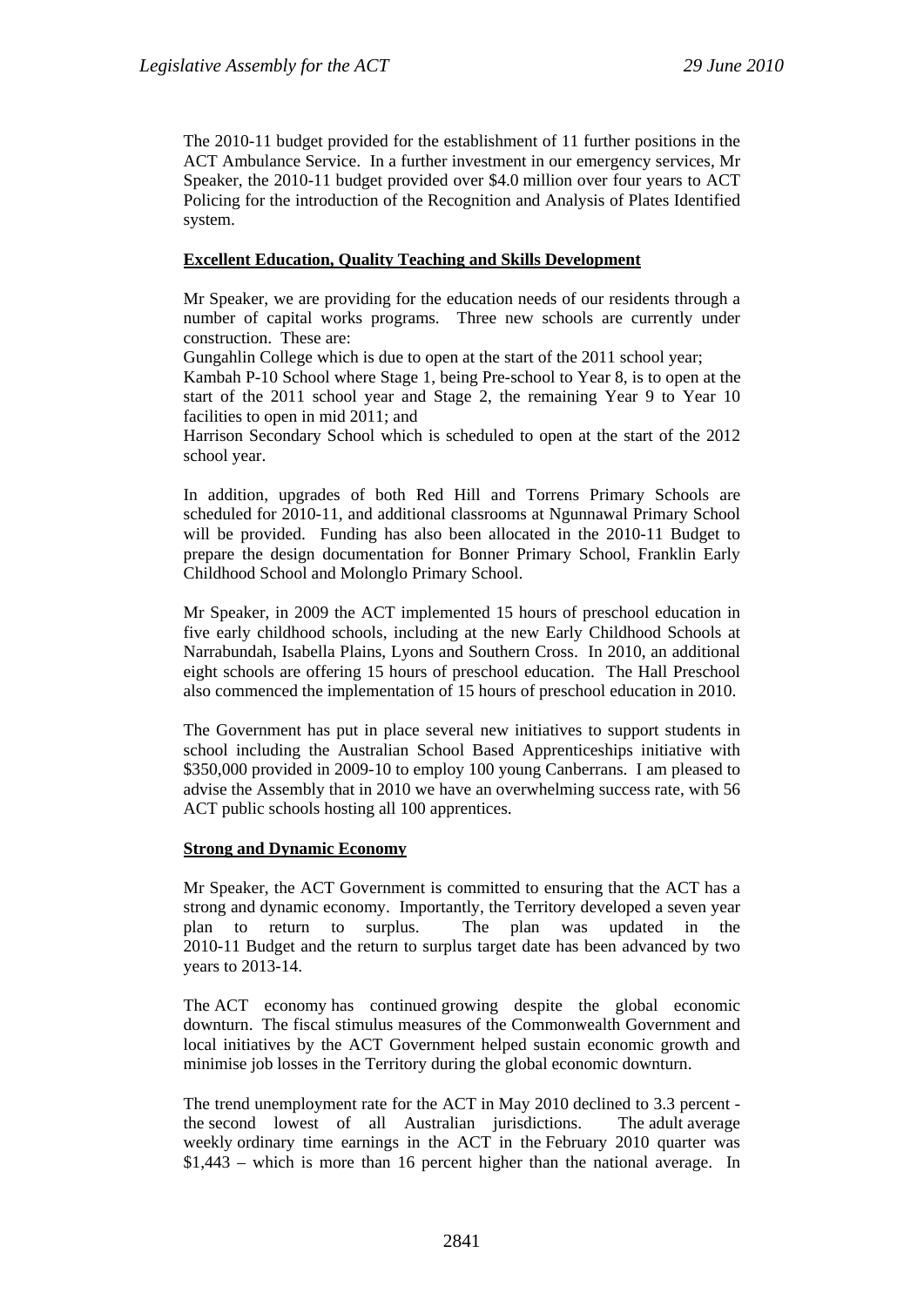The 2010-11 budget provided for the establishment of 11 further positions in the ACT Ambulance Service. In a further investment in our emergency services, Mr Speaker, the 2010-11 budget provided over $4.0 million over four years to ACT Policing for the introduction of the Recognition and Analysis of Plates Identified system.

**Excellent Education, Quality Teaching and Skills Development**

Mr Speaker, we are providing for the education needs of our residents through a number of capital works programs. Three new schools are currently under construction. These are:

Gungahlin College which is due to open at the start of the 2011 school year;

Kambah P-10 School where Stage 1, being Pre-school to Year 8, is to open at the start of the 2011 school year and Stage 2, the remaining Year 9 to Year 10 facilities to open in mid 2011; and

Harrison Secondary School which is scheduled to open at the start of the 2012 school year.

In addition, upgrades of both Red Hill and Torrens Primary Schools are scheduled for 2010-11, and additional classrooms at Ngunnawal Primary School will be provided. Funding has also been allocated in the 2010-11 Budget to prepare the design documentation for Bonner Primary School, Franklin Early Childhood School and Molonglo Primary School.

Mr Speaker, in 2009 the ACT implemented 15 hours of preschool education in five early childhood schools, including at the new Early Childhood Schools at Narrabundah, Isabella Plains, Lyons and Southern Cross. In 2010, an additional eight schools are offering 15 hours of preschool education. The Hall Preschool also commenced the implementation of 15 hours of preschool education in 2010.

The Government has put in place several new initiatives to support students in school including the Australian School Based Apprenticeships initiative with $350,000 provided in 2009-10 to employ 100 young Canberrans. I am pleased to advise the Assembly that in 2010 we have an overwhelming success rate, with 56 ACT public schools hosting all 100 apprentices.

**Strong and Dynamic Economy**

Mr Speaker, the ACT Government is committed to ensuring that the ACT has a strong and dynamic economy. Importantly, the Territory developed a seven year plan to return to surplus. The plan was updated in the 2010-11 Budget and the return to surplus target date has been advanced by two years to 2013-14.

The ACT economy has continued growing despite the global economic downturn. The fiscal stimulus measures of the Commonwealth Government and local initiatives by the ACT Government helped sustain economic growth and minimise job losses in the Territory during the global economic downturn.

The trend unemployment rate for the ACT in May 2010 declined to 3.3 percent - the second lowest of all Australian jurisdictions. The adult average weekly ordinary time earnings in the ACT in the February 2010 quarter was $1,443 – which is more than 16 percent higher than the national average. In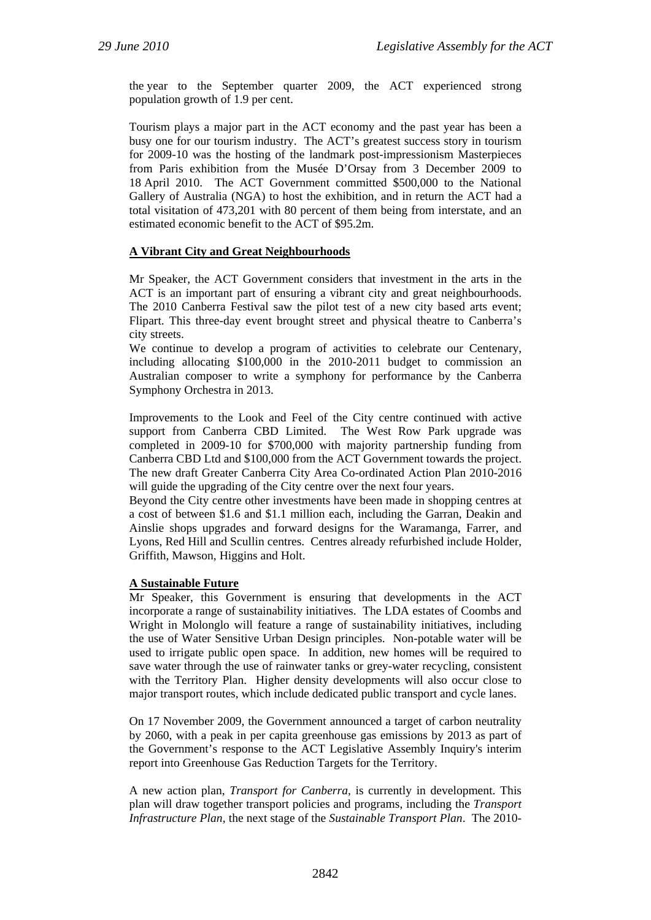the year to the September quarter 2009, the ACT experienced strong population growth of 1.9 per cent.

Tourism plays a major part in the ACT economy and the past year has been a busy one for our tourism industry. The ACT's greatest success story in tourism for 2009-10 was the hosting of the landmark post-impressionism Masterpieces from Paris exhibition from the Musée D'Orsay from 3 December 2009 to 18 April 2010. The ACT Government committed $500,000 to the National Gallery of Australia (NGA) to host the exhibition, and in return the ACT had a total visitation of 473,201 with 80 percent of them being from interstate, and an estimated economic benefit to the ACT of $95.2m.

**A Vibrant City and Great Neighbourhoods**

Mr Speaker, the ACT Government considers that investment in the arts in the ACT is an important part of ensuring a vibrant city and great neighbourhoods. The 2010 Canberra Festival saw the pilot test of a new city based arts event; Flipart. This three-day event brought street and physical theatre to Canberra's city streets.

We continue to develop a program of activities to celebrate our Centenary, including allocating $100,000 in the 2010-2011 budget to commission an Australian composer to write a symphony for performance by the Canberra Symphony Orchestra in 2013.

Improvements to the Look and Feel of the City centre continued with active support from Canberra CBD Limited. The West Row Park upgrade was completed in 2009-10 for $700,000 with majority partnership funding from Canberra CBD Ltd and $100,000 from the ACT Government towards the project. The new draft Greater Canberra City Area Co-ordinated Action Plan 2010-2016 will guide the upgrading of the City centre over the next four years.

Beyond the City centre other investments have been made in shopping centres at a cost of between $1.6 and $1.1 million each, including the Garran, Deakin and Ainslie shops upgrades and forward designs for the Waramanga, Farrer, and Lyons, Red Hill and Scullin centres. Centres already refurbished include Holder, Griffith, Mawson, Higgins and Holt.

**A Sustainable Future**

Mr Speaker, this Government is ensuring that developments in the ACT incorporate a range of sustainability initiatives. The LDA estates of Coombs and Wright in Molonglo will feature a range of sustainability initiatives, including the use of Water Sensitive Urban Design principles. Non-potable water will be used to irrigate public open space. In addition, new homes will be required to save water through the use of rainwater tanks or grey-water recycling, consistent with the Territory Plan. Higher density developments will also occur close to major transport routes, which include dedicated public transport and cycle lanes.

On 17 November 2009, the Government announced a target of carbon neutrality by 2060, with a peak in per capita greenhouse gas emissions by 2013 as part of the Government's response to the ACT Legislative Assembly Inquiry's interim report into Greenhouse Gas Reduction Targets for the Territory.

A new action plan, *Transport for Canberra,* is currently in development. This plan will draw together transport policies and programs, including the *Transport Infrastructure Plan*, the next stage of the *Sustainable Transport Plan*. The 2010-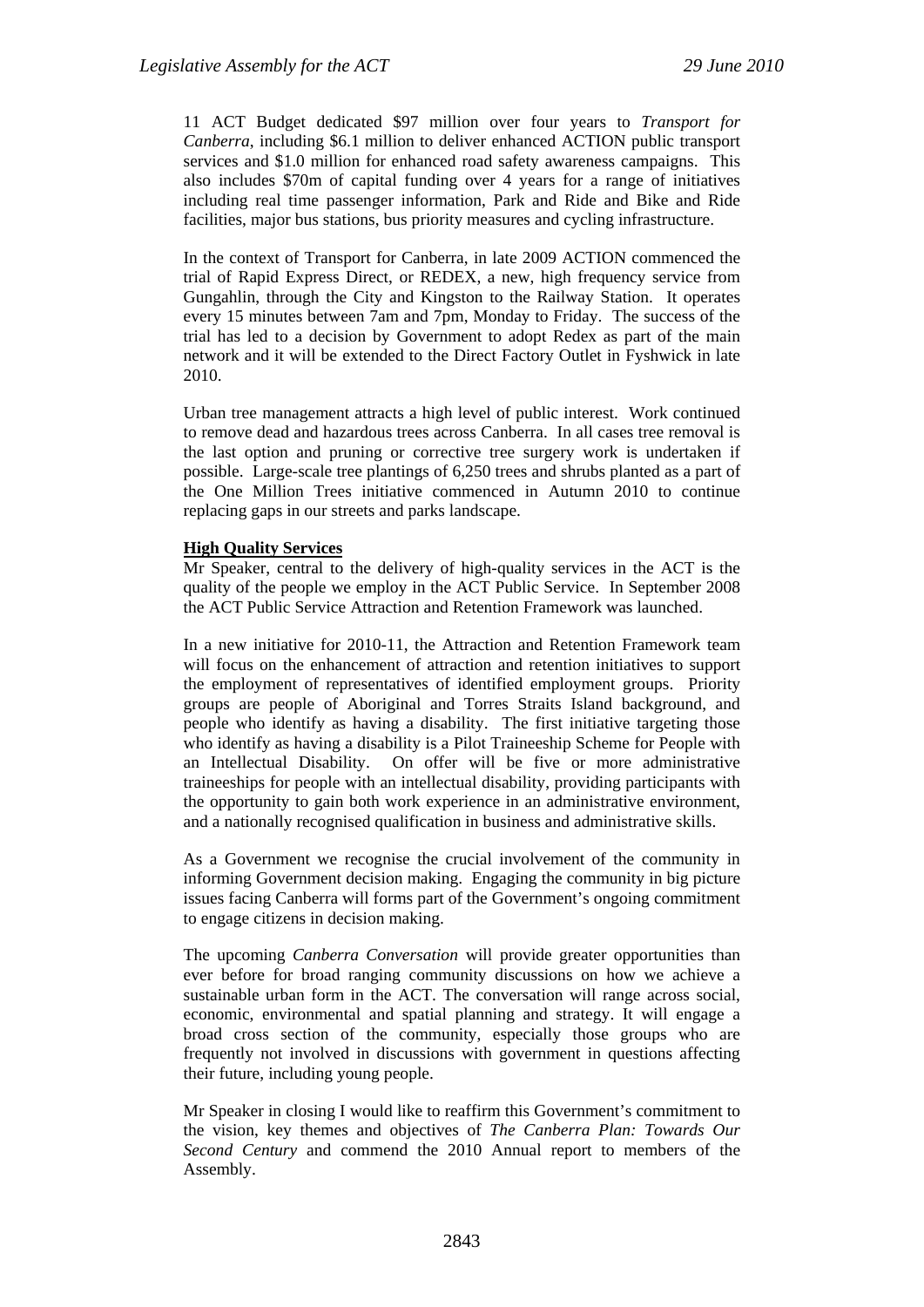11 ACT Budget dedicated $97 million over four years to *Transport for Canberra*, including $6.1 million to deliver enhanced ACTION public transport services and $1.0 million for enhanced road safety awareness campaigns. This also includes $70m of capital funding over 4 years for a range of initiatives including real time passenger information, Park and Ride and Bike and Ride facilities, major bus stations, bus priority measures and cycling infrastructure.

In the context of Transport for Canberra, in late 2009 ACTION commenced the trial of Rapid Express Direct, or REDEX, a new, high frequency service from Gungahlin, through the City and Kingston to the Railway Station. It operates every 15 minutes between 7am and 7pm, Monday to Friday. The success of the trial has led to a decision by Government to adopt Redex as part of the main network and it will be extended to the Direct Factory Outlet in Fyshwick in late 2010.

Urban tree management attracts a high level of public interest. Work continued to remove dead and hazardous trees across Canberra. In all cases tree removal is the last option and pruning or corrective tree surgery work is undertaken if possible. Large-scale tree plantings of 6,250 trees and shrubs planted as a part of the One Million Trees initiative commenced in Autumn 2010 to continue replacing gaps in our streets and parks landscape.

**High Quality Services**

Mr Speaker, central to the delivery of high-quality services in the ACT is the quality of the people we employ in the ACT Public Service. In September 2008 the ACT Public Service Attraction and Retention Framework was launched.

In a new initiative for 2010-11, the Attraction and Retention Framework team will focus on the enhancement of attraction and retention initiatives to support the employment of representatives of identified employment groups. Priority groups are people of Aboriginal and Torres Straits Island background, and people who identify as having a disability. The first initiative targeting those who identify as having a disability is a Pilot Traineeship Scheme for People with an Intellectual Disability. On offer will be five or more administrative traineeships for people with an intellectual disability, providing participants with the opportunity to gain both work experience in an administrative environment, and a nationally recognised qualification in business and administrative skills.

As a Government we recognise the crucial involvement of the community in informing Government decision making. Engaging the community in big picture issues facing Canberra will forms part of the Government's ongoing commitment to engage citizens in decision making.

The upcoming *Canberra Conversation* will provide greater opportunities than ever before for broad ranging community discussions on how we achieve a sustainable urban form in the ACT. The conversation will range across social, economic, environmental and spatial planning and strategy. It will engage a broad cross section of the community, especially those groups who are frequently not involved in discussions with government in questions affecting their future, including young people.

Mr Speaker in closing I would like to reaffirm this Government's commitment to the vision, key themes and objectives of *The Canberra Plan: Towards Our Second Century* and commend the 2010 Annual report to members of the Assembly.